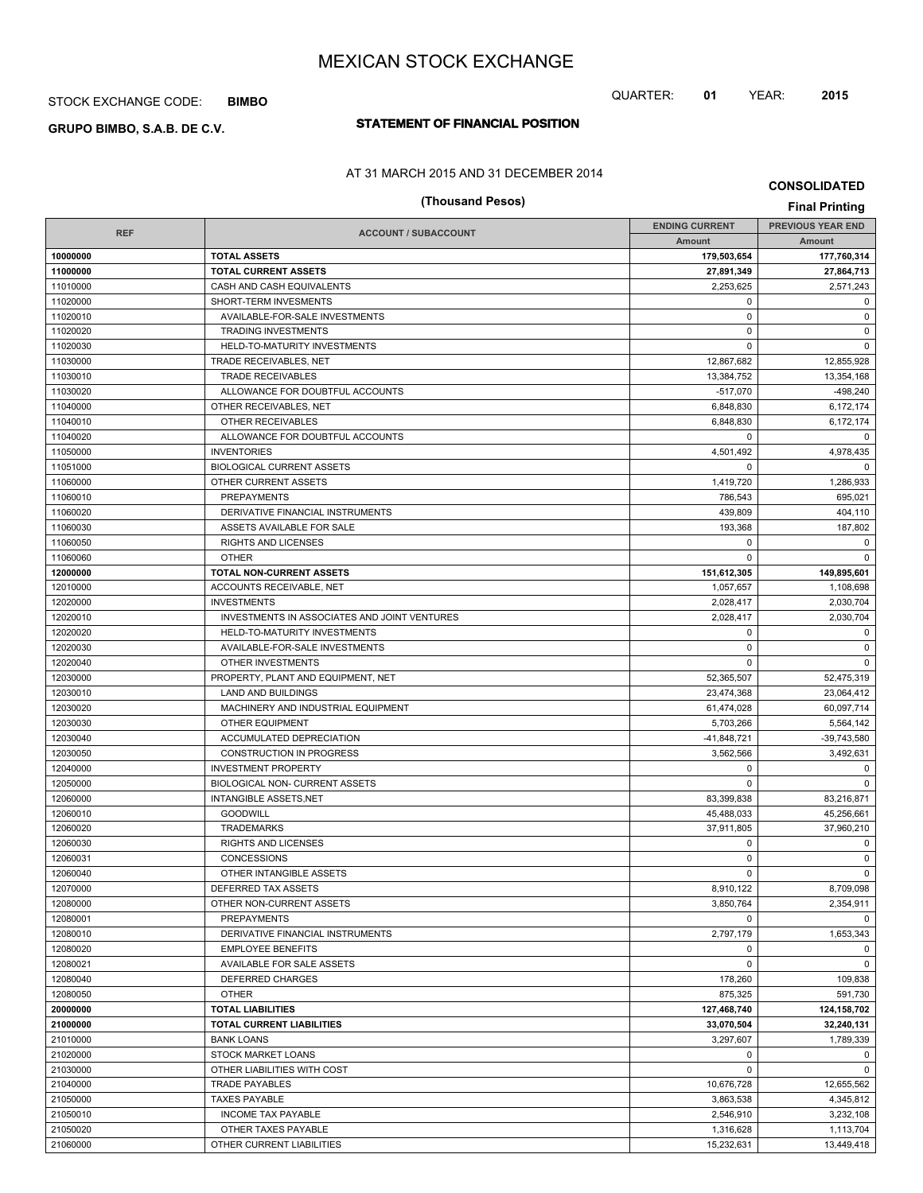# MEXICAN STOCK EXCHANGE

STOCK EXCHANGE CODE: **BIMBO**

QUARTER: **01** YEAR: **2015**

**GRUPO BIMBO, S.A.B. DE C.V.**

## STATEMENT OF FINANCIAL POSITION

AT 31 MARCH 2015 AND 31 DECEMBER 2014

**(Thousand Pesos)**

**CONSOLIDATED**

**Final Printing**

| REF | ACCOUNT / SUBACCOUNT | ENDING CURRENT | PREVIOUS YEAR END |
|---|---|---|---|
| | | Amount | Amount |
| **10000000** | **TOTAL ASSETS** | **179,503,654** | **177,760,314** |
| **11000000** | **TOTAL CURRENT ASSETS** | **27,891,349** | **27,864,713** |
| 11010000 | CASH AND CASH EQUIVALENTS | 2,253,625 | 2,571,243 |
| 11020000 | SHORT-TERM INVESMENTS | 0 | 0 |
| 11020010 | AVAILABLE-FOR-SALE INVESTMENTS | 0 | 0 |
| 11020020 | TRADING INVESTMENTS | 0 | 0 |
| 11020030 | HELD-TO-MATURITY INVESTMENTS | 0 | 0 |
| 11030000 | TRADE RECEIVABLES, NET | 12,867,682 | 12,855,928 |
| 11030010 | TRADE RECEIVABLES | 13,384,752 | 13,354,168 |
| 11030020 | ALLOWANCE FOR DOUBTFUL ACCOUNTS | -517,070 | -498,240 |
| 11040000 | OTHER RECEIVABLES, NET | 6,848,830 | 6,172,174 |
| 11040010 | OTHER RECEIVABLES | 6,848,830 | 6,172,174 |
| 11040020 | ALLOWANCE FOR DOUBTFUL ACCOUNTS | 0 | 0 |
| 11050000 | INVENTORIES | 4,501,492 | 4,978,435 |
| 11051000 | BIOLOGICAL CURRENT ASSETS | 0 | 0 |
| 11060000 | OTHER CURRENT ASSETS | 1,419,720 | 1,286,933 |
| 11060010 | PREPAYMENTS | 786,543 | 695,021 |
| 11060020 | DERIVATIVE FINANCIAL INSTRUMENTS | 439,809 | 404,110 |
| 11060030 | ASSETS AVAILABLE FOR SALE | 193,368 | 187,802 |
| 11060050 | RIGHTS AND LICENSES | 0 | 0 |
| 11060060 | OTHER | 0 | 0 |
| **12000000** | **TOTAL NON-CURRENT ASSETS** | **151,612,305** | **149,895,601** |
| 12010000 | ACCOUNTS RECEIVABLE, NET | 1,057,657 | 1,108,698 |
| 12020000 | INVESTMENTS | 2,028,417 | 2,030,704 |
| 12020010 | INVESTMENTS IN ASSOCIATES AND JOINT VENTURES | 2,028,417 | 2,030,704 |
| 12020020 | HELD-TO-MATURITY INVESTMENTS | 0 | 0 |
| 12020030 | AVAILABLE-FOR-SALE INVESTMENTS | 0 | 0 |
| 12020040 | OTHER INVESTMENTS | 0 | 0 |
| 12030000 | PROPERTY, PLANT AND EQUIPMENT, NET | 52,365,507 | 52,475,319 |
| 12030010 | LAND AND BUILDINGS | 23,474,368 | 23,064,412 |
| 12030020 | MACHINERY AND INDUSTRIAL EQUIPMENT | 61,474,028 | 60,097,714 |
| 12030030 | OTHER EQUIPMENT | 5,703,266 | 5,564,142 |
| 12030040 | ACCUMULATED DEPRECIATION | -41,848,721 | -39,743,580 |
| 12030050 | CONSTRUCTION IN PROGRESS | 3,562,566 | 3,492,631 |
| 12040000 | INVESTMENT PROPERTY | 0 | 0 |
| 12050000 | BIOLOGICAL NON- CURRENT ASSETS | 0 | 0 |
| 12060000 | INTANGIBLE ASSETS,NET | 83,399,838 | 83,216,871 |
| 12060010 | GOODWILL | 45,488,033 | 45,256,661 |
| 12060020 | TRADEMARKS | 37,911,805 | 37,960,210 |
| 12060030 | RIGHTS AND LICENSES | 0 | 0 |
| 12060031 | CONCESSIONS | 0 | 0 |
| 12060040 | OTHER INTANGIBLE ASSETS | 0 | 0 |
| 12070000 | DEFERRED TAX ASSETS | 8,910,122 | 8,709,098 |
| 12080000 | OTHER NON-CURRENT ASSETS | 3,850,764 | 2,354,911 |
| 12080001 | PREPAYMENTS | 0 | 0 |
| 12080010 | DERIVATIVE FINANCIAL INSTRUMENTS | 2,797,179 | 1,653,343 |
| 12080020 | EMPLOYEE BENEFITS | 0 | 0 |
| 12080021 | AVAILABLE FOR SALE ASSETS | 0 | 0 |
| 12080040 | DEFERRED CHARGES | 178,260 | 109,838 |
| 12080050 | OTHER | 875,325 | 591,730 |
| **20000000** | **TOTAL LIABILITIES** | **127,468,740** | **124,158,702** |
| **21000000** | **TOTAL CURRENT LIABILITIES** | **33,070,504** | **32,240,131** |
| 21010000 | BANK LOANS | 3,297,607 | 1,789,339 |
| 21020000 | STOCK MARKET LOANS | 0 | 0 |
| 21030000 | OTHER LIABILITIES WITH COST | 0 | 0 |
| 21040000 | TRADE PAYABLES | 10,676,728 | 12,655,562 |
| 21050000 | TAXES PAYABLE | 3,863,538 | 4,345,812 |
| 21050010 | INCOME TAX PAYABLE | 2,546,910 | 3,232,108 |
| 21050020 | OTHER TAXES PAYABLE | 1,316,628 | 1,113,704 |
| 21060000 | OTHER CURRENT LIABILITIES | 15,232,631 | 13,449,418 |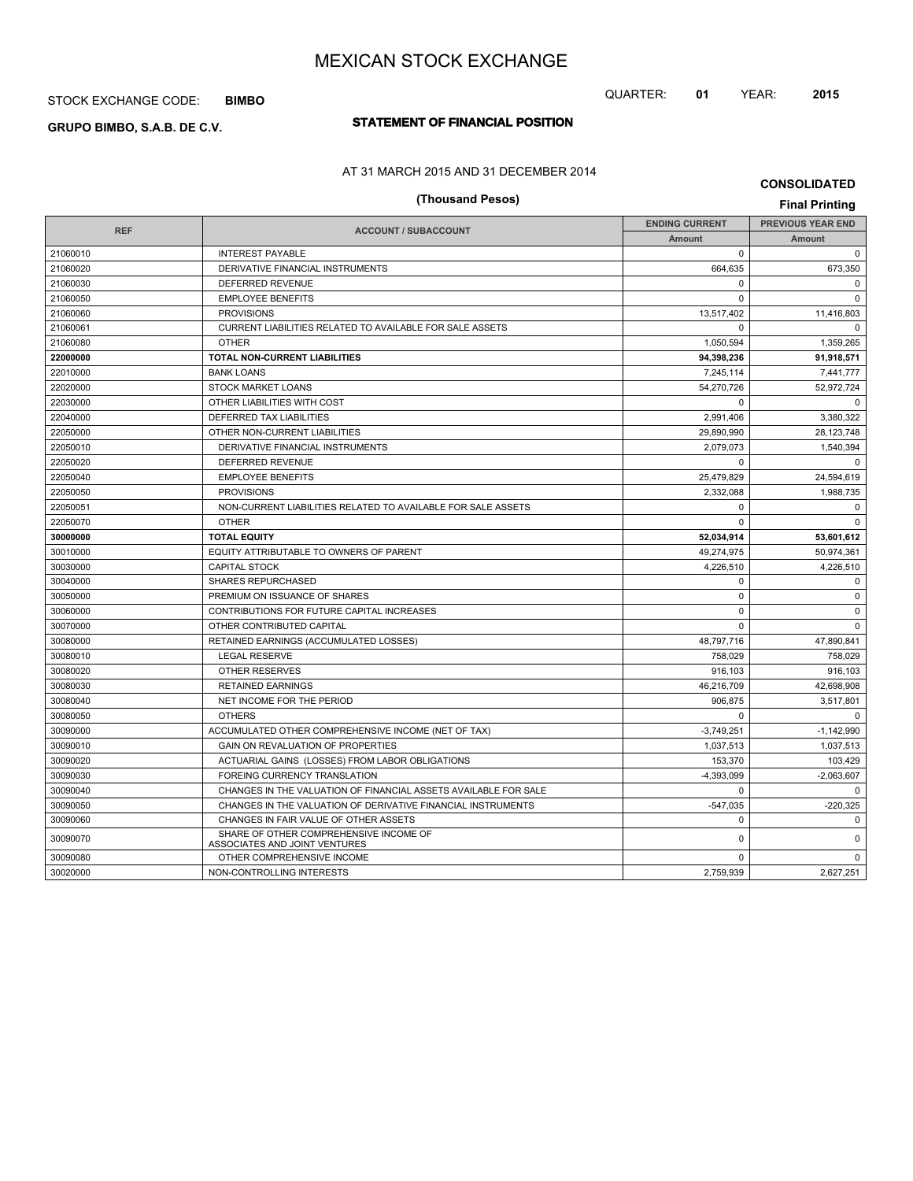# MEXICAN STOCK EXCHANGE

STOCK EXCHANGE CODE: **BIMBO**

QUARTER: **01** YEAR: **2015**

**GRUPO BIMBO, S.A.B. DE C.V.**

## STATEMENT OF FINANCIAL POSITION

AT 31 MARCH 2015 AND 31 DECEMBER 2014

**CONSOLIDATED**

**(Thousand Pesos)**

**Final Printing**

| REF | ACCOUNT / SUBACCOUNT | ENDING CURRENT | PREVIOUS YEAR END |
|---|---|---|---|
| | | Amount | Amount |
| 21060010 | INTEREST PAYABLE | 0 | 0 |
| 21060020 | DERIVATIVE FINANCIAL INSTRUMENTS | 664,635 | 673,350 |
| 21060030 | DEFERRED REVENUE | 0 | 0 |
| 21060050 | EMPLOYEE BENEFITS | 0 | 0 |
| 21060060 | PROVISIONS | 13,517,402 | 11,416,803 |
| 21060061 | CURRENT LIABILITIES RELATED TO AVAILABLE FOR SALE ASSETS | 0 | 0 |
| 21060080 | OTHER | 1,050,594 | 1,359,265 |
| **22000000** | **TOTAL NON-CURRENT LIABILITIES** | **94,398,236** | **91,918,571** |
| 22010000 | BANK LOANS | 7,245,114 | 7,441,777 |
| 22020000 | STOCK MARKET LOANS | 54,270,726 | 52,972,724 |
| 22030000 | OTHER LIABILITIES WITH COST | 0 | 0 |
| 22040000 | DEFERRED TAX LIABILITIES | 2,991,406 | 3,380,322 |
| 22050000 | OTHER NON-CURRENT LIABILITIES | 29,890,990 | 28,123,748 |
| 22050010 | DERIVATIVE FINANCIAL INSTRUMENTS | 2,079,073 | 1,540,394 |
| 22050020 | DEFERRED REVENUE | 0 | 0 |
| 22050040 | EMPLOYEE BENEFITS | 25,479,829 | 24,594,619 |
| 22050050 | PROVISIONS | 2,332,088 | 1,988,735 |
| 22050051 | NON-CURRENT LIABILITIES RELATED TO AVAILABLE FOR SALE ASSETS | 0 | 0 |
| 22050070 | OTHER | 0 | 0 |
| **30000000** | **TOTAL EQUITY** | **52,034,914** | **53,601,612** |
| 30010000 | EQUITY ATTRIBUTABLE TO OWNERS OF PARENT | 49,274,975 | 50,974,361 |
| 30030000 | CAPITAL STOCK | 4,226,510 | 4,226,510 |
| 30040000 | SHARES REPURCHASED | 0 | 0 |
| 30050000 | PREMIUM ON ISSUANCE OF SHARES | 0 | 0 |
| 30060000 | CONTRIBUTIONS FOR FUTURE CAPITAL INCREASES | 0 | 0 |
| 30070000 | OTHER CONTRIBUTED CAPITAL | 0 | 0 |
| 30080000 | RETAINED EARNINGS (ACCUMULATED LOSSES) | 48,797,716 | 47,890,841 |
| 30080010 | LEGAL RESERVE | 758,029 | 758,029 |
| 30080020 | OTHER RESERVES | 916,103 | 916,103 |
| 30080030 | RETAINED EARNINGS | 46,216,709 | 42,698,908 |
| 30080040 | NET INCOME FOR THE PERIOD | 906,875 | 3,517,801 |
| 30080050 | OTHERS | 0 | 0 |
| 30090000 | ACCUMULATED OTHER COMPREHENSIVE INCOME (NET OF TAX) | -3,749,251 | -1,142,990 |
| 30090010 | GAIN ON REVALUATION OF PROPERTIES | 1,037,513 | 1,037,513 |
| 30090020 | ACTUARIAL GAINS (LOSSES) FROM LABOR OBLIGATIONS | 153,370 | 103,429 |
| 30090030 | FOREING CURRENCY TRANSLATION | -4,393,099 | -2,063,607 |
| 30090040 | CHANGES IN THE VALUATION OF FINANCIAL ASSETS AVAILABLE FOR SALE | 0 | 0 |
| 30090050 | CHANGES IN THE VALUATION OF DERIVATIVE FINANCIAL INSTRUMENTS | -547,035 | -220,325 |
| 30090060 | CHANGES IN FAIR VALUE OF OTHER ASSETS | 0 | 0 |
| 30090070 | SHARE OF OTHER COMPREHENSIVE INCOME OF ASSOCIATES AND JOINT VENTURES | 0 | 0 |
| 30090080 | OTHER COMPREHENSIVE INCOME | 0 | 0 |
| 30020000 | NON-CONTROLLING INTERESTS | 2,759,939 | 2,627,251 |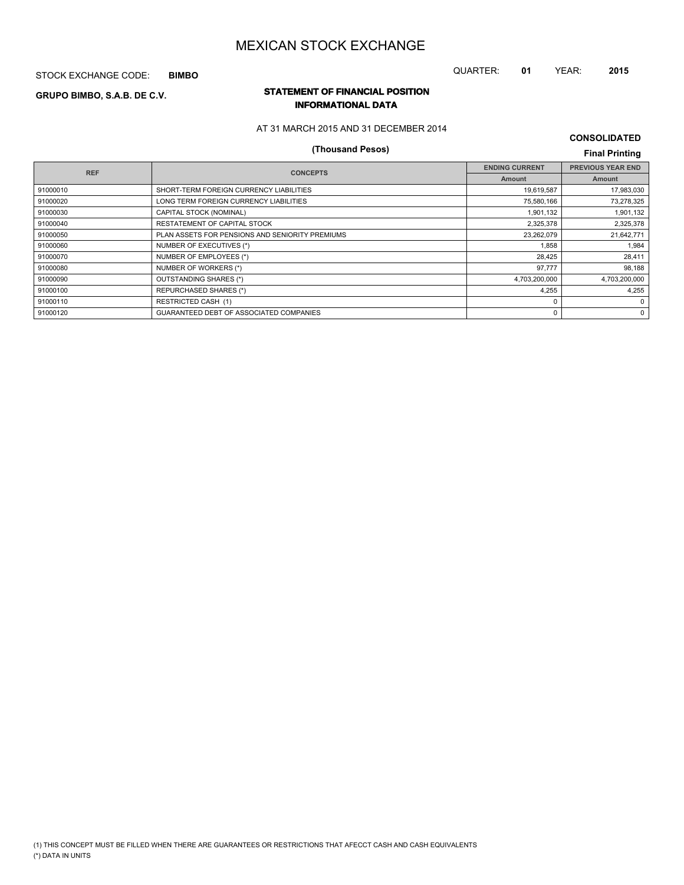# MEXICAN STOCK EXCHANGE

STOCK EXCHANGE CODE: **BIMBO**

QUARTER: **01** YEAR: **2015**

**GRUPO BIMBO, S.A.B. DE C.V.**

## STATEMENT OF FINANCIAL POSITION
### INFORMATIONAL DATA

AT 31 MARCH 2015 AND 31 DECEMBER 2014

**(Thousand Pesos)**

**CONSOLIDATED**

**Final Printing**

| REF | CONCEPTS | ENDING CURRENT | PREVIOUS YEAR END |
|---|---|---|---|
| | | Amount | Amount |
| 91000010 | SHORT-TERM FOREIGN CURRENCY LIABILITIES | 19,619,587 | 17,983,030 |
| 91000020 | LONG TERM FOREIGN CURRENCY LIABILITIES | 75,580,166 | 73,278,325 |
| 91000030 | CAPITAL STOCK (NOMINAL) | 1,901,132 | 1,901,132 |
| 91000040 | RESTATEMENT OF CAPITAL STOCK | 2,325,378 | 2,325,378 |
| 91000050 | PLAN ASSETS FOR PENSIONS AND SENIORITY PREMIUMS | 23,262,079 | 21,642,771 |
| 91000060 | NUMBER OF EXECUTIVES (*) | 1,858 | 1,984 |
| 91000070 | NUMBER OF EMPLOYEES (*) | 28,425 | 28,411 |
| 91000080 | NUMBER OF WORKERS (*) | 97,777 | 98,188 |
| 91000090 | OUTSTANDING SHARES (*) | 4,703,200,000 | 4,703,200,000 |
| 91000100 | REPURCHASED SHARES (*) | 4,255 | 4,255 |
| 91000110 | RESTRICTED CASH (1) | 0 | 0 |
| 91000120 | GUARANTEED DEBT OF ASSOCIATED COMPANIES | 0 | 0 |

(1) THIS CONCEPT MUST BE FILLED WHEN THERE ARE GUARANTEES OR RESTRICTIONS THAT AFECCT CASH AND CASH EQUIVALENTS

(*) DATA IN UNITS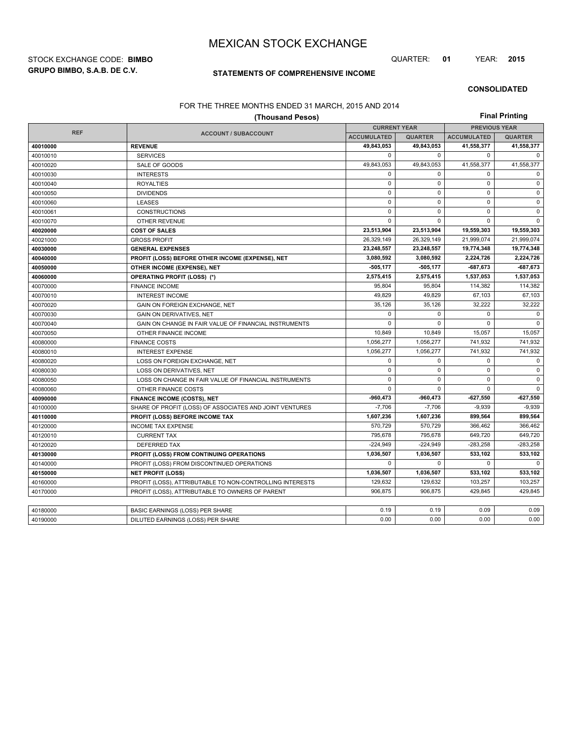# MEXICAN STOCK EXCHANGE

STOCK EXCHANGE CODE: **BIMBO**

QUARTER: **01** YEAR: **2015**

**GRUPO BIMBO, S.A.B. DE C.V.**

**STATEMENTS OF COMPREHENSIVE INCOME**

**CONSOLIDATED**

FOR THE THREE MONTHS ENDED 31 MARCH, 2015 AND 2014

**(Thousand Pesos)**

**Final Printing**

| REF | ACCOUNT / SUBACCOUNT | CURRENT YEAR | | PREVIOUS YEAR | |
|---|---|---|---|---|---|
| | | ACCUMULATED | QUARTER | ACCUMULATED | QUARTER |
| **40010000** | **REVENUE** | **49,843,053** | **49,843,053** | **41,558,377** | **41,558,377** |
| 40010010 | SERVICES | 0 | 0 | 0 | 0 |
| 40010020 | SALE OF GOODS | 49,843,053 | 49,843,053 | 41,558,377 | 41,558,377 |
| 40010030 | INTERESTS | 0 | 0 | 0 | 0 |
| 40010040 | ROYALTIES | 0 | 0 | 0 | 0 |
| 40010050 | DIVIDENDS | 0 | 0 | 0 | 0 |
| 40010060 | LEASES | 0 | 0 | 0 | 0 |
| 40010061 | CONSTRUCTIONS | 0 | 0 | 0 | 0 |
| 40010070 | OTHER REVENUE | 0 | 0 | 0 | 0 |
| **40020000** | **COST OF SALES** | **23,513,904** | **23,513,904** | **19,559,303** | **19,559,303** |
| 40021000 | GROSS PROFIT | 26,329,149 | 26,329,149 | 21,999,074 | 21,999,074 |
| **40030000** | **GENERAL EXPENSES** | **23,248,557** | **23,248,557** | **19,774,348** | **19,774,348** |
| **40040000** | **PROFIT (LOSS) BEFORE OTHER INCOME (EXPENSE), NET** | **3,080,592** | **3,080,592** | **2,224,726** | **2,224,726** |
| **40050000** | **OTHER INCOME (EXPENSE), NET** | **-505,177** | **-505,177** | **-687,673** | **-687,673** |
| **40060000** | **OPERATING PROFIT (LOSS) (\*)** | **2,575,415** | **2,575,415** | **1,537,053** | **1,537,053** |
| 40070000 | FINANCE INCOME | 95,804 | 95,804 | 114,382 | 114,382 |
| 40070010 | INTEREST INCOME | 49,829 | 49,829 | 67,103 | 67,103 |
| 40070020 | GAIN ON FOREIGN EXCHANGE, NET | 35,126 | 35,126 | 32,222 | 32,222 |
| 40070030 | GAIN ON DERIVATIVES, NET | 0 | 0 | 0 | 0 |
| 40070040 | GAIN ON CHANGE IN FAIR VALUE OF FINANCIAL INSTRUMENTS | 0 | 0 | 0 | 0 |
| 40070050 | OTHER FINANCE INCOME | 10,849 | 10,849 | 15,057 | 15,057 |
| 40080000 | FINANCE COSTS | 1,056,277 | 1,056,277 | 741,932 | 741,932 |
| 40080010 | INTEREST EXPENSE | 1,056,277 | 1,056,277 | 741,932 | 741,932 |
| 40080020 | LOSS ON FOREIGN EXCHANGE, NET | 0 | 0 | 0 | 0 |
| 40080030 | LOSS ON DERIVATIVES, NET | 0 | 0 | 0 | 0 |
| 40080050 | LOSS ON CHANGE IN FAIR VALUE OF FINANCIAL INSTRUMENTS | 0 | 0 | 0 | 0 |
| 40080060 | OTHER FINANCE COSTS | 0 | 0 | 0 | 0 |
| **40090000** | **FINANCE INCOME (COSTS), NET** | **-960,473** | **-960,473** | **-627,550** | **-627,550** |
| 40100000 | SHARE OF PROFIT (LOSS) OF ASSOCIATES AND JOINT VENTURES | -7,706 | -7,706 | -9,939 | -9,939 |
| **40110000** | **PROFIT (LOSS) BEFORE INCOME TAX** | **1,607,236** | **1,607,236** | **899,564** | **899,564** |
| 40120000 | INCOME TAX EXPENSE | 570,729 | 570,729 | 366,462 | 366,462 |
| 40120010 | CURRENT TAX | 795,678 | 795,678 | 649,720 | 649,720 |
| 40120020 | DEFERRED TAX | -224,949 | -224,949 | -283,258 | -283,258 |
| **40130000** | **PROFIT (LOSS) FROM CONTINUING OPERATIONS** | **1,036,507** | **1,036,507** | **533,102** | **533,102** |
| 40140000 | PROFIT (LOSS) FROM DISCONTINUED OPERATIONS | 0 | 0 | 0 | 0 |
| **40150000** | **NET PROFIT (LOSS)** | **1,036,507** | **1,036,507** | **533,102** | **533,102** |
| 40160000 | PROFIT (LOSS), ATTRIBUTABLE TO NON-CONTROLLING INTERESTS | 129,632 | 129,632 | 103,257 | 103,257 |
| 40170000 | PROFIT (LOSS), ATTRIBUTABLE TO OWNERS OF PARENT | 906,875 | 906,875 | 429,845 | 429,845 |

| | | | | | |
|---|---|---|---|---|---|
| 40180000 | BASIC EARNINGS (LOSS) PER SHARE | 0.19 | 0.19 | 0.09 | 0.09 |
| 40190000 | DILUTED EARNINGS (LOSS) PER SHARE | 0.00 | 0.00 | 0.00 | 0.00 |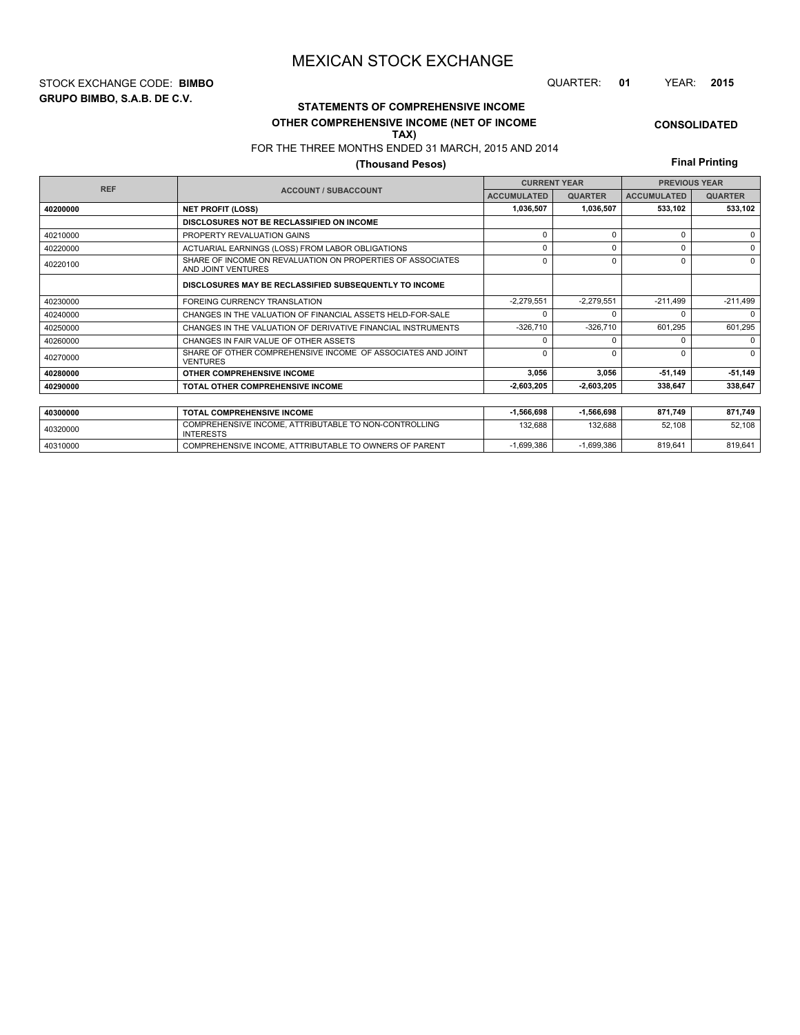# MEXICAN STOCK EXCHANGE

STOCK EXCHANGE CODE: **BIMBO**

**GRUPO BIMBO, S.A.B. DE C.V.**

QUARTER: **01** YEAR: **2015**

## STATEMENTS OF COMPREHENSIVE INCOME

### OTHER COMPREHENSIVE INCOME (NET OF INCOME TAX)

FOR THE THREE MONTHS ENDED 31 MARCH, 2015 AND 2014

**(Thousand Pesos)**

**CONSOLIDATED**

**Final Printing**

| REF | ACCOUNT / SUBACCOUNT | CURRENT YEAR | | PREVIOUS YEAR | |
|---|---|---|---|---|---|
| | | ACCUMULATED | QUARTER | ACCUMULATED | QUARTER |
| **40200000** | **NET PROFIT (LOSS)** | **1,036,507** | **1,036,507** | **533,102** | **533,102** |
| | **DISCLOSURES NOT BE RECLASSIFIED ON INCOME** | | | | |
| 40210000 | PROPERTY REVALUATION GAINS | 0 | 0 | 0 | 0 |
| 40220000 | ACTUARIAL EARNINGS (LOSS) FROM LABOR OBLIGATIONS | 0 | 0 | 0 | 0 |
| 40220100 | SHARE OF INCOME ON REVALUATION ON PROPERTIES OF ASSOCIATES AND JOINT VENTURES | 0 | 0 | 0 | 0 |
| | **DISCLOSURES MAY BE RECLASSIFIED SUBSEQUENTLY TO INCOME** | | | | |
| 40230000 | FOREING CURRENCY TRANSLATION | -2,279,551 | -2,279,551 | -211,499 | -211,499 |
| 40240000 | CHANGES IN THE VALUATION OF FINANCIAL ASSETS HELD-FOR-SALE | 0 | 0 | 0 | 0 |
| 40250000 | CHANGES IN THE VALUATION OF DERIVATIVE FINANCIAL INSTRUMENTS | -326,710 | -326,710 | 601,295 | 601,295 |
| 40260000 | CHANGES IN FAIR VALUE OF OTHER ASSETS | 0 | 0 | 0 | 0 |
| 40270000 | SHARE OF OTHER COMPREHENSIVE INCOME OF ASSOCIATES AND JOINT VENTURES | 0 | 0 | 0 | 0 |
| **40280000** | **OTHER COMPREHENSIVE INCOME** | **3,056** | **3,056** | **-51,149** | **-51,149** |
| **40290000** | **TOTAL OTHER COMPREHENSIVE INCOME** | **-2,603,205** | **-2,603,205** | **338,647** | **338,647** |

| REF | ACCOUNT / SUBACCOUNT | ACCUMULATED | QUARTER | ACCUMULATED | QUARTER |
|---|---|---|---|---|---|
| **40300000** | **TOTAL COMPREHENSIVE INCOME** | **-1,566,698** | **-1,566,698** | **871,749** | **871,749** |
| 40320000 | COMPREHENSIVE INCOME, ATTRIBUTABLE TO NON-CONTROLLING INTERESTS | 132,688 | 132,688 | 52,108 | 52,108 |
| 40310000 | COMPREHENSIVE INCOME, ATTRIBUTABLE TO OWNERS OF PARENT | -1,699,386 | -1,699,386 | 819,641 | 819,641 |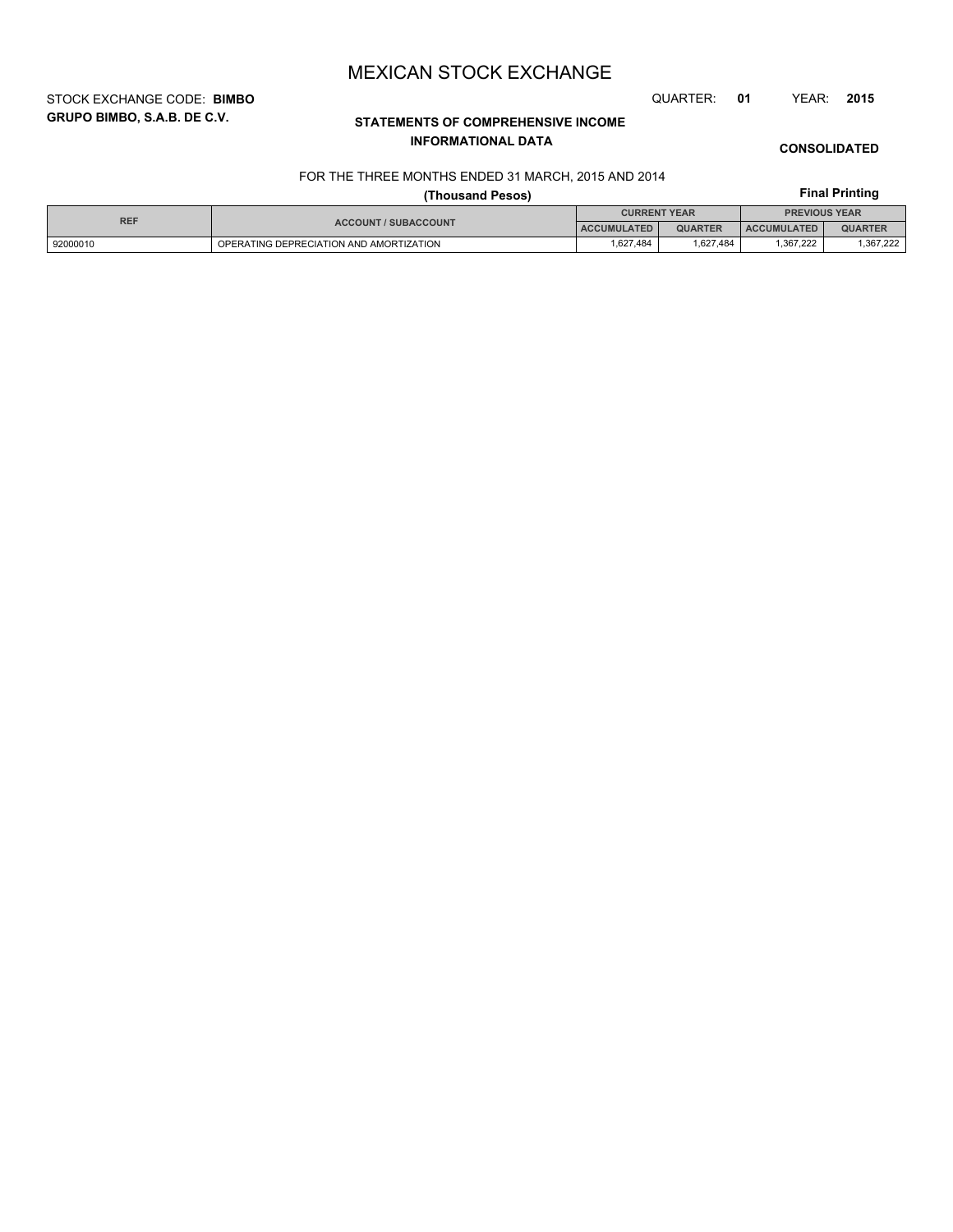# MEXICAN STOCK EXCHANGE

STOCK EXCHANGE CODE: **BIMBO** QUARTER: **01** YEAR: **2015**

**GRUPO BIMBO, S.A.B. DE C.V.**

**STATEMENTS OF COMPREHENSIVE INCOME**
**INFORMATIONAL DATA**

**CONSOLIDATED**

FOR THE THREE MONTHS ENDED 31 MARCH, 2015 AND 2014

**(Thousand Pesos)**

**Final Printing**

| REF | ACCOUNT / SUBACCOUNT | CURRENT YEAR | | PREVIOUS YEAR | |
|---|---|---|---|---|---|
| | | ACCUMULATED | QUARTER | ACCUMULATED | QUARTER |
| 92000010 | OPERATING DEPRECIATION AND AMORTIZATION | 1,627,484 | 1,627,484 | 1,367,222 | 1,367,222 |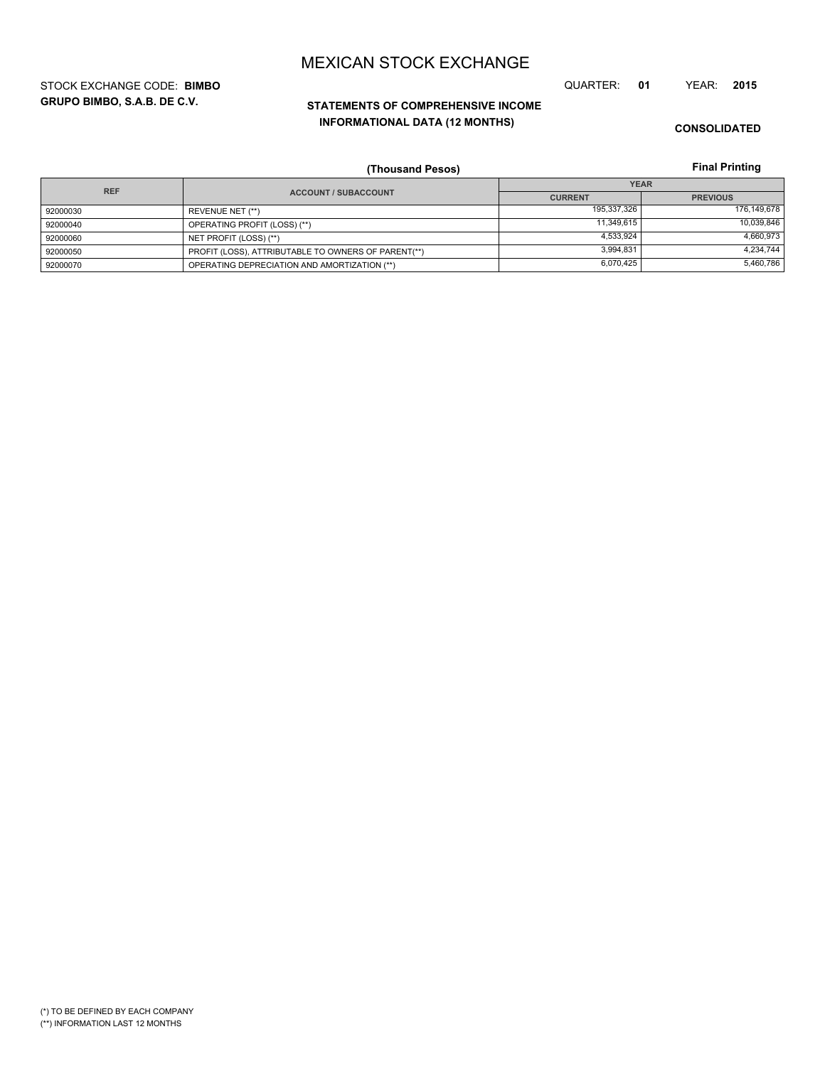# MEXICAN STOCK EXCHANGE

STOCK EXCHANGE CODE: **BIMBO**

**GRUPO BIMBO, S.A.B. DE C.V.**

QUARTER: **01** YEAR: **2015**

**STATEMENTS OF COMPREHENSIVE INCOME**
**INFORMATIONAL DATA (12 MONTHS)**

**CONSOLIDATED**

**(Thousand Pesos)**

**Final Printing**

| REF | ACCOUNT / SUBACCOUNT | YEAR | |
|---|---|---|---|
| | | CURRENT | PREVIOUS |
| 92000030 | REVENUE NET (**) | 195,337,326 | 176,149,678 |
| 92000040 | OPERATING PROFIT (LOSS) (**) | 11,349,615 | 10,039,846 |
| 92000060 | NET PROFIT (LOSS) (**) | 4,533,924 | 4,660,973 |
| 92000050 | PROFIT (LOSS), ATTRIBUTABLE TO OWNERS OF PARENT(**) | 3,994,831 | 4,234,744 |
| 92000070 | OPERATING DEPRECIATION AND AMORTIZATION (**) | 6,070,425 | 5,460,786 |

(*) TO BE DEFINED BY EACH COMPANY
(**) INFORMATION LAST 12 MONTHS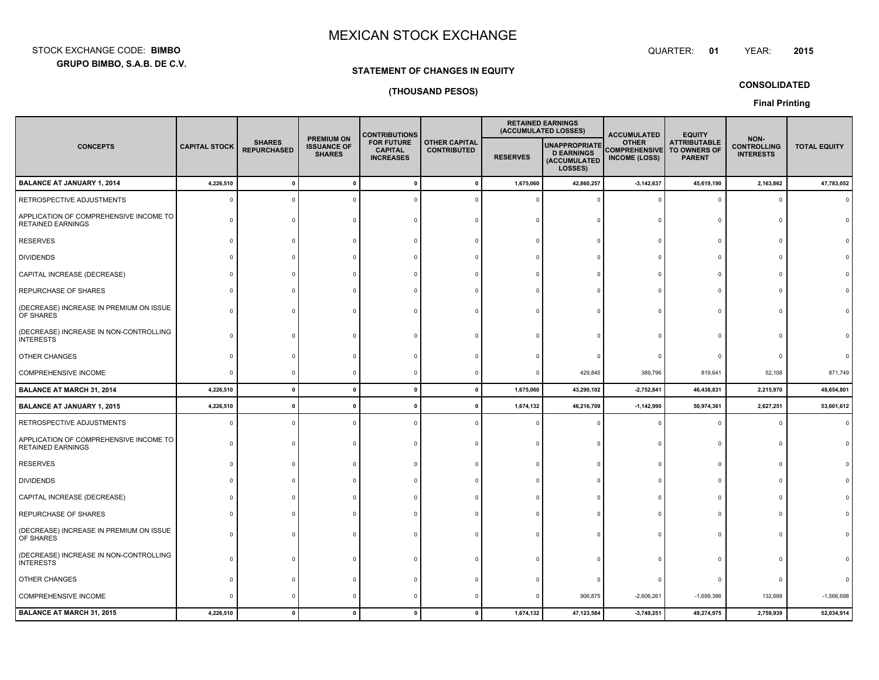# MEXICAN STOCK EXCHANGE

STOCK EXCHANGE CODE: **BIMBO**

**GRUPO BIMBO, S.A.B. DE C.V.**

QUARTER: **01** YEAR: **2015**

**STATEMENT OF CHANGES IN EQUITY**

**(THOUSAND PESOS)**

**CONSOLIDATED**

**Final Printing**

| CONCEPTS | CAPITAL STOCK | SHARES REPURCHASED | PREMIUM ON ISSUANCE OF SHARES | CONTRIBUTIONS FOR FUTURE CAPITAL INCREASES | OTHER CAPITAL CONTRIBUTED | RETAINED EARNINGS (ACCUMULATED LOSSES) | | ACCUMULATED OTHER COMPREHENSIVE INCOME (LOSS) | EQUITY ATTRIBUTABLE TO OWNERS OF PARENT | NON-CONTROLLING INTERESTS | TOTAL EQUITY |
|---|---|---|---|---|---|---|---|---|---|---|---|
| | | | | | | RESERVES | UNAPPROPRIATED EARNINGS (ACCUMULATED LOSSES) | | | | |
| **BALANCE AT JANUARY 1, 2014** | **4,226,510** | **0** | **0** | **0** | **0** | **1,675,060** | **42,860,257** | **-3,142,637** | **45,619,190** | **2,163,862** | **47,783,052** |
| RETROSPECTIVE ADJUSTMENTS | 0 | 0 | 0 | 0 | 0 | 0 | 0 | 0 | 0 | 0 | 0 |
| APPLICATION OF COMPREHENSIVE INCOME TO RETAINED EARNINGS | 0 | 0 | 0 | 0 | 0 | 0 | 0 | 0 | 0 | 0 | 0 |
| RESERVES | 0 | 0 | 0 | 0 | 0 | 0 | 0 | 0 | 0 | 0 | 0 |
| DIVIDENDS | 0 | 0 | 0 | 0 | 0 | 0 | 0 | 0 | 0 | 0 | 0 |
| CAPITAL INCREASE (DECREASE) | 0 | 0 | 0 | 0 | 0 | 0 | 0 | 0 | 0 | 0 | 0 |
| REPURCHASE OF SHARES | 0 | 0 | 0 | 0 | 0 | 0 | 0 | 0 | 0 | 0 | 0 |
| (DECREASE) INCREASE IN PREMIUM ON ISSUE OF SHARES | 0 | 0 | 0 | 0 | 0 | 0 | 0 | 0 | 0 | 0 | 0 |
| (DECREASE) INCREASE IN NON-CONTROLLING INTERESTS | 0 | 0 | 0 | 0 | 0 | 0 | 0 | 0 | 0 | 0 | 0 |
| OTHER CHANGES | 0 | 0 | 0 | 0 | 0 | 0 | 0 | 0 | 0 | 0 | 0 |
| COMPREHENSIVE INCOME | 0 | 0 | 0 | 0 | 0 | 0 | 429,845 | 389,796 | 819,641 | 52,108 | 871,749 |
| **BALANCE AT MARCH 31, 2014** | **4,226,510** | **0** | **0** | **0** | **0** | **1,675,060** | **43,290,102** | **-2,752,841** | **46,438,831** | **2,215,970** | **48,654,801** |
| **BALANCE AT JANUARY 1, 2015** | **4,226,510** | **0** | **0** | **0** | **0** | **1,674,132** | **46,216,709** | **-1,142,990** | **50,974,361** | **2,627,251** | **53,601,612** |
| RETROSPECTIVE ADJUSTMENTS | 0 | 0 | 0 | 0 | 0 | 0 | 0 | 0 | 0 | 0 | 0 |
| APPLICATION OF COMPREHENSIVE INCOME TO RETAINED EARNINGS | 0 | 0 | 0 | 0 | 0 | 0 | 0 | 0 | 0 | 0 | 0 |
| RESERVES | 0 | 0 | 0 | 0 | 0 | 0 | 0 | 0 | 0 | 0 | 0 |
| DIVIDENDS | 0 | 0 | 0 | 0 | 0 | 0 | 0 | 0 | 0 | 0 | 0 |
| CAPITAL INCREASE (DECREASE) | 0 | 0 | 0 | 0 | 0 | 0 | 0 | 0 | 0 | 0 | 0 |
| REPURCHASE OF SHARES | 0 | 0 | 0 | 0 | 0 | 0 | 0 | 0 | 0 | 0 | 0 |
| (DECREASE) INCREASE IN PREMIUM ON ISSUE OF SHARES | 0 | 0 | 0 | 0 | 0 | 0 | 0 | 0 | 0 | 0 | 0 |
| (DECREASE) INCREASE IN NON-CONTROLLING INTERESTS | 0 | 0 | 0 | 0 | 0 | 0 | 0 | 0 | 0 | 0 | 0 |
| OTHER CHANGES | 0 | 0 | 0 | 0 | 0 | 0 | 0 | 0 | 0 | 0 | 0 |
| COMPREHENSIVE INCOME | 0 | 0 | 0 | 0 | 0 | 0 | 906,875 | -2,606,261 | -1,699,386 | 132,688 | -1,566,698 |
| **BALANCE AT MARCH 31, 2015** | **4,226,510** | **0** | **0** | **0** | **0** | **1,674,132** | **47,123,584** | **-3,749,251** | **49,274,975** | **2,759,939** | **52,034,914** |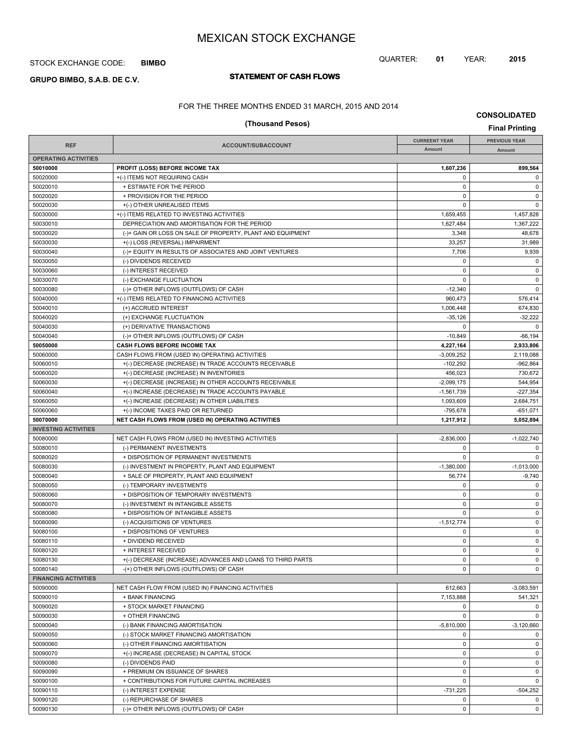# MEXICAN STOCK EXCHANGE

STOCK EXCHANGE CODE: **BIMBO**

QUARTER: **01** YEAR: **2015**

**GRUPO BIMBO, S.A.B. DE C.V.**

## STATEMENT OF CASH FLOWS

FOR THE THREE MONTHS ENDED 31 MARCH, 2015 AND 2014

**(Thousand Pesos)**

**CONSOLIDATED**

**Final Printing**

| REF | ACCOUNT/SUBACCOUNT | CURREENT YEAR Amount | PREVIOUS YEAR Amount |
|---|---|---|---|
| **OPERATING ACTIVITIES** | | | |
| **50010000** | **PROFIT (LOSS) BEFORE INCOME TAX** | **1,607,236** | **899,564** |
| 50020000 | +(-) ITEMS NOT REQUIRING CASH | 0 | 0 |
| 50020010 | + ESTIMATE FOR THE PERIOD | 0 | 0 |
| 50020020 | + PROVISION FOR THE PERIOD | 0 | 0 |
| 50020030 | +(-) OTHER UNREALISED ITEMS | 0 | 0 |
| 50030000 | +(-) ITEMS RELATED TO INVESTING ACTIVITIES | 1,659,455 | 1,457,828 |
| 50030010 | DEPRECIATION AND AMORTISATION FOR THE PERIOD | 1,627,484 | 1,367,222 |
| 50030020 | (-)+ GAIN OR LOSS ON SALE OF PROPERTY, PLANT AND EQUIPMENT | 3,348 | 48,678 |
| 50030030 | +(-) LOSS (REVERSAL) IMPAIRMENT | 33,257 | 31,989 |
| 50030040 | (-)+ EQUITY IN RESULTS OF ASSOCIATES AND JOINT VENTURES | 7,706 | 9,939 |
| 50030050 | (-) DIVIDENDS RECEIVED | 0 | 0 |
| 50030060 | (-) INTEREST RECEIVED | 0 | 0 |
| 50030070 | (-) EXCHANGE FLUCTUATION | 0 | 0 |
| 50030080 | (-)+ OTHER INFLOWS (OUTFLOWS) OF CASH | -12,340 | 0 |
| 50040000 | +(-) ITEMS RELATED TO FINANCING ACTIVITIES | 960,473 | 576,414 |
| 50040010 | (+) ACCRUED INTEREST | 1,006,448 | 674,830 |
| 50040020 | (+) EXCHANGE FLUCTUATION | -35,126 | -32,222 |
| 50040030 | (+) DERIVATIVE TRANSACTIONS | 0 | 0 |
| 50040040 | (-)+ OTHER INFLOWS (OUTFLOWS) OF CASH | -10,849 | -66,194 |
| **50050000** | **CASH FLOWS BEFORE INCOME TAX** | **4,227,164** | **2,933,806** |
| 50060000 | CASH FLOWS FROM (USED IN) OPERATING ACTIVITIES | -3,009,252 | 2,119,088 |
| 50060010 | +(-) DECREASE (INCREASE) IN TRADE ACCOUNTS RECEIVABLE | -102,292 | -962,864 |
| 50060020 | +(-) DECREASE (INCREASE) IN INVENTORIES | 456,023 | 730,672 |
| 50060030 | +(-) DECREASE (INCREASE) IN OTHER ACCOUNTS RECEIVABLE | -2,099,175 | 544,954 |
| 50060040 | +(-) INCREASE (DECREASE) IN TRADE ACCOUNTS PAYABLE | -1,561,739 | -227,354 |
| 50060050 | +(-) INCREASE (DECREASE) IN OTHER LIABILITIES | 1,093,609 | 2,684,751 |
| 50060060 | +(-) INCOME TAXES PAID OR RETURNED | -795,678 | -651,071 |
| **50070000** | **NET CASH FLOWS FROM (USED IN) OPERATING ACTIVITIES** | **1,217,912** | **5,052,894** |
| **INVESTING ACTIVITIES** | | | |
| 50080000 | NET CASH FLOWS FROM (USED IN) INVESTING ACTIVITIES | -2,836,000 | -1,022,740 |
| 50080010 | (-) PERMANENT INVESTMENTS | 0 | 0 |
| 50080020 | + DISPOSITION OF PERMANENT INVESTMENTS | 0 | 0 |
| 50080030 | (-) INVESTMENT IN PROPERTY, PLANT AND EQUIPMENT | -1,380,000 | -1,013,000 |
| 50080040 | + SALE OF PROPERTY, PLANT AND EQUIPMENT | 56,774 | -9,740 |
| 50080050 | (-) TEMPORARY INVESTMENTS | 0 | 0 |
| 50080060 | + DISPOSITION OF TEMPORARY INVESTMENTS | 0 | 0 |
| 50080070 | (-) INVESTMENT IN INTANGIBLE ASSETS | 0 | 0 |
| 50080080 | + DISPOSITION OF INTANGIBLE ASSETS | 0 | 0 |
| 50080090 | (-) ACQUISITIONS OF VENTURES | -1,512,774 | 0 |
| 50080100 | + DISPOSITIONS OF VENTURES | 0 | 0 |
| 50080110 | + DIVIDEND RECEIVED | 0 | 0 |
| 50080120 | + INTEREST RECEIVED | 0 | 0 |
| 50080130 | +(-) DECREASE (INCREASE) ADVANCES AND LOANS TO THIRD PARTS | 0 | 0 |
| 50080140 | -(+) OTHER INFLOWS (OUTFLOWS) OF CASH | 0 | 0 |
| **FINANCING ACTIVITIES** | | | |
| 50090000 | NET CASH FLOW FROM (USED IN) FINANCING ACTIVITIES | 612,663 | -3,083,591 |
| 50090010 | + BANK FINANCING | 7,153,888 | 541,321 |
| 50090020 | + STOCK MARKET FINANCING | 0 | 0 |
| 50090030 | + OTHER FINANCING | 0 | 0 |
| 50090040 | (-) BANK FINANCING AMORTISATION | -5,810,000 | -3,120,660 |
| 50090050 | (-) STOCK MARKET FINANCING AMORTISATION | 0 | 0 |
| 50090060 | (-) OTHER FINANCING AMORTISATION | 0 | 0 |
| 50090070 | +(-) INCREASE (DECREASE) IN CAPITAL STOCK | 0 | 0 |
| 50090080 | (-) DIVIDENDS PAID | 0 | 0 |
| 50090090 | + PREMIUM ON ISSUANCE OF SHARES | 0 | 0 |
| 50090100 | + CONTRIBUTIONS FOR FUTURE CAPITAL INCREASES | 0 | 0 |
| 50090110 | (-) INTEREST EXPENSE | -731,225 | -504,252 |
| 50090120 | (-) REPURCHASE OF SHARES | 0 | 0 |
| 50090130 | (-)+ OTHER INFLOWS (OUTFLOWS) OF CASH | 0 | 0 |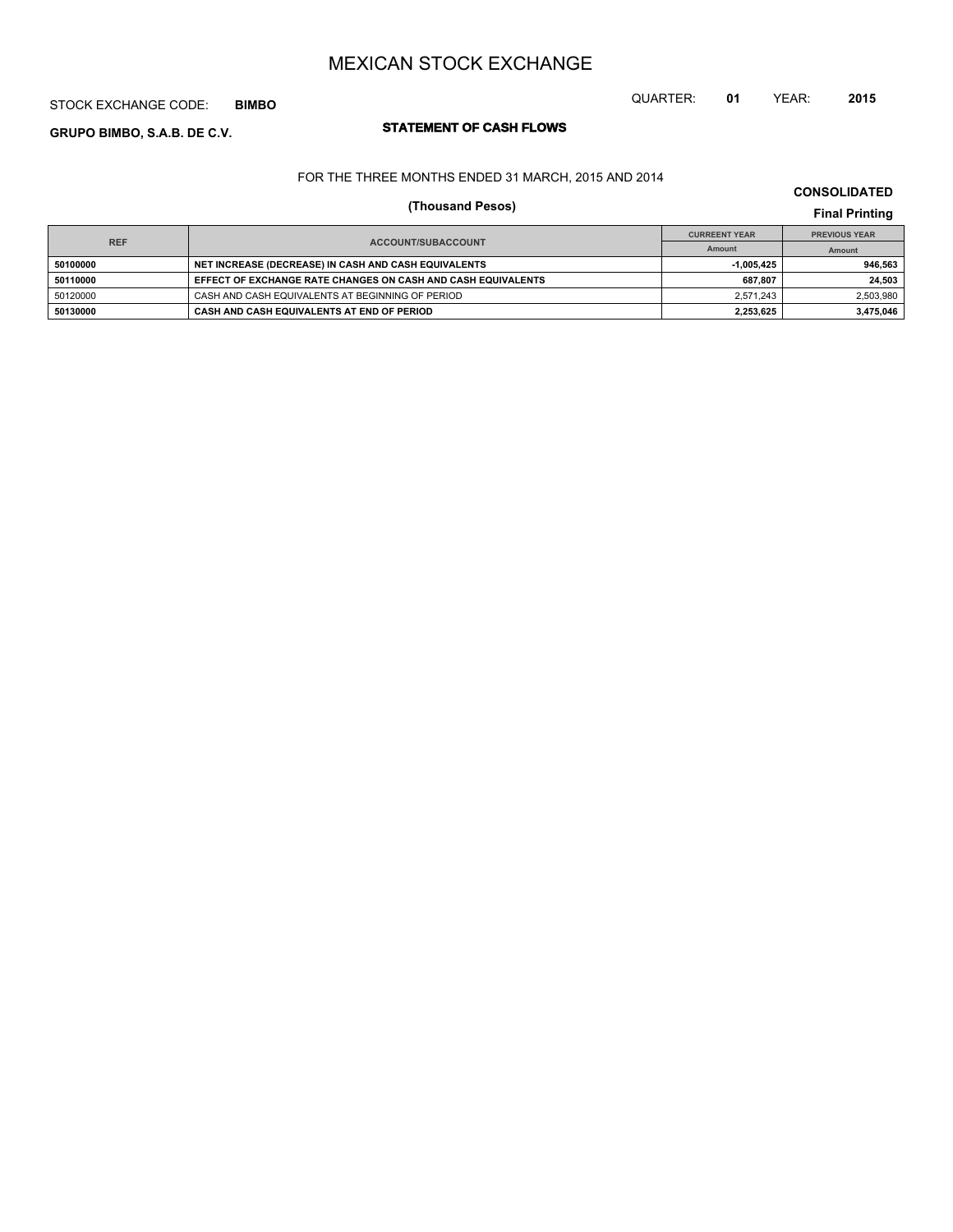# MEXICAN STOCK EXCHANGE

STOCK EXCHANGE CODE: **BIMBO**

QUARTER: **01** YEAR: **2015**

**GRUPO BIMBO, S.A.B. DE C.V.**

## STATEMENT OF CASH FLOWS

FOR THE THREE MONTHS ENDED 31 MARCH, 2015 AND 2014

**(Thousand Pesos)**

**CONSOLIDATED**

**Final Printing**

| REF | ACCOUNT/SUBACCOUNT | CURREENT YEAR | PREVIOUS YEAR |
|---|---|---|---|
| | | Amount | Amount |
| **50100000** | **NET INCREASE (DECREASE) IN CASH AND CASH EQUIVALENTS** | **-1,005,425** | **946,563** |
| **50110000** | **EFFECT OF EXCHANGE RATE CHANGES ON CASH AND CASH EQUIVALENTS** | **687,807** | **24,503** |
| 50120000 | CASH AND CASH EQUIVALENTS AT BEGINNING OF PERIOD | 2,571,243 | 2,503,980 |
| **50130000** | **CASH AND CASH EQUIVALENTS AT END OF PERIOD** | **2,253,625** | **3,475,046** |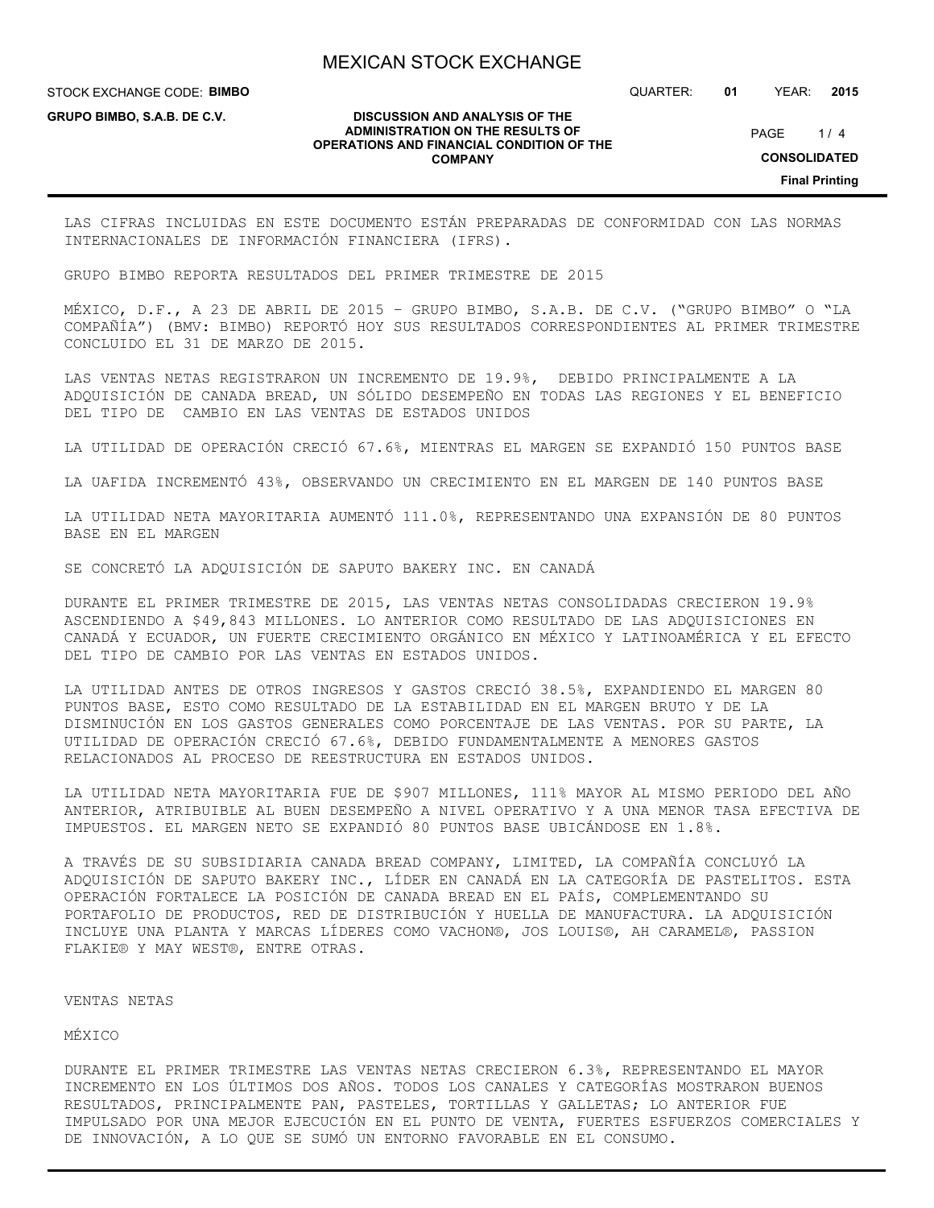LAS CIFRAS INCLUIDAS EN ESTE DOCUMENTO ESTÁN PREPARADAS DE CONFORMIDAD CON LAS NORMAS INTERNACIONALES DE INFORMACIÓN FINANCIERA (IFRS).

GRUPO BIMBO REPORTA RESULTADOS DEL PRIMER TRIMESTRE DE 2015

MÉXICO, D.F., A 23 DE ABRIL DE 2015 – GRUPO BIMBO, S.A.B. DE C.V. ("GRUPO BIMBO" O "LA COMPAÑÍA") (BMV: BIMBO) REPORTÓ HOY SUS RESULTADOS CORRESPONDIENTES AL PRIMER TRIMESTRE CONCLUIDO EL 31 DE MARZO DE 2015.

LAS VENTAS NETAS REGISTRARON UN INCREMENTO DE 19.9%, DEBIDO PRINCIPALMENTE A LA ADQUISICIÓN DE CANADA BREAD, UN SÓLIDO DESEMPEÑO EN TODAS LAS REGIONES Y EL BENEFICIO DEL TIPO DE CAMBIO EN LAS VENTAS DE ESTADOS UNIDOS

LA UTILIDAD DE OPERACIÓN CRECIÓ 67.6%, MIENTRAS EL MARGEN SE EXPANDIÓ 150 PUNTOS BASE

LA UAFIDA INCREMENTÓ 43%, OBSERVANDO UN CRECIMIENTO EN EL MARGEN DE 140 PUNTOS BASE

LA UTILIDAD NETA MAYORITARIA AUMENTÓ 111.0%, REPRESENTANDO UNA EXPANSIÓN DE 80 PUNTOS BASE EN EL MARGEN

SE CONCRETÓ LA ADQUISICIÓN DE SAPUTO BAKERY INC. EN CANADÁ

DURANTE EL PRIMER TRIMESTRE DE 2015, LAS VENTAS NETAS CONSOLIDADAS CRECIERON 19.9% ASCENDIENDO A $49,843 MILLONES. LO ANTERIOR COMO RESULTADO DE LAS ADQUISICIONES EN CANADÁ Y ECUADOR, UN FUERTE CRECIMIENTO ORGÁNICO EN MÉXICO Y LATINOAMÉRICA Y EL EFECTO DEL TIPO DE CAMBIO POR LAS VENTAS EN ESTADOS UNIDOS.

LA UTILIDAD ANTES DE OTROS INGRESOS Y GASTOS CRECIÓ 38.5%, EXPANDIENDO EL MARGEN 80 PUNTOS BASE, ESTO COMO RESULTADO DE LA ESTABILIDAD EN EL MARGEN BRUTO Y DE LA DISMINUCIÓN EN LOS GASTOS GENERALES COMO PORCENTAJE DE LAS VENTAS. POR SU PARTE, LA UTILIDAD DE OPERACIÓN CRECIÓ 67.6%, DEBIDO FUNDAMENTALMENTE A MENORES GASTOS RELACIONADOS AL PROCESO DE REESTRUCTURA EN ESTADOS UNIDOS.

LA UTILIDAD NETA MAYORITARIA FUE DE $907 MILLONES, 111% MAYOR AL MISMO PERIODO DEL AÑO ANTERIOR, ATRIBUIBLE AL BUEN DESEMPEÑO A NIVEL OPERATIVO Y A UNA MENOR TASA EFECTIVA DE IMPUESTOS. EL MARGEN NETO SE EXPANDIÓ 80 PUNTOS BASE UBICÁNDOSE EN 1.8%.

A TRAVÉS DE SU SUBSIDIARIA CANADA BREAD COMPANY, LIMITED, LA COMPAÑÍA CONCLUYÓ LA ADQUISICIÓN DE SAPUTO BAKERY INC., LÍDER EN CANADÁ EN LA CATEGORÍA DE PASTELITOS. ESTA OPERACIÓN FORTALECE LA POSICIÓN DE CANADA BREAD EN EL PAÍS, COMPLEMENTANDO SU PORTAFOLIO DE PRODUCTOS, RED DE DISTRIBUCIÓN Y HUELLA DE MANUFACTURA. LA ADQUISICIÓN INCLUYE UNA PLANTA Y MARCAS LÍDERES COMO VACHON®, JOS LOUIS®, AH CARAMEL®, PASSION FLAKIE® Y MAY WEST®, ENTRE OTRAS.

## VENTAS NETAS

### MÉXICO

DURANTE EL PRIMER TRIMESTRE LAS VENTAS NETAS CRECIERON 6.3%, REPRESENTANDO EL MAYOR INCREMENTO EN LOS ÚLTIMOS DOS AÑOS. TODOS LOS CANALES Y CATEGORÍAS MOSTRARON BUENOS RESULTADOS, PRINCIPALMENTE PAN, PASTELES, TORTILLAS Y GALLETAS; LO ANTERIOR FUE IMPULSADO POR UNA MEJOR EJECUCIÓN EN EL PUNTO DE VENTA, FUERTES ESFUERZOS COMERCIALES Y DE INNOVACIÓN, A LO QUE SE SUMÓ UN ENTORNO FAVORABLE EN EL CONSUMO.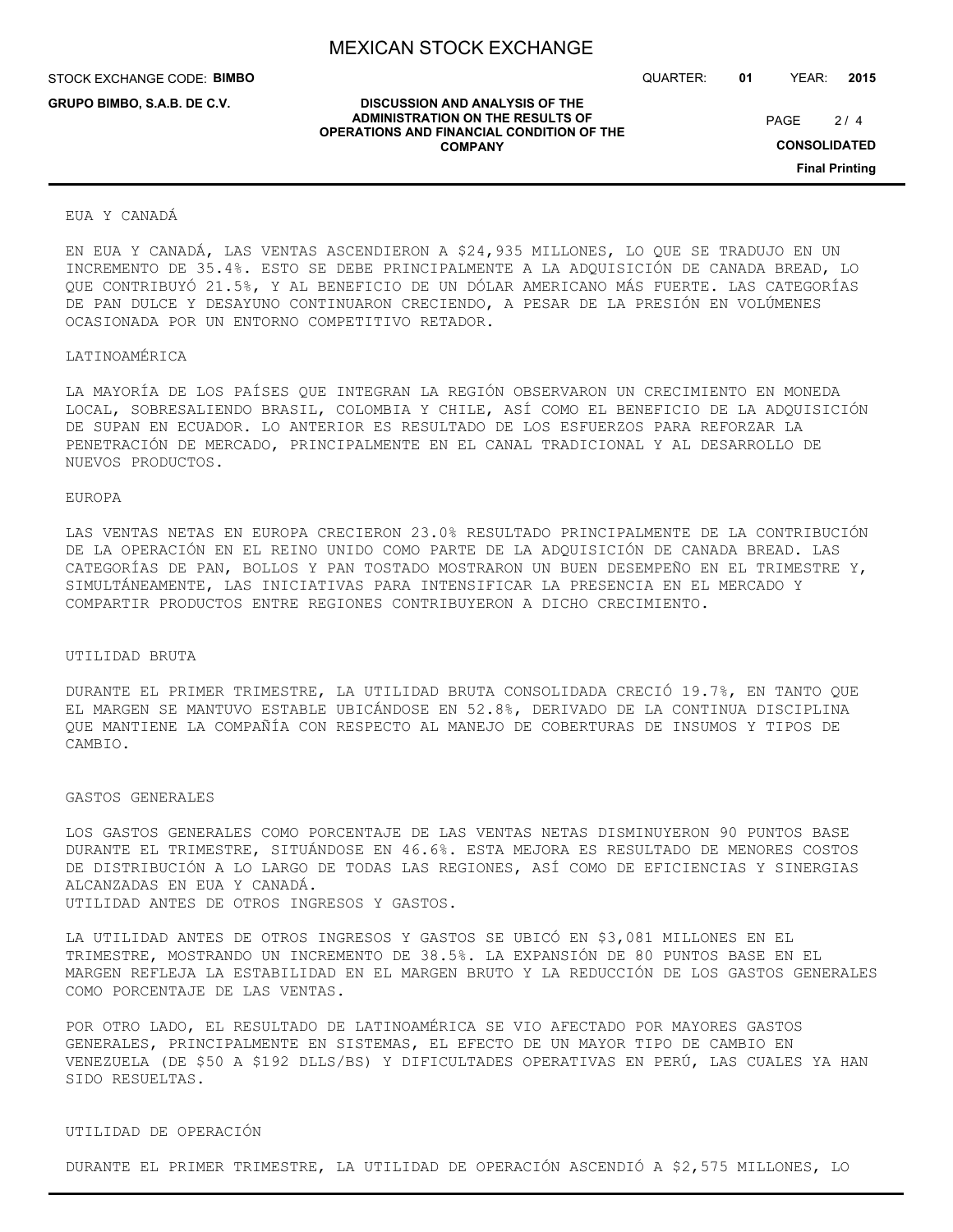## EUA Y CANADÁ

EN EUA Y CANADÁ, LAS VENTAS ASCENDIERON A $24,935 MILLONES, LO QUE SE TRADUJO EN UN INCREMENTO DE 35.4%. ESTO SE DEBE PRINCIPALMENTE A LA ADQUISICIÓN DE CANADA BREAD, LO QUE CONTRIBUYÓ 21.5%, Y AL BENEFICIO DE UN DÓLAR AMERICANO MÁS FUERTE. LAS CATEGORÍAS DE PAN DULCE Y DESAYUNO CONTINUARON CRECIENDO, A PESAR DE LA PRESIÓN EN VOLÚMENES OCASIONADA POR UN ENTORNO COMPETITIVO RETADOR.

## LATINOAMÉRICA

LA MAYORÍA DE LOS PAÍSES QUE INTEGRAN LA REGIÓN OBSERVARON UN CRECIMIENTO EN MONEDA LOCAL, SOBRESALIENDO BRASIL, COLOMBIA Y CHILE, ASÍ COMO EL BENEFICIO DE LA ADQUISICIÓN DE SUPAN EN ECUADOR. LO ANTERIOR ES RESULTADO DE LOS ESFUERZOS PARA REFORZAR LA PENETRACIÓN DE MERCADO, PRINCIPALMENTE EN EL CANAL TRADICIONAL Y AL DESARROLLO DE NUEVOS PRODUCTOS.

## EUROPA

LAS VENTAS NETAS EN EUROPA CRECIERON 23.0% RESULTADO PRINCIPALMENTE DE LA CONTRIBUCIÓN DE LA OPERACIÓN EN EL REINO UNIDO COMO PARTE DE LA ADQUISICIÓN DE CANADA BREAD. LAS CATEGORÍAS DE PAN, BOLLOS Y PAN TOSTADO MOSTRARON UN BUEN DESEMPEÑO EN EL TRIMESTRE Y, SIMULTÁNEAMENTE, LAS INICIATIVAS PARA INTENSIFICAR LA PRESENCIA EN EL MERCADO Y COMPARTIR PRODUCTOS ENTRE REGIONES CONTRIBUYERON A DICHO CRECIMIENTO.

## UTILIDAD BRUTA

DURANTE EL PRIMER TRIMESTRE, LA UTILIDAD BRUTA CONSOLIDADA CRECIÓ 19.7%, EN TANTO QUE EL MARGEN SE MANTUVO ESTABLE UBICÁNDOSE EN 52.8%, DERIVADO DE LA CONTINUA DISCIPLINA QUE MANTIENE LA COMPAÑÍA CON RESPECTO AL MANEJO DE COBERTURAS DE INSUMOS Y TIPOS DE CAMBIO.

## GASTOS GENERALES

LOS GASTOS GENERALES COMO PORCENTAJE DE LAS VENTAS NETAS DISMINUYERON 90 PUNTOS BASE DURANTE EL TRIMESTRE, SITUÁNDOSE EN 46.6%. ESTA MEJORA ES RESULTADO DE MENORES COSTOS DE DISTRIBUCIÓN A LO LARGO DE TODAS LAS REGIONES, ASÍ COMO DE EFICIENCIAS Y SINERGIAS ALCANZADAS EN EUA Y CANADÁ.

## UTILIDAD ANTES DE OTROS INGRESOS Y GASTOS.

LA UTILIDAD ANTES DE OTROS INGRESOS Y GASTOS SE UBICÓ EN $3,081 MILLONES EN EL TRIMESTRE, MOSTRANDO UN INCREMENTO DE 38.5%. LA EXPANSIÓN DE 80 PUNTOS BASE EN EL MARGEN REFLEJA LA ESTABILIDAD EN EL MARGEN BRUTO Y LA REDUCCIÓN DE LOS GASTOS GENERALES COMO PORCENTAJE DE LAS VENTAS.

POR OTRO LADO, EL RESULTADO DE LATINOAMÉRICA SE VIO AFECTADO POR MAYORES GASTOS GENERALES, PRINCIPALMENTE EN SISTEMAS, EL EFECTO DE UN MAYOR TIPO DE CAMBIO EN VENEZUELA (DE $50 A $192 DLLS/BS) Y DIFICULTADES OPERATIVAS EN PERÚ, LAS CUALES YA HAN SIDO RESUELTAS.

## UTILIDAD DE OPERACIÓN

DURANTE EL PRIMER TRIMESTRE, LA UTILIDAD DE OPERACIÓN ASCENDIÓ A $2,575 MILLONES, LO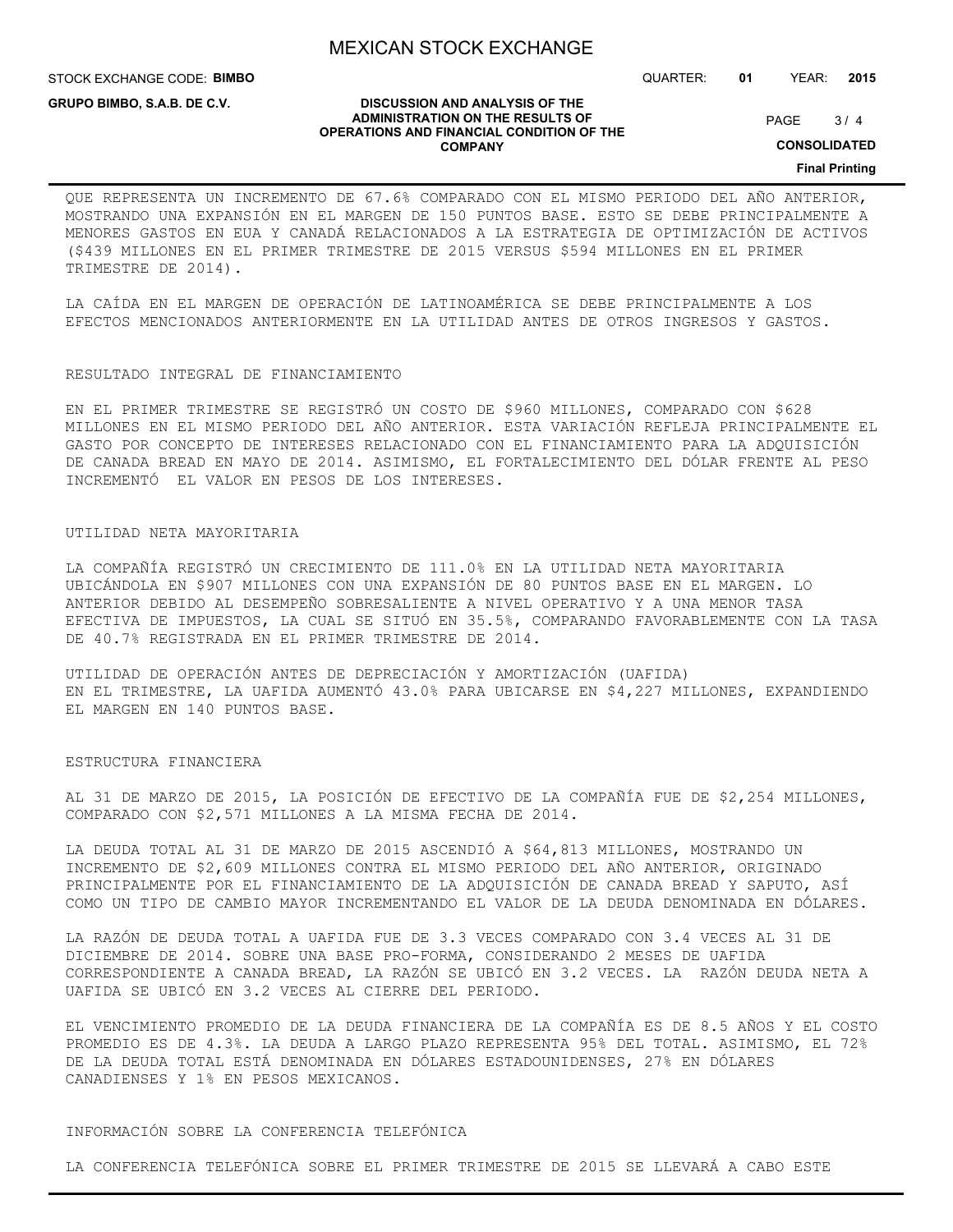QUE REPRESENTA UN INCREMENTO DE 67.6% COMPARADO CON EL MISMO PERIODO DEL AÑO ANTERIOR, MOSTRANDO UNA EXPANSIÓN EN EL MARGEN DE 150 PUNTOS BASE. ESTO SE DEBE PRINCIPALMENTE A MENORES GASTOS EN EUA Y CANADÁ RELACIONADOS A LA ESTRATEGIA DE OPTIMIZACIÓN DE ACTIVOS ($439 MILLONES EN EL PRIMER TRIMESTRE DE 2015 VERSUS $594 MILLONES EN EL PRIMER TRIMESTRE DE 2014).

LA CAÍDA EN EL MARGEN DE OPERACIÓN DE LATINOAMÉRICA SE DEBE PRINCIPALMENTE A LOS EFECTOS MENCIONADOS ANTERIORMENTE EN LA UTILIDAD ANTES DE OTROS INGRESOS Y GASTOS.

## RESULTADO INTEGRAL DE FINANCIAMIENTO

EN EL PRIMER TRIMESTRE SE REGISTRÓ UN COSTO DE $960 MILLONES, COMPARADO CON $628 MILLONES EN EL MISMO PERIODO DEL AÑO ANTERIOR. ESTA VARIACIÓN REFLEJA PRINCIPALMENTE EL GASTO POR CONCEPTO DE INTERESES RELACIONADO CON EL FINANCIAMIENTO PARA LA ADQUISICIÓN DE CANADA BREAD EN MAYO DE 2014. ASIMISMO, EL FORTALECIMIENTO DEL DÓLAR FRENTE AL PESO INCREMENTÓ EL VALOR EN PESOS DE LOS INTERESES.

## UTILIDAD NETA MAYORITARIA

LA COMPAÑÍA REGISTRÓ UN CRECIMIENTO DE 111.0% EN LA UTILIDAD NETA MAYORITARIA UBICÁNDOLA EN $907 MILLONES CON UNA EXPANSIÓN DE 80 PUNTOS BASE EN EL MARGEN. LO ANTERIOR DEBIDO AL DESEMPEÑO SOBRESALIENTE A NIVEL OPERATIVO Y A UNA MENOR TASA EFECTIVA DE IMPUESTOS, LA CUAL SE SITUÓ EN 35.5%, COMPARANDO FAVORABLEMENTE CON LA TASA DE 40.7% REGISTRADA EN EL PRIMER TRIMESTRE DE 2014.

## UTILIDAD DE OPERACIÓN ANTES DE DEPRECIACIÓN Y AMORTIZACIÓN (UAFIDA)

EN EL TRIMESTRE, LA UAFIDA AUMENTÓ 43.0% PARA UBICARSE EN $4,227 MILLONES, EXPANDIENDO EL MARGEN EN 140 PUNTOS BASE.

## ESTRUCTURA FINANCIERA

AL 31 DE MARZO DE 2015, LA POSICIÓN DE EFECTIVO DE LA COMPAÑÍA FUE DE $2,254 MILLONES, COMPARADO CON $2,571 MILLONES A LA MISMA FECHA DE 2014.

LA DEUDA TOTAL AL 31 DE MARZO DE 2015 ASCENDIÓ A $64,813 MILLONES, MOSTRANDO UN INCREMENTO DE $2,609 MILLONES CONTRA EL MISMO PERIODO DEL AÑO ANTERIOR, ORIGINADO PRINCIPALMENTE POR EL FINANCIAMIENTO DE LA ADQUISICIÓN DE CANADA BREAD Y SAPUTO, ASÍ COMO UN TIPO DE CAMBIO MAYOR INCREMENTANDO EL VALOR DE LA DEUDA DENOMINADA EN DÓLARES.

LA RAZÓN DE DEUDA TOTAL A UAFIDA FUE DE 3.3 VECES COMPARADO CON 3.4 VECES AL 31 DE DICIEMBRE DE 2014. SOBRE UNA BASE PRO-FORMA, CONSIDERANDO 2 MESES DE UAFIDA CORRESPONDIENTE A CANADA BREAD, LA RAZÓN SE UBICÓ EN 3.2 VECES. LA RAZÓN DEUDA NETA A UAFIDA SE UBICÓ EN 3.2 VECES AL CIERRE DEL PERIODO.

EL VENCIMIENTO PROMEDIO DE LA DEUDA FINANCIERA DE LA COMPAÑÍA ES DE 8.5 AÑOS Y EL COSTO PROMEDIO ES DE 4.3%. LA DEUDA A LARGO PLAZO REPRESENTA 95% DEL TOTAL. ASIMISMO, EL 72% DE LA DEUDA TOTAL ESTÁ DENOMINADA EN DÓLARES ESTADOUNIDENSES, 27% EN DÓLARES CANADIENSES Y 1% EN PESOS MEXICANOS.

## INFORMACIÓN SOBRE LA CONFERENCIA TELEFÓNICA

LA CONFERENCIA TELEFÓNICA SOBRE EL PRIMER TRIMESTRE DE 2015 SE LLEVARÁ A CABO ESTE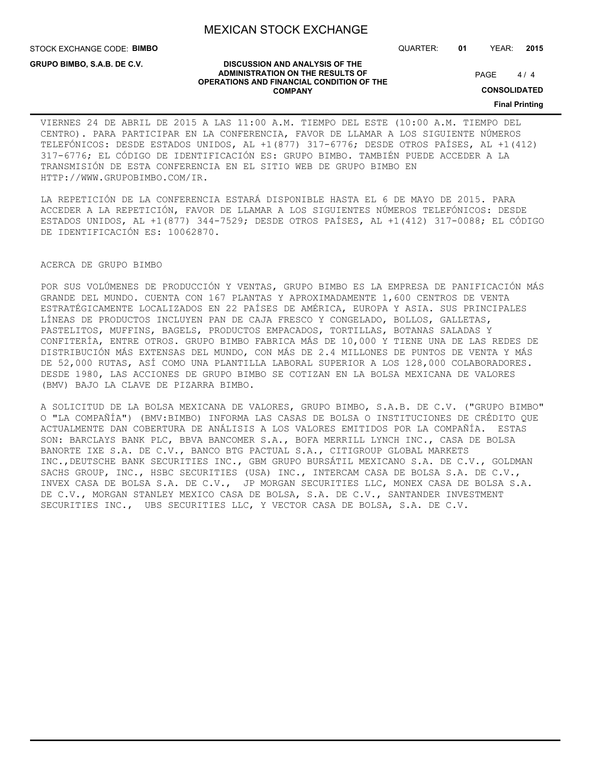VIERNES 24 DE ABRIL DE 2015 A LAS 11:00 A.M. TIEMPO DEL ESTE (10:00 A.M. TIEMPO DEL CENTRO). PARA PARTICIPAR EN LA CONFERENCIA, FAVOR DE LLAMAR A LOS SIGUIENTE NÚMEROS TELEFÓNICOS: DESDE ESTADOS UNIDOS, AL +1(877) 317-6776; DESDE OTROS PAÍSES, AL +1(412) 317-6776; EL CÓDIGO DE IDENTIFICACIÓN ES: GRUPO BIMBO. TAMBIÉN PUEDE ACCEDER A LA TRANSMISIÓN DE ESTA CONFERENCIA EN EL SITIO WEB DE GRUPO BIMBO EN HTTP://WWW.GRUPOBIMBO.COM/IR.

LA REPETICIÓN DE LA CONFERENCIA ESTARÁ DISPONIBLE HASTA EL 6 DE MAYO DE 2015. PARA ACCEDER A LA REPETICIÓN, FAVOR DE LLAMAR A LOS SIGUIENTES NÚMEROS TELEFÓNICOS: DESDE ESTADOS UNIDOS, AL +1(877) 344-7529; DESDE OTROS PAÍSES, AL +1(412) 317-0088; EL CÓDIGO DE IDENTIFICACIÓN ES: 10062870.

ACERCA DE GRUPO BIMBO

POR SUS VOLÚMENES DE PRODUCCIÓN Y VENTAS, GRUPO BIMBO ES LA EMPRESA DE PANIFICACIÓN MÁS GRANDE DEL MUNDO. CUENTA CON 167 PLANTAS Y APROXIMADAMENTE 1,600 CENTROS DE VENTA ESTRATÉGICAMENTE LOCALIZADOS EN 22 PAÍSES DE AMÉRICA, EUROPA Y ASIA. SUS PRINCIPALES LÍNEAS DE PRODUCTOS INCLUYEN PAN DE CAJA FRESCO Y CONGELADO, BOLLOS, GALLETAS, PASTELITOS, MUFFINS, BAGELS, PRODUCTOS EMPACADOS, TORTILLAS, BOTANAS SALADAS Y CONFITERÍA, ENTRE OTROS. GRUPO BIMBO FABRICA MÁS DE 10,000 Y TIENE UNA DE LAS REDES DE DISTRIBUCIÓN MÁS EXTENSAS DEL MUNDO, CON MÁS DE 2.4 MILLONES DE PUNTOS DE VENTA Y MÁS DE 52,000 RUTAS, ASÍ COMO UNA PLANTILLA LABORAL SUPERIOR A LOS 128,000 COLABORADORES. DESDE 1980, LAS ACCIONES DE GRUPO BIMBO SE COTIZAN EN LA BOLSA MEXICANA DE VALORES (BMV) BAJO LA CLAVE DE PIZARRA BIMBO.

A SOLICITUD DE LA BOLSA MEXICANA DE VALORES, GRUPO BIMBO, S.A.B. DE C.V. ("GRUPO BIMBO" O "LA COMPAÑÍA") (BMV:BIMBO) INFORMA LAS CASAS DE BOLSA O INSTITUCIONES DE CRÉDITO QUE ACTUALMENTE DAN COBERTURA DE ANÁLISIS A LOS VALORES EMITIDOS POR LA COMPAÑÍA. ESTAS SON: BARCLAYS BANK PLC, BBVA BANCOMER S.A., BOFA MERRILL LYNCH INC., CASA DE BOLSA BANORTE IXE S.A. DE C.V., BANCO BTG PACTUAL S.A., CITIGROUP GLOBAL MARKETS INC.,DEUTSCHE BANK SECURITIES INC., GBM GRUPO BURSÁTIL MEXICANO S.A. DE C.V., GOLDMAN SACHS GROUP, INC., HSBC SECURITIES (USA) INC., INTERCAM CASA DE BOLSA S.A. DE C.V., INVEX CASA DE BOLSA S.A. DE C.V., JP MORGAN SECURITIES LLC, MONEX CASA DE BOLSA S.A. DE C.V., MORGAN STANLEY MEXICO CASA DE BOLSA, S.A. DE C.V., SANTANDER INVESTMENT SECURITIES INC., UBS SECURITIES LLC, Y VECTOR CASA DE BOLSA, S.A. DE C.V.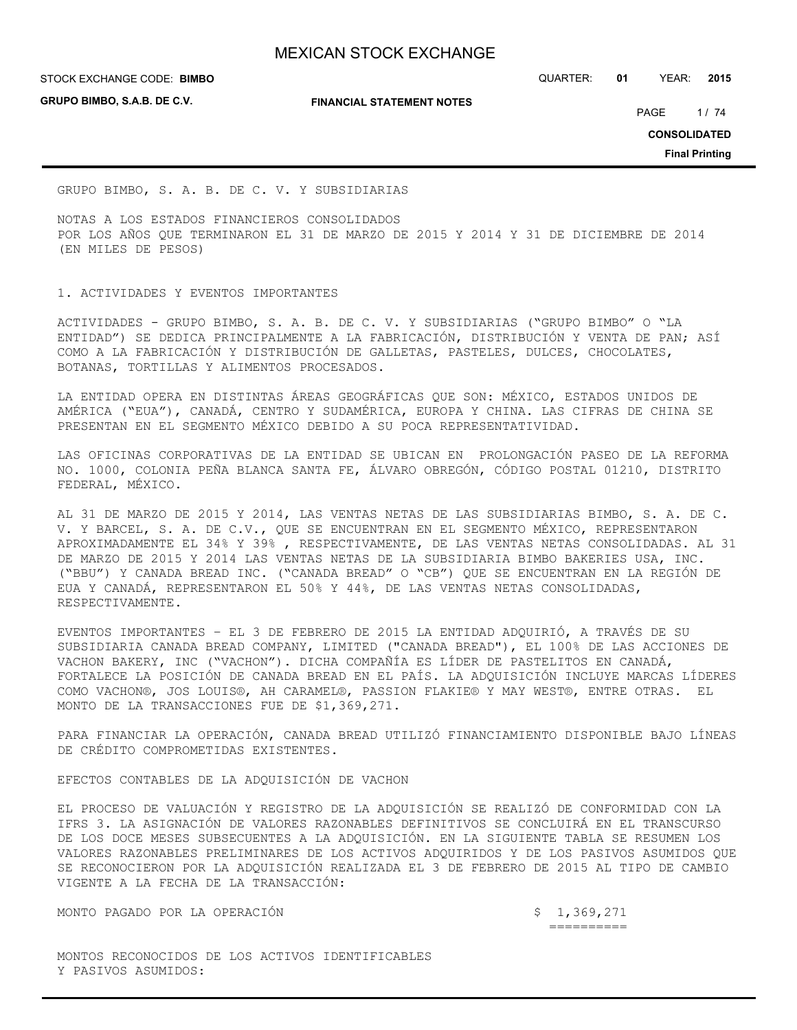GRUPO BIMBO, S. A. B. DE C. V. Y SUBSIDIARIAS

NOTAS A LOS ESTADOS FINANCIEROS CONSOLIDADOS
POR LOS AÑOS QUE TERMINARON EL 31 DE MARZO DE 2015 Y 2014 Y 31 DE DICIEMBRE DE 2014
(EN MILES DE PESOS)

## 1. ACTIVIDADES Y EVENTOS IMPORTANTES

ACTIVIDADES - GRUPO BIMBO, S. A. B. DE C. V. Y SUBSIDIARIAS ("GRUPO BIMBO" O "LA ENTIDAD") SE DEDICA PRINCIPALMENTE A LA FABRICACIÓN, DISTRIBUCIÓN Y VENTA DE PAN; ASÍ COMO A LA FABRICACIÓN Y DISTRIBUCIÓN DE GALLETAS, PASTELES, DULCES, CHOCOLATES, BOTANAS, TORTILLAS Y ALIMENTOS PROCESADOS.

LA ENTIDAD OPERA EN DISTINTAS ÁREAS GEOGRÁFICAS QUE SON: MÉXICO, ESTADOS UNIDOS DE AMÉRICA ("EUA"), CANADÁ, CENTRO Y SUDAMÉRICA, EUROPA Y CHINA. LAS CIFRAS DE CHINA SE PRESENTAN EN EL SEGMENTO MÉXICO DEBIDO A SU POCA REPRESENTATIVIDAD.

LAS OFICINAS CORPORATIVAS DE LA ENTIDAD SE UBICAN EN PROLONGACIÓN PASEO DE LA REFORMA NO. 1000, COLONIA PEÑA BLANCA SANTA FE, ÁLVARO OBREGÓN, CÓDIGO POSTAL 01210, DISTRITO FEDERAL, MÉXICO.

AL 31 DE MARZO DE 2015 Y 2014, LAS VENTAS NETAS DE LAS SUBSIDIARIAS BIMBO, S. A. DE C. V. Y BARCEL, S. A. DE C.V., QUE SE ENCUENTRAN EN EL SEGMENTO MÉXICO, REPRESENTARON APROXIMADAMENTE EL 34% Y 39% , RESPECTIVAMENTE, DE LAS VENTAS NETAS CONSOLIDADAS. AL 31 DE MARZO DE 2015 Y 2014 LAS VENTAS NETAS DE LA SUBSIDIARIA BIMBO BAKERIES USA, INC. ("BBU") Y CANADA BREAD INC. ("CANADA BREAD" O "CB") QUE SE ENCUENTRAN EN LA REGIÓN DE EUA Y CANADÁ, REPRESENTARON EL 50% Y 44%, DE LAS VENTAS NETAS CONSOLIDADAS, RESPECTIVAMENTE.

EVENTOS IMPORTANTES – EL 3 DE FEBRERO DE 2015 LA ENTIDAD ADQUIRIÓ, A TRAVÉS DE SU SUBSIDIARIA CANADA BREAD COMPANY, LIMITED ("CANADA BREAD"), EL 100% DE LAS ACCIONES DE VACHON BAKERY, INC ("VACHON"). DICHA COMPAÑÍA ES LÍDER DE PASTELITOS EN CANADÁ, FORTALECE LA POSICIÓN DE CANADA BREAD EN EL PAÍS. LA ADQUISICIÓN INCLUYE MARCAS LÍDERES COMO VACHON®, JOS LOUIS®, AH CARAMEL®, PASSION FLAKIE® Y MAY WEST®, ENTRE OTRAS. EL MONTO DE LA TRANSACCIONES FUE DE $1,369,271.

PARA FINANCIAR LA OPERACIÓN, CANADA BREAD UTILIZÓ FINANCIAMIENTO DISPONIBLE BAJO LÍNEAS DE CRÉDITO COMPROMETIDAS EXISTENTES.

EFECTOS CONTABLES DE LA ADQUISICIÓN DE VACHON

EL PROCESO DE VALUACIÓN Y REGISTRO DE LA ADQUISICIÓN SE REALIZÓ DE CONFORMIDAD CON LA IFRS 3. LA ASIGNACIÓN DE VALORES RAZONABLES DEFINITIVOS SE CONCLUIRÁ EN EL TRANSCURSO DE LOS DOCE MESES SUBSECUENTES A LA ADQUISICIÓN. EN LA SIGUIENTE TABLA SE RESUMEN LOS VALORES RAZONABLES PRELIMINARES DE LOS ACTIVOS ADQUIRIDOS Y DE LOS PASIVOS ASUMIDOS QUE SE RECONOCIERON POR LA ADQUISICIÓN REALIZADA EL 3 DE FEBRERO DE 2015 AL TIPO DE CAMBIO VIGENTE A LA FECHA DE LA TRANSACCIÓN:

| | |
|---|---|
| MONTO PAGADO POR LA OPERACIÓN | $ 1,369,271 |

MONTOS RECONOCIDOS DE LOS ACTIVOS IDENTIFICABLES Y PASIVOS ASUMIDOS: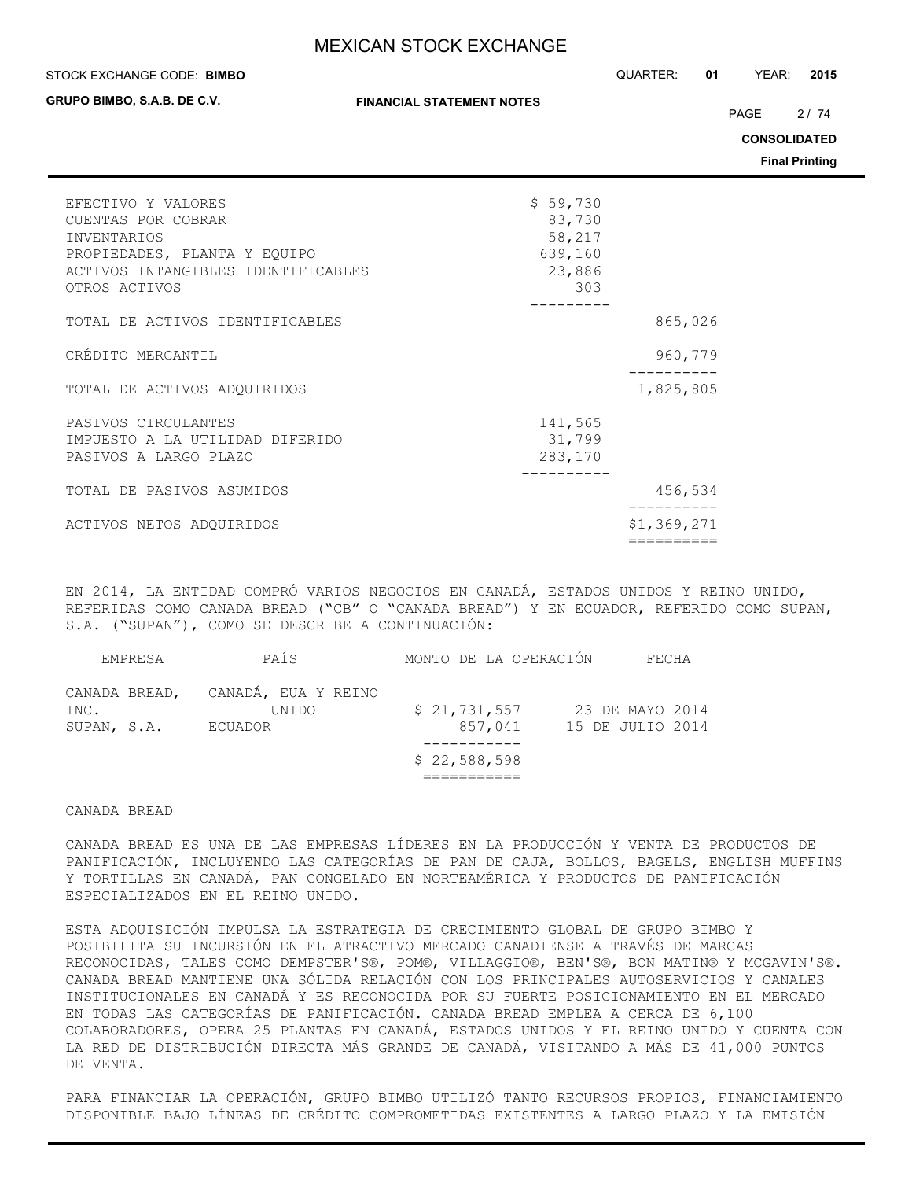| | | |
|---|---|---|
| EFECTIVO Y VALORES | $ 59,730 | |
| CUENTAS POR COBRAR | 83,730 | |
| INVENTARIOS | 58,217 | |
| PROPIEDADES, PLANTA Y EQUIPO | 639,160 | |
| ACTIVOS INTANGIBLES IDENTIFICABLES | 23,886 | |
| OTROS ACTIVOS | 303 | |
| TOTAL DE ACTIVOS IDENTIFICABLES | | 865,026 |
| CRÉDITO MERCANTIL | | 960,779 |
| TOTAL DE ACTIVOS ADQUIRIDOS | | 1,825,805 |
| PASIVOS CIRCULANTES | 141,565 | |
| IMPUESTO A LA UTILIDAD DIFERIDO | 31,799 | |
| PASIVOS A LARGO PLAZO | 283,170 | |
| TOTAL DE PASIVOS ASUMIDOS | | 456,534 |
| ACTIVOS NETOS ADQUIRIDOS | | $1,369,271 |

EN 2014, LA ENTIDAD COMPRÓ VARIOS NEGOCIOS EN CANADÁ, ESTADOS UNIDOS Y REINO UNIDO, REFERIDAS COMO CANADA BREAD ("CB" O "CANADA BREAD") Y EN ECUADOR, REFERIDO COMO SUPAN, S.A. ("SUPAN"), COMO SE DESCRIBE A CONTINUACIÓN:

| EMPRESA | PAÍS | MONTO DE LA OPERACIÓN | FECHA |
|---|---|---|---|
| CANADA BREAD, INC. | CANADÁ, EUA Y REINO UNIDO | $ 21,731,557 | 23 DE MAYO 2014 |
| SUPAN, S.A. | ECUADOR | 857,041 | 15 DE JULIO 2014 |
| | | $ 22,588,598 | |

CANADA BREAD

CANADA BREAD ES UNA DE LAS EMPRESAS LÍDERES EN LA PRODUCCIÓN Y VENTA DE PRODUCTOS DE PANIFICACIÓN, INCLUYENDO LAS CATEGORÍAS DE PAN DE CAJA, BOLLOS, BAGELS, ENGLISH MUFFINS Y TORTILLAS EN CANADÁ, PAN CONGELADO EN NORTEAMÉRICA Y PRODUCTOS DE PANIFICACIÓN ESPECIALIZADOS EN EL REINO UNIDO.

ESTA ADQUISICIÓN IMPULSA LA ESTRATEGIA DE CRECIMIENTO GLOBAL DE GRUPO BIMBO Y POSIBILITA SU INCURSIÓN EN EL ATRACTIVO MERCADO CANADIENSE A TRAVÉS DE MARCAS RECONOCIDAS, TALES COMO DEMPSTER'S®, POM®, VILLAGGIO®, BEN'S®, BON MATIN® Y MCGAVIN'S®. CANADA BREAD MANTIENE UNA SÓLIDA RELACIÓN CON LOS PRINCIPALES AUTOSERVICIOS Y CANALES INSTITUCIONALES EN CANADÁ Y ES RECONOCIDA POR SU FUERTE POSICIONAMIENTO EN EL MERCADO EN TODAS LAS CATEGORÍAS DE PANIFICACIÓN. CANADA BREAD EMPLEA A CERCA DE 6,100 COLABORADORES, OPERA 25 PLANTAS EN CANADÁ, ESTADOS UNIDOS Y EL REINO UNIDO Y CUENTA CON LA RED DE DISTRIBUCIÓN DIRECTA MÁS GRANDE DE CANADÁ, VISITANDO A MÁS DE 41,000 PUNTOS DE VENTA.

PARA FINANCIAR LA OPERACIÓN, GRUPO BIMBO UTILIZÓ TANTO RECURSOS PROPIOS, FINANCIAMIENTO DISPONIBLE BAJO LÍNEAS DE CRÉDITO COMPROMETIDAS EXISTENTES A LARGO PLAZO Y LA EMISIÓN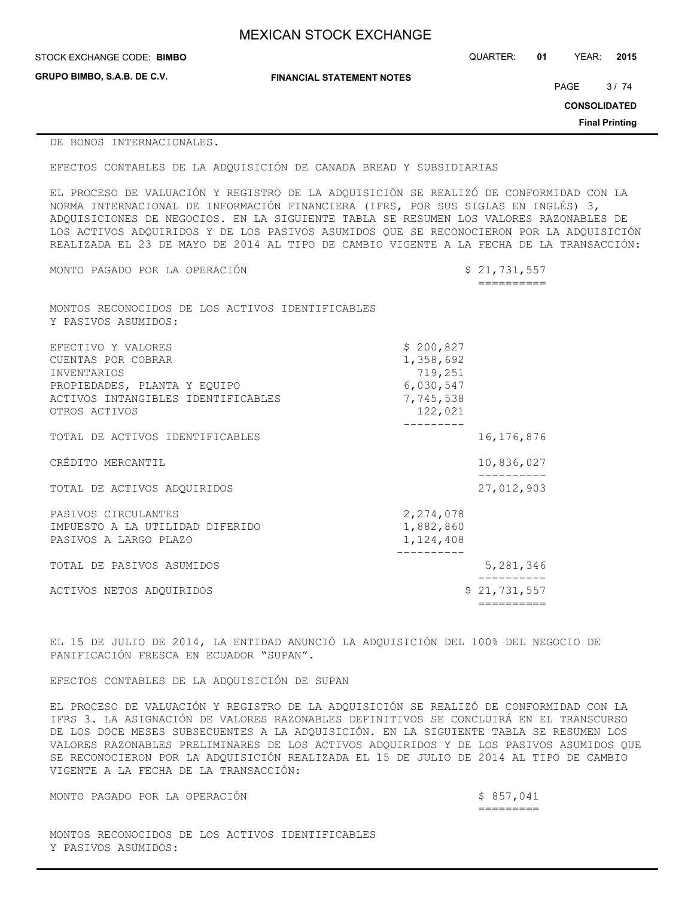DE BONOS INTERNACIONALES.

EFECTOS CONTABLES DE LA ADQUISICIÓN DE CANADA BREAD Y SUBSIDIARIAS

EL PROCESO DE VALUACIÓN Y REGISTRO DE LA ADQUISICIÓN SE REALIZÓ DE CONFORMIDAD CON LA NORMA INTERNACIONAL DE INFORMACIÓN FINANCIERA (IFRS, POR SUS SIGLAS EN INGLÉS) 3, ADQUISICIONES DE NEGOCIOS. EN LA SIGUIENTE TABLA SE RESUMEN LOS VALORES RAZONABLES DE LOS ACTIVOS ADQUIRIDOS Y DE LOS PASIVOS ASUMIDOS QUE SE RECONOCIERON POR LA ADQUISICIÓN REALIZADA EL 23 DE MAYO DE 2014 AL TIPO DE CAMBIO VIGENTE A LA FECHA DE LA TRANSACCIÓN:

| | | |
|---|---|---|
| MONTO PAGADO POR LA OPERACIÓN | | $ 21,731,557 |
| MONTOS RECONOCIDOS DE LOS ACTIVOS IDENTIFICABLES Y PASIVOS ASUMIDOS: | | |
| EFECTIVO Y VALORES | $ 200,827 | |
| CUENTAS POR COBRAR | 1,358,692 | |
| INVENTARIOS | 719,251 | |
| PROPIEDADES, PLANTA Y EQUIPO | 6,030,547 | |
| ACTIVOS INTANGIBLES IDENTIFICABLES | 7,745,538 | |
| OTROS ACTIVOS | 122,021 | |
| TOTAL DE ACTIVOS IDENTIFICABLES | | 16,176,876 |
| CRÉDITO MERCANTIL | | 10,836,027 |
| TOTAL DE ACTIVOS ADQUIRIDOS | | 27,012,903 |
| PASIVOS CIRCULANTES | 2,274,078 | |
| IMPUESTO A LA UTILIDAD DIFERIDO | 1,882,860 | |
| PASIVOS A LARGO PLAZO | 1,124,408 | |
| TOTAL DE PASIVOS ASUMIDOS | | 5,281,346 |
| ACTIVOS NETOS ADQUIRIDOS | | $ 21,731,557 |

EL 15 DE JULIO DE 2014, LA ENTIDAD ANUNCIÓ LA ADQUISICIÓN DEL 100% DEL NEGOCIO DE PANIFICACIÓN FRESCA EN ECUADOR "SUPAN".

EFECTOS CONTABLES DE LA ADQUISICIÓN DE SUPAN

EL PROCESO DE VALUACIÓN Y REGISTRO DE LA ADQUISICIÓN SE REALIZÓ DE CONFORMIDAD CON LA IFRS 3. LA ASIGNACIÓN DE VALORES RAZONABLES DEFINITIVOS SE CONCLUIRÁ EN EL TRANSCURSO DE LOS DOCE MESES SUBSECUENTES A LA ADQUISICIÓN. EN LA SIGUIENTE TABLA SE RESUMEN LOS VALORES RAZONABLES PRELIMINARES DE LOS ACTIVOS ADQUIRIDOS Y DE LOS PASIVOS ASUMIDOS QUE SE RECONOCIERON POR LA ADQUISICIÓN REALIZADA EL 15 DE JULIO DE 2014 AL TIPO DE CAMBIO VIGENTE A LA FECHA DE LA TRANSACCIÓN:

| | | |
|---|---|---|
| MONTO PAGADO POR LA OPERACIÓN | | $ 857,041 |
| MONTOS RECONOCIDOS DE LOS ACTIVOS IDENTIFICABLES Y PASIVOS ASUMIDOS: | | |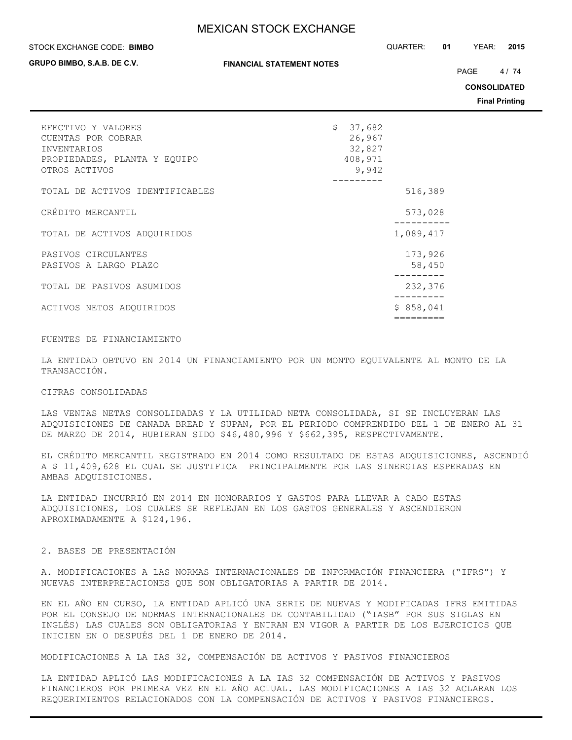| | | |
|---|---|---|
| EFECTIVO Y VALORES | $ 37,682 | |
| CUENTAS POR COBRAR | 26,967 | |
| INVENTARIOS | 32,827 | |
| PROPIEDADES, PLANTA Y EQUIPO | 408,971 | |
| OTROS ACTIVOS | 9,942 | |
| TOTAL DE ACTIVOS IDENTIFICABLES | | 516,389 |
| CRÉDITO MERCANTIL | | 573,028 |
| TOTAL DE ACTIVOS ADQUIRIDOS | | 1,089,417 |
| PASIVOS CIRCULANTES | | 173,926 |
| PASIVOS A LARGO PLAZO | | 58,450 |
| TOTAL DE PASIVOS ASUMIDOS | | 232,376 |
| ACTIVOS NETOS ADQUIRIDOS | | $ 858,041 |

FUENTES DE FINANCIAMIENTO

LA ENTIDAD OBTUVO EN 2014 UN FINANCIAMIENTO POR UN MONTO EQUIVALENTE AL MONTO DE LA TRANSACCIÓN.

CIFRAS CONSOLIDADAS

LAS VENTAS NETAS CONSOLIDADAS Y LA UTILIDAD NETA CONSOLIDADA, SI SE INCLUYERAN LAS ADQUISICIONES DE CANADA BREAD Y SUPAN, POR EL PERIODO COMPRENDIDO DEL 1 DE ENERO AL 31 DE MARZO DE 2014, HUBIERAN SIDO $46,480,996 Y $662,395, RESPECTIVAMENTE.

EL CRÉDITO MERCANTIL REGISTRADO EN 2014 COMO RESULTADO DE ESTAS ADQUISICIONES, ASCENDIÓ A $ 11,409,628 EL CUAL SE JUSTIFICA PRINCIPALMENTE POR LAS SINERGIAS ESPERADAS EN AMBAS ADQUISICIONES.

LA ENTIDAD INCURRIÓ EN 2014 EN HONORARIOS Y GASTOS PARA LLEVAR A CABO ESTAS ADQUISICIONES, LOS CUALES SE REFLEJAN EN LOS GASTOS GENERALES Y ASCENDIERON APROXIMADAMENTE A $124,196.

2. BASES DE PRESENTACIÓN

A. MODIFICACIONES A LAS NORMAS INTERNACIONALES DE INFORMACIÓN FINANCIERA ("IFRS") Y NUEVAS INTERPRETACIONES QUE SON OBLIGATORIAS A PARTIR DE 2014.

EN EL AÑO EN CURSO, LA ENTIDAD APLICÓ UNA SERIE DE NUEVAS Y MODIFICADAS IFRS EMITIDAS POR EL CONSEJO DE NORMAS INTERNACIONALES DE CONTABILIDAD ("IASB" POR SUS SIGLAS EN INGLÉS) LAS CUALES SON OBLIGATORIAS Y ENTRAN EN VIGOR A PARTIR DE LOS EJERCICIOS QUE INICIEN EN O DESPUÉS DEL 1 DE ENERO DE 2014.

MODIFICACIONES A LA IAS 32, COMPENSACIÓN DE ACTIVOS Y PASIVOS FINANCIEROS

LA ENTIDAD APLICÓ LAS MODIFICACIONES A LA IAS 32 COMPENSACIÓN DE ACTIVOS Y PASIVOS FINANCIEROS POR PRIMERA VEZ EN EL AÑO ACTUAL. LAS MODIFICACIONES A IAS 32 ACLARAN LOS REQUERIMIENTOS RELACIONADOS CON LA COMPENSACIÓN DE ACTIVOS Y PASIVOS FINANCIEROS.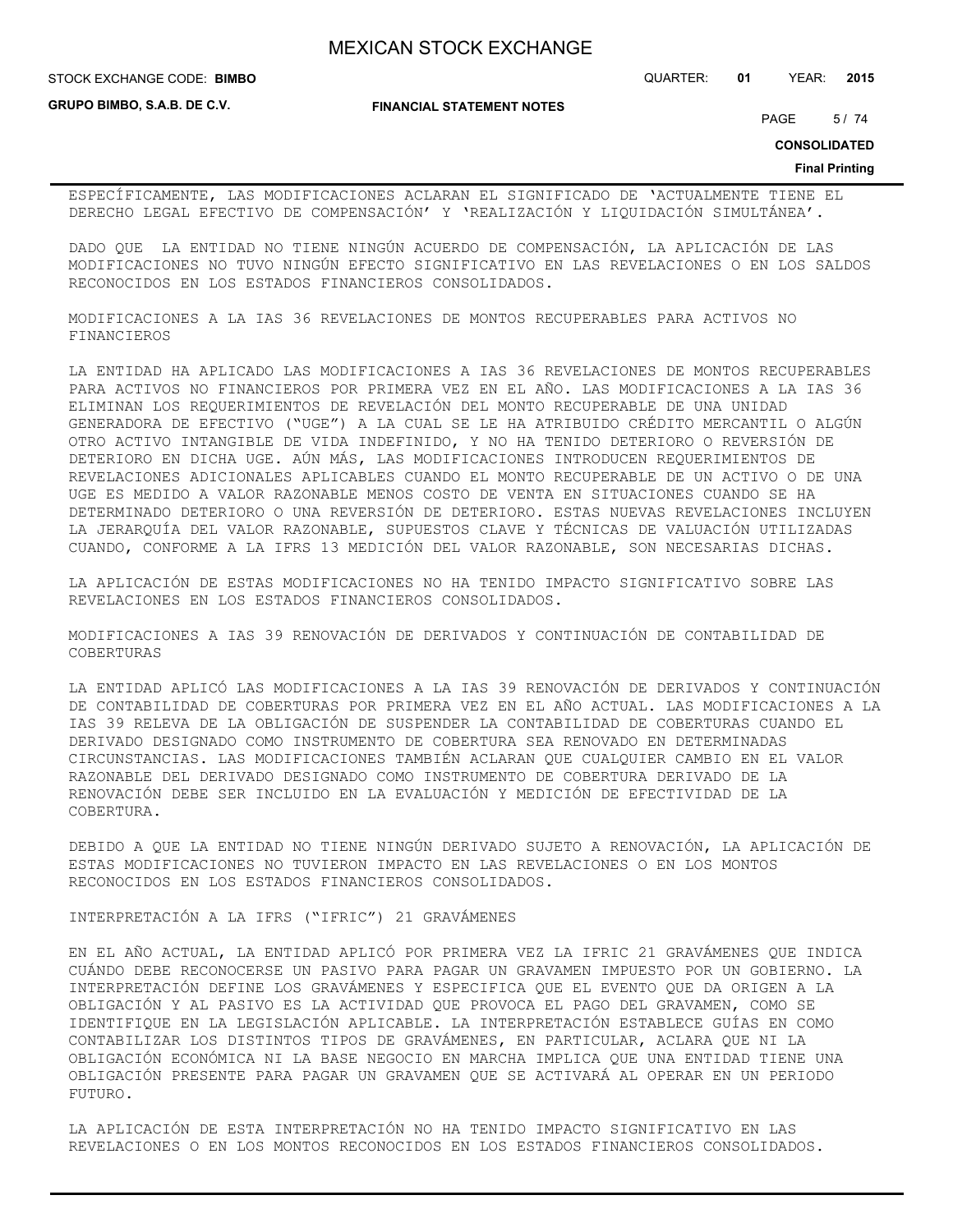ESPECÍFICAMENTE, LAS MODIFICACIONES ACLARAN EL SIGNIFICADO DE 'ACTUALMENTE TIENE EL DERECHO LEGAL EFECTIVO DE COMPENSACIÓN' Y 'REALIZACIÓN Y LIQUIDACIÓN SIMULTÁNEA'.

DADO QUE LA ENTIDAD NO TIENE NINGÚN ACUERDO DE COMPENSACIÓN, LA APLICACIÓN DE LAS MODIFICACIONES NO TUVO NINGÚN EFECTO SIGNIFICATIVO EN LAS REVELACIONES O EN LOS SALDOS RECONOCIDOS EN LOS ESTADOS FINANCIEROS CONSOLIDADOS.

MODIFICACIONES A LA IAS 36 REVELACIONES DE MONTOS RECUPERABLES PARA ACTIVOS NO FINANCIEROS

LA ENTIDAD HA APLICADO LAS MODIFICACIONES A IAS 36 REVELACIONES DE MONTOS RECUPERABLES PARA ACTIVOS NO FINANCIEROS POR PRIMERA VEZ EN EL AÑO. LAS MODIFICACIONES A LA IAS 36 ELIMINAN LOS REQUERIMIENTOS DE REVELACIÓN DEL MONTO RECUPERABLE DE UNA UNIDAD GENERADORA DE EFECTIVO ("UGE") A LA CUAL SE LE HA ATRIBUIDO CRÉDITO MERCANTIL O ALGÚN OTRO ACTIVO INTANGIBLE DE VIDA INDEFINIDO, Y NO HA TENIDO DETERIORO O REVERSIÓN DE DETERIORO EN DICHA UGE. AÚN MÁS, LAS MODIFICACIONES INTRODUCEN REQUERIMIENTOS DE REVELACIONES ADICIONALES APLICABLES CUANDO EL MONTO RECUPERABLE DE UN ACTIVO O DE UNA UGE ES MEDIDO A VALOR RAZONABLE MENOS COSTO DE VENTA EN SITUACIONES CUANDO SE HA DETERMINADO DETERIORO O UNA REVERSIÓN DE DETERIORO. ESTAS NUEVAS REVELACIONES INCLUYEN LA JERARQUÍA DEL VALOR RAZONABLE, SUPUESTOS CLAVE Y TÉCNICAS DE VALUACIÓN UTILIZADAS CUANDO, CONFORME A LA IFRS 13 MEDICIÓN DEL VALOR RAZONABLE, SON NECESARIAS DICHAS.

LA APLICACIÓN DE ESTAS MODIFICACIONES NO HA TENIDO IMPACTO SIGNIFICATIVO SOBRE LAS REVELACIONES EN LOS ESTADOS FINANCIEROS CONSOLIDADOS.

MODIFICACIONES A IAS 39 RENOVACIÓN DE DERIVADOS Y CONTINUACIÓN DE CONTABILIDAD DE COBERTURAS

LA ENTIDAD APLICÓ LAS MODIFICACIONES A LA IAS 39 RENOVACIÓN DE DERIVADOS Y CONTINUACIÓN DE CONTABILIDAD DE COBERTURAS POR PRIMERA VEZ EN EL AÑO ACTUAL. LAS MODIFICACIONES A LA IAS 39 RELEVA DE LA OBLIGACIÓN DE SUSPENDER LA CONTABILIDAD DE COBERTURAS CUANDO EL DERIVADO DESIGNADO COMO INSTRUMENTO DE COBERTURA SEA RENOVADO EN DETERMINADAS CIRCUNSTANCIAS. LAS MODIFICACIONES TAMBIÉN ACLARAN QUE CUALQUIER CAMBIO EN EL VALOR RAZONABLE DEL DERIVADO DESIGNADO COMO INSTRUMENTO DE COBERTURA DERIVADO DE LA RENOVACIÓN DEBE SER INCLUIDO EN LA EVALUACIÓN Y MEDICIÓN DE EFECTIVIDAD DE LA COBERTURA.

DEBIDO A QUE LA ENTIDAD NO TIENE NINGÚN DERIVADO SUJETO A RENOVACIÓN, LA APLICACIÓN DE ESTAS MODIFICACIONES NO TUVIERON IMPACTO EN LAS REVELACIONES O EN LOS MONTOS RECONOCIDOS EN LOS ESTADOS FINANCIEROS CONSOLIDADOS.

INTERPRETACIÓN A LA IFRS ("IFRIC") 21 GRAVÁMENES

EN EL AÑO ACTUAL, LA ENTIDAD APLICÓ POR PRIMERA VEZ LA IFRIC 21 GRAVÁMENES QUE INDICA CUÁNDO DEBE RECONOCERSE UN PASIVO PARA PAGAR UN GRAVAMEN IMPUESTO POR UN GOBIERNO. LA INTERPRETACIÓN DEFINE LOS GRAVÁMENES Y ESPECIFICA QUE EL EVENTO QUE DA ORIGEN A LA OBLIGACIÓN Y AL PASIVO ES LA ACTIVIDAD QUE PROVOCA EL PAGO DEL GRAVAMEN, COMO SE IDENTIFIQUE EN LA LEGISLACIÓN APLICABLE. LA INTERPRETACIÓN ESTABLECE GUÍAS EN COMO CONTABILIZAR LOS DISTINTOS TIPOS DE GRAVÁMENES, EN PARTICULAR, ACLARA QUE NI LA OBLIGACIÓN ECONÓMICA NI LA BASE NEGOCIO EN MARCHA IMPLICA QUE UNA ENTIDAD TIENE UNA OBLIGACIÓN PRESENTE PARA PAGAR UN GRAVAMEN QUE SE ACTIVARÁ AL OPERAR EN UN PERIODO FUTURO.

LA APLICACIÓN DE ESTA INTERPRETACIÓN NO HA TENIDO IMPACTO SIGNIFICATIVO EN LAS REVELACIONES O EN LOS MONTOS RECONOCIDOS EN LOS ESTADOS FINANCIEROS CONSOLIDADOS.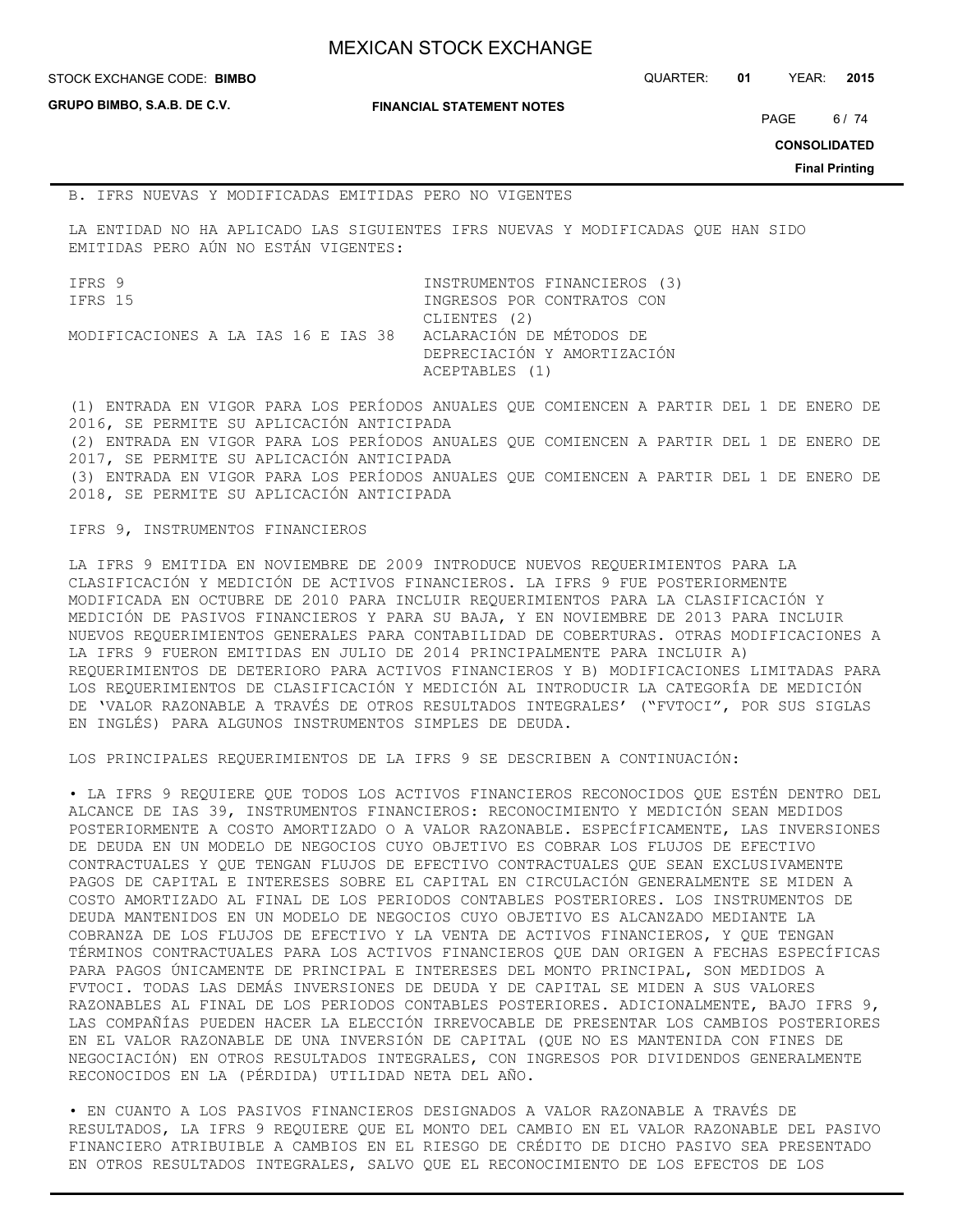B. IFRS NUEVAS Y MODIFICADAS EMITIDAS PERO NO VIGENTES

LA ENTIDAD NO HA APLICADO LAS SIGUIENTES IFRS NUEVAS Y MODIFICADAS QUE HAN SIDO EMITIDAS PERO AÚN NO ESTÁN VIGENTES:

| | |
|---|---|
| IFRS 9 | INSTRUMENTOS FINANCIEROS (3) |
| IFRS 15 | INGRESOS POR CONTRATOS CON CLIENTES (2) |
| MODIFICACIONES A LA IAS 16 E IAS 38 | ACLARACIÓN DE MÉTODOS DE DEPRECIACIÓN Y AMORTIZACIÓN ACEPTABLES (1) |

(1) ENTRADA EN VIGOR PARA LOS PERÍODOS ANUALES QUE COMIENCEN A PARTIR DEL 1 DE ENERO DE 2016, SE PERMITE SU APLICACIÓN ANTICIPADA
(2) ENTRADA EN VIGOR PARA LOS PERÍODOS ANUALES QUE COMIENCEN A PARTIR DEL 1 DE ENERO DE 2017, SE PERMITE SU APLICACIÓN ANTICIPADA
(3) ENTRADA EN VIGOR PARA LOS PERÍODOS ANUALES QUE COMIENCEN A PARTIR DEL 1 DE ENERO DE 2018, SE PERMITE SU APLICACIÓN ANTICIPADA

IFRS 9, INSTRUMENTOS FINANCIEROS

LA IFRS 9 EMITIDA EN NOVIEMBRE DE 2009 INTRODUCE NUEVOS REQUERIMIENTOS PARA LA CLASIFICACIÓN Y MEDICIÓN DE ACTIVOS FINANCIEROS. LA IFRS 9 FUE POSTERIORMENTE MODIFICADA EN OCTUBRE DE 2010 PARA INCLUIR REQUERIMIENTOS PARA LA CLASIFICACIÓN Y MEDICIÓN DE PASIVOS FINANCIEROS Y PARA SU BAJA, Y EN NOVIEMBRE DE 2013 PARA INCLUIR NUEVOS REQUERIMIENTOS GENERALES PARA CONTABILIDAD DE COBERTURAS. OTRAS MODIFICACIONES A LA IFRS 9 FUERON EMITIDAS EN JULIO DE 2014 PRINCIPALMENTE PARA INCLUIR A) REQUERIMIENTOS DE DETERIORO PARA ACTIVOS FINANCIEROS Y B) MODIFICACIONES LIMITADAS PARA LOS REQUERIMIENTOS DE CLASIFICACIÓN Y MEDICIÓN AL INTRODUCIR LA CATEGORÍA DE MEDICIÓN DE 'VALOR RAZONABLE A TRAVÉS DE OTROS RESULTADOS INTEGRALES' ("FVTOCI", POR SUS SIGLAS EN INGLÉS) PARA ALGUNOS INSTRUMENTOS SIMPLES DE DEUDA.

LOS PRINCIPALES REQUERIMIENTOS DE LA IFRS 9 SE DESCRIBEN A CONTINUACIÓN:

• LA IFRS 9 REQUIERE QUE TODOS LOS ACTIVOS FINANCIEROS RECONOCIDOS QUE ESTÉN DENTRO DEL ALCANCE DE IAS 39, INSTRUMENTOS FINANCIEROS: RECONOCIMIENTO Y MEDICIÓN SEAN MEDIDOS POSTERIORMENTE A COSTO AMORTIZADO O A VALOR RAZONABLE. ESPECÍFICAMENTE, LAS INVERSIONES DE DEUDA EN UN MODELO DE NEGOCIOS CUYO OBJETIVO ES COBRAR LOS FLUJOS DE EFECTIVO CONTRACTUALES Y QUE TENGAN FLUJOS DE EFECTIVO CONTRACTUALES QUE SEAN EXCLUSIVAMENTE PAGOS DE CAPITAL E INTERESES SOBRE EL CAPITAL EN CIRCULACIÓN GENERALMENTE SE MIDEN A COSTO AMORTIZADO AL FINAL DE LOS PERIODOS CONTABLES POSTERIORES. LOS INSTRUMENTOS DE DEUDA MANTENIDOS EN UN MODELO DE NEGOCIOS CUYO OBJETIVO ES ALCANZADO MEDIANTE LA COBRANZA DE LOS FLUJOS DE EFECTIVO Y LA VENTA DE ACTIVOS FINANCIEROS, Y QUE TENGAN TÉRMINOS CONTRACTUALES PARA LOS ACTIVOS FINANCIEROS QUE DAN ORIGEN A FECHAS ESPECÍFICAS PARA PAGOS ÚNICAMENTE DE PRINCIPAL E INTERESES DEL MONTO PRINCIPAL, SON MEDIDOS A FVTOCI. TODAS LAS DEMÁS INVERSIONES DE DEUDA Y DE CAPITAL SE MIDEN A SUS VALORES RAZONABLES AL FINAL DE LOS PERIODOS CONTABLES POSTERIORES. ADICIONALMENTE, BAJO IFRS 9, LAS COMPAÑÍAS PUEDEN HACER LA ELECCIÓN IRREVOCABLE DE PRESENTAR LOS CAMBIOS POSTERIORES EN EL VALOR RAZONABLE DE UNA INVERSIÓN DE CAPITAL (QUE NO ES MANTENIDA CON FINES DE NEGOCIACIÓN) EN OTROS RESULTADOS INTEGRALES, CON INGRESOS POR DIVIDENDOS GENERALMENTE RECONOCIDOS EN LA (PÉRDIDA) UTILIDAD NETA DEL AÑO.

• EN CUANTO A LOS PASIVOS FINANCIEROS DESIGNADOS A VALOR RAZONABLE A TRAVÉS DE RESULTADOS, LA IFRS 9 REQUIERE QUE EL MONTO DEL CAMBIO EN EL VALOR RAZONABLE DEL PASIVO FINANCIERO ATRIBUIBLE A CAMBIOS EN EL RIESGO DE CRÉDITO DE DICHO PASIVO SEA PRESENTADO EN OTROS RESULTADOS INTEGRALES, SALVO QUE EL RECONOCIMIENTO DE LOS EFECTOS DE LOS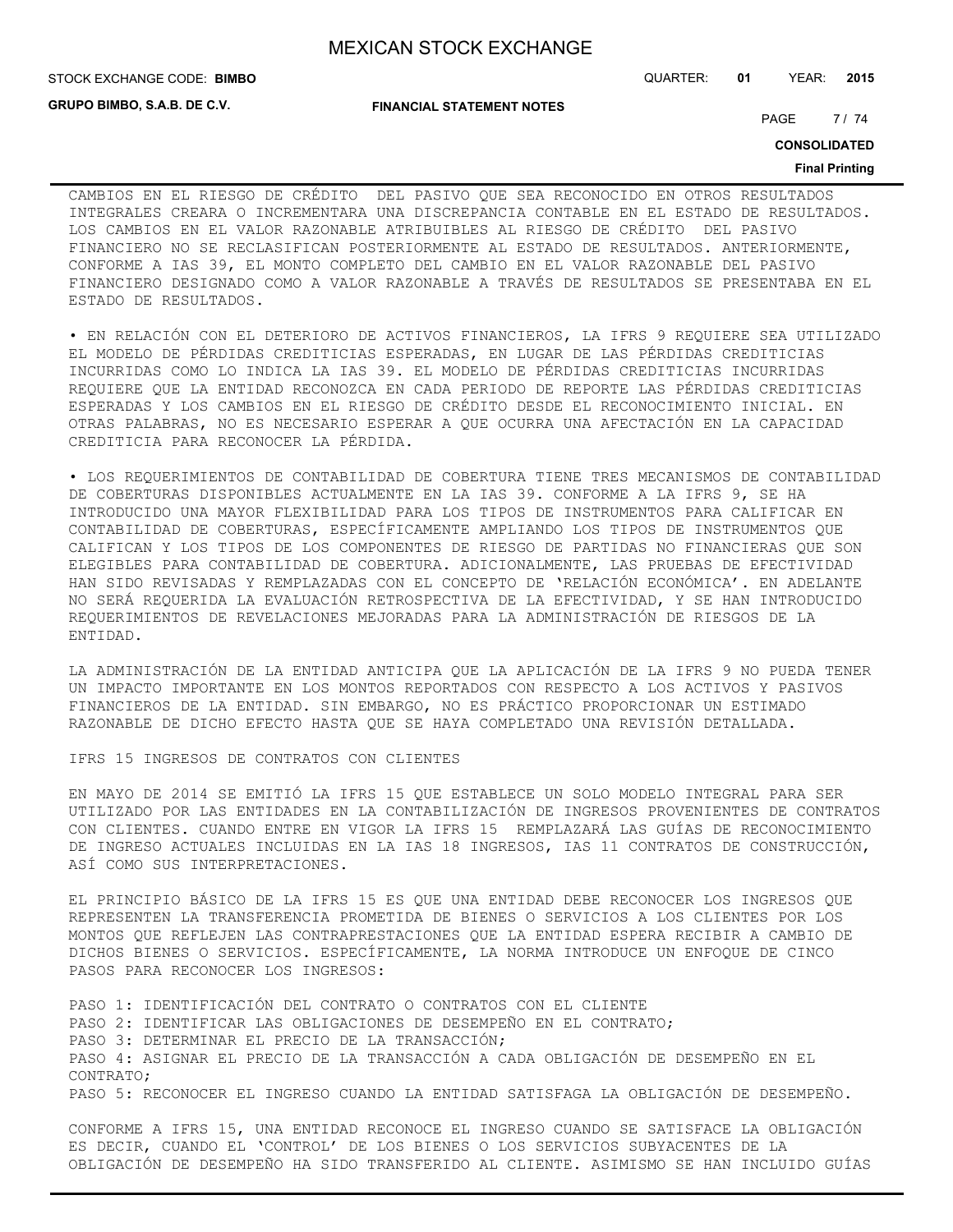CAMBIOS EN EL RIESGO DE CRÉDITO DEL PASIVO QUE SEA RECONOCIDO EN OTROS RESULTADOS INTEGRALES CREARA O INCREMENTARA UNA DISCREPANCIA CONTABLE EN EL ESTADO DE RESULTADOS. LOS CAMBIOS EN EL VALOR RAZONABLE ATRIBUIBLES AL RIESGO DE CRÉDITO DEL PASIVO FINANCIERO NO SE RECLASIFICAN POSTERIORMENTE AL ESTADO DE RESULTADOS. ANTERIORMENTE, CONFORME A IAS 39, EL MONTO COMPLETO DEL CAMBIO EN EL VALOR RAZONABLE DEL PASIVO FINANCIERO DESIGNADO COMO A VALOR RAZONABLE A TRAVÉS DE RESULTADOS SE PRESENTABA EN EL ESTADO DE RESULTADOS.

• EN RELACIÓN CON EL DETERIORO DE ACTIVOS FINANCIEROS, LA IFRS 9 REQUIERE SEA UTILIZADO EL MODELO DE PÉRDIDAS CREDITICIAS ESPERADAS, EN LUGAR DE LAS PÉRDIDAS CREDITICIAS INCURRIDAS COMO LO INDICA LA IAS 39. EL MODELO DE PÉRDIDAS CREDITICIAS INCURRIDAS REQUIERE QUE LA ENTIDAD RECONOZCA EN CADA PERIODO DE REPORTE LAS PÉRDIDAS CREDITICIAS ESPERADAS Y LOS CAMBIOS EN EL RIESGO DE CRÉDITO DESDE EL RECONOCIMIENTO INICIAL. EN OTRAS PALABRAS, NO ES NECESARIO ESPERAR A QUE OCURRA UNA AFECTACIÓN EN LA CAPACIDAD CREDITICIA PARA RECONOCER LA PÉRDIDA.

• LOS REQUERIMIENTOS DE CONTABILIDAD DE COBERTURA TIENE TRES MECANISMOS DE CONTABILIDAD DE COBERTURAS DISPONIBLES ACTUALMENTE EN LA IAS 39. CONFORME A LA IFRS 9, SE HA INTRODUCIDO UNA MAYOR FLEXIBILIDAD PARA LOS TIPOS DE INSTRUMENTOS PARA CALIFICAR EN CONTABILIDAD DE COBERTURAS, ESPECÍFICAMENTE AMPLIANDO LOS TIPOS DE INSTRUMENTOS QUE CALIFICAN Y LOS TIPOS DE LOS COMPONENTES DE RIESGO DE PARTIDAS NO FINANCIERAS QUE SON ELEGIBLES PARA CONTABILIDAD DE COBERTURA. ADICIONALMENTE, LAS PRUEBAS DE EFECTIVIDAD HAN SIDO REVISADAS Y REMPLAZADAS CON EL CONCEPTO DE 'RELACIÓN ECONÓMICA'. EN ADELANTE NO SERÁ REQUERIDA LA EVALUACIÓN RETROSPECTIVA DE LA EFECTIVIDAD, Y SE HAN INTRODUCIDO REQUERIMIENTOS DE REVELACIONES MEJORADAS PARA LA ADMINISTRACIÓN DE RIESGOS DE LA ENTIDAD.

LA ADMINISTRACIÓN DE LA ENTIDAD ANTICIPA QUE LA APLICACIÓN DE LA IFRS 9 NO PUEDA TENER UN IMPACTO IMPORTANTE EN LOS MONTOS REPORTADOS CON RESPECTO A LOS ACTIVOS Y PASIVOS FINANCIEROS DE LA ENTIDAD. SIN EMBARGO, NO ES PRÁCTICO PROPORCIONAR UN ESTIMADO RAZONABLE DE DICHO EFECTO HASTA QUE SE HAYA COMPLETADO UNA REVISIÓN DETALLADA.

IFRS 15 INGRESOS DE CONTRATOS CON CLIENTES

EN MAYO DE 2014 SE EMITIÓ LA IFRS 15 QUE ESTABLECE UN SOLO MODELO INTEGRAL PARA SER UTILIZADO POR LAS ENTIDADES EN LA CONTABILIZACIÓN DE INGRESOS PROVENIENTES DE CONTRATOS CON CLIENTES. CUANDO ENTRE EN VIGOR LA IFRS 15 REMPLAZARÁ LAS GUÍAS DE RECONOCIMIENTO DE INGRESO ACTUALES INCLUIDAS EN LA IAS 18 INGRESOS, IAS 11 CONTRATOS DE CONSTRUCCIÓN, ASÍ COMO SUS INTERPRETACIONES.

EL PRINCIPIO BÁSICO DE LA IFRS 15 ES QUE UNA ENTIDAD DEBE RECONOCER LOS INGRESOS QUE REPRESENTEN LA TRANSFERENCIA PROMETIDA DE BIENES O SERVICIOS A LOS CLIENTES POR LOS MONTOS QUE REFLEJEN LAS CONTRAPRESTACIONES QUE LA ENTIDAD ESPERA RECIBIR A CAMBIO DE DICHOS BIENES O SERVICIOS. ESPECÍFICAMENTE, LA NORMA INTRODUCE UN ENFOQUE DE CINCO PASOS PARA RECONOCER LOS INGRESOS:

PASO 1: IDENTIFICACIÓN DEL CONTRATO O CONTRATOS CON EL CLIENTE
PASO 2: IDENTIFICAR LAS OBLIGACIONES DE DESEMPEÑO EN EL CONTRATO;
PASO 3: DETERMINAR EL PRECIO DE LA TRANSACCIÓN;
PASO 4: ASIGNAR EL PRECIO DE LA TRANSACCIÓN A CADA OBLIGACIÓN DE DESEMPEÑO EN EL CONTRATO;
PASO 5: RECONOCER EL INGRESO CUANDO LA ENTIDAD SATISFAGA LA OBLIGACIÓN DE DESEMPEÑO.

CONFORME A IFRS 15, UNA ENTIDAD RECONOCE EL INGRESO CUANDO SE SATISFACE LA OBLIGACIÓN ES DECIR, CUANDO EL 'CONTROL' DE LOS BIENES O LOS SERVICIOS SUBYACENTES DE LA OBLIGACIÓN DE DESEMPEÑO HA SIDO TRANSFERIDO AL CLIENTE. ASIMISMO SE HAN INCLUIDO GUÍAS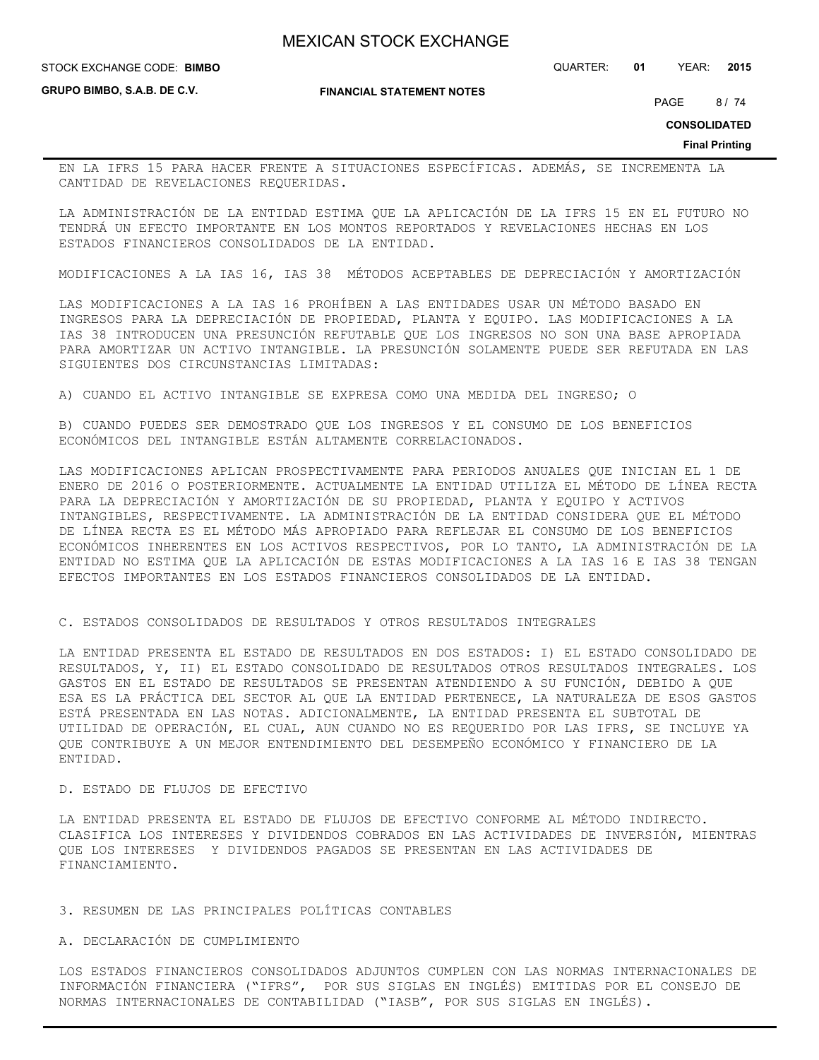EN LA IFRS 15 PARA HACER FRENTE A SITUACIONES ESPECÍFICAS. ADEMÁS, SE INCREMENTA LA CANTIDAD DE REVELACIONES REQUERIDAS.

LA ADMINISTRACIÓN DE LA ENTIDAD ESTIMA QUE LA APLICACIÓN DE LA IFRS 15 EN EL FUTURO NO TENDRÁ UN EFECTO IMPORTANTE EN LOS MONTOS REPORTADOS Y REVELACIONES HECHAS EN LOS ESTADOS FINANCIEROS CONSOLIDADOS DE LA ENTIDAD.

MODIFICACIONES A LA IAS 16, IAS 38  MÉTODOS ACEPTABLES DE DEPRECIACIÓN Y AMORTIZACIÓN

LAS MODIFICACIONES A LA IAS 16 PROHÍBEN A LAS ENTIDADES USAR UN MÉTODO BASADO EN INGRESOS PARA LA DEPRECIACIÓN DE PROPIEDAD, PLANTA Y EQUIPO. LAS MODIFICACIONES A LA IAS 38 INTRODUCEN UNA PRESUNCIÓN REFUTABLE QUE LOS INGRESOS NO SON UNA BASE APROPIADA PARA AMORTIZAR UN ACTIVO INTANGIBLE. LA PRESUNCIÓN SOLAMENTE PUEDE SER REFUTADA EN LAS SIGUIENTES DOS CIRCUNSTANCIAS LIMITADAS:

A) CUANDO EL ACTIVO INTANGIBLE SE EXPRESA COMO UNA MEDIDA DEL INGRESO; O

B) CUANDO PUEDES SER DEMOSTRADO QUE LOS INGRESOS Y EL CONSUMO DE LOS BENEFICIOS ECONÓMICOS DEL INTANGIBLE ESTÁN ALTAMENTE CORRELACIONADOS.

LAS MODIFICACIONES APLICAN PROSPECTIVAMENTE PARA PERIODOS ANUALES QUE INICIAN EL 1 DE ENERO DE 2016 O POSTERIORMENTE. ACTUALMENTE LA ENTIDAD UTILIZA EL MÉTODO DE LÍNEA RECTA PARA LA DEPRECIACIÓN Y AMORTIZACIÓN DE SU PROPIEDAD, PLANTA Y EQUIPO Y ACTIVOS INTANGIBLES, RESPECTIVAMENTE. LA ADMINISTRACIÓN DE LA ENTIDAD CONSIDERA QUE EL MÉTODO DE LÍNEA RECTA ES EL MÉTODO MÁS APROPIADO PARA REFLEJAR EL CONSUMO DE LOS BENEFICIOS ECONÓMICOS INHERENTES EN LOS ACTIVOS RESPECTIVOS, POR LO TANTO, LA ADMINISTRACIÓN DE LA ENTIDAD NO ESTIMA QUE LA APLICACIÓN DE ESTAS MODIFICACIONES A LA IAS 16 E IAS 38 TENGAN EFECTOS IMPORTANTES EN LOS ESTADOS FINANCIEROS CONSOLIDADOS DE LA ENTIDAD.

C. ESTADOS CONSOLIDADOS DE RESULTADOS Y OTROS RESULTADOS INTEGRALES

LA ENTIDAD PRESENTA EL ESTADO DE RESULTADOS EN DOS ESTADOS: I) EL ESTADO CONSOLIDADO DE RESULTADOS, Y, II) EL ESTADO CONSOLIDADO DE RESULTADOS OTROS RESULTADOS INTEGRALES. LOS GASTOS EN EL ESTADO DE RESULTADOS SE PRESENTAN ATENDIENDO A SU FUNCIÓN, DEBIDO A QUE ESA ES LA PRÁCTICA DEL SECTOR AL QUE LA ENTIDAD PERTENECE, LA NATURALEZA DE ESOS GASTOS ESTÁ PRESENTADA EN LAS NOTAS. ADICIONALMENTE, LA ENTIDAD PRESENTA EL SUBTOTAL DE UTILIDAD DE OPERACIÓN, EL CUAL, AUN CUANDO NO ES REQUERIDO POR LAS IFRS, SE INCLUYE YA QUE CONTRIBUYE A UN MEJOR ENTENDIMIENTO DEL DESEMPEÑO ECONÓMICO Y FINANCIERO DE LA ENTIDAD.

D. ESTADO DE FLUJOS DE EFECTIVO

LA ENTIDAD PRESENTA EL ESTADO DE FLUJOS DE EFECTIVO CONFORME AL MÉTODO INDIRECTO. CLASIFICA LOS INTERESES Y DIVIDENDOS COBRADOS EN LAS ACTIVIDADES DE INVERSIÓN, MIENTRAS QUE LOS INTERESES  Y DIVIDENDOS PAGADOS SE PRESENTAN EN LAS ACTIVIDADES DE FINANCIAMIENTO.

3. RESUMEN DE LAS PRINCIPALES POLÍTICAS CONTABLES

A. DECLARACIÓN DE CUMPLIMIENTO

LOS ESTADOS FINANCIEROS CONSOLIDADOS ADJUNTOS CUMPLEN CON LAS NORMAS INTERNACIONALES DE INFORMACIÓN FINANCIERA ("IFRS",  POR SUS SIGLAS EN INGLÉS) EMITIDAS POR EL CONSEJO DE NORMAS INTERNACIONALES DE CONTABILIDAD ("IASB", POR SUS SIGLAS EN INGLÉS).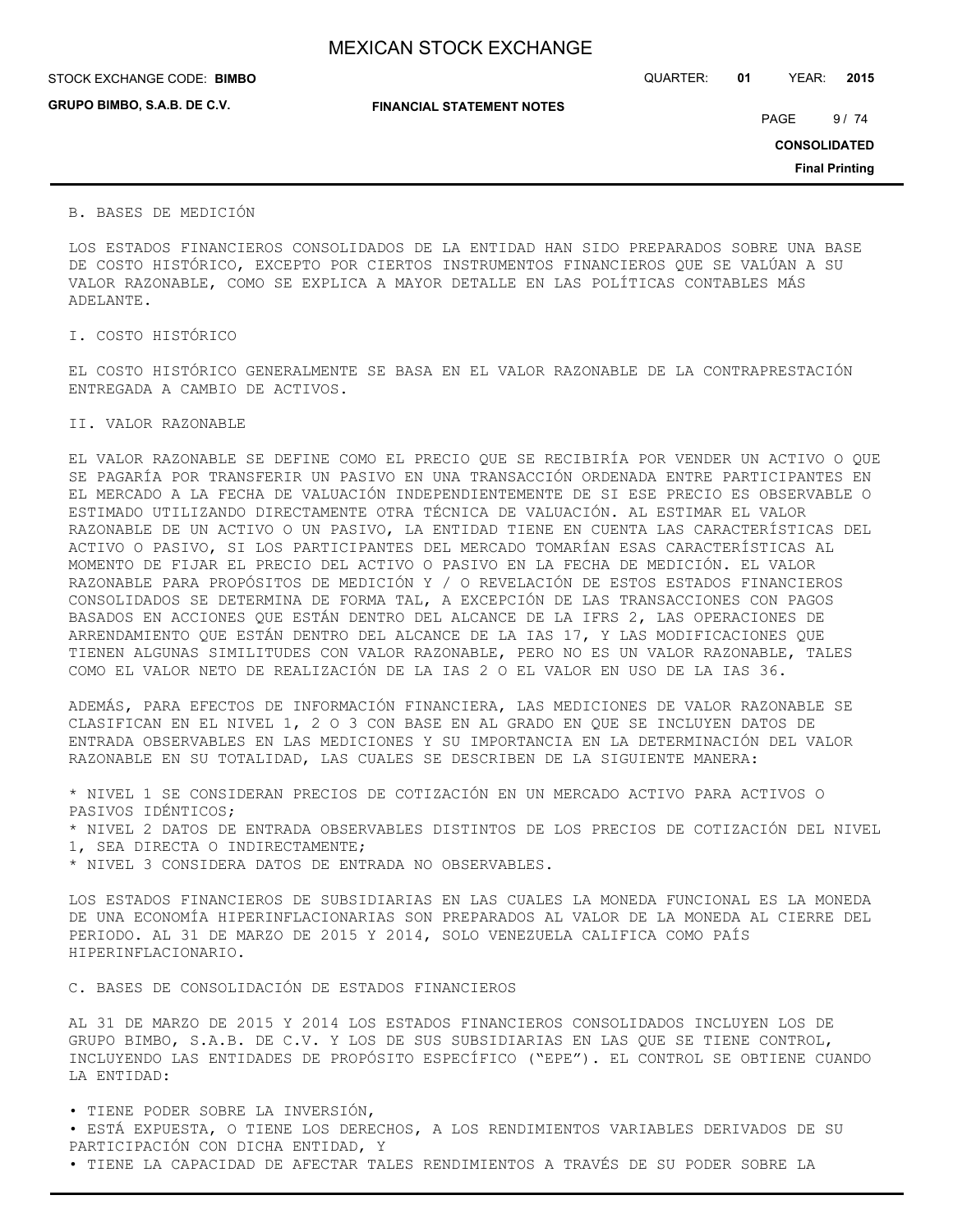B. BASES DE MEDICIÓN

LOS ESTADOS FINANCIEROS CONSOLIDADOS DE LA ENTIDAD HAN SIDO PREPARADOS SOBRE UNA BASE DE COSTO HISTÓRICO, EXCEPTO POR CIERTOS INSTRUMENTOS FINANCIEROS QUE SE VALÚAN A SU VALOR RAZONABLE, COMO SE EXPLICA A MAYOR DETALLE EN LAS POLÍTICAS CONTABLES MÁS ADELANTE.

I. COSTO HISTÓRICO

EL COSTO HISTÓRICO GENERALMENTE SE BASA EN EL VALOR RAZONABLE DE LA CONTRAPRESTACIÓN ENTREGADA A CAMBIO DE ACTIVOS.

II. VALOR RAZONABLE

EL VALOR RAZONABLE SE DEFINE COMO EL PRECIO QUE SE RECIBIRÍA POR VENDER UN ACTIVO O QUE SE PAGARÍA POR TRANSFERIR UN PASIVO EN UNA TRANSACCIÓN ORDENADA ENTRE PARTICIPANTES EN EL MERCADO A LA FECHA DE VALUACIÓN INDEPENDIENTEMENTE DE SI ESE PRECIO ES OBSERVABLE O ESTIMADO UTILIZANDO DIRECTAMENTE OTRA TÉCNICA DE VALUACIÓN. AL ESTIMAR EL VALOR RAZONABLE DE UN ACTIVO O UN PASIVO, LA ENTIDAD TIENE EN CUENTA LAS CARACTERÍSTICAS DEL ACTIVO O PASIVO, SI LOS PARTICIPANTES DEL MERCADO TOMARÍAN ESAS CARACTERÍSTICAS AL MOMENTO DE FIJAR EL PRECIO DEL ACTIVO O PASIVO EN LA FECHA DE MEDICIÓN. EL VALOR RAZONABLE PARA PROPÓSITOS DE MEDICIÓN Y / O REVELACIÓN DE ESTOS ESTADOS FINANCIEROS CONSOLIDADOS SE DETERMINA DE FORMA TAL, A EXCEPCIÓN DE LAS TRANSACCIONES CON PAGOS BASADOS EN ACCIONES QUE ESTÁN DENTRO DEL ALCANCE DE LA IFRS 2, LAS OPERACIONES DE ARRENDAMIENTO QUE ESTÁN DENTRO DEL ALCANCE DE LA IAS 17, Y LAS MODIFICACIONES QUE TIENEN ALGUNAS SIMILITUDES CON VALOR RAZONABLE, PERO NO ES UN VALOR RAZONABLE, TALES COMO EL VALOR NETO DE REALIZACIÓN DE LA IAS 2 O EL VALOR EN USO DE LA IAS 36.

ADEMÁS, PARA EFECTOS DE INFORMACIÓN FINANCIERA, LAS MEDICIONES DE VALOR RAZONABLE SE CLASIFICAN EN EL NIVEL 1, 2 O 3 CON BASE EN AL GRADO EN QUE SE INCLUYEN DATOS DE ENTRADA OBSERVABLES EN LAS MEDICIONES Y SU IMPORTANCIA EN LA DETERMINACIÓN DEL VALOR RAZONABLE EN SU TOTALIDAD, LAS CUALES SE DESCRIBEN DE LA SIGUIENTE MANERA:

* NIVEL 1 SE CONSIDERAN PRECIOS DE COTIZACIÓN EN UN MERCADO ACTIVO PARA ACTIVOS O PASIVOS IDÉNTICOS;
* NIVEL 2 DATOS DE ENTRADA OBSERVABLES DISTINTOS DE LOS PRECIOS DE COTIZACIÓN DEL NIVEL 1, SEA DIRECTA O INDIRECTAMENTE;
* NIVEL 3 CONSIDERA DATOS DE ENTRADA NO OBSERVABLES.

LOS ESTADOS FINANCIEROS DE SUBSIDIARIAS EN LAS CUALES LA MONEDA FUNCIONAL ES LA MONEDA DE UNA ECONOMÍA HIPERINFLACIONARIAS SON PREPARADOS AL VALOR DE LA MONEDA AL CIERRE DEL PERIODO. AL 31 DE MARZO DE 2015 Y 2014, SOLO VENEZUELA CALIFICA COMO PAÍS HIPERINFLACIONARIO.

C. BASES DE CONSOLIDACIÓN DE ESTADOS FINANCIEROS

AL 31 DE MARZO DE 2015 Y 2014 LOS ESTADOS FINANCIEROS CONSOLIDADOS INCLUYEN LOS DE GRUPO BIMBO, S.A.B. DE C.V. Y LOS DE SUS SUBSIDIARIAS EN LAS QUE SE TIENE CONTROL, INCLUYENDO LAS ENTIDADES DE PROPÓSITO ESPECÍFICO ("EPE"). EL CONTROL SE OBTIENE CUANDO LA ENTIDAD:

• TIENE PODER SOBRE LA INVERSIÓN,
• ESTÁ EXPUESTA, O TIENE LOS DERECHOS, A LOS RENDIMIENTOS VARIABLES DERIVADOS DE SU PARTICIPACIÓN CON DICHA ENTIDAD, Y
• TIENE LA CAPACIDAD DE AFECTAR TALES RENDIMIENTOS A TRAVÉS DE SU PODER SOBRE LA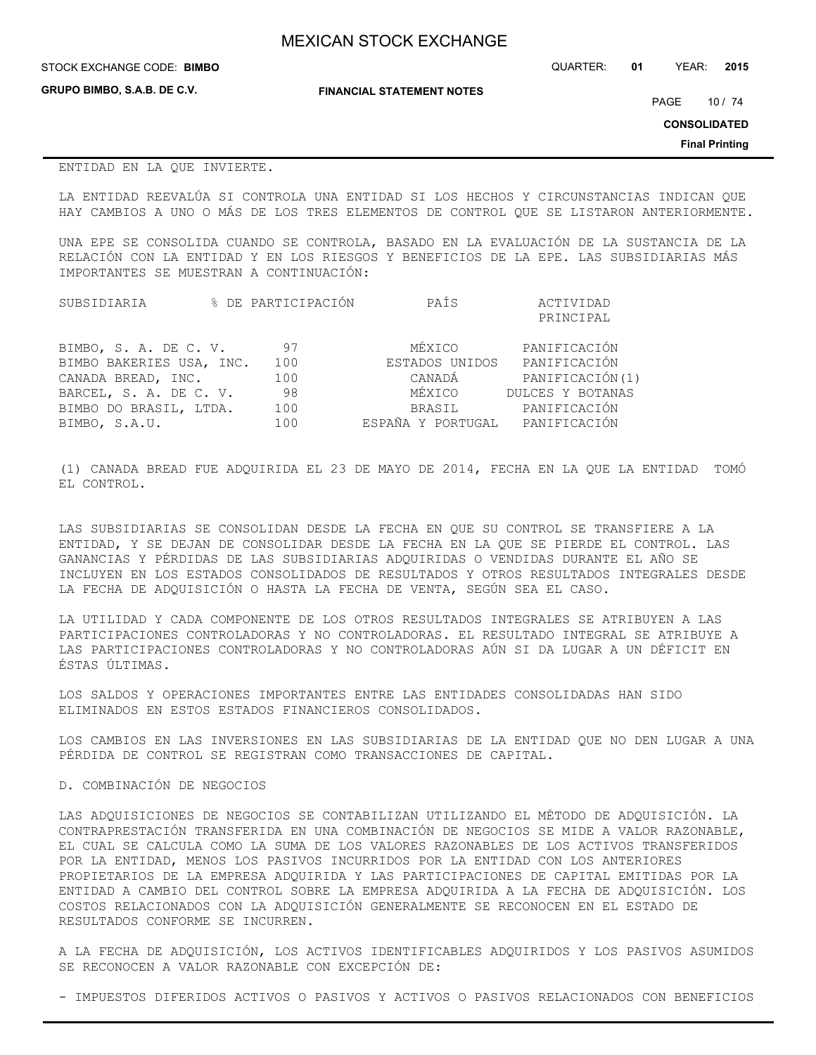ENTIDAD EN LA QUE INVIERTE.

LA ENTIDAD REEVALÚA SI CONTROLA UNA ENTIDAD SI LOS HECHOS Y CIRCUNSTANCIAS INDICAN QUE HAY CAMBIOS A UNO O MÁS DE LOS TRES ELEMENTOS DE CONTROL QUE SE LISTARON ANTERIORMENTE.

UNA EPE SE CONSOLIDA CUANDO SE CONTROLA, BASADO EN LA EVALUACIÓN DE LA SUSTANCIA DE LA RELACIÓN CON LA ENTIDAD Y EN LOS RIESGOS Y BENEFICIOS DE LA EPE. LAS SUBSIDIARIAS MÁS IMPORTANTES SE MUESTRAN A CONTINUACIÓN:

| SUBSIDIARIA | % DE PARTICIPACIÓN | PAÍS | ACTIVIDAD PRINCIPAL |
|---|---|---|---|
| BIMBO, S. A. DE C. V. | 97 | MÉXICO | PANIFICACIÓN |
| BIMBO BAKERIES USA, INC. | 100 | ESTADOS UNIDOS | PANIFICACIÓN |
| CANADA BREAD, INC. | 100 | CANADÁ | PANIFICACIÓN(1) |
| BARCEL, S. A. DE C. V. | 98 | MÉXICO | DULCES Y BOTANAS |
| BIMBO DO BRASIL, LTDA. | 100 | BRASIL | PANIFICACIÓN |
| BIMBO, S.A.U. | 100 | ESPAÑA Y PORTUGAL | PANIFICACIÓN |

(1) CANADA BREAD FUE ADQUIRIDA EL 23 DE MAYO DE 2014, FECHA EN LA QUE LA ENTIDAD TOMÓ EL CONTROL.

LAS SUBSIDIARIAS SE CONSOLIDAN DESDE LA FECHA EN QUE SU CONTROL SE TRANSFIERE A LA ENTIDAD, Y SE DEJAN DE CONSOLIDAR DESDE LA FECHA EN LA QUE SE PIERDE EL CONTROL. LAS GANANCIAS Y PÉRDIDAS DE LAS SUBSIDIARIAS ADQUIRIDAS O VENDIDAS DURANTE EL AÑO SE INCLUYEN EN LOS ESTADOS CONSOLIDADOS DE RESULTADOS Y OTROS RESULTADOS INTEGRALES DESDE LA FECHA DE ADQUISICIÓN O HASTA LA FECHA DE VENTA, SEGÚN SEA EL CASO.

LA UTILIDAD Y CADA COMPONENTE DE LOS OTROS RESULTADOS INTEGRALES SE ATRIBUYEN A LAS PARTICIPACIONES CONTROLADORAS Y NO CONTROLADORAS. EL RESULTADO INTEGRAL SE ATRIBUYE A LAS PARTICIPACIONES CONTROLADORAS Y NO CONTROLADORAS AÚN SI DA LUGAR A UN DÉFICIT EN ÉSTAS ÚLTIMAS.

LOS SALDOS Y OPERACIONES IMPORTANTES ENTRE LAS ENTIDADES CONSOLIDADAS HAN SIDO ELIMINADOS EN ESTOS ESTADOS FINANCIEROS CONSOLIDADOS.

LOS CAMBIOS EN LAS INVERSIONES EN LAS SUBSIDIARIAS DE LA ENTIDAD QUE NO DEN LUGAR A UNA PÉRDIDA DE CONTROL SE REGISTRAN COMO TRANSACCIONES DE CAPITAL.

D. COMBINACIÓN DE NEGOCIOS

LAS ADQUISICIONES DE NEGOCIOS SE CONTABILIZAN UTILIZANDO EL MÉTODO DE ADQUISICIÓN. LA CONTRAPRESTACIÓN TRANSFERIDA EN UNA COMBINACIÓN DE NEGOCIOS SE MIDE A VALOR RAZONABLE, EL CUAL SE CALCULA COMO LA SUMA DE LOS VALORES RAZONABLES DE LOS ACTIVOS TRANSFERIDOS POR LA ENTIDAD, MENOS LOS PASIVOS INCURRIDOS POR LA ENTIDAD CON LOS ANTERIORES PROPIETARIOS DE LA EMPRESA ADQUIRIDA Y LAS PARTICIPACIONES DE CAPITAL EMITIDAS POR LA ENTIDAD A CAMBIO DEL CONTROL SOBRE LA EMPRESA ADQUIRIDA A LA FECHA DE ADQUISICIÓN. LOS COSTOS RELACIONADOS CON LA ADQUISICIÓN GENERALMENTE SE RECONOCEN EN EL ESTADO DE RESULTADOS CONFORME SE INCURREN.

A LA FECHA DE ADQUISICIÓN, LOS ACTIVOS IDENTIFICABLES ADQUIRIDOS Y LOS PASIVOS ASUMIDOS SE RECONOCEN A VALOR RAZONABLE CON EXCEPCIÓN DE:

- IMPUESTOS DIFERIDOS ACTIVOS O PASIVOS Y ACTIVOS O PASIVOS RELACIONADOS CON BENEFICIOS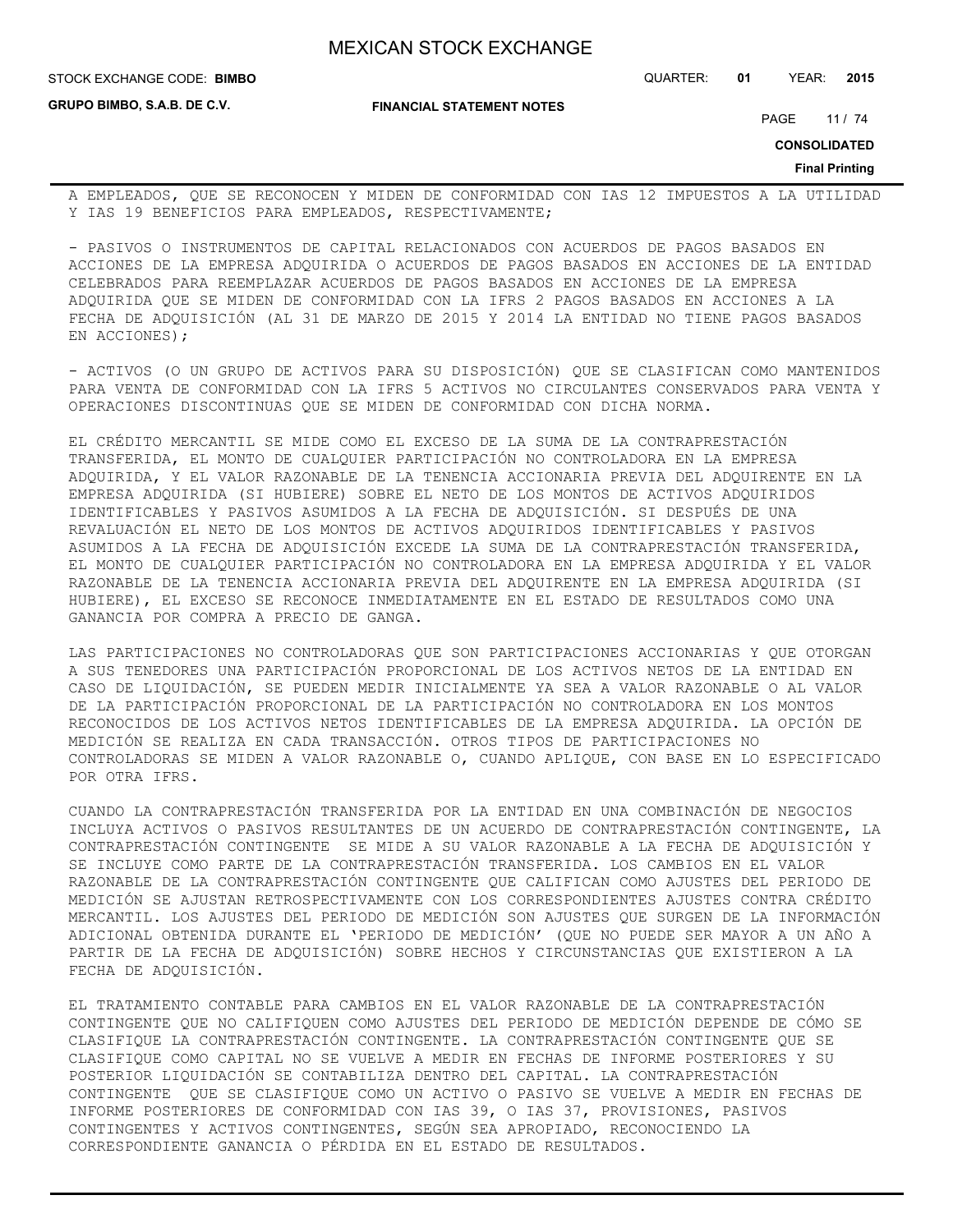A EMPLEADOS, QUE SE RECONOCEN Y MIDEN DE CONFORMIDAD CON IAS 12 IMPUESTOS A LA UTILIDAD Y IAS 19 BENEFICIOS PARA EMPLEADOS, RESPECTIVAMENTE;

- PASIVOS O INSTRUMENTOS DE CAPITAL RELACIONADOS CON ACUERDOS DE PAGOS BASADOS EN ACCIONES DE LA EMPRESA ADQUIRIDA O ACUERDOS DE PAGOS BASADOS EN ACCIONES DE LA ENTIDAD CELEBRADOS PARA REEMPLAZAR ACUERDOS DE PAGOS BASADOS EN ACCIONES DE LA EMPRESA ADQUIRIDA QUE SE MIDEN DE CONFORMIDAD CON LA IFRS 2 PAGOS BASADOS EN ACCIONES A LA FECHA DE ADQUISICIÓN (AL 31 DE MARZO DE 2015 Y 2014 LA ENTIDAD NO TIENE PAGOS BASADOS EN ACCIONES);

- ACTIVOS (O UN GRUPO DE ACTIVOS PARA SU DISPOSICIÓN) QUE SE CLASIFICAN COMO MANTENIDOS PARA VENTA DE CONFORMIDAD CON LA IFRS 5 ACTIVOS NO CIRCULANTES CONSERVADOS PARA VENTA Y OPERACIONES DISCONTINUAS QUE SE MIDEN DE CONFORMIDAD CON DICHA NORMA.

EL CRÉDITO MERCANTIL SE MIDE COMO EL EXCESO DE LA SUMA DE LA CONTRAPRESTACIÓN TRANSFERIDA, EL MONTO DE CUALQUIER PARTICIPACIÓN NO CONTROLADORA EN LA EMPRESA ADQUIRIDA, Y EL VALOR RAZONABLE DE LA TENENCIA ACCIONARIA PREVIA DEL ADQUIRENTE EN LA EMPRESA ADQUIRIDA (SI HUBIERE) SOBRE EL NETO DE LOS MONTOS DE ACTIVOS ADQUIRIDOS IDENTIFICABLES Y PASIVOS ASUMIDOS A LA FECHA DE ADQUISICIÓN. SI DESPUÉS DE UNA REVALUACIÓN EL NETO DE LOS MONTOS DE ACTIVOS ADQUIRIDOS IDENTIFICABLES Y PASIVOS ASUMIDOS A LA FECHA DE ADQUISICIÓN EXCEDE LA SUMA DE LA CONTRAPRESTACIÓN TRANSFERIDA, EL MONTO DE CUALQUIER PARTICIPACIÓN NO CONTROLADORA EN LA EMPRESA ADQUIRIDA Y EL VALOR RAZONABLE DE LA TENENCIA ACCIONARIA PREVIA DEL ADQUIRENTE EN LA EMPRESA ADQUIRIDA (SI HUBIERE), EL EXCESO SE RECONOCE INMEDIATAMENTE EN EL ESTADO DE RESULTADOS COMO UNA GANANCIA POR COMPRA A PRECIO DE GANGA.

LAS PARTICIPACIONES NO CONTROLADORAS QUE SON PARTICIPACIONES ACCIONARIAS Y QUE OTORGAN A SUS TENEDORES UNA PARTICIPACIÓN PROPORCIONAL DE LOS ACTIVOS NETOS DE LA ENTIDAD EN CASO DE LIQUIDACIÓN, SE PUEDEN MEDIR INICIALMENTE YA SEA A VALOR RAZONABLE O AL VALOR DE LA PARTICIPACIÓN PROPORCIONAL DE LA PARTICIPACIÓN NO CONTROLADORA EN LOS MONTOS RECONOCIDOS DE LOS ACTIVOS NETOS IDENTIFICABLES DE LA EMPRESA ADQUIRIDA. LA OPCIÓN DE MEDICIÓN SE REALIZA EN CADA TRANSACCIÓN. OTROS TIPOS DE PARTICIPACIONES NO CONTROLADORAS SE MIDEN A VALOR RAZONABLE O, CUANDO APLIQUE, CON BASE EN LO ESPECIFICADO POR OTRA IFRS.

CUANDO LA CONTRAPRESTACIÓN TRANSFERIDA POR LA ENTIDAD EN UNA COMBINACIÓN DE NEGOCIOS INCLUYA ACTIVOS O PASIVOS RESULTANTES DE UN ACUERDO DE CONTRAPRESTACIÓN CONTINGENTE, LA CONTRAPRESTACIÓN CONTINGENTE SE MIDE A SU VALOR RAZONABLE A LA FECHA DE ADQUISICIÓN Y SE INCLUYE COMO PARTE DE LA CONTRAPRESTACIÓN TRANSFERIDA. LOS CAMBIOS EN EL VALOR RAZONABLE DE LA CONTRAPRESTACIÓN CONTINGENTE QUE CALIFICAN COMO AJUSTES DEL PERIODO DE MEDICIÓN SE AJUSTAN RETROSPECTIVAMENTE CON LOS CORRESPONDIENTES AJUSTES CONTRA CRÉDITO MERCANTIL. LOS AJUSTES DEL PERIODO DE MEDICIÓN SON AJUSTES QUE SURGEN DE LA INFORMACIÓN ADICIONAL OBTENIDA DURANTE EL 'PERIODO DE MEDICIÓN' (QUE NO PUEDE SER MAYOR A UN AÑO A PARTIR DE LA FECHA DE ADQUISICIÓN) SOBRE HECHOS Y CIRCUNSTANCIAS QUE EXISTIERON A LA FECHA DE ADQUISICIÓN.

EL TRATAMIENTO CONTABLE PARA CAMBIOS EN EL VALOR RAZONABLE DE LA CONTRAPRESTACIÓN CONTINGENTE QUE NO CALIFIQUEN COMO AJUSTES DEL PERIODO DE MEDICIÓN DEPENDE DE CÓMO SE CLASIFIQUE LA CONTRAPRESTACIÓN CONTINGENTE. LA CONTRAPRESTACIÓN CONTINGENTE QUE SE CLASIFIQUE COMO CAPITAL NO SE VUELVE A MEDIR EN FECHAS DE INFORME POSTERIORES Y SU POSTERIOR LIQUIDACIÓN SE CONTABILIZA DENTRO DEL CAPITAL. LA CONTRAPRESTACIÓN CONTINGENTE QUE SE CLASIFIQUE COMO UN ACTIVO O PASIVO SE VUELVE A MEDIR EN FECHAS DE INFORME POSTERIORES DE CONFORMIDAD CON IAS 39, O IAS 37, PROVISIONES, PASIVOS CONTINGENTES Y ACTIVOS CONTINGENTES, SEGÚN SEA APROPIADO, RECONOCIENDO LA CORRESPONDIENTE GANANCIA O PÉRDIDA EN EL ESTADO DE RESULTADOS.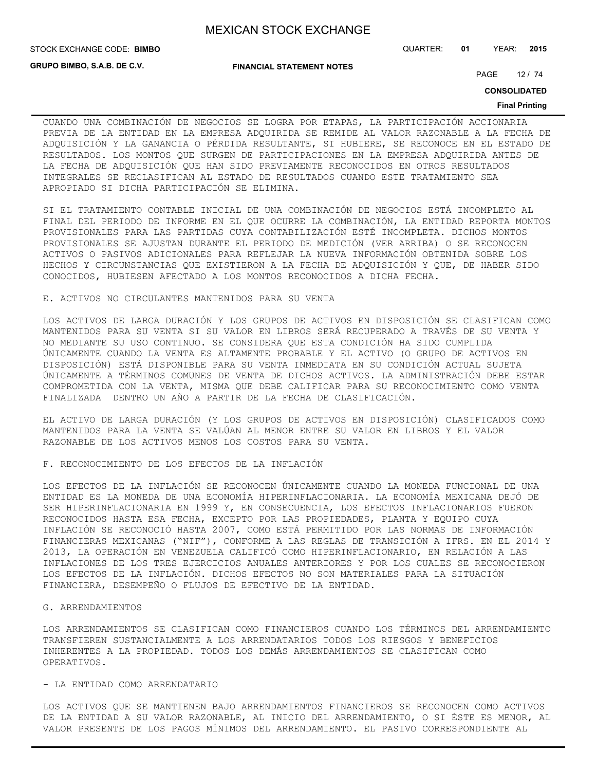CUANDO UNA COMBINACIÓN DE NEGOCIOS SE LOGRA POR ETAPAS, LA PARTICIPACIÓN ACCIONARIA PREVIA DE LA ENTIDAD EN LA EMPRESA ADQUIRIDA SE REMIDE AL VALOR RAZONABLE A LA FECHA DE ADQUISICIÓN Y LA GANANCIA O PÉRDIDA RESULTANTE, SI HUBIERE, SE RECONOCE EN EL ESTADO DE RESULTADOS. LOS MONTOS QUE SURGEN DE PARTICIPACIONES EN LA EMPRESA ADQUIRIDA ANTES DE LA FECHA DE ADQUISICIÓN QUE HAN SIDO PREVIAMENTE RECONOCIDOS EN OTROS RESULTADOS INTEGRALES SE RECLASIFICAN AL ESTADO DE RESULTADOS CUANDO ESTE TRATAMIENTO SEA APROPIADO SI DICHA PARTICIPACIÓN SE ELIMINA.

SI EL TRATAMIENTO CONTABLE INICIAL DE UNA COMBINACIÓN DE NEGOCIOS ESTÁ INCOMPLETO AL FINAL DEL PERIODO DE INFORME EN EL QUE OCURRE LA COMBINACIÓN, LA ENTIDAD REPORTA MONTOS PROVISIONALES PARA LAS PARTIDAS CUYA CONTABILIZACIÓN ESTÉ INCOMPLETA. DICHOS MONTOS PROVISIONALES SE AJUSTAN DURANTE EL PERIODO DE MEDICIÓN (VER ARRIBA) O SE RECONOCEN ACTIVOS O PASIVOS ADICIONALES PARA REFLEJAR LA NUEVA INFORMACIÓN OBTENIDA SOBRE LOS HECHOS Y CIRCUNSTANCIAS QUE EXISTIERON A LA FECHA DE ADQUISICIÓN Y QUE, DE HABER SIDO CONOCIDOS, HUBIESEN AFECTADO A LOS MONTOS RECONOCIDOS A DICHA FECHA.

E. ACTIVOS NO CIRCULANTES MANTENIDOS PARA SU VENTA

LOS ACTIVOS DE LARGA DURACIÓN Y LOS GRUPOS DE ACTIVOS EN DISPOSICIÓN SE CLASIFICAN COMO MANTENIDOS PARA SU VENTA SI SU VALOR EN LIBROS SERÁ RECUPERADO A TRAVÉS DE SU VENTA Y NO MEDIANTE SU USO CONTINUO. SE CONSIDERA QUE ESTA CONDICIÓN HA SIDO CUMPLIDA ÚNICAMENTE CUANDO LA VENTA ES ALTAMENTE PROBABLE Y EL ACTIVO (O GRUPO DE ACTIVOS EN DISPOSICIÓN) ESTÁ DISPONIBLE PARA SU VENTA INMEDIATA EN SU CONDICIÓN ACTUAL SUJETA ÚNICAMENTE A TÉRMINOS COMUNES DE VENTA DE DICHOS ACTIVOS. LA ADMINISTRACIÓN DEBE ESTAR COMPROMETIDA CON LA VENTA, MISMA QUE DEBE CALIFICAR PARA SU RECONOCIMIENTO COMO VENTA FINALIZADA  DENTRO UN AÑO A PARTIR DE LA FECHA DE CLASIFICACIÓN.

EL ACTIVO DE LARGA DURACIÓN (Y LOS GRUPOS DE ACTIVOS EN DISPOSICIÓN) CLASIFICADOS COMO MANTENIDOS PARA LA VENTA SE VALÚAN AL MENOR ENTRE SU VALOR EN LIBROS Y EL VALOR RAZONABLE DE LOS ACTIVOS MENOS LOS COSTOS PARA SU VENTA.

F. RECONOCIMIENTO DE LOS EFECTOS DE LA INFLACIÓN

LOS EFECTOS DE LA INFLACIÓN SE RECONOCEN ÚNICAMENTE CUANDO LA MONEDA FUNCIONAL DE UNA ENTIDAD ES LA MONEDA DE UNA ECONOMÍA HIPERINFLACIONARIA. LA ECONOMÍA MEXICANA DEJÓ DE SER HIPERINFLACIONARIA EN 1999 Y, EN CONSECUENCIA, LOS EFECTOS INFLACIONARIOS FUERON RECONOCIDOS HASTA ESA FECHA, EXCEPTO POR LAS PROPIEDADES, PLANTA Y EQUIPO CUYA INFLACIÓN SE RECONOCIÓ HASTA 2007, COMO ESTÁ PERMITIDO POR LAS NORMAS DE INFORMACIÓN FINANCIERAS MEXICANAS ("NIF"), CONFORME A LAS REGLAS DE TRANSICIÓN A IFRS. EN EL 2014 Y 2013, LA OPERACIÓN EN VENEZUELA CALIFICÓ COMO HIPERINFLACIONARIO, EN RELACIÓN A LAS INFLACIONES DE LOS TRES EJERCICIOS ANUALES ANTERIORES Y POR LOS CUALES SE RECONOCIERON LOS EFECTOS DE LA INFLACIÓN. DICHOS EFECTOS NO SON MATERIALES PARA LA SITUACIÓN FINANCIERA, DESEMPEÑO O FLUJOS DE EFECTIVO DE LA ENTIDAD.

G. ARRENDAMIENTOS

LOS ARRENDAMIENTOS SE CLASIFICAN COMO FINANCIEROS CUANDO LOS TÉRMINOS DEL ARRENDAMIENTO TRANSFIEREN SUSTANCIALMENTE A LOS ARRENDATARIOS TODOS LOS RIESGOS Y BENEFICIOS INHERENTES A LA PROPIEDAD. TODOS LOS DEMÁS ARRENDAMIENTOS SE CLASIFICAN COMO OPERATIVOS.

- LA ENTIDAD COMO ARRENDATARIO

LOS ACTIVOS QUE SE MANTIENEN BAJO ARRENDAMIENTOS FINANCIEROS SE RECONOCEN COMO ACTIVOS DE LA ENTIDAD A SU VALOR RAZONABLE, AL INICIO DEL ARRENDAMIENTO, O SI ÉSTE ES MENOR, AL VALOR PRESENTE DE LOS PAGOS MÍNIMOS DEL ARRENDAMIENTO. EL PASIVO CORRESPONDIENTE AL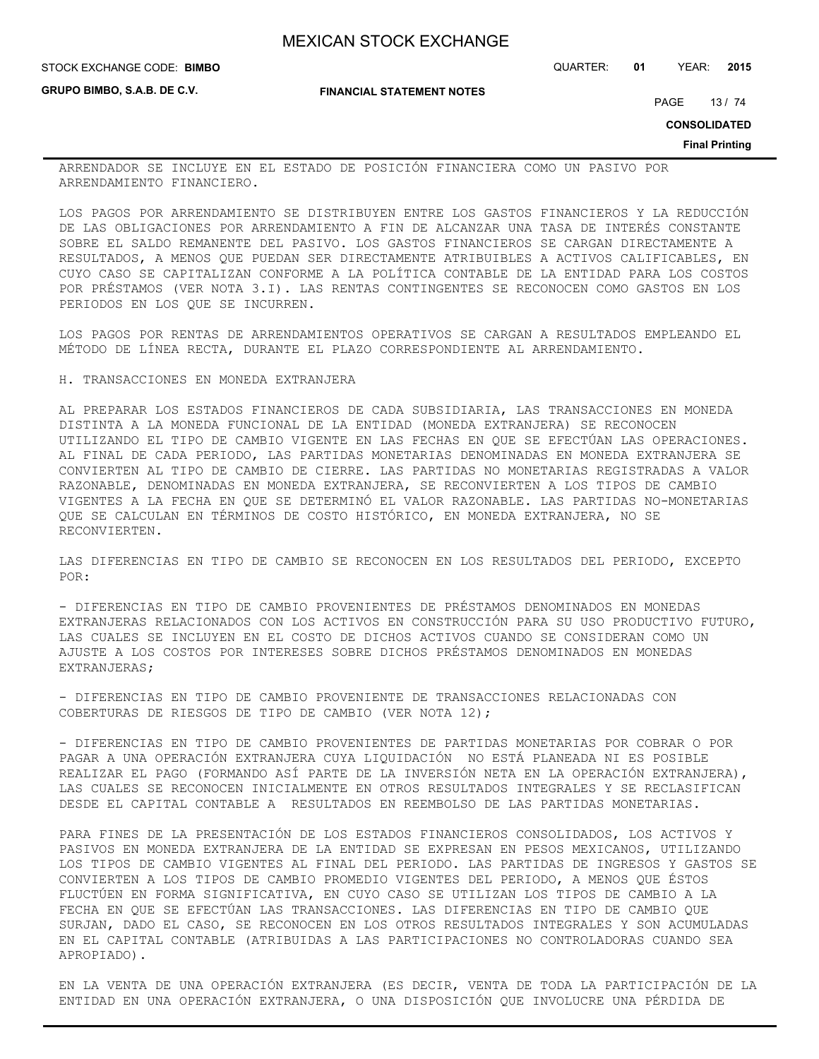ARRENDADOR SE INCLUYE EN EL ESTADO DE POSICIÓN FINANCIERA COMO UN PASIVO POR ARRENDAMIENTO FINANCIERO.

LOS PAGOS POR ARRENDAMIENTO SE DISTRIBUYEN ENTRE LOS GASTOS FINANCIEROS Y LA REDUCCIÓN DE LAS OBLIGACIONES POR ARRENDAMIENTO A FIN DE ALCANZAR UNA TASA DE INTERÉS CONSTANTE SOBRE EL SALDO REMANENTE DEL PASIVO. LOS GASTOS FINANCIEROS SE CARGAN DIRECTAMENTE A RESULTADOS, A MENOS QUE PUEDAN SER DIRECTAMENTE ATRIBUIBLES A ACTIVOS CALIFICABLES, EN CUYO CASO SE CAPITALIZAN CONFORME A LA POLÍTICA CONTABLE DE LA ENTIDAD PARA LOS COSTOS POR PRÉSTAMOS (VER NOTA 3.I). LAS RENTAS CONTINGENTES SE RECONOCEN COMO GASTOS EN LOS PERIODOS EN LOS QUE SE INCURREN.

LOS PAGOS POR RENTAS DE ARRENDAMIENTOS OPERATIVOS SE CARGAN A RESULTADOS EMPLEANDO EL MÉTODO DE LÍNEA RECTA, DURANTE EL PLAZO CORRESPONDIENTE AL ARRENDAMIENTO.

H. TRANSACCIONES EN MONEDA EXTRANJERA

AL PREPARAR LOS ESTADOS FINANCIEROS DE CADA SUBSIDIARIA, LAS TRANSACCIONES EN MONEDA DISTINTA A LA MONEDA FUNCIONAL DE LA ENTIDAD (MONEDA EXTRANJERA) SE RECONOCEN UTILIZANDO EL TIPO DE CAMBIO VIGENTE EN LAS FECHAS EN QUE SE EFECTÚAN LAS OPERACIONES. AL FINAL DE CADA PERIODO, LAS PARTIDAS MONETARIAS DENOMINADAS EN MONEDA EXTRANJERA SE CONVIERTEN AL TIPO DE CAMBIO DE CIERRE. LAS PARTIDAS NO MONETARIAS REGISTRADAS A VALOR RAZONABLE, DENOMINADAS EN MONEDA EXTRANJERA, SE RECONVIERTEN A LOS TIPOS DE CAMBIO VIGENTES A LA FECHA EN QUE SE DETERMINÓ EL VALOR RAZONABLE. LAS PARTIDAS NO-MONETARIAS QUE SE CALCULAN EN TÉRMINOS DE COSTO HISTÓRICO, EN MONEDA EXTRANJERA, NO SE RECONVIERTEN.

LAS DIFERENCIAS EN TIPO DE CAMBIO SE RECONOCEN EN LOS RESULTADOS DEL PERIODO, EXCEPTO POR:

- DIFERENCIAS EN TIPO DE CAMBIO PROVENIENTES DE PRÉSTAMOS DENOMINADOS EN MONEDAS EXTRANJERAS RELACIONADOS CON LOS ACTIVOS EN CONSTRUCCIÓN PARA SU USO PRODUCTIVO FUTURO, LAS CUALES SE INCLUYEN EN EL COSTO DE DICHOS ACTIVOS CUANDO SE CONSIDERAN COMO UN AJUSTE A LOS COSTOS POR INTERESES SOBRE DICHOS PRÉSTAMOS DENOMINADOS EN MONEDAS EXTRANJERAS;

- DIFERENCIAS EN TIPO DE CAMBIO PROVENIENTE DE TRANSACCIONES RELACIONADAS CON COBERTURAS DE RIESGOS DE TIPO DE CAMBIO (VER NOTA 12);

- DIFERENCIAS EN TIPO DE CAMBIO PROVENIENTES DE PARTIDAS MONETARIAS POR COBRAR O POR PAGAR A UNA OPERACIÓN EXTRANJERA CUYA LIQUIDACIÓN NO ESTÁ PLANEADA NI ES POSIBLE REALIZAR EL PAGO (FORMANDO ASÍ PARTE DE LA INVERSIÓN NETA EN LA OPERACIÓN EXTRANJERA), LAS CUALES SE RECONOCEN INICIALMENTE EN OTROS RESULTADOS INTEGRALES Y SE RECLASIFICAN DESDE EL CAPITAL CONTABLE A RESULTADOS EN REEMBOLSO DE LAS PARTIDAS MONETARIAS.

PARA FINES DE LA PRESENTACIÓN DE LOS ESTADOS FINANCIEROS CONSOLIDADOS, LOS ACTIVOS Y PASIVOS EN MONEDA EXTRANJERA DE LA ENTIDAD SE EXPRESAN EN PESOS MEXICANOS, UTILIZANDO LOS TIPOS DE CAMBIO VIGENTES AL FINAL DEL PERIODO. LAS PARTIDAS DE INGRESOS Y GASTOS SE CONVIERTEN A LOS TIPOS DE CAMBIO PROMEDIO VIGENTES DEL PERIODO, A MENOS QUE ÉSTOS FLUCTÚEN EN FORMA SIGNIFICATIVA, EN CUYO CASO SE UTILIZAN LOS TIPOS DE CAMBIO A LA FECHA EN QUE SE EFECTÚAN LAS TRANSACCIONES. LAS DIFERENCIAS EN TIPO DE CAMBIO QUE SURJAN, DADO EL CASO, SE RECONOCEN EN LOS OTROS RESULTADOS INTEGRALES Y SON ACUMULADAS EN EL CAPITAL CONTABLE (ATRIBUIDAS A LAS PARTICIPACIONES NO CONTROLADORAS CUANDO SEA APROPIADO).

EN LA VENTA DE UNA OPERACIÓN EXTRANJERA (ES DECIR, VENTA DE TODA LA PARTICIPACIÓN DE LA ENTIDAD EN UNA OPERACIÓN EXTRANJERA, O UNA DISPOSICIÓN QUE INVOLUCRE UNA PÉRDIDA DE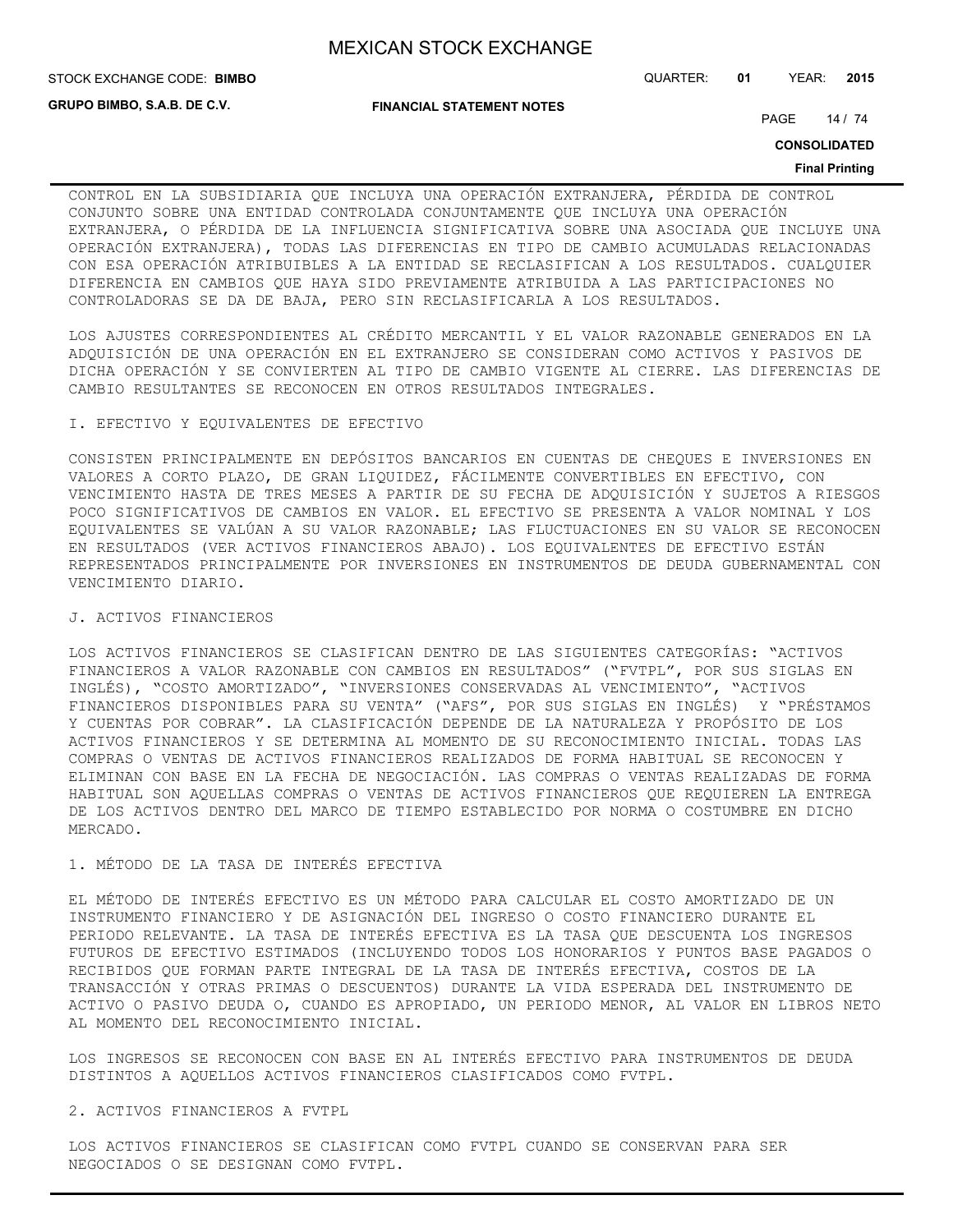CONTROL EN LA SUBSIDIARIA QUE INCLUYA UNA OPERACIÓN EXTRANJERA, PÉRDIDA DE CONTROL CONJUNTO SOBRE UNA ENTIDAD CONTROLADA CONJUNTAMENTE QUE INCLUYA UNA OPERACIÓN EXTRANJERA, O PÉRDIDA DE LA INFLUENCIA SIGNIFICATIVA SOBRE UNA ASOCIADA QUE INCLUYE UNA OPERACIÓN EXTRANJERA), TODAS LAS DIFERENCIAS EN TIPO DE CAMBIO ACUMULADAS RELACIONADAS CON ESA OPERACIÓN ATRIBUIBLES A LA ENTIDAD SE RECLASIFICAN A LOS RESULTADOS. CUALQUIER DIFERENCIA EN CAMBIOS QUE HAYA SIDO PREVIAMENTE ATRIBUIDA A LAS PARTICIPACIONES NO CONTROLADORAS SE DA DE BAJA, PERO SIN RECLASIFICARLA A LOS RESULTADOS.

LOS AJUSTES CORRESPONDIENTES AL CRÉDITO MERCANTIL Y EL VALOR RAZONABLE GENERADOS EN LA ADQUISICIÓN DE UNA OPERACIÓN EN EL EXTRANJERO SE CONSIDERAN COMO ACTIVOS Y PASIVOS DE DICHA OPERACIÓN Y SE CONVIERTEN AL TIPO DE CAMBIO VIGENTE AL CIERRE. LAS DIFERENCIAS DE CAMBIO RESULTANTES SE RECONOCEN EN OTROS RESULTADOS INTEGRALES.

I. EFECTIVO Y EQUIVALENTES DE EFECTIVO

CONSISTEN PRINCIPALMENTE EN DEPÓSITOS BANCARIOS EN CUENTAS DE CHEQUES E INVERSIONES EN VALORES A CORTO PLAZO, DE GRAN LIQUIDEZ, FÁCILMENTE CONVERTIBLES EN EFECTIVO, CON VENCIMIENTO HASTA DE TRES MESES A PARTIR DE SU FECHA DE ADQUISICIÓN Y SUJETOS A RIESGOS POCO SIGNIFICATIVOS DE CAMBIOS EN VALOR. EL EFECTIVO SE PRESENTA A VALOR NOMINAL Y LOS EQUIVALENTES SE VALÚAN A SU VALOR RAZONABLE; LAS FLUCTUACIONES EN SU VALOR SE RECONOCEN EN RESULTADOS (VER ACTIVOS FINANCIEROS ABAJO). LOS EQUIVALENTES DE EFECTIVO ESTÁN REPRESENTADOS PRINCIPALMENTE POR INVERSIONES EN INSTRUMENTOS DE DEUDA GUBERNAMENTAL CON VENCIMIENTO DIARIO.

J. ACTIVOS FINANCIEROS

LOS ACTIVOS FINANCIEROS SE CLASIFICAN DENTRO DE LAS SIGUIENTES CATEGORÍAS: "ACTIVOS FINANCIEROS A VALOR RAZONABLE CON CAMBIOS EN RESULTADOS" ("FVTPL", POR SUS SIGLAS EN INGLÉS), "COSTO AMORTIZADO", "INVERSIONES CONSERVADAS AL VENCIMIENTO", "ACTIVOS FINANCIEROS DISPONIBLES PARA SU VENTA" ("AFS", POR SUS SIGLAS EN INGLÉS) Y "PRÉSTAMOS Y CUENTAS POR COBRAR". LA CLASIFICACIÓN DEPENDE DE LA NATURALEZA Y PROPÓSITO DE LOS ACTIVOS FINANCIEROS Y SE DETERMINA AL MOMENTO DE SU RECONOCIMIENTO INICIAL. TODAS LAS COMPRAS O VENTAS DE ACTIVOS FINANCIEROS REALIZADOS DE FORMA HABITUAL SE RECONOCEN Y ELIMINAN CON BASE EN LA FECHA DE NEGOCIACIÓN. LAS COMPRAS O VENTAS REALIZADAS DE FORMA HABITUAL SON AQUELLAS COMPRAS O VENTAS DE ACTIVOS FINANCIEROS QUE REQUIEREN LA ENTREGA DE LOS ACTIVOS DENTRO DEL MARCO DE TIEMPO ESTABLECIDO POR NORMA O COSTUMBRE EN DICHO MERCADO.

1. MÉTODO DE LA TASA DE INTERÉS EFECTIVA

EL MÉTODO DE INTERÉS EFECTIVO ES UN MÉTODO PARA CALCULAR EL COSTO AMORTIZADO DE UN INSTRUMENTO FINANCIERO Y DE ASIGNACIÓN DEL INGRESO O COSTO FINANCIERO DURANTE EL PERIODO RELEVANTE. LA TASA DE INTERÉS EFECTIVA ES LA TASA QUE DESCUENTA LOS INGRESOS FUTUROS DE EFECTIVO ESTIMADOS (INCLUYENDO TODOS LOS HONORARIOS Y PUNTOS BASE PAGADOS O RECIBIDOS QUE FORMAN PARTE INTEGRAL DE LA TASA DE INTERÉS EFECTIVA, COSTOS DE LA TRANSACCIÓN Y OTRAS PRIMAS O DESCUENTOS) DURANTE LA VIDA ESPERADA DEL INSTRUMENTO DE ACTIVO O PASIVO DEUDA O, CUANDO ES APROPIADO, UN PERIODO MENOR, AL VALOR EN LIBROS NETO AL MOMENTO DEL RECONOCIMIENTO INICIAL.

LOS INGRESOS SE RECONOCEN CON BASE EN AL INTERÉS EFECTIVO PARA INSTRUMENTOS DE DEUDA DISTINTOS A AQUELLOS ACTIVOS FINANCIEROS CLASIFICADOS COMO FVTPL.

2. ACTIVOS FINANCIEROS A FVTPL

LOS ACTIVOS FINANCIEROS SE CLASIFICAN COMO FVTPL CUANDO SE CONSERVAN PARA SER NEGOCIADOS O SE DESIGNAN COMO FVTPL.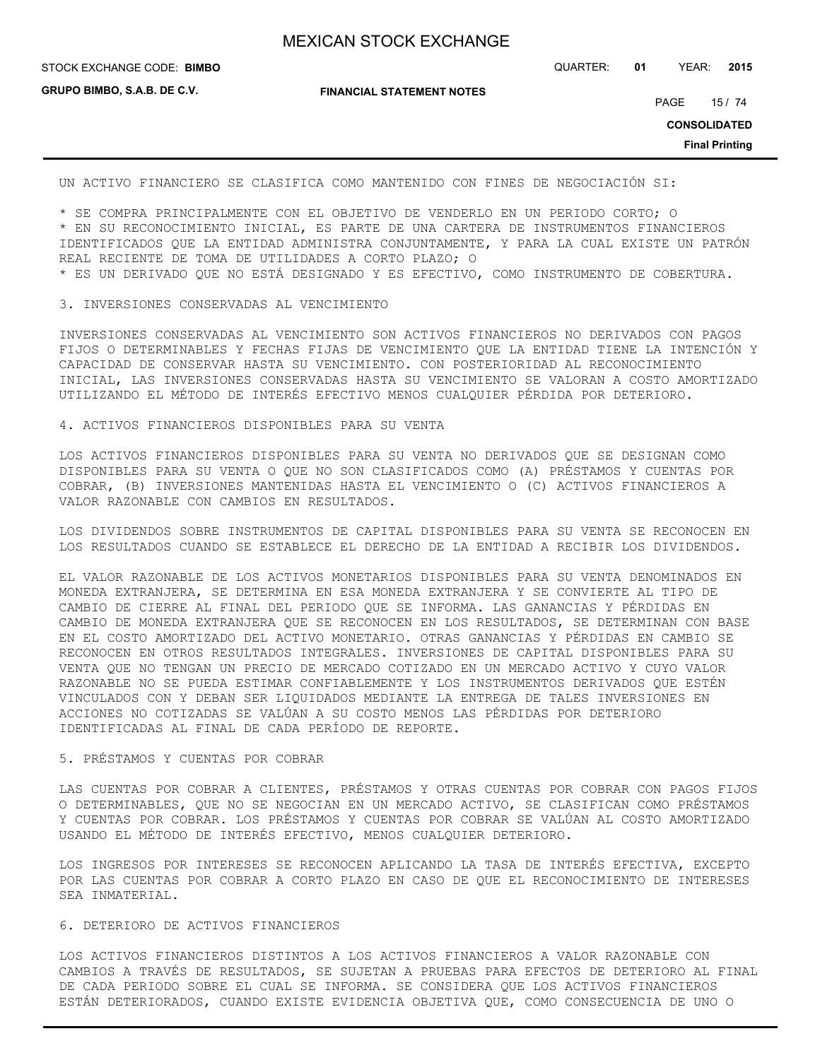UN ACTIVO FINANCIERO SE CLASIFICA COMO MANTENIDO CON FINES DE NEGOCIACIÓN SI:

* SE COMPRA PRINCIPALMENTE CON EL OBJETIVO DE VENDERLO EN UN PERIODO CORTO; O
* EN SU RECONOCIMIENTO INICIAL, ES PARTE DE UNA CARTERA DE INSTRUMENTOS FINANCIEROS IDENTIFICADOS QUE LA ENTIDAD ADMINISTRA CONJUNTAMENTE, Y PARA LA CUAL EXISTE UN PATRÓN REAL RECIENTE DE TOMA DE UTILIDADES A CORTO PLAZO; O
* ES UN DERIVADO QUE NO ESTÁ DESIGNADO Y ES EFECTIVO, COMO INSTRUMENTO DE COBERTURA.

3. INVERSIONES CONSERVADAS AL VENCIMIENTO

INVERSIONES CONSERVADAS AL VENCIMIENTO SON ACTIVOS FINANCIEROS NO DERIVADOS CON PAGOS FIJOS O DETERMINABLES Y FECHAS FIJAS DE VENCIMIENTO QUE LA ENTIDAD TIENE LA INTENCIÓN Y CAPACIDAD DE CONSERVAR HASTA SU VENCIMIENTO. CON POSTERIORIDAD AL RECONOCIMIENTO INICIAL, LAS INVERSIONES CONSERVADAS HASTA SU VENCIMIENTO SE VALORAN A COSTO AMORTIZADO UTILIZANDO EL MÉTODO DE INTERÉS EFECTIVO MENOS CUALQUIER PÉRDIDA POR DETERIORO.

4. ACTIVOS FINANCIEROS DISPONIBLES PARA SU VENTA

LOS ACTIVOS FINANCIEROS DISPONIBLES PARA SU VENTA NO DERIVADOS QUE SE DESIGNAN COMO DISPONIBLES PARA SU VENTA O QUE NO SON CLASIFICADOS COMO (A) PRÉSTAMOS Y CUENTAS POR COBRAR, (B) INVERSIONES MANTENIDAS HASTA EL VENCIMIENTO O (C) ACTIVOS FINANCIEROS A VALOR RAZONABLE CON CAMBIOS EN RESULTADOS.

LOS DIVIDENDOS SOBRE INSTRUMENTOS DE CAPITAL DISPONIBLES PARA SU VENTA SE RECONOCEN EN LOS RESULTADOS CUANDO SE ESTABLECE EL DERECHO DE LA ENTIDAD A RECIBIR LOS DIVIDENDOS.

EL VALOR RAZONABLE DE LOS ACTIVOS MONETARIOS DISPONIBLES PARA SU VENTA DENOMINADOS EN MONEDA EXTRANJERA, SE DETERMINA EN ESA MONEDA EXTRANJERA Y SE CONVIERTE AL TIPO DE CAMBIO DE CIERRE AL FINAL DEL PERIODO QUE SE INFORMA. LAS GANANCIAS Y PÉRDIDAS EN CAMBIO DE MONEDA EXTRANJERA QUE SE RECONOCEN EN LOS RESULTADOS, SE DETERMINAN CON BASE EN EL COSTO AMORTIZADO DEL ACTIVO MONETARIO. OTRAS GANANCIAS Y PÉRDIDAS EN CAMBIO SE RECONOCEN EN OTROS RESULTADOS INTEGRALES. INVERSIONES DE CAPITAL DISPONIBLES PARA SU VENTA QUE NO TENGAN UN PRECIO DE MERCADO COTIZADO EN UN MERCADO ACTIVO Y CUYO VALOR RAZONABLE NO SE PUEDA ESTIMAR CONFIABLEMENTE Y LOS INSTRUMENTOS DERIVADOS QUE ESTÉN VINCULADOS CON Y DEBAN SER LIQUIDADOS MEDIANTE LA ENTREGA DE TALES INVERSIONES EN ACCIONES NO COTIZADAS SE VALÚAN A SU COSTO MENOS LAS PÉRDIDAS POR DETERIORO IDENTIFICADAS AL FINAL DE CADA PERÍODO DE REPORTE.

5. PRÉSTAMOS Y CUENTAS POR COBRAR

LAS CUENTAS POR COBRAR A CLIENTES, PRÉSTAMOS Y OTRAS CUENTAS POR COBRAR CON PAGOS FIJOS O DETERMINABLES, QUE NO SE NEGOCIAN EN UN MERCADO ACTIVO, SE CLASIFICAN COMO PRÉSTAMOS Y CUENTAS POR COBRAR. LOS PRÉSTAMOS Y CUENTAS POR COBRAR SE VALÚAN AL COSTO AMORTIZADO USANDO EL MÉTODO DE INTERÉS EFECTIVO, MENOS CUALQUIER DETERIORO.

LOS INGRESOS POR INTERESES SE RECONOCEN APLICANDO LA TASA DE INTERÉS EFECTIVA, EXCEPTO POR LAS CUENTAS POR COBRAR A CORTO PLAZO EN CASO DE QUE EL RECONOCIMIENTO DE INTERESES SEA INMATERIAL.

6. DETERIORO DE ACTIVOS FINANCIEROS

LOS ACTIVOS FINANCIEROS DISTINTOS A LOS ACTIVOS FINANCIEROS A VALOR RAZONABLE CON CAMBIOS A TRAVÉS DE RESULTADOS, SE SUJETAN A PRUEBAS PARA EFECTOS DE DETERIORO AL FINAL DE CADA PERIODO SOBRE EL CUAL SE INFORMA. SE CONSIDERA QUE LOS ACTIVOS FINANCIEROS ESTÁN DETERIORADOS, CUANDO EXISTE EVIDENCIA OBJETIVA QUE, COMO CONSECUENCIA DE UNO O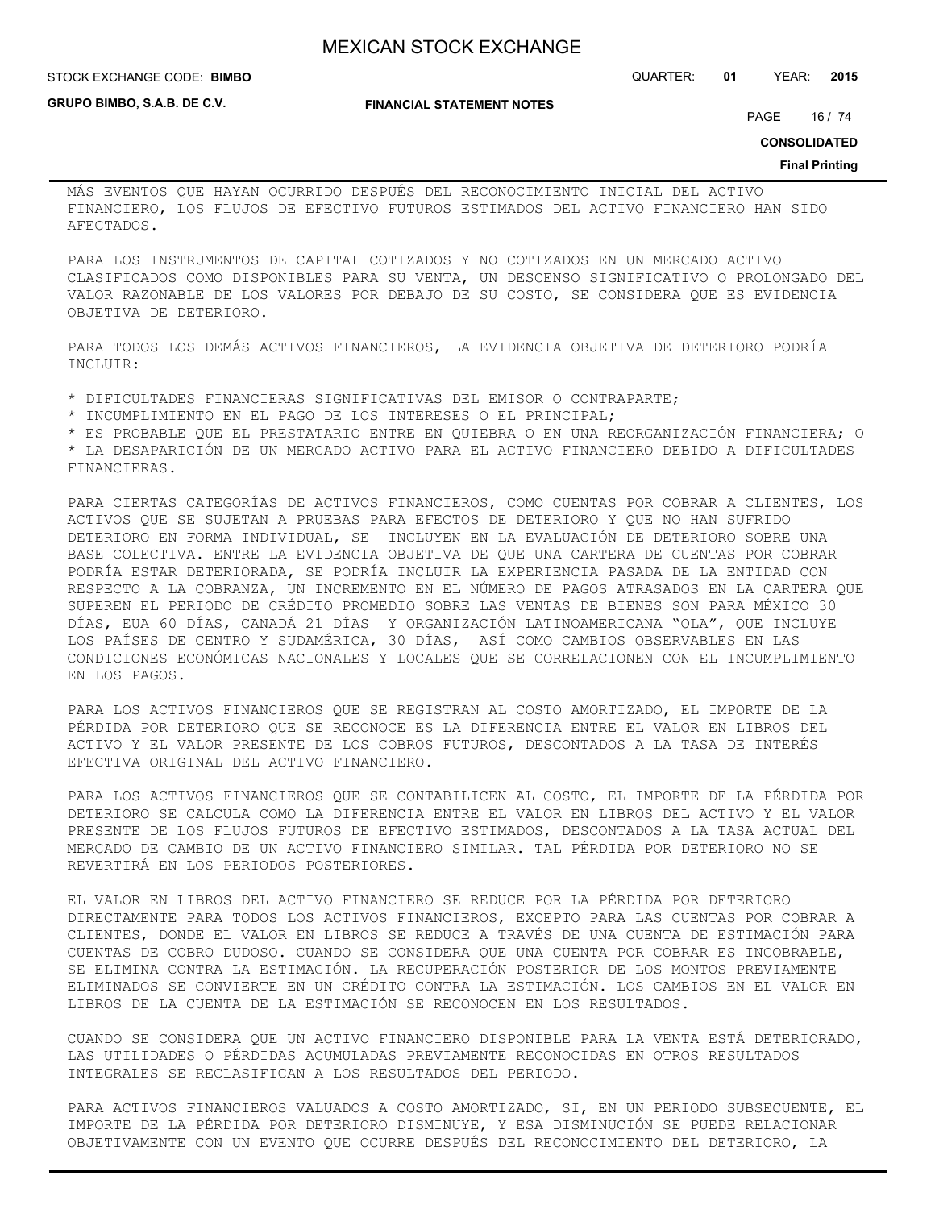MÁS EVENTOS QUE HAYAN OCURRIDO DESPUÉS DEL RECONOCIMIENTO INICIAL DEL ACTIVO FINANCIERO, LOS FLUJOS DE EFECTIVO FUTUROS ESTIMADOS DEL ACTIVO FINANCIERO HAN SIDO AFECTADOS.

PARA LOS INSTRUMENTOS DE CAPITAL COTIZADOS Y NO COTIZADOS EN UN MERCADO ACTIVO CLASIFICADOS COMO DISPONIBLES PARA SU VENTA, UN DESCENSO SIGNIFICATIVO O PROLONGADO DEL VALOR RAZONABLE DE LOS VALORES POR DEBAJO DE SU COSTO, SE CONSIDERA QUE ES EVIDENCIA OBJETIVA DE DETERIORO.

PARA TODOS LOS DEMÁS ACTIVOS FINANCIEROS, LA EVIDENCIA OBJETIVA DE DETERIORO PODRÍA INCLUIR:

* DIFICULTADES FINANCIERAS SIGNIFICATIVAS DEL EMISOR O CONTRAPARTE;
* INCUMPLIMIENTO EN EL PAGO DE LOS INTERESES O EL PRINCIPAL;
* ES PROBABLE QUE EL PRESTATARIO ENTRE EN QUIEBRA O EN UNA REORGANIZACIÓN FINANCIERA; O
* LA DESAPARICIÓN DE UN MERCADO ACTIVO PARA EL ACTIVO FINANCIERO DEBIDO A DIFICULTADES FINANCIERAS.

PARA CIERTAS CATEGORÍAS DE ACTIVOS FINANCIEROS, COMO CUENTAS POR COBRAR A CLIENTES, LOS ACTIVOS QUE SE SUJETAN A PRUEBAS PARA EFECTOS DE DETERIORO Y QUE NO HAN SUFRIDO DETERIORO EN FORMA INDIVIDUAL, SE INCLUYEN EN LA EVALUACIÓN DE DETERIORO SOBRE UNA BASE COLECTIVA. ENTRE LA EVIDENCIA OBJETIVA DE QUE UNA CARTERA DE CUENTAS POR COBRAR PODRÍA ESTAR DETERIORADA, SE PODRÍA INCLUIR LA EXPERIENCIA PASADA DE LA ENTIDAD CON RESPECTO A LA COBRANZA, UN INCREMENTO EN EL NÚMERO DE PAGOS ATRASADOS EN LA CARTERA QUE SUPEREN EL PERIODO DE CRÉDITO PROMEDIO SOBRE LAS VENTAS DE BIENES SON PARA MÉXICO 30 DÍAS, EUA 60 DÍAS, CANADÁ 21 DÍAS Y ORGANIZACIÓN LATINOAMERICANA “OLA”, QUE INCLUYE LOS PAÍSES DE CENTRO Y SUDAMÉRICA, 30 DÍAS, ASÍ COMO CAMBIOS OBSERVABLES EN LAS CONDICIONES ECONÓMICAS NACIONALES Y LOCALES QUE SE CORRELACIONEN CON EL INCUMPLIMIENTO EN LOS PAGOS.

PARA LOS ACTIVOS FINANCIEROS QUE SE REGISTRAN AL COSTO AMORTIZADO, EL IMPORTE DE LA PÉRDIDA POR DETERIORO QUE SE RECONOCE ES LA DIFERENCIA ENTRE EL VALOR EN LIBROS DEL ACTIVO Y EL VALOR PRESENTE DE LOS COBROS FUTUROS, DESCONTADOS A LA TASA DE INTERÉS EFECTIVA ORIGINAL DEL ACTIVO FINANCIERO.

PARA LOS ACTIVOS FINANCIEROS QUE SE CONTABILICEN AL COSTO, EL IMPORTE DE LA PÉRDIDA POR DETERIORO SE CALCULA COMO LA DIFERENCIA ENTRE EL VALOR EN LIBROS DEL ACTIVO Y EL VALOR PRESENTE DE LOS FLUJOS FUTUROS DE EFECTIVO ESTIMADOS, DESCONTADOS A LA TASA ACTUAL DEL MERCADO DE CAMBIO DE UN ACTIVO FINANCIERO SIMILAR. TAL PÉRDIDA POR DETERIORO NO SE REVERTIRÁ EN LOS PERIODOS POSTERIORES.

EL VALOR EN LIBROS DEL ACTIVO FINANCIERO SE REDUCE POR LA PÉRDIDA POR DETERIORO DIRECTAMENTE PARA TODOS LOS ACTIVOS FINANCIEROS, EXCEPTO PARA LAS CUENTAS POR COBRAR A CLIENTES, DONDE EL VALOR EN LIBROS SE REDUCE A TRAVÉS DE UNA CUENTA DE ESTIMACIÓN PARA CUENTAS DE COBRO DUDOSO. CUANDO SE CONSIDERA QUE UNA CUENTA POR COBRAR ES INCOBRABLE, SE ELIMINA CONTRA LA ESTIMACIÓN. LA RECUPERACIÓN POSTERIOR DE LOS MONTOS PREVIAMENTE ELIMINADOS SE CONVIERTE EN UN CRÉDITO CONTRA LA ESTIMACIÓN. LOS CAMBIOS EN EL VALOR EN LIBROS DE LA CUENTA DE LA ESTIMACIÓN SE RECONOCEN EN LOS RESULTADOS.

CUANDO SE CONSIDERA QUE UN ACTIVO FINANCIERO DISPONIBLE PARA LA VENTA ESTÁ DETERIORADO, LAS UTILIDADES O PÉRDIDAS ACUMULADAS PREVIAMENTE RECONOCIDAS EN OTROS RESULTADOS INTEGRALES SE RECLASIFICAN A LOS RESULTADOS DEL PERIODO.

PARA ACTIVOS FINANCIEROS VALUADOS A COSTO AMORTIZADO, SI, EN UN PERIODO SUBSECUENTE, EL IMPORTE DE LA PÉRDIDA POR DETERIORO DISMINUYE, Y ESA DISMINUCIÓN SE PUEDE RELACIONAR OBJETIVAMENTE CON UN EVENTO QUE OCURRE DESPUÉS DEL RECONOCIMIENTO DEL DETERIORO, LA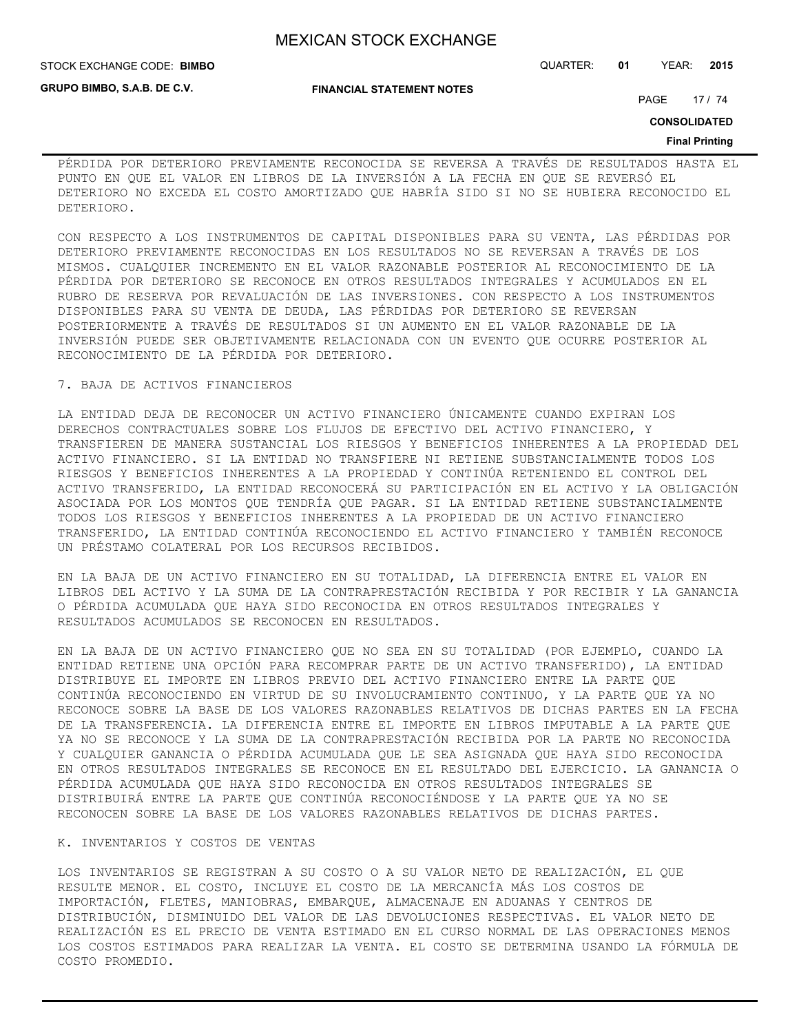PÉRDIDA POR DETERIORO PREVIAMENTE RECONOCIDA SE REVERSA A TRAVÉS DE RESULTADOS HASTA EL PUNTO EN QUE EL VALOR EN LIBROS DE LA INVERSIÓN A LA FECHA EN QUE SE REVERSÓ EL DETERIORO NO EXCEDA EL COSTO AMORTIZADO QUE HABRÍA SIDO SI NO SE HUBIERA RECONOCIDO EL DETERIORO.

CON RESPECTO A LOS INSTRUMENTOS DE CAPITAL DISPONIBLES PARA SU VENTA, LAS PÉRDIDAS POR DETERIORO PREVIAMENTE RECONOCIDAS EN LOS RESULTADOS NO SE REVERSAN A TRAVÉS DE LOS MISMOS. CUALQUIER INCREMENTO EN EL VALOR RAZONABLE POSTERIOR AL RECONOCIMIENTO DE LA PÉRDIDA POR DETERIORO SE RECONOCE EN OTROS RESULTADOS INTEGRALES Y ACUMULADOS EN EL RUBRO DE RESERVA POR REVALUACIÓN DE LAS INVERSIONES. CON RESPECTO A LOS INSTRUMENTOS DISPONIBLES PARA SU VENTA DE DEUDA, LAS PÉRDIDAS POR DETERIORO SE REVERSAN POSTERIORMENTE A TRAVÉS DE RESULTADOS SI UN AUMENTO EN EL VALOR RAZONABLE DE LA INVERSIÓN PUEDE SER OBJETIVAMENTE RELACIONADA CON UN EVENTO QUE OCURRE POSTERIOR AL RECONOCIMIENTO DE LA PÉRDIDA POR DETERIORO.

7. BAJA DE ACTIVOS FINANCIEROS

LA ENTIDAD DEJA DE RECONOCER UN ACTIVO FINANCIERO ÚNICAMENTE CUANDO EXPIRAN LOS DERECHOS CONTRACTUALES SOBRE LOS FLUJOS DE EFECTIVO DEL ACTIVO FINANCIERO, Y TRANSFIEREN DE MANERA SUSTANCIAL LOS RIESGOS Y BENEFICIOS INHERENTES A LA PROPIEDAD DEL ACTIVO FINANCIERO. SI LA ENTIDAD NO TRANSFIERE NI RETIENE SUBSTANCIALMENTE TODOS LOS RIESGOS Y BENEFICIOS INHERENTES A LA PROPIEDAD Y CONTINÚA RETENIENDO EL CONTROL DEL ACTIVO TRANSFERIDO, LA ENTIDAD RECONOCERÁ SU PARTICIPACIÓN EN EL ACTIVO Y LA OBLIGACIÓN ASOCIADA POR LOS MONTOS QUE TENDRÍA QUE PAGAR. SI LA ENTIDAD RETIENE SUBSTANCIALMENTE TODOS LOS RIESGOS Y BENEFICIOS INHERENTES A LA PROPIEDAD DE UN ACTIVO FINANCIERO TRANSFERIDO, LA ENTIDAD CONTINÚA RECONOCIENDO EL ACTIVO FINANCIERO Y TAMBIÉN RECONOCE UN PRÉSTAMO COLATERAL POR LOS RECURSOS RECIBIDOS.

EN LA BAJA DE UN ACTIVO FINANCIERO EN SU TOTALIDAD, LA DIFERENCIA ENTRE EL VALOR EN LIBROS DEL ACTIVO Y LA SUMA DE LA CONTRAPRESTACIÓN RECIBIDA Y POR RECIBIR Y LA GANANCIA O PÉRDIDA ACUMULADA QUE HAYA SIDO RECONOCIDA EN OTROS RESULTADOS INTEGRALES Y RESULTADOS ACUMULADOS SE RECONOCEN EN RESULTADOS.

EN LA BAJA DE UN ACTIVO FINANCIERO QUE NO SEA EN SU TOTALIDAD (POR EJEMPLO, CUANDO LA ENTIDAD RETIENE UNA OPCIÓN PARA RECOMPRAR PARTE DE UN ACTIVO TRANSFERIDO), LA ENTIDAD DISTRIBUYE EL IMPORTE EN LIBROS PREVIO DEL ACTIVO FINANCIERO ENTRE LA PARTE QUE CONTINÚA RECONOCIENDO EN VIRTUD DE SU INVOLUCRAMIENTO CONTINUO, Y LA PARTE QUE YA NO RECONOCE SOBRE LA BASE DE LOS VALORES RAZONABLES RELATIVOS DE DICHAS PARTES EN LA FECHA DE LA TRANSFERENCIA. LA DIFERENCIA ENTRE EL IMPORTE EN LIBROS IMPUTABLE A LA PARTE QUE YA NO SE RECONOCE Y LA SUMA DE LA CONTRAPRESTACIÓN RECIBIDA POR LA PARTE NO RECONOCIDA Y CUALQUIER GANANCIA O PÉRDIDA ACUMULADA QUE LE SEA ASIGNADA QUE HAYA SIDO RECONOCIDA EN OTROS RESULTADOS INTEGRALES SE RECONOCE EN EL RESULTADO DEL EJERCICIO. LA GANANCIA O PÉRDIDA ACUMULADA QUE HAYA SIDO RECONOCIDA EN OTROS RESULTADOS INTEGRALES SE DISTRIBUIRÁ ENTRE LA PARTE QUE CONTINÚA RECONOCIÉNDOSE Y LA PARTE QUE YA NO SE RECONOCEN SOBRE LA BASE DE LOS VALORES RAZONABLES RELATIVOS DE DICHAS PARTES.

K. INVENTARIOS Y COSTOS DE VENTAS

LOS INVENTARIOS SE REGISTRAN A SU COSTO O A SU VALOR NETO DE REALIZACIÓN, EL QUE RESULTE MENOR. EL COSTO, INCLUYE EL COSTO DE LA MERCANCÍA MÁS LOS COSTOS DE IMPORTACIÓN, FLETES, MANIOBRAS, EMBARQUE, ALMACENAJE EN ADUANAS Y CENTROS DE DISTRIBUCIÓN, DISMINUIDO DEL VALOR DE LAS DEVOLUCIONES RESPECTIVAS. EL VALOR NETO DE REALIZACIÓN ES EL PRECIO DE VENTA ESTIMADO EN EL CURSO NORMAL DE LAS OPERACIONES MENOS LOS COSTOS ESTIMADOS PARA REALIZAR LA VENTA. EL COSTO SE DETERMINA USANDO LA FÓRMULA DE COSTO PROMEDIO.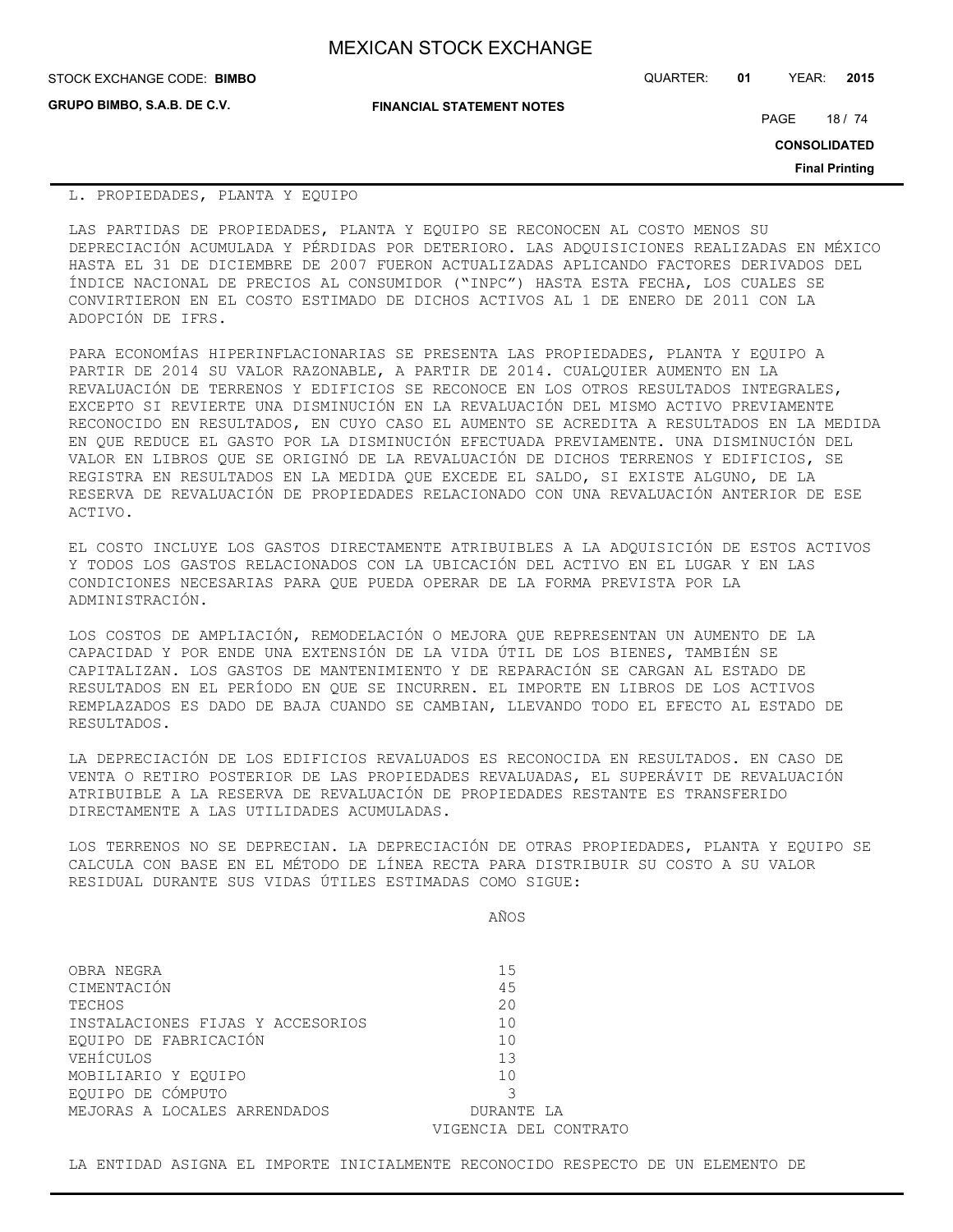## L. PROPIEDADES, PLANTA Y EQUIPO

LAS PARTIDAS DE PROPIEDADES, PLANTA Y EQUIPO SE RECONOCEN AL COSTO MENOS SU DEPRECIACIÓN ACUMULADA Y PÉRDIDAS POR DETERIORO. LAS ADQUISICIONES REALIZADAS EN MÉXICO HASTA EL 31 DE DICIEMBRE DE 2007 FUERON ACTUALIZADAS APLICANDO FACTORES DERIVADOS DEL ÍNDICE NACIONAL DE PRECIOS AL CONSUMIDOR ("INPC") HASTA ESTA FECHA, LOS CUALES SE CONVIRTIERON EN EL COSTO ESTIMADO DE DICHOS ACTIVOS AL 1 DE ENERO DE 2011 CON LA ADOPCIÓN DE IFRS.

PARA ECONOMÍAS HIPERINFLACIONARIAS SE PRESENTA LAS PROPIEDADES, PLANTA Y EQUIPO A PARTIR DE 2014 SU VALOR RAZONABLE, A PARTIR DE 2014. CUALQUIER AUMENTO EN LA REVALUACIÓN DE TERRENOS Y EDIFICIOS SE RECONOCE EN LOS OTROS RESULTADOS INTEGRALES, EXCEPTO SI REVIERTE UNA DISMINUCIÓN EN LA REVALUACIÓN DEL MISMO ACTIVO PREVIAMENTE RECONOCIDO EN RESULTADOS, EN CUYO CASO EL AUMENTO SE ACREDITA A RESULTADOS EN LA MEDIDA EN QUE REDUCE EL GASTO POR LA DISMINUCIÓN EFECTUADA PREVIAMENTE. UNA DISMINUCIÓN DEL VALOR EN LIBROS QUE SE ORIGINÓ DE LA REVALUACIÓN DE DICHOS TERRENOS Y EDIFICIOS, SE REGISTRA EN RESULTADOS EN LA MEDIDA QUE EXCEDE EL SALDO, SI EXISTE ALGUNO, DE LA RESERVA DE REVALUACIÓN DE PROPIEDADES RELACIONADO CON UNA REVALUACIÓN ANTERIOR DE ESE ACTIVO.

EL COSTO INCLUYE LOS GASTOS DIRECTAMENTE ATRIBUIBLES A LA ADQUISICIÓN DE ESTOS ACTIVOS Y TODOS LOS GASTOS RELACIONADOS CON LA UBICACIÓN DEL ACTIVO EN EL LUGAR Y EN LAS CONDICIONES NECESARIAS PARA QUE PUEDA OPERAR DE LA FORMA PREVISTA POR LA ADMINISTRACIÓN.

LOS COSTOS DE AMPLIACIÓN, REMODELACIÓN O MEJORA QUE REPRESENTAN UN AUMENTO DE LA CAPACIDAD Y POR ENDE UNA EXTENSIÓN DE LA VIDA ÚTIL DE LOS BIENES, TAMBIÉN SE CAPITALIZAN. LOS GASTOS DE MANTENIMIENTO Y DE REPARACIÓN SE CARGAN AL ESTADO DE RESULTADOS EN EL PERÍODO EN QUE SE INCURREN. EL IMPORTE EN LIBROS DE LOS ACTIVOS REMPLAZADOS ES DADO DE BAJA CUANDO SE CAMBIAN, LLEVANDO TODO EL EFECTO AL ESTADO DE RESULTADOS.

LA DEPRECIACIÓN DE LOS EDIFICIOS REVALUADOS ES RECONOCIDA EN RESULTADOS. EN CASO DE VENTA O RETIRO POSTERIOR DE LAS PROPIEDADES REVALUADAS, EL SUPERÁVIT DE REVALUACIÓN ATRIBUIBLE A LA RESERVA DE REVALUACIÓN DE PROPIEDADES RESTANTE ES TRANSFERIDO DIRECTAMENTE A LAS UTILIDADES ACUMULADAS.

LOS TERRENOS NO SE DEPRECIAN. LA DEPRECIACIÓN DE OTRAS PROPIEDADES, PLANTA Y EQUIPO SE CALCULA CON BASE EN EL MÉTODO DE LÍNEA RECTA PARA DISTRIBUIR SU COSTO A SU VALOR RESIDUAL DURANTE SUS VIDAS ÚTILES ESTIMADAS COMO SIGUE:

| | AÑOS |
|---|---|
| OBRA NEGRA | 15 |
| CIMENTACIÓN | 45 |
| TECHOS | 20 |
| INSTALACIONES FIJAS Y ACCESORIOS | 10 |
| EQUIPO DE FABRICACIÓN | 10 |
| VEHÍCULOS | 13 |
| MOBILIARIO Y EQUIPO | 10 |
| EQUIPO DE CÓMPUTO | 3 |
| MEJORAS A LOCALES ARRENDADOS | DURANTE LA VIGENCIA DEL CONTRATO |

LA ENTIDAD ASIGNA EL IMPORTE INICIALMENTE RECONOCIDO RESPECTO DE UN ELEMENTO DE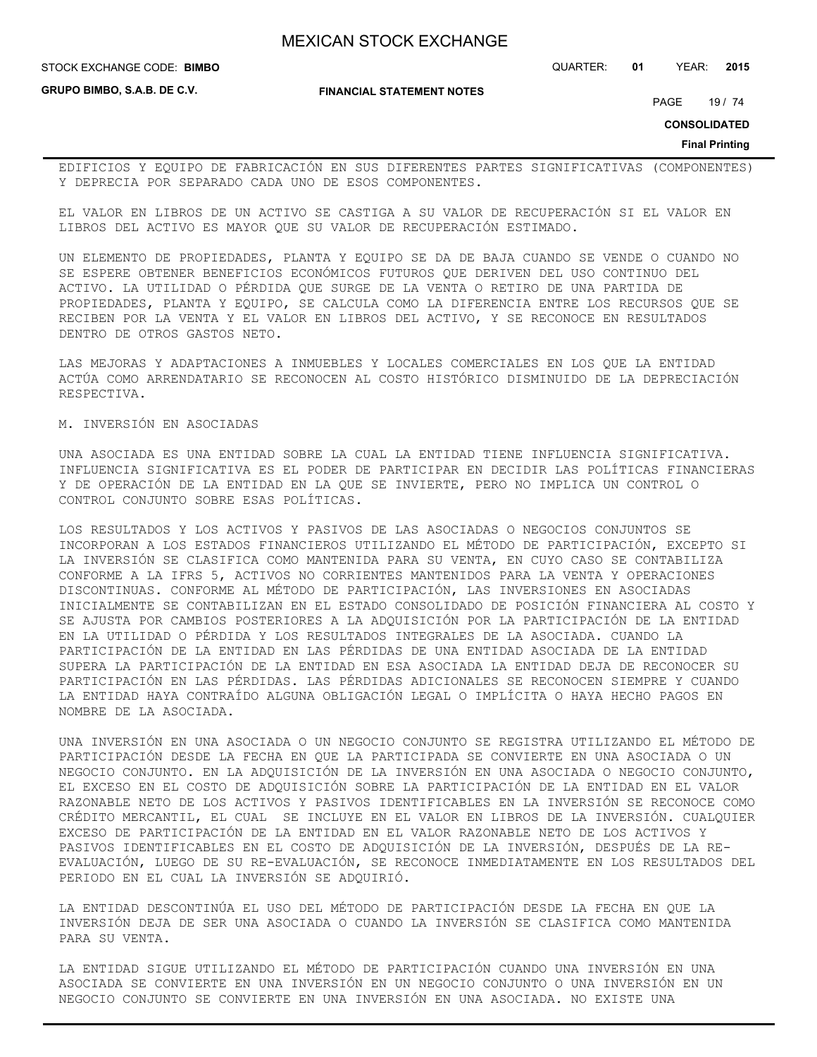EDIFICIOS Y EQUIPO DE FABRICACIÓN EN SUS DIFERENTES PARTES SIGNIFICATIVAS (COMPONENTES) Y DEPRECIA POR SEPARADO CADA UNO DE ESOS COMPONENTES.

EL VALOR EN LIBROS DE UN ACTIVO SE CASTIGA A SU VALOR DE RECUPERACIÓN SI EL VALOR EN LIBROS DEL ACTIVO ES MAYOR QUE SU VALOR DE RECUPERACIÓN ESTIMADO.

UN ELEMENTO DE PROPIEDADES, PLANTA Y EQUIPO SE DA DE BAJA CUANDO SE VENDE O CUANDO NO SE ESPERE OBTENER BENEFICIOS ECONÓMICOS FUTUROS QUE DERIVEN DEL USO CONTINUO DEL ACTIVO. LA UTILIDAD O PÉRDIDA QUE SURGE DE LA VENTA O RETIRO DE UNA PARTIDA DE PROPIEDADES, PLANTA Y EQUIPO, SE CALCULA COMO LA DIFERENCIA ENTRE LOS RECURSOS QUE SE RECIBEN POR LA VENTA Y EL VALOR EN LIBROS DEL ACTIVO, Y SE RECONOCE EN RESULTADOS DENTRO DE OTROS GASTOS NETO.

LAS MEJORAS Y ADAPTACIONES A INMUEBLES Y LOCALES COMERCIALES EN LOS QUE LA ENTIDAD ACTÚA COMO ARRENDATARIO SE RECONOCEN AL COSTO HISTÓRICO DISMINUIDO DE LA DEPRECIACIÓN RESPECTIVA.

M. INVERSIÓN EN ASOCIADAS

UNA ASOCIADA ES UNA ENTIDAD SOBRE LA CUAL LA ENTIDAD TIENE INFLUENCIA SIGNIFICATIVA. INFLUENCIA SIGNIFICATIVA ES EL PODER DE PARTICIPAR EN DECIDIR LAS POLÍTICAS FINANCIERAS Y DE OPERACIÓN DE LA ENTIDAD EN LA QUE SE INVIERTE, PERO NO IMPLICA UN CONTROL O CONTROL CONJUNTO SOBRE ESAS POLÍTICAS.

LOS RESULTADOS Y LOS ACTIVOS Y PASIVOS DE LAS ASOCIADAS O NEGOCIOS CONJUNTOS SE INCORPORAN A LOS ESTADOS FINANCIEROS UTILIZANDO EL MÉTODO DE PARTICIPACIÓN, EXCEPTO SI LA INVERSIÓN SE CLASIFICA COMO MANTENIDA PARA SU VENTA, EN CUYO CASO SE CONTABILIZA CONFORME A LA IFRS 5, ACTIVOS NO CORRIENTES MANTENIDOS PARA LA VENTA Y OPERACIONES DISCONTINUAS. CONFORME AL MÉTODO DE PARTICIPACIÓN, LAS INVERSIONES EN ASOCIADAS INICIALMENTE SE CONTABILIZAN EN EL ESTADO CONSOLIDADO DE POSICIÓN FINANCIERA AL COSTO Y SE AJUSTA POR CAMBIOS POSTERIORES A LA ADQUISICIÓN POR LA PARTICIPACIÓN DE LA ENTIDAD EN LA UTILIDAD O PÉRDIDA Y LOS RESULTADOS INTEGRALES DE LA ASOCIADA. CUANDO LA PARTICIPACIÓN DE LA ENTIDAD EN LAS PÉRDIDAS DE UNA ENTIDAD ASOCIADA DE LA ENTIDAD SUPERA LA PARTICIPACIÓN DE LA ENTIDAD EN ESA ASOCIADA LA ENTIDAD DEJA DE RECONOCER SU PARTICIPACIÓN EN LAS PÉRDIDAS. LAS PÉRDIDAS ADICIONALES SE RECONOCEN SIEMPRE Y CUANDO LA ENTIDAD HAYA CONTRAÍDO ALGUNA OBLIGACIÓN LEGAL O IMPLÍCITA O HAYA HECHO PAGOS EN NOMBRE DE LA ASOCIADA.

UNA INVERSIÓN EN UNA ASOCIADA O UN NEGOCIO CONJUNTO SE REGISTRA UTILIZANDO EL MÉTODO DE PARTICIPACIÓN DESDE LA FECHA EN QUE LA PARTICIPADA SE CONVIERTE EN UNA ASOCIADA O UN NEGOCIO CONJUNTO. EN LA ADQUISICIÓN DE LA INVERSIÓN EN UNA ASOCIADA O NEGOCIO CONJUNTO, EL EXCESO EN EL COSTO DE ADQUISICIÓN SOBRE LA PARTICIPACIÓN DE LA ENTIDAD EN EL VALOR RAZONABLE NETO DE LOS ACTIVOS Y PASIVOS IDENTIFICABLES EN LA INVERSIÓN SE RECONOCE COMO CRÉDITO MERCANTIL, EL CUAL SE INCLUYE EN EL VALOR EN LIBROS DE LA INVERSIÓN. CUALQUIER EXCESO DE PARTICIPACIÓN DE LA ENTIDAD EN EL VALOR RAZONABLE NETO DE LOS ACTIVOS Y PASIVOS IDENTIFICABLES EN EL COSTO DE ADQUISICIÓN DE LA INVERSIÓN, DESPUÉS DE LA RE-EVALUACIÓN, LUEGO DE SU RE-EVALUACIÓN, SE RECONOCE INMEDIATAMENTE EN LOS RESULTADOS DEL PERIODO EN EL CUAL LA INVERSIÓN SE ADQUIRIÓ.

LA ENTIDAD DESCONTINÚA EL USO DEL MÉTODO DE PARTICIPACIÓN DESDE LA FECHA EN QUE LA INVERSIÓN DEJA DE SER UNA ASOCIADA O CUANDO LA INVERSIÓN SE CLASIFICA COMO MANTENIDA PARA SU VENTA.

LA ENTIDAD SIGUE UTILIZANDO EL MÉTODO DE PARTICIPACIÓN CUANDO UNA INVERSIÓN EN UNA ASOCIADA SE CONVIERTE EN UNA INVERSIÓN EN UN NEGOCIO CONJUNTO O UNA INVERSIÓN EN UN NEGOCIO CONJUNTO SE CONVIERTE EN UNA INVERSIÓN EN UNA ASOCIADA. NO EXISTE UNA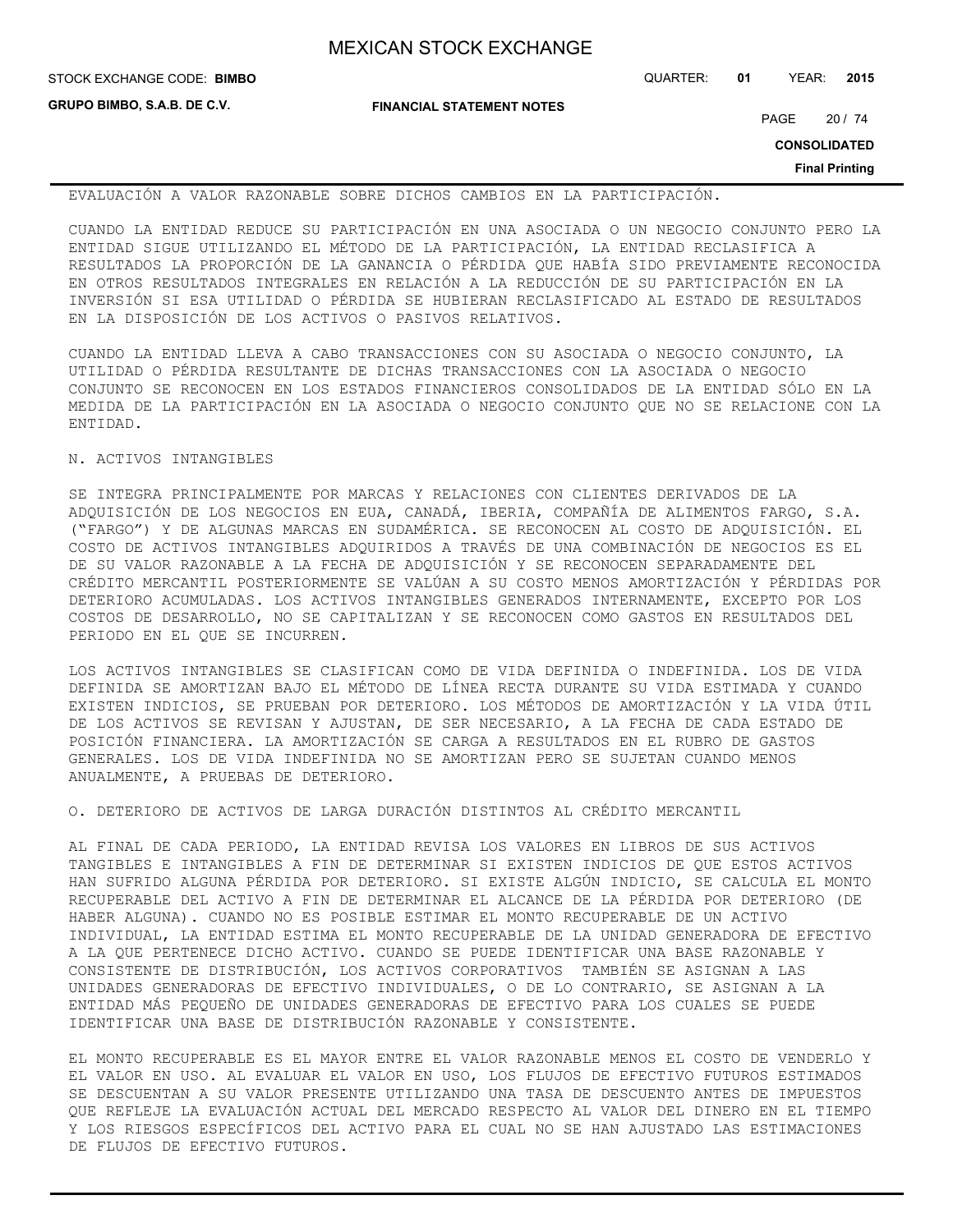EVALUACIÓN A VALOR RAZONABLE SOBRE DICHOS CAMBIOS EN LA PARTICIPACIÓN.

CUANDO LA ENTIDAD REDUCE SU PARTICIPACIÓN EN UNA ASOCIADA O UN NEGOCIO CONJUNTO PERO LA ENTIDAD SIGUE UTILIZANDO EL MÉTODO DE LA PARTICIPACIÓN, LA ENTIDAD RECLASIFICA A RESULTADOS LA PROPORCIÓN DE LA GANANCIA O PÉRDIDA QUE HABÍA SIDO PREVIAMENTE RECONOCIDA EN OTROS RESULTADOS INTEGRALES EN RELACIÓN A LA REDUCCIÓN DE SU PARTICIPACIÓN EN LA INVERSIÓN SI ESA UTILIDAD O PÉRDIDA SE HUBIERAN RECLASIFICADO AL ESTADO DE RESULTADOS EN LA DISPOSICIÓN DE LOS ACTIVOS O PASIVOS RELATIVOS.

CUANDO LA ENTIDAD LLEVA A CABO TRANSACCIONES CON SU ASOCIADA O NEGOCIO CONJUNTO, LA UTILIDAD O PÉRDIDA RESULTANTE DE DICHAS TRANSACCIONES CON LA ASOCIADA O NEGOCIO CONJUNTO SE RECONOCEN EN LOS ESTADOS FINANCIEROS CONSOLIDADOS DE LA ENTIDAD SÓLO EN LA MEDIDA DE LA PARTICIPACIÓN EN LA ASOCIADA O NEGOCIO CONJUNTO QUE NO SE RELACIONE CON LA ENTIDAD.

N. ACTIVOS INTANGIBLES

SE INTEGRA PRINCIPALMENTE POR MARCAS Y RELACIONES CON CLIENTES DERIVADOS DE LA ADQUISICIÓN DE LOS NEGOCIOS EN EUA, CANADÁ, IBERIA, COMPAÑÍA DE ALIMENTOS FARGO, S.A. ("FARGO") Y DE ALGUNAS MARCAS EN SUDAMÉRICA. SE RECONOCEN AL COSTO DE ADQUISICIÓN. EL COSTO DE ACTIVOS INTANGIBLES ADQUIRIDOS A TRAVÉS DE UNA COMBINACIÓN DE NEGOCIOS ES EL DE SU VALOR RAZONABLE A LA FECHA DE ADQUISICIÓN Y SE RECONOCEN SEPARADAMENTE DEL CRÉDITO MERCANTIL POSTERIORMENTE SE VALÚAN A SU COSTO MENOS AMORTIZACIÓN Y PÉRDIDAS POR DETERIORO ACUMULADAS. LOS ACTIVOS INTANGIBLES GENERADOS INTERNAMENTE, EXCEPTO POR LOS COSTOS DE DESARROLLO, NO SE CAPITALIZAN Y SE RECONOCEN COMO GASTOS EN RESULTADOS DEL PERIODO EN EL QUE SE INCURREN.

LOS ACTIVOS INTANGIBLES SE CLASIFICAN COMO DE VIDA DEFINIDA O INDEFINIDA. LOS DE VIDA DEFINIDA SE AMORTIZAN BAJO EL MÉTODO DE LÍNEA RECTA DURANTE SU VIDA ESTIMADA Y CUANDO EXISTEN INDICIOS, SE PRUEBAN POR DETERIORO. LOS MÉTODOS DE AMORTIZACIÓN Y LA VIDA ÚTIL DE LOS ACTIVOS SE REVISAN Y AJUSTAN, DE SER NECESARIO, A LA FECHA DE CADA ESTADO DE POSICIÓN FINANCIERA. LA AMORTIZACIÓN SE CARGA A RESULTADOS EN EL RUBRO DE GASTOS GENERALES. LOS DE VIDA INDEFINIDA NO SE AMORTIZAN PERO SE SUJETAN CUANDO MENOS ANUALMENTE, A PRUEBAS DE DETERIORO.

O. DETERIORO DE ACTIVOS DE LARGA DURACIÓN DISTINTOS AL CRÉDITO MERCANTIL

AL FINAL DE CADA PERIODO, LA ENTIDAD REVISA LOS VALORES EN LIBROS DE SUS ACTIVOS TANGIBLES E INTANGIBLES A FIN DE DETERMINAR SI EXISTEN INDICIOS DE QUE ESTOS ACTIVOS HAN SUFRIDO ALGUNA PÉRDIDA POR DETERIORO. SI EXISTE ALGÚN INDICIO, SE CALCULA EL MONTO RECUPERABLE DEL ACTIVO A FIN DE DETERMINAR EL ALCANCE DE LA PÉRDIDA POR DETERIORO (DE HABER ALGUNA). CUANDO NO ES POSIBLE ESTIMAR EL MONTO RECUPERABLE DE UN ACTIVO INDIVIDUAL, LA ENTIDAD ESTIMA EL MONTO RECUPERABLE DE LA UNIDAD GENERADORA DE EFECTIVO A LA QUE PERTENECE DICHO ACTIVO. CUANDO SE PUEDE IDENTIFICAR UNA BASE RAZONABLE Y CONSISTENTE DE DISTRIBUCIÓN, LOS ACTIVOS CORPORATIVOS TAMBIÉN SE ASIGNAN A LAS UNIDADES GENERADORAS DE EFECTIVO INDIVIDUALES, O DE LO CONTRARIO, SE ASIGNAN A LA ENTIDAD MÁS PEQUEÑO DE UNIDADES GENERADORAS DE EFECTIVO PARA LOS CUALES SE PUEDE IDENTIFICAR UNA BASE DE DISTRIBUCIÓN RAZONABLE Y CONSISTENTE.

EL MONTO RECUPERABLE ES EL MAYOR ENTRE EL VALOR RAZONABLE MENOS EL COSTO DE VENDERLO Y EL VALOR EN USO. AL EVALUAR EL VALOR EN USO, LOS FLUJOS DE EFECTIVO FUTUROS ESTIMADOS SE DESCUENTAN A SU VALOR PRESENTE UTILIZANDO UNA TASA DE DESCUENTO ANTES DE IMPUESTOS QUE REFLEJE LA EVALUACIÓN ACTUAL DEL MERCADO RESPECTO AL VALOR DEL DINERO EN EL TIEMPO Y LOS RIESGOS ESPECÍFICOS DEL ACTIVO PARA EL CUAL NO SE HAN AJUSTADO LAS ESTIMACIONES DE FLUJOS DE EFECTIVO FUTUROS.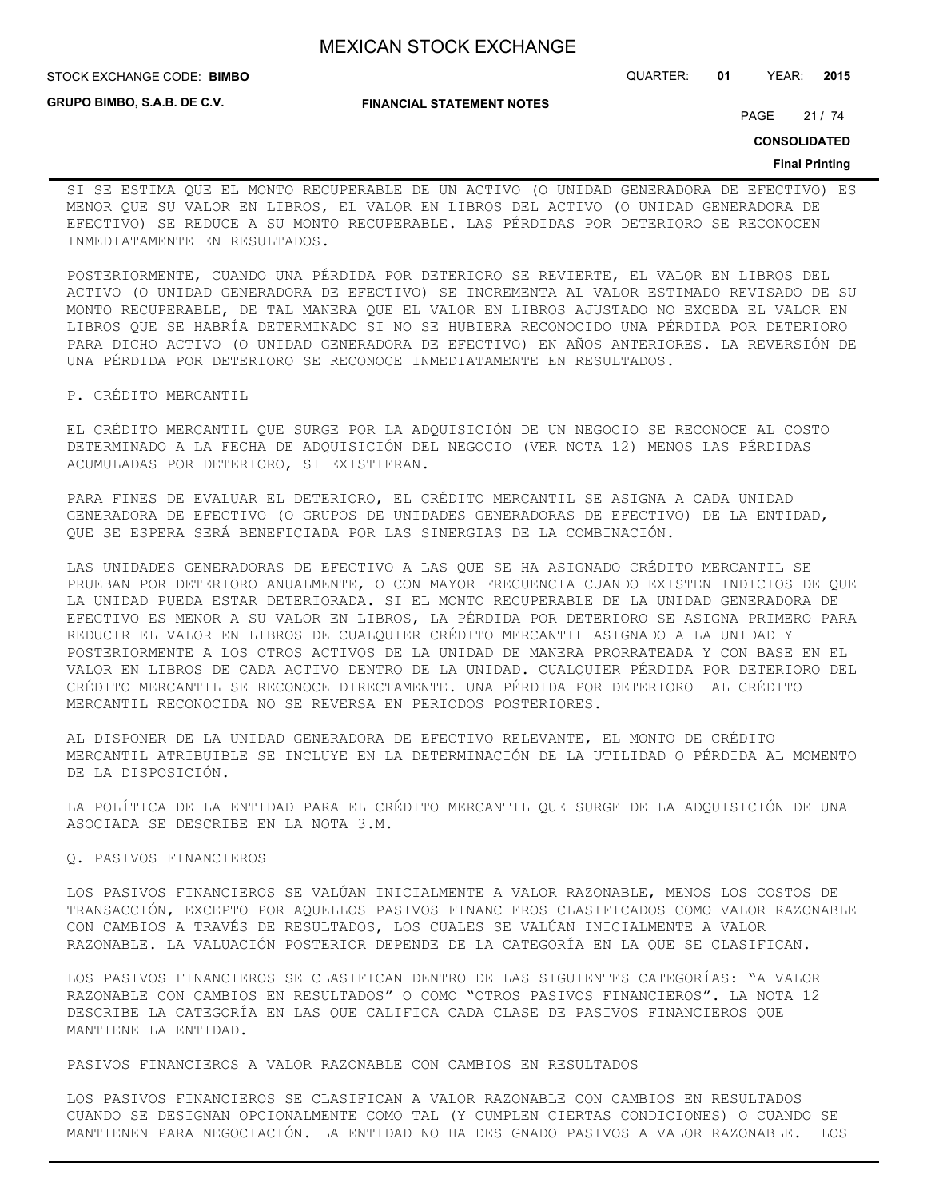SI SE ESTIMA QUE EL MONTO RECUPERABLE DE UN ACTIVO (O UNIDAD GENERADORA DE EFECTIVO) ES MENOR QUE SU VALOR EN LIBROS, EL VALOR EN LIBROS DEL ACTIVO (O UNIDAD GENERADORA DE EFECTIVO) SE REDUCE A SU MONTO RECUPERABLE. LAS PÉRDIDAS POR DETERIORO SE RECONOCEN INMEDIATAMENTE EN RESULTADOS.

POSTERIORMENTE, CUANDO UNA PÉRDIDA POR DETERIORO SE REVIERTE, EL VALOR EN LIBROS DEL ACTIVO (O UNIDAD GENERADORA DE EFECTIVO) SE INCREMENTA AL VALOR ESTIMADO REVISADO DE SU MONTO RECUPERABLE, DE TAL MANERA QUE EL VALOR EN LIBROS AJUSTADO NO EXCEDA EL VALOR EN LIBROS QUE SE HABRÍA DETERMINADO SI NO SE HUBIERA RECONOCIDO UNA PÉRDIDA POR DETERIORO PARA DICHO ACTIVO (O UNIDAD GENERADORA DE EFECTIVO) EN AÑOS ANTERIORES. LA REVERSIÓN DE UNA PÉRDIDA POR DETERIORO SE RECONOCE INMEDIATAMENTE EN RESULTADOS.

P. CRÉDITO MERCANTIL

EL CRÉDITO MERCANTIL QUE SURGE POR LA ADQUISICIÓN DE UN NEGOCIO SE RECONOCE AL COSTO DETERMINADO A LA FECHA DE ADQUISICIÓN DEL NEGOCIO (VER NOTA 12) MENOS LAS PÉRDIDAS ACUMULADAS POR DETERIORO, SI EXISTIERAN.

PARA FINES DE EVALUAR EL DETERIORO, EL CRÉDITO MERCANTIL SE ASIGNA A CADA UNIDAD GENERADORA DE EFECTIVO (O GRUPOS DE UNIDADES GENERADORAS DE EFECTIVO) DE LA ENTIDAD, QUE SE ESPERA SERÁ BENEFICIADA POR LAS SINERGIAS DE LA COMBINACIÓN.

LAS UNIDADES GENERADORAS DE EFECTIVO A LAS QUE SE HA ASIGNADO CRÉDITO MERCANTIL SE PRUEBAN POR DETERIORO ANUALMENTE, O CON MAYOR FRECUENCIA CUANDO EXISTEN INDICIOS DE QUE LA UNIDAD PUEDA ESTAR DETERIORADA. SI EL MONTO RECUPERABLE DE LA UNIDAD GENERADORA DE EFECTIVO ES MENOR A SU VALOR EN LIBROS, LA PÉRDIDA POR DETERIORO SE ASIGNA PRIMERO PARA REDUCIR EL VALOR EN LIBROS DE CUALQUIER CRÉDITO MERCANTIL ASIGNADO A LA UNIDAD Y POSTERIORMENTE A LOS OTROS ACTIVOS DE LA UNIDAD DE MANERA PRORRATEADA Y CON BASE EN EL VALOR EN LIBROS DE CADA ACTIVO DENTRO DE LA UNIDAD. CUALQUIER PÉRDIDA POR DETERIORO DEL CRÉDITO MERCANTIL SE RECONOCE DIRECTAMENTE. UNA PÉRDIDA POR DETERIORO AL CRÉDITO MERCANTIL RECONOCIDA NO SE REVERSA EN PERIODOS POSTERIORES.

AL DISPONER DE LA UNIDAD GENERADORA DE EFECTIVO RELEVANTE, EL MONTO DE CRÉDITO MERCANTIL ATRIBUIBLE SE INCLUYE EN LA DETERMINACIÓN DE LA UTILIDAD O PÉRDIDA AL MOMENTO DE LA DISPOSICIÓN.

LA POLÍTICA DE LA ENTIDAD PARA EL CRÉDITO MERCANTIL QUE SURGE DE LA ADQUISICIÓN DE UNA ASOCIADA SE DESCRIBE EN LA NOTA 3.M.

Q. PASIVOS FINANCIEROS

LOS PASIVOS FINANCIEROS SE VALÚAN INICIALMENTE A VALOR RAZONABLE, MENOS LOS COSTOS DE TRANSACCIÓN, EXCEPTO POR AQUELLOS PASIVOS FINANCIEROS CLASIFICADOS COMO VALOR RAZONABLE CON CAMBIOS A TRAVÉS DE RESULTADOS, LOS CUALES SE VALÚAN INICIALMENTE A VALOR RAZONABLE. LA VALUACIÓN POSTERIOR DEPENDE DE LA CATEGORÍA EN LA QUE SE CLASIFICAN.

LOS PASIVOS FINANCIEROS SE CLASIFICAN DENTRO DE LAS SIGUIENTES CATEGORÍAS: “A VALOR RAZONABLE CON CAMBIOS EN RESULTADOS” O COMO “OTROS PASIVOS FINANCIEROS”. LA NOTA 12 DESCRIBE LA CATEGORÍA EN LAS QUE CALIFICA CADA CLASE DE PASIVOS FINANCIEROS QUE MANTIENE LA ENTIDAD.

PASIVOS FINANCIEROS A VALOR RAZONABLE CON CAMBIOS EN RESULTADOS

LOS PASIVOS FINANCIEROS SE CLASIFICAN A VALOR RAZONABLE CON CAMBIOS EN RESULTADOS CUANDO SE DESIGNAN OPCIONALMENTE COMO TAL (Y CUMPLEN CIERTAS CONDICIONES) O CUANDO SE MANTIENEN PARA NEGOCIACIÓN. LA ENTIDAD NO HA DESIGNADO PASIVOS A VALOR RAZONABLE. LOS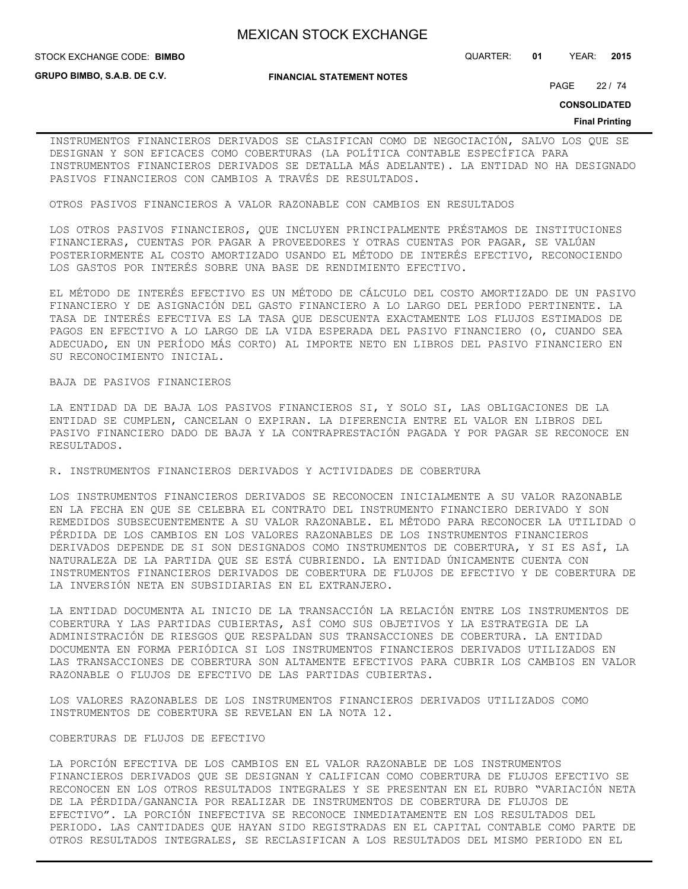INSTRUMENTOS FINANCIEROS DERIVADOS SE CLASIFICAN COMO DE NEGOCIACIÓN, SALVO LOS QUE SE DESIGNAN Y SON EFICACES COMO COBERTURAS (LA POLÍTICA CONTABLE ESPECÍFICA PARA INSTRUMENTOS FINANCIEROS DERIVADOS SE DETALLA MÁS ADELANTE). LA ENTIDAD NO HA DESIGNADO PASIVOS FINANCIEROS CON CAMBIOS A TRAVÉS DE RESULTADOS.

OTROS PASIVOS FINANCIEROS A VALOR RAZONABLE CON CAMBIOS EN RESULTADOS

LOS OTROS PASIVOS FINANCIEROS, QUE INCLUYEN PRINCIPALMENTE PRÉSTAMOS DE INSTITUCIONES FINANCIERAS, CUENTAS POR PAGAR A PROVEEDORES Y OTRAS CUENTAS POR PAGAR, SE VALÚAN POSTERIORMENTE AL COSTO AMORTIZADO USANDO EL MÉTODO DE INTERÉS EFECTIVO, RECONOCIENDO LOS GASTOS POR INTERÉS SOBRE UNA BASE DE RENDIMIENTO EFECTIVO.

EL MÉTODO DE INTERÉS EFECTIVO ES UN MÉTODO DE CÁLCULO DEL COSTO AMORTIZADO DE UN PASIVO FINANCIERO Y DE ASIGNACIÓN DEL GASTO FINANCIERO A LO LARGO DEL PERÍODO PERTINENTE. LA TASA DE INTERÉS EFECTIVA ES LA TASA QUE DESCUENTA EXACTAMENTE LOS FLUJOS ESTIMADOS DE PAGOS EN EFECTIVO A LO LARGO DE LA VIDA ESPERADA DEL PASIVO FINANCIERO (O, CUANDO SEA ADECUADO, EN UN PERÍODO MÁS CORTO) AL IMPORTE NETO EN LIBROS DEL PASIVO FINANCIERO EN SU RECONOCIMIENTO INICIAL.

BAJA DE PASIVOS FINANCIEROS

LA ENTIDAD DA DE BAJA LOS PASIVOS FINANCIEROS SI, Y SOLO SI, LAS OBLIGACIONES DE LA ENTIDAD SE CUMPLEN, CANCELAN O EXPIRAN. LA DIFERENCIA ENTRE EL VALOR EN LIBROS DEL PASIVO FINANCIERO DADO DE BAJA Y LA CONTRAPRESTACIÓN PAGADA Y POR PAGAR SE RECONOCE EN RESULTADOS.

R. INSTRUMENTOS FINANCIEROS DERIVADOS Y ACTIVIDADES DE COBERTURA

LOS INSTRUMENTOS FINANCIEROS DERIVADOS SE RECONOCEN INICIALMENTE A SU VALOR RAZONABLE EN LA FECHA EN QUE SE CELEBRA EL CONTRATO DEL INSTRUMENTO FINANCIERO DERIVADO Y SON REMEDIDOS SUBSECUENTEMENTE A SU VALOR RAZONABLE. EL MÉTODO PARA RECONOCER LA UTILIDAD O PÉRDIDA DE LOS CAMBIOS EN LOS VALORES RAZONABLES DE LOS INSTRUMENTOS FINANCIEROS DERIVADOS DEPENDE DE SI SON DESIGNADOS COMO INSTRUMENTOS DE COBERTURA, Y SI ES ASÍ, LA NATURALEZA DE LA PARTIDA QUE SE ESTÁ CUBRIENDO. LA ENTIDAD ÚNICAMENTE CUENTA CON INSTRUMENTOS FINANCIEROS DERIVADOS DE COBERTURA DE FLUJOS DE EFECTIVO Y DE COBERTURA DE LA INVERSIÓN NETA EN SUBSIDIARIAS EN EL EXTRANJERO.

LA ENTIDAD DOCUMENTA AL INICIO DE LA TRANSACCIÓN LA RELACIÓN ENTRE LOS INSTRUMENTOS DE COBERTURA Y LAS PARTIDAS CUBIERTAS, ASÍ COMO SUS OBJETIVOS Y LA ESTRATEGIA DE LA ADMINISTRACIÓN DE RIESGOS QUE RESPALDAN SUS TRANSACCIONES DE COBERTURA. LA ENTIDAD DOCUMENTA EN FORMA PERIÓDICA SI LOS INSTRUMENTOS FINANCIEROS DERIVADOS UTILIZADOS EN LAS TRANSACCIONES DE COBERTURA SON ALTAMENTE EFECTIVOS PARA CUBRIR LOS CAMBIOS EN VALOR RAZONABLE O FLUJOS DE EFECTIVO DE LAS PARTIDAS CUBIERTAS.

LOS VALORES RAZONABLES DE LOS INSTRUMENTOS FINANCIEROS DERIVADOS UTILIZADOS COMO INSTRUMENTOS DE COBERTURA SE REVELAN EN LA NOTA 12.

COBERTURAS DE FLUJOS DE EFECTIVO

LA PORCIÓN EFECTIVA DE LOS CAMBIOS EN EL VALOR RAZONABLE DE LOS INSTRUMENTOS FINANCIEROS DERIVADOS QUE SE DESIGNAN Y CALIFICAN COMO COBERTURA DE FLUJOS EFECTIVO SE RECONOCEN EN LOS OTROS RESULTADOS INTEGRALES Y SE PRESENTAN EN EL RUBRO "VARIACIÓN NETA DE LA PÉRDIDA/GANANCIA POR REALIZAR DE INSTRUMENTOS DE COBERTURA DE FLUJOS DE EFECTIVO". LA PORCIÓN INEFECTIVA SE RECONOCE INMEDIATAMENTE EN LOS RESULTADOS DEL PERIODO. LAS CANTIDADES QUE HAYAN SIDO REGISTRADAS EN EL CAPITAL CONTABLE COMO PARTE DE OTROS RESULTADOS INTEGRALES, SE RECLASIFICAN A LOS RESULTADOS DEL MISMO PERIODO EN EL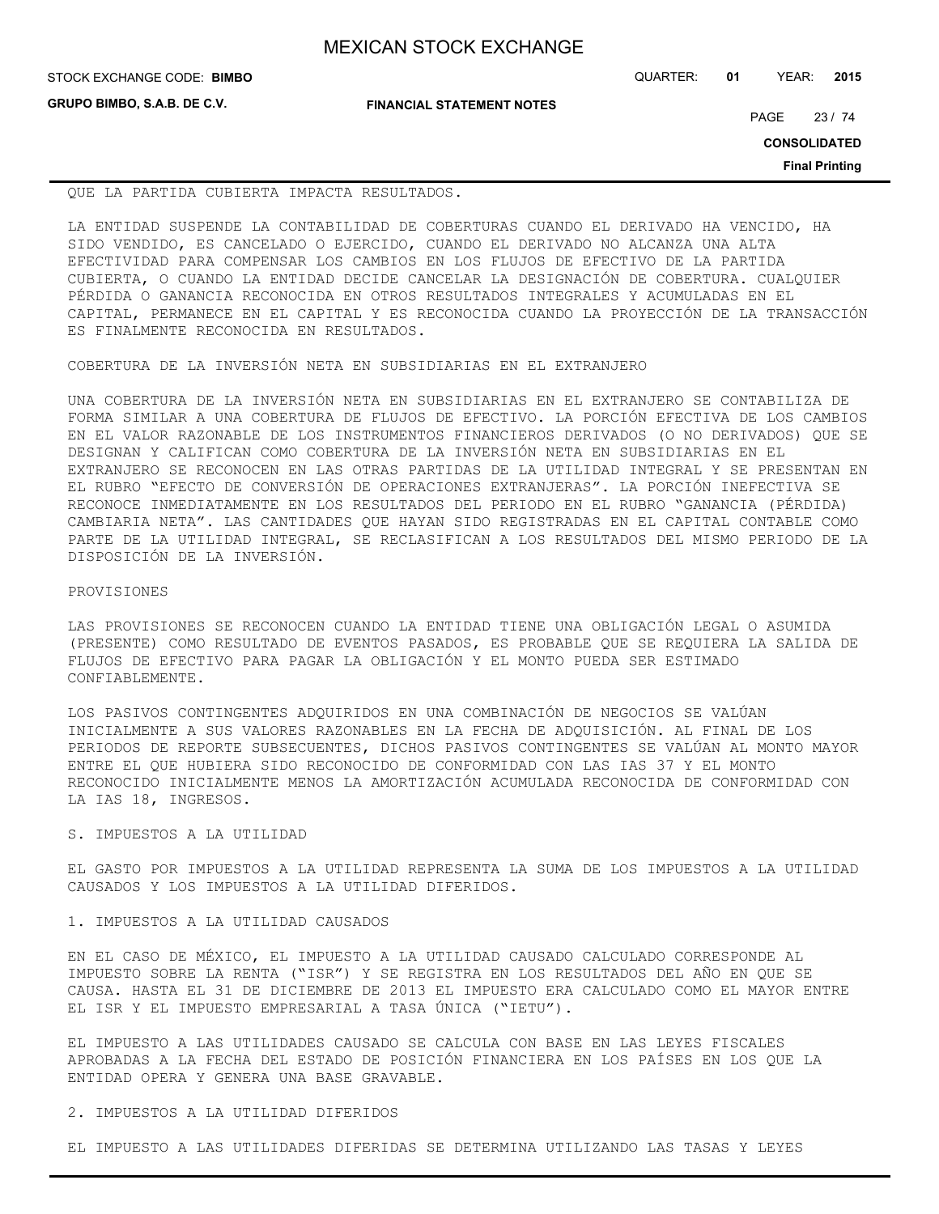QUE LA PARTIDA CUBIERTA IMPACTA RESULTADOS.

LA ENTIDAD SUSPENDE LA CONTABILIDAD DE COBERTURAS CUANDO EL DERIVADO HA VENCIDO, HA SIDO VENDIDO, ES CANCELADO O EJERCIDO, CUANDO EL DERIVADO NO ALCANZA UNA ALTA EFECTIVIDAD PARA COMPENSAR LOS CAMBIOS EN LOS FLUJOS DE EFECTIVO DE LA PARTIDA CUBIERTA, O CUANDO LA ENTIDAD DECIDE CANCELAR LA DESIGNACIÓN DE COBERTURA. CUALQUIER PÉRDIDA O GANANCIA RECONOCIDA EN OTROS RESULTADOS INTEGRALES Y ACUMULADAS EN EL CAPITAL, PERMANECE EN EL CAPITAL Y ES RECONOCIDA CUANDO LA PROYECCIÓN DE LA TRANSACCIÓN ES FINALMENTE RECONOCIDA EN RESULTADOS.

COBERTURA DE LA INVERSIÓN NETA EN SUBSIDIARIAS EN EL EXTRANJERO

UNA COBERTURA DE LA INVERSIÓN NETA EN SUBSIDIARIAS EN EL EXTRANJERO SE CONTABILIZA DE FORMA SIMILAR A UNA COBERTURA DE FLUJOS DE EFECTIVO. LA PORCIÓN EFECTIVA DE LOS CAMBIOS EN EL VALOR RAZONABLE DE LOS INSTRUMENTOS FINANCIEROS DERIVADOS (O NO DERIVADOS) QUE SE DESIGNAN Y CALIFICAN COMO COBERTURA DE LA INVERSIÓN NETA EN SUBSIDIARIAS EN EL EXTRANJERO SE RECONOCEN EN LAS OTRAS PARTIDAS DE LA UTILIDAD INTEGRAL Y SE PRESENTAN EN EL RUBRO "EFECTO DE CONVERSIÓN DE OPERACIONES EXTRANJERAS". LA PORCIÓN INEFECTIVA SE RECONOCE INMEDIATAMENTE EN LOS RESULTADOS DEL PERIODO EN EL RUBRO "GANANCIA (PÉRDIDA) CAMBIARIA NETA". LAS CANTIDADES QUE HAYAN SIDO REGISTRADAS EN EL CAPITAL CONTABLE COMO PARTE DE LA UTILIDAD INTEGRAL, SE RECLASIFICAN A LOS RESULTADOS DEL MISMO PERIODO DE LA DISPOSICIÓN DE LA INVERSIÓN.

PROVISIONES

LAS PROVISIONES SE RECONOCEN CUANDO LA ENTIDAD TIENE UNA OBLIGACIÓN LEGAL O ASUMIDA (PRESENTE) COMO RESULTADO DE EVENTOS PASADOS, ES PROBABLE QUE SE REQUIERA LA SALIDA DE FLUJOS DE EFECTIVO PARA PAGAR LA OBLIGACIÓN Y EL MONTO PUEDA SER ESTIMADO CONFIABLEMENTE.

LOS PASIVOS CONTINGENTES ADQUIRIDOS EN UNA COMBINACIÓN DE NEGOCIOS SE VALÚAN INICIALMENTE A SUS VALORES RAZONABLES EN LA FECHA DE ADQUISICIÓN. AL FINAL DE LOS PERIODOS DE REPORTE SUBSECUENTES, DICHOS PASIVOS CONTINGENTES SE VALÚAN AL MONTO MAYOR ENTRE EL QUE HUBIERA SIDO RECONOCIDO DE CONFORMIDAD CON LAS IAS 37 Y EL MONTO RECONOCIDO INICIALMENTE MENOS LA AMORTIZACIÓN ACUMULADA RECONOCIDA DE CONFORMIDAD CON LA IAS 18, INGRESOS.

S. IMPUESTOS A LA UTILIDAD

EL GASTO POR IMPUESTOS A LA UTILIDAD REPRESENTA LA SUMA DE LOS IMPUESTOS A LA UTILIDAD CAUSADOS Y LOS IMPUESTOS A LA UTILIDAD DIFERIDOS.

1. IMPUESTOS A LA UTILIDAD CAUSADOS

EN EL CASO DE MÉXICO, EL IMPUESTO A LA UTILIDAD CAUSADO CALCULADO CORRESPONDE AL IMPUESTO SOBRE LA RENTA ("ISR") Y SE REGISTRA EN LOS RESULTADOS DEL AÑO EN QUE SE CAUSA. HASTA EL 31 DE DICIEMBRE DE 2013 EL IMPUESTO ERA CALCULADO COMO EL MAYOR ENTRE EL ISR Y EL IMPUESTO EMPRESARIAL A TASA ÚNICA ("IETU").

EL IMPUESTO A LAS UTILIDADES CAUSADO SE CALCULA CON BASE EN LAS LEYES FISCALES APROBADAS A LA FECHA DEL ESTADO DE POSICIÓN FINANCIERA EN LOS PAÍSES EN LOS QUE LA ENTIDAD OPERA Y GENERA UNA BASE GRAVABLE.

2. IMPUESTOS A LA UTILIDAD DIFERIDOS

EL IMPUESTO A LAS UTILIDADES DIFERIDAS SE DETERMINA UTILIZANDO LAS TASAS Y LEYES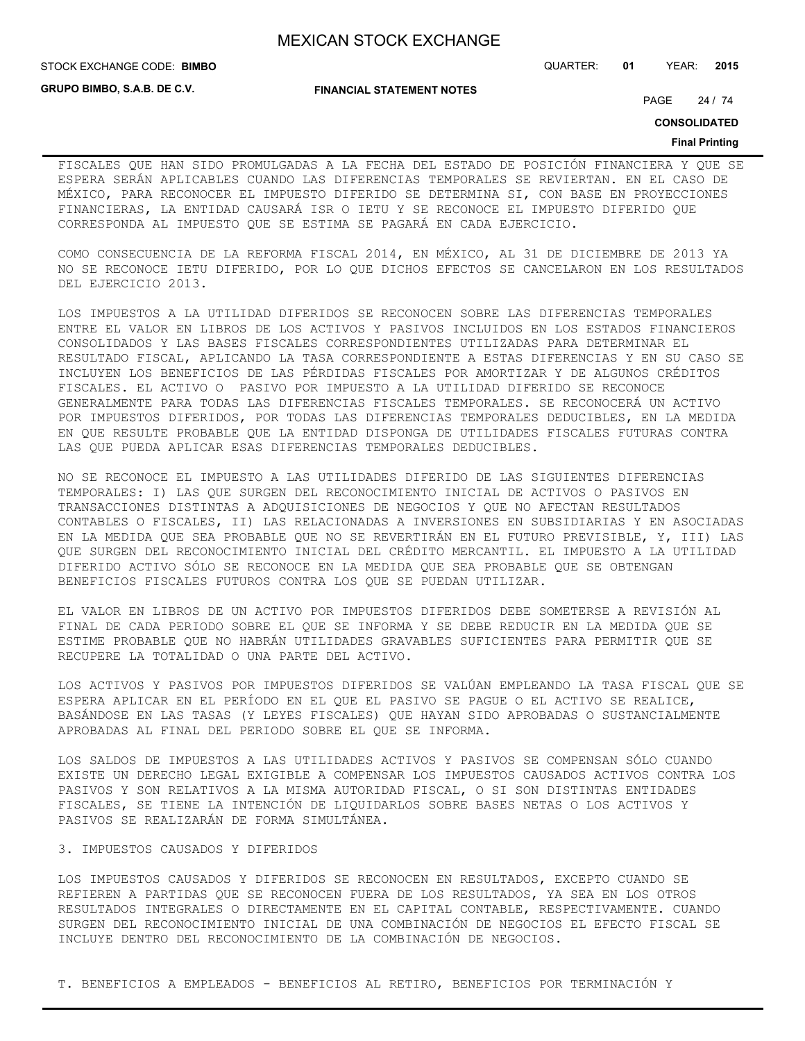FISCALES QUE HAN SIDO PROMULGADAS A LA FECHA DEL ESTADO DE POSICIÓN FINANCIERA Y QUE SE ESPERA SERÁN APLICABLES CUANDO LAS DIFERENCIAS TEMPORALES SE REVIERTAN. EN EL CASO DE MÉXICO, PARA RECONOCER EL IMPUESTO DIFERIDO SE DETERMINA SI, CON BASE EN PROYECCIONES FINANCIERAS, LA ENTIDAD CAUSARÁ ISR O IETU Y SE RECONOCE EL IMPUESTO DIFERIDO QUE CORRESPONDA AL IMPUESTO QUE SE ESTIMA SE PAGARÁ EN CADA EJERCICIO.

COMO CONSECUENCIA DE LA REFORMA FISCAL 2014, EN MÉXICO, AL 31 DE DICIEMBRE DE 2013 YA NO SE RECONOCE IETU DIFERIDO, POR LO QUE DICHOS EFECTOS SE CANCELARON EN LOS RESULTADOS DEL EJERCICIO 2013.

LOS IMPUESTOS A LA UTILIDAD DIFERIDOS SE RECONOCEN SOBRE LAS DIFERENCIAS TEMPORALES ENTRE EL VALOR EN LIBROS DE LOS ACTIVOS Y PASIVOS INCLUIDOS EN LOS ESTADOS FINANCIEROS CONSOLIDADOS Y LAS BASES FISCALES CORRESPONDIENTES UTILIZADAS PARA DETERMINAR EL RESULTADO FISCAL, APLICANDO LA TASA CORRESPONDIENTE A ESTAS DIFERENCIAS Y EN SU CASO SE INCLUYEN LOS BENEFICIOS DE LAS PÉRDIDAS FISCALES POR AMORTIZAR Y DE ALGUNOS CRÉDITOS FISCALES. EL ACTIVO O PASIVO POR IMPUESTO A LA UTILIDAD DIFERIDO SE RECONOCE GENERALMENTE PARA TODAS LAS DIFERENCIAS FISCALES TEMPORALES. SE RECONOCERÁ UN ACTIVO POR IMPUESTOS DIFERIDOS, POR TODAS LAS DIFERENCIAS TEMPORALES DEDUCIBLES, EN LA MEDIDA EN QUE RESULTE PROBABLE QUE LA ENTIDAD DISPONGA DE UTILIDADES FISCALES FUTURAS CONTRA LAS QUE PUEDA APLICAR ESAS DIFERENCIAS TEMPORALES DEDUCIBLES.

NO SE RECONOCE EL IMPUESTO A LAS UTILIDADES DIFERIDO DE LAS SIGUIENTES DIFERENCIAS TEMPORALES: I) LAS QUE SURGEN DEL RECONOCIMIENTO INICIAL DE ACTIVOS O PASIVOS EN TRANSACCIONES DISTINTAS A ADQUISICIONES DE NEGOCIOS Y QUE NO AFECTAN RESULTADOS CONTABLES O FISCALES, II) LAS RELACIONADAS A INVERSIONES EN SUBSIDIARIAS Y EN ASOCIADAS EN LA MEDIDA QUE SEA PROBABLE QUE NO SE REVERTIRÁN EN EL FUTURO PREVISIBLE, Y, III) LAS QUE SURGEN DEL RECONOCIMIENTO INICIAL DEL CRÉDITO MERCANTIL. EL IMPUESTO A LA UTILIDAD DIFERIDO ACTIVO SÓLO SE RECONOCE EN LA MEDIDA QUE SEA PROBABLE QUE SE OBTENGAN BENEFICIOS FISCALES FUTUROS CONTRA LOS QUE SE PUEDAN UTILIZAR.

EL VALOR EN LIBROS DE UN ACTIVO POR IMPUESTOS DIFERIDOS DEBE SOMETERSE A REVISIÓN AL FINAL DE CADA PERIODO SOBRE EL QUE SE INFORMA Y SE DEBE REDUCIR EN LA MEDIDA QUE SE ESTIME PROBABLE QUE NO HABRÁN UTILIDADES GRAVABLES SUFICIENTES PARA PERMITIR QUE SE RECUPERE LA TOTALIDAD O UNA PARTE DEL ACTIVO.

LOS ACTIVOS Y PASIVOS POR IMPUESTOS DIFERIDOS SE VALÚAN EMPLEANDO LA TASA FISCAL QUE SE ESPERA APLICAR EN EL PERÍODO EN EL QUE EL PASIVO SE PAGUE O EL ACTIVO SE REALICE, BASÁNDOSE EN LAS TASAS (Y LEYES FISCALES) QUE HAYAN SIDO APROBADAS O SUSTANCIALMENTE APROBADAS AL FINAL DEL PERIODO SOBRE EL QUE SE INFORMA.

LOS SALDOS DE IMPUESTOS A LAS UTILIDADES ACTIVOS Y PASIVOS SE COMPENSAN SÓLO CUANDO EXISTE UN DERECHO LEGAL EXIGIBLE A COMPENSAR LOS IMPUESTOS CAUSADOS ACTIVOS CONTRA LOS PASIVOS Y SON RELATIVOS A LA MISMA AUTORIDAD FISCAL, O SI SON DISTINTAS ENTIDADES FISCALES, SE TIENE LA INTENCIÓN DE LIQUIDARLOS SOBRE BASES NETAS O LOS ACTIVOS Y PASIVOS SE REALIZARÁN DE FORMA SIMULTÁNEA.

3. IMPUESTOS CAUSADOS Y DIFERIDOS

LOS IMPUESTOS CAUSADOS Y DIFERIDOS SE RECONOCEN EN RESULTADOS, EXCEPTO CUANDO SE REFIEREN A PARTIDAS QUE SE RECONOCEN FUERA DE LOS RESULTADOS, YA SEA EN LOS OTROS RESULTADOS INTEGRALES O DIRECTAMENTE EN EL CAPITAL CONTABLE, RESPECTIVAMENTE. CUANDO SURGEN DEL RECONOCIMIENTO INICIAL DE UNA COMBINACIÓN DE NEGOCIOS EL EFECTO FISCAL SE INCLUYE DENTRO DEL RECONOCIMIENTO DE LA COMBINACIÓN DE NEGOCIOS.

T. BENEFICIOS A EMPLEADOS - BENEFICIOS AL RETIRO, BENEFICIOS POR TERMINACIÓN Y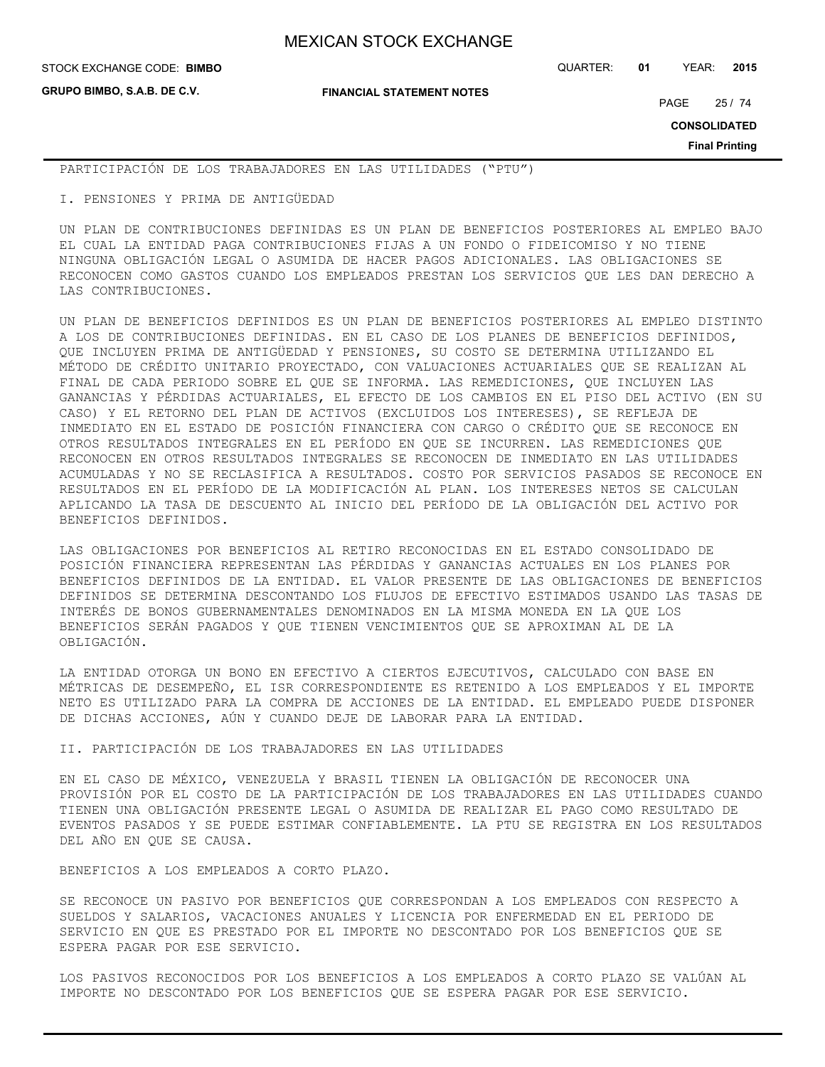PARTICIPACIÓN DE LOS TRABAJADORES EN LAS UTILIDADES ("PTU")

I. PENSIONES Y PRIMA DE ANTIGÜEDAD

UN PLAN DE CONTRIBUCIONES DEFINIDAS ES UN PLAN DE BENEFICIOS POSTERIORES AL EMPLEO BAJO EL CUAL LA ENTIDAD PAGA CONTRIBUCIONES FIJAS A UN FONDO O FIDEICOMISO Y NO TIENE NINGUNA OBLIGACIÓN LEGAL O ASUMIDA DE HACER PAGOS ADICIONALES. LAS OBLIGACIONES SE RECONOCEN COMO GASTOS CUANDO LOS EMPLEADOS PRESTAN LOS SERVICIOS QUE LES DAN DERECHO A LAS CONTRIBUCIONES.

UN PLAN DE BENEFICIOS DEFINIDOS ES UN PLAN DE BENEFICIOS POSTERIORES AL EMPLEO DISTINTO A LOS DE CONTRIBUCIONES DEFINIDAS. EN EL CASO DE LOS PLANES DE BENEFICIOS DEFINIDOS, QUE INCLUYEN PRIMA DE ANTIGÜEDAD Y PENSIONES, SU COSTO SE DETERMINA UTILIZANDO EL MÉTODO DE CRÉDITO UNITARIO PROYECTADO, CON VALUACIONES ACTUARIALES QUE SE REALIZAN AL FINAL DE CADA PERIODO SOBRE EL QUE SE INFORMA. LAS REMEDICIONES, QUE INCLUYEN LAS GANANCIAS Y PÉRDIDAS ACTUARIALES, EL EFECTO DE LOS CAMBIOS EN EL PISO DEL ACTIVO (EN SU CASO) Y EL RETORNO DEL PLAN DE ACTIVOS (EXCLUIDOS LOS INTERESES), SE REFLEJA DE INMEDIATO EN EL ESTADO DE POSICIÓN FINANCIERA CON CARGO O CRÉDITO QUE SE RECONOCE EN OTROS RESULTADOS INTEGRALES EN EL PERÍODO EN QUE SE INCURREN. LAS REMEDICIONES QUE RECONOCEN EN OTROS RESULTADOS INTEGRALES SE RECONOCEN DE INMEDIATO EN LAS UTILIDADES ACUMULADAS Y NO SE RECLASIFICA A RESULTADOS. COSTO POR SERVICIOS PASADOS SE RECONOCE EN RESULTADOS EN EL PERÍODO DE LA MODIFICACIÓN AL PLAN. LOS INTERESES NETOS SE CALCULAN APLICANDO LA TASA DE DESCUENTO AL INICIO DEL PERÍODO DE LA OBLIGACIÓN DEL ACTIVO POR BENEFICIOS DEFINIDOS.

LAS OBLIGACIONES POR BENEFICIOS AL RETIRO RECONOCIDAS EN EL ESTADO CONSOLIDADO DE POSICIÓN FINANCIERA REPRESENTAN LAS PÉRDIDAS Y GANANCIAS ACTUALES EN LOS PLANES POR BENEFICIOS DEFINIDOS DE LA ENTIDAD. EL VALOR PRESENTE DE LAS OBLIGACIONES DE BENEFICIOS DEFINIDOS SE DETERMINA DESCONTANDO LOS FLUJOS DE EFECTIVO ESTIMADOS USANDO LAS TASAS DE INTERÉS DE BONOS GUBERNAMENTALES DENOMINADOS EN LA MISMA MONEDA EN LA QUE LOS BENEFICIOS SERÁN PAGADOS Y QUE TIENEN VENCIMIENTOS QUE SE APROXIMAN AL DE LA OBLIGACIÓN.

LA ENTIDAD OTORGA UN BONO EN EFECTIVO A CIERTOS EJECUTIVOS, CALCULADO CON BASE EN MÉTRICAS DE DESEMPEÑO, EL ISR CORRESPONDIENTE ES RETENIDO A LOS EMPLEADOS Y EL IMPORTE NETO ES UTILIZADO PARA LA COMPRA DE ACCIONES DE LA ENTIDAD. EL EMPLEADO PUEDE DISPONER DE DICHAS ACCIONES, AÚN Y CUANDO DEJE DE LABORAR PARA LA ENTIDAD.

II. PARTICIPACIÓN DE LOS TRABAJADORES EN LAS UTILIDADES

EN EL CASO DE MÉXICO, VENEZUELA Y BRASIL TIENEN LA OBLIGACIÓN DE RECONOCER UNA PROVISIÓN POR EL COSTO DE LA PARTICIPACIÓN DE LOS TRABAJADORES EN LAS UTILIDADES CUANDO TIENEN UNA OBLIGACIÓN PRESENTE LEGAL O ASUMIDA DE REALIZAR EL PAGO COMO RESULTADO DE EVENTOS PASADOS Y SE PUEDE ESTIMAR CONFIABLEMENTE. LA PTU SE REGISTRA EN LOS RESULTADOS DEL AÑO EN QUE SE CAUSA.

BENEFICIOS A LOS EMPLEADOS A CORTO PLAZO.

SE RECONOCE UN PASIVO POR BENEFICIOS QUE CORRESPONDAN A LOS EMPLEADOS CON RESPECTO A SUELDOS Y SALARIOS, VACACIONES ANUALES Y LICENCIA POR ENFERMEDAD EN EL PERIODO DE SERVICIO EN QUE ES PRESTADO POR EL IMPORTE NO DESCONTADO POR LOS BENEFICIOS QUE SE ESPERA PAGAR POR ESE SERVICIO.

LOS PASIVOS RECONOCIDOS POR LOS BENEFICIOS A LOS EMPLEADOS A CORTO PLAZO SE VALÚAN AL IMPORTE NO DESCONTADO POR LOS BENEFICIOS QUE SE ESPERA PAGAR POR ESE SERVICIO.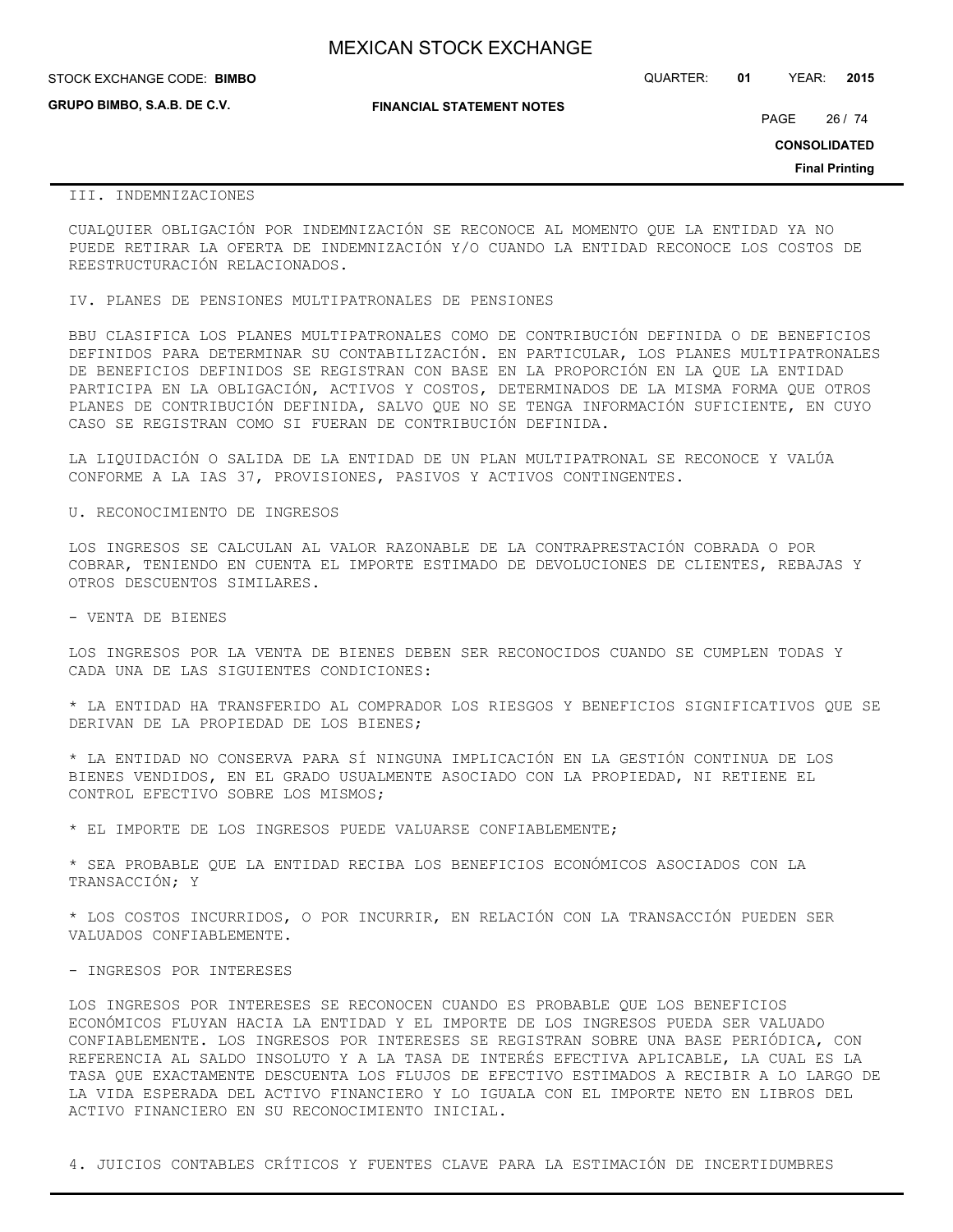III. INDEMNIZACIONES

CUALQUIER OBLIGACIÓN POR INDEMNIZACIÓN SE RECONOCE AL MOMENTO QUE LA ENTIDAD YA NO PUEDE RETIRAR LA OFERTA DE INDEMNIZACIÓN Y/O CUANDO LA ENTIDAD RECONOCE LOS COSTOS DE REESTRUCTURACIÓN RELACIONADOS.

IV. PLANES DE PENSIONES MULTIPATRONALES DE PENSIONES

BBU CLASIFICA LOS PLANES MULTIPATRONALES COMO DE CONTRIBUCIÓN DEFINIDA O DE BENEFICIOS DEFINIDOS PARA DETERMINAR SU CONTABILIZACIÓN. EN PARTICULAR, LOS PLANES MULTIPATRONALES DE BENEFICIOS DEFINIDOS SE REGISTRAN CON BASE EN LA PROPORCIÓN EN LA QUE LA ENTIDAD PARTICIPA EN LA OBLIGACIÓN, ACTIVOS Y COSTOS, DETERMINADOS DE LA MISMA FORMA QUE OTROS PLANES DE CONTRIBUCIÓN DEFINIDA, SALVO QUE NO SE TENGA INFORMACIÓN SUFICIENTE, EN CUYO CASO SE REGISTRAN COMO SI FUERAN DE CONTRIBUCIÓN DEFINIDA.

LA LIQUIDACIÓN O SALIDA DE LA ENTIDAD DE UN PLAN MULTIPATRONAL SE RECONOCE Y VALÚA CONFORME A LA IAS 37, PROVISIONES, PASIVOS Y ACTIVOS CONTINGENTES.

U. RECONOCIMIENTO DE INGRESOS

LOS INGRESOS SE CALCULAN AL VALOR RAZONABLE DE LA CONTRAPRESTACIÓN COBRADA O POR COBRAR, TENIENDO EN CUENTA EL IMPORTE ESTIMADO DE DEVOLUCIONES DE CLIENTES, REBAJAS Y OTROS DESCUENTOS SIMILARES.

- VENTA DE BIENES

LOS INGRESOS POR LA VENTA DE BIENES DEBEN SER RECONOCIDOS CUANDO SE CUMPLEN TODAS Y CADA UNA DE LAS SIGUIENTES CONDICIONES:

* LA ENTIDAD HA TRANSFERIDO AL COMPRADOR LOS RIESGOS Y BENEFICIOS SIGNIFICATIVOS QUE SE DERIVAN DE LA PROPIEDAD DE LOS BIENES;

* LA ENTIDAD NO CONSERVA PARA SÍ NINGUNA IMPLICACIÓN EN LA GESTIÓN CONTINUA DE LOS BIENES VENDIDOS, EN EL GRADO USUALMENTE ASOCIADO CON LA PROPIEDAD, NI RETIENE EL CONTROL EFECTIVO SOBRE LOS MISMOS;

* EL IMPORTE DE LOS INGRESOS PUEDE VALUARSE CONFIABLEMENTE;

* SEA PROBABLE QUE LA ENTIDAD RECIBA LOS BENEFICIOS ECONÓMICOS ASOCIADOS CON LA TRANSACCIÓN; Y

* LOS COSTOS INCURRIDOS, O POR INCURRIR, EN RELACIÓN CON LA TRANSACCIÓN PUEDEN SER VALUADOS CONFIABLEMENTE.

- INGRESOS POR INTERESES

LOS INGRESOS POR INTERESES SE RECONOCEN CUANDO ES PROBABLE QUE LOS BENEFICIOS ECONÓMICOS FLUYAN HACIA LA ENTIDAD Y EL IMPORTE DE LOS INGRESOS PUEDA SER VALUADO CONFIABLEMENTE. LOS INGRESOS POR INTERESES SE REGISTRAN SOBRE UNA BASE PERIÓDICA, CON REFERENCIA AL SALDO INSOLUTO Y A LA TASA DE INTERÉS EFECTIVA APLICABLE, LA CUAL ES LA TASA QUE EXACTAMENTE DESCUENTA LOS FLUJOS DE EFECTIVO ESTIMADOS A RECIBIR A LO LARGO DE LA VIDA ESPERADA DEL ACTIVO FINANCIERO Y LO IGUALA CON EL IMPORTE NETO EN LIBROS DEL ACTIVO FINANCIERO EN SU RECONOCIMIENTO INICIAL.

4. JUICIOS CONTABLES CRÍTICOS Y FUENTES CLAVE PARA LA ESTIMACIÓN DE INCERTIDUMBRES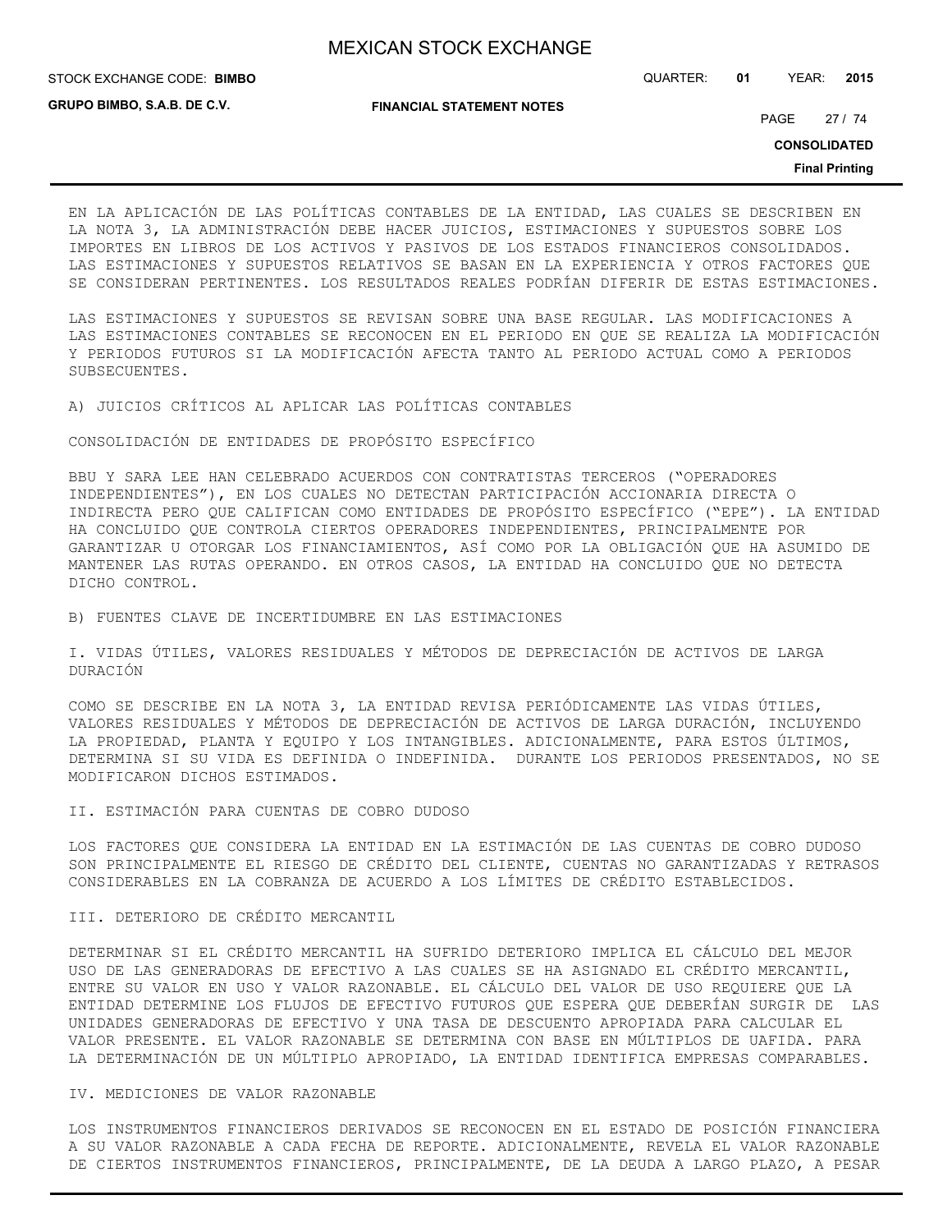EN LA APLICACIÓN DE LAS POLÍTICAS CONTABLES DE LA ENTIDAD, LAS CUALES SE DESCRIBEN EN LA NOTA 3, LA ADMINISTRACIÓN DEBE HACER JUICIOS, ESTIMACIONES Y SUPUESTOS SOBRE LOS IMPORTES EN LIBROS DE LOS ACTIVOS Y PASIVOS DE LOS ESTADOS FINANCIEROS CONSOLIDADOS. LAS ESTIMACIONES Y SUPUESTOS RELATIVOS SE BASAN EN LA EXPERIENCIA Y OTROS FACTORES QUE SE CONSIDERAN PERTINENTES. LOS RESULTADOS REALES PODRÍAN DIFERIR DE ESTAS ESTIMACIONES.

LAS ESTIMACIONES Y SUPUESTOS SE REVISAN SOBRE UNA BASE REGULAR. LAS MODIFICACIONES A LAS ESTIMACIONES CONTABLES SE RECONOCEN EN EL PERIODO EN QUE SE REALIZA LA MODIFICACIÓN Y PERIODOS FUTUROS SI LA MODIFICACIÓN AFECTA TANTO AL PERIODO ACTUAL COMO A PERIODOS SUBSECUENTES.

A) JUICIOS CRÍTICOS AL APLICAR LAS POLÍTICAS CONTABLES

CONSOLIDACIÓN DE ENTIDADES DE PROPÓSITO ESPECÍFICO

BBU Y SARA LEE HAN CELEBRADO ACUERDOS CON CONTRATISTAS TERCEROS ("OPERADORES INDEPENDIENTES"), EN LOS CUALES NO DETECTAN PARTICIPACIÓN ACCIONARIA DIRECTA O INDIRECTA PERO QUE CALIFICAN COMO ENTIDADES DE PROPÓSITO ESPECÍFICO ("EPE"). LA ENTIDAD HA CONCLUIDO QUE CONTROLA CIERTOS OPERADORES INDEPENDIENTES, PRINCIPALMENTE POR GARANTIZAR U OTORGAR LOS FINANCIAMIENTOS, ASÍ COMO POR LA OBLIGACIÓN QUE HA ASUMIDO DE MANTENER LAS RUTAS OPERANDO. EN OTROS CASOS, LA ENTIDAD HA CONCLUIDO QUE NO DETECTA DICHO CONTROL.

B) FUENTES CLAVE DE INCERTIDUMBRE EN LAS ESTIMACIONES

I. VIDAS ÚTILES, VALORES RESIDUALES Y MÉTODOS DE DEPRECIACIÓN DE ACTIVOS DE LARGA DURACIÓN

COMO SE DESCRIBE EN LA NOTA 3, LA ENTIDAD REVISA PERIÓDICAMENTE LAS VIDAS ÚTILES, VALORES RESIDUALES Y MÉTODOS DE DEPRECIACIÓN DE ACTIVOS DE LARGA DURACIÓN, INCLUYENDO LA PROPIEDAD, PLANTA Y EQUIPO Y LOS INTANGIBLES. ADICIONALMENTE, PARA ESTOS ÚLTIMOS, DETERMINA SI SU VIDA ES DEFINIDA O INDEFINIDA. DURANTE LOS PERIODOS PRESENTADOS, NO SE MODIFICARON DICHOS ESTIMADOS.

II. ESTIMACIÓN PARA CUENTAS DE COBRO DUDOSO

LOS FACTORES QUE CONSIDERA LA ENTIDAD EN LA ESTIMACIÓN DE LAS CUENTAS DE COBRO DUDOSO SON PRINCIPALMENTE EL RIESGO DE CRÉDITO DEL CLIENTE, CUENTAS NO GARANTIZADAS Y RETRASOS CONSIDERABLES EN LA COBRANZA DE ACUERDO A LOS LÍMITES DE CRÉDITO ESTABLECIDOS.

III. DETERIORO DE CRÉDITO MERCANTIL

DETERMINAR SI EL CRÉDITO MERCANTIL HA SUFRIDO DETERIORO IMPLICA EL CÁLCULO DEL MEJOR USO DE LAS GENERADORAS DE EFECTIVO A LAS CUALES SE HA ASIGNADO EL CRÉDITO MERCANTIL, ENTRE SU VALOR EN USO Y VALOR RAZONABLE. EL CÁLCULO DEL VALOR DE USO REQUIERE QUE LA ENTIDAD DETERMINE LOS FLUJOS DE EFECTIVO FUTUROS QUE ESPERA QUE DEBERÍAN SURGIR DE LAS UNIDADES GENERADORAS DE EFECTIVO Y UNA TASA DE DESCUENTO APROPIADA PARA CALCULAR EL VALOR PRESENTE. EL VALOR RAZONABLE SE DETERMINA CON BASE EN MÚLTIPLOS DE UAFIDA. PARA LA DETERMINACIÓN DE UN MÚLTIPLO APROPIADO, LA ENTIDAD IDENTIFICA EMPRESAS COMPARABLES.

IV. MEDICIONES DE VALOR RAZONABLE

LOS INSTRUMENTOS FINANCIEROS DERIVADOS SE RECONOCEN EN EL ESTADO DE POSICIÓN FINANCIERA A SU VALOR RAZONABLE A CADA FECHA DE REPORTE. ADICIONALMENTE, REVELA EL VALOR RAZONABLE DE CIERTOS INSTRUMENTOS FINANCIEROS, PRINCIPALMENTE, DE LA DEUDA A LARGO PLAZO, A PESAR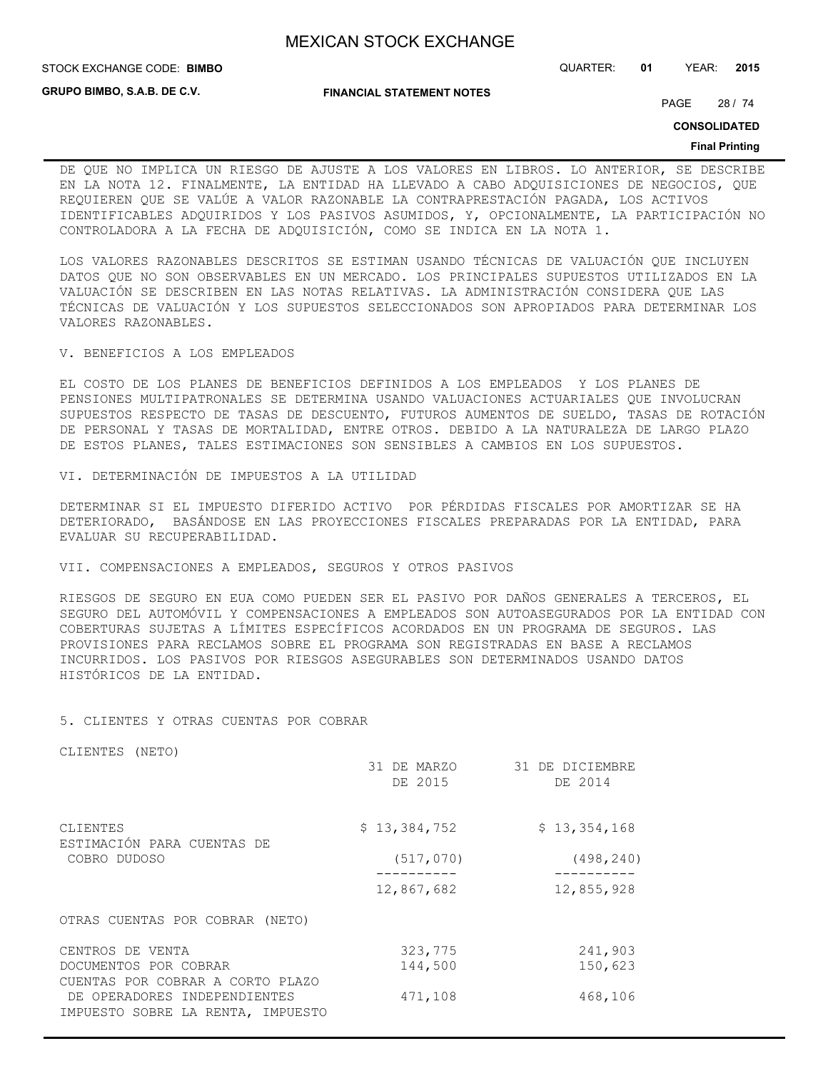DE QUE NO IMPLICA UN RIESGO DE AJUSTE A LOS VALORES EN LIBROS. LO ANTERIOR, SE DESCRIBE EN LA NOTA 12. FINALMENTE, LA ENTIDAD HA LLEVADO A CABO ADQUISICIONES DE NEGOCIOS, QUE REQUIEREN QUE SE VALÚE A VALOR RAZONABLE LA CONTRAPRESTACIÓN PAGADA, LOS ACTIVOS IDENTIFICABLES ADQUIRIDOS Y LOS PASIVOS ASUMIDOS, Y, OPCIONALMENTE, LA PARTICIPACIÓN NO CONTROLADORA A LA FECHA DE ADQUISICIÓN, COMO SE INDICA EN LA NOTA 1.

LOS VALORES RAZONABLES DESCRITOS SE ESTIMAN USANDO TÉCNICAS DE VALUACIÓN QUE INCLUYEN DATOS QUE NO SON OBSERVABLES EN UN MERCADO. LOS PRINCIPALES SUPUESTOS UTILIZADOS EN LA VALUACIÓN SE DESCRIBEN EN LAS NOTAS RELATIVAS. LA ADMINISTRACIÓN CONSIDERA QUE LAS TÉCNICAS DE VALUACIÓN Y LOS SUPUESTOS SELECCIONADOS SON APROPIADOS PARA DETERMINAR LOS VALORES RAZONABLES.

V. BENEFICIOS A LOS EMPLEADOS

EL COSTO DE LOS PLANES DE BENEFICIOS DEFINIDOS A LOS EMPLEADOS Y LOS PLANES DE PENSIONES MULTIPATRONALES SE DETERMINA USANDO VALUACIONES ACTUARIALES QUE INVOLUCRAN SUPUESTOS RESPECTO DE TASAS DE DESCUENTO, FUTUROS AUMENTOS DE SUELDO, TASAS DE ROTACIÓN DE PERSONAL Y TASAS DE MORTALIDAD, ENTRE OTROS. DEBIDO A LA NATURALEZA DE LARGO PLAZO DE ESTOS PLANES, TALES ESTIMACIONES SON SENSIBLES A CAMBIOS EN LOS SUPUESTOS.

VI. DETERMINACIÓN DE IMPUESTOS A LA UTILIDAD

DETERMINAR SI EL IMPUESTO DIFERIDO ACTIVO POR PÉRDIDAS FISCALES POR AMORTIZAR SE HA DETERIORADO, BASÁNDOSE EN LAS PROYECCIONES FISCALES PREPARADAS POR LA ENTIDAD, PARA EVALUAR SU RECUPERABILIDAD.

VII. COMPENSACIONES A EMPLEADOS, SEGUROS Y OTROS PASIVOS

RIESGOS DE SEGURO EN EUA COMO PUEDEN SER EL PASIVO POR DAÑOS GENERALES A TERCEROS, EL SEGURO DEL AUTOMÓVIL Y COMPENSACIONES A EMPLEADOS SON AUTOASEGURADOS POR LA ENTIDAD CON COBERTURAS SUJETAS A LÍMITES ESPECÍFICOS ACORDADOS EN UN PROGRAMA DE SEGUROS. LAS PROVISIONES PARA RECLAMOS SOBRE EL PROGRAMA SON REGISTRADAS EN BASE A RECLAMOS INCURRIDOS. LOS PASIVOS POR RIESGOS ASEGURABLES SON DETERMINADOS USANDO DATOS HISTÓRICOS DE LA ENTIDAD.

5. CLIENTES Y OTRAS CUENTAS POR COBRAR

CLIENTES (NETO)

| | 31 DE MARZO DE 2015 | 31 DE DICIEMBRE DE 2014 |
|---|---|---|
| CLIENTES | $ 13,384,752 | $ 13,354,168 |
| ESTIMACIÓN PARA CUENTAS DE COBRO DUDOSO | (517,070) | (498,240) |
| | 12,867,682 | 12,855,928 |

OTRAS CUENTAS POR COBRAR (NETO)

| | | |
|---|---|---|
| CENTROS DE VENTA | 323,775 | 241,903 |
| DOCUMENTOS POR COBRAR | 144,500 | 150,623 |
| CUENTAS POR COBRAR A CORTO PLAZO DE OPERADORES INDEPENDIENTES | 471,108 | 468,106 |
| IMPUESTO SOBRE LA RENTA, IMPUESTO | | |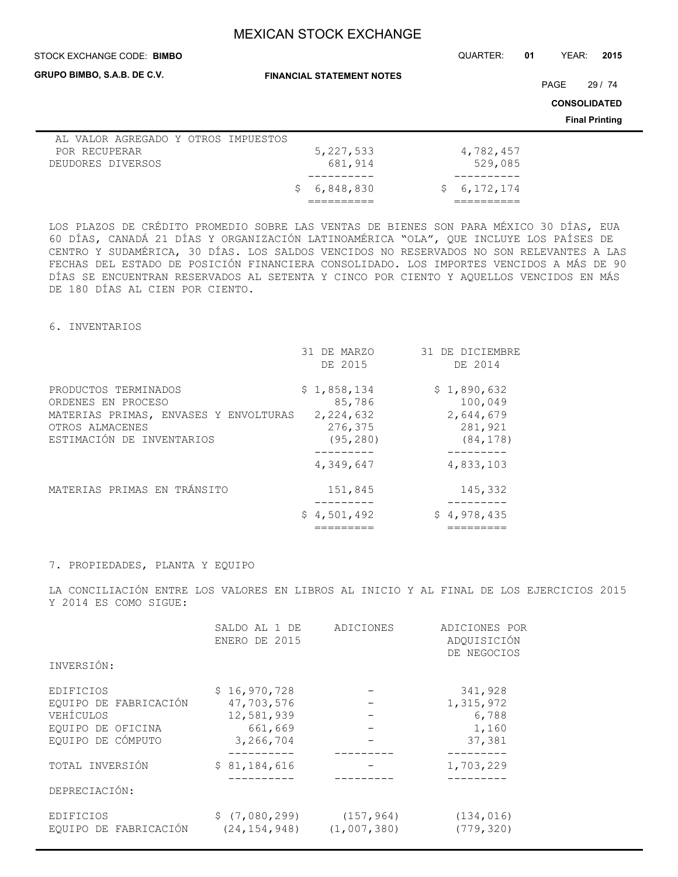| | | |
|---|---|---|
| AL VALOR AGREGADO Y OTROS IMPUESTOS POR RECUPERAR | 5,227,533 | 4,782,457 |
| DEUDORES DIVERSOS | 681,914 | 529,085 |
| | $ 6,848,830 | $ 6,172,174 |

LOS PLAZOS DE CRÉDITO PROMEDIO SOBRE LAS VENTAS DE BIENES SON PARA MÉXICO 30 DÍAS, EUA 60 DÍAS, CANADÁ 21 DÍAS Y ORGANIZACIÓN LATINOAMÉRICA "OLA", QUE INCLUYE LOS PAÍSES DE CENTRO Y SUDAMÉRICA, 30 DÍAS. LOS SALDOS VENCIDOS NO RESERVADOS NO SON RELEVANTES A LAS FECHAS DEL ESTADO DE POSICIÓN FINANCIERA CONSOLIDADO. LOS IMPORTES VENCIDOS A MÁS DE 90 DÍAS SE ENCUENTRAN RESERVADOS AL SETENTA Y CINCO POR CIENTO Y AQUELLOS VENCIDOS EN MÁS DE 180 DÍAS AL CIEN POR CIENTO.

## 6. INVENTARIOS

| | 31 DE MARZO DE 2015 | 31 DE DICIEMBRE DE 2014 |
|---|---|---|
| PRODUCTOS TERMINADOS | $ 1,858,134 | $ 1,890,632 |
| ORDENES EN PROCESO | 85,786 | 100,049 |
| MATERIAS PRIMAS, ENVASES Y ENVOLTURAS | 2,224,632 | 2,644,679 |
| OTROS ALMACENES | 276,375 | 281,921 |
| ESTIMACIÓN DE INVENTARIOS | (95,280) | (84,178) |
| | 4,349,647 | 4,833,103 |
| MATERIAS PRIMAS EN TRÁNSITO | 151,845 | 145,332 |
| | $ 4,501,492 | $ 4,978,435 |

## 7. PROPIEDADES, PLANTA Y EQUIPO

LA CONCILIACIÓN ENTRE LOS VALORES EN LIBROS AL INICIO Y AL FINAL DE LOS EJERCICIOS 2015 Y 2014 ES COMO SIGUE:

| | SALDO AL 1 DE ENERO DE 2015 | ADICIONES | ADICIONES POR ADQUISICIÓN DE NEGOCIOS |
|---|---|---|---|
| INVERSIÓN: | | | |
| EDIFICIOS | $ 16,970,728 | - | 341,928 |
| EQUIPO DE FABRICACIÓN | 47,703,576 | - | 1,315,972 |
| VEHÍCULOS | 12,581,939 | - | 6,788 |
| EQUIPO DE OFICINA | 661,669 | - | 1,160 |
| EQUIPO DE CÓMPUTO | 3,266,704 | - | 37,381 |
| TOTAL INVERSIÓN | $ 81,184,616 | - | 1,703,229 |
| DEPRECIACIÓN: | | | |
| EDIFICIOS | $ (7,080,299) | (157,964) | (134,016) |
| EQUIPO DE FABRICACIÓN | (24,154,948) | (1,007,380) | (779,320) |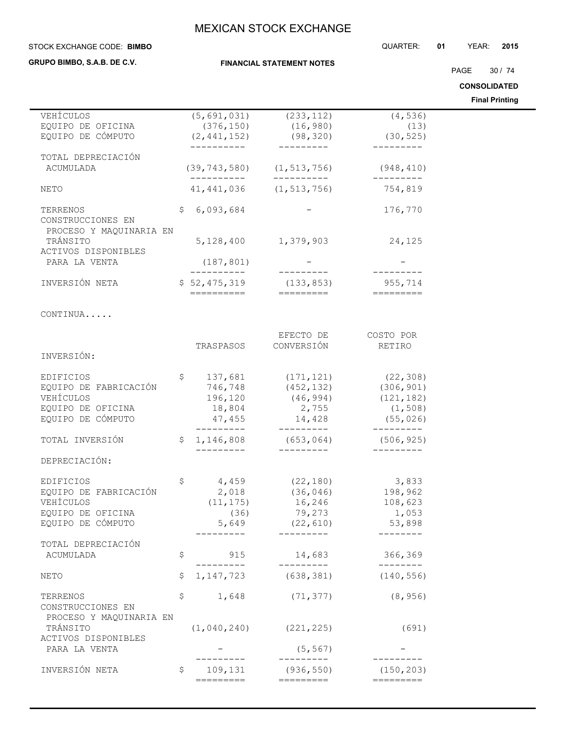| | | | |
|---|---|---|---|
| VEHÍCULOS | (5,691,031) | (233,112) | (4,536) |
| EQUIPO DE OFICINA | (376,150) | (16,980) | (13) |
| EQUIPO DE CÓMPUTO | (2,441,152) | (98,320) | (30,525) |
| TOTAL DEPRECIACIÓN ACUMULADA | (39,743,580) | (1,513,756) | (948,410) |
| NETO | 41,441,036 | (1,513,756) | 754,819 |
| TERRENOS | $ 6,093,684 | - | 176,770 |
| CONSTRUCCIONES EN PROCESO Y MAQUINARIA EN TRÁNSITO | 5,128,400 | 1,379,903 | 24,125 |
| ACTIVOS DISPONIBLES PARA LA VENTA | (187,801) | - | - |
| INVERSIÓN NETA | $ 52,475,319 | (133,853) | 955,714 |

CONTINUA.....

| | TRASPASOS | EFECTO DE CONVERSIÓN | COSTO POR RETIRO |
|---|---|---|---|
| INVERSIÓN: | | | |
| EDIFICIOS | $ 137,681 | (171,121) | (22,308) |
| EQUIPO DE FABRICACIÓN | 746,748 | (452,132) | (306,901) |
| VEHÍCULOS | 196,120 | (46,994) | (121,182) |
| EQUIPO DE OFICINA | 18,804 | 2,755 | (1,508) |
| EQUIPO DE CÓMPUTO | 47,455 | 14,428 | (55,026) |
| TOTAL INVERSIÓN | $ 1,146,808 | (653,064) | (506,925) |
| DEPRECIACIÓN: | | | |
| EDIFICIOS | $ 4,459 | (22,180) | 3,833 |
| EQUIPO DE FABRICACIÓN | 2,018 | (36,046) | 198,962 |
| VEHÍCULOS | (11,175) | 16,246 | 108,623 |
| EQUIPO DE OFICINA | (36) | 79,273 | 1,053 |
| EQUIPO DE CÓMPUTO | 5,649 | (22,610) | 53,898 |
| TOTAL DEPRECIACIÓN ACUMULADA | $ 915 | 14,683 | 366,369 |
| NETO | $ 1,147,723 | (638,381) | (140,556) |
| TERRENOS | $ 1,648 | (71,377) | (8,956) |
| CONSTRUCCIONES EN PROCESO Y MAQUINARIA EN TRÁNSITO | (1,040,240) | (221,225) | (691) |
| ACTIVOS DISPONIBLES PARA LA VENTA | - | (5,567) | - |
| INVERSIÓN NETA | $ 109,131 | (936,550) | (150,203) |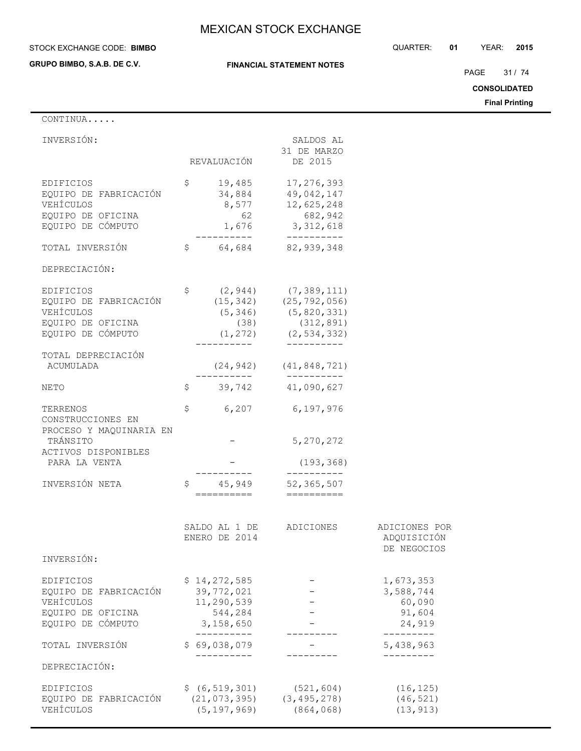CONTINUA.....

| INVERSIÓN: | REVALUACIÓN | SALDOS AL 31 DE MARZO DE 2015 |
|---|---|---|
| EDIFICIOS | $ 19,485 | 17,276,393 |
| EQUIPO DE FABRICACIÓN | 34,884 | 49,042,147 |
| VEHÍCULOS | 8,577 | 12,625,248 |
| EQUIPO DE OFICINA | 62 | 682,942 |
| EQUIPO DE CÓMPUTO | 1,676 | 3,312,618 |
| TOTAL INVERSIÓN | $ 64,684 | 82,939,348 |
| DEPRECIACIÓN: | | |
| EDIFICIOS | $ (2,944) | (7,389,111) |
| EQUIPO DE FABRICACIÓN | (15,342) | (25,792,056) |
| VEHÍCULOS | (5,346) | (5,820,331) |
| EQUIPO DE OFICINA | (38) | (312,891) |
| EQUIPO DE CÓMPUTO | (1,272) | (2,534,332) |
| TOTAL DEPRECIACIÓN ACUMULADA | (24,942) | (41,848,721) |
| NETO | $ 39,742 | 41,090,627 |
| TERRENOS | $ 6,207 | 6,197,976 |
| CONSTRUCCIONES EN PROCESO Y MAQUINARIA EN TRÁNSITO | - | 5,270,272 |
| ACTIVOS DISPONIBLES PARA LA VENTA | - | (193,368) |
| INVERSIÓN NETA | $ 45,949 | 52,365,507 |

| | SALDO AL 1 DE ENERO DE 2014 | ADICIONES | ADICIONES POR ADQUISICIÓN DE NEGOCIOS |
|---|---|---|---|
| INVERSIÓN: | | | |
| EDIFICIOS | $ 14,272,585 | - | 1,673,353 |
| EQUIPO DE FABRICACIÓN | 39,772,021 | - | 3,588,744 |
| VEHÍCULOS | 11,290,539 | - | 60,090 |
| EQUIPO DE OFICINA | 544,284 | - | 91,604 |
| EQUIPO DE CÓMPUTO | 3,158,650 | - | 24,919 |
| TOTAL INVERSIÓN | $ 69,038,079 | - | 5,438,963 |
| DEPRECIACIÓN: | | | |
| EDIFICIOS | $ (6,519,301) | (521,604) | (16,125) |
| EQUIPO DE FABRICACIÓN | (21,073,395) | (3,495,278) | (46,521) |
| VEHÍCULOS | (5,197,969) | (864,068) | (13,913) |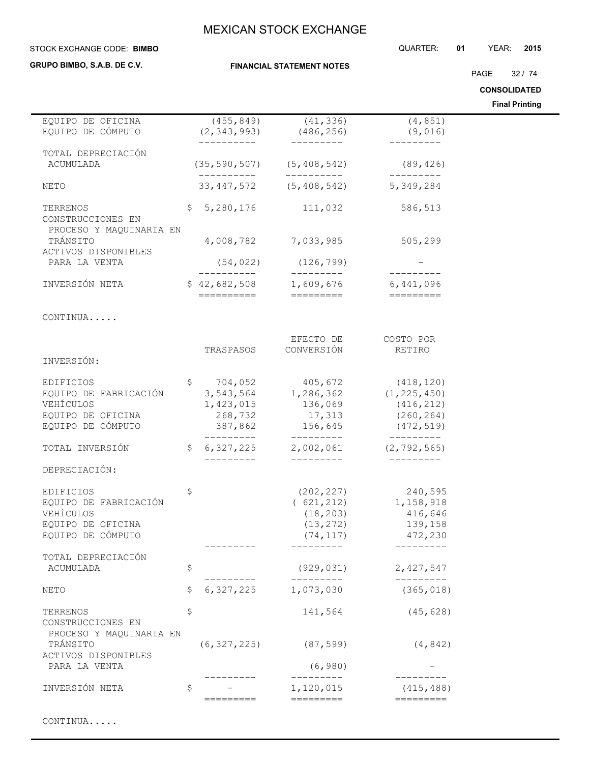| | | | |
|---|---|---|---|
| EQUIPO DE OFICINA | (455,849) | (41,336) | (4,851) |
| EQUIPO DE CÓMPUTO | (2,343,993) | (486,256) | (9,016) |
| TOTAL DEPRECIACIÓN ACUMULADA | (35,590,507) | (5,408,542) | (89,426) |
| NETO | 33,447,572 | (5,408,542) | 5,349,284 |
| TERRENOS | $ 5,280,176 | 111,032 | 586,513 |
| CONSTRUCCIONES EN PROCESO Y MAQUINARIA EN TRÁNSITO | 4,008,782 | 7,033,985 | 505,299 |
| ACTIVOS DISPONIBLES PARA LA VENTA | (54,022) | (126,799) | - |
| INVERSIÓN NETA | $ 42,682,508 | 1,609,676 | 6,441,096 |

CONTINUA.....

| | TRASPASOS | EFECTO DE CONVERSIÓN | COSTO POR RETIRO |
|---|---|---|---|
| INVERSIÓN: | | | |
| EDIFICIOS | $ 704,052 | 405,672 | (418,120) |
| EQUIPO DE FABRICACIÓN | 3,543,564 | 1,286,362 | (1,225,450) |
| VEHÍCULOS | 1,423,015 | 136,069 | (416,212) |
| EQUIPO DE OFICINA | 268,732 | 17,313 | (260,264) |
| EQUIPO DE CÓMPUTO | 387,862 | 156,645 | (472,519) |
| TOTAL INVERSIÓN | $ 6,327,225 | 2,002,061 | (2,792,565) |
| DEPRECIACIÓN: | | | |
| EDIFICIOS | $ | (202,227) | 240,595 |
| EQUIPO DE FABRICACIÓN | | ( 621,212) | 1,158,918 |
| VEHÍCULOS | | (18,203) | 416,646 |
| EQUIPO DE OFICINA | | (13,272) | 139,158 |
| EQUIPO DE CÓMPUTO | | (74,117) | 472,230 |
| TOTAL DEPRECIACIÓN ACUMULADA | $ | (929,031) | 2,427,547 |
| NETO | $ 6,327,225 | 1,073,030 | (365,018) |
| TERRENOS | $ | 141,564 | (45,628) |
| CONSTRUCCIONES EN PROCESO Y MAQUINARIA EN TRÁNSITO | (6,327,225) | (87,599) | (4,842) |
| ACTIVOS DISPONIBLES PARA LA VENTA | | (6,980) | - |
| INVERSIÓN NETA | $ - | 1,120,015 | (415,488) |

CONTINUA.....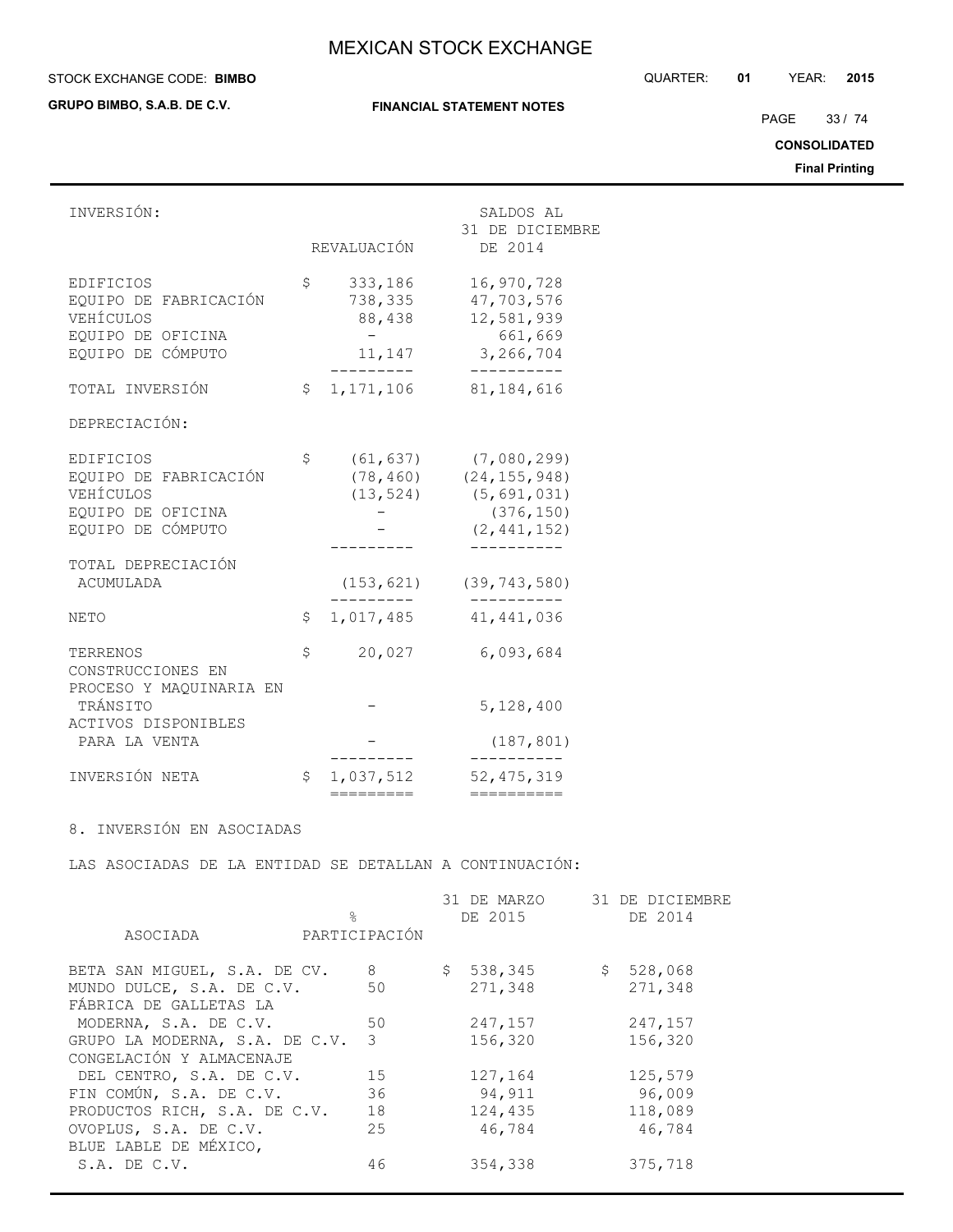| INVERSIÓN: | REVALUACIÓN | SALDOS AL 31 DE DICIEMBRE DE 2014 |
|---|---|---|
| EDIFICIOS | $ 333,186 | 16,970,728 |
| EQUIPO DE FABRICACIÓN | 738,335 | 47,703,576 |
| VEHÍCULOS | 88,438 | 12,581,939 |
| EQUIPO DE OFICINA | - | 661,669 |
| EQUIPO DE CÓMPUTO | 11,147 | 3,266,704 |
| TOTAL INVERSIÓN | $ 1,171,106 | 81,184,616 |
| DEPRECIACIÓN: | | |
| EDIFICIOS | $ (61,637) | (7,080,299) |
| EQUIPO DE FABRICACIÓN | (78,460) | (24,155,948) |
| VEHÍCULOS | (13,524) | (5,691,031) |
| EQUIPO DE OFICINA | - | (376,150) |
| EQUIPO DE CÓMPUTO | - | (2,441,152) |
| TOTAL DEPRECIACIÓN ACUMULADA | (153,621) | (39,743,580) |
| NETO | $ 1,017,485 | 41,441,036 |
| TERRENOS | $ 20,027 | 6,093,684 |
| CONSTRUCCIONES EN PROCESO Y MAQUINARIA EN TRÁNSITO | - | 5,128,400 |
| ACTIVOS DISPONIBLES PARA LA VENTA | - | (187,801) |
| INVERSIÓN NETA | $ 1,037,512 | 52,475,319 |

8. INVERSIÓN EN ASOCIADAS

LAS ASOCIADAS DE LA ENTIDAD SE DETALLAN A CONTINUACIÓN:

| ASOCIADA | % PARTICIPACIÓN | 31 DE MARZO DE 2015 | 31 DE DICIEMBRE DE 2014 |
|---|---|---|---|
| BETA SAN MIGUEL, S.A. DE CV. | 8 | $ 538,345 | $ 528,068 |
| MUNDO DULCE, S.A. DE C.V. | 50 | 271,348 | 271,348 |
| FÁBRICA DE GALLETAS LA MODERNA, S.A. DE C.V. | 50 | 247,157 | 247,157 |
| GRUPO LA MODERNA, S.A. DE C.V. | 3 | 156,320 | 156,320 |
| CONGELACIÓN Y ALMACENAJE DEL CENTRO, S.A. DE C.V. | 15 | 127,164 | 125,579 |
| FIN COMÚN, S.A. DE C.V. | 36 | 94,911 | 96,009 |
| PRODUCTOS RICH, S.A. DE C.V. | 18 | 124,435 | 118,089 |
| OVOPLUS, S.A. DE C.V. | 25 | 46,784 | 46,784 |
| BLUE LABLE DE MÉXICO, S.A. DE C.V. | 46 | 354,338 | 375,718 |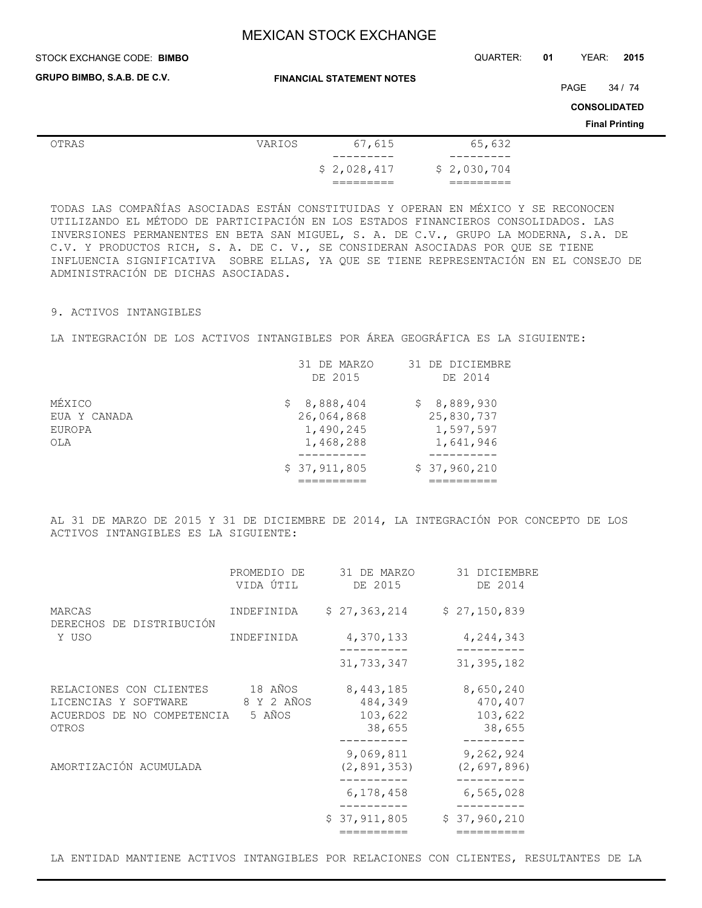| | | | |
|---|---|---|---|
| OTRAS | VARIOS | 67,615 | 65,632 |
| | | $ 2,028,417 | $ 2,030,704 |

TODAS LAS COMPAÑÍAS ASOCIADAS ESTÁN CONSTITUIDAS Y OPERAN EN MÉXICO Y SE RECONOCEN UTILIZANDO EL MÉTODO DE PARTICIPACIÓN EN LOS ESTADOS FINANCIEROS CONSOLIDADOS. LAS INVERSIONES PERMANENTES EN BETA SAN MIGUEL, S. A. DE C.V., GRUPO LA MODERNA, S.A. DE C.V. Y PRODUCTOS RICH, S. A. DE C. V., SE CONSIDERAN ASOCIADAS POR QUE SE TIENE INFLUENCIA SIGNIFICATIVA SOBRE ELLAS, YA QUE SE TIENE REPRESENTACIÓN EN EL CONSEJO DE ADMINISTRACIÓN DE DICHAS ASOCIADAS.

## 9. ACTIVOS INTANGIBLES

LA INTEGRACIÓN DE LOS ACTIVOS INTANGIBLES POR ÁREA GEOGRÁFICA ES LA SIGUIENTE:

| | 31 DE MARZO DE 2015 | 31 DE DICIEMBRE DE 2014 |
|---|---|---|
| MÉXICO | $ 8,888,404 | $ 8,889,930 |
| EUA Y CANADA | 26,064,868 | 25,830,737 |
| EUROPA | 1,490,245 | 1,597,597 |
| OLA | 1,468,288 | 1,641,946 |
| | $ 37,911,805 | $ 37,960,210 |

AL 31 DE MARZO DE 2015 Y 31 DE DICIEMBRE DE 2014, LA INTEGRACIÓN POR CONCEPTO DE LOS ACTIVOS INTANGIBLES ES LA SIGUIENTE:

| | PROMEDIO DE VIDA ÚTIL | 31 DE MARZO DE 2015 | 31 DICIEMBRE DE 2014 |
|---|---|---|---|
| MARCAS | INDEFINIDA | $ 27,363,214 | $ 27,150,839 |
| DERECHOS DE DISTRIBUCIÓN Y USO | INDEFINIDA | 4,370,133 | 4,244,343 |
| | | 31,733,347 | 31,395,182 |
| RELACIONES CON CLIENTES | 18 AÑOS | 8,443,185 | 8,650,240 |
| LICENCIAS Y SOFTWARE | 8 Y 2 AÑOS | 484,349 | 470,407 |
| ACUERDOS DE NO COMPETENCIA | 5 AÑOS | 103,622 | 103,622 |
| OTROS | | 38,655 | 38,655 |
| | | 9,069,811 | 9,262,924 |
| AMORTIZACIÓN ACUMULADA | | (2,891,353) | (2,697,896) |
| | | 6,178,458 | 6,565,028 |
| | | $ 37,911,805 | $ 37,960,210 |

LA ENTIDAD MANTIENE ACTIVOS INTANGIBLES POR RELACIONES CON CLIENTES, RESULTANTES DE LA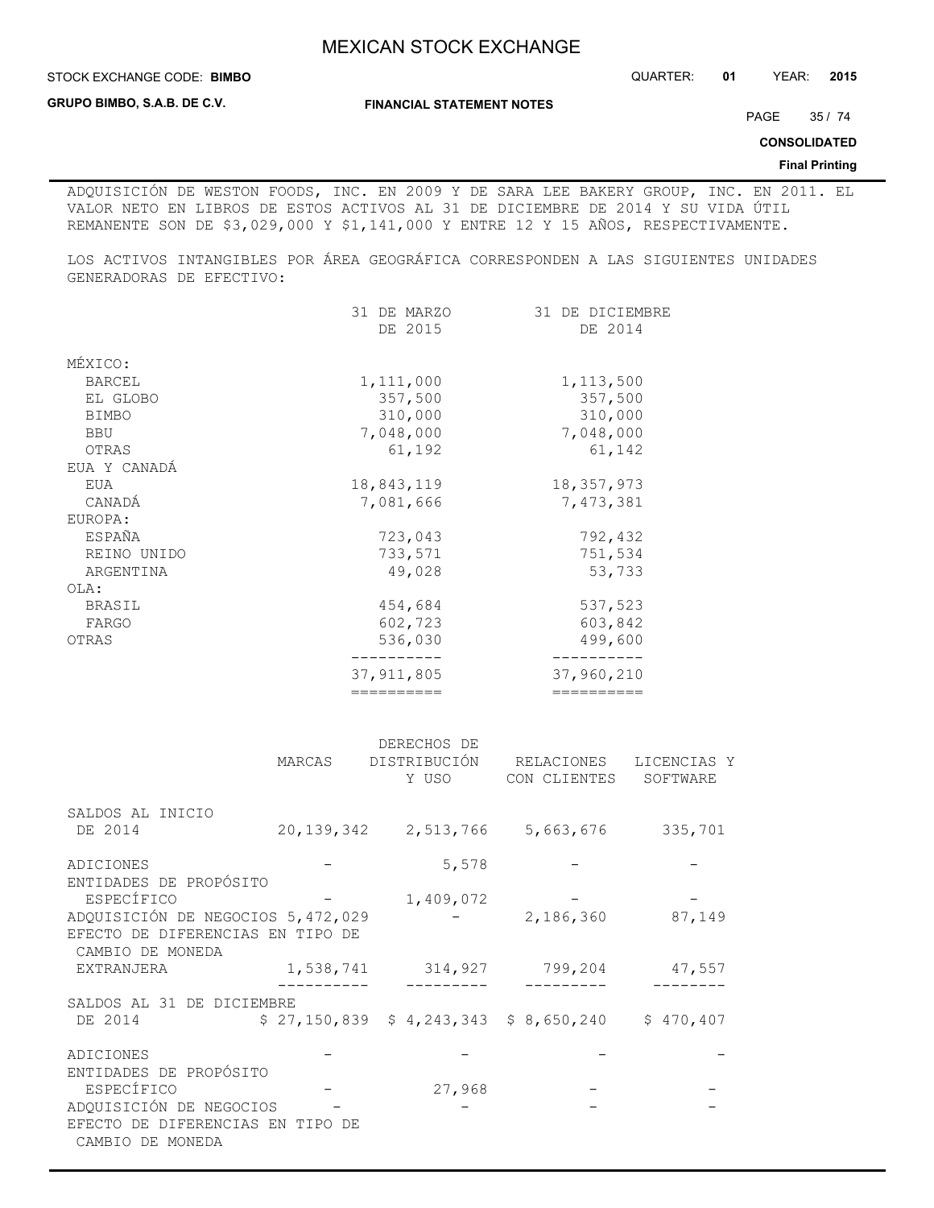ADQUISICIÓN DE WESTON FOODS, INC. EN 2009 Y DE SARA LEE BAKERY GROUP, INC. EN 2011. EL VALOR NETO EN LIBROS DE ESTOS ACTIVOS AL 31 DE DICIEMBRE DE 2014 Y SU VIDA ÚTIL REMANENTE SON DE $3,029,000 Y $1,141,000 Y ENTRE 12 Y 15 AÑOS, RESPECTIVAMENTE.

LOS ACTIVOS INTANGIBLES POR ÁREA GEOGRÁFICA CORRESPONDEN A LAS SIGUIENTES UNIDADES GENERADORAS DE EFECTIVO:

| | 31 DE MARZO DE 2015 | 31 DE DICIEMBRE DE 2014 |
|---|---|---|
| MÉXICO: | | |
| BARCEL | 1,111,000 | 1,113,500 |
| EL GLOBO | 357,500 | 357,500 |
| BIMBO | 310,000 | 310,000 |
| BBU | 7,048,000 | 7,048,000 |
| OTRAS | 61,192 | 61,142 |
| EUA Y CANADÁ | | |
| EUA | 18,843,119 | 18,357,973 |
| CANADÁ | 7,081,666 | 7,473,381 |
| EUROPA: | | |
| ESPAÑA | 723,043 | 792,432 |
| REINO UNIDO | 733,571 | 751,534 |
| ARGENTINA | 49,028 | 53,733 |
| OLA: | | |
| BRASIL | 454,684 | 537,523 |
| FARGO | 602,723 | 603,842 |
| OTRAS | 536,030 | 499,600 |
| | 37,911,805 | 37,960,210 |

| | MARCAS | DERECHOS DE DISTRIBUCIÓN Y USO | RELACIONES CON CLIENTES | LICENCIAS Y SOFTWARE |
|---|---|---|---|---|
| SALDOS AL INICIO DE 2014 | 20,139,342 | 2,513,766 | 5,663,676 | 335,701 |
| ADICIONES | - | 5,578 | - | - |
| ENTIDADES DE PROPÓSITO ESPECÍFICO | - | 1,409,072 | - | - |
| ADQUISICIÓN DE NEGOCIOS | 5,472,029 | - | 2,186,360 | 87,149 |
| EFECTO DE DIFERENCIAS EN TIPO DE CAMBIO DE MONEDA EXTRANJERA | 1,538,741 | 314,927 | 799,204 | 47,557 |
| SALDOS AL 31 DE DICIEMBRE DE 2014 | $ 27,150,839 | $ 4,243,343 | $ 8,650,240 | $ 470,407 |
| ADICIONES | - | - | - | - |
| ENTIDADES DE PROPÓSITO ESPECÍFICO | - | 27,968 | - | - |
| ADQUISICIÓN DE NEGOCIOS | - | - | - | - |
| EFECTO DE DIFERENCIAS EN TIPO DE CAMBIO DE MONEDA | | | | |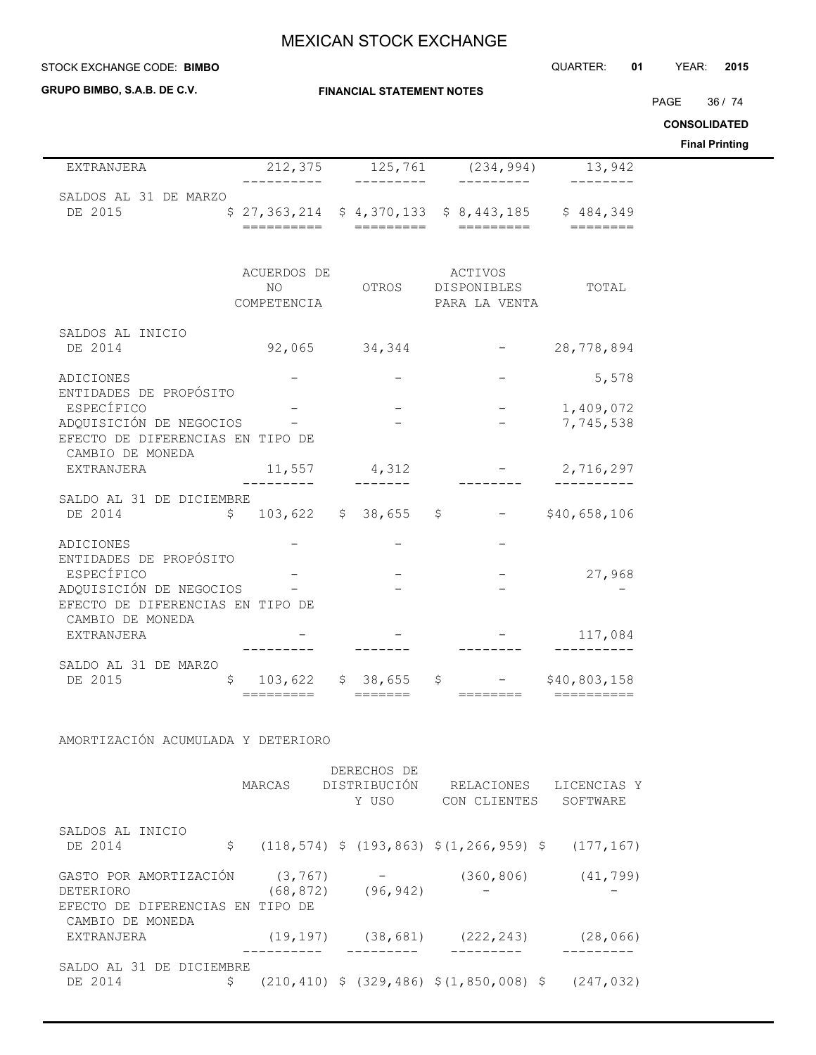| | | | | |
|---|---|---|---|---|
| EXTRANJERA | 212,375 | 125,761 | (234,994) | 13,942 |
| SALDOS AL 31 DE MARZO DE 2015 | $ 27,363,214 | $ 4,370,133 | $ 8,443,185 | $ 484,349 |

| | ACUERDOS DE NO COMPETENCIA | OTROS | ACTIVOS DISPONIBLES PARA LA VENTA | TOTAL |
|---|---|---|---|---|
| SALDOS AL INICIO DE 2014 | 92,065 | 34,344 | - | 28,778,894 |
| ADICIONES | - | - | - | 5,578 |
| ENTIDADES DE PROPÓSITO ESPECÍFICO | - | - | - | 1,409,072 |
| ADQUISICIÓN DE NEGOCIOS | - | - | - | 7,745,538 |
| EFECTO DE DIFERENCIAS EN TIPO DE CAMBIO DE MONEDA EXTRANJERA | 11,557 | 4,312 | - | 2,716,297 |
| SALDO AL 31 DE DICIEMBRE DE 2014 | $ 103,622 | $ 38,655 | $ - | $40,658,106 |
| ADICIONES | - | - | - | |
| ENTIDADES DE PROPÓSITO ESPECÍFICO | - | - | - | 27,968 |
| ADQUISICIÓN DE NEGOCIOS | - | - | - | - |
| EFECTO DE DIFERENCIAS EN TIPO DE CAMBIO DE MONEDA EXTRANJERA | - | - | - | 117,084 |
| SALDO AL 31 DE MARZO DE 2015 | $ 103,622 | $ 38,655 | $ - | $40,803,158 |

AMORTIZACIÓN ACUMULADA Y DETERIORO

| | MARCAS | DERECHOS DE DISTRIBUCIÓN Y USO | RELACIONES CON CLIENTES | LICENCIAS Y SOFTWARE |
|---|---|---|---|---|
| SALDOS AL INICIO DE 2014 | $ (118,574) | $ (193,863) | $(1,266,959) | $ (177,167) |
| GASTO POR AMORTIZACIÓN | (3,767) | - | (360,806) | (41,799) |
| DETERIORO | (68,872) | (96,942) | - | - |
| EFECTO DE DIFERENCIAS EN TIPO DE CAMBIO DE MONEDA EXTRANJERA | (19,197) | (38,681) | (222,243) | (28,066) |
| SALDO AL 31 DE DICIEMBRE DE 2014 | $ (210,410) | $ (329,486) | $(1,850,008) | $ (247,032) |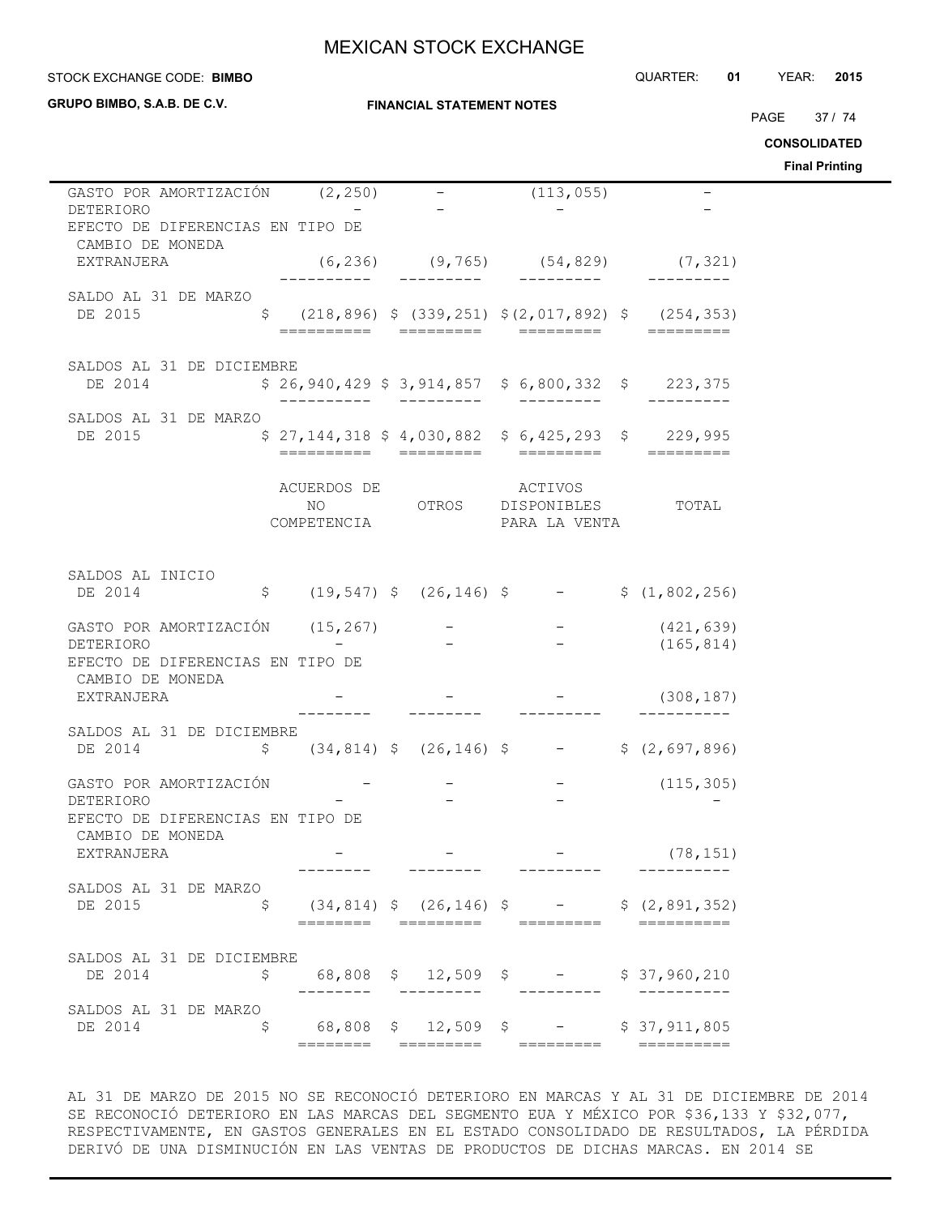| | | | | |
|---|---|---|---|---|
| GASTO POR AMORTIZACIÓN | (2,250) | - | (113,055) | - |
| DETERIORO | - | - | - | - |
| EFECTO DE DIFERENCIAS EN TIPO DE CAMBIO DE MONEDA EXTRANJERA | (6,236) | (9,765) | (54,829) | (7,321) |
| SALDO AL 31 DE MARZO DE 2015 | $ (218,896) | $ (339,251) | $(2,017,892) | $ (254,353) |
| SALDOS AL 31 DE DICIEMBRE DE 2014 | $ 26,940,429 | $ 3,914,857 | $ 6,800,332 | $ 223,375 |
| SALDOS AL 31 DE MARZO DE 2015 | $ 27,144,318 | $ 4,030,882 | $ 6,425,293 | $ 229,995 |

| | ACUERDOS DE NO COMPETENCIA | OTROS | ACTIVOS DISPONIBLES PARA LA VENTA | TOTAL |
|---|---|---|---|---|
| SALDOS AL INICIO DE 2014 | $ (19,547) | $ (26,146) | $ - | $ (1,802,256) |
| GASTO POR AMORTIZACIÓN | (15,267) | - | - | (421,639) |
| DETERIORO | - | - | - | (165,814) |
| EFECTO DE DIFERENCIAS EN TIPO DE CAMBIO DE MONEDA EXTRANJERA | - | - | - | (308,187) |
| SALDOS AL 31 DE DICIEMBRE DE 2014 | $ (34,814) | $ (26,146) | $ - | $ (2,697,896) |
| GASTO POR AMORTIZACIÓN | - | - | - | (115,305) |
| DETERIORO | - | - | - | - |
| EFECTO DE DIFERENCIAS EN TIPO DE CAMBIO DE MONEDA EXTRANJERA | - | - | - | (78,151) |
| SALDOS AL 31 DE MARZO DE 2015 | $ (34,814) | $ (26,146) | $ - | $ (2,891,352) |
| SALDOS AL 31 DE DICIEMBRE DE 2014 | $ 68,808 | $ 12,509 | $ - | $ 37,960,210 |
| SALDOS AL 31 DE MARZO DE 2014 | $ 68,808 | $ 12,509 | $ - | $ 37,911,805 |

AL 31 DE MARZO DE 2015 NO SE RECONOCIÓ DETERIORO EN MARCAS Y AL 31 DE DICIEMBRE DE 2014 SE RECONOCIÓ DETERIORO EN LAS MARCAS DEL SEGMENTO EUA Y MÉXICO POR $36,133 Y $32,077, RESPECTIVAMENTE, EN GASTOS GENERALES EN EL ESTADO CONSOLIDADO DE RESULTADOS, LA PÉRDIDA DERIVÓ DE UNA DISMINUCIÓN EN LAS VENTAS DE PRODUCTOS DE DICHAS MARCAS. EN 2014 SE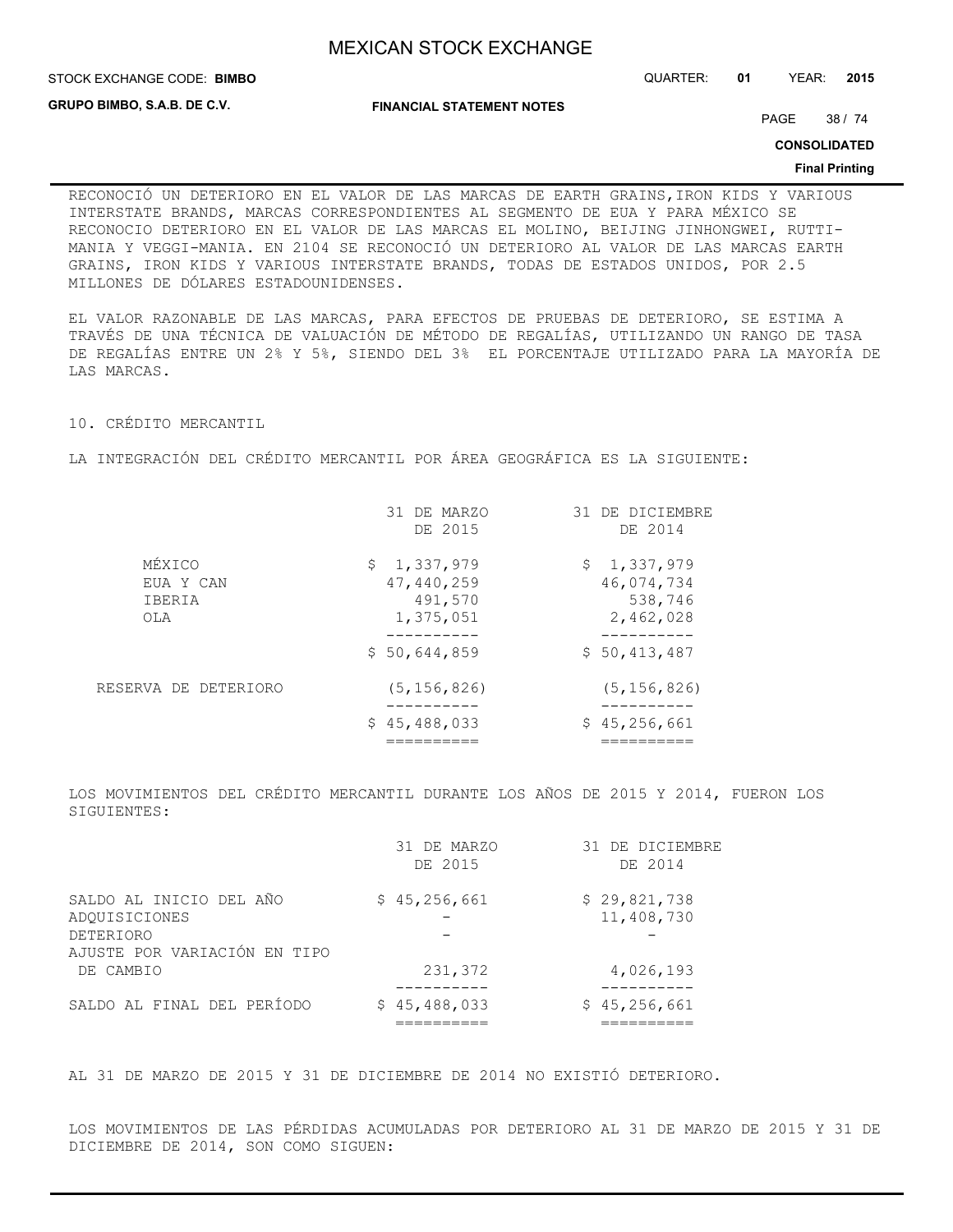RECONOCIÓ UN DETERIORO EN EL VALOR DE LAS MARCAS DE EARTH GRAINS,IRON KIDS Y VARIOUS INTERSTATE BRANDS, MARCAS CORRESPONDIENTES AL SEGMENTO DE EUA Y PARA MÉXICO SE RECONOCIO DETERIORO EN EL VALOR DE LAS MARCAS EL MOLINO, BEIJING JINHONGWEI, RUTTI-MANIA Y VEGGI-MANIA. EN 2104 SE RECONOCIÓ UN DETERIORO AL VALOR DE LAS MARCAS EARTH GRAINS, IRON KIDS Y VARIOUS INTERSTATE BRANDS, TODAS DE ESTADOS UNIDOS, POR 2.5 MILLONES DE DÓLARES ESTADOUNIDENSES.

EL VALOR RAZONABLE DE LAS MARCAS, PARA EFECTOS DE PRUEBAS DE DETERIORO, SE ESTIMA A TRAVÉS DE UNA TÉCNICA DE VALUACIÓN DE MÉTODO DE REGALÍAS, UTILIZANDO UN RANGO DE TASA DE REGALÍAS ENTRE UN 2% Y 5%, SIENDO DEL 3% EL PORCENTAJE UTILIZADO PARA LA MAYORÍA DE LAS MARCAS.

## 10. CRÉDITO MERCANTIL

LA INTEGRACIÓN DEL CRÉDITO MERCANTIL POR ÁREA GEOGRÁFICA ES LA SIGUIENTE:

| | 31 DE MARZO DE 2015 | 31 DE DICIEMBRE DE 2014 |
|---|---|---|
| MÉXICO | $ 1,337,979 | $ 1,337,979 |
| EUA Y CAN | 47,440,259 | 46,074,734 |
| IBERIA | 491,570 | 538,746 |
| OLA | 1,375,051 | 2,462,028 |
| | $ 50,644,859 | $ 50,413,487 |
| RESERVA DE DETERIORO | (5,156,826) | (5,156,826) |
| | $ 45,488,033 | $ 45,256,661 |

LOS MOVIMIENTOS DEL CRÉDITO MERCANTIL DURANTE LOS AÑOS DE 2015 Y 2014, FUERON LOS SIGUIENTES:

| | 31 DE MARZO DE 2015 | 31 DE DICIEMBRE DE 2014 |
|---|---|---|
| SALDO AL INICIO DEL AÑO | $ 45,256,661 | $ 29,821,738 |
| ADQUISICIONES | - | 11,408,730 |
| DETERIORO | - | - |
| AJUSTE POR VARIACIÓN EN TIPO DE CAMBIO | 231,372 | 4,026,193 |
| SALDO AL FINAL DEL PERÍODO | $ 45,488,033 | $ 45,256,661 |

AL 31 DE MARZO DE 2015 Y 31 DE DICIEMBRE DE 2014 NO EXISTIÓ DETERIORO.

LOS MOVIMIENTOS DE LAS PÉRDIDAS ACUMULADAS POR DETERIORO AL 31 DE MARZO DE 2015 Y 31 DE DICIEMBRE DE 2014, SON COMO SIGUEN: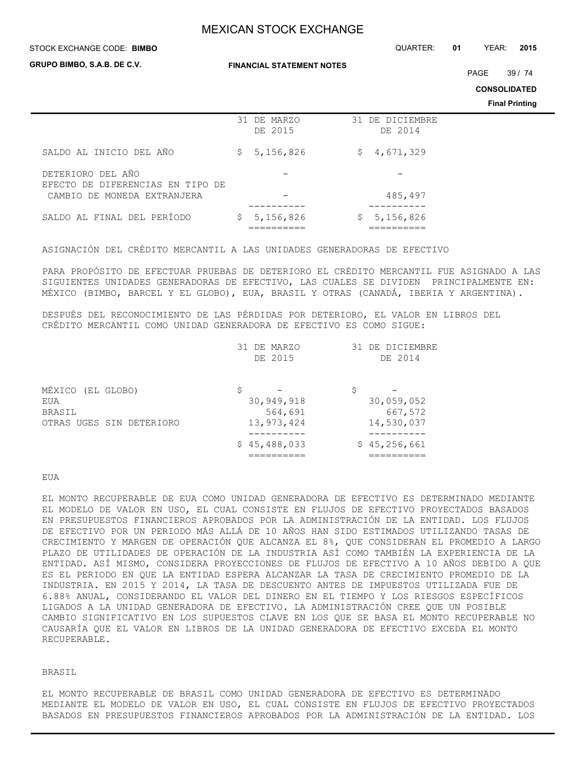| | 31 DE MARZO DE 2015 | 31 DE DICIEMBRE DE 2014 |
|---|---|---|
| SALDO AL INICIO DEL AÑO | $ 5,156,826 | $ 4,671,329 |
| DETERIORO DEL AÑO | - | - |
| EFECTO DE DIFERENCIAS EN TIPO DE CAMBIO DE MONEDA EXTRANJERA | - | 485,497 |
| SALDO AL FINAL DEL PERÍODO | $ 5,156,826 | $ 5,156,826 |

ASIGNACIÓN DEL CRÉDITO MERCANTIL A LAS UNIDADES GENERADORAS DE EFECTIVO

PARA PROPÓSITO DE EFECTUAR PRUEBAS DE DETERIORO EL CRÉDITO MERCANTIL FUE ASIGNADO A LAS SIGUIENTES UNIDADES GENERADORAS DE EFECTIVO, LAS CUALES SE DIVIDEN PRINCIPALMENTE EN: MÉXICO (BIMBO, BARCEL Y EL GLOBO), EUA, BRASIL Y OTRAS (CANADÁ, IBERIA Y ARGENTINA).

DESPUÉS DEL RECONOCIMIENTO DE LAS PÉRDIDAS POR DETERIORO, EL VALOR EN LIBROS DEL CRÉDITO MERCANTIL COMO UNIDAD GENERADORA DE EFECTIVO ES COMO SIGUE:

| | 31 DE MARZO DE 2015 | 31 DE DICIEMBRE DE 2014 |
|---|---|---|
| MÉXICO (EL GLOBO) | $ - | $ - |
| EUA | 30,949,918 | 30,059,052 |
| BRASIL | 564,691 | 667,572 |
| OTRAS UGES SIN DETERIORO | 13,973,424 | 14,530,037 |
| | $ 45,488,033 | $ 45,256,661 |

EUA

EL MONTO RECUPERABLE DE EUA COMO UNIDAD GENERADORA DE EFECTIVO ES DETERMINADO MEDIANTE EL MODELO DE VALOR EN USO, EL CUAL CONSISTE EN FLUJOS DE EFECTIVO PROYECTADOS BASADOS EN PRESUPUESTOS FINANCIEROS APROBADOS POR LA ADMINISTRACIÓN DE LA ENTIDAD. LOS FLUJOS DE EFECTIVO POR UN PERIODO MÁS ALLÁ DE 10 AÑOS HAN SIDO ESTIMADOS UTILIZANDO TASAS DE CRECIMIENTO Y MARGEN DE OPERACIÓN QUE ALCANZA EL 8%, QUE CONSIDERAN EL PROMEDIO A LARGO PLAZO DE UTILIDADES DE OPERACIÓN DE LA INDUSTRIA ASÍ COMO TAMBIÉN LA EXPERIENCIA DE LA ENTIDAD. ASÍ MISMO, CONSIDERA PROYECCIONES DE FLUJOS DE EFECTIVO A 10 AÑOS DEBIDO A QUE ES EL PERIODO EN QUE LA ENTIDAD ESPERA ALCANZAR LA TASA DE CRECIMIENTO PROMEDIO DE LA INDUSTRIA. EN 2015 Y 2014, LA TASA DE DESCUENTO ANTES DE IMPUESTOS UTILIZADA FUE DE 6.88% ANUAL, CONSIDERANDO EL VALOR DEL DINERO EN EL TIEMPO Y LOS RIESGOS ESPECÍFICOS LIGADOS A LA UNIDAD GENERADORA DE EFECTIVO. LA ADMINISTRACIÓN CREE QUE UN POSIBLE CAMBIO SIGNIFICATIVO EN LOS SUPUESTOS CLAVE EN LOS QUE SE BASA EL MONTO RECUPERABLE NO CAUSARÍA QUE EL VALOR EN LIBROS DE LA UNIDAD GENERADORA DE EFECTIVO EXCEDA EL MONTO RECUPERABLE.

BRASIL

EL MONTO RECUPERABLE DE BRASIL COMO UNIDAD GENERADORA DE EFECTIVO ES DETERMINADO MEDIANTE EL MODELO DE VALOR EN USO, EL CUAL CONSISTE EN FLUJOS DE EFECTIVO PROYECTADOS BASADOS EN PRESUPUESTOS FINANCIEROS APROBADOS POR LA ADMINISTRACIÓN DE LA ENTIDAD. LOS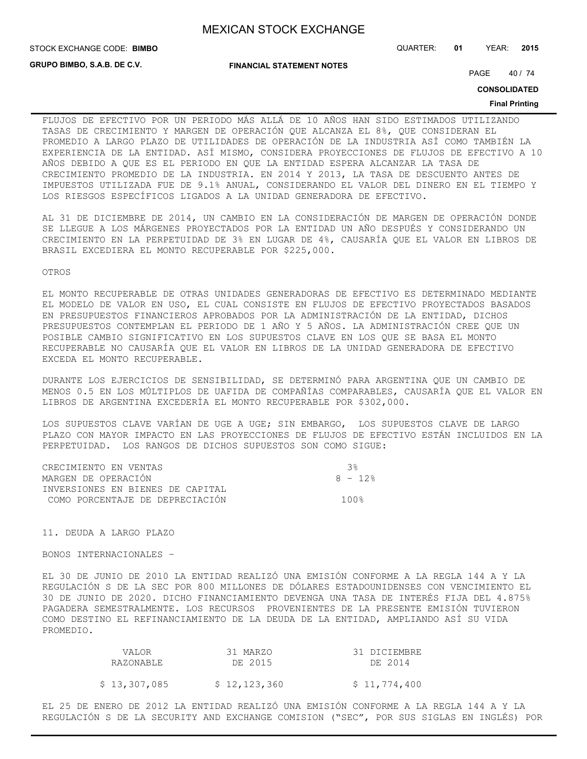FLUJOS DE EFECTIVO POR UN PERIODO MÁS ALLÁ DE 10 AÑOS HAN SIDO ESTIMADOS UTILIZANDO TASAS DE CRECIMIENTO Y MARGEN DE OPERACIÓN QUE ALCANZA EL 8%, QUE CONSIDERAN EL PROMEDIO A LARGO PLAZO DE UTILIDADES DE OPERACIÓN DE LA INDUSTRIA ASÍ COMO TAMBIÉN LA EXPERIENCIA DE LA ENTIDAD. ASÍ MISMO, CONSIDERA PROYECCIONES DE FLUJOS DE EFECTIVO A 10 AÑOS DEBIDO A QUE ES EL PERIODO EN QUE LA ENTIDAD ESPERA ALCANZAR LA TASA DE CRECIMIENTO PROMEDIO DE LA INDUSTRIA. EN 2014 Y 2013, LA TASA DE DESCUENTO ANTES DE IMPUESTOS UTILIZADA FUE DE 9.1% ANUAL, CONSIDERANDO EL VALOR DEL DINERO EN EL TIEMPO Y LOS RIESGOS ESPECÍFICOS LIGADOS A LA UNIDAD GENERADORA DE EFECTIVO.

AL 31 DE DICIEMBRE DE 2014, UN CAMBIO EN LA CONSIDERACIÓN DE MARGEN DE OPERACIÓN DONDE SE LLEGUE A LOS MÁRGENES PROYECTADOS POR LA ENTIDAD UN AÑO DESPUÉS Y CONSIDERANDO UN CRECIMIENTO EN LA PERPETUIDAD DE 3% EN LUGAR DE 4%, CAUSARÍA QUE EL VALOR EN LIBROS DE BRASIL EXCEDIERA EL MONTO RECUPERABLE POR $225,000.

OTROS

EL MONTO RECUPERABLE DE OTRAS UNIDADES GENERADORAS DE EFECTIVO ES DETERMINADO MEDIANTE EL MODELO DE VALOR EN USO, EL CUAL CONSISTE EN FLUJOS DE EFECTIVO PROYECTADOS BASADOS EN PRESUPUESTOS FINANCIEROS APROBADOS POR LA ADMINISTRACIÓN DE LA ENTIDAD, DICHOS PRESUPUESTOS CONTEMPLAN EL PERIODO DE 1 AÑO Y 5 AÑOS. LA ADMINISTRACIÓN CREE QUE UN POSIBLE CAMBIO SIGNIFICATIVO EN LOS SUPUESTOS CLAVE EN LOS QUE SE BASA EL MONTO RECUPERABLE NO CAUSARÍA QUE EL VALOR EN LIBROS DE LA UNIDAD GENERADORA DE EFECTIVO EXCEDA EL MONTO RECUPERABLE.

DURANTE LOS EJERCICIOS DE SENSIBILIDAD, SE DETERMINÓ PARA ARGENTINA QUE UN CAMBIO DE MENOS 0.5 EN LOS MÚLTIPLOS DE UAFIDA DE COMPAÑÍAS COMPARABLES, CAUSARÍA QUE EL VALOR EN LIBROS DE ARGENTINA EXCEDERÍA EL MONTO RECUPERABLE POR $302,000.

LOS SUPUESTOS CLAVE VARÍAN DE UGE A UGE; SIN EMBARGO, LOS SUPUESTOS CLAVE DE LARGO PLAZO CON MAYOR IMPACTO EN LAS PROYECCIONES DE FLUJOS DE EFECTIVO ESTÁN INCLUIDOS EN LA PERPETUIDAD. LOS RANGOS DE DICHOS SUPUESTOS SON COMO SIGUE:

| | |
|---|---|
| CRECIMIENTO EN VENTAS | 3% |
| MARGEN DE OPERACIÓN | 8 - 12% |
| INVERSIONES EN BIENES DE CAPITAL COMO PORCENTAJE DE DEPRECIACIÓN | 100% |

11. DEUDA A LARGO PLAZO

BONOS INTERNACIONALES –

EL 30 DE JUNIO DE 2010 LA ENTIDAD REALIZÓ UNA EMISIÓN CONFORME A LA REGLA 144 A Y LA REGULACIÓN S DE LA SEC POR 800 MILLONES DE DÓLARES ESTADOUNIDENSES CON VENCIMIENTO EL 30 DE JUNIO DE 2020. DICHO FINANCIAMIENTO DEVENGA UNA TASA DE INTERÉS FIJA DEL 4.875% PAGADERA SEMESTRALMENTE. LOS RECURSOS PROVENIENTES DE LA PRESENTE EMISIÓN TUVIERON COMO DESTINO EL REFINANCIAMIENTO DE LA DEUDA DE LA ENTIDAD, AMPLIANDO ASÍ SU VIDA PROMEDIO.

| VALOR RAZONABLE | 31 MARZO DE 2015 | 31 DICIEMBRE DE 2014 |
|---|---|---|
| $ 13,307,085 | $ 12,123,360 | $ 11,774,400 |

EL 25 DE ENERO DE 2012 LA ENTIDAD REALIZÓ UNA EMISIÓN CONFORME A LA REGLA 144 A Y LA REGULACIÓN S DE LA SECURITY AND EXCHANGE COMISION ("SEC", POR SUS SIGLAS EN INGLÉS) POR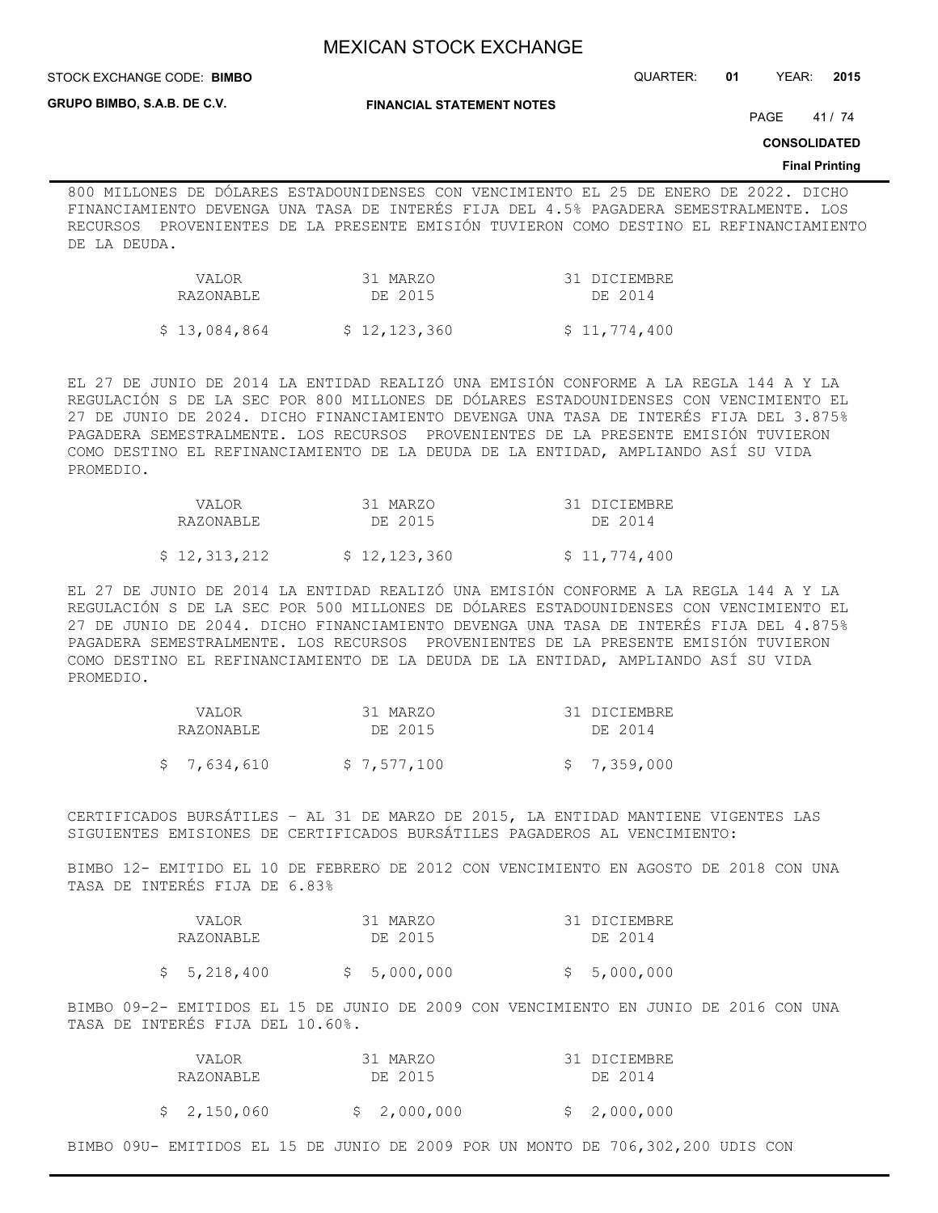800 MILLONES DE DÓLARES ESTADOUNIDENSES CON VENCIMIENTO EL 25 DE ENERO DE 2022. DICHO FINANCIAMIENTO DEVENGA UNA TASA DE INTERÉS FIJA DEL 4.5% PAGADERA SEMESTRALMENTE. LOS RECURSOS PROVENIENTES DE LA PRESENTE EMISIÓN TUVIERON COMO DESTINO EL REFINANCIAMIENTO DE LA DEUDA.

| VALOR RAZONABLE | 31 MARZO DE 2015 | 31 DICIEMBRE DE 2014 |
|---|---|---|
| $ 13,084,864 | $ 12,123,360 | $ 11,774,400 |

EL 27 DE JUNIO DE 2014 LA ENTIDAD REALIZÓ UNA EMISIÓN CONFORME A LA REGLA 144 A Y LA REGULACIÓN S DE LA SEC POR 800 MILLONES DE DÓLARES ESTADOUNIDENSES CON VENCIMIENTO EL 27 DE JUNIO DE 2024. DICHO FINANCIAMIENTO DEVENGA UNA TASA DE INTERÉS FIJA DEL 3.875% PAGADERA SEMESTRALMENTE. LOS RECURSOS PROVENIENTES DE LA PRESENTE EMISIÓN TUVIERON COMO DESTINO EL REFINANCIAMIENTO DE LA DEUDA DE LA ENTIDAD, AMPLIANDO ASÍ SU VIDA PROMEDIO.

| VALOR RAZONABLE | 31 MARZO DE 2015 | 31 DICIEMBRE DE 2014 |
|---|---|---|
| $ 12,313,212 | $ 12,123,360 | $ 11,774,400 |

EL 27 DE JUNIO DE 2014 LA ENTIDAD REALIZÓ UNA EMISIÓN CONFORME A LA REGLA 144 A Y LA REGULACIÓN S DE LA SEC POR 500 MILLONES DE DÓLARES ESTADOUNIDENSES CON VENCIMIENTO EL 27 DE JUNIO DE 2044. DICHO FINANCIAMIENTO DEVENGA UNA TASA DE INTERÉS FIJA DEL 4.875% PAGADERA SEMESTRALMENTE. LOS RECURSOS PROVENIENTES DE LA PRESENTE EMISIÓN TUVIERON COMO DESTINO EL REFINANCIAMIENTO DE LA DEUDA DE LA ENTIDAD, AMPLIANDO ASÍ SU VIDA PROMEDIO.

| VALOR RAZONABLE | 31 MARZO DE 2015 | 31 DICIEMBRE DE 2014 |
|---|---|---|
| $ 7,634,610 | $ 7,577,100 | $ 7,359,000 |

CERTIFICADOS BURSÁTILES – AL 31 DE MARZO DE 2015, LA ENTIDAD MANTIENE VIGENTES LAS SIGUIENTES EMISIONES DE CERTIFICADOS BURSÁTILES PAGADEROS AL VENCIMIENTO:

BIMBO 12- EMITIDO EL 10 DE FEBRERO DE 2012 CON VENCIMIENTO EN AGOSTO DE 2018 CON UNA TASA DE INTERÉS FIJA DE 6.83%

| VALOR RAZONABLE | 31 MARZO DE 2015 | 31 DICIEMBRE DE 2014 |
|---|---|---|
| $ 5,218,400 | $ 5,000,000 | $ 5,000,000 |

BIMBO 09-2- EMITIDOS EL 15 DE JUNIO DE 2009 CON VENCIMIENTO EN JUNIO DE 2016 CON UNA TASA DE INTERÉS FIJA DEL 10.60%.

| VALOR RAZONABLE | 31 MARZO DE 2015 | 31 DICIEMBRE DE 2014 |
|---|---|---|
| $ 2,150,060 | $ 2,000,000 | $ 2,000,000 |

BIMBO 09U- EMITIDOS EL 15 DE JUNIO DE 2009 POR UN MONTO DE 706,302,200 UDIS CON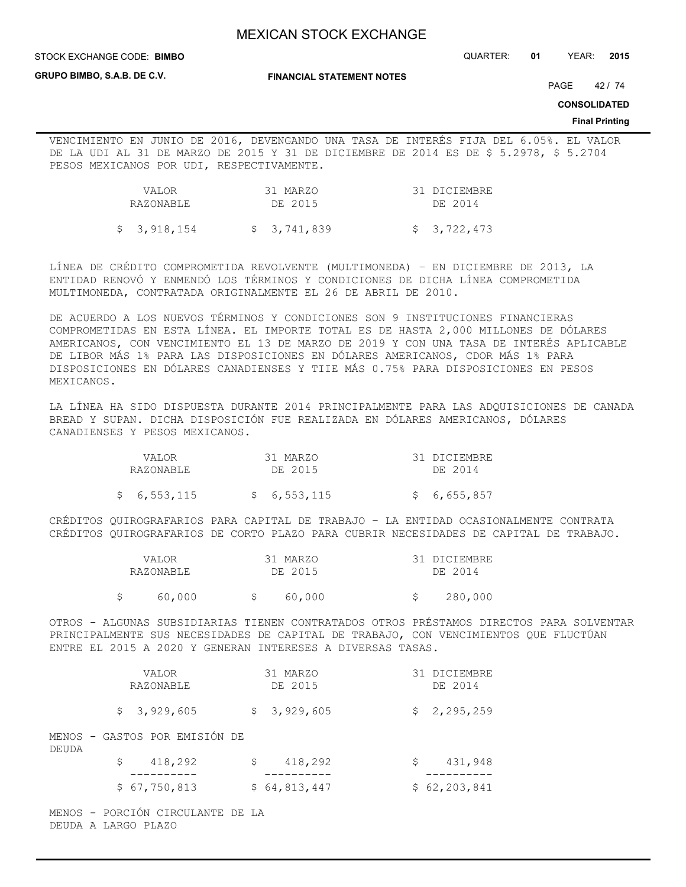VENCIMIENTO EN JUNIO DE 2016, DEVENGANDO UNA TASA DE INTERÉS FIJA DEL 6.05%. EL VALOR DE LA UDI AL 31 DE MARZO DE 2015 Y 31 DE DICIEMBRE DE 2014 ES DE $ 5.2978, $ 5.2704 PESOS MEXICANOS POR UDI, RESPECTIVAMENTE.

| VALOR RAZONABLE | 31 MARZO DE 2015 | 31 DICIEMBRE DE 2014 |
|---|---|---|
| $ 3,918,154 | $ 3,741,839 | $ 3,722,473 |

LÍNEA DE CRÉDITO COMPROMETIDA REVOLVENTE (MULTIMONEDA) - EN DICIEMBRE DE 2013, LA ENTIDAD RENOVÓ Y ENMENDÓ LOS TÉRMINOS Y CONDICIONES DE DICHA LÍNEA COMPROMETIDA MULTIMONEDA, CONTRATADA ORIGINALMENTE EL 26 DE ABRIL DE 2010.

DE ACUERDO A LOS NUEVOS TÉRMINOS Y CONDICIONES SON 9 INSTITUCIONES FINANCIERAS COMPROMETIDAS EN ESTA LÍNEA. EL IMPORTE TOTAL ES DE HASTA 2,000 MILLONES DE DÓLARES AMERICANOS, CON VENCIMIENTO EL 13 DE MARZO DE 2019 Y CON UNA TASA DE INTERÉS APLICABLE DE LIBOR MÁS 1% PARA LAS DISPOSICIONES EN DÓLARES AMERICANOS, CDOR MÁS 1% PARA DISPOSICIONES EN DÓLARES CANADIENSES Y TIIE MÁS 0.75% PARA DISPOSICIONES EN PESOS MEXICANOS.

LA LÍNEA HA SIDO DISPUESTA DURANTE 2014 PRINCIPALMENTE PARA LAS ADQUISICIONES DE CANADA BREAD Y SUPAN. DICHA DISPOSICIÓN FUE REALIZADA EN DÓLARES AMERICANOS, DÓLARES CANADIENSES Y PESOS MEXICANOS.

| VALOR RAZONABLE | 31 MARZO DE 2015 | 31 DICIEMBRE DE 2014 |
|---|---|---|
| $ 6,553,115 | $ 6,553,115 | $ 6,655,857 |

CRÉDITOS QUIROGRAFARIOS PARA CAPITAL DE TRABAJO - LA ENTIDAD OCASIONALMENTE CONTRATA CRÉDITOS QUIROGRAFARIOS DE CORTO PLAZO PARA CUBRIR NECESIDADES DE CAPITAL DE TRABAJO.

| VALOR RAZONABLE | 31 MARZO DE 2015 | 31 DICIEMBRE DE 2014 |
|---|---|---|
| $ 60,000 | $ 60,000 | $ 280,000 |

OTROS - ALGUNAS SUBSIDIARIAS TIENEN CONTRATADOS OTROS PRÉSTAMOS DIRECTOS PARA SOLVENTAR PRINCIPALMENTE SUS NECESIDADES DE CAPITAL DE TRABAJO, CON VENCIMIENTOS QUE FLUCTÚAN ENTRE EL 2015 A 2020 Y GENERAN INTERESES A DIVERSAS TASAS.

| | VALOR RAZONABLE | 31 MARZO DE 2015 | 31 DICIEMBRE DE 2014 |
|---|---|---|---|
| | $ 3,929,605 | $ 3,929,605 | $ 2,295,259 |
| MENOS - GASTOS POR EMISIÓN DE DEUDA | $ 418,292 | $ 418,292 | $ 431,948 |
| | $ 67,750,813 | $ 64,813,447 | $ 62,203,841 |
| MENOS - PORCIÓN CIRCULANTE DE LA DEUDA A LARGO PLAZO | | | |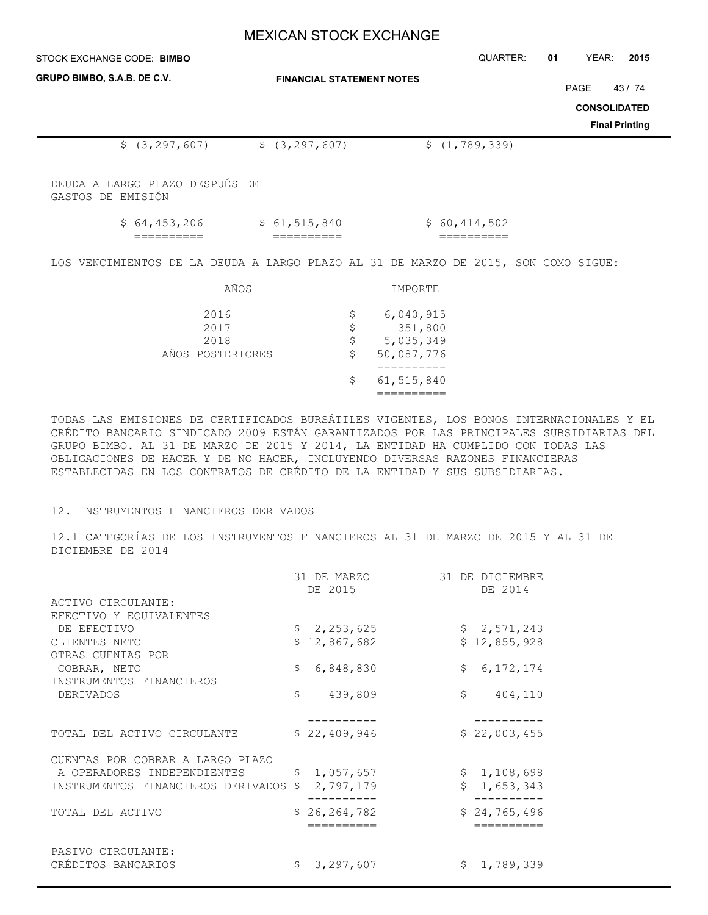| | | | |
|---|---|---|---|
| | $ (3,297,607) | $ (3,297,607) | $ (1,789,339) |
| DEUDA A LARGO PLAZO DESPUÉS DE GASTOS DE EMISIÓN | $ 64,453,206 | $ 61,515,840 | $ 60,414,502 |

LOS VENCIMIENTOS DE LA DEUDA A LARGO PLAZO AL 31 DE MARZO DE 2015, SON COMO SIGUE:

| AÑOS | IMPORTE |
|---|---|
| 2016 | $ 6,040,915 |
| 2017 | $ 351,800 |
| 2018 | $ 5,035,349 |
| AÑOS POSTERIORES | $ 50,087,776 |
| | $ 61,515,840 |

TODAS LAS EMISIONES DE CERTIFICADOS BURSÁTILES VIGENTES, LOS BONOS INTERNACIONALES Y EL CRÉDITO BANCARIO SINDICADO 2009 ESTÁN GARANTIZADOS POR LAS PRINCIPALES SUBSIDIARIAS DEL GRUPO BIMBO. AL 31 DE MARZO DE 2015 Y 2014, LA ENTIDAD HA CUMPLIDO CON TODAS LAS OBLIGACIONES DE HACER Y DE NO HACER, INCLUYENDO DIVERSAS RAZONES FINANCIERAS ESTABLECIDAS EN LOS CONTRATOS DE CRÉDITO DE LA ENTIDAD Y SUS SUBSIDIARIAS.

## 12. INSTRUMENTOS FINANCIEROS DERIVADOS

### 12.1 CATEGORÍAS DE LOS INSTRUMENTOS FINANCIEROS AL 31 DE MARZO DE 2015 Y AL 31 DE DICIEMBRE DE 2014

| | 31 DE MARZO DE 2015 | 31 DE DICIEMBRE DE 2014 |
|---|---|---|
| ACTIVO CIRCULANTE: | | |
| EFECTIVO Y EQUIVALENTES DE EFECTIVO | $ 2,253,625 | $ 2,571,243 |
| CLIENTES NETO | $ 12,867,682 | $ 12,855,928 |
| OTRAS CUENTAS POR COBRAR, NETO | $ 6,848,830 | $ 6,172,174 |
| INSTRUMENTOS FINANCIEROS DERIVADOS | $ 439,809 | $ 404,110 |
| TOTAL DEL ACTIVO CIRCULANTE | $ 22,409,946 | $ 22,003,455 |
| CUENTAS POR COBRAR A LARGO PLAZO A OPERADORES INDEPENDIENTES | $ 1,057,657 | $ 1,108,698 |
| INSTRUMENTOS FINANCIEROS DERIVADOS | $ 2,797,179 | $ 1,653,343 |
| TOTAL DEL ACTIVO | $ 26,264,782 | $ 24,765,496 |
| PASIVO CIRCULANTE: | | |
| CRÉDITOS BANCARIOS | $ 3,297,607 | $ 1,789,339 |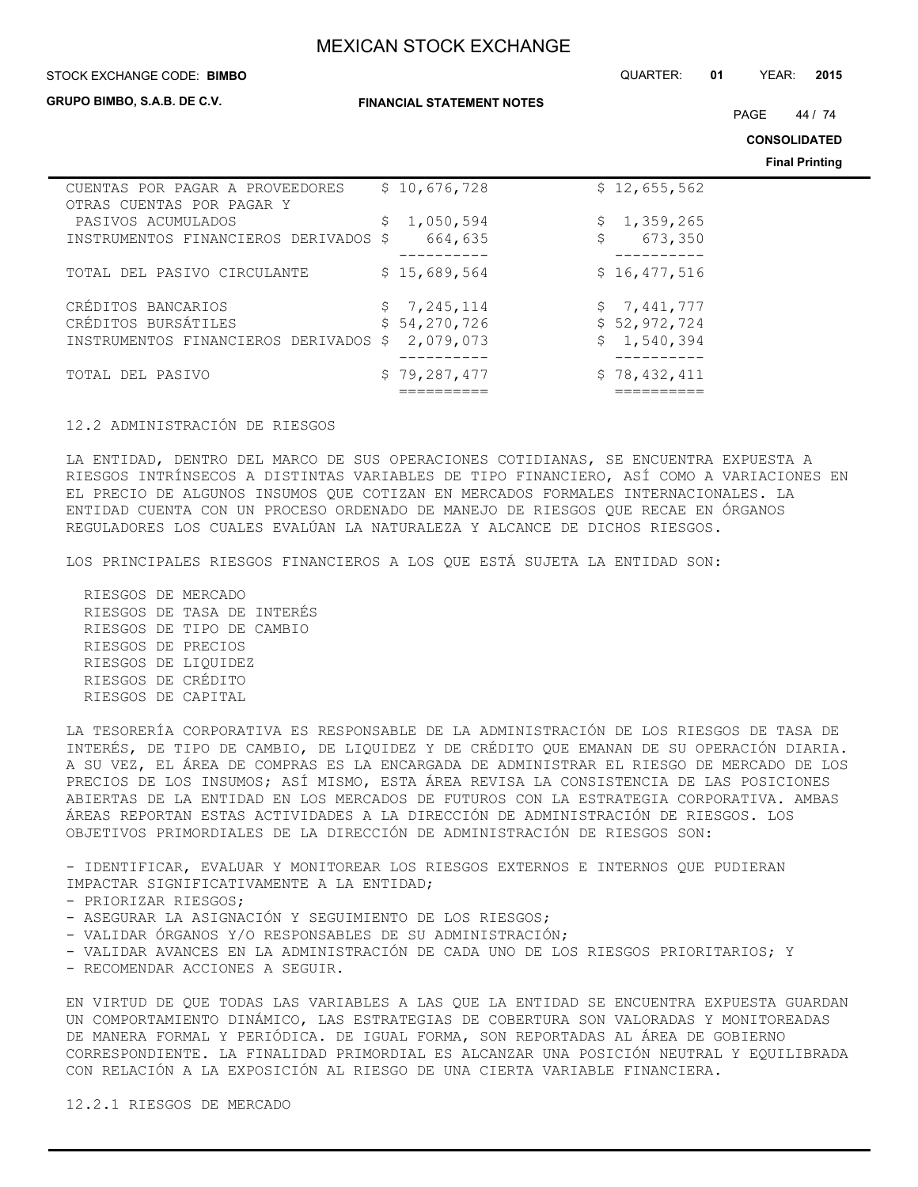| | | |
|---|---|---|
| CUENTAS POR PAGAR A PROVEEDORES | $ 10,676,728 | $ 12,655,562 |
| OTRAS CUENTAS POR PAGAR Y PASIVOS ACUMULADOS | $ 1,050,594 | $ 1,359,265 |
| INSTRUMENTOS FINANCIEROS DERIVADOS | $ 664,635 | $ 673,350 |
| TOTAL DEL PASIVO CIRCULANTE | $ 15,689,564 | $ 16,477,516 |
| CRÉDITOS BANCARIOS | $ 7,245,114 | $ 7,441,777 |
| CRÉDITOS BURSÁTILES | $ 54,270,726 | $ 52,972,724 |
| INSTRUMENTOS FINANCIEROS DERIVADOS | $ 2,079,073 | $ 1,540,394 |
| TOTAL DEL PASIVO | $ 79,287,477 | $ 78,432,411 |

12.2 ADMINISTRACIÓN DE RIESGOS

LA ENTIDAD, DENTRO DEL MARCO DE SUS OPERACIONES COTIDIANAS, SE ENCUENTRA EXPUESTA A RIESGOS INTRÍNSECOS A DISTINTAS VARIABLES DE TIPO FINANCIERO, ASÍ COMO A VARIACIONES EN EL PRECIO DE ALGUNOS INSUMOS QUE COTIZAN EN MERCADOS FORMALES INTERNACIONALES. LA ENTIDAD CUENTA CON UN PROCESO ORDENADO DE MANEJO DE RIESGOS QUE RECAE EN ÓRGANOS REGULADORES LOS CUALES EVALÚAN LA NATURALEZA Y ALCANCE DE DICHOS RIESGOS.

LOS PRINCIPALES RIESGOS FINANCIEROS A LOS QUE ESTÁ SUJETA LA ENTIDAD SON:

RIESGOS DE MERCADO
RIESGOS DE TASA DE INTERÉS
RIESGOS DE TIPO DE CAMBIO
RIESGOS DE PRECIOS
RIESGOS DE LIQUIDEZ
RIESGOS DE CRÉDITO
RIESGOS DE CAPITAL

LA TESORERÍA CORPORATIVA ES RESPONSABLE DE LA ADMINISTRACIÓN DE LOS RIESGOS DE TASA DE INTERÉS, DE TIPO DE CAMBIO, DE LIQUIDEZ Y DE CRÉDITO QUE EMANAN DE SU OPERACIÓN DIARIA. A SU VEZ, EL ÁREA DE COMPRAS ES LA ENCARGADA DE ADMINISTRAR EL RIESGO DE MERCADO DE LOS PRECIOS DE LOS INSUMOS; ASÍ MISMO, ESTA ÁREA REVISA LA CONSISTENCIA DE LAS POSICIONES ABIERTAS DE LA ENTIDAD EN LOS MERCADOS DE FUTUROS CON LA ESTRATEGIA CORPORATIVA. AMBAS ÁREAS REPORTAN ESTAS ACTIVIDADES A LA DIRECCIÓN DE ADMINISTRACIÓN DE RIESGOS. LOS OBJETIVOS PRIMORDIALES DE LA DIRECCIÓN DE ADMINISTRACIÓN DE RIESGOS SON:

- IDENTIFICAR, EVALUAR Y MONITOREAR LOS RIESGOS EXTERNOS E INTERNOS QUE PUDIERAN IMPACTAR SIGNIFICATIVAMENTE A LA ENTIDAD;
- PRIORIZAR RIESGOS;
- ASEGURAR LA ASIGNACIÓN Y SEGUIMIENTO DE LOS RIESGOS;
- VALIDAR ÓRGANOS Y/O RESPONSABLES DE SU ADMINISTRACIÓN;
- VALIDAR AVANCES EN LA ADMINISTRACIÓN DE CADA UNO DE LOS RIESGOS PRIORITARIOS; Y
- RECOMENDAR ACCIONES A SEGUIR.

EN VIRTUD DE QUE TODAS LAS VARIABLES A LAS QUE LA ENTIDAD SE ENCUENTRA EXPUESTA GUARDAN UN COMPORTAMIENTO DINÁMICO, LAS ESTRATEGIAS DE COBERTURA SON VALORADAS Y MONITOREADAS DE MANERA FORMAL Y PERIÓDICA. DE IGUAL FORMA, SON REPORTADAS AL ÁREA DE GOBIERNO CORRESPONDIENTE. LA FINALIDAD PRIMORDIAL ES ALCANZAR UNA POSICIÓN NEUTRAL Y EQUILIBRADA CON RELACIÓN A LA EXPOSICIÓN AL RIESGO DE UNA CIERTA VARIABLE FINANCIERA.

12.2.1 RIESGOS DE MERCADO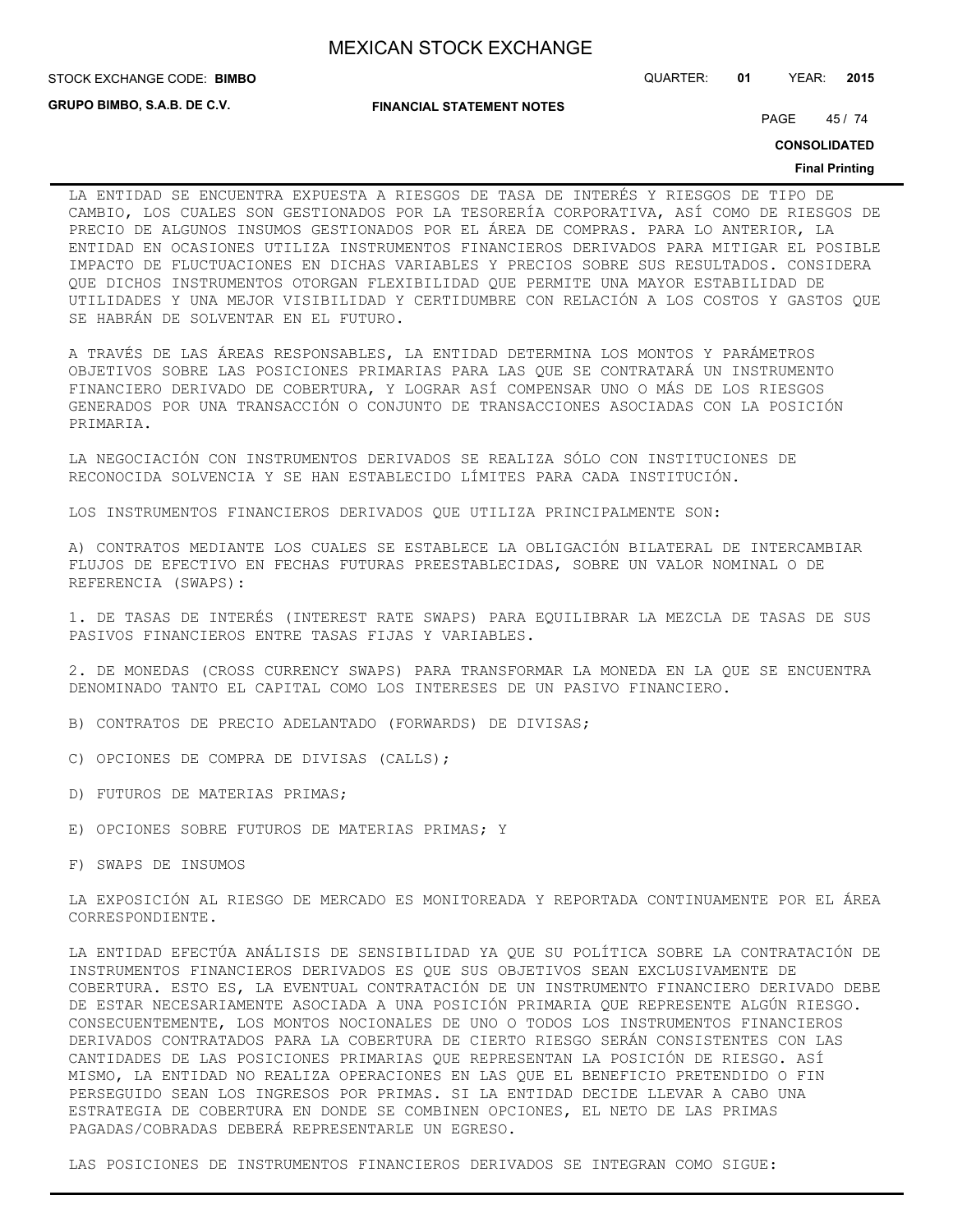LA ENTIDAD SE ENCUENTRA EXPUESTA A RIESGOS DE TASA DE INTERÉS Y RIESGOS DE TIPO DE CAMBIO, LOS CUALES SON GESTIONADOS POR LA TESORERÍA CORPORATIVA, ASÍ COMO DE RIESGOS DE PRECIO DE ALGUNOS INSUMOS GESTIONADOS POR EL ÁREA DE COMPRAS. PARA LO ANTERIOR, LA ENTIDAD EN OCASIONES UTILIZA INSTRUMENTOS FINANCIEROS DERIVADOS PARA MITIGAR EL POSIBLE IMPACTO DE FLUCTUACIONES EN DICHAS VARIABLES Y PRECIOS SOBRE SUS RESULTADOS. CONSIDERA QUE DICHOS INSTRUMENTOS OTORGAN FLEXIBILIDAD QUE PERMITE UNA MAYOR ESTABILIDAD DE UTILIDADES Y UNA MEJOR VISIBILIDAD Y CERTIDUMBRE CON RELACIÓN A LOS COSTOS Y GASTOS QUE SE HABRÁN DE SOLVENTAR EN EL FUTURO.

A TRAVÉS DE LAS ÁREAS RESPONSABLES, LA ENTIDAD DETERMINA LOS MONTOS Y PARÁMETROS OBJETIVOS SOBRE LAS POSICIONES PRIMARIAS PARA LAS QUE SE CONTRATARÁ UN INSTRUMENTO FINANCIERO DERIVADO DE COBERTURA, Y LOGRAR ASÍ COMPENSAR UNO O MÁS DE LOS RIESGOS GENERADOS POR UNA TRANSACCIÓN O CONJUNTO DE TRANSACCIONES ASOCIADAS CON LA POSICIÓN PRIMARIA.

LA NEGOCIACIÓN CON INSTRUMENTOS DERIVADOS SE REALIZA SÓLO CON INSTITUCIONES DE RECONOCIDA SOLVENCIA Y SE HAN ESTABLECIDO LÍMITES PARA CADA INSTITUCIÓN.

LOS INSTRUMENTOS FINANCIEROS DERIVADOS QUE UTILIZA PRINCIPALMENTE SON:

A) CONTRATOS MEDIANTE LOS CUALES SE ESTABLECE LA OBLIGACIÓN BILATERAL DE INTERCAMBIAR FLUJOS DE EFECTIVO EN FECHAS FUTURAS PREESTABLECIDAS, SOBRE UN VALOR NOMINAL O DE REFERENCIA (SWAPS):

1. DE TASAS DE INTERÉS (INTEREST RATE SWAPS) PARA EQUILIBRAR LA MEZCLA DE TASAS DE SUS PASIVOS FINANCIEROS ENTRE TASAS FIJAS Y VARIABLES.

2. DE MONEDAS (CROSS CURRENCY SWAPS) PARA TRANSFORMAR LA MONEDA EN LA QUE SE ENCUENTRA DENOMINADO TANTO EL CAPITAL COMO LOS INTERESES DE UN PASIVO FINANCIERO.

B) CONTRATOS DE PRECIO ADELANTADO (FORWARDS) DE DIVISAS;

C) OPCIONES DE COMPRA DE DIVISAS (CALLS);

D) FUTUROS DE MATERIAS PRIMAS;

E) OPCIONES SOBRE FUTUROS DE MATERIAS PRIMAS; Y

F) SWAPS DE INSUMOS

LA EXPOSICIÓN AL RIESGO DE MERCADO ES MONITOREADA Y REPORTADA CONTINUAMENTE POR EL ÁREA CORRESPONDIENTE.

LA ENTIDAD EFECTÚA ANÁLISIS DE SENSIBILIDAD YA QUE SU POLÍTICA SOBRE LA CONTRATACIÓN DE INSTRUMENTOS FINANCIEROS DERIVADOS ES QUE SUS OBJETIVOS SEAN EXCLUSIVAMENTE DE COBERTURA. ESTO ES, LA EVENTUAL CONTRATACIÓN DE UN INSTRUMENTO FINANCIERO DERIVADO DEBE DE ESTAR NECESARIAMENTE ASOCIADA A UNA POSICIÓN PRIMARIA QUE REPRESENTE ALGÚN RIESGO. CONSECUENTEMENTE, LOS MONTOS NOCIONALES DE UNO O TODOS LOS INSTRUMENTOS FINANCIEROS DERIVADOS CONTRATADOS PARA LA COBERTURA DE CIERTO RIESGO SERÁN CONSISTENTES CON LAS CANTIDADES DE LAS POSICIONES PRIMARIAS QUE REPRESENTAN LA POSICIÓN DE RIESGO. ASÍ MISMO, LA ENTIDAD NO REALIZA OPERACIONES EN LAS QUE EL BENEFICIO PRETENDIDO O FIN PERSEGUIDO SEAN LOS INGRESOS POR PRIMAS. SI LA ENTIDAD DECIDE LLEVAR A CABO UNA ESTRATEGIA DE COBERTURA EN DONDE SE COMBINEN OPCIONES, EL NETO DE LAS PRIMAS PAGADAS/COBRADAS DEBERÁ REPRESENTARLE UN EGRESO.

LAS POSICIONES DE INSTRUMENTOS FINANCIEROS DERIVADOS SE INTEGRAN COMO SIGUE: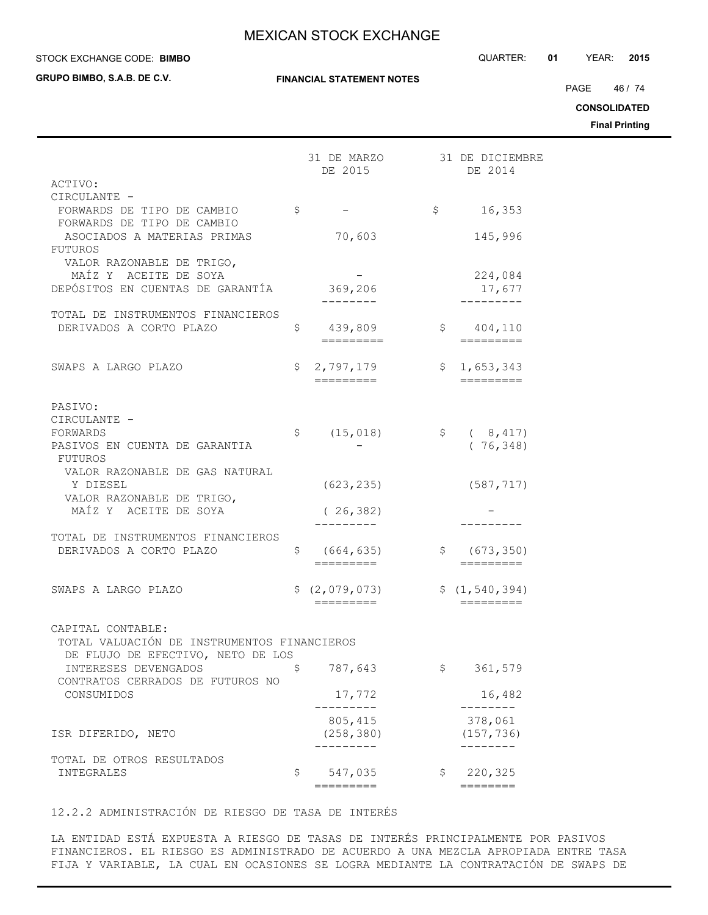| | 31 DE MARZO DE 2015 | 31 DE DICIEMBRE DE 2014 |
|---|---|---|
| ACTIVO: | | |
| CIRCULANTE - | | |
| FORWARDS DE TIPO DE CAMBIO | $ - | $ 16,353 |
| FORWARDS DE TIPO DE CAMBIO ASOCIADOS A MATERIAS PRIMAS | 70,603 | 145,996 |
| FUTUROS | | |
| VALOR RAZONABLE DE TRIGO, MAÍZ Y ACEITE DE SOYA | - | 224,084 |
| DEPÓSITOS EN CUENTAS DE GARANTÍA | 369,206 | 17,677 |
| TOTAL DE INSTRUMENTOS FINANCIEROS DERIVADOS A CORTO PLAZO | $ 439,809 | $ 404,110 |
| SWAPS A LARGO PLAZO | $ 2,797,179 | $ 1,653,343 |
| PASIVO: | | |
| CIRCULANTE - | | |
| FORWARDS | $ (15,018) | $ ( 8,417) |
| PASIVOS EN CUENTA DE GARANTIA | - | ( 76,348) |
| FUTUROS | | |
| VALOR RAZONABLE DE GAS NATURAL Y DIESEL | (623,235) | (587,717) |
| VALOR RAZONABLE DE TRIGO, MAÍZ Y ACEITE DE SOYA | ( 26,382) | - |
| TOTAL DE INSTRUMENTOS FINANCIEROS DERIVADOS A CORTO PLAZO | $ (664,635) | $ (673,350) |
| SWAPS A LARGO PLAZO | $ (2,079,073) | $ (1,540,394) |
| CAPITAL CONTABLE: | | |
| TOTAL VALUACIÓN DE INSTRUMENTOS FINANCIEROS DE FLUJO DE EFECTIVO, NETO DE LOS INTERESES DEVENGADOS | $ 787,643 | $ 361,579 |
| CONTRATOS CERRADOS DE FUTUROS NO CONSUMIDOS | 17,772 | 16,482 |
| | 805,415 | 378,061 |
| ISR DIFERIDO, NETO | (258,380) | (157,736) |
| TOTAL DE OTROS RESULTADOS INTEGRALES | $ 547,035 | $ 220,325 |

12.2.2 ADMINISTRACIÓN DE RIESGO DE TASA DE INTERÉS

LA ENTIDAD ESTÁ EXPUESTA A RIESGO DE TASAS DE INTERÉS PRINCIPALMENTE POR PASIVOS FINANCIEROS. EL RIESGO ES ADMINISTRADO DE ACUERDO A UNA MEZCLA APROPIADA ENTRE TASA FIJA Y VARIABLE, LA CUAL EN OCASIONES SE LOGRA MEDIANTE LA CONTRATACIÓN DE SWAPS DE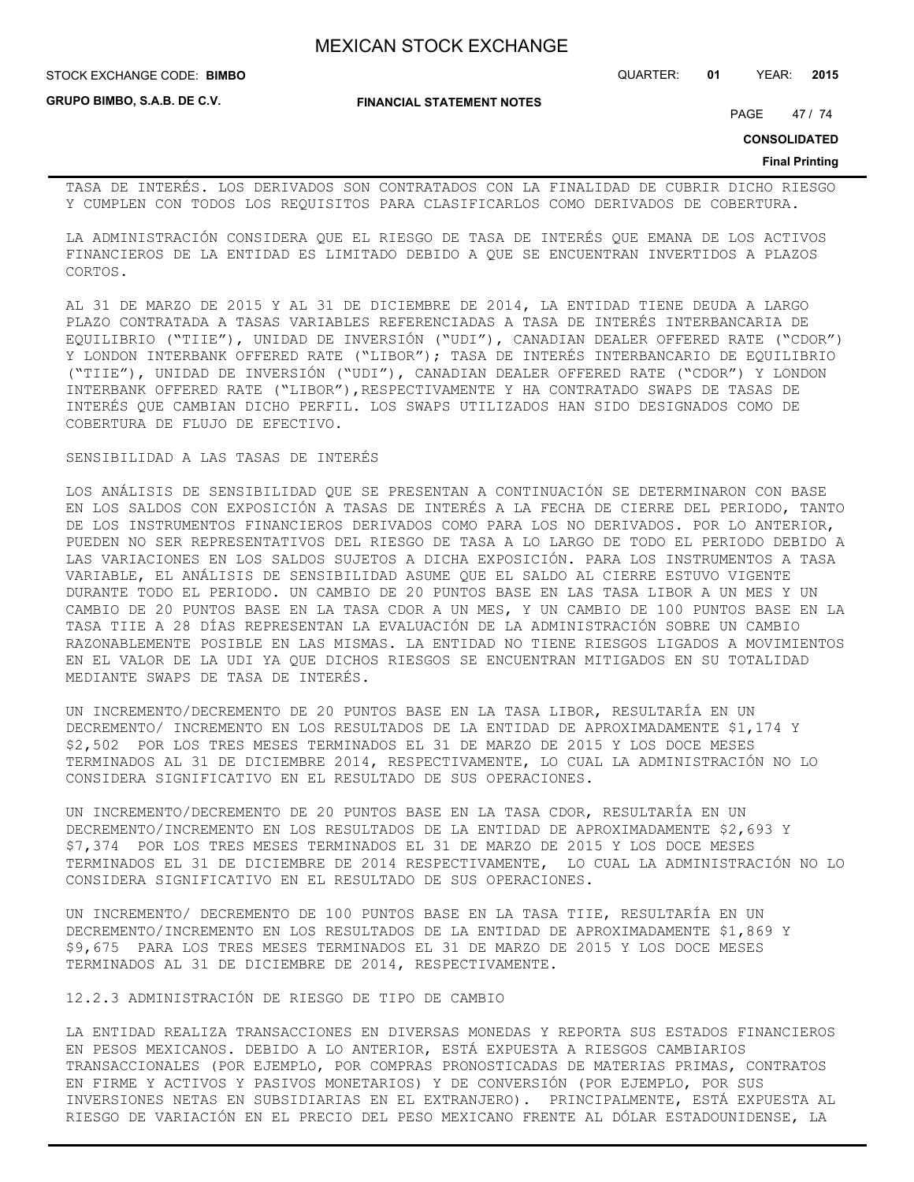TASA DE INTERÉS. LOS DERIVADOS SON CONTRATADOS CON LA FINALIDAD DE CUBRIR DICHO RIESGO Y CUMPLEN CON TODOS LOS REQUISITOS PARA CLASIFICARLOS COMO DERIVADOS DE COBERTURA.

LA ADMINISTRACIÓN CONSIDERA QUE EL RIESGO DE TASA DE INTERÉS QUE EMANA DE LOS ACTIVOS FINANCIEROS DE LA ENTIDAD ES LIMITADO DEBIDO A QUE SE ENCUENTRAN INVERTIDOS A PLAZOS CORTOS.

AL 31 DE MARZO DE 2015 Y AL 31 DE DICIEMBRE DE 2014, LA ENTIDAD TIENE DEUDA A LARGO PLAZO CONTRATADA A TASAS VARIABLES REFERENCIADAS A TASA DE INTERÉS INTERBANCARIA DE EQUILIBRIO ("TIIE"), UNIDAD DE INVERSIÓN ("UDI"), CANADIAN DEALER OFFERED RATE ("CDOR") Y LONDON INTERBANK OFFERED RATE ("LIBOR"); TASA DE INTERÉS INTERBANCARIO DE EQUILIBRIO ("TIIE"), UNIDAD DE INVERSIÓN ("UDI"), CANADIAN DEALER OFFERED RATE ("CDOR") Y LONDON INTERBANK OFFERED RATE ("LIBOR"),RESPECTIVAMENTE Y HA CONTRATADO SWAPS DE TASAS DE INTERÉS QUE CAMBIAN DICHO PERFIL. LOS SWAPS UTILIZADOS HAN SIDO DESIGNADOS COMO DE COBERTURA DE FLUJO DE EFECTIVO.

SENSIBILIDAD A LAS TASAS DE INTERÉS

LOS ANÁLISIS DE SENSIBILIDAD QUE SE PRESENTAN A CONTINUACIÓN SE DETERMINARON CON BASE EN LOS SALDOS CON EXPOSICIÓN A TASAS DE INTERÉS A LA FECHA DE CIERRE DEL PERIODO, TANTO DE LOS INSTRUMENTOS FINANCIEROS DERIVADOS COMO PARA LOS NO DERIVADOS. POR LO ANTERIOR, PUEDEN NO SER REPRESENTATIVOS DEL RIESGO DE TASA A LO LARGO DE TODO EL PERIODO DEBIDO A LAS VARIACIONES EN LOS SALDOS SUJETOS A DICHA EXPOSICIÓN. PARA LOS INSTRUMENTOS A TASA VARIABLE, EL ANÁLISIS DE SENSIBILIDAD ASUME QUE EL SALDO AL CIERRE ESTUVO VIGENTE DURANTE TODO EL PERIODO. UN CAMBIO DE 20 PUNTOS BASE EN LAS TASA LIBOR A UN MES Y UN CAMBIO DE 20 PUNTOS BASE EN LA TASA CDOR A UN MES, Y UN CAMBIO DE 100 PUNTOS BASE EN LA TASA TIIE A 28 DÍAS REPRESENTAN LA EVALUACIÓN DE LA ADMINISTRACIÓN SOBRE UN CAMBIO RAZONABLEMENTE POSIBLE EN LAS MISMAS. LA ENTIDAD NO TIENE RIESGOS LIGADOS A MOVIMIENTOS EN EL VALOR DE LA UDI YA QUE DICHOS RIESGOS SE ENCUENTRAN MITIGADOS EN SU TOTALIDAD MEDIANTE SWAPS DE TASA DE INTERÉS.

UN INCREMENTO/DECREMENTO DE 20 PUNTOS BASE EN LA TASA LIBOR, RESULTARÍA EN UN DECREMENTO/ INCREMENTO EN LOS RESULTADOS DE LA ENTIDAD DE APROXIMADAMENTE $1,174 Y $2,502 POR LOS TRES MESES TERMINADOS EL 31 DE MARZO DE 2015 Y LOS DOCE MESES TERMINADOS AL 31 DE DICIEMBRE 2014, RESPECTIVAMENTE, LO CUAL LA ADMINISTRACIÓN NO LO CONSIDERA SIGNIFICATIVO EN EL RESULTADO DE SUS OPERACIONES.

UN INCREMENTO/DECREMENTO DE 20 PUNTOS BASE EN LA TASA CDOR, RESULTARÍA EN UN DECREMENTO/INCREMENTO EN LOS RESULTADOS DE LA ENTIDAD DE APROXIMADAMENTE $2,693 Y $7,374 POR LOS TRES MESES TERMINADOS EL 31 DE MARZO DE 2015 Y LOS DOCE MESES TERMINADOS EL 31 DE DICIEMBRE DE 2014 RESPECTIVAMENTE, LO CUAL LA ADMINISTRACIÓN NO LO CONSIDERA SIGNIFICATIVO EN EL RESULTADO DE SUS OPERACIONES.

UN INCREMENTO/ DECREMENTO DE 100 PUNTOS BASE EN LA TASA TIIE, RESULTARÍA EN UN DECREMENTO/INCREMENTO EN LOS RESULTADOS DE LA ENTIDAD DE APROXIMADAMENTE $1,869 Y $9,675 PARA LOS TRES MESES TERMINADOS EL 31 DE MARZO DE 2015 Y LOS DOCE MESES TERMINADOS AL 31 DE DICIEMBRE DE 2014, RESPECTIVAMENTE.

12.2.3 ADMINISTRACIÓN DE RIESGO DE TIPO DE CAMBIO

LA ENTIDAD REALIZA TRANSACCIONES EN DIVERSAS MONEDAS Y REPORTA SUS ESTADOS FINANCIEROS EN PESOS MEXICANOS. DEBIDO A LO ANTERIOR, ESTÁ EXPUESTA A RIESGOS CAMBIARIOS TRANSACCIONALES (POR EJEMPLO, POR COMPRAS PRONOSTICADAS DE MATERIAS PRIMAS, CONTRATOS EN FIRME Y ACTIVOS Y PASIVOS MONETARIOS) Y DE CONVERSIÓN (POR EJEMPLO, POR SUS INVERSIONES NETAS EN SUBSIDIARIAS EN EL EXTRANJERO). PRINCIPALMENTE, ESTÁ EXPUESTA AL RIESGO DE VARIACIÓN EN EL PRECIO DEL PESO MEXICANO FRENTE AL DÓLAR ESTADOUNIDENSE, LA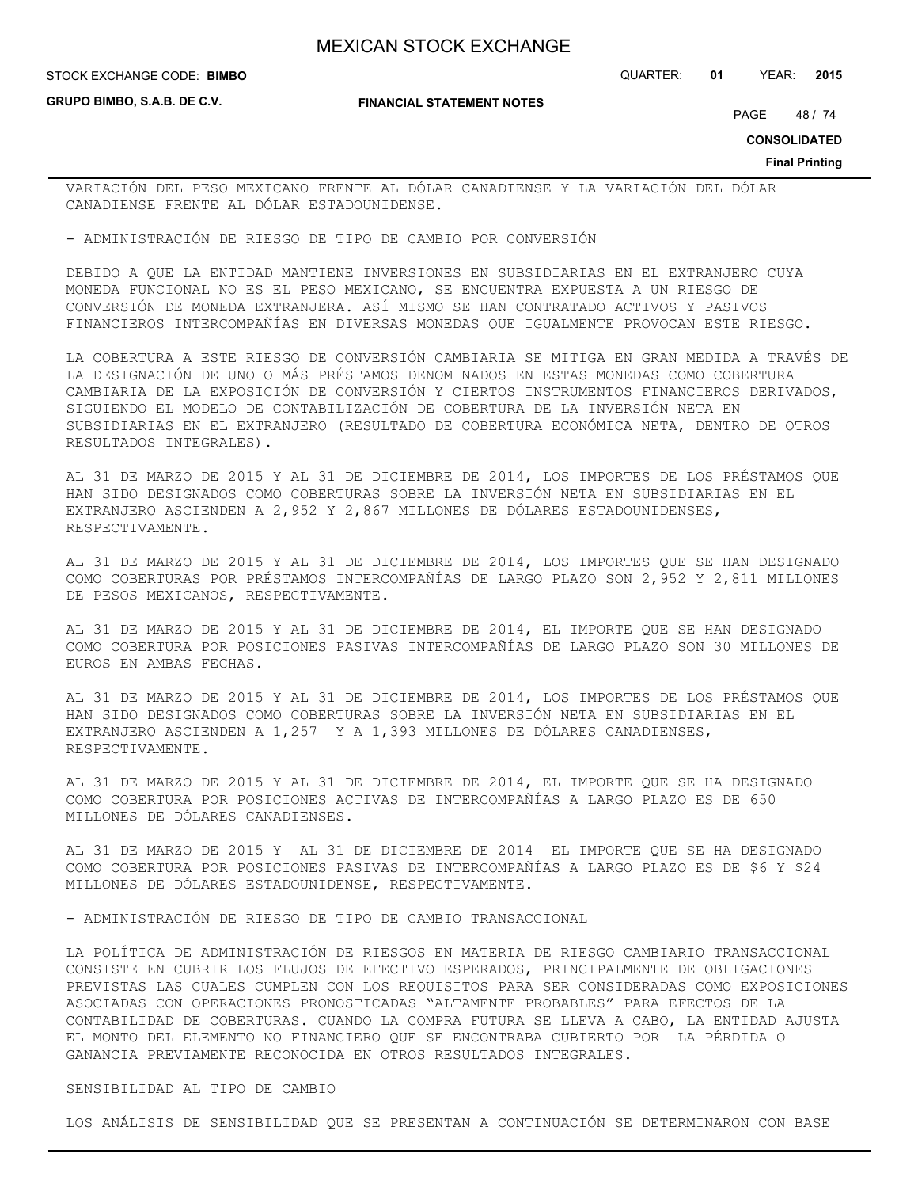VARIACIÓN DEL PESO MEXICANO FRENTE AL DÓLAR CANADIENSE Y LA VARIACIÓN DEL DÓLAR CANADIENSE FRENTE AL DÓLAR ESTADOUNIDENSE.

- ADMINISTRACIÓN DE RIESGO DE TIPO DE CAMBIO POR CONVERSIÓN

DEBIDO A QUE LA ENTIDAD MANTIENE INVERSIONES EN SUBSIDIARIAS EN EL EXTRANJERO CUYA MONEDA FUNCIONAL NO ES EL PESO MEXICANO, SE ENCUENTRA EXPUESTA A UN RIESGO DE CONVERSIÓN DE MONEDA EXTRANJERA. ASÍ MISMO SE HAN CONTRATADO ACTIVOS Y PASIVOS FINANCIEROS INTERCOMPAÑÍAS EN DIVERSAS MONEDAS QUE IGUALMENTE PROVOCAN ESTE RIESGO.

LA COBERTURA A ESTE RIESGO DE CONVERSIÓN CAMBIARIA SE MITIGA EN GRAN MEDIDA A TRAVÉS DE LA DESIGNACIÓN DE UNO O MÁS PRÉSTAMOS DENOMINADOS EN ESTAS MONEDAS COMO COBERTURA CAMBIARIA DE LA EXPOSICIÓN DE CONVERSIÓN Y CIERTOS INSTRUMENTOS FINANCIEROS DERIVADOS, SIGUIENDO EL MODELO DE CONTABILIZACIÓN DE COBERTURA DE LA INVERSIÓN NETA EN SUBSIDIARIAS EN EL EXTRANJERO (RESULTADO DE COBERTURA ECONÓMICA NETA, DENTRO DE OTROS RESULTADOS INTEGRALES).

AL 31 DE MARZO DE 2015 Y AL 31 DE DICIEMBRE DE 2014, LOS IMPORTES DE LOS PRÉSTAMOS QUE HAN SIDO DESIGNADOS COMO COBERTURAS SOBRE LA INVERSIÓN NETA EN SUBSIDIARIAS EN EL EXTRANJERO ASCIENDEN A 2,952 Y 2,867 MILLONES DE DÓLARES ESTADOUNIDENSES, RESPECTIVAMENTE.

AL 31 DE MARZO DE 2015 Y AL 31 DE DICIEMBRE DE 2014, LOS IMPORTES QUE SE HAN DESIGNADO COMO COBERTURAS POR PRÉSTAMOS INTERCOMPAÑÍAS DE LARGO PLAZO SON 2,952 Y 2,811 MILLONES DE PESOS MEXICANOS, RESPECTIVAMENTE.

AL 31 DE MARZO DE 2015 Y AL 31 DE DICIEMBRE DE 2014, EL IMPORTE QUE SE HAN DESIGNADO COMO COBERTURA POR POSICIONES PASIVAS INTERCOMPAÑÍAS DE LARGO PLAZO SON 30 MILLONES DE EUROS EN AMBAS FECHAS.

AL 31 DE MARZO DE 2015 Y AL 31 DE DICIEMBRE DE 2014, LOS IMPORTES DE LOS PRÉSTAMOS QUE HAN SIDO DESIGNADOS COMO COBERTURAS SOBRE LA INVERSIÓN NETA EN SUBSIDIARIAS EN EL EXTRANJERO ASCIENDEN A 1,257 Y A 1,393 MILLONES DE DÓLARES CANADIENSES, RESPECTIVAMENTE.

AL 31 DE MARZO DE 2015 Y AL 31 DE DICIEMBRE DE 2014, EL IMPORTE QUE SE HA DESIGNADO COMO COBERTURA POR POSICIONES ACTIVAS DE INTERCOMPAÑÍAS A LARGO PLAZO ES DE 650 MILLONES DE DÓLARES CANADIENSES.

AL 31 DE MARZO DE 2015 Y AL 31 DE DICIEMBRE DE 2014 EL IMPORTE QUE SE HA DESIGNADO COMO COBERTURA POR POSICIONES PASIVAS DE INTERCOMPAÑÍAS A LARGO PLAZO ES DE $6 Y $24 MILLONES DE DÓLARES ESTADOUNIDENSE, RESPECTIVAMENTE.

- ADMINISTRACIÓN DE RIESGO DE TIPO DE CAMBIO TRANSACCIONAL

LA POLÍTICA DE ADMINISTRACIÓN DE RIESGOS EN MATERIA DE RIESGO CAMBIARIO TRANSACCIONAL CONSISTE EN CUBRIR LOS FLUJOS DE EFECTIVO ESPERADOS, PRINCIPALMENTE DE OBLIGACIONES PREVISTAS LAS CUALES CUMPLEN CON LOS REQUISITOS PARA SER CONSIDERADAS COMO EXPOSICIONES ASOCIADAS CON OPERACIONES PRONOSTICADAS "ALTAMENTE PROBABLES" PARA EFECTOS DE LA CONTABILIDAD DE COBERTURAS. CUANDO LA COMPRA FUTURA SE LLEVA A CABO, LA ENTIDAD AJUSTA EL MONTO DEL ELEMENTO NO FINANCIERO QUE SE ENCONTRABA CUBIERTO POR LA PÉRDIDA O GANANCIA PREVIAMENTE RECONOCIDA EN OTROS RESULTADOS INTEGRALES.

SENSIBILIDAD AL TIPO DE CAMBIO

LOS ANÁLISIS DE SENSIBILIDAD QUE SE PRESENTAN A CONTINUACIÓN SE DETERMINARON CON BASE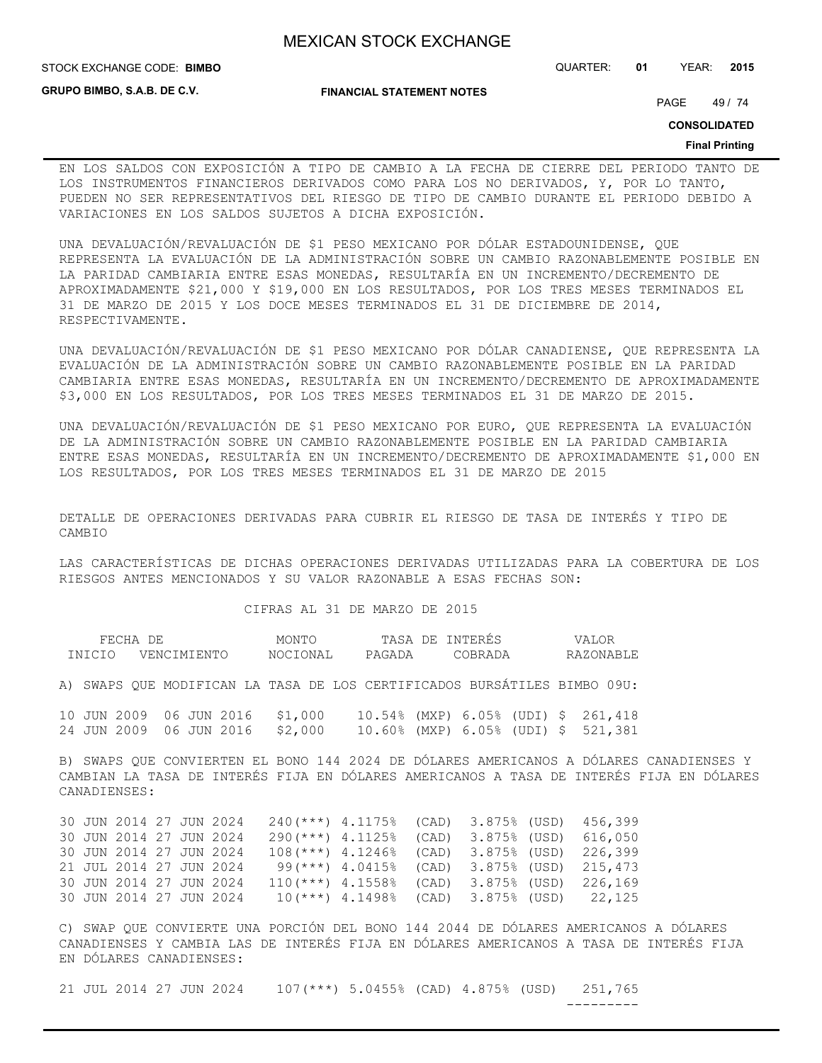EN LOS SALDOS CON EXPOSICIÓN A TIPO DE CAMBIO A LA FECHA DE CIERRE DEL PERIODO TANTO DE LOS INSTRUMENTOS FINANCIEROS DERIVADOS COMO PARA LOS NO DERIVADOS, Y, POR LO TANTO, PUEDEN NO SER REPRESENTATIVOS DEL RIESGO DE TIPO DE CAMBIO DURANTE EL PERIODO DEBIDO A VARIACIONES EN LOS SALDOS SUJETOS A DICHA EXPOSICIÓN.

UNA DEVALUACIÓN/REVALUACIÓN DE $1 PESO MEXICANO POR DÓLAR ESTADOUNIDENSE, QUE REPRESENTA LA EVALUACIÓN DE LA ADMINISTRACIÓN SOBRE UN CAMBIO RAZONABLEMENTE POSIBLE EN LA PARIDAD CAMBIARIA ENTRE ESAS MONEDAS, RESULTARÍA EN UN INCREMENTO/DECREMENTO DE APROXIMADAMENTE $21,000 Y $19,000 EN LOS RESULTADOS, POR LOS TRES MESES TERMINADOS EL 31 DE MARZO DE 2015 Y LOS DOCE MESES TERMINADOS EL 31 DE DICIEMBRE DE 2014, RESPECTIVAMENTE.

UNA DEVALUACIÓN/REVALUACIÓN DE $1 PESO MEXICANO POR DÓLAR CANADIENSE, QUE REPRESENTA LA EVALUACIÓN DE LA ADMINISTRACIÓN SOBRE UN CAMBIO RAZONABLEMENTE POSIBLE EN LA PARIDAD CAMBIARIA ENTRE ESAS MONEDAS, RESULTARÍA EN UN INCREMENTO/DECREMENTO DE APROXIMADAMENTE $3,000 EN LOS RESULTADOS, POR LOS TRES MESES TERMINADOS EL 31 DE MARZO DE 2015.

UNA DEVALUACIÓN/REVALUACIÓN DE $1 PESO MEXICANO POR EURO, QUE REPRESENTA LA EVALUACIÓN DE LA ADMINISTRACIÓN SOBRE UN CAMBIO RAZONABLEMENTE POSIBLE EN LA PARIDAD CAMBIARIA ENTRE ESAS MONEDAS, RESULTARÍA EN UN INCREMENTO/DECREMENTO DE APROXIMADAMENTE $1,000 EN LOS RESULTADOS, POR LOS TRES MESES TERMINADOS EL 31 DE MARZO DE 2015

DETALLE DE OPERACIONES DERIVADAS PARA CUBRIR EL RIESGO DE TASA DE INTERÉS Y TIPO DE CAMBIO

LAS CARACTERÍSTICAS DE DICHAS OPERACIONES DERIVADAS UTILIZADAS PARA LA COBERTURA DE LOS RIESGOS ANTES MENCIONADOS Y SU VALOR RAZONABLE A ESAS FECHAS SON:

CIFRAS AL 31 DE MARZO DE 2015

| FECHA DE INICIO | FECHA DE VENCIMIENTO | MONTO NOCIONAL | TASA DE INTERÉS PAGADA | TASA DE INTERÉS COBRADA | VALOR RAZONABLE |
|---|---|---|---|---|---|
| **A) SWAPS QUE MODIFICAN LA TASA DE LOS CERTIFICADOS BURSÁTILES BIMBO 09U:** | | | | | |
| 10 JUN 2009 | 06 JUN 2016 | $1,000 | 10.54% (MXP) | 6.05% (UDI) | $ 261,418 |
| 24 JUN 2009 | 06 JUN 2016 | $2,000 | 10.60% (MXP) | 6.05% (UDI) | $ 521,381 |
| **B) SWAPS QUE CONVIERTEN EL BONO 144 2024 DE DÓLARES AMERICANOS A DÓLARES CANADIENSES Y CAMBIAN LA TASA DE INTERÉS FIJA EN DÓLARES AMERICANOS A TASA DE INTERÉS FIJA EN DÓLARES CANADIENSES:** | | | | | |
| 30 JUN 2014 | 27 JUN 2024 | 240(***) | 4.1175% (CAD) | 3.875% (USD) | 456,399 |
| 30 JUN 2014 | 27 JUN 2024 | 290(***) | 4.1125% (CAD) | 3.875% (USD) | 616,050 |
| 30 JUN 2014 | 27 JUN 2024 | 108(***) | 4.1246% (CAD) | 3.875% (USD) | 226,399 |
| 21 JUL 2014 | 27 JUN 2024 | 99(***) | 4.0415% (CAD) | 3.875% (USD) | 215,473 |
| 30 JUN 2014 | 27 JUN 2024 | 110(***) | 4.1558% (CAD) | 3.875% (USD) | 226,169 |
| 30 JUN 2014 | 27 JUN 2024 | 10(***) | 4.1498% (CAD) | 3.875% (USD) | 22,125 |
| **C) SWAP QUE CONVIERTE UNA PORCIÓN DEL BONO 144 2044 DE DÓLARES AMERICANOS A DÓLARES CANADIENSES Y CAMBIA LAS DE INTERÉS FIJA EN DÓLARES AMERICANOS A TASA DE INTERÉS FIJA EN DÓLARES CANADIENSES:** | | | | | |
| 21 JUL 2014 | 27 JUN 2024 | 107(***) | 5.0455% (CAD) | 4.875% (USD) | 251,765 |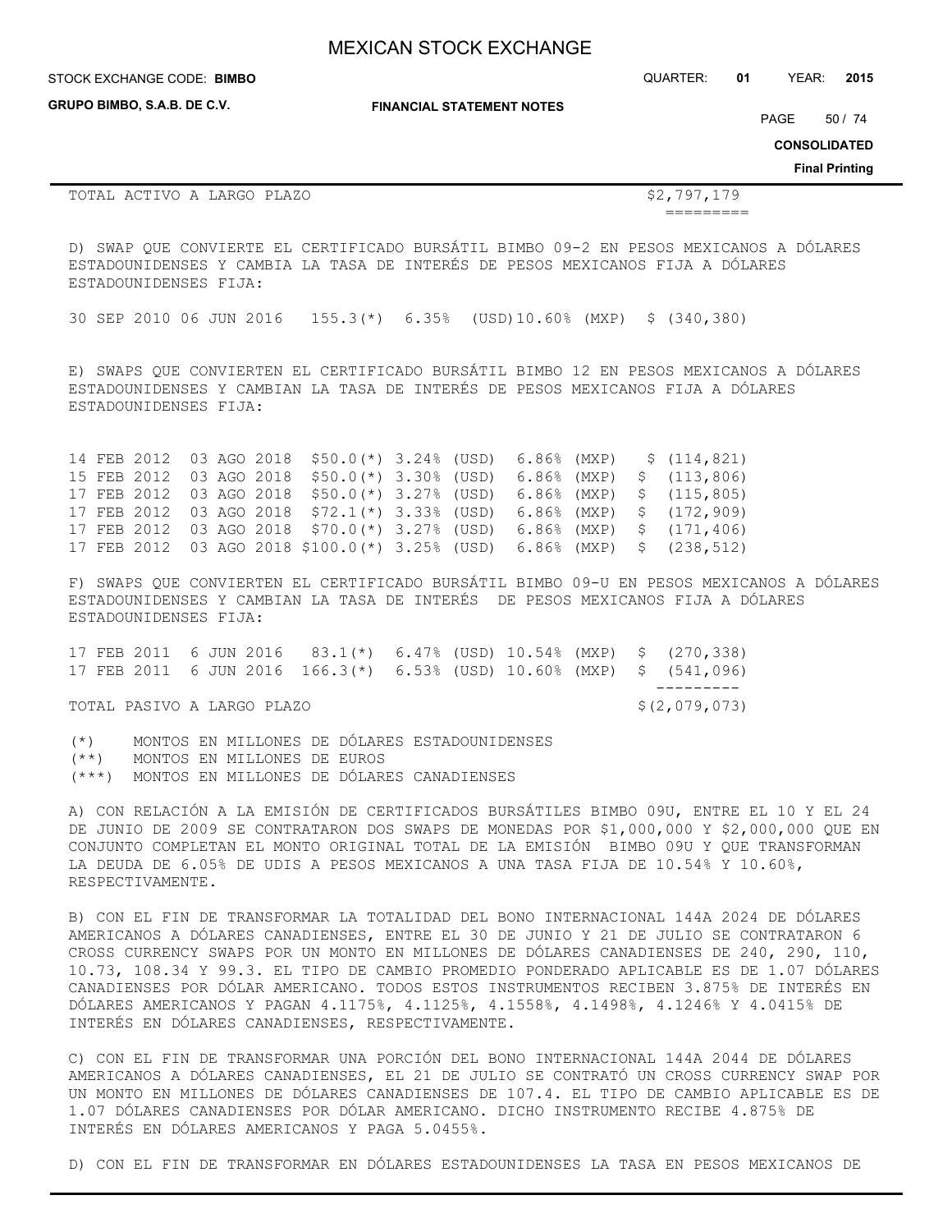| TOTAL ACTIVO A LARGO PLAZO | | | | | $2,797,179 |
|---|---|---|---|---|---|
| | | | | | ========= |

D) SWAP QUE CONVIERTE EL CERTIFICADO BURSÁTIL BIMBO 09-2 EN PESOS MEXICANOS A DÓLARES ESTADOUNIDENSES Y CAMBIA LA TASA DE INTERÉS DE PESOS MEXICANOS FIJA A DÓLARES ESTADOUNIDENSES FIJA:

| | | | | | |
|---|---|---|---|---|---|
| 30 SEP 2010 | 06 JUN 2016 | 155.3(*) | 6.35% (USD) | 10.60% (MXP) | $ (340,380) |

E) SWAPS QUE CONVIERTEN EL CERTIFICADO BURSÁTIL BIMBO 12 EN PESOS MEXICANOS A DÓLARES ESTADOUNIDENSES Y CAMBIAN LA TASA DE INTERÉS DE PESOS MEXICANOS FIJA A DÓLARES ESTADOUNIDENSES FIJA:

| | | | | | |
|---|---|---|---|---|---|
| 14 FEB 2012 | 03 AGO 2018 | $50.0(*) | 3.24% (USD) | 6.86% (MXP) | $ (114,821) |
| 15 FEB 2012 | 03 AGO 2018 | $50.0(*) | 3.30% (USD) | 6.86% (MXP) | $ (113,806) |
| 17 FEB 2012 | 03 AGO 2018 | $50.0(*) | 3.27% (USD) | 6.86% (MXP) | $ (115,805) |
| 17 FEB 2012 | 03 AGO 2018 | $72.1(*) | 3.33% (USD) | 6.86% (MXP) | $ (172,909) |
| 17 FEB 2012 | 03 AGO 2018 | $70.0(*) | 3.27% (USD) | 6.86% (MXP) | $ (171,406) |
| 17 FEB 2012 | 03 AGO 2018 | $100.0(*) | 3.25% (USD) | 6.86% (MXP) | $ (238,512) |

F) SWAPS QUE CONVIERTEN EL CERTIFICADO BURSÁTIL BIMBO 09-U EN PESOS MEXICANOS A DÓLARES ESTADOUNIDENSES Y CAMBIAN LA TASA DE INTERÉS DE PESOS MEXICANOS FIJA A DÓLARES ESTADOUNIDENSES FIJA:

| | | | | | |
|---|---|---|---|---|---|
| 17 FEB 2011 | 6 JUN 2016 | 83.1(*) | 6.47% (USD) | 10.54% (MXP) | $ (270,338) |
| 17 FEB 2011 | 6 JUN 2016 | 166.3(*) | 6.53% (USD) | 10.60% (MXP) | $ (541,096) |
| | | | | | --------- |
| TOTAL PASIVO A LARGO PLAZO | | | | | $(2,079,073) |

(*) MONTOS EN MILLONES DE DÓLARES ESTADOUNIDENSES
(**) MONTOS EN MILLONES DE EUROS
(***) MONTOS EN MILLONES DE DÓLARES CANADIENSES

A) CON RELACIÓN A LA EMISIÓN DE CERTIFICADOS BURSÁTILES BIMBO 09U, ENTRE EL 10 Y EL 24 DE JUNIO DE 2009 SE CONTRATARON DOS SWAPS DE MONEDAS POR $1,000,000 Y $2,000,000 QUE EN CONJUNTO COMPLETAN EL MONTO ORIGINAL TOTAL DE LA EMISIÓN BIMBO 09U Y QUE TRANSFORMAN LA DEUDA DE 6.05% DE UDIS A PESOS MEXICANOS A UNA TASA FIJA DE 10.54% Y 10.60%, RESPECTIVAMENTE.

B) CON EL FIN DE TRANSFORMAR LA TOTALIDAD DEL BONO INTERNACIONAL 144A 2024 DE DÓLARES AMERICANOS A DÓLARES CANADIENSES, ENTRE EL 30 DE JUNIO Y 21 DE JULIO SE CONTRATARON 6 CROSS CURRENCY SWAPS POR UN MONTO EN MILLONES DE DÓLARES CANADIENSES DE 240, 290, 110, 10.73, 108.34 Y 99.3. EL TIPO DE CAMBIO PROMEDIO PONDERADO APLICABLE ES DE 1.07 DÓLARES CANADIENSES POR DÓLAR AMERICANO. TODOS ESTOS INSTRUMENTOS RECIBEN 3.875% DE INTERÉS EN DÓLARES AMERICANOS Y PAGAN 4.1175%, 4.1125%, 4.1558%, 4.1498%, 4.1246% Y 4.0415% DE INTERÉS EN DÓLARES CANADIENSES, RESPECTIVAMENTE.

C) CON EL FIN DE TRANSFORMAR UNA PORCIÓN DEL BONO INTERNACIONAL 144A 2044 DE DÓLARES AMERICANOS A DÓLARES CANADIENSES, EL 21 DE JULIO SE CONTRATÓ UN CROSS CURRENCY SWAP POR UN MONTO EN MILLONES DE DÓLARES CANADIENSES DE 107.4. EL TIPO DE CAMBIO APLICABLE ES DE 1.07 DÓLARES CANADIENSES POR DÓLAR AMERICANO. DICHO INSTRUMENTO RECIBE 4.875% DE INTERÉS EN DÓLARES AMERICANOS Y PAGA 5.0455%.

D) CON EL FIN DE TRANSFORMAR EN DÓLARES ESTADOUNIDENSES LA TASA EN PESOS MEXICANOS DE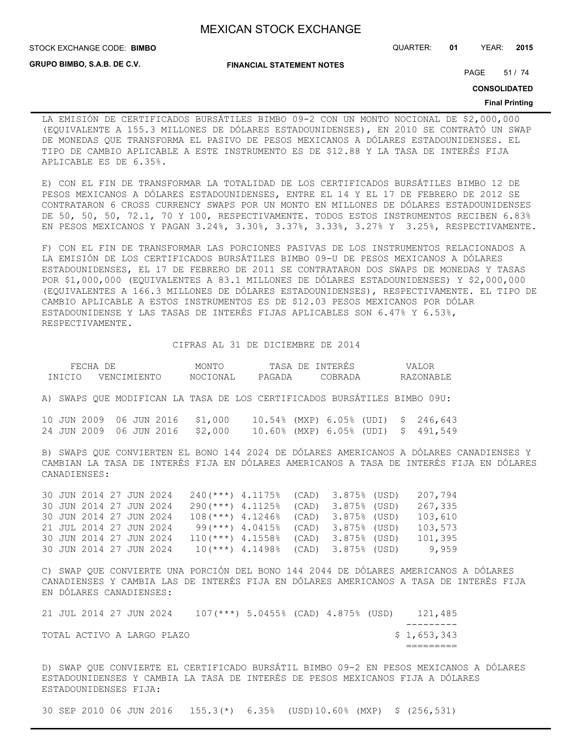LA EMISIÓN DE CERTIFICADOS BURSÁTILES BIMBO 09-2 CON UN MONTO NOCIONAL DE $2,000,000 (EQUIVALENTE A 155.3 MILLONES DE DÓLARES ESTADOUNIDENSES), EN 2010 SE CONTRATÓ UN SWAP DE MONEDAS QUE TRANSFORMA EL PASIVO DE PESOS MEXICANOS A DÓLARES ESTADOUNIDENSES. EL TIPO DE CAMBIO APLICABLE A ESTE INSTRUMENTO ES DE $12.88 Y LA TASA DE INTERÉS FIJA APLICABLE ES DE 6.35%.

E) CON EL FIN DE TRANSFORMAR LA TOTALIDAD DE LOS CERTIFICADOS BURSÁTILES BIMBO 12 DE PESOS MEXICANOS A DÓLARES ESTADOUNIDENSES, ENTRE EL 14 Y EL 17 DE FEBRERO DE 2012 SE CONTRATARON 6 CROSS CURRENCY SWAPS POR UN MONTO EN MILLONES DE DÓLARES ESTADOUNIDENSES DE 50, 50, 50, 72.1, 70 Y 100, RESPECTIVAMENTE. TODOS ESTOS INSTRUMENTOS RECIBEN 6.83% EN PESOS MEXICANOS Y PAGAN 3.24%, 3.30%, 3.37%, 3.33%, 3.27% Y 3.25%, RESPECTIVAMENTE.

F) CON EL FIN DE TRANSFORMAR LAS PORCIONES PASIVAS DE LOS INSTRUMENTOS RELACIONADOS A LA EMISIÓN DE LOS CERTIFICADOS BURSÁTILES BIMBO 09-U DE PESOS MEXICANOS A DÓLARES ESTADOUNIDENSES, EL 17 DE FEBRERO DE 2011 SE CONTRATARON DOS SWAPS DE MONEDAS Y TASAS POR $1,000,000 (EQUIVALENTES A 83.1 MILLONES DE DÓLARES ESTADOUNIDENSES) Y $2,000,000 (EQUIVALENTES A 166.3 MILLONES DE DÓLARES ESTADOUNIDENSES), RESPECTIVAMENTE. EL TIPO DE CAMBIO APLICABLE A ESTOS INSTRUMENTOS ES DE $12.03 PESOS MEXICANOS POR DÓLAR ESTADOUNIDENSE Y LAS TASAS DE INTERÉS FIJAS APLICABLES SON 6.47% Y 6.53%, RESPECTIVAMENTE.

CIFRAS AL 31 DE DICIEMBRE DE 2014

| FECHA DE INICIO | FECHA DE VENCIMIENTO | MONTO NOCIONAL | TASA DE INTERÉS PAGADA | TASA DE INTERÉS COBRADA | VALOR RAZONABLE |
|---|---|---|---|---|---|
| A) SWAPS QUE MODIFICAN LA TASA DE LOS CERTIFICADOS BURSÁTILES BIMBO 09U: | | | | | |
| 10 JUN 2009 | 06 JUN 2016 | $1,000 | 10.54% (MXP) | 6.05% (UDI) | $ 246,643 |
| 24 JUN 2009 | 06 JUN 2016 | $2,000 | 10.60% (MXP) | 6.05% (UDI) | $ 491,549 |
| B) SWAPS QUE CONVIERTEN EL BONO 144 2024 DE DÓLARES AMERICANOS A DÓLARES CANADIENSES Y CAMBIAN LA TASA DE INTERÉS FIJA EN DÓLARES AMERICANOS A TASA DE INTERÉS FIJA EN DÓLARES CANADIENSES: | | | | | |
| 30 JUN 2014 | 27 JUN 2024 | 240(***) | 4.1175% (CAD) | 3.875% (USD) | 207,794 |
| 30 JUN 2014 | 27 JUN 2024 | 290(***) | 4.1125% (CAD) | 3.875% (USD) | 267,335 |
| 30 JUN 2014 | 27 JUN 2024 | 108(***) | 4.1246% (CAD) | 3.875% (USD) | 103,610 |
| 21 JUL 2014 | 27 JUN 2024 | 99(***) | 4.0415% (CAD) | 3.875% (USD) | 103,573 |
| 30 JUN 2014 | 27 JUN 2024 | 110(***) | 4.1558% (CAD) | 3.875% (USD) | 101,395 |
| 30 JUN 2014 | 27 JUN 2024 | 10(***) | 4.1498% (CAD) | 3.875% (USD) | 9,959 |
| C) SWAP QUE CONVIERTE UNA PORCIÓN DEL BONO 144 2044 DE DÓLARES AMERICANOS A DÓLARES CANADIENSES Y CAMBIA LAS DE INTERÉS FIJA EN DÓLARES AMERICANOS A TASA DE INTERÉS FIJA EN DÓLARES CANADIENSES: | | | | | |
| 21 JUL 2014 | 27 JUN 2024 | 107(***) | 5.0455% (CAD) | 4.875% (USD) | 121,485 |
| TOTAL ACTIVO A LARGO PLAZO | | | | | $ 1,653,343 |
| D) SWAP QUE CONVIERTE EL CERTIFICADO BURSÁTIL BIMBO 09-2 EN PESOS MEXICANOS A DÓLARES ESTADOUNIDENSES Y CAMBIA LA TASA DE INTERÉS DE PESOS MEXICANOS FIJA A DÓLARES ESTADOUNIDENSES FIJA: | | | | | |
| 30 SEP 2010 | 06 JUN 2016 | 155.3(*) | 6.35% (USD) | 10.60% (MXP) | $ (256,531) |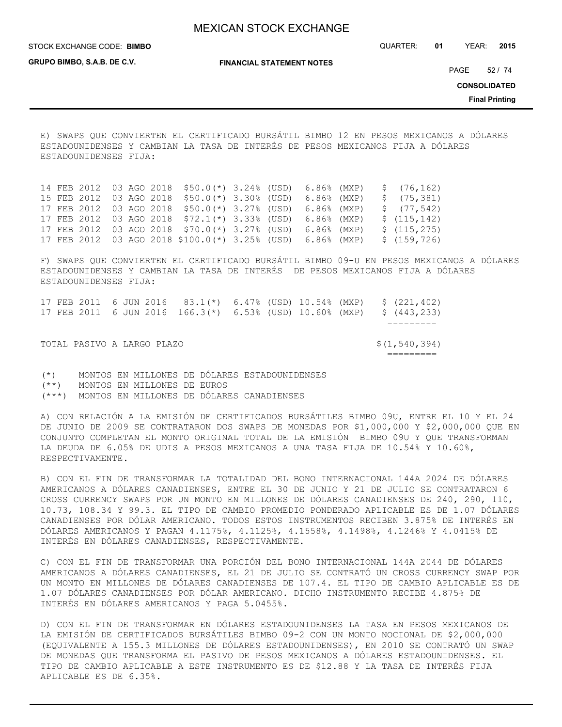E) SWAPS QUE CONVIERTEN EL CERTIFICADO BURSÁTIL BIMBO 12 EN PESOS MEXICANOS A DÓLARES ESTADOUNIDENSES Y CAMBIAN LA TASA DE INTERÉS DE PESOS MEXICANOS FIJA A DÓLARES ESTADOUNIDENSES FIJA:

| | | | | | |
|---|---|---|---|---|---|
| 14 FEB 2012 | 03 AGO 2018 | $50.0(*) | 3.24% (USD) | 6.86% (MXP) | $ (76,162) |
| 15 FEB 2012 | 03 AGO 2018 | $50.0(*) | 3.30% (USD) | 6.86% (MXP) | $ (75,381) |
| 17 FEB 2012 | 03 AGO 2018 | $50.0(*) | 3.27% (USD) | 6.86% (MXP) | $ (77,542) |
| 17 FEB 2012 | 03 AGO 2018 | $72.1(*) | 3.33% (USD) | 6.86% (MXP) | $ (115,142) |
| 17 FEB 2012 | 03 AGO 2018 | $70.0(*) | 3.27% (USD) | 6.86% (MXP) | $ (115,275) |
| 17 FEB 2012 | 03 AGO 2018 | $100.0(*) | 3.25% (USD) | 6.86% (MXP) | $ (159,726) |

F) SWAPS QUE CONVIERTEN EL CERTIFICADO BURSÁTIL BIMBO 09-U EN PESOS MEXICANOS A DÓLARES ESTADOUNIDENSES Y CAMBIAN LA TASA DE INTERÉS DE PESOS MEXICANOS FIJA A DÓLARES ESTADOUNIDENSES FIJA:

| | | | | | |
|---|---|---|---|---|---|
| 17 FEB 2011 | 6 JUN 2016 | 83.1(*) | 6.47% (USD) | 10.54% (MXP) | $ (221,402) |
| 17 FEB 2011 | 6 JUN 2016 | 166.3(*) | 6.53% (USD) | 10.60% (MXP) | $ (443,233) |
| TOTAL PASIVO A LARGO PLAZO | | | | | $(1,540,394) |

(*) MONTOS EN MILLONES DE DÓLARES ESTADOUNIDENSES
(**) MONTOS EN MILLONES DE EUROS
(***) MONTOS EN MILLONES DE DÓLARES CANADIENSES

A) CON RELACIÓN A LA EMISIÓN DE CERTIFICADOS BURSÁTILES BIMBO 09U, ENTRE EL 10 Y EL 24 DE JUNIO DE 2009 SE CONTRATARON DOS SWAPS DE MONEDAS POR $1,000,000 Y $2,000,000 QUE EN CONJUNTO COMPLETAN EL MONTO ORIGINAL TOTAL DE LA EMISIÓN BIMBO 09U Y QUE TRANSFORMAN LA DEUDA DE 6.05% DE UDIS A PESOS MEXICANOS A UNA TASA FIJA DE 10.54% Y 10.60%, RESPECTIVAMENTE.

B) CON EL FIN DE TRANSFORMAR LA TOTALIDAD DEL BONO INTERNACIONAL 144A 2024 DE DÓLARES AMERICANOS A DÓLARES CANADIENSES, ENTRE EL 30 DE JUNIO Y 21 DE JULIO SE CONTRATARON 6 CROSS CURRENCY SWAPS POR UN MONTO EN MILLONES DE DÓLARES CANADIENSES DE 240, 290, 110, 10.73, 108.34 Y 99.3. EL TIPO DE CAMBIO PROMEDIO PONDERADO APLICABLE ES DE 1.07 DÓLARES CANADIENSES POR DÓLAR AMERICANO. TODOS ESTOS INSTRUMENTOS RECIBEN 3.875% DE INTERÉS EN DÓLARES AMERICANOS Y PAGAN 4.1175%, 4.1125%, 4.1558%, 4.1498%, 4.1246% Y 4.0415% DE INTERÉS EN DÓLARES CANADIENSES, RESPECTIVAMENTE.

C) CON EL FIN DE TRANSFORMAR UNA PORCIÓN DEL BONO INTERNACIONAL 144A 2044 DE DÓLARES AMERICANOS A DÓLARES CANADIENSES, EL 21 DE JULIO SE CONTRATÓ UN CROSS CURRENCY SWAP POR UN MONTO EN MILLONES DE DÓLARES CANADIENSES DE 107.4. EL TIPO DE CAMBIO APLICABLE ES DE 1.07 DÓLARES CANADIENSES POR DÓLAR AMERICANO. DICHO INSTRUMENTO RECIBE 4.875% DE INTERÉS EN DÓLARES AMERICANOS Y PAGA 5.0455%.

D) CON EL FIN DE TRANSFORMAR EN DÓLARES ESTADOUNIDENSES LA TASA EN PESOS MEXICANOS DE LA EMISIÓN DE CERTIFICADOS BURSÁTILES BIMBO 09-2 CON UN MONTO NOCIONAL DE $2,000,000 (EQUIVALENTE A 155.3 MILLONES DE DÓLARES ESTADOUNIDENSES), EN 2010 SE CONTRATÓ UN SWAP DE MONEDAS QUE TRANSFORMA EL PASIVO DE PESOS MEXICANOS A DÓLARES ESTADOUNIDENSES. EL TIPO DE CAMBIO APLICABLE A ESTE INSTRUMENTO ES DE $12.88 Y LA TASA DE INTERÉS FIJA APLICABLE ES DE 6.35%.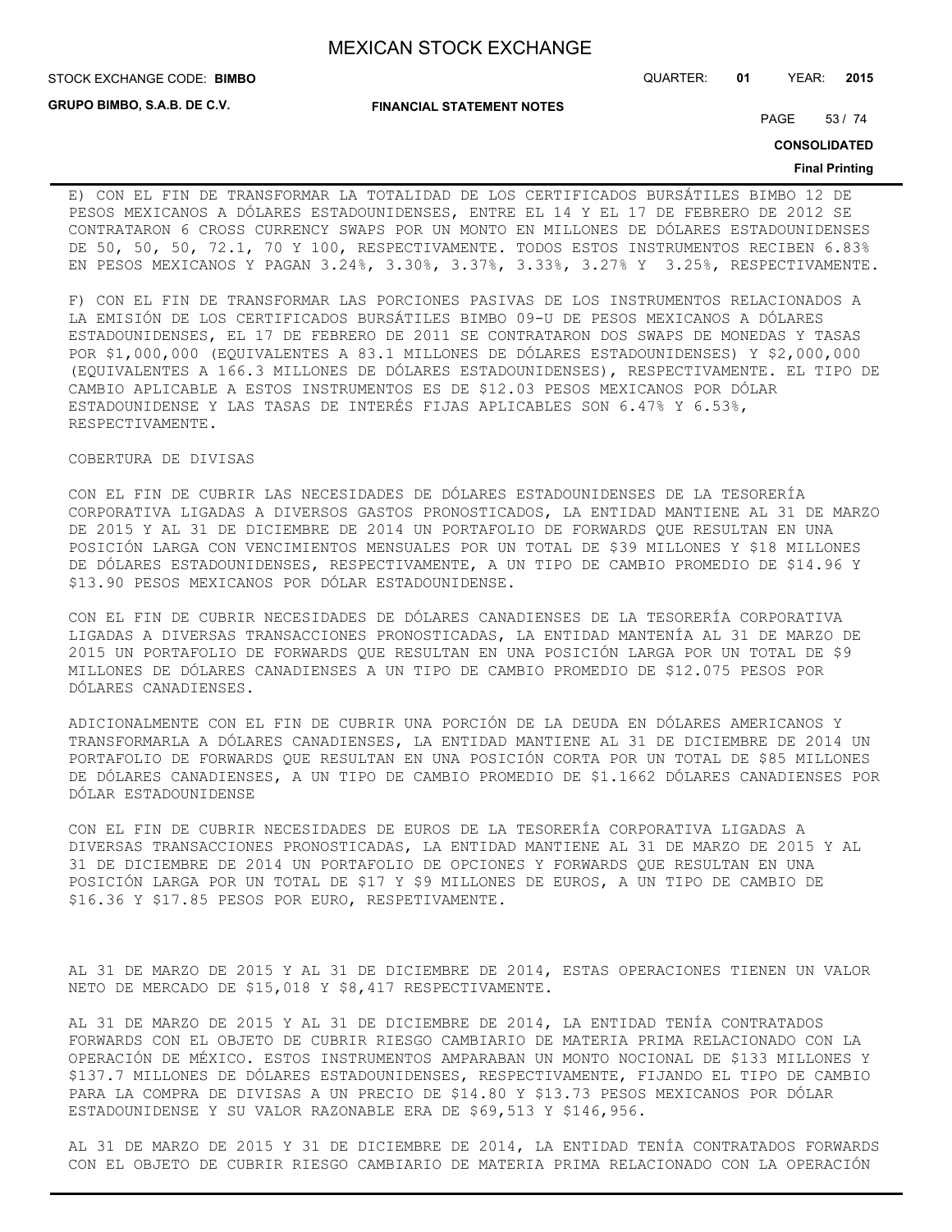E) CON EL FIN DE TRANSFORMAR LA TOTALIDAD DE LOS CERTIFICADOS BURSÁTILES BIMBO 12 DE PESOS MEXICANOS A DÓLARES ESTADOUNIDENSES, ENTRE EL 14 Y EL 17 DE FEBRERO DE 2012 SE CONTRATARON 6 CROSS CURRENCY SWAPS POR UN MONTO EN MILLONES DE DÓLARES ESTADOUNIDENSES DE 50, 50, 50, 72.1, 70 Y 100, RESPECTIVAMENTE. TODOS ESTOS INSTRUMENTOS RECIBEN 6.83% EN PESOS MEXICANOS Y PAGAN 3.24%, 3.30%, 3.37%, 3.33%, 3.27% Y 3.25%, RESPECTIVAMENTE.

F) CON EL FIN DE TRANSFORMAR LAS PORCIONES PASIVAS DE LOS INSTRUMENTOS RELACIONADOS A LA EMISIÓN DE LOS CERTIFICADOS BURSÁTILES BIMBO 09-U DE PESOS MEXICANOS A DÓLARES ESTADOUNIDENSES, EL 17 DE FEBRERO DE 2011 SE CONTRATARON DOS SWAPS DE MONEDAS Y TASAS POR $1,000,000 (EQUIVALENTES A 83.1 MILLONES DE DÓLARES ESTADOUNIDENSES) Y $2,000,000 (EQUIVALENTES A 166.3 MILLONES DE DÓLARES ESTADOUNIDENSES), RESPECTIVAMENTE. EL TIPO DE CAMBIO APLICABLE A ESTOS INSTRUMENTOS ES DE $12.03 PESOS MEXICANOS POR DÓLAR ESTADOUNIDENSE Y LAS TASAS DE INTERÉS FIJAS APLICABLES SON 6.47% Y 6.53%, RESPECTIVAMENTE.

COBERTURA DE DIVISAS

CON EL FIN DE CUBRIR LAS NECESIDADES DE DÓLARES ESTADOUNIDENSES DE LA TESORERÍA CORPORATIVA LIGADAS A DIVERSOS GASTOS PRONOSTICADOS, LA ENTIDAD MANTIENE AL 31 DE MARZO DE 2015 Y AL 31 DE DICIEMBRE DE 2014 UN PORTAFOLIO DE FORWARDS QUE RESULTAN EN UNA POSICIÓN LARGA CON VENCIMIENTOS MENSUALES POR UN TOTAL DE $39 MILLONES Y $18 MILLONES DE DÓLARES ESTADOUNIDENSES, RESPECTIVAMENTE, A UN TIPO DE CAMBIO PROMEDIO DE $14.96 Y $13.90 PESOS MEXICANOS POR DÓLAR ESTADOUNIDENSE.

CON EL FIN DE CUBRIR NECESIDADES DE DÓLARES CANADIENSES DE LA TESORERÍA CORPORATIVA LIGADAS A DIVERSAS TRANSACCIONES PRONOSTICADAS, LA ENTIDAD MANTENÍA AL 31 DE MARZO DE 2015 UN PORTAFOLIO DE FORWARDS QUE RESULTAN EN UNA POSICIÓN LARGA POR UN TOTAL DE $9 MILLONES DE DÓLARES CANADIENSES A UN TIPO DE CAMBIO PROMEDIO DE $12.075 PESOS POR DÓLARES CANADIENSES.

ADICIONALMENTE CON EL FIN DE CUBRIR UNA PORCIÓN DE LA DEUDA EN DÓLARES AMERICANOS Y TRANSFORMARLA A DÓLARES CANADIENSES, LA ENTIDAD MANTIENE AL 31 DE DICIEMBRE DE 2014 UN PORTAFOLIO DE FORWARDS QUE RESULTAN EN UNA POSICIÓN CORTA POR UN TOTAL DE $85 MILLONES DE DÓLARES CANADIENSES, A UN TIPO DE CAMBIO PROMEDIO DE $1.1662 DÓLARES CANADIENSES POR DÓLAR ESTADOUNIDENSE

CON EL FIN DE CUBRIR NECESIDADES DE EUROS DE LA TESORERÍA CORPORATIVA LIGADAS A DIVERSAS TRANSACCIONES PRONOSTICADAS, LA ENTIDAD MANTIENE AL 31 DE MARZO DE 2015 Y AL 31 DE DICIEMBRE DE 2014 UN PORTAFOLIO DE OPCIONES Y FORWARDS QUE RESULTAN EN UNA POSICIÓN LARGA POR UN TOTAL DE $17 Y $9 MILLONES DE EUROS, A UN TIPO DE CAMBIO DE $16.36 Y $17.85 PESOS POR EURO, RESPETIVAMENTE.

AL 31 DE MARZO DE 2015 Y AL 31 DE DICIEMBRE DE 2014, ESTAS OPERACIONES TIENEN UN VALOR NETO DE MERCADO DE $15,018 Y $8,417 RESPECTIVAMENTE.

AL 31 DE MARZO DE 2015 Y AL 31 DE DICIEMBRE DE 2014, LA ENTIDAD TENÍA CONTRATADOS FORWARDS CON EL OBJETO DE CUBRIR RIESGO CAMBIARIO DE MATERIA PRIMA RELACIONADO CON LA OPERACIÓN DE MÉXICO. ESTOS INSTRUMENTOS AMPARABAN UN MONTO NOCIONAL DE $133 MILLONES Y $137.7 MILLONES DE DÓLARES ESTADOUNIDENSES, RESPECTIVAMENTE, FIJANDO EL TIPO DE CAMBIO PARA LA COMPRA DE DIVISAS A UN PRECIO DE $14.80 Y $13.73 PESOS MEXICANOS POR DÓLAR ESTADOUNIDENSE Y SU VALOR RAZONABLE ERA DE $69,513 Y $146,956.

AL 31 DE MARZO DE 2015 Y 31 DE DICIEMBRE DE 2014, LA ENTIDAD TENÍA CONTRATADOS FORWARDS CON EL OBJETO DE CUBRIR RIESGO CAMBIARIO DE MATERIA PRIMA RELACIONADO CON LA OPERACIÓN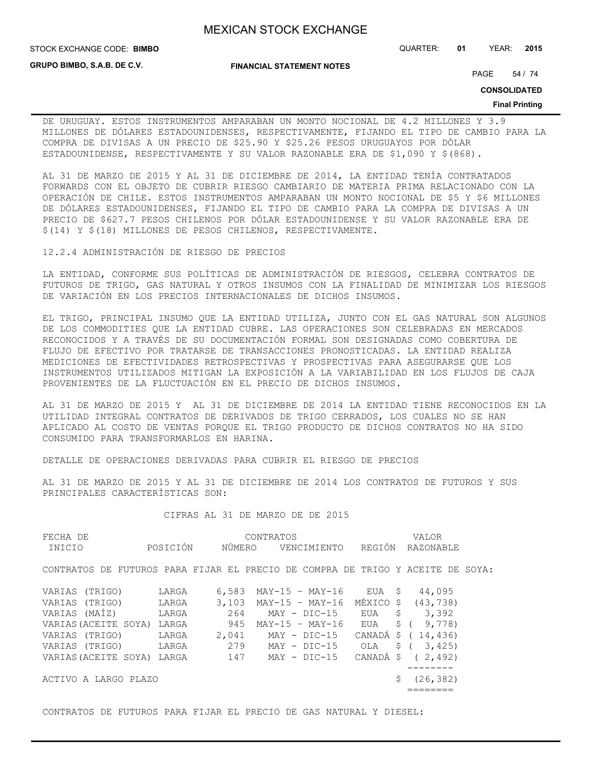DE URUGUAY. ESTOS INSTRUMENTOS AMPARABAN UN MONTO NOCIONAL DE 4.2 MILLONES Y 3.9 MILLONES DE DÓLARES ESTADOUNIDENSES, RESPECTIVAMENTE, FIJANDO EL TIPO DE CAMBIO PARA LA COMPRA DE DIVISAS A UN PRECIO DE $25.90 Y $25.26 PESOS URUGUAYOS POR DÓLAR ESTADOUNIDENSE, RESPECTIVAMENTE Y SU VALOR RAZONABLE ERA DE $1,090 Y $(868).

AL 31 DE MARZO DE 2015 Y AL 31 DE DICIEMBRE DE 2014, LA ENTIDAD TENÍA CONTRATADOS FORWARDS CON EL OBJETO DE CUBRIR RIESGO CAMBIARIO DE MATERIA PRIMA RELACIONADO CON LA OPERACIÓN DE CHILE. ESTOS INSTRUMENTOS AMPARABAN UN MONTO NOCIONAL DE $5 Y $6 MILLONES DE DÓLARES ESTADOUNIDENSES, FIJANDO EL TIPO DE CAMBIO PARA LA COMPRA DE DIVISAS A UN PRECIO DE $627.7 PESOS CHILENOS POR DÓLAR ESTADOUNIDENSE Y SU VALOR RAZONABLE ERA DE $(14) Y $(18) MILLONES DE PESOS CHILENOS, RESPECTIVAMENTE.

### 12.2.4 ADMINISTRACIÓN DE RIESGO DE PRECIOS

LA ENTIDAD, CONFORME SUS POLÍTICAS DE ADMINISTRACIÓN DE RIESGOS, CELEBRA CONTRATOS DE FUTUROS DE TRIGO, GAS NATURAL Y OTROS INSUMOS CON LA FINALIDAD DE MINIMIZAR LOS RIESGOS DE VARIACIÓN EN LOS PRECIOS INTERNACIONALES DE DICHOS INSUMOS.

EL TRIGO, PRINCIPAL INSUMO QUE LA ENTIDAD UTILIZA, JUNTO CON EL GAS NATURAL SON ALGUNOS DE LOS COMMODITIES QUE LA ENTIDAD CUBRE. LAS OPERACIONES SON CELEBRADAS EN MERCADOS RECONOCIDOS Y A TRAVÉS DE SU DOCUMENTACIÓN FORMAL SON DESIGNADAS COMO COBERTURA DE FLUJO DE EFECTIVO POR TRATARSE DE TRANSACCIONES PRONOSTICADAS. LA ENTIDAD REALIZA MEDICIONES DE EFECTIVIDADES RETROSPECTIVAS Y PROSPECTIVAS PARA ASEGURARSE QUE LOS INSTRUMENTOS UTILIZADOS MITIGAN LA EXPOSICIÓN A LA VARIABILIDAD EN LOS FLUJOS DE CAJA PROVENIENTES DE LA FLUCTUACIÓN EN EL PRECIO DE DICHOS INSUMOS.

AL 31 DE MARZO DE 2015 Y AL 31 DE DICIEMBRE DE 2014 LA ENTIDAD TIENE RECONOCIDOS EN LA UTILIDAD INTEGRAL CONTRATOS DE DERIVADOS DE TRIGO CERRADOS, LOS CUALES NO SE HAN APLICADO AL COSTO DE VENTAS PORQUE EL TRIGO PRODUCTO DE DICHOS CONTRATOS NO HA SIDO CONSUMIDO PARA TRANSFORMARLOS EN HARINA.

DETALLE DE OPERACIONES DERIVADAS PARA CUBRIR EL RIESGO DE PRECIOS

AL 31 DE MARZO DE 2015 Y AL 31 DE DICIEMBRE DE 2014 LOS CONTRATOS DE FUTUROS Y SUS PRINCIPALES CARACTERÍSTICAS SON:

CIFRAS AL 31 DE MARZO DE DE 2015

| FECHA DE INICIO | POSICIÓN | CONTRATOS NÚMERO | CONTRATOS VENCIMIENTO | REGIÓN | VALOR RAZONABLE |
|---|---|---|---|---|---|
| CONTRATOS DE FUTUROS PARA FIJAR EL PRECIO DE COMPRA DE TRIGO Y ACEITE DE SOYA: | | | | | |
| VARIAS (TRIGO) | LARGA | 6,583 | MAY-15 - MAY-16 | EUA | $ 44,095 |
| VARIAS (TRIGO) | LARGA | 3,103 | MAY-15 - MAY-16 | MÉXICO | $ (43,738) |
| VARIAS (MAÍZ) | LARGA | 264 | MAY - DIC-15 | EUA | $ 3,392 |
| VARIAS (ACEITE SOYA) | LARGA | 945 | MAY-15 - MAY-16 | EUA | $ ( 9,778) |
| VARIAS (TRIGO) | LARGA | 2,041 | MAY - DIC-15 | CANADÁ | $ ( 14,436) |
| VARIAS (TRIGO) | LARGA | 279 | MAY - DIC-15 | OLA | $ ( 3,425) |
| VARIAS (ACEITE SOYA) | LARGA | 147 | MAY - DIC-15 | CANADÁ | $ ( 2,492) |
| ACTIVO A LARGO PLAZO | | | | | $ (26,382) |

CONTRATOS DE FUTUROS PARA FIJAR EL PRECIO DE GAS NATURAL Y DIESEL: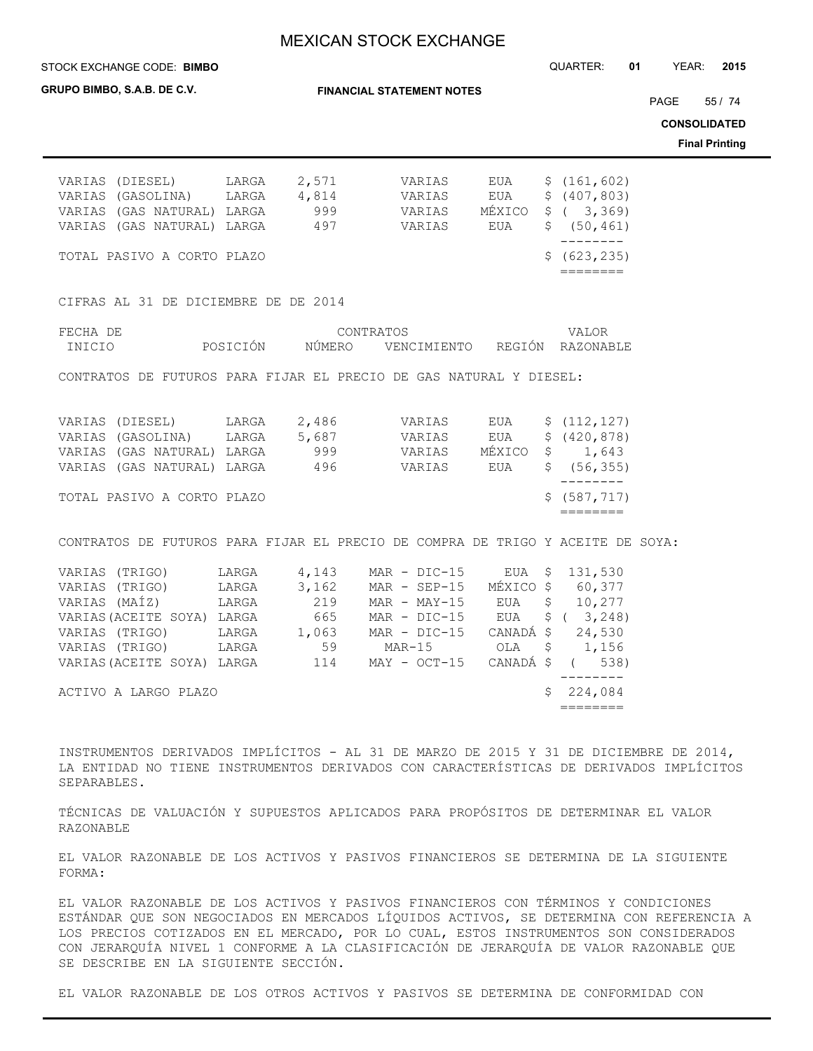| | | | | | |
|---|---|---|---|---|---|
| VARIAS (DIESEL) | LARGA | 2,571 | VARIAS | EUA | $ (161,602) |
| VARIAS (GASOLINA) | LARGA | 4,814 | VARIAS | EUA | $ (407,803) |
| VARIAS (GAS NATURAL) | LARGA | 999 | VARIAS | MÉXICO | $ ( 3,369) |
| VARIAS (GAS NATURAL) | LARGA | 497 | VARIAS | EUA | $ (50,461) |
| TOTAL PASIVO A CORTO PLAZO | | | | | $ (623,235) |

CIFRAS AL 31 DE DICIEMBRE DE DE 2014

| FECHA DE INICIO | POSICIÓN | CONTRATOS NÚMERO | VENCIMIENTO | REGIÓN | VALOR RAZONABLE |
|---|---|---|---|---|---|
| CONTRATOS DE FUTUROS PARA FIJAR EL PRECIO DE GAS NATURAL Y DIESEL: | | | | | |
| VARIAS (DIESEL) | LARGA | 2,486 | VARIAS | EUA | $ (112,127) |
| VARIAS (GASOLINA) | LARGA | 5,687 | VARIAS | EUA | $ (420,878) |
| VARIAS (GAS NATURAL) | LARGA | 999 | VARIAS | MÉXICO | $ 1,643 |
| VARIAS (GAS NATURAL) | LARGA | 496 | VARIAS | EUA | $ (56,355) |
| TOTAL PASIVO A CORTO PLAZO | | | | | $ (587,717) |
| CONTRATOS DE FUTUROS PARA FIJAR EL PRECIO DE COMPRA DE TRIGO Y ACEITE DE SOYA: | | | | | |
| VARIAS (TRIGO) | LARGA | 4,143 | MAR - DIC-15 | EUA | $ 131,530 |
| VARIAS (TRIGO) | LARGA | 3,162 | MAR - SEP-15 | MÉXICO | $ 60,377 |
| VARIAS (MAÍZ) | LARGA | 219 | MAR - MAY-15 | EUA | $ 10,277 |
| VARIAS(ACEITE SOYA) | LARGA | 665 | MAR - DIC-15 | EUA | $ ( 3,248) |
| VARIAS (TRIGO) | LARGA | 1,063 | MAR - DIC-15 | CANADÁ | $ 24,530 |
| VARIAS (TRIGO) | LARGA | 59 | MAR-15 | OLA | $ 1,156 |
| VARIAS(ACEITE SOYA) | LARGA | 114 | MAY - OCT-15 | CANADÁ | $ ( 538) |
| ACTIVO A LARGO PLAZO | | | | | $ 224,084 |

INSTRUMENTOS DERIVADOS IMPLÍCITOS - AL 31 DE MARZO DE 2015 Y 31 DE DICIEMBRE DE 2014, LA ENTIDAD NO TIENE INSTRUMENTOS DERIVADOS CON CARACTERÍSTICAS DE DERIVADOS IMPLÍCITOS SEPARABLES.

TÉCNICAS DE VALUACIÓN Y SUPUESTOS APLICADOS PARA PROPÓSITOS DE DETERMINAR EL VALOR RAZONABLE

EL VALOR RAZONABLE DE LOS ACTIVOS Y PASIVOS FINANCIEROS SE DETERMINA DE LA SIGUIENTE FORMA:

EL VALOR RAZONABLE DE LOS ACTIVOS Y PASIVOS FINANCIEROS CON TÉRMINOS Y CONDICIONES ESTÁNDAR QUE SON NEGOCIADOS EN MERCADOS LÍQUIDOS ACTIVOS, SE DETERMINA CON REFERENCIA A LOS PRECIOS COTIZADOS EN EL MERCADO, POR LO CUAL, ESTOS INSTRUMENTOS SON CONSIDERADOS CON JERARQUÍA NIVEL 1 CONFORME A LA CLASIFICACIÓN DE JERARQUÍA DE VALOR RAZONABLE QUE SE DESCRIBE EN LA SIGUIENTE SECCIÓN.

EL VALOR RAZONABLE DE LOS OTROS ACTIVOS Y PASIVOS SE DETERMINA DE CONFORMIDAD CON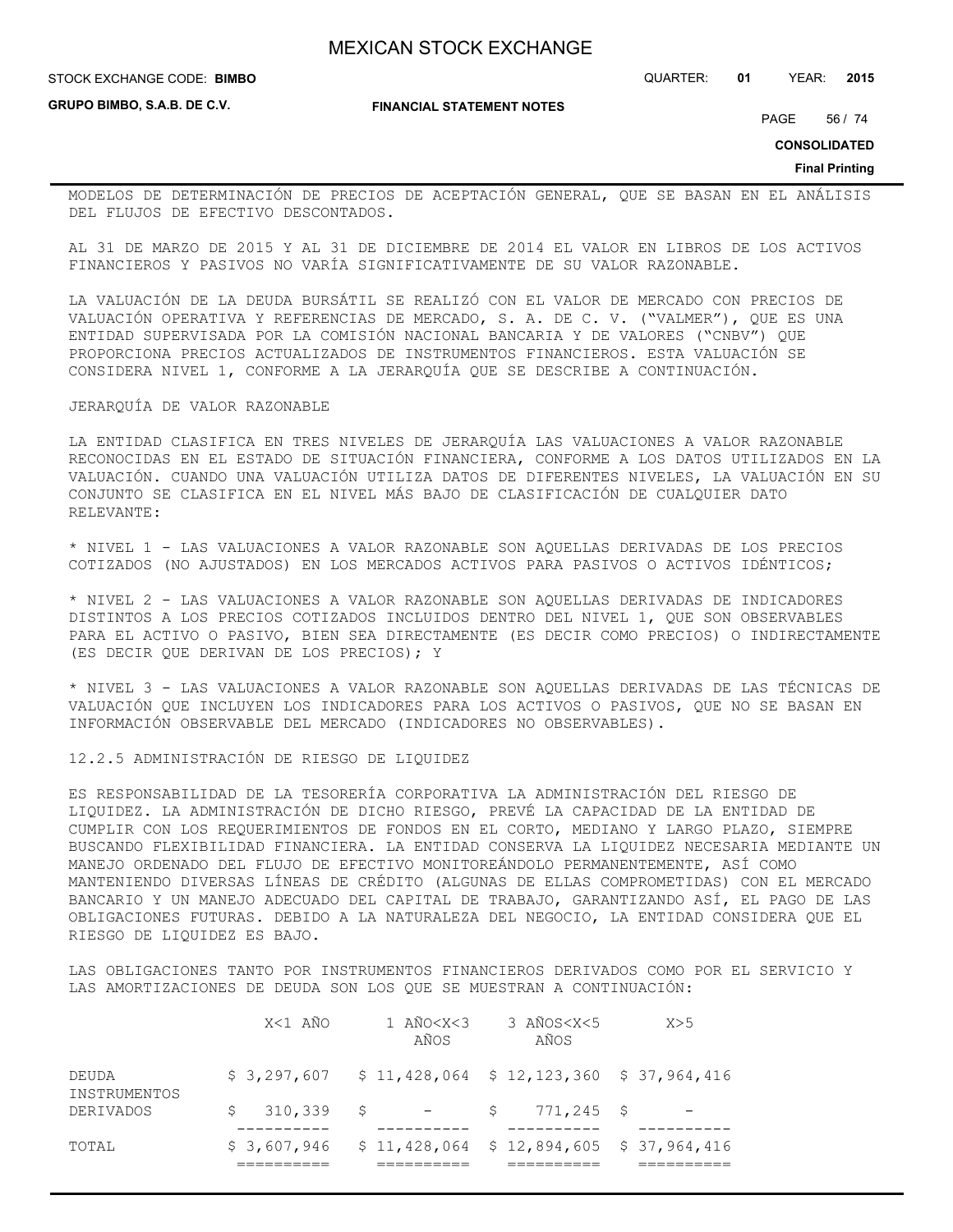MODELOS DE DETERMINACIÓN DE PRECIOS DE ACEPTACIÓN GENERAL, QUE SE BASAN EN EL ANÁLISIS DEL FLUJOS DE EFECTIVO DESCONTADOS.

AL 31 DE MARZO DE 2015 Y AL 31 DE DICIEMBRE DE 2014 EL VALOR EN LIBROS DE LOS ACTIVOS FINANCIEROS Y PASIVOS NO VARÍA SIGNIFICATIVAMENTE DE SU VALOR RAZONABLE.

LA VALUACIÓN DE LA DEUDA BURSÁTIL SE REALIZÓ CON EL VALOR DE MERCADO CON PRECIOS DE VALUACIÓN OPERATIVA Y REFERENCIAS DE MERCADO, S. A. DE C. V. ("VALMER"), QUE ES UNA ENTIDAD SUPERVISADA POR LA COMISIÓN NACIONAL BANCARIA Y DE VALORES ("CNBV") QUE PROPORCIONA PRECIOS ACTUALIZADOS DE INSTRUMENTOS FINANCIEROS. ESTA VALUACIÓN SE CONSIDERA NIVEL 1, CONFORME A LA JERARQUÍA QUE SE DESCRIBE A CONTINUACIÓN.

JERARQUÍA DE VALOR RAZONABLE

LA ENTIDAD CLASIFICA EN TRES NIVELES DE JERARQUÍA LAS VALUACIONES A VALOR RAZONABLE RECONOCIDAS EN EL ESTADO DE SITUACIÓN FINANCIERA, CONFORME A LOS DATOS UTILIZADOS EN LA VALUACIÓN. CUANDO UNA VALUACIÓN UTILIZA DATOS DE DIFERENTES NIVELES, LA VALUACIÓN EN SU CONJUNTO SE CLASIFICA EN EL NIVEL MÁS BAJO DE CLASIFICACIÓN DE CUALQUIER DATO RELEVANTE:

* NIVEL 1 - LAS VALUACIONES A VALOR RAZONABLE SON AQUELLAS DERIVADAS DE LOS PRECIOS COTIZADOS (NO AJUSTADOS) EN LOS MERCADOS ACTIVOS PARA PASIVOS O ACTIVOS IDÉNTICOS;

* NIVEL 2 - LAS VALUACIONES A VALOR RAZONABLE SON AQUELLAS DERIVADAS DE INDICADORES DISTINTOS A LOS PRECIOS COTIZADOS INCLUIDOS DENTRO DEL NIVEL 1, QUE SON OBSERVABLES PARA EL ACTIVO O PASIVO, BIEN SEA DIRECTAMENTE (ES DECIR COMO PRECIOS) O INDIRECTAMENTE (ES DECIR QUE DERIVAN DE LOS PRECIOS); Y

* NIVEL 3 - LAS VALUACIONES A VALOR RAZONABLE SON AQUELLAS DERIVADAS DE LAS TÉCNICAS DE VALUACIÓN QUE INCLUYEN LOS INDICADORES PARA LOS ACTIVOS O PASIVOS, QUE NO SE BASAN EN INFORMACIÓN OBSERVABLE DEL MERCADO (INDICADORES NO OBSERVABLES).

12.2.5 ADMINISTRACIÓN DE RIESGO DE LIQUIDEZ

ES RESPONSABILIDAD DE LA TESORERÍA CORPORATIVA LA ADMINISTRACIÓN DEL RIESGO DE LIQUIDEZ. LA ADMINISTRACIÓN DE DICHO RIESGO, PREVÉ LA CAPACIDAD DE LA ENTIDAD DE CUMPLIR CON LOS REQUERIMIENTOS DE FONDOS EN EL CORTO, MEDIANO Y LARGO PLAZO, SIEMPRE BUSCANDO FLEXIBILIDAD FINANCIERA. LA ENTIDAD CONSERVA LA LIQUIDEZ NECESARIA MEDIANTE UN MANEJO ORDENADO DEL FLUJO DE EFECTIVO MONITOREÁNDOLO PERMANENTEMENTE, ASÍ COMO MANTENIENDO DIVERSAS LÍNEAS DE CRÉDITO (ALGUNAS DE ELLAS COMPROMETIDAS) CON EL MERCADO BANCARIO Y UN MANEJO ADECUADO DEL CAPITAL DE TRABAJO, GARANTIZANDO ASÍ, EL PAGO DE LAS OBLIGACIONES FUTURAS. DEBIDO A LA NATURALEZA DEL NEGOCIO, LA ENTIDAD CONSIDERA QUE EL RIESGO DE LIQUIDEZ ES BAJO.

LAS OBLIGACIONES TANTO POR INSTRUMENTOS FINANCIEROS DERIVADOS COMO POR EL SERVICIO Y LAS AMORTIZACIONES DE DEUDA SON LOS QUE SE MUESTRAN A CONTINUACIÓN:

| | X<1 AÑO | 1 AÑO<X<3 AÑOS | 3 AÑOS<X<5 AÑOS | X>5 |
|---|---|---|---|---|
| DEUDA | $ 3,297,607 | $ 11,428,064 | $ 12,123,360 | $ 37,964,416 |
| INSTRUMENTOS DERIVADOS | $ 310,339 | $ - | $ 771,245 | $ - |
| TOTAL | $ 3,607,946 | $ 11,428,064 | $ 12,894,605 | $ 37,964,416 |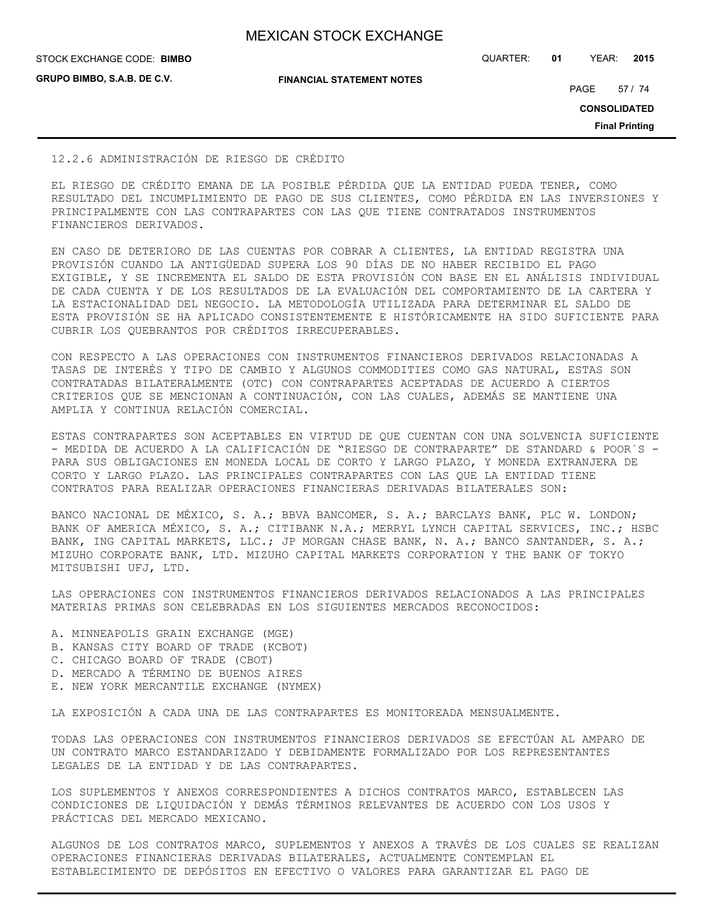### 12.2.6 ADMINISTRACIÓN DE RIESGO DE CRÉDITO

EL RIESGO DE CRÉDITO EMANA DE LA POSIBLE PÉRDIDA QUE LA ENTIDAD PUEDA TENER, COMO RESULTADO DEL INCUMPLIMIENTO DE PAGO DE SUS CLIENTES, COMO PÉRDIDA EN LAS INVERSIONES Y PRINCIPALMENTE CON LAS CONTRAPARTES CON LAS QUE TIENE CONTRATADOS INSTRUMENTOS FINANCIEROS DERIVADOS.

EN CASO DE DETERIORO DE LAS CUENTAS POR COBRAR A CLIENTES, LA ENTIDAD REGISTRA UNA PROVISIÓN CUANDO LA ANTIGÜEDAD SUPERA LOS 90 DÍAS DE NO HABER RECIBIDO EL PAGO EXIGIBLE, Y SE INCREMENTA EL SALDO DE ESTA PROVISIÓN CON BASE EN EL ANÁLISIS INDIVIDUAL DE CADA CUENTA Y DE LOS RESULTADOS DE LA EVALUACIÓN DEL COMPORTAMIENTO DE LA CARTERA Y LA ESTACIONALIDAD DEL NEGOCIO. LA METODOLOGÍA UTILIZADA PARA DETERMINAR EL SALDO DE ESTA PROVISIÓN SE HA APLICADO CONSISTENTEMENTE E HISTÓRICAMENTE HA SIDO SUFICIENTE PARA CUBRIR LOS QUEBRANTOS POR CRÉDITOS IRRECUPERABLES.

CON RESPECTO A LAS OPERACIONES CON INSTRUMENTOS FINANCIEROS DERIVADOS RELACIONADAS A TASAS DE INTERÉS Y TIPO DE CAMBIO Y ALGUNOS COMMODITIES COMO GAS NATURAL, ESTAS SON CONTRATADAS BILATERALMENTE (OTC) CON CONTRAPARTES ACEPTADAS DE ACUERDO A CIERTOS CRITERIOS QUE SE MENCIONAN A CONTINUACIÓN, CON LAS CUALES, ADEMÁS SE MANTIENE UNA AMPLIA Y CONTINUA RELACIÓN COMERCIAL.

ESTAS CONTRAPARTES SON ACEPTABLES EN VIRTUD DE QUE CUENTAN CON UNA SOLVENCIA SUFICIENTE - MEDIDA DE ACUERDO A LA CALIFICACIÓN DE "RIESGO DE CONTRAPARTE" DE STANDARD & POOR´S - PARA SUS OBLIGACIONES EN MONEDA LOCAL DE CORTO Y LARGO PLAZO, Y MONEDA EXTRANJERA DE CORTO Y LARGO PLAZO. LAS PRINCIPALES CONTRAPARTES CON LAS QUE LA ENTIDAD TIENE CONTRATOS PARA REALIZAR OPERACIONES FINANCIERAS DERIVADAS BILATERALES SON:

BANCO NACIONAL DE MÉXICO, S. A.; BBVA BANCOMER, S. A.; BARCLAYS BANK, PLC W. LONDON; BANK OF AMERICA MÉXICO, S. A.; CITIBANK N.A.; MERRYL LYNCH CAPITAL SERVICES, INC.; HSBC BANK, ING CAPITAL MARKETS, LLC.; JP MORGAN CHASE BANK, N. A.; BANCO SANTANDER, S. A.; MIZUHO CORPORATE BANK, LTD. MIZUHO CAPITAL MARKETS CORPORATION Y THE BANK OF TOKYO MITSUBISHI UFJ, LTD.

LAS OPERACIONES CON INSTRUMENTOS FINANCIEROS DERIVADOS RELACIONADOS A LAS PRINCIPALES MATERIAS PRIMAS SON CELEBRADAS EN LOS SIGUIENTES MERCADOS RECONOCIDOS:

A. MINNEAPOLIS GRAIN EXCHANGE (MGE)
B. KANSAS CITY BOARD OF TRADE (KCBOT)
C. CHICAGO BOARD OF TRADE (CBOT)
D. MERCADO A TÉRMINO DE BUENOS AIRES
E. NEW YORK MERCANTILE EXCHANGE (NYMEX)

LA EXPOSICIÓN A CADA UNA DE LAS CONTRAPARTES ES MONITOREADA MENSUALMENTE.

TODAS LAS OPERACIONES CON INSTRUMENTOS FINANCIEROS DERIVADOS SE EFECTÚAN AL AMPARO DE UN CONTRATO MARCO ESTANDARIZADO Y DEBIDAMENTE FORMALIZADO POR LOS REPRESENTANTES LEGALES DE LA ENTIDAD Y DE LAS CONTRAPARTES.

LOS SUPLEMENTOS Y ANEXOS CORRESPONDIENTES A DICHOS CONTRATOS MARCO, ESTABLECEN LAS CONDICIONES DE LIQUIDACIÓN Y DEMÁS TÉRMINOS RELEVANTES DE ACUERDO CON LOS USOS Y PRÁCTICAS DEL MERCADO MEXICANO.

ALGUNOS DE LOS CONTRATOS MARCO, SUPLEMENTOS Y ANEXOS A TRAVÉS DE LOS CUALES SE REALIZAN OPERACIONES FINANCIERAS DERIVADAS BILATERALES, ACTUALMENTE CONTEMPLAN EL ESTABLECIMIENTO DE DEPÓSITOS EN EFECTIVO O VALORES PARA GARANTIZAR EL PAGO DE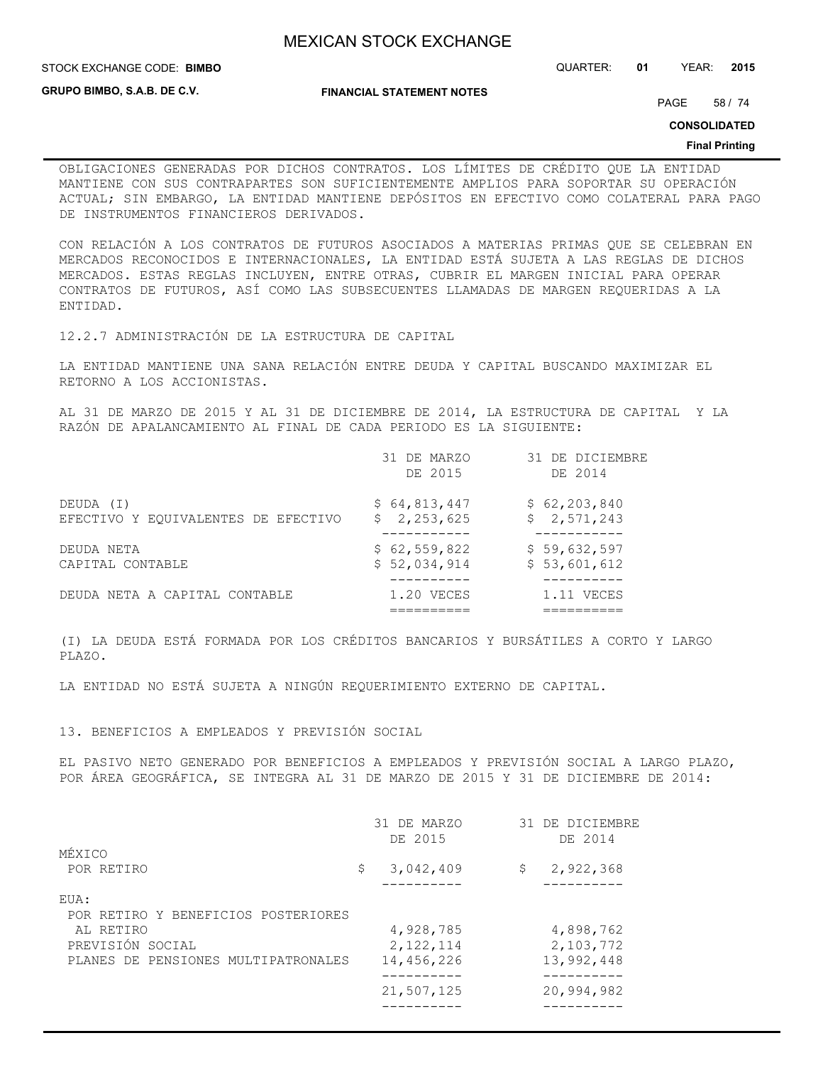OBLIGACIONES GENERADAS POR DICHOS CONTRATOS. LOS LÍMITES DE CRÉDITO QUE LA ENTIDAD MANTIENE CON SUS CONTRAPARTES SON SUFICIENTEMENTE AMPLIOS PARA SOPORTAR SU OPERACIÓN ACTUAL; SIN EMBARGO, LA ENTIDAD MANTIENE DEPÓSITOS EN EFECTIVO COMO COLATERAL PARA PAGO DE INSTRUMENTOS FINANCIEROS DERIVADOS.

CON RELACIÓN A LOS CONTRATOS DE FUTUROS ASOCIADOS A MATERIAS PRIMAS QUE SE CELEBRAN EN MERCADOS RECONOCIDOS E INTERNACIONALES, LA ENTIDAD ESTÁ SUJETA A LAS REGLAS DE DICHOS MERCADOS. ESTAS REGLAS INCLUYEN, ENTRE OTRAS, CUBRIR EL MARGEN INICIAL PARA OPERAR CONTRATOS DE FUTUROS, ASÍ COMO LAS SUBSECUENTES LLAMADAS DE MARGEN REQUERIDAS A LA ENTIDAD.

12.2.7 ADMINISTRACIÓN DE LA ESTRUCTURA DE CAPITAL

LA ENTIDAD MANTIENE UNA SANA RELACIÓN ENTRE DEUDA Y CAPITAL BUSCANDO MAXIMIZAR EL RETORNO A LOS ACCIONISTAS.

AL 31 DE MARZO DE 2015 Y AL 31 DE DICIEMBRE DE 2014, LA ESTRUCTURA DE CAPITAL Y LA RAZÓN DE APALANCAMIENTO AL FINAL DE CADA PERIODO ES LA SIGUIENTE:

| | 31 DE MARZO DE 2015 | 31 DE DICIEMBRE DE 2014 |
|---|---|---|
| DEUDA (I) | $ 64,813,447 | $ 62,203,840 |
| EFECTIVO Y EQUIVALENTES DE EFECTIVO | $ 2,253,625 | $ 2,571,243 |
| DEUDA NETA | $ 62,559,822 | $ 59,632,597 |
| CAPITAL CONTABLE | $ 52,034,914 | $ 53,601,612 |
| DEUDA NETA A CAPITAL CONTABLE | 1.20 VECES | 1.11 VECES |

(I) LA DEUDA ESTÁ FORMADA POR LOS CRÉDITOS BANCARIOS Y BURSÁTILES A CORTO Y LARGO PLAZO.

LA ENTIDAD NO ESTÁ SUJETA A NINGÚN REQUERIMIENTO EXTERNO DE CAPITAL.

## 13. BENEFICIOS A EMPLEADOS Y PREVISIÓN SOCIAL

EL PASIVO NETO GENERADO POR BENEFICIOS A EMPLEADOS Y PREVISIÓN SOCIAL A LARGO PLAZO, POR ÁREA GEOGRÁFICA, SE INTEGRA AL 31 DE MARZO DE 2015 Y 31 DE DICIEMBRE DE 2014:

| | 31 DE MARZO DE 2015 | 31 DE DICIEMBRE DE 2014 |
|---|---|---|
| MÉXICO | | |
| POR RETIRO | $ 3,042,409 | $ 2,922,368 |
| EUA: | | |
| POR RETIRO Y BENEFICIOS POSTERIORES AL RETIRO | 4,928,785 | 4,898,762 |
| PREVISIÓN SOCIAL | 2,122,114 | 2,103,772 |
| PLANES DE PENSIONES MULTIPATRONALES | 14,456,226 | 13,992,448 |
| | 21,507,125 | 20,994,982 |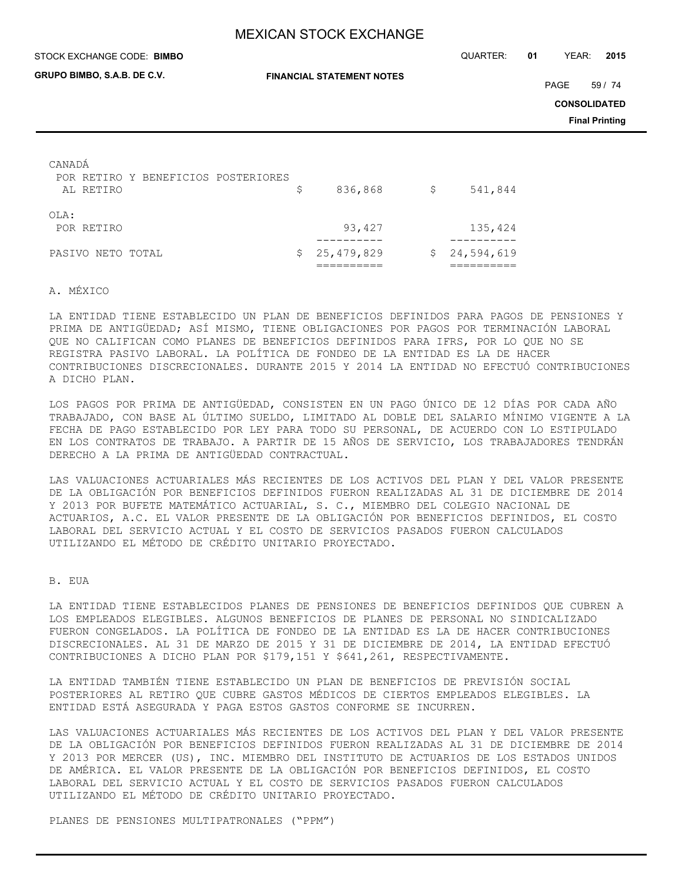| | | |
|---|---|---|
| CANADÁ | | |
| POR RETIRO Y BENEFICIOS POSTERIORES AL RETIRO | $ 836,868 | $ 541,844 |
| OLA: | | |
| POR RETIRO | 93,427 | 135,424 |
| PASIVO NETO TOTAL | $ 25,479,829 | $ 24,594,619 |

A. MÉXICO

LA ENTIDAD TIENE ESTABLECIDO UN PLAN DE BENEFICIOS DEFINIDOS PARA PAGOS DE PENSIONES Y PRIMA DE ANTIGÜEDAD; ASÍ MISMO, TIENE OBLIGACIONES POR PAGOS POR TERMINACIÓN LABORAL QUE NO CALIFICAN COMO PLANES DE BENEFICIOS DEFINIDOS PARA IFRS, POR LO QUE NO SE REGISTRA PASIVO LABORAL. LA POLÍTICA DE FONDEO DE LA ENTIDAD ES LA DE HACER CONTRIBUCIONES DISCRECIONALES. DURANTE 2015 Y 2014 LA ENTIDAD NO EFECTUÓ CONTRIBUCIONES A DICHO PLAN.

LOS PAGOS POR PRIMA DE ANTIGÜEDAD, CONSISTEN EN UN PAGO ÚNICO DE 12 DÍAS POR CADA AÑO TRABAJADO, CON BASE AL ÚLTIMO SUELDO, LIMITADO AL DOBLE DEL SALARIO MÍNIMO VIGENTE A LA FECHA DE PAGO ESTABLECIDO POR LEY PARA TODO SU PERSONAL, DE ACUERDO CON LO ESTIPULADO EN LOS CONTRATOS DE TRABAJO. A PARTIR DE 15 AÑOS DE SERVICIO, LOS TRABAJADORES TENDRÁN DERECHO A LA PRIMA DE ANTIGÜEDAD CONTRACTUAL.

LAS VALUACIONES ACTUARIALES MÁS RECIENTES DE LOS ACTIVOS DEL PLAN Y DEL VALOR PRESENTE DE LA OBLIGACIÓN POR BENEFICIOS DEFINIDOS FUERON REALIZADAS AL 31 DE DICIEMBRE DE 2014 Y 2013 POR BUFETE MATEMÁTICO ACTUARIAL, S. C., MIEMBRO DEL COLEGIO NACIONAL DE ACTUARIOS, A.C. EL VALOR PRESENTE DE LA OBLIGACIÓN POR BENEFICIOS DEFINIDOS, EL COSTO LABORAL DEL SERVICIO ACTUAL Y EL COSTO DE SERVICIOS PASADOS FUERON CALCULADOS UTILIZANDO EL MÉTODO DE CRÉDITO UNITARIO PROYECTADO.

B. EUA

LA ENTIDAD TIENE ESTABLECIDOS PLANES DE PENSIONES DE BENEFICIOS DEFINIDOS QUE CUBREN A LOS EMPLEADOS ELEGIBLES. ALGUNOS BENEFICIOS DE PLANES DE PERSONAL NO SINDICALIZADO FUERON CONGELADOS. LA POLÍTICA DE FONDEO DE LA ENTIDAD ES LA DE HACER CONTRIBUCIONES DISCRECIONALES. AL 31 DE MARZO DE 2015 Y 31 DE DICIEMBRE DE 2014, LA ENTIDAD EFECTUÓ CONTRIBUCIONES A DICHO PLAN POR $179,151 Y $641,261, RESPECTIVAMENTE.

LA ENTIDAD TAMBIÉN TIENE ESTABLECIDO UN PLAN DE BENEFICIOS DE PREVISIÓN SOCIAL POSTERIORES AL RETIRO QUE CUBRE GASTOS MÉDICOS DE CIERTOS EMPLEADOS ELEGIBLES. LA ENTIDAD ESTÁ ASEGURADA Y PAGA ESTOS GASTOS CONFORME SE INCURREN.

LAS VALUACIONES ACTUARIALES MÁS RECIENTES DE LOS ACTIVOS DEL PLAN Y DEL VALOR PRESENTE DE LA OBLIGACIÓN POR BENEFICIOS DEFINIDOS FUERON REALIZADAS AL 31 DE DICIEMBRE DE 2014 Y 2013 POR MERCER (US), INC. MIEMBRO DEL INSTITUTO DE ACTUARIOS DE LOS ESTADOS UNIDOS DE AMÉRICA. EL VALOR PRESENTE DE LA OBLIGACIÓN POR BENEFICIOS DEFINIDOS, EL COSTO LABORAL DEL SERVICIO ACTUAL Y EL COSTO DE SERVICIOS PASADOS FUERON CALCULADOS UTILIZANDO EL MÉTODO DE CRÉDITO UNITARIO PROYECTADO.

PLANES DE PENSIONES MULTIPATRONALES ("PPM")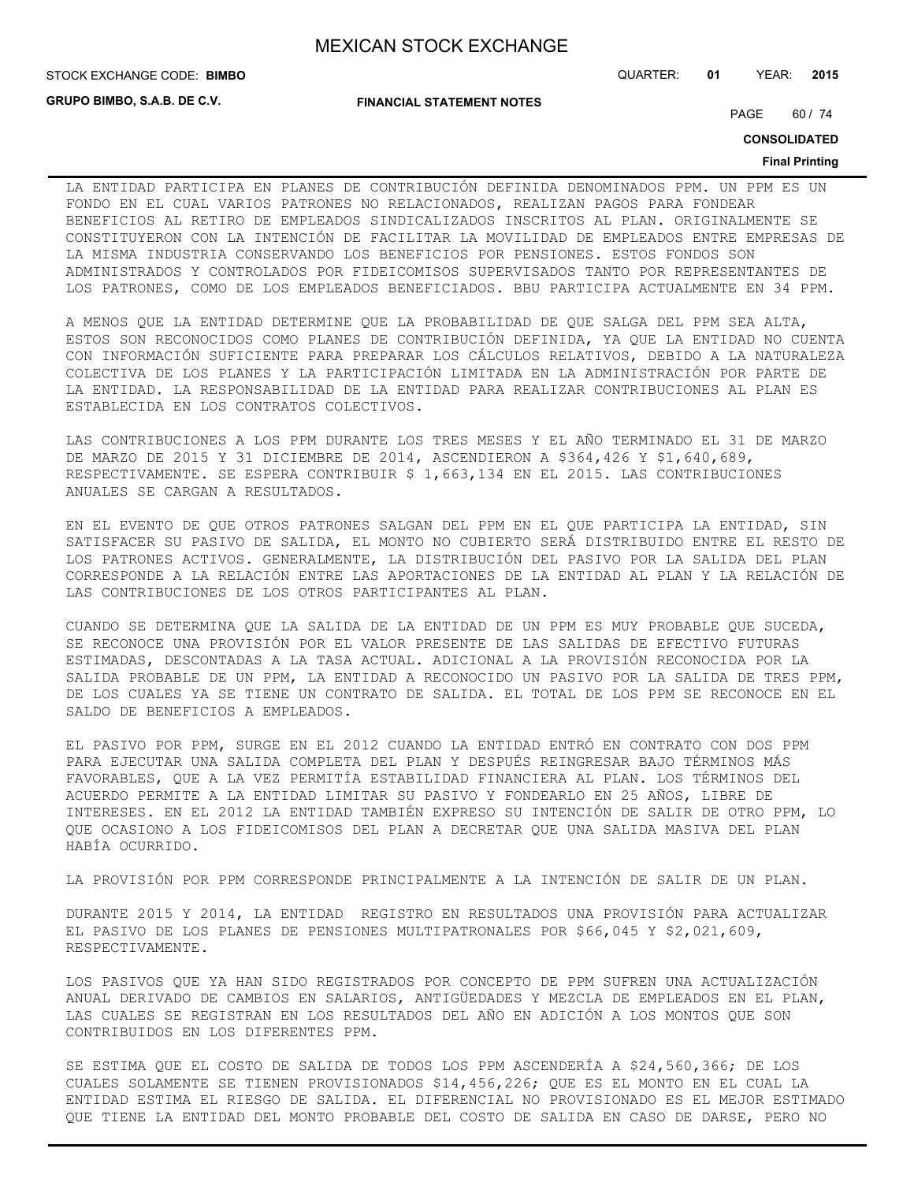LA ENTIDAD PARTICIPA EN PLANES DE CONTRIBUCIÓN DEFINIDA DENOMINADOS PPM. UN PPM ES UN FONDO EN EL CUAL VARIOS PATRONES NO RELACIONADOS, REALIZAN PAGOS PARA FONDEAR BENEFICIOS AL RETIRO DE EMPLEADOS SINDICALIZADOS INSCRITOS AL PLAN. ORIGINALMENTE SE CONSTITUYERON CON LA INTENCIÓN DE FACILITAR LA MOVILIDAD DE EMPLEADOS ENTRE EMPRESAS DE LA MISMA INDUSTRIA CONSERVANDO LOS BENEFICIOS POR PENSIONES. ESTOS FONDOS SON ADMINISTRADOS Y CONTROLADOS POR FIDEICOMISOS SUPERVISADOS TANTO POR REPRESENTANTES DE LOS PATRONES, COMO DE LOS EMPLEADOS BENEFICIADOS. BBU PARTICIPA ACTUALMENTE EN 34 PPM.

A MENOS QUE LA ENTIDAD DETERMINE QUE LA PROBABILIDAD DE QUE SALGA DEL PPM SEA ALTA, ESTOS SON RECONOCIDOS COMO PLANES DE CONTRIBUCIÓN DEFINIDA, YA QUE LA ENTIDAD NO CUENTA CON INFORMACIÓN SUFICIENTE PARA PREPARAR LOS CÁLCULOS RELATIVOS, DEBIDO A LA NATURALEZA COLECTIVA DE LOS PLANES Y LA PARTICIPACIÓN LIMITADA EN LA ADMINISTRACIÓN POR PARTE DE LA ENTIDAD. LA RESPONSABILIDAD DE LA ENTIDAD PARA REALIZAR CONTRIBUCIONES AL PLAN ES ESTABLECIDA EN LOS CONTRATOS COLECTIVOS.

LAS CONTRIBUCIONES A LOS PPM DURANTE LOS TRES MESES Y EL AÑO TERMINADO EL 31 DE MARZO DE MARZO DE 2015 Y 31 DICIEMBRE DE 2014, ASCENDIERON A $364,426 Y $1,640,689, RESPECTIVAMENTE. SE ESPERA CONTRIBUIR $ 1,663,134 EN EL 2015. LAS CONTRIBUCIONES ANUALES SE CARGAN A RESULTADOS.

EN EL EVENTO DE QUE OTROS PATRONES SALGAN DEL PPM EN EL QUE PARTICIPA LA ENTIDAD, SIN SATISFACER SU PASIVO DE SALIDA, EL MONTO NO CUBIERTO SERÁ DISTRIBUIDO ENTRE EL RESTO DE LOS PATRONES ACTIVOS. GENERALMENTE, LA DISTRIBUCIÓN DEL PASIVO POR LA SALIDA DEL PLAN CORRESPONDE A LA RELACIÓN ENTRE LAS APORTACIONES DE LA ENTIDAD AL PLAN Y LA RELACIÓN DE LAS CONTRIBUCIONES DE LOS OTROS PARTICIPANTES AL PLAN.

CUANDO SE DETERMINA QUE LA SALIDA DE LA ENTIDAD DE UN PPM ES MUY PROBABLE QUE SUCEDA, SE RECONOCE UNA PROVISIÓN POR EL VALOR PRESENTE DE LAS SALIDAS DE EFECTIVO FUTURAS ESTIMADAS, DESCONTADAS A LA TASA ACTUAL. ADICIONAL A LA PROVISIÓN RECONOCIDA POR LA SALIDA PROBABLE DE UN PPM, LA ENTIDAD A RECONOCIDO UN PASIVO POR LA SALIDA DE TRES PPM, DE LOS CUALES YA SE TIENE UN CONTRATO DE SALIDA. EL TOTAL DE LOS PPM SE RECONOCE EN EL SALDO DE BENEFICIOS A EMPLEADOS.

EL PASIVO POR PPM, SURGE EN EL 2012 CUANDO LA ENTIDAD ENTRÓ EN CONTRATO CON DOS PPM PARA EJECUTAR UNA SALIDA COMPLETA DEL PLAN Y DESPUÉS REINGRESAR BAJO TÉRMINOS MÁS FAVORABLES, QUE A LA VEZ PERMITÍA ESTABILIDAD FINANCIERA AL PLAN. LOS TÉRMINOS DEL ACUERDO PERMITE A LA ENTIDAD LIMITAR SU PASIVO Y FONDEARLO EN 25 AÑOS, LIBRE DE INTERESES. EN EL 2012 LA ENTIDAD TAMBIÉN EXPRESO SU INTENCIÓN DE SALIR DE OTRO PPM, LO QUE OCASIONO A LOS FIDEICOMISOS DEL PLAN A DECRETAR QUE UNA SALIDA MASIVA DEL PLAN HABÍA OCURRIDO.

LA PROVISIÓN POR PPM CORRESPONDE PRINCIPALMENTE A LA INTENCIÓN DE SALIR DE UN PLAN.

DURANTE 2015 Y 2014, LA ENTIDAD REGISTRO EN RESULTADOS UNA PROVISIÓN PARA ACTUALIZAR EL PASIVO DE LOS PLANES DE PENSIONES MULTIPATRONALES POR $66,045 Y $2,021,609, RESPECTIVAMENTE.

LOS PASIVOS QUE YA HAN SIDO REGISTRADOS POR CONCEPTO DE PPM SUFREN UNA ACTUALIZACIÓN ANUAL DERIVADO DE CAMBIOS EN SALARIOS, ANTIGÜEDADES Y MEZCLA DE EMPLEADOS EN EL PLAN, LAS CUALES SE REGISTRAN EN LOS RESULTADOS DEL AÑO EN ADICIÓN A LOS MONTOS QUE SON CONTRIBUIDOS EN LOS DIFERENTES PPM.

SE ESTIMA QUE EL COSTO DE SALIDA DE TODOS LOS PPM ASCENDERÍA A $24,560,366; DE LOS CUALES SOLAMENTE SE TIENEN PROVISIONADOS $14,456,226; QUE ES EL MONTO EN EL CUAL LA ENTIDAD ESTIMA EL RIESGO DE SALIDA. EL DIFERENCIAL NO PROVISIONADO ES EL MEJOR ESTIMADO QUE TIENE LA ENTIDAD DEL MONTO PROBABLE DEL COSTO DE SALIDA EN CASO DE DARSE, PERO NO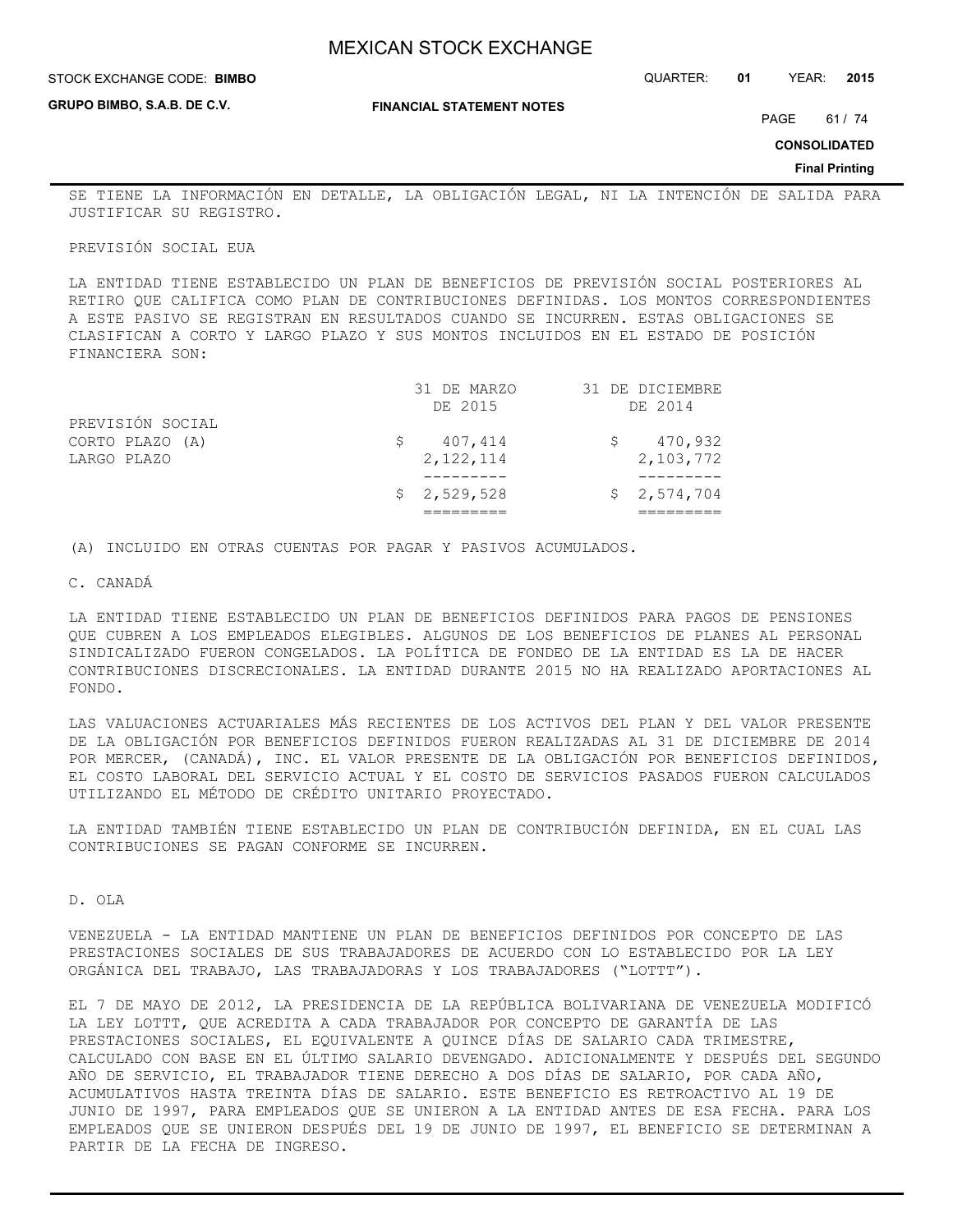SE TIENE LA INFORMACIÓN EN DETALLE, LA OBLIGACIÓN LEGAL, NI LA INTENCIÓN DE SALIDA PARA JUSTIFICAR SU REGISTRO.

PREVISIÓN SOCIAL EUA

LA ENTIDAD TIENE ESTABLECIDO UN PLAN DE BENEFICIOS DE PREVISIÓN SOCIAL POSTERIORES AL RETIRO QUE CALIFICA COMO PLAN DE CONTRIBUCIONES DEFINIDAS. LOS MONTOS CORRESPONDIENTES A ESTE PASIVO SE REGISTRAN EN RESULTADOS CUANDO SE INCURREN. ESTAS OBLIGACIONES SE CLASIFICAN A CORTO Y LARGO PLAZO Y SUS MONTOS INCLUIDOS EN EL ESTADO DE POSICIÓN FINANCIERA SON:

| | 31 DE MARZO DE 2015 | 31 DE DICIEMBRE DE 2014 |
|---|---|---|
| PREVISIÓN SOCIAL | | |
| CORTO PLAZO (A) | $ 407,414 | $ 470,932 |
| LARGO PLAZO | 2,122,114 | 2,103,772 |
| | $ 2,529,528 | $ 2,574,704 |

(A) INCLUIDO EN OTRAS CUENTAS POR PAGAR Y PASIVOS ACUMULADOS.

C. CANADÁ

LA ENTIDAD TIENE ESTABLECIDO UN PLAN DE BENEFICIOS DEFINIDOS PARA PAGOS DE PENSIONES QUE CUBREN A LOS EMPLEADOS ELEGIBLES. ALGUNOS DE LOS BENEFICIOS DE PLANES AL PERSONAL SINDICALIZADO FUERON CONGELADOS. LA POLÍTICA DE FONDEO DE LA ENTIDAD ES LA DE HACER CONTRIBUCIONES DISCRECIONALES. LA ENTIDAD DURANTE 2015 NO HA REALIZADO APORTACIONES AL FONDO.

LAS VALUACIONES ACTUARIALES MÁS RECIENTES DE LOS ACTIVOS DEL PLAN Y DEL VALOR PRESENTE DE LA OBLIGACIÓN POR BENEFICIOS DEFINIDOS FUERON REALIZADAS AL 31 DE DICIEMBRE DE 2014 POR MERCER, (CANADÁ), INC. EL VALOR PRESENTE DE LA OBLIGACIÓN POR BENEFICIOS DEFINIDOS, EL COSTO LABORAL DEL SERVICIO ACTUAL Y EL COSTO DE SERVICIOS PASADOS FUERON CALCULADOS UTILIZANDO EL MÉTODO DE CRÉDITO UNITARIO PROYECTADO.

LA ENTIDAD TAMBIÉN TIENE ESTABLECIDO UN PLAN DE CONTRIBUCIÓN DEFINIDA, EN EL CUAL LAS CONTRIBUCIONES SE PAGAN CONFORME SE INCURREN.

D. OLA

VENEZUELA - LA ENTIDAD MANTIENE UN PLAN DE BENEFICIOS DEFINIDOS POR CONCEPTO DE LAS PRESTACIONES SOCIALES DE SUS TRABAJADORES DE ACUERDO CON LO ESTABLECIDO POR LA LEY ORGÁNICA DEL TRABAJO, LAS TRABAJADORAS Y LOS TRABAJADORES ("LOTTT").

EL 7 DE MAYO DE 2012, LA PRESIDENCIA DE LA REPÚBLICA BOLIVARIANA DE VENEZUELA MODIFICÓ LA LEY LOTTT, QUE ACREDITA A CADA TRABAJADOR POR CONCEPTO DE GARANTÍA DE LAS PRESTACIONES SOCIALES, EL EQUIVALENTE A QUINCE DÍAS DE SALARIO CADA TRIMESTRE, CALCULADO CON BASE EN EL ÚLTIMO SALARIO DEVENGADO. ADICIONALMENTE Y DESPUÉS DEL SEGUNDO AÑO DE SERVICIO, EL TRABAJADOR TIENE DERECHO A DOS DÍAS DE SALARIO, POR CADA AÑO, ACUMULATIVOS HASTA TREINTA DÍAS DE SALARIO. ESTE BENEFICIO ES RETROACTIVO AL 19 DE JUNIO DE 1997, PARA EMPLEADOS QUE SE UNIERON A LA ENTIDAD ANTES DE ESA FECHA. PARA LOS EMPLEADOS QUE SE UNIERON DESPUÉS DEL 19 DE JUNIO DE 1997, EL BENEFICIO SE DETERMINAN A PARTIR DE LA FECHA DE INGRESO.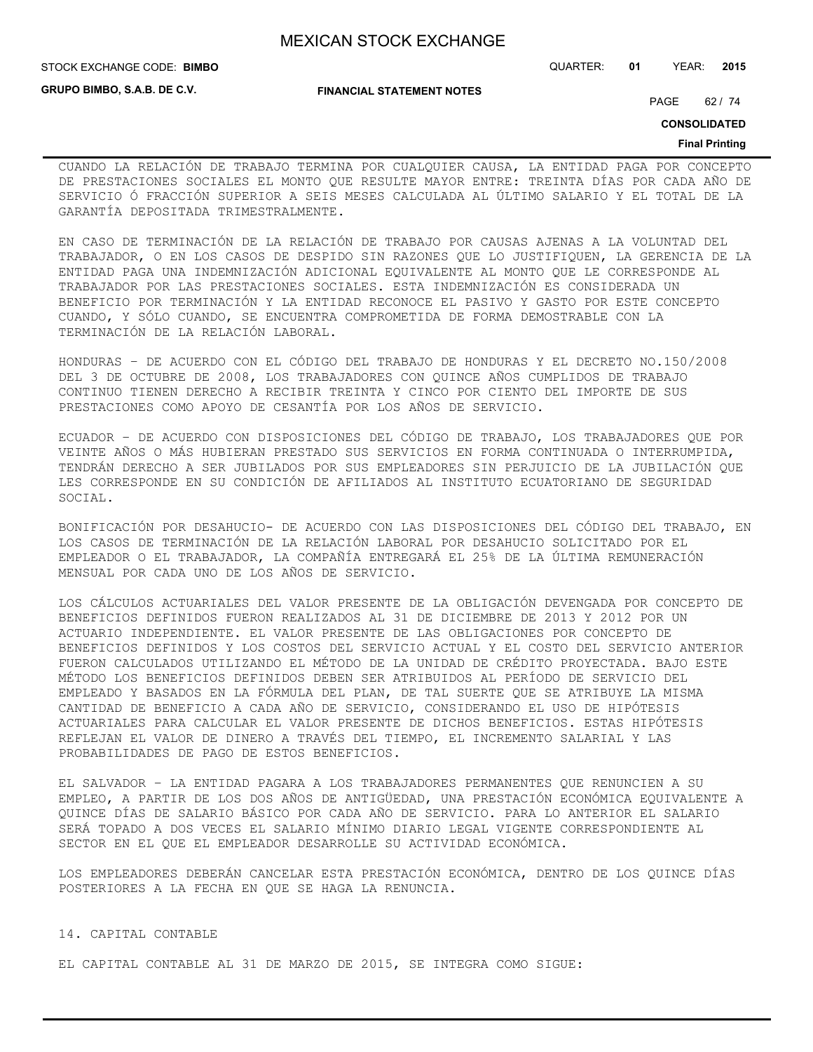CUANDO LA RELACIÓN DE TRABAJO TERMINA POR CUALQUIER CAUSA, LA ENTIDAD PAGA POR CONCEPTO DE PRESTACIONES SOCIALES EL MONTO QUE RESULTE MAYOR ENTRE: TREINTA DÍAS POR CADA AÑO DE SERVICIO Ó FRACCIÓN SUPERIOR A SEIS MESES CALCULADA AL ÚLTIMO SALARIO Y EL TOTAL DE LA GARANTÍA DEPOSITADA TRIMESTRALMENTE.

EN CASO DE TERMINACIÓN DE LA RELACIÓN DE TRABAJO POR CAUSAS AJENAS A LA VOLUNTAD DEL TRABAJADOR, O EN LOS CASOS DE DESPIDO SIN RAZONES QUE LO JUSTIFIQUEN, LA GERENCIA DE LA ENTIDAD PAGA UNA INDEMNIZACIÓN ADICIONAL EQUIVALENTE AL MONTO QUE LE CORRESPONDE AL TRABAJADOR POR LAS PRESTACIONES SOCIALES. ESTA INDEMNIZACIÓN ES CONSIDERADA UN BENEFICIO POR TERMINACIÓN Y LA ENTIDAD RECONOCE EL PASIVO Y GASTO POR ESTE CONCEPTO CUANDO, Y SÓLO CUANDO, SE ENCUENTRA COMPROMETIDA DE FORMA DEMOSTRABLE CON LA TERMINACIÓN DE LA RELACIÓN LABORAL.

HONDURAS – DE ACUERDO CON EL CÓDIGO DEL TRABAJO DE HONDURAS Y EL DECRETO NO.150/2008 DEL 3 DE OCTUBRE DE 2008, LOS TRABAJADORES CON QUINCE AÑOS CUMPLIDOS DE TRABAJO CONTINUO TIENEN DERECHO A RECIBIR TREINTA Y CINCO POR CIENTO DEL IMPORTE DE SUS PRESTACIONES COMO APOYO DE CESANTÍA POR LOS AÑOS DE SERVICIO.

ECUADOR – DE ACUERDO CON DISPOSICIONES DEL CÓDIGO DE TRABAJO, LOS TRABAJADORES QUE POR VEINTE AÑOS O MÁS HUBIERAN PRESTADO SUS SERVICIOS EN FORMA CONTINUADA O INTERRUMPIDA, TENDRÁN DERECHO A SER JUBILADOS POR SUS EMPLEADORES SIN PERJUICIO DE LA JUBILACIÓN QUE LES CORRESPONDE EN SU CONDICIÓN DE AFILIADOS AL INSTITUTO ECUATORIANO DE SEGURIDAD SOCIAL.

BONIFICACIÓN POR DESAHUCIO- DE ACUERDO CON LAS DISPOSICIONES DEL CÓDIGO DEL TRABAJO, EN LOS CASOS DE TERMINACIÓN DE LA RELACIÓN LABORAL POR DESAHUCIO SOLICITADO POR EL EMPLEADOR O EL TRABAJADOR, LA COMPAÑÍA ENTREGARÁ EL 25% DE LA ÚLTIMA REMUNERACIÓN MENSUAL POR CADA UNO DE LOS AÑOS DE SERVICIO.

LOS CÁLCULOS ACTUARIALES DEL VALOR PRESENTE DE LA OBLIGACIÓN DEVENGADA POR CONCEPTO DE BENEFICIOS DEFINIDOS FUERON REALIZADOS AL 31 DE DICIEMBRE DE 2013 Y 2012 POR UN ACTUARIO INDEPENDIENTE. EL VALOR PRESENTE DE LAS OBLIGACIONES POR CONCEPTO DE BENEFICIOS DEFINIDOS Y LOS COSTOS DEL SERVICIO ACTUAL Y EL COSTO DEL SERVICIO ANTERIOR FUERON CALCULADOS UTILIZANDO EL MÉTODO DE LA UNIDAD DE CRÉDITO PROYECTADA. BAJO ESTE MÉTODO LOS BENEFICIOS DEFINIDOS DEBEN SER ATRIBUIDOS AL PERÍODO DE SERVICIO DEL EMPLEADO Y BASADOS EN LA FÓRMULA DEL PLAN, DE TAL SUERTE QUE SE ATRIBUYE LA MISMA CANTIDAD DE BENEFICIO A CADA AÑO DE SERVICIO, CONSIDERANDO EL USO DE HIPÓTESIS ACTUARIALES PARA CALCULAR EL VALOR PRESENTE DE DICHOS BENEFICIOS. ESTAS HIPÓTESIS REFLEJAN EL VALOR DE DINERO A TRAVÉS DEL TIEMPO, EL INCREMENTO SALARIAL Y LAS PROBABILIDADES DE PAGO DE ESTOS BENEFICIOS.

EL SALVADOR – LA ENTIDAD PAGARA A LOS TRABAJADORES PERMANENTES QUE RENUNCIEN A SU EMPLEO, A PARTIR DE LOS DOS AÑOS DE ANTIGÜEDAD, UNA PRESTACIÓN ECONÓMICA EQUIVALENTE A QUINCE DÍAS DE SALARIO BÁSICO POR CADA AÑO DE SERVICIO. PARA LO ANTERIOR EL SALARIO SERÁ TOPADO A DOS VECES EL SALARIO MÍNIMO DIARIO LEGAL VIGENTE CORRESPONDIENTE AL SECTOR EN EL QUE EL EMPLEADOR DESARROLLE SU ACTIVIDAD ECONÓMICA.

LOS EMPLEADORES DEBERÁN CANCELAR ESTA PRESTACIÓN ECONÓMICA, DENTRO DE LOS QUINCE DÍAS POSTERIORES A LA FECHA EN QUE SE HAGA LA RENUNCIA.

## 14. CAPITAL CONTABLE

EL CAPITAL CONTABLE AL 31 DE MARZO DE 2015, SE INTEGRA COMO SIGUE: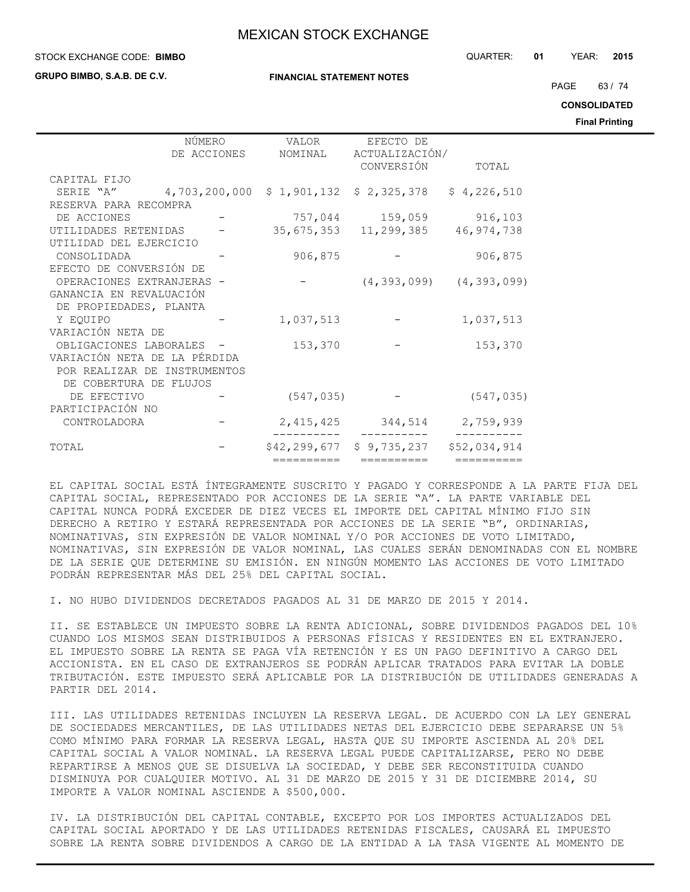| | NÚMERO DE ACCIONES | VALOR NOMINAL | EFECTO DE ACTUALIZACIÓN/ CONVERSIÓN | TOTAL |
|---|---|---|---|---|
| CAPITAL FIJO | | | | |
| SERIE “A” | 4,703,200,000 | $ 1,901,132 | $ 2,325,378 | $ 4,226,510 |
| RESERVA PARA RECOMPRA DE ACCIONES | - | 757,044 | 159,059 | 916,103 |
| UTILIDADES RETENIDAS | - | 35,675,353 | 11,299,385 | 46,974,738 |
| UTILIDAD DEL EJERCICIO CONSOLIDADA | - | 906,875 | - | 906,875 |
| EFECTO DE CONVERSIÓN DE OPERACIONES EXTRANJERAS | - | - | (4,393,099) | (4,393,099) |
| GANANCIA EN REVALUACIÓN DE PROPIEDADES, PLANTA Y EQUIPO | - | 1,037,513 | - | 1,037,513 |
| VARIACIÓN NETA DE OBLIGACIONES LABORALES | - | 153,370 | - | 153,370 |
| VARIACIÓN NETA DE LA PÉRDIDA POR REALIZAR DE INSTRUMENTOS DE COBERTURA DE FLUJOS DE EFECTIVO | - | (547,035) | - | (547,035) |
| PARTICIPACIÓN NO CONTROLADORA | - | 2,415,425 | 344,514 | 2,759,939 |
| TOTAL | - | $42,299,677 | $ 9,735,237 | $52,034,914 |

EL CAPITAL SOCIAL ESTÁ ÍNTEGRAMENTE SUSCRITO Y PAGADO Y CORRESPONDE A LA PARTE FIJA DEL CAPITAL SOCIAL, REPRESENTADO POR ACCIONES DE LA SERIE “A”. LA PARTE VARIABLE DEL CAPITAL NUNCA PODRÁ EXCEDER DE DIEZ VECES EL IMPORTE DEL CAPITAL MÍNIMO FIJO SIN DERECHO A RETIRO Y ESTARÁ REPRESENTADA POR ACCIONES DE LA SERIE “B”, ORDINARIAS, NOMINATIVAS, SIN EXPRESIÓN DE VALOR NOMINAL Y/O POR ACCIONES DE VOTO LIMITADO, NOMINATIVAS, SIN EXPRESIÓN DE VALOR NOMINAL, LAS CUALES SERÁN DENOMINADAS CON EL NOMBRE DE LA SERIE QUE DETERMINE SU EMISIÓN. EN NINGÚN MOMENTO LAS ACCIONES DE VOTO LIMITADO PODRÁN REPRESENTAR MÁS DEL 25% DEL CAPITAL SOCIAL.

I. NO HUBO DIVIDENDOS DECRETADOS PAGADOS AL 31 DE MARZO DE 2015 Y 2014.

II. SE ESTABLECE UN IMPUESTO SOBRE LA RENTA ADICIONAL, SOBRE DIVIDENDOS PAGADOS DEL 10% CUANDO LOS MISMOS SEAN DISTRIBUIDOS A PERSONAS FÍSICAS Y RESIDENTES EN EL EXTRANJERO. EL IMPUESTO SOBRE LA RENTA SE PAGA VÍA RETENCIÓN Y ES UN PAGO DEFINITIVO A CARGO DEL ACCIONISTA. EN EL CASO DE EXTRANJEROS SE PODRÁN APLICAR TRATADOS PARA EVITAR LA DOBLE TRIBUTACIÓN. ESTE IMPUESTO SERÁ APLICABLE POR LA DISTRIBUCIÓN DE UTILIDADES GENERADAS A PARTIR DEL 2014.

III. LAS UTILIDADES RETENIDAS INCLUYEN LA RESERVA LEGAL. DE ACUERDO CON LA LEY GENERAL DE SOCIEDADES MERCANTILES, DE LAS UTILIDADES NETAS DEL EJERCICIO DEBE SEPARARSE UN 5% COMO MÍNIMO PARA FORMAR LA RESERVA LEGAL, HASTA QUE SU IMPORTE ASCIENDA AL 20% DEL CAPITAL SOCIAL A VALOR NOMINAL. LA RESERVA LEGAL PUEDE CAPITALIZARSE, PERO NO DEBE REPARTIRSE A MENOS QUE SE DISUELVA LA SOCIEDAD, Y DEBE SER RECONSTITUIDA CUANDO DISMINUYA POR CUALQUIER MOTIVO. AL 31 DE MARZO DE 2015 Y 31 DE DICIEMBRE 2014, SU IMPORTE A VALOR NOMINAL ASCIENDE A $500,000.

IV. LA DISTRIBUCIÓN DEL CAPITAL CONTABLE, EXCEPTO POR LOS IMPORTES ACTUALIZADOS DEL CAPITAL SOCIAL APORTADO Y DE LAS UTILIDADES RETENIDAS FISCALES, CAUSARÁ EL IMPUESTO SOBRE LA RENTA SOBRE DIVIDENDOS A CARGO DE LA ENTIDAD A LA TASA VIGENTE AL MOMENTO DE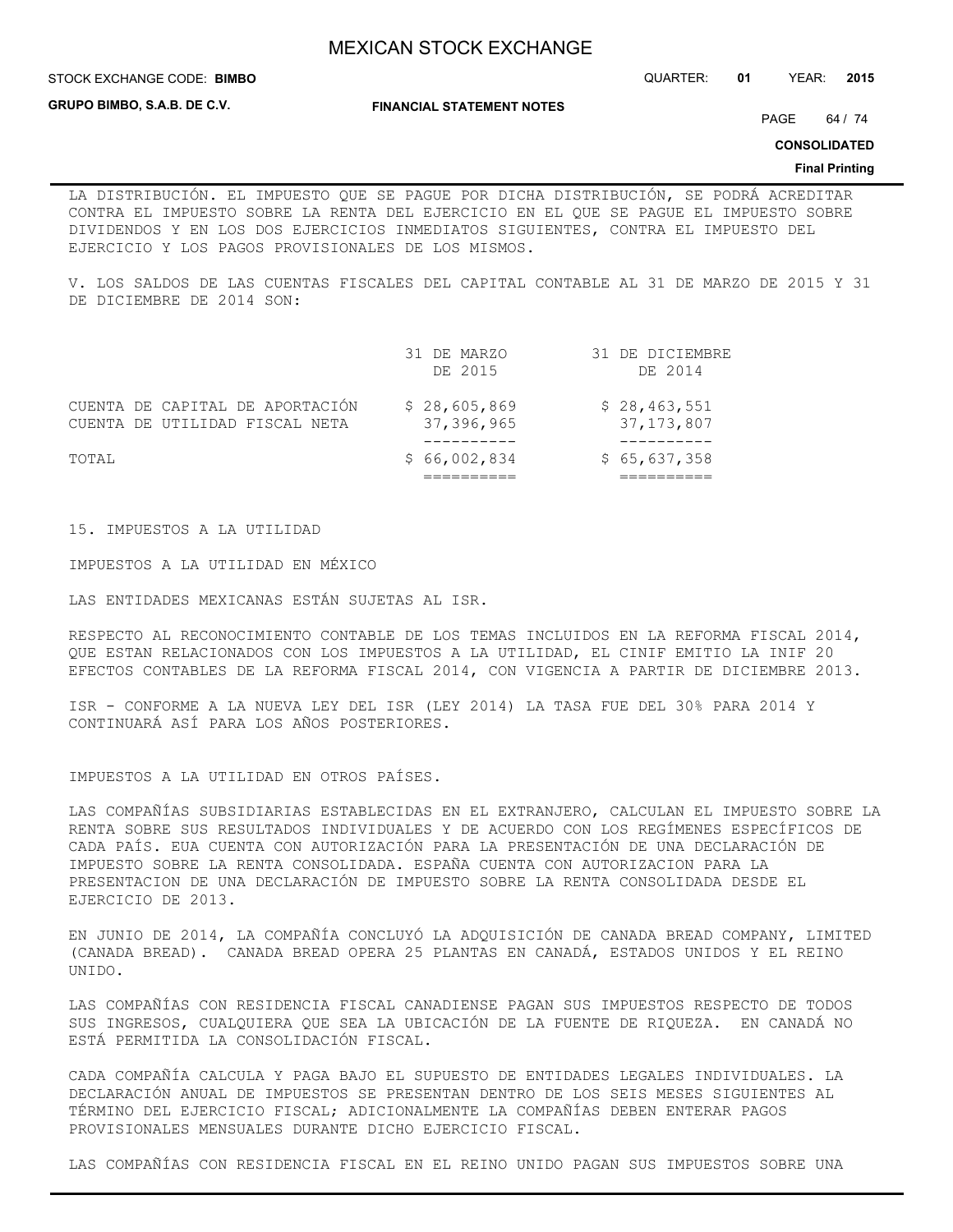LA DISTRIBUCIÓN. EL IMPUESTO QUE SE PAGUE POR DICHA DISTRIBUCIÓN, SE PODRÁ ACREDITAR CONTRA EL IMPUESTO SOBRE LA RENTA DEL EJERCICIO EN EL QUE SE PAGUE EL IMPUESTO SOBRE DIVIDENDOS Y EN LOS DOS EJERCICIOS INMEDIATOS SIGUIENTES, CONTRA EL IMPUESTO DEL EJERCICIO Y LOS PAGOS PROVISIONALES DE LOS MISMOS.

V. LOS SALDOS DE LAS CUENTAS FISCALES DEL CAPITAL CONTABLE AL 31 DE MARZO DE 2015 Y 31 DE DICIEMBRE DE 2014 SON:

| | 31 DE MARZO DE 2015 | 31 DE DICIEMBRE DE 2014 |
|---|---|---|
| CUENTA DE CAPITAL DE APORTACIÓN | $ 28,605,869 | $ 28,463,551 |
| CUENTA DE UTILIDAD FISCAL NETA | 37,396,965 | 37,173,807 |
| TOTAL | $ 66,002,834 | $ 65,637,358 |

15. IMPUESTOS A LA UTILIDAD

IMPUESTOS A LA UTILIDAD EN MÉXICO

LAS ENTIDADES MEXICANAS ESTÁN SUJETAS AL ISR.

RESPECTO AL RECONOCIMIENTO CONTABLE DE LOS TEMAS INCLUIDOS EN LA REFORMA FISCAL 2014, QUE ESTAN RELACIONADOS CON LOS IMPUESTOS A LA UTILIDAD, EL CINIF EMITIO LA INIF 20 EFECTOS CONTABLES DE LA REFORMA FISCAL 2014, CON VIGENCIA A PARTIR DE DICIEMBRE 2013.

ISR - CONFORME A LA NUEVA LEY DEL ISR (LEY 2014) LA TASA FUE DEL 30% PARA 2014 Y CONTINUARÁ ASÍ PARA LOS AÑOS POSTERIORES.

IMPUESTOS A LA UTILIDAD EN OTROS PAÍSES.

LAS COMPAÑÍAS SUBSIDIARIAS ESTABLECIDAS EN EL EXTRANJERO, CALCULAN EL IMPUESTO SOBRE LA RENTA SOBRE SUS RESULTADOS INDIVIDUALES Y DE ACUERDO CON LOS REGÍMENES ESPECÍFICOS DE CADA PAÍS. EUA CUENTA CON AUTORIZACIÓN PARA LA PRESENTACIÓN DE UNA DECLARACIÓN DE IMPUESTO SOBRE LA RENTA CONSOLIDADA. ESPAÑA CUENTA CON AUTORIZACION PARA LA PRESENTACION DE UNA DECLARACIÓN DE IMPUESTO SOBRE LA RENTA CONSOLIDADA DESDE EL EJERCICIO DE 2013.

EN JUNIO DE 2014, LA COMPAÑÍA CONCLUYÓ LA ADQUISICIÓN DE CANADA BREAD COMPANY, LIMITED (CANADA BREAD). CANADA BREAD OPERA 25 PLANTAS EN CANADÁ, ESTADOS UNIDOS Y EL REINO UNIDO.

LAS COMPAÑÍAS CON RESIDENCIA FISCAL CANADIENSE PAGAN SUS IMPUESTOS RESPECTO DE TODOS SUS INGRESOS, CUALQUIERA QUE SEA LA UBICACIÓN DE LA FUENTE DE RIQUEZA. EN CANADÁ NO ESTÁ PERMITIDA LA CONSOLIDACIÓN FISCAL.

CADA COMPAÑÍA CALCULA Y PAGA BAJO EL SUPUESTO DE ENTIDADES LEGALES INDIVIDUALES. LA DECLARACIÓN ANUAL DE IMPUESTOS SE PRESENTAN DENTRO DE LOS SEIS MESES SIGUIENTES AL TÉRMINO DEL EJERCICIO FISCAL; ADICIONALMENTE LA COMPAÑÍAS DEBEN ENTERAR PAGOS PROVISIONALES MENSUALES DURANTE DICHO EJERCICIO FISCAL.

LAS COMPAÑÍAS CON RESIDENCIA FISCAL EN EL REINO UNIDO PAGAN SUS IMPUESTOS SOBRE UNA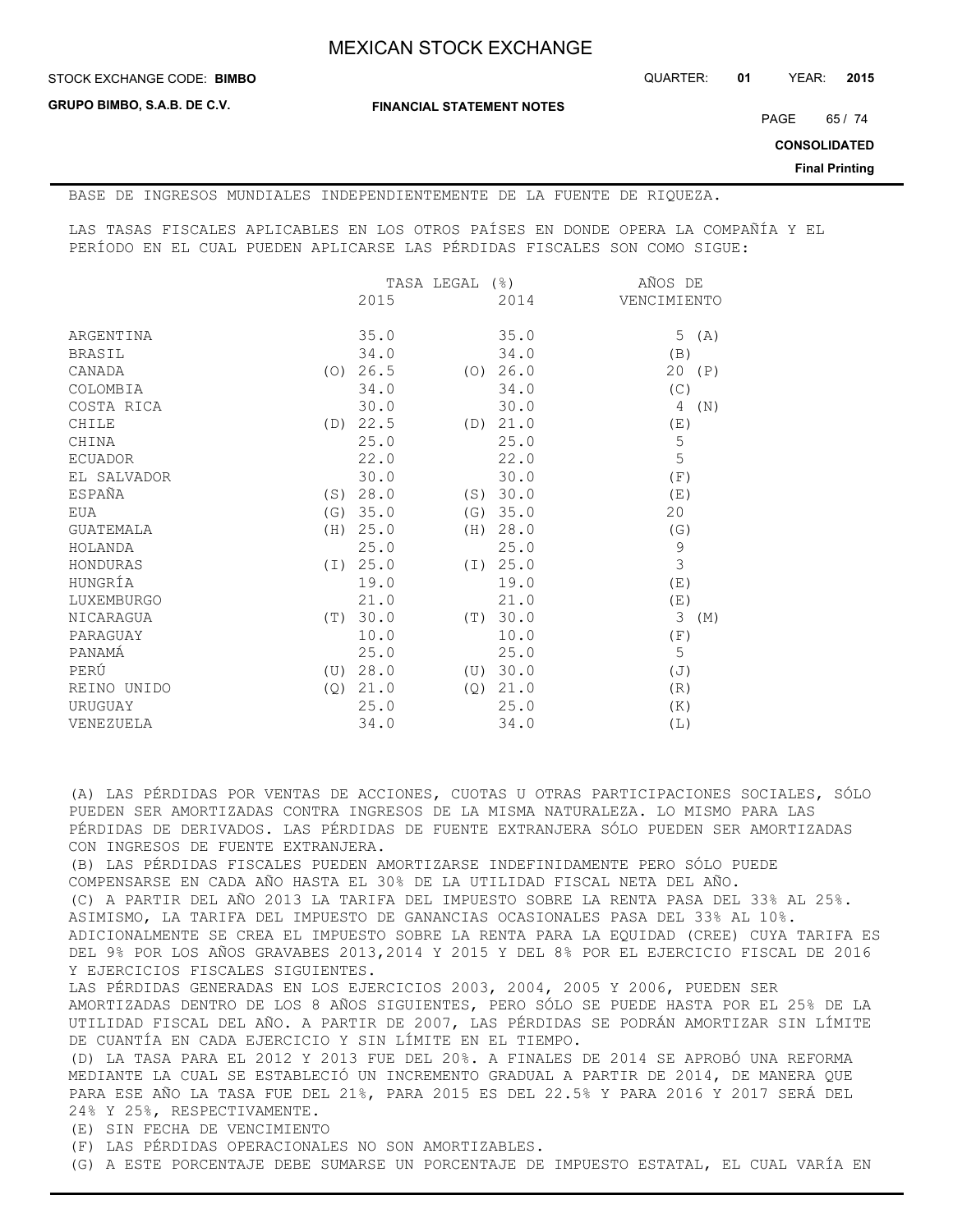BASE DE INGRESOS MUNDIALES INDEPENDIENTEMENTE DE LA FUENTE DE RIQUEZA.

LAS TASAS FISCALES APLICABLES EN LOS OTROS PAÍSES EN DONDE OPERA LA COMPAÑÍA Y EL PERÍODO EN EL CUAL PUEDEN APLICARSE LAS PÉRDIDAS FISCALES SON COMO SIGUE:

| | TASA LEGAL (%) | | AÑOS DE |
|---|---|---|---|
| | 2015 | 2014 | VENCIMIENTO |
| ARGENTINA | 35.0 | 35.0 | 5 (A) |
| BRASIL | 34.0 | 34.0 | (B) |
| CANADA | (O) 26.5 | (O) 26.0 | 20 (P) |
| COLOMBIA | 34.0 | 34.0 | (C) |
| COSTA RICA | 30.0 | 30.0 | 4 (N) |
| CHILE | (D) 22.5 | (D) 21.0 | (E) |
| CHINA | 25.0 | 25.0 | 5 |
| ECUADOR | 22.0 | 22.0 | 5 |
| EL SALVADOR | 30.0 | 30.0 | (F) |
| ESPAÑA | (S) 28.0 | (S) 30.0 | (E) |
| EUA | (G) 35.0 | (G) 35.0 | 20 |
| GUATEMALA | (H) 25.0 | (H) 28.0 | (G) |
| HOLANDA | 25.0 | 25.0 | 9 |
| HONDURAS | (I) 25.0 | (I) 25.0 | 3 |
| HUNGRÍA | 19.0 | 19.0 | (E) |
| LUXEMBURGO | 21.0 | 21.0 | (E) |
| NICARAGUA | (T) 30.0 | (T) 30.0 | 3 (M) |
| PARAGUAY | 10.0 | 10.0 | (F) |
| PANAMÁ | 25.0 | 25.0 | 5 |
| PERÚ | (U) 28.0 | (U) 30.0 | (J) |
| REINO UNIDO | (Q) 21.0 | (Q) 21.0 | (R) |
| URUGUAY | 25.0 | 25.0 | (K) |
| VENEZUELA | 34.0 | 34.0 | (L) |

(A) LAS PÉRDIDAS POR VENTAS DE ACCIONES, CUOTAS U OTRAS PARTICIPACIONES SOCIALES, SÓLO PUEDEN SER AMORTIZADAS CONTRA INGRESOS DE LA MISMA NATURALEZA. LO MISMO PARA LAS PÉRDIDAS DE DERIVADOS. LAS PÉRDIDAS DE FUENTE EXTRANJERA SÓLO PUEDEN SER AMORTIZADAS CON INGRESOS DE FUENTE EXTRANJERA.

(B) LAS PÉRDIDAS FISCALES PUEDEN AMORTIZARSE INDEFINIDAMENTE PERO SÓLO PUEDE COMPENSARSE EN CADA AÑO HASTA EL 30% DE LA UTILIDAD FISCAL NETA DEL AÑO.

(C) A PARTIR DEL AÑO 2013 LA TARIFA DEL IMPUESTO SOBRE LA RENTA PASA DEL 33% AL 25%. ASIMISMO, LA TARIFA DEL IMPUESTO DE GANANCIAS OCASIONALES PASA DEL 33% AL 10%. ADICIONALMENTE SE CREA EL IMPUESTO SOBRE LA RENTA PARA LA EQUIDAD (CREE) CUYA TARIFA ES DEL 9% POR LOS AÑOS GRAVABES 2013,2014 Y 2015 Y DEL 8% POR EL EJERCICIO FISCAL DE 2016 Y EJERCICIOS FISCALES SIGUIENTES.

LAS PÉRDIDAS GENERADAS EN LOS EJERCICIOS 2003, 2004, 2005 Y 2006, PUEDEN SER AMORTIZADAS DENTRO DE LOS 8 AÑOS SIGUIENTES, PERO SÓLO SE PUEDE HASTA POR EL 25% DE LA UTILIDAD FISCAL DEL AÑO. A PARTIR DE 2007, LAS PÉRDIDAS SE PODRÁN AMORTIZAR SIN LÍMITE DE CUANTÍA EN CADA EJERCICIO Y SIN LÍMITE EN EL TIEMPO.

(D) LA TASA PARA EL 2012 Y 2013 FUE DEL 20%. A FINALES DE 2014 SE APROBÓ UNA REFORMA MEDIANTE LA CUAL SE ESTABLECIÓ UN INCREMENTO GRADUAL A PARTIR DE 2014, DE MANERA QUE PARA ESE AÑO LA TASA FUE DEL 21%, PARA 2015 ES DEL 22.5% Y PARA 2016 Y 2017 SERÁ DEL 24% Y 25%, RESPECTIVAMENTE.

(E) SIN FECHA DE VENCIMIENTO

(F) LAS PÉRDIDAS OPERACIONALES NO SON AMORTIZABLES.

(G) A ESTE PORCENTAJE DEBE SUMARSE UN PORCENTAJE DE IMPUESTO ESTATAL, EL CUAL VARÍA EN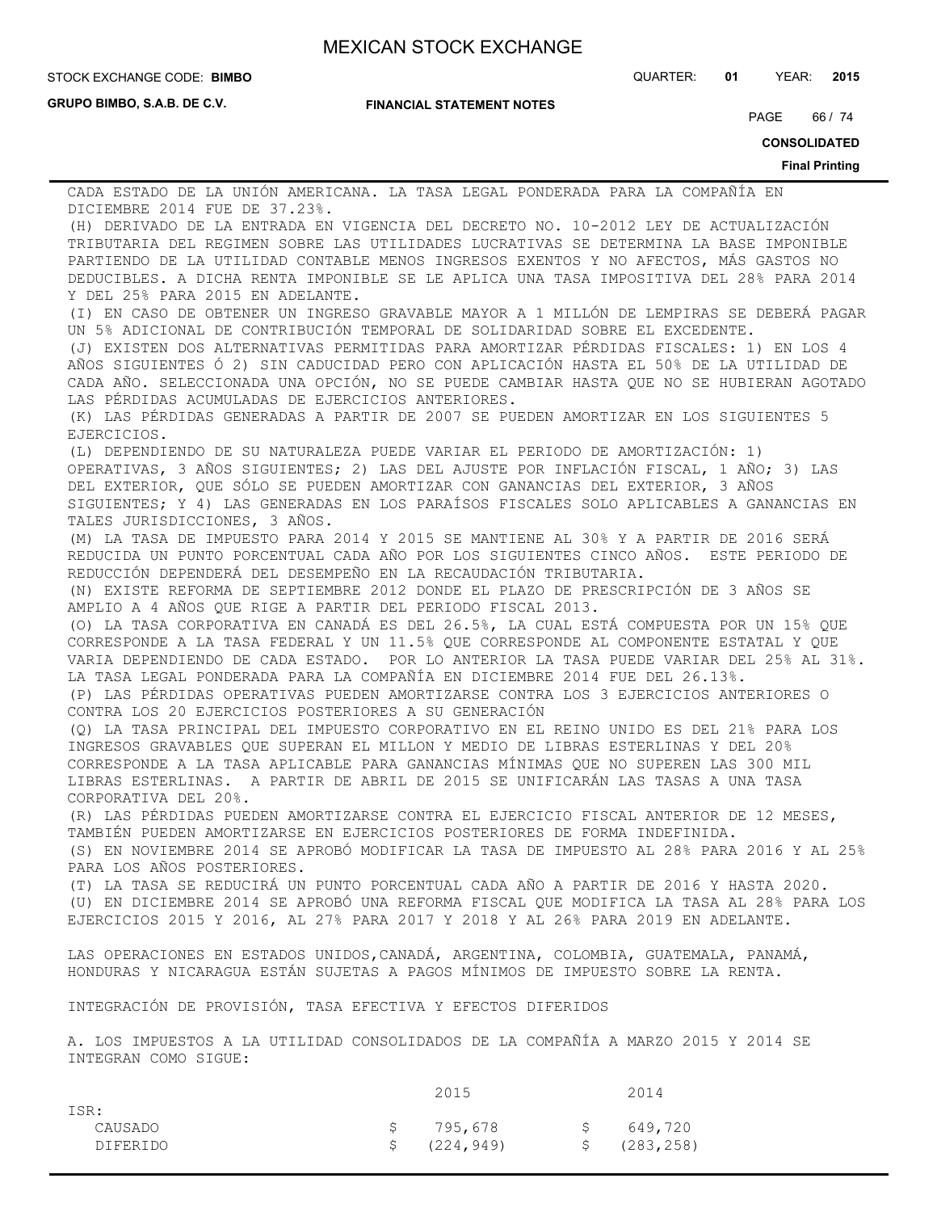CADA ESTADO DE LA UNIÓN AMERICANA. LA TASA LEGAL PONDERADA PARA LA COMPAÑÍA EN DICIEMBRE 2014 FUE DE 37.23%.

(H) DERIVADO DE LA ENTRADA EN VIGENCIA DEL DECRETO NO. 10-2012 LEY DE ACTUALIZACIÓN TRIBUTARIA DEL REGIMEN SOBRE LAS UTILIDADES LUCRATIVAS SE DETERMINA LA BASE IMPONIBLE PARTIENDO DE LA UTILIDAD CONTABLE MENOS INGRESOS EXENTOS Y NO AFECTOS, MÁS GASTOS NO DEDUCIBLES. A DICHA RENTA IMPONIBLE SE LE APLICA UNA TASA IMPOSITIVA DEL 28% PARA 2014 Y DEL 25% PARA 2015 EN ADELANTE.

(I) EN CASO DE OBTENER UN INGRESO GRAVABLE MAYOR A 1 MILLÓN DE LEMPIRAS SE DEBERÁ PAGAR UN 5% ADICIONAL DE CONTRIBUCIÓN TEMPORAL DE SOLIDARIDAD SOBRE EL EXCEDENTE.

(J) EXISTEN DOS ALTERNATIVAS PERMITIDAS PARA AMORTIZAR PÉRDIDAS FISCALES: 1) EN LOS 4 AÑOS SIGUIENTES Ó 2) SIN CADUCIDAD PERO CON APLICACIÓN HASTA EL 50% DE LA UTILIDAD DE CADA AÑO. SELECCIONADA UNA OPCIÓN, NO SE PUEDE CAMBIAR HASTA QUE NO SE HUBIERAN AGOTADO LAS PÉRDIDAS ACUMULADAS DE EJERCICIOS ANTERIORES.

(K) LAS PÉRDIDAS GENERADAS A PARTIR DE 2007 SE PUEDEN AMORTIZAR EN LOS SIGUIENTES 5 EJERCICIOS.

(L) DEPENDIENDO DE SU NATURALEZA PUEDE VARIAR EL PERIODO DE AMORTIZACIÓN: 1) OPERATIVAS, 3 AÑOS SIGUIENTES; 2) LAS DEL AJUSTE POR INFLACIÓN FISCAL, 1 AÑO; 3) LAS DEL EXTERIOR, QUE SÓLO SE PUEDEN AMORTIZAR CON GANANCIAS DEL EXTERIOR, 3 AÑOS SIGUIENTES; Y 4) LAS GENERADAS EN LOS PARAÍSOS FISCALES SOLO APLICABLES A GANANCIAS EN TALES JURISDICCIONES, 3 AÑOS.

(M) LA TASA DE IMPUESTO PARA 2014 Y 2015 SE MANTIENE AL 30% Y A PARTIR DE 2016 SERÁ REDUCIDA UN PUNTO PORCENTUAL CADA AÑO POR LOS SIGUIENTES CINCO AÑOS. ESTE PERIODO DE REDUCCIÓN DEPENDERÁ DEL DESEMPEÑO EN LA RECAUDACIÓN TRIBUTARIA.

(N) EXISTE REFORMA DE SEPTIEMBRE 2012 DONDE EL PLAZO DE PRESCRIPCIÓN DE 3 AÑOS SE AMPLIO A 4 AÑOS QUE RIGE A PARTIR DEL PERIODO FISCAL 2013.

(O) LA TASA CORPORATIVA EN CANADÁ ES DEL 26.5%, LA CUAL ESTÁ COMPUESTA POR UN 15% QUE CORRESPONDE A LA TASA FEDERAL Y UN 11.5% QUE CORRESPONDE AL COMPONENTE ESTATAL Y QUE VARIA DEPENDIENDO DE CADA ESTADO. POR LO ANTERIOR LA TASA PUEDE VARIAR DEL 25% AL 31%. LA TASA LEGAL PONDERADA PARA LA COMPAÑÍA EN DICIEMBRE 2014 FUE DEL 26.13%.

(P) LAS PÉRDIDAS OPERATIVAS PUEDEN AMORTIZARSE CONTRA LOS 3 EJERCICIOS ANTERIORES O CONTRA LOS 20 EJERCICIOS POSTERIORES A SU GENERACIÓN

(Q) LA TASA PRINCIPAL DEL IMPUESTO CORPORATIVO EN EL REINO UNIDO ES DEL 21% PARA LOS INGRESOS GRAVABLES QUE SUPERAN EL MILLON Y MEDIO DE LIBRAS ESTERLINAS Y DEL 20% CORRESPONDE A LA TASA APLICABLE PARA GANANCIAS MÍNIMAS QUE NO SUPEREN LAS 300 MIL LIBRAS ESTERLINAS. A PARTIR DE ABRIL DE 2015 SE UNIFICARÁN LAS TASAS A UNA TASA CORPORATIVA DEL 20%.

(R) LAS PÉRDIDAS PUEDEN AMORTIZARSE CONTRA EL EJERCICIO FISCAL ANTERIOR DE 12 MESES, TAMBIÉN PUEDEN AMORTIZARSE EN EJERCICIOS POSTERIORES DE FORMA INDEFINIDA.

(S) EN NOVIEMBRE 2014 SE APROBÓ MODIFICAR LA TASA DE IMPUESTO AL 28% PARA 2016 Y AL 25% PARA LOS AÑOS POSTERIORES.

(T) LA TASA SE REDUCIRÁ UN PUNTO PORCENTUAL CADA AÑO A PARTIR DE 2016 Y HASTA 2020.

(U) EN DICIEMBRE 2014 SE APROBÓ UNA REFORMA FISCAL QUE MODIFICA LA TASA AL 28% PARA LOS EJERCICIOS 2015 Y 2016, AL 27% PARA 2017 Y 2018 Y AL 26% PARA 2019 EN ADELANTE.

LAS OPERACIONES EN ESTADOS UNIDOS,CANADÁ, ARGENTINA, COLOMBIA, GUATEMALA, PANAMÁ, HONDURAS Y NICARAGUA ESTÁN SUJETAS A PAGOS MÍNIMOS DE IMPUESTO SOBRE LA RENTA.

INTEGRACIÓN DE PROVISIÓN, TASA EFECTIVA Y EFECTOS DIFERIDOS

A. LOS IMPUESTOS A LA UTILIDAD CONSOLIDADOS DE LA COMPAÑÍA A MARZO 2015 Y 2014 SE INTEGRAN COMO SIGUE:

| | 2015 | 2014 |
|---|---|---|
| ISR: | | |
| CAUSADO | $ 795,678 | $ 649,720 |
| DIFERIDO | $ (224,949) | $ (283,258) |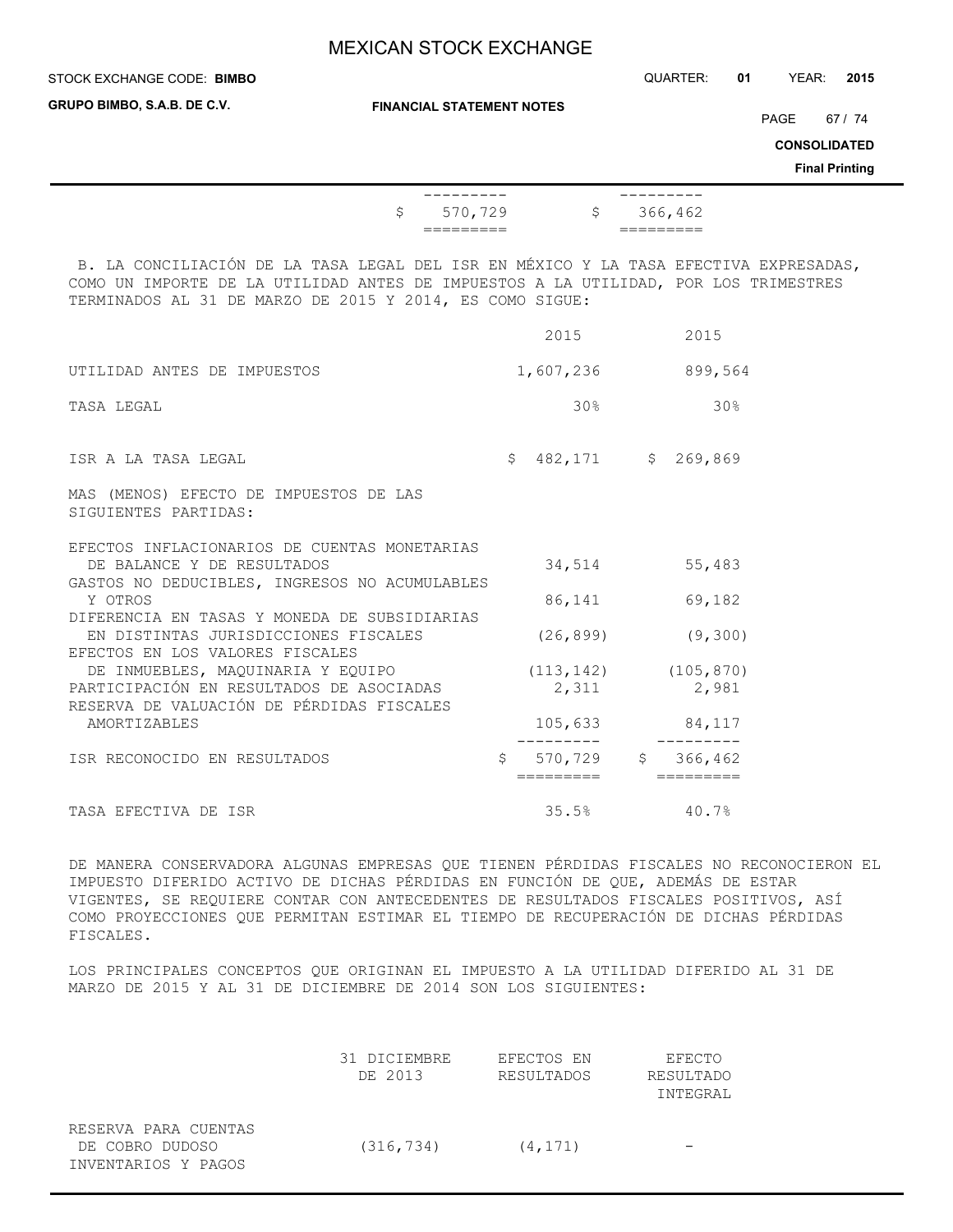| | | |
|---|---|---|
| | $ 570,729 | $ 366,462 |

B. LA CONCILIACIÓN DE LA TASA LEGAL DEL ISR EN MÉXICO Y LA TASA EFECTIVA EXPRESADAS, COMO UN IMPORTE DE LA UTILIDAD ANTES DE IMPUESTOS A LA UTILIDAD, POR LOS TRIMESTRES TERMINADOS AL 31 DE MARZO DE 2015 Y 2014, ES COMO SIGUE:

| | 2015 | 2015 |
|---|---|---|
| UTILIDAD ANTES DE IMPUESTOS | 1,607,236 | 899,564 |
| TASA LEGAL | 30% | 30% |
| ISR A LA TASA LEGAL | $ 482,171 | $ 269,869 |
| MAS (MENOS) EFECTO DE IMPUESTOS DE LAS SIGUIENTES PARTIDAS: | | |
| EFECTOS INFLACIONARIOS DE CUENTAS MONETARIAS DE BALANCE Y DE RESULTADOS | 34,514 | 55,483 |
| GASTOS NO DEDUCIBLES, INGRESOS NO ACUMULABLES Y OTROS | 86,141 | 69,182 |
| DIFERENCIA EN TASAS Y MONEDA DE SUBSIDIARIAS EN DISTINTAS JURISDICCIONES FISCALES | (26,899) | (9,300) |
| EFECTOS EN LOS VALORES FISCALES DE INMUEBLES, MAQUINARIA Y EQUIPO | (113,142) | (105,870) |
| PARTICIPACIÓN EN RESULTADOS DE ASOCIADAS | 2,311 | 2,981 |
| RESERVA DE VALUACIÓN DE PÉRDIDAS FISCALES AMORTIZABLES | 105,633 | 84,117 |
| ISR RECONOCIDO EN RESULTADOS | $ 570,729 | $ 366,462 |
| TASA EFECTIVA DE ISR | 35.5% | 40.7% |

DE MANERA CONSERVADORA ALGUNAS EMPRESAS QUE TIENEN PÉRDIDAS FISCALES NO RECONOCIERON EL IMPUESTO DIFERIDO ACTIVO DE DICHAS PÉRDIDAS EN FUNCIÓN DE QUE, ADEMÁS DE ESTAR VIGENTES, SE REQUIERE CONTAR CON ANTECEDENTES DE RESULTADOS FISCALES POSITIVOS, ASÍ COMO PROYECCIONES QUE PERMITAN ESTIMAR EL TIEMPO DE RECUPERACIÓN DE DICHAS PÉRDIDAS FISCALES.

LOS PRINCIPALES CONCEPTOS QUE ORIGINAN EL IMPUESTO A LA UTILIDAD DIFERIDO AL 31 DE MARZO DE 2015 Y AL 31 DE DICIEMBRE DE 2014 SON LOS SIGUIENTES:

| | 31 DICIEMBRE DE 2013 | EFECTOS EN RESULTADOS | EFECTO RESULTADO INTEGRAL |
|---|---|---|---|
| RESERVA PARA CUENTAS DE COBRO DUDOSO | (316,734) | (4,171) | - |
| INVENTARIOS Y PAGOS | | | |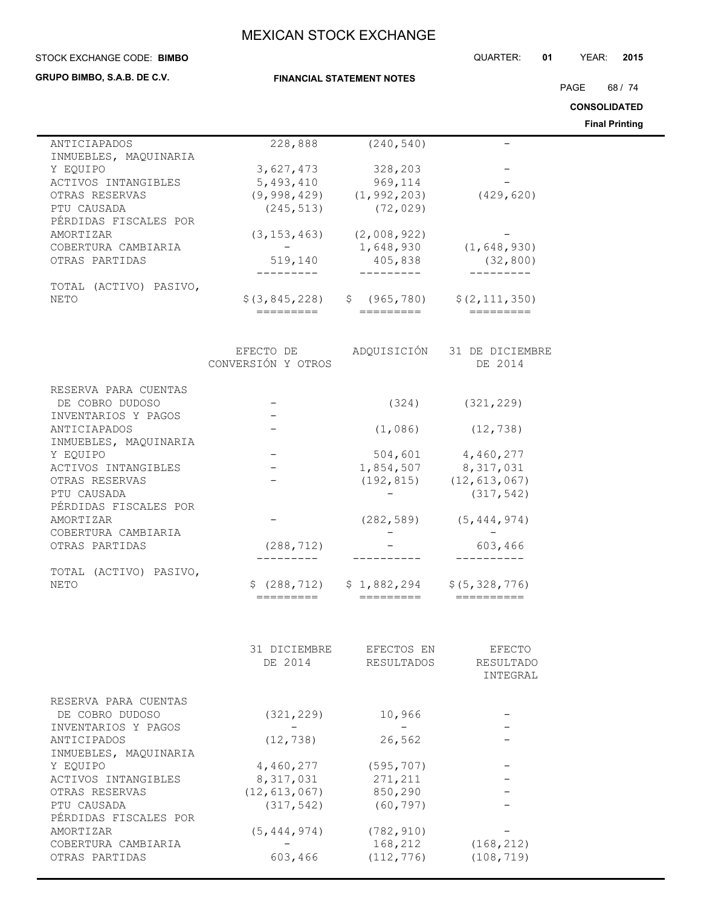| | | | |
|---|---|---|---|
| ANTICIAPADOS | 228,888 | (240,540) | - |
| INMUEBLES, MAQUINARIA Y EQUIPO | 3,627,473 | 328,203 | - |
| ACTIVOS INTANGIBLES | 5,493,410 | 969,114 | - |
| OTRAS RESERVAS | (9,998,429) | (1,992,203) | (429,620) |
| PTU CAUSADA | (245,513) | (72,029) | |
| PÉRDIDAS FISCALES POR AMORTIZAR | (3,153,463) | (2,008,922) | - |
| COBERTURA CAMBIARIA | - | 1,648,930 | (1,648,930) |
| OTRAS PARTIDAS | 519,140 | 405,838 | (32,800) |
| TOTAL (ACTIVO) PASIVO, NETO | $(3,845,228) | $ (965,780) | $(2,111,350) |

| | EFECTO DE CONVERSIÓN Y OTROS | ADQUISICIÓN | 31 DE DICIEMBRE DE 2014 |
|---|---|---|---|
| RESERVA PARA CUENTAS DE COBRO DUDOSO | - | (324) | (321,229) |
| INVENTARIOS Y PAGOS ANTICIAPADOS | - | (1,086) | (12,738) |
| INMUEBLES, MAQUINARIA Y EQUIPO | - | 504,601 | 4,460,277 |
| ACTIVOS INTANGIBLES | - | 1,854,507 | 8,317,031 |
| OTRAS RESERVAS | - | (192,815) | (12,613,067) |
| PTU CAUSADA | | - | (317,542) |
| PÉRDIDAS FISCALES POR AMORTIZAR | - | (282,589) | (5,444,974) |
| COBERTURA CAMBIARIA | | - | - |
| OTRAS PARTIDAS | (288,712) | - | 603,466 |
| TOTAL (ACTIVO) PASIVO, NETO | $ (288,712) | $ 1,882,294 | $(5,328,776) |

| | 31 DICIEMBRE DE 2014 | EFECTOS EN RESULTADOS | EFECTO RESULTADO INTEGRAL |
|---|---|---|---|
| RESERVA PARA CUENTAS DE COBRO DUDOSO | (321,229) | 10,966 | - |
| INVENTARIOS Y PAGOS ANTICIPADOS | - (12,738) | - 26,562 | - - |
| INMUEBLES, MAQUINARIA Y EQUIPO | 4,460,277 | (595,707) | - |
| ACTIVOS INTANGIBLES | 8,317,031 | 271,211 | - |
| OTRAS RESERVAS | (12,613,067) | 850,290 | - |
| PTU CAUSADA | (317,542) | (60,797) | - |
| PÉRDIDAS FISCALES POR AMORTIZAR | (5,444,974) | (782,910) | - |
| COBERTURA CAMBIARIA | - | 168,212 | (168,212) |
| OTRAS PARTIDAS | 603,466 | (112,776) | (108,719) |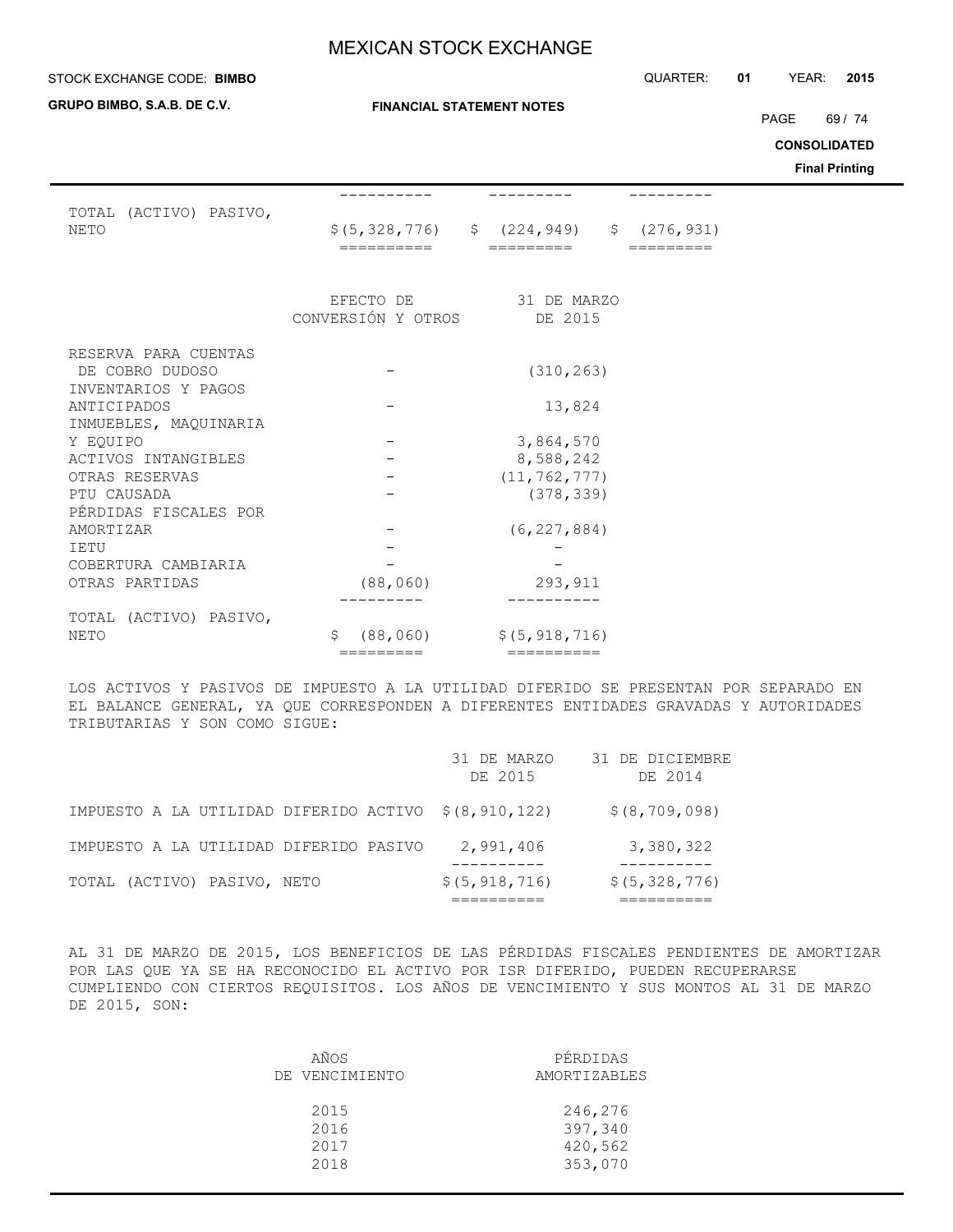| | | | |
|---|---|---|---|
| TOTAL (ACTIVO) PASIVO, NETO | $(5,328,776) | $ (224,949) | $ (276,931) |

| | EFECTO DE CONVERSIÓN Y OTROS | 31 DE MARZO DE 2015 |
|---|---|---|
| RESERVA PARA CUENTAS DE COBRO DUDOSO | - | (310,263) |
| INVENTARIOS Y PAGOS ANTICIPADOS | - | 13,824 |
| INMUEBLES, MAQUINARIA Y EQUIPO | - | 3,864,570 |
| ACTIVOS INTANGIBLES | - | 8,588,242 |
| OTRAS RESERVAS | - | (11,762,777) |
| PTU CAUSADA | - | (378,339) |
| PÉRDIDAS FISCALES POR AMORTIZAR | - | (6,227,884) |
| IETU | - | - |
| COBERTURA CAMBIARIA | - | - |
| OTRAS PARTIDAS | (88,060) | 293,911 |
| TOTAL (ACTIVO) PASIVO, NETO | $ (88,060) | $(5,918,716) |

LOS ACTIVOS Y PASIVOS DE IMPUESTO A LA UTILIDAD DIFERIDO SE PRESENTAN POR SEPARADO EN EL BALANCE GENERAL, YA QUE CORRESPONDEN A DIFERENTES ENTIDADES GRAVADAS Y AUTORIDADES TRIBUTARIAS Y SON COMO SIGUE:

| | 31 DE MARZO DE 2015 | 31 DE DICIEMBRE DE 2014 |
|---|---|---|
| IMPUESTO A LA UTILIDAD DIFERIDO ACTIVO | $(8,910,122) | $(8,709,098) |
| IMPUESTO A LA UTILIDAD DIFERIDO PASIVO | 2,991,406 | 3,380,322 |
| TOTAL (ACTIVO) PASIVO, NETO | $(5,918,716) | $(5,328,776) |

AL 31 DE MARZO DE 2015, LOS BENEFICIOS DE LAS PÉRDIDAS FISCALES PENDIENTES DE AMORTIZAR POR LAS QUE YA SE HA RECONOCIDO EL ACTIVO POR ISR DIFERIDO, PUEDEN RECUPERARSE CUMPLIENDO CON CIERTOS REQUISITOS. LOS AÑOS DE VENCIMIENTO Y SUS MONTOS AL 31 DE MARZO DE 2015, SON:

| AÑOS DE VENCIMIENTO | PÉRDIDAS AMORTIZABLES |
|---|---|
| 2015 | 246,276 |
| 2016 | 397,340 |
| 2017 | 420,562 |
| 2018 | 353,070 |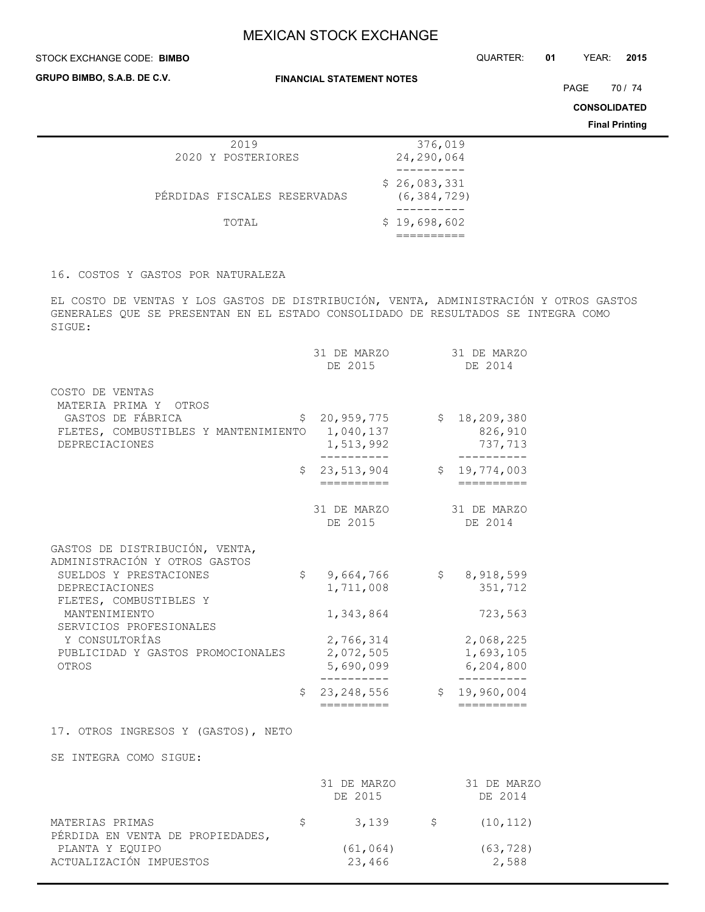| | |
|---|---|
| 2019 | 376,019 |
| 2020 Y POSTERIORES | 24,290,064 |
| | $ 26,083,331 |
| PÉRDIDAS FISCALES RESERVADAS | (6,384,729) |
| TOTAL | $ 19,698,602 |

## 16. COSTOS Y GASTOS POR NATURALEZA

EL COSTO DE VENTAS Y LOS GASTOS DE DISTRIBUCIÓN, VENTA, ADMINISTRACIÓN Y OTROS GASTOS GENERALES QUE SE PRESENTAN EN EL ESTADO CONSOLIDADO DE RESULTADOS SE INTEGRA COMO SIGUE:

| | 31 DE MARZO DE 2015 | 31 DE MARZO DE 2014 |
|---|---|---|
| COSTO DE VENTAS | | |
| MATERIA PRIMA Y OTROS GASTOS DE FÁBRICA | $ 20,959,775 | $ 18,209,380 |
| FLETES, COMBUSTIBLES Y MANTENIMIENTO | 1,040,137 | 826,910 |
| DEPRECIACIONES | 1,513,992 | 737,713 |
| | $ 23,513,904 | $ 19,774,003 |

| | 31 DE MARZO DE 2015 | 31 DE MARZO DE 2014 |
|---|---|---|
| GASTOS DE DISTRIBUCIÓN, VENTA, ADMINISTRACIÓN Y OTROS GASTOS | | |
| SUELDOS Y PRESTACIONES | $ 9,664,766 | $ 8,918,599 |
| DEPRECIACIONES | 1,711,008 | 351,712 |
| FLETES, COMBUSTIBLES Y MANTENIMIENTO | 1,343,864 | 723,563 |
| SERVICIOS PROFESIONALES Y CONSULTORÍAS | 2,766,314 | 2,068,225 |
| PUBLICIDAD Y GASTOS PROMOCIONALES | 2,072,505 | 1,693,105 |
| OTROS | 5,690,099 | 6,204,800 |
| | $ 23,248,556 | $ 19,960,004 |

## 17. OTROS INGRESOS Y (GASTOS), NETO

SE INTEGRA COMO SIGUE:

| | 31 DE MARZO DE 2015 | 31 DE MARZO DE 2014 |
|---|---|---|
| MATERIAS PRIMAS | $ 3,139 | $ (10,112) |
| PÉRDIDA EN VENTA DE PROPIEDADES, PLANTA Y EQUIPO | (61,064) | (63,728) |
| ACTUALIZACIÓN IMPUESTOS | 23,466 | 2,588 |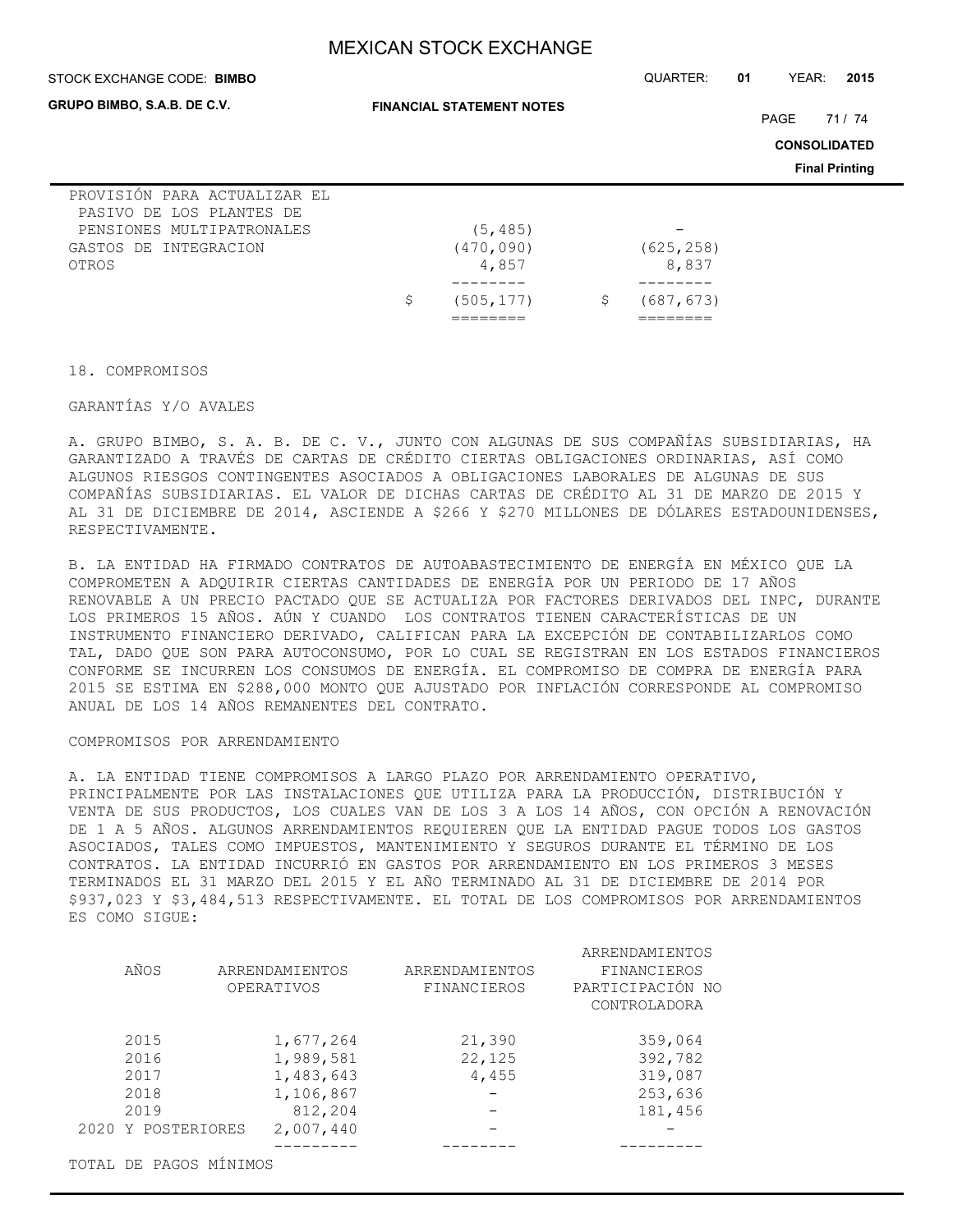| | | |
|---|---|---|
| PROVISIÓN PARA ACTUALIZAR EL PASIVO DE LOS PLANTES DE PENSIONES MULTIPATRONALES | (5,485) | - |
| GASTOS DE INTEGRACION | (470,090) | (625,258) |
| OTROS | 4,857 | 8,837 |
| | $ (505,177) | $ (687,673) |

18. COMPROMISOS

GARANTÍAS Y/O AVALES

A. GRUPO BIMBO, S. A. B. DE C. V., JUNTO CON ALGUNAS DE SUS COMPAÑÍAS SUBSIDIARIAS, HA GARANTIZADO A TRAVÉS DE CARTAS DE CRÉDITO CIERTAS OBLIGACIONES ORDINARIAS, ASÍ COMO ALGUNOS RIESGOS CONTINGENTES ASOCIADOS A OBLIGACIONES LABORALES DE ALGUNAS DE SUS COMPAÑÍAS SUBSIDIARIAS. EL VALOR DE DICHAS CARTAS DE CRÉDITO AL 31 DE MARZO DE 2015 Y AL 31 DE DICIEMBRE DE 2014, ASCIENDE A $266 Y $270 MILLONES DE DÓLARES ESTADOUNIDENSES, RESPECTIVAMENTE.

B. LA ENTIDAD HA FIRMADO CONTRATOS DE AUTOABASTECIMIENTO DE ENERGÍA EN MÉXICO QUE LA COMPROMETEN A ADQUIRIR CIERTAS CANTIDADES DE ENERGÍA POR UN PERIODO DE 17 AÑOS RENOVABLE A UN PRECIO PACTADO QUE SE ACTUALIZA POR FACTORES DERIVADOS DEL INPC, DURANTE LOS PRIMEROS 15 AÑOS. AÚN Y CUANDO LOS CONTRATOS TIENEN CARACTERÍSTICAS DE UN INSTRUMENTO FINANCIERO DERIVADO, CALIFICAN PARA LA EXCEPCIÓN DE CONTABILIZARLOS COMO TAL, DADO QUE SON PARA AUTOCONSUMO, POR LO CUAL SE REGISTRAN EN LOS ESTADOS FINANCIEROS CONFORME SE INCURREN LOS CONSUMOS DE ENERGÍA. EL COMPROMISO DE COMPRA DE ENERGÍA PARA 2015 SE ESTIMA EN $288,000 MONTO QUE AJUSTADO POR INFLACIÓN CORRESPONDE AL COMPROMISO ANUAL DE LOS 14 AÑOS REMANENTES DEL CONTRATO.

COMPROMISOS POR ARRENDAMIENTO

A. LA ENTIDAD TIENE COMPROMISOS A LARGO PLAZO POR ARRENDAMIENTO OPERATIVO, PRINCIPALMENTE POR LAS INSTALACIONES QUE UTILIZA PARA LA PRODUCCIÓN, DISTRIBUCIÓN Y VENTA DE SUS PRODUCTOS, LOS CUALES VAN DE LOS 3 A LOS 14 AÑOS, CON OPCIÓN A RENOVACIÓN DE 1 A 5 AÑOS. ALGUNOS ARRENDAMIENTOS REQUIEREN QUE LA ENTIDAD PAGUE TODOS LOS GASTOS ASOCIADOS, TALES COMO IMPUESTOS, MANTENIMIENTO Y SEGUROS DURANTE EL TÉRMINO DE LOS CONTRATOS. LA ENTIDAD INCURRIÓ EN GASTOS POR ARRENDAMIENTO EN LOS PRIMEROS 3 MESES TERMINADOS EL 31 MARZO DEL 2015 Y EL AÑO TERMINADO AL 31 DE DICIEMBRE DE 2014 POR $937,023 Y $3,484,513 RESPECTIVAMENTE. EL TOTAL DE LOS COMPROMISOS POR ARRENDAMIENTOS ES COMO SIGUE:

| AÑOS | ARRENDAMIENTOS OPERATIVOS | ARRENDAMIENTOS FINANCIEROS | ARRENDAMIENTOS FINANCIEROS PARTICIPACIÓN NO CONTROLADORA |
|---|---|---|---|
| 2015 | 1,677,264 | 21,390 | 359,064 |
| 2016 | 1,989,581 | 22,125 | 392,782 |
| 2017 | 1,483,643 | 4,455 | 319,087 |
| 2018 | 1,106,867 | - | 253,636 |
| 2019 | 812,204 | - | 181,456 |
| 2020 Y POSTERIORES | 2,007,440 | - | - |
| TOTAL DE PAGOS MÍNIMOS | | | |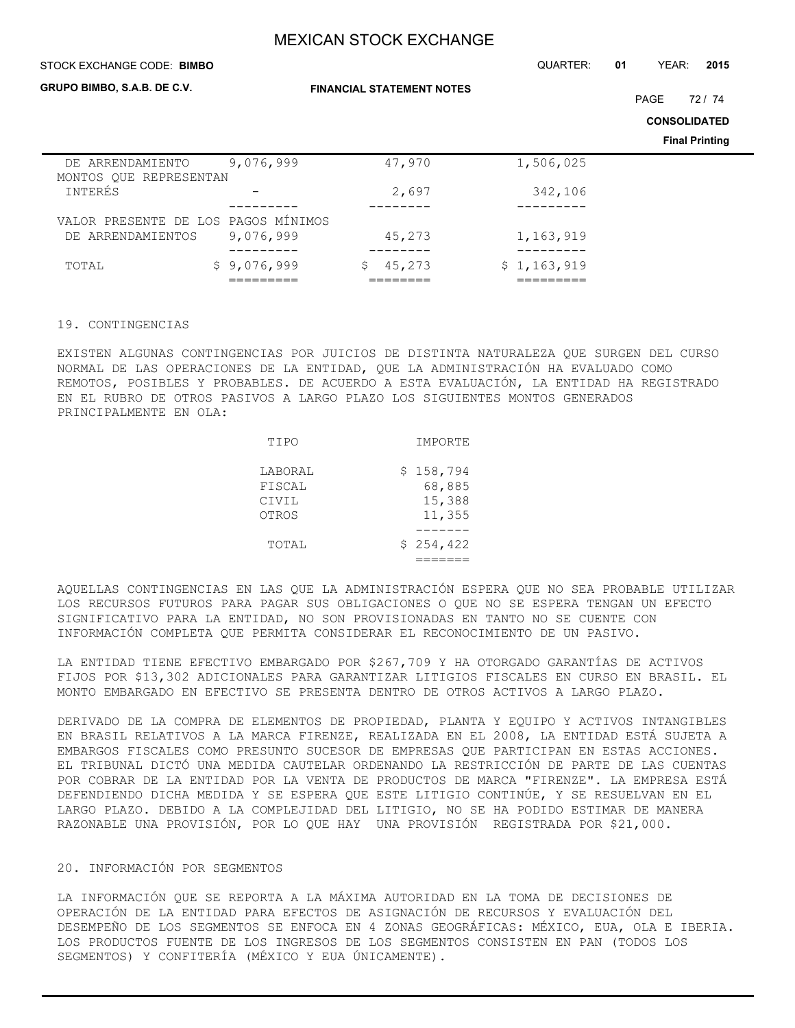| | | | |
|---|---|---|---|
| DE ARRENDAMIENTO | 9,076,999 | 47,970 | 1,506,025 |
| MONTOS QUE REPRESENTAN INTERÉS | - | 2,697 | 342,106 |
| VALOR PRESENTE DE LOS PAGOS MÍNIMOS DE ARRENDAMIENTOS | 9,076,999 | 45,273 | 1,163,919 |
| TOTAL | $ 9,076,999 | $ 45,273 | $ 1,163,919 |

## 19. CONTINGENCIAS

EXISTEN ALGUNAS CONTINGENCIAS POR JUICIOS DE DISTINTA NATURALEZA QUE SURGEN DEL CURSO NORMAL DE LAS OPERACIONES DE LA ENTIDAD, QUE LA ADMINISTRACIÓN HA EVALUADO COMO REMOTOS, POSIBLES Y PROBABLES. DE ACUERDO A ESTA EVALUACIÓN, LA ENTIDAD HA REGISTRADO EN EL RUBRO DE OTROS PASIVOS A LARGO PLAZO LOS SIGUIENTES MONTOS GENERADOS PRINCIPALMENTE EN OLA:

| TIPO | IMPORTE |
|---|---|
| LABORAL | $ 158,794 |
| FISCAL | 68,885 |
| CIVIL | 15,388 |
| OTROS | 11,355 |
| TOTAL | $ 254,422 |

AQUELLAS CONTINGENCIAS EN LAS QUE LA ADMINISTRACIÓN ESPERA QUE NO SEA PROBABLE UTILIZAR LOS RECURSOS FUTUROS PARA PAGAR SUS OBLIGACIONES O QUE NO SE ESPERA TENGAN UN EFECTO SIGNIFICATIVO PARA LA ENTIDAD, NO SON PROVISIONADAS EN TANTO NO SE CUENTE CON INFORMACIÓN COMPLETA QUE PERMITA CONSIDERAR EL RECONOCIMIENTO DE UN PASIVO.

LA ENTIDAD TIENE EFECTIVO EMBARGADO POR $267,709 Y HA OTORGADO GARANTÍAS DE ACTIVOS FIJOS POR $13,302 ADICIONALES PARA GARANTIZAR LITIGIOS FISCALES EN CURSO EN BRASIL. EL MONTO EMBARGADO EN EFECTIVO SE PRESENTA DENTRO DE OTROS ACTIVOS A LARGO PLAZO.

DERIVADO DE LA COMPRA DE ELEMENTOS DE PROPIEDAD, PLANTA Y EQUIPO Y ACTIVOS INTANGIBLES EN BRASIL RELATIVOS A LA MARCA FIRENZE, REALIZADA EN EL 2008, LA ENTIDAD ESTÁ SUJETA A EMBARGOS FISCALES COMO PRESUNTO SUCESOR DE EMPRESAS QUE PARTICIPAN EN ESTAS ACCIONES. EL TRIBUNAL DICTÓ UNA MEDIDA CAUTELAR ORDENANDO LA RESTRICCIÓN DE PARTE DE LAS CUENTAS POR COBRAR DE LA ENTIDAD POR LA VENTA DE PRODUCTOS DE MARCA "FIRENZE". LA EMPRESA ESTÁ DEFENDIENDO DICHA MEDIDA Y SE ESPERA QUE ESTE LITIGIO CONTINÚE, Y SE RESUELVAN EN EL LARGO PLAZO. DEBIDO A LA COMPLEJIDAD DEL LITIGIO, NO SE HA PODIDO ESTIMAR DE MANERA RAZONABLE UNA PROVISIÓN, POR LO QUE HAY UNA PROVISIÓN REGISTRADA POR $21,000.

## 20. INFORMACIÓN POR SEGMENTOS

LA INFORMACIÓN QUE SE REPORTA A LA MÁXIMA AUTORIDAD EN LA TOMA DE DECISIONES DE OPERACIÓN DE LA ENTIDAD PARA EFECTOS DE ASIGNACIÓN DE RECURSOS Y EVALUACIÓN DEL DESEMPEÑO DE LOS SEGMENTOS SE ENFOCA EN 4 ZONAS GEOGRÁFICAS: MÉXICO, EUA, OLA E IBERIA. LOS PRODUCTOS FUENTE DE LOS INGRESOS DE LOS SEGMENTOS CONSISTEN EN PAN (TODOS LOS SEGMENTOS) Y CONFITERÍA (MÉXICO Y EUA ÚNICAMENTE).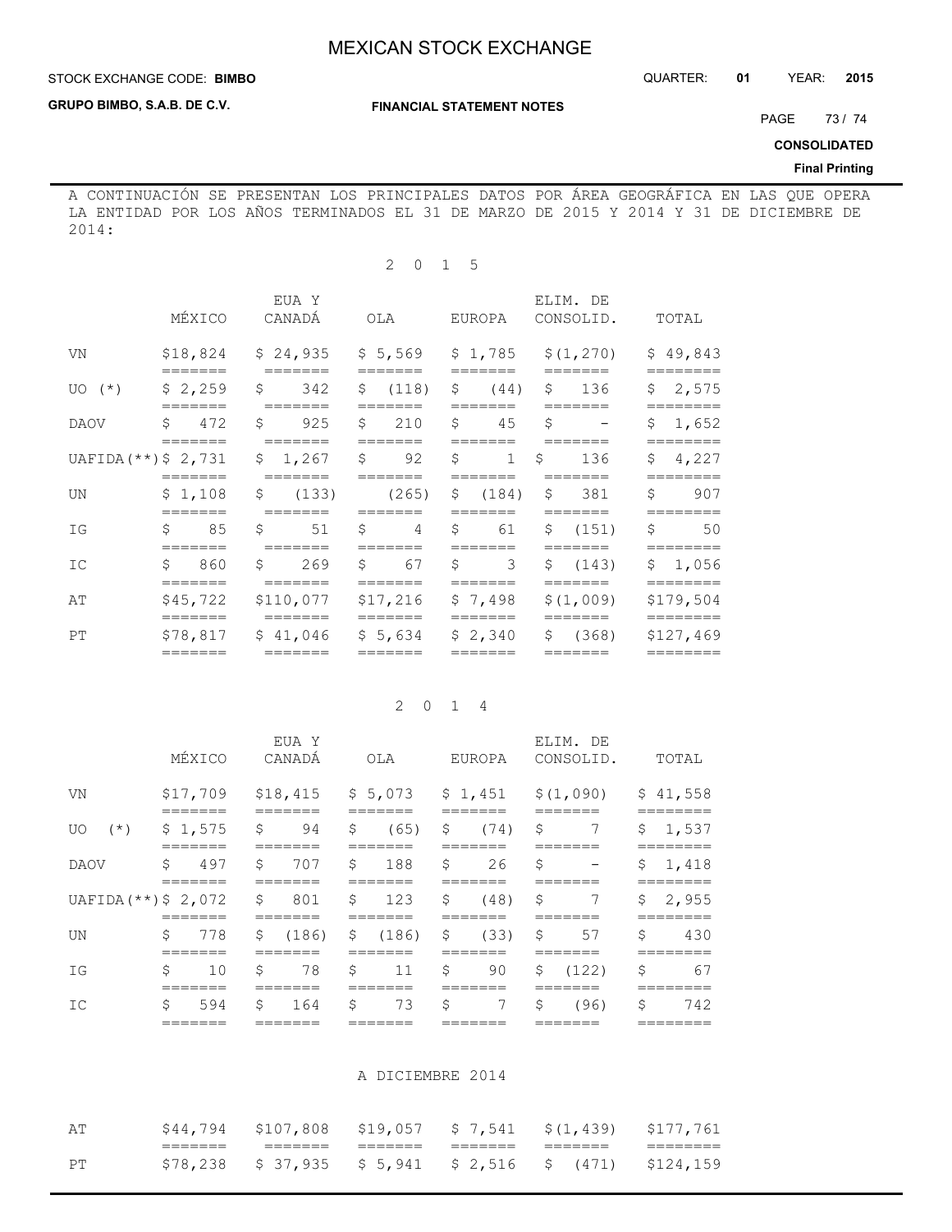A CONTINUACIÓN SE PRESENTAN LOS PRINCIPALES DATOS POR ÁREA GEOGRÁFICA EN LAS QUE OPERA LA ENTIDAD POR LOS AÑOS TERMINADOS EL 31 DE MARZO DE 2015 Y 2014 Y 31 DE DICIEMBRE DE 2014:

## 2 0 1 5

| | MÉXICO | EUA Y CANADÁ | OLA | EUROPA | ELIM. DE CONSOLID. | TOTAL |
|---|---|---|---|---|---|---|
| VN | $18,824 | $ 24,935 | $ 5,569 | $ 1,785 | $(1,270) | $ 49,843 |
| UO (*) | $ 2,259 | $ 342 | $ (118) | $ (44) | $ 136 | $ 2,575 |
| DAOV | $ 472 | $ 925 | $ 210 | $ 45 | $ - | $ 1,652 |
| UAFIDA(**) | $ 2,731 | $ 1,267 | $ 92 | $ 1 | $ 136 | $ 4,227 |
| UN | $ 1,108 | $ (133) | (265) | $ (184) | $ 381 | $ 907 |
| IG | $ 85 | $ 51 | $ 4 | $ 61 | $ (151) | $ 50 |
| IC | $ 860 | $ 269 | $ 67 | $ 3 | $ (143) | $ 1,056 |
| AT | $45,722 | $110,077 | $17,216 | $ 7,498 | $(1,009) | $179,504 |
| PT | $78,817 | $ 41,046 | $ 5,634 | $ 2,340 | $ (368) | $127,469 |

## 2 0 1 4

| | MÉXICO | EUA Y CANADÁ | OLA | EUROPA | ELIM. DE CONSOLID. | TOTAL |
|---|---|---|---|---|---|---|
| VN | $17,709 | $18,415 | $ 5,073 | $ 1,451 | $(1,090) | $ 41,558 |
| UO (*) | $ 1,575 | $ 94 | $ (65) | $ (74) | $ 7 | $ 1,537 |
| DAOV | $ 497 | $ 707 | $ 188 | $ 26 | $ - | $ 1,418 |
| UAFIDA(**) | $ 2,072 | $ 801 | $ 123 | $ (48) | $ 7 | $ 2,955 |
| UN | $ 778 | $ (186) | $ (186) | $ (33) | $ 57 | $ 430 |
| IG | $ 10 | $ 78 | $ 11 | $ 90 | $ (122) | $ 67 |
| IC | $ 594 | $ 164 | $ 73 | $ 7 | $ (96) | $ 742 |

## A DICIEMBRE 2014

| | MÉXICO | EUA Y CANADÁ | OLA | EUROPA | ELIM. DE CONSOLID. | TOTAL |
|---|---|---|---|---|---|---|
| AT | $44,794 | $107,808 | $19,057 | $ 7,541 | $(1,439) | $177,761 |
| PT | $78,238 | $ 37,935 | $ 5,941 | $ 2,516 | $ (471) | $124,159 |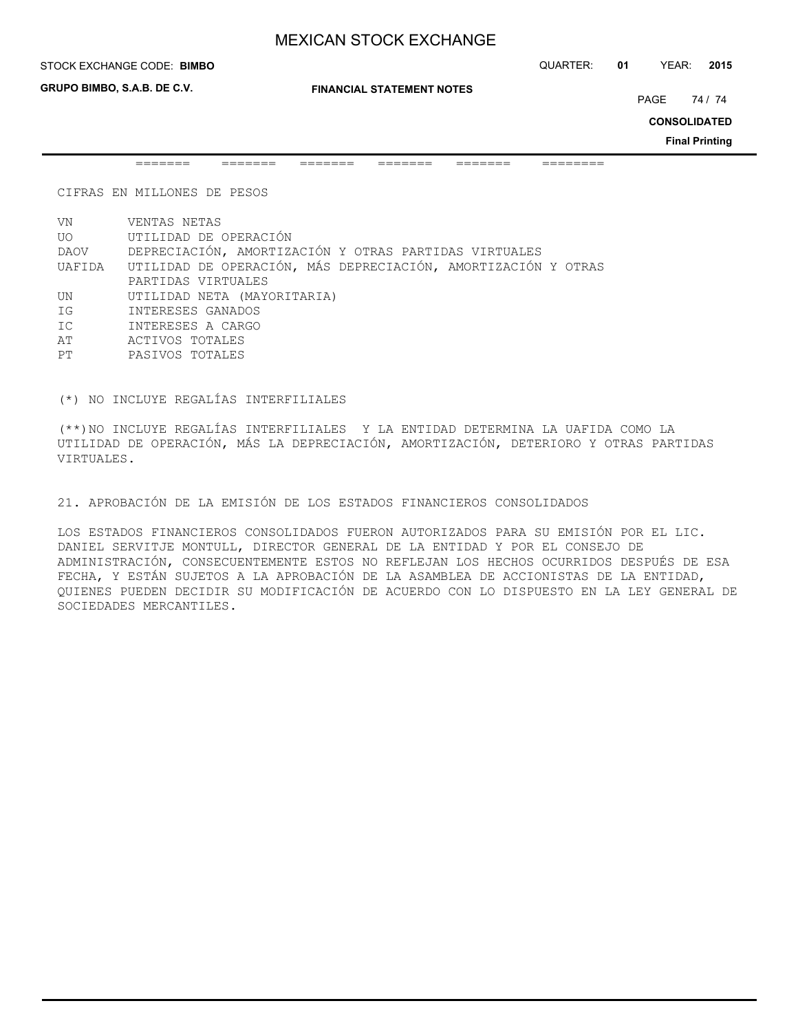======= ======= ======= ======= ======= ========

CIFRAS EN MILLONES DE PESOS

VN VENTAS NETAS
UO UTILIDAD DE OPERACIÓN
DAOV DEPRECIACIÓN, AMORTIZACIÓN Y OTRAS PARTIDAS VIRTUALES
UAFIDA UTILIDAD DE OPERACIÓN, MÁS DEPRECIACIÓN, AMORTIZACIÓN Y OTRAS PARTIDAS VIRTUALES
UN UTILIDAD NETA (MAYORITARIA)
IG INTERESES GANADOS
IC INTERESES A CARGO
AT ACTIVOS TOTALES
PT PASIVOS TOTALES

(*) NO INCLUYE REGALÍAS INTERFILIALES

(**)NO INCLUYE REGALÍAS INTERFILIALES Y LA ENTIDAD DETERMINA LA UAFIDA COMO LA UTILIDAD DE OPERACIÓN, MÁS LA DEPRECIACIÓN, AMORTIZACIÓN, DETERIORO Y OTRAS PARTIDAS VIRTUALES.

21. APROBACIÓN DE LA EMISIÓN DE LOS ESTADOS FINANCIEROS CONSOLIDADOS

LOS ESTADOS FINANCIEROS CONSOLIDADOS FUERON AUTORIZADOS PARA SU EMISIÓN POR EL LIC. DANIEL SERVITJE MONTULL, DIRECTOR GENERAL DE LA ENTIDAD Y POR EL CONSEJO DE ADMINISTRACIÓN, CONSECUENTEMENTE ESTOS NO REFLEJAN LOS HECHOS OCURRIDOS DESPUÉS DE ESA FECHA, Y ESTÁN SUJETOS A LA APROBACIÓN DE LA ASAMBLEA DE ACCIONISTAS DE LA ENTIDAD, QUIENES PUEDEN DECIDIR SU MODIFICACIÓN DE ACUERDO CON LO DISPUESTO EN LA LEY GENERAL DE SOCIEDADES MERCANTILES.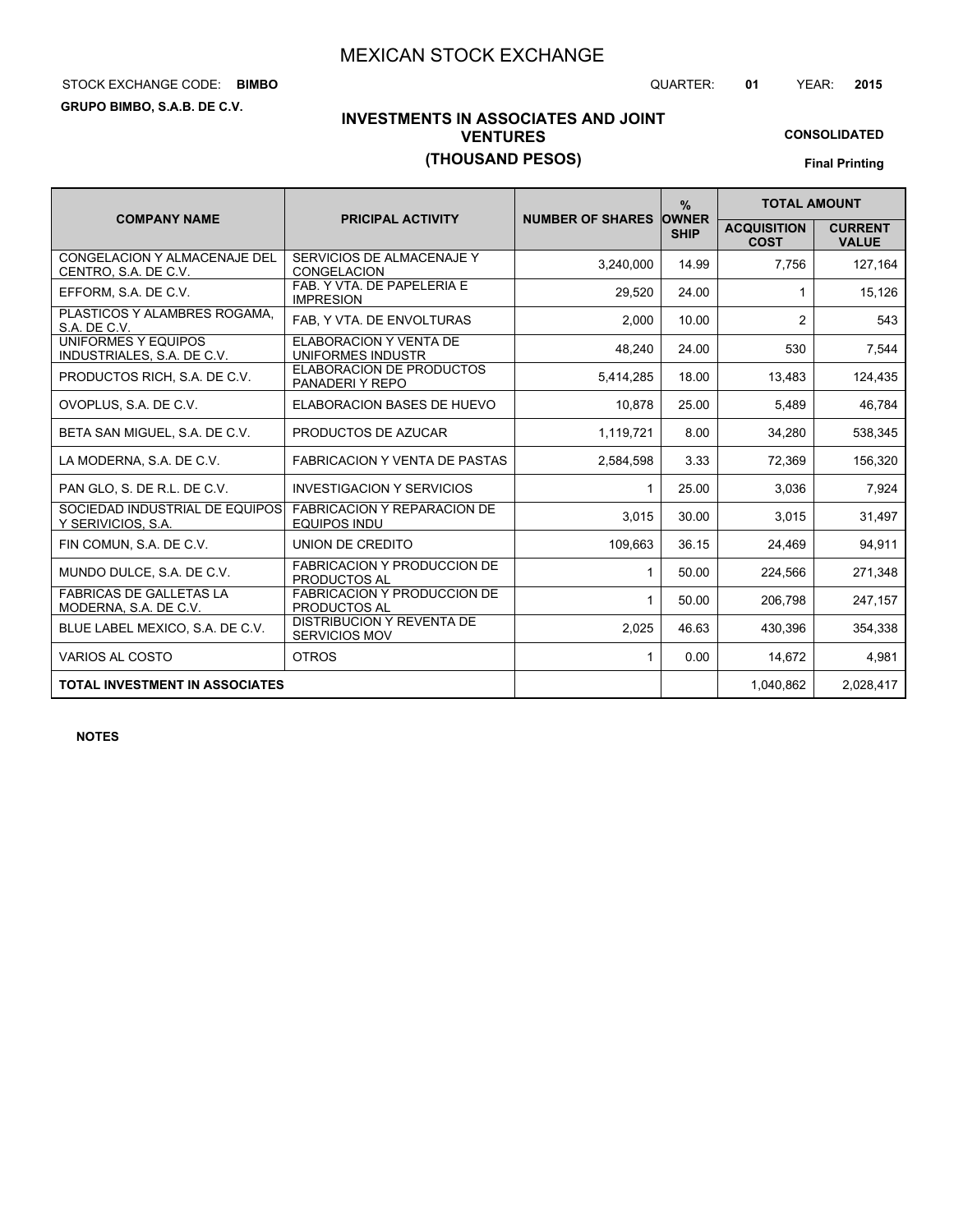# MEXICAN STOCK EXCHANGE

STOCK EXCHANGE CODE: **BIMBO**

QUARTER: **01** YEAR: **2015**

**GRUPO BIMBO, S.A.B. DE C.V.**

## INVESTMENTS IN ASSOCIATES AND JOINT VENTURES
## (THOUSAND PESOS)

**CONSOLIDATED**

**Final Printing**

| COMPANY NAME | PRICIPAL ACTIVITY | NUMBER OF SHARES | % OWNER SHIP | TOTAL AMOUNT | |
|---|---|---|---|---|---|
| | | | | ACQUISITION COST | CURRENT VALUE |
| CONGELACION Y ALMACENAJE DEL CENTRO, S.A. DE C.V. | SERVICIOS DE ALMACENAJE Y CONGELACION | 3,240,000 | 14.99 | 7,756 | 127,164 |
| EFFORM, S.A. DE C.V. | FAB. Y VTA. DE PAPELERIA E IMPRESION | 29,520 | 24.00 | 1 | 15,126 |
| PLASTICOS Y ALAMBRES ROGAMA, S.A. DE C.V. | FAB, Y VTA. DE ENVOLTURAS | 2,000 | 10.00 | 2 | 543 |
| UNIFORMES Y EQUIPOS INDUSTRIALES, S.A. DE C.V. | ELABORACION Y VENTA DE UNIFORMES INDUSTR | 48,240 | 24.00 | 530 | 7,544 |
| PRODUCTOS RICH, S.A. DE C.V. | ELABORACION DE PRODUCTOS PANADERI Y REPO | 5,414,285 | 18.00 | 13,483 | 124,435 |
| OVOPLUS, S.A. DE C.V. | ELABORACION BASES DE HUEVO | 10,878 | 25.00 | 5,489 | 46,784 |
| BETA SAN MIGUEL, S.A. DE C.V. | PRODUCTOS DE AZUCAR | 1,119,721 | 8.00 | 34,280 | 538,345 |
| LA MODERNA, S.A. DE C.V. | FABRICACION Y VENTA DE PASTAS | 2,584,598 | 3.33 | 72,369 | 156,320 |
| PAN GLO, S. DE R.L. DE C.V. | INVESTIGACION Y SERVICIOS | 1 | 25.00 | 3,036 | 7,924 |
| SOCIEDAD INDUSTRIAL DE EQUIPOS Y SERIVICIOS, S.A. | FABRICACION Y REPARACION DE EQUIPOS INDU | 3,015 | 30.00 | 3,015 | 31,497 |
| FIN COMUN, S.A. DE C.V. | UNION DE CREDITO | 109,663 | 36.15 | 24,469 | 94,911 |
| MUNDO DULCE, S.A. DE C.V. | FABRICACION Y PRODUCCION DE PRODUCTOS AL | 1 | 50.00 | 224,566 | 271,348 |
| FABRICAS DE GALLETAS LA MODERNA, S.A. DE C.V. | FABRICACION Y PRODUCCION DE PRODUCTOS AL | 1 | 50.00 | 206,798 | 247,157 |
| BLUE LABEL MEXICO, S.A. DE C.V. | DISTRIBUCION Y REVENTA DE SERVICIOS MOV | 2,025 | 46.63 | 430,396 | 354,338 |
| VARIOS AL COSTO | OTROS | 1 | 0.00 | 14,672 | 4,981 |
| **TOTAL INVESTMENT IN ASSOCIATES** | | | | 1,040,862 | 2,028,417 |

**NOTES**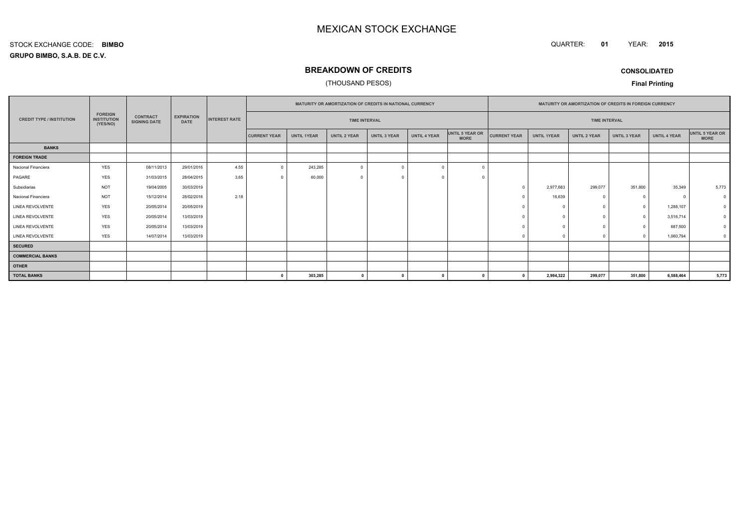# MEXICAN STOCK EXCHANGE

STOCK EXCHANGE CODE: **BIMBO**

**GRUPO BIMBO, S.A.B. DE C.V.**

QUARTER: **01** YEAR: **2015**

## BREAKDOWN OF CREDITS

(THOUSAND PESOS)

**CONSOLIDATED**

**Final Printing**

| CREDIT TYPE / INSTITUTION | FOREIGN INSTITUTION (YES/NO) | CONTRACT SIGNING DATE | EXPIRATION DATE | INTEREST RATE | MATURITY OR AMORTIZATION OF CREDITS IN NATIONAL CURRENCY | | | | | | MATURITY OR AMORTIZATION OF CREDITS IN FOREIGN CURRENCY | | | | | |
|---|---|---|---|---|---|---|---|---|---|---|---|---|---|---|---|---|
| | | | | | TIME INTERVAL | | | | | | TIME INTERVAL | | | | | |
| | | | | | CURRENT YEAR | UNTIL 1YEAR | UNTIL 2 YEAR | UNTIL 3 YEAR | UNTIL 4 YEAR | UNTIL 5 YEAR OR MORE | CURRENT YEAR | UNTIL 1YEAR | UNTIL 2 YEAR | UNTIL 3 YEAR | UNTIL 4 YEAR | UNTIL 5 YEAR OR MORE |
| **BANKS** | | | | | | | | | | | | | | | | |
| **FOREIGN TRADE** | | | | | | | | | | | | | | | | |
| Nacional Financiera | YES | 08/11/2013 | 29/01/2016 | 4.55 | 0 | 243,285 | 0 | 0 | 0 | 0 | | | | | | |
| PAGARE | YES | 31/03/2015 | 28/04/2015 | 3.65 | 0 | 60,000 | 0 | 0 | 0 | 0 | | | | | | |
| Subsidiarias | NOT | 19/04/2005 | 30/03/2019 | | | | | | | | 0 | 2,977,683 | 299,077 | 351,800 | 35,349 | 5,773 |
| Nacional Financiera | NOT | 15/12/2014 | 28/02/2016 | 2.18 | | | | | | | 0 | 16,639 | 0 | 0 | 0 | 0 |
| LINEA REVOLVENTE | YES | 20/05/2014 | 20/05/2019 | | | | | | | | 0 | 0 | 0 | 0 | 1,288,107 | 0 |
| LINEA REVOLVENTE | YES | 20/05/2014 | 13/03/2019 | | | | | | | | 0 | 0 | 0 | 0 | 3,516,714 | 0 |
| LINEA REVOLVENTE | YES | 20/05/2014 | 13/03/2019 | | | | | | | | 0 | 0 | 0 | 0 | 687,500 | 0 |
| LINEA REVOLVENTE | YES | 14/07/2014 | 13/03/2019 | | | | | | | | 0 | 0 | 0 | 0 | 1,060,794 | 0 |
| **SECURED** | | | | | | | | | | | | | | | | |
| **COMMERCIAL BANKS** | | | | | | | | | | | | | | | | |
| **OTHER** | | | | | | | | | | | | | | | | |
| **TOTAL BANKS** | | | | | **0** | **303,285** | **0** | **0** | **0** | **0** | **0** | **2,994,322** | **299,077** | **351,800** | **6,588,464** | **5,773** |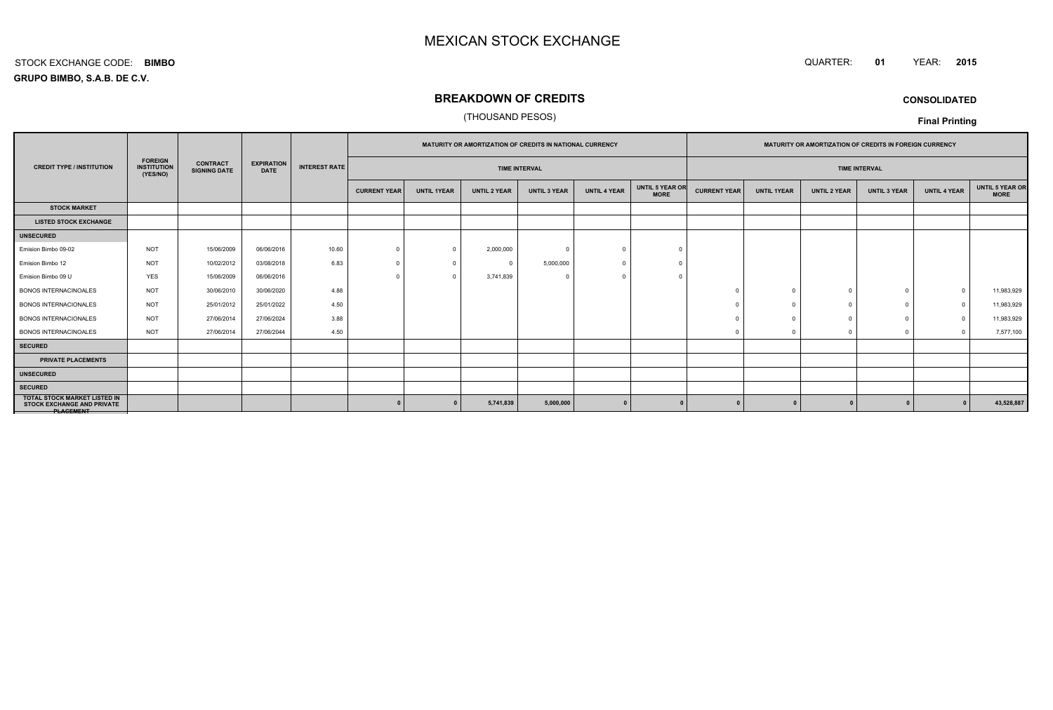# MEXICAN STOCK EXCHANGE

STOCK EXCHANGE CODE: **BIMBO**

QUARTER: **01** YEAR: **2015**

**GRUPO BIMBO, S.A.B. DE C.V.**

## BREAKDOWN OF CREDITS

(THOUSAND PESOS)

**CONSOLIDATED**

**Final Printing**

| CREDIT TYPE / INSTITUTION | FOREIGN INSTITUTION (YES/NO) | CONTRACT SIGNING DATE | EXPIRATION DATE | INTEREST RATE | MATURITY OR AMORTIZATION OF CREDITS IN NATIONAL CURRENCY | | | | | | MATURITY OR AMORTIZATION OF CREDITS IN FOREIGN CURRENCY | | | | | |
|---|---|---|---|---|---|---|---|---|---|---|---|---|---|---|---|---|
| | | | | | TIME INTERVAL | | | | | | TIME INTERVAL | | | | | |
| | | | | | CURRENT YEAR | UNTIL 1YEAR | UNTIL 2 YEAR | UNTIL 3 YEAR | UNTIL 4 YEAR | UNTIL 5 YEAR OR MORE | CURRENT YEAR | UNTIL 1YEAR | UNTIL 2 YEAR | UNTIL 3 YEAR | UNTIL 4 YEAR | UNTIL 5 YEAR OR MORE |
| **STOCK MARKET** | | | | | | | | | | | | | | | | |
| **LISTED STOCK EXCHANGE** | | | | | | | | | | | | | | | | |
| **UNSECURED** | | | | | | | | | | | | | | | | |
| Emision Bimbo 09-02 | NOT | 15/06/2009 | 06/06/2016 | 10.60 | 0 | 0 | 2,000,000 | 0 | 0 | 0 | | | | | | |
| Emision Bimbo 12 | NOT | 10/02/2012 | 03/08/2018 | 6.83 | 0 | 0 | 0 | 5,000,000 | 0 | 0 | | | | | | |
| Emision Bimbo 09 U | YES | 15/06/2009 | 06/06/2016 | | 0 | 0 | 3,741,839 | 0 | 0 | 0 | | | | | | |
| BONOS INTERNACINOALES | NOT | 30/06/2010 | 30/06/2020 | 4.88 | | | | | | | 0 | 0 | 0 | 0 | 0 | 11,983,929 |
| BONOS INTERNACIONALES | NOT | 25/01/2012 | 25/01/2022 | 4.50 | | | | | | | 0 | 0 | 0 | 0 | 0 | 11,983,929 |
| BONOS INTERNACIONALES | NOT | 27/06/2014 | 27/06/2024 | 3.88 | | | | | | | 0 | 0 | 0 | 0 | 0 | 11,983,929 |
| BONOS INTERNACINOALES | NOT | 27/06/2014 | 27/06/2044 | 4.50 | | | | | | | 0 | 0 | 0 | 0 | 0 | 7,577,100 |
| **SECURED** | | | | | | | | | | | | | | | | |
| **PRIVATE PLACEMENTS** | | | | | | | | | | | | | | | | |
| **UNSECURED** | | | | | | | | | | | | | | | | |
| **SECURED** | | | | | | | | | | | | | | | | |
| **TOTAL STOCK MARKET LISTED IN STOCK EXCHANGE AND PRIVATE PLACEMENT** | | | | | **0** | **0** | **5,741,839** | **5,000,000** | **0** | **0** | **0** | **0** | **0** | **0** | **0** | **43,528,887** |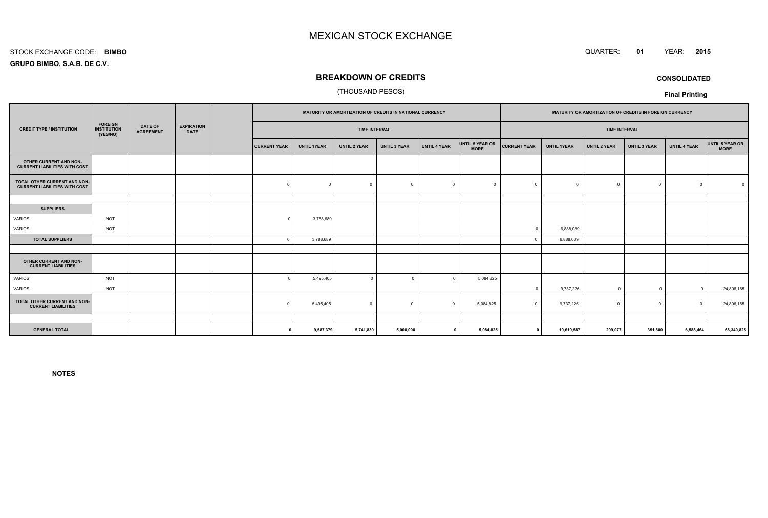# MEXICAN STOCK EXCHANGE

STOCK EXCHANGE CODE: **BIMBO**

**GRUPO BIMBO, S.A.B. DE C.V.**

QUARTER: **01** YEAR: **2015**

## BREAKDOWN OF CREDITS

(THOUSAND PESOS)

**CONSOLIDATED**

**Final Printing**

| CREDIT TYPE / INSTITUTION | FOREIGN INSTITUTION (YES/NO) | DATE OF AGREEMENT | EXPIRATION DATE | | MATURITY OR AMORTIZATION OF CREDITS IN NATIONAL CURRENCY | | | | | | MATURITY OR AMORTIZATION OF CREDITS IN FOREIGN CURRENCY | | | | | |
|---|---|---|---|---|---|---|---|---|---|---|---|---|---|---|---|---|
| | | | | | TIME INTERVAL | | | | | | TIME INTERVAL | | | | | |
| | | | | | CURRENT YEAR | UNTIL 1YEAR | UNTIL 2 YEAR | UNTIL 3 YEAR | UNTIL 4 YEAR | UNTIL 5 YEAR OR MORE | CURRENT YEAR | UNTIL 1YEAR | UNTIL 2 YEAR | UNTIL 3 YEAR | UNTIL 4 YEAR | UNTIL 5 YEAR OR MORE |
| **OTHER CURRENT AND NON-CURRENT LIABILITIES WITH COST** | | | | | | | | | | | | | | | | |
| **TOTAL OTHER CURRENT AND NON-CURRENT LIABILITIES WITH COST** | | | | | 0 | 0 | 0 | 0 | 0 | 0 | 0 | 0 | 0 | 0 | 0 | 0 |
| | | | | | | | | | | | | | | | | |
| **SUPPLIERS** | | | | | | | | | | | | | | | | |
| VARIOS | NOT | | | | 0 | 3,788,689 | | | | | | | | | | |
| VARIOS | NOT | | | | | | | | | | 0 | 6,888,039 | | | | |
| **TOTAL SUPPLIERS** | | | | | 0 | 3,788,689 | | | | | 0 | 6,888,039 | | | | |
| | | | | | | | | | | | | | | | | |
| **OTHER CURRENT AND NON-CURRENT LIABILITIES** | | | | | | | | | | | | | | | | |
| VARIOS | NOT | | | | 0 | 5,495,405 | 0 | 0 | 0 | 5,084,825 | | | | | | |
| VARIOS | NOT | | | | | | | | | | 0 | 9,737,226 | 0 | 0 | 0 | 24,806,165 |
| **TOTAL OTHER CURRENT AND NON-CURRENT LIABILITIES** | | | | | 0 | 5,495,405 | 0 | 0 | 0 | 5,084,825 | 0 | 9,737,226 | 0 | 0 | 0 | 24,806,165 |
| | | | | | | | | | | | | | | | | |
| **GENERAL TOTAL** | | | | | **0** | **9,587,379** | **5,741,839** | **5,000,000** | **0** | **5,084,825** | **0** | **19,619,587** | **299,077** | **351,800** | **6,588,464** | **68,340,825** |

**NOTES**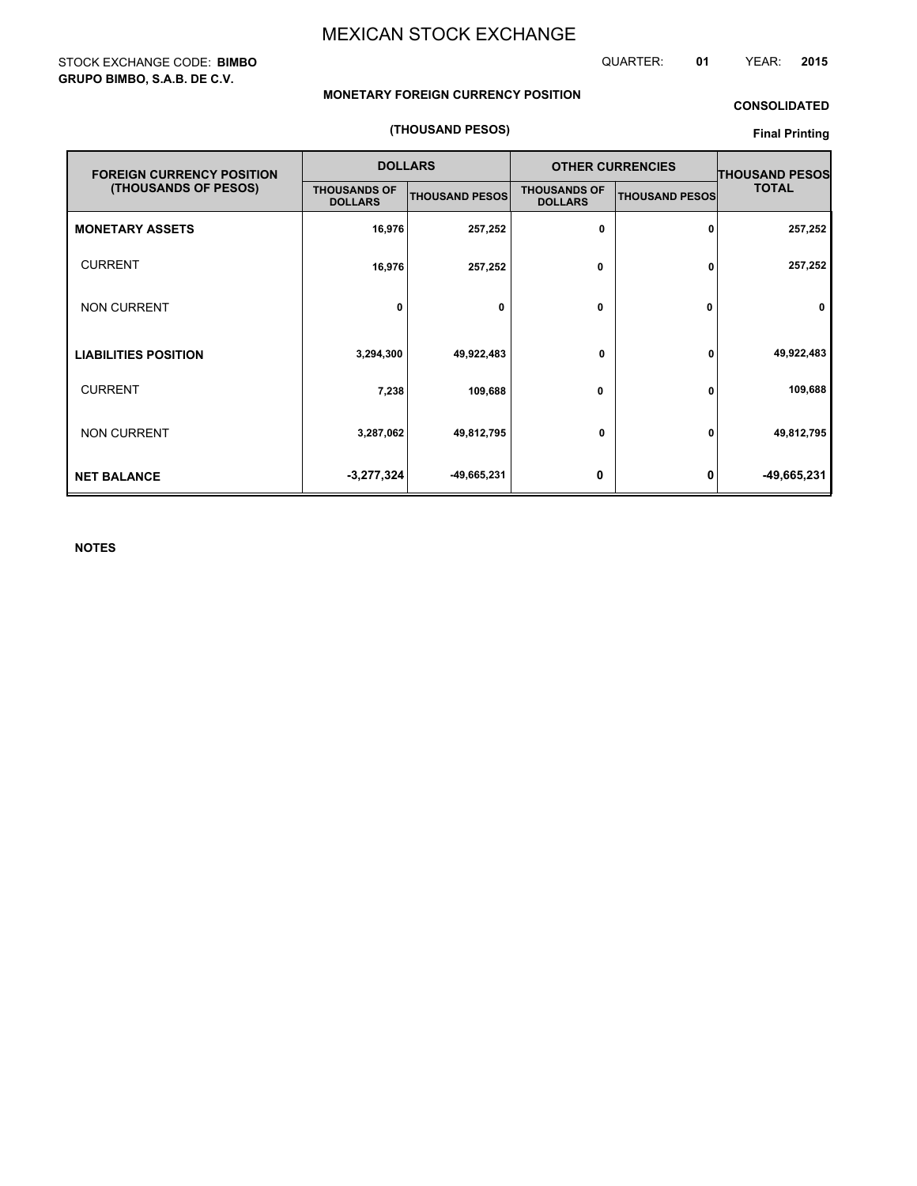# MEXICAN STOCK EXCHANGE

STOCK EXCHANGE CODE: **BIMBO**
**GRUPO BIMBO, S.A.B. DE C.V.**

QUARTER: **01** YEAR: **2015**

**MONETARY FOREIGN CURRENCY POSITION**

**(THOUSAND PESOS)**

**CONSOLIDATED**

**Final Printing**

| FOREIGN CURRENCY POSITION (THOUSANDS OF PESOS) | DOLLARS | | OTHER CURRENCIES | | THOUSAND PESOS TOTAL |
|---|---|---|---|---|---|
| | THOUSANDS OF DOLLARS | THOUSAND PESOS | THOUSANDS OF DOLLARS | THOUSAND PESOS | |
| **MONETARY ASSETS** | 16,976 | 257,252 | 0 | 0 | 257,252 |
| CURRENT | 16,976 | 257,252 | 0 | 0 | 257,252 |
| NON CURRENT | 0 | 0 | 0 | 0 | 0 |
| **LIABILITIES POSITION** | 3,294,300 | 49,922,483 | 0 | 0 | 49,922,483 |
| CURRENT | 7,238 | 109,688 | 0 | 0 | 109,688 |
| NON CURRENT | 3,287,062 | 49,812,795 | 0 | 0 | 49,812,795 |
| **NET BALANCE** | -3,277,324 | -49,665,231 | 0 | 0 | -49,665,231 |

**NOTES**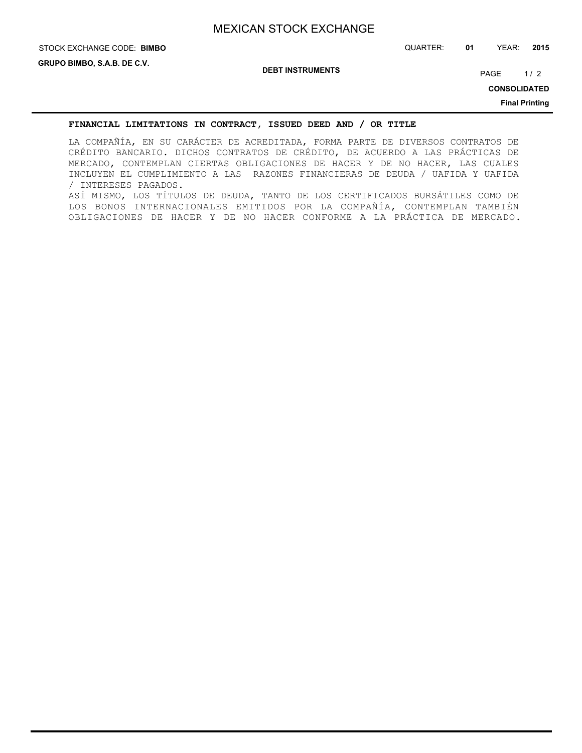## FINANCIAL LIMITATIONS IN CONTRACT, ISSUED DEED AND / OR TITLE

LA COMPAÑÍA, EN SU CARÁCTER DE ACREDITADA, FORMA PARTE DE DIVERSOS CONTRATOS DE CRÉDITO BANCARIO. DICHOS CONTRATOS DE CRÉDITO, DE ACUERDO A LAS PRÁCTICAS DE MERCADO, CONTEMPLAN CIERTAS OBLIGACIONES DE HACER Y DE NO HACER, LAS CUALES INCLUYEN EL CUMPLIMIENTO A LAS RAZONES FINANCIERAS DE DEUDA / UAFIDA Y UAFIDA / INTERESES PAGADOS.

ASÍ MISMO, LOS TÍTULOS DE DEUDA, TANTO DE LOS CERTIFICADOS BURSÁTILES COMO DE LOS BONOS INTERNACIONALES EMITIDOS POR LA COMPAÑÍA, CONTEMPLAN TAMBIÉN OBLIGACIONES DE HACER Y DE NO HACER CONFORME A LA PRÁCTICA DE MERCADO.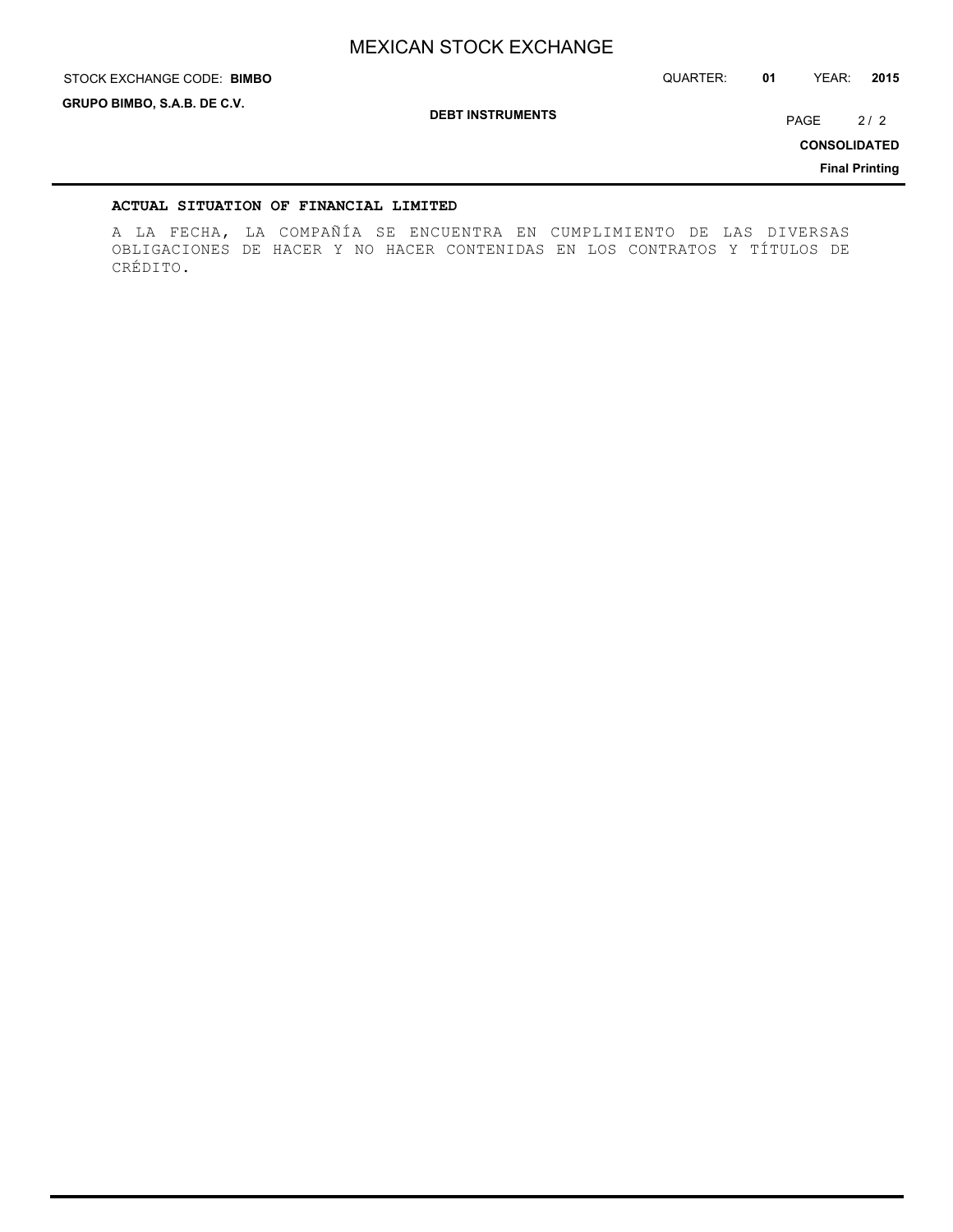**ACTUAL SITUATION OF FINANCIAL LIMITED**

A LA FECHA, LA COMPAÑÍA SE ENCUENTRA EN CUMPLIMIENTO DE LAS DIVERSAS OBLIGACIONES DE HACER Y NO HACER CONTENIDAS EN LOS CONTRATOS Y TÍTULOS DE CRÉDITO.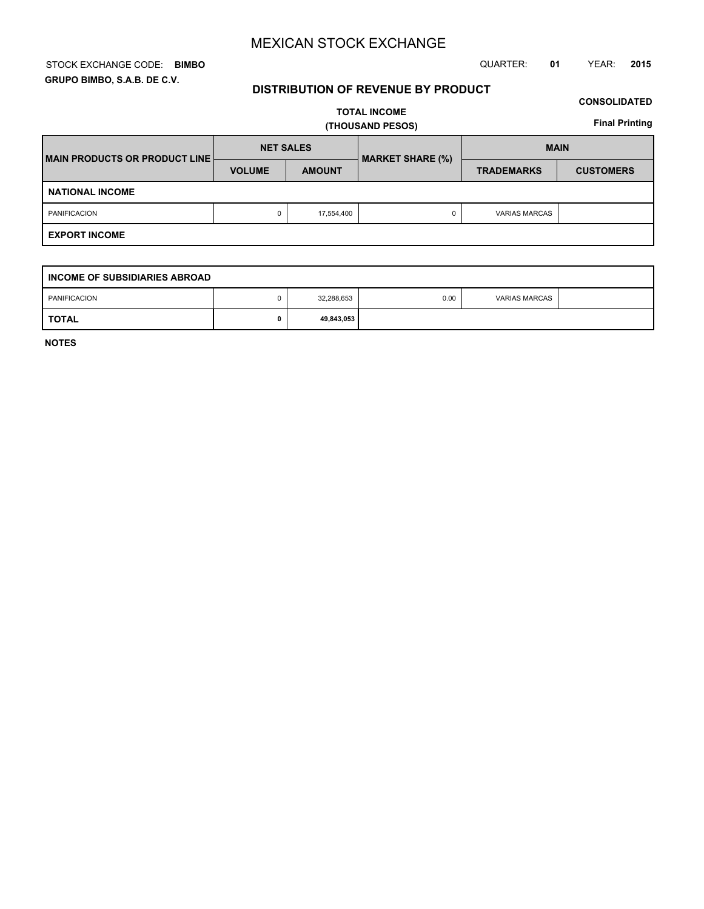# MEXICAN STOCK EXCHANGE

STOCK EXCHANGE CODE: **BIMBO**

QUARTER: **01** YEAR: **2015**

**GRUPO BIMBO, S.A.B. DE C.V.**

## DISTRIBUTION OF REVENUE BY PRODUCT

**CONSOLIDATED**

**TOTAL INCOME**
**(THOUSAND PESOS)**

**Final Printing**

| MAIN PRODUCTS OR PRODUCT LINE | NET SALES | | MARKET SHARE (%) | MAIN | |
|---|---|---|---|---|---|
| | VOLUME | AMOUNT | | TRADEMARKS | CUSTOMERS |
| **NATIONAL INCOME** | | | | | |
| PANIFICACION | 0 | 17,554,400 | 0 | VARIAS MARCAS | |
| **EXPORT INCOME** | | | | | |
| **INCOME OF SUBSIDIARIES ABROAD** | | | | | |
| PANIFICACION | 0 | 32,288,653 | 0.00 | VARIAS MARCAS | |
| **TOTAL** | **0** | **49,843,053** | | | |

**NOTES**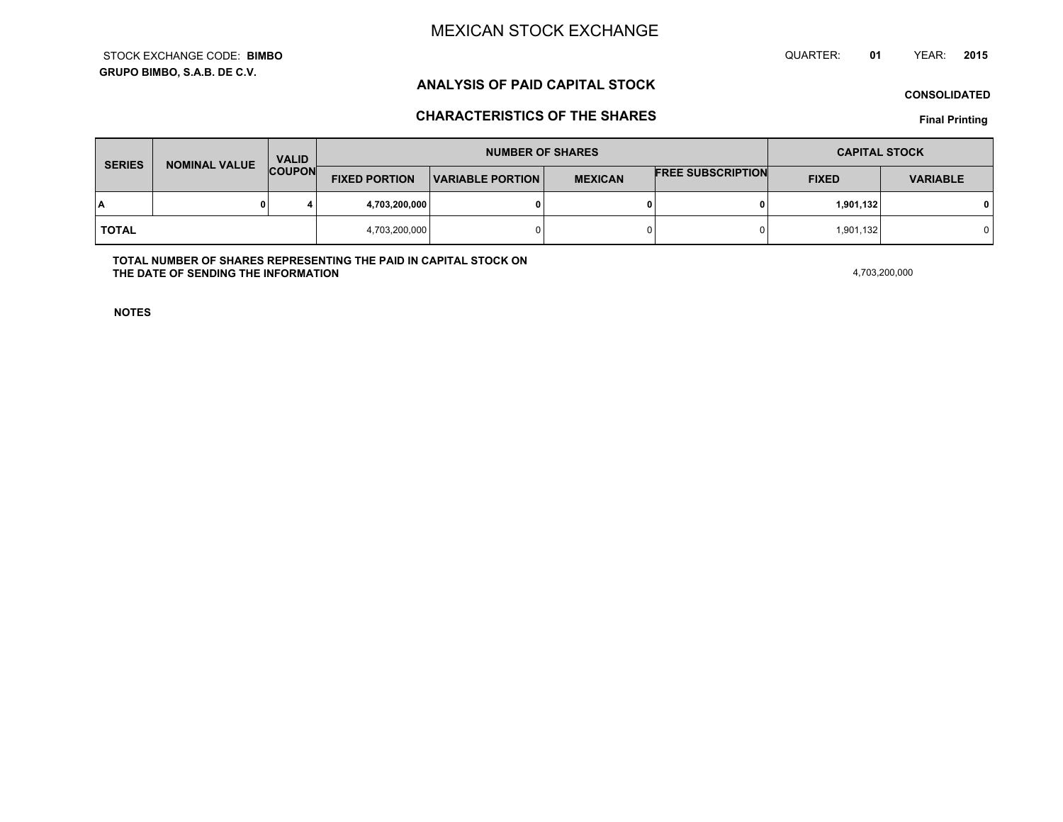# MEXICAN STOCK EXCHANGE

STOCK EXCHANGE CODE: **BIMBO**

**GRUPO BIMBO, S.A.B. DE C.V.**

QUARTER: **01** YEAR: **2015**

## ANALYSIS OF PAID CAPITAL STOCK

**CONSOLIDATED**

## CHARACTERISTICS OF THE SHARES

**Final Printing**

| SERIES | NOMINAL VALUE | VALID COUPON | NUMBER OF SHARES | | | | CAPITAL STOCK | |
|---|---|---|---|---|---|---|---|---|
| | | | FIXED PORTION | VARIABLE PORTION | MEXICAN | FREE SUBSCRIPTION | FIXED | VARIABLE |
| **A** | **0** | **4** | **4,703,200,000** | **0** | **0** | **0** | **1,901,132** | **0** |
| **TOTAL** | | | 4,703,200,000 | 0 | 0 | 0 | 1,901,132 | 0 |

**TOTAL NUMBER OF SHARES REPRESENTING THE PAID IN CAPITAL STOCK ON THE DATE OF SENDING THE INFORMATION** 4,703,200,000

**NOTES**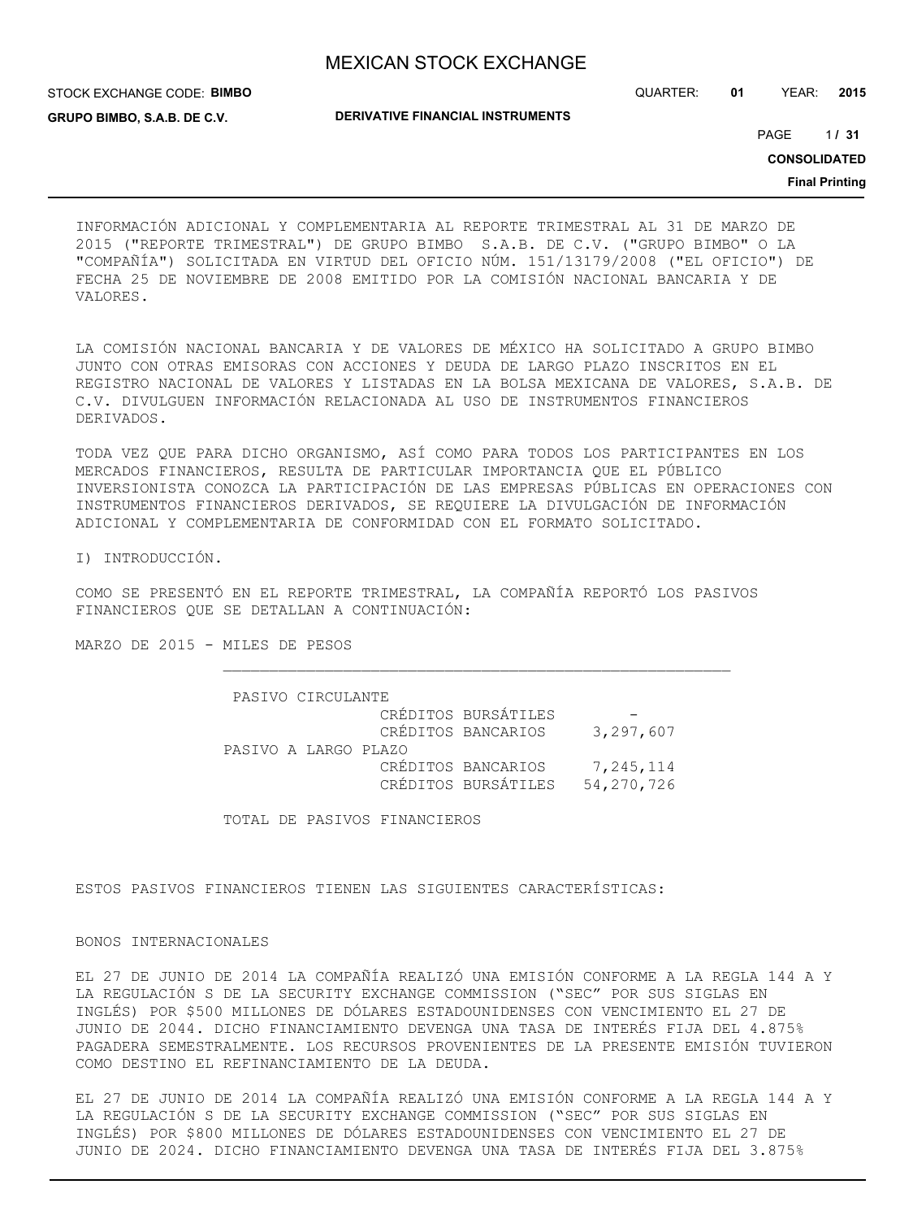INFORMACIÓN ADICIONAL Y COMPLEMENTARIA AL REPORTE TRIMESTRAL AL 31 DE MARZO DE 2015 ("REPORTE TRIMESTRAL") DE GRUPO BIMBO S.A.B. DE C.V. ("GRUPO BIMBO" O LA "COMPAÑÍA") SOLICITADA EN VIRTUD DEL OFICIO NÚM. 151/13179/2008 ("EL OFICIO") DE FECHA 25 DE NOVIEMBRE DE 2008 EMITIDO POR LA COMISIÓN NACIONAL BANCARIA Y DE VALORES.

LA COMISIÓN NACIONAL BANCARIA Y DE VALORES DE MÉXICO HA SOLICITADO A GRUPO BIMBO JUNTO CON OTRAS EMISORAS CON ACCIONES Y DEUDA DE LARGO PLAZO INSCRITOS EN EL REGISTRO NACIONAL DE VALORES Y LISTADAS EN LA BOLSA MEXICANA DE VALORES, S.A.B. DE C.V. DIVULGUEN INFORMACIÓN RELACIONADA AL USO DE INSTRUMENTOS FINANCIEROS DERIVADOS.

TODA VEZ QUE PARA DICHO ORGANISMO, ASÍ COMO PARA TODOS LOS PARTICIPANTES EN LOS MERCADOS FINANCIEROS, RESULTA DE PARTICULAR IMPORTANCIA QUE EL PÚBLICO INVERSIONISTA CONOZCA LA PARTICIPACIÓN DE LAS EMPRESAS PÚBLICAS EN OPERACIONES CON INSTRUMENTOS FINANCIEROS DERIVADOS, SE REQUIERE LA DIVULGACIÓN DE INFORMACIÓN ADICIONAL Y COMPLEMENTARIA DE CONFORMIDAD CON EL FORMATO SOLICITADO.

I) INTRODUCCIÓN.

COMO SE PRESENTÓ EN EL REPORTE TRIMESTRAL, LA COMPAÑÍA REPORTÓ LOS PASIVOS FINANCIEROS QUE SE DETALLAN A CONTINUACIÓN:

MARZO DE 2015 - MILES DE PESOS

| | | |
|---|---|---|
| PASIVO CIRCULANTE | | |
| | CRÉDITOS BURSÁTILES | - |
| | CRÉDITOS BANCARIOS | 3,297,607 |
| PASIVO A LARGO PLAZO | | |
| | CRÉDITOS BANCARIOS | 7,245,114 |
| | CRÉDITOS BURSÁTILES | 54,270,726 |
| TOTAL DE PASIVOS FINANCIEROS | | |

ESTOS PASIVOS FINANCIEROS TIENEN LAS SIGUIENTES CARACTERÍSTICAS:

BONOS INTERNACIONALES

EL 27 DE JUNIO DE 2014 LA COMPAÑÍA REALIZÓ UNA EMISIÓN CONFORME A LA REGLA 144 A Y LA REGULACIÓN S DE LA SECURITY EXCHANGE COMMISSION ("SEC" POR SUS SIGLAS EN INGLÉS) POR $500 MILLONES DE DÓLARES ESTADOUNIDENSES CON VENCIMIENTO EL 27 DE JUNIO DE 2044. DICHO FINANCIAMIENTO DEVENGA UNA TASA DE INTERÉS FIJA DEL 4.875% PAGADERA SEMESTRALMENTE. LOS RECURSOS PROVENIENTES DE LA PRESENTE EMISIÓN TUVIERON COMO DESTINO EL REFINANCIAMIENTO DE LA DEUDA.

EL 27 DE JUNIO DE 2014 LA COMPAÑÍA REALIZÓ UNA EMISIÓN CONFORME A LA REGLA 144 A Y LA REGULACIÓN S DE LA SECURITY EXCHANGE COMMISSION ("SEC" POR SUS SIGLAS EN INGLÉS) POR $800 MILLONES DE DÓLARES ESTADOUNIDENSES CON VENCIMIENTO EL 27 DE JUNIO DE 2024. DICHO FINANCIAMIENTO DEVENGA UNA TASA DE INTERÉS FIJA DEL 3.875%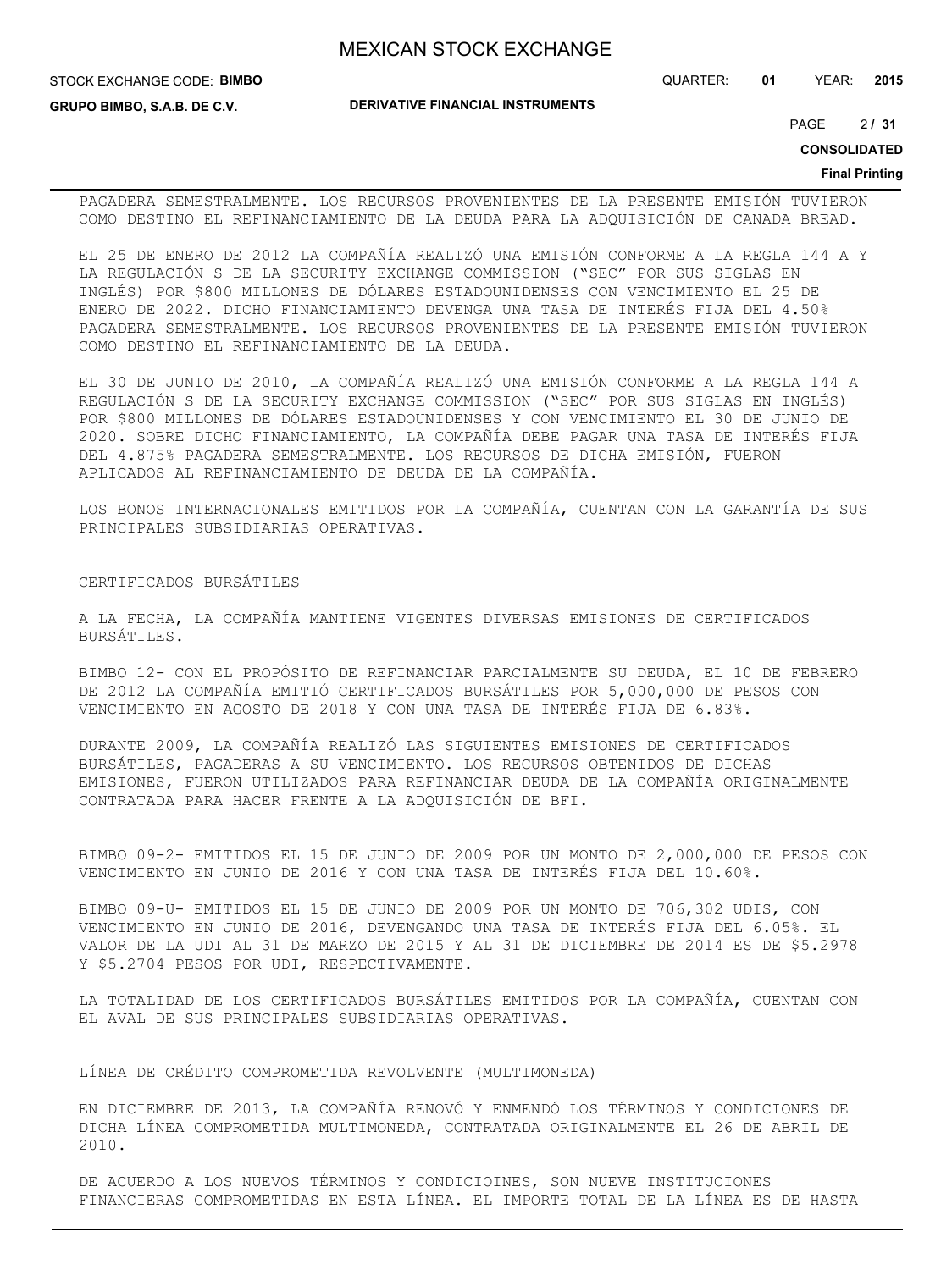PAGADERA SEMESTRALMENTE. LOS RECURSOS PROVENIENTES DE LA PRESENTE EMISIÓN TUVIERON COMO DESTINO EL REFINANCIAMIENTO DE LA DEUDA PARA LA ADQUISICIÓN DE CANADA BREAD.

EL 25 DE ENERO DE 2012 LA COMPAÑÍA REALIZÓ UNA EMISIÓN CONFORME A LA REGLA 144 A Y LA REGULACIÓN S DE LA SECURITY EXCHANGE COMMISSION ("SEC" POR SUS SIGLAS EN INGLÉS) POR $800 MILLONES DE DÓLARES ESTADOUNIDENSES CON VENCIMIENTO EL 25 DE ENERO DE 2022. DICHO FINANCIAMIENTO DEVENGA UNA TASA DE INTERÉS FIJA DEL 4.50% PAGADERA SEMESTRALMENTE. LOS RECURSOS PROVENIENTES DE LA PRESENTE EMISIÓN TUVIERON COMO DESTINO EL REFINANCIAMIENTO DE LA DEUDA.

EL 30 DE JUNIO DE 2010, LA COMPAÑÍA REALIZÓ UNA EMISIÓN CONFORME A LA REGLA 144 A REGULACIÓN S DE LA SECURITY EXCHANGE COMMISSION ("SEC" POR SUS SIGLAS EN INGLÉS) POR $800 MILLONES DE DÓLARES ESTADOUNIDENSES Y CON VENCIMIENTO EL 30 DE JUNIO DE 2020. SOBRE DICHO FINANCIAMIENTO, LA COMPAÑÍA DEBE PAGAR UNA TASA DE INTERÉS FIJA DEL 4.875% PAGADERA SEMESTRALMENTE. LOS RECURSOS DE DICHA EMISIÓN, FUERON APLICADOS AL REFINANCIAMIENTO DE DEUDA DE LA COMPAÑÍA.

LOS BONOS INTERNACIONALES EMITIDOS POR LA COMPAÑÍA, CUENTAN CON LA GARANTÍA DE SUS PRINCIPALES SUBSIDIARIAS OPERATIVAS.

CERTIFICADOS BURSÁTILES

A LA FECHA, LA COMPAÑÍA MANTIENE VIGENTES DIVERSAS EMISIONES DE CERTIFICADOS BURSÁTILES.

BIMBO 12- CON EL PROPÓSITO DE REFINANCIAR PARCIALMENTE SU DEUDA, EL 10 DE FEBRERO DE 2012 LA COMPAÑÍA EMITIÓ CERTIFICADOS BURSÁTILES POR 5,000,000 DE PESOS CON VENCIMIENTO EN AGOSTO DE 2018 Y CON UNA TASA DE INTERÉS FIJA DE 6.83%.

DURANTE 2009, LA COMPAÑÍA REALIZÓ LAS SIGUIENTES EMISIONES DE CERTIFICADOS BURSÁTILES, PAGADERAS A SU VENCIMIENTO. LOS RECURSOS OBTENIDOS DE DICHAS EMISIONES, FUERON UTILIZADOS PARA REFINANCIAR DEUDA DE LA COMPAÑÍA ORIGINALMENTE CONTRATADA PARA HACER FRENTE A LA ADQUISICIÓN DE BFI.

BIMBO 09-2- EMITIDOS EL 15 DE JUNIO DE 2009 POR UN MONTO DE 2,000,000 DE PESOS CON VENCIMIENTO EN JUNIO DE 2016 Y CON UNA TASA DE INTERÉS FIJA DEL 10.60%.

BIMBO 09-U- EMITIDOS EL 15 DE JUNIO DE 2009 POR UN MONTO DE 706,302 UDIS, CON VENCIMIENTO EN JUNIO DE 2016, DEVENGANDO UNA TASA DE INTERÉS FIJA DEL 6.05%. EL VALOR DE LA UDI AL 31 DE MARZO DE 2015 Y AL 31 DE DICIEMBRE DE 2014 ES DE $5.2978 Y $5.2704 PESOS POR UDI, RESPECTIVAMENTE.

LA TOTALIDAD DE LOS CERTIFICADOS BURSÁTILES EMITIDOS POR LA COMPAÑÍA, CUENTAN CON EL AVAL DE SUS PRINCIPALES SUBSIDIARIAS OPERATIVAS.

LÍNEA DE CRÉDITO COMPROMETIDA REVOLVENTE (MULTIMONEDA)

EN DICIEMBRE DE 2013, LA COMPAÑÍA RENOVÓ Y ENMENDÓ LOS TÉRMINOS Y CONDICIONES DE DICHA LÍNEA COMPROMETIDA MULTIMONEDA, CONTRATADA ORIGINALMENTE EL 26 DE ABRIL DE 2010.

DE ACUERDO A LOS NUEVOS TÉRMINOS Y CONDICIOINES, SON NUEVE INSTITUCIONES FINANCIERAS COMPROMETIDAS EN ESTA LÍNEA. EL IMPORTE TOTAL DE LA LÍNEA ES DE HASTA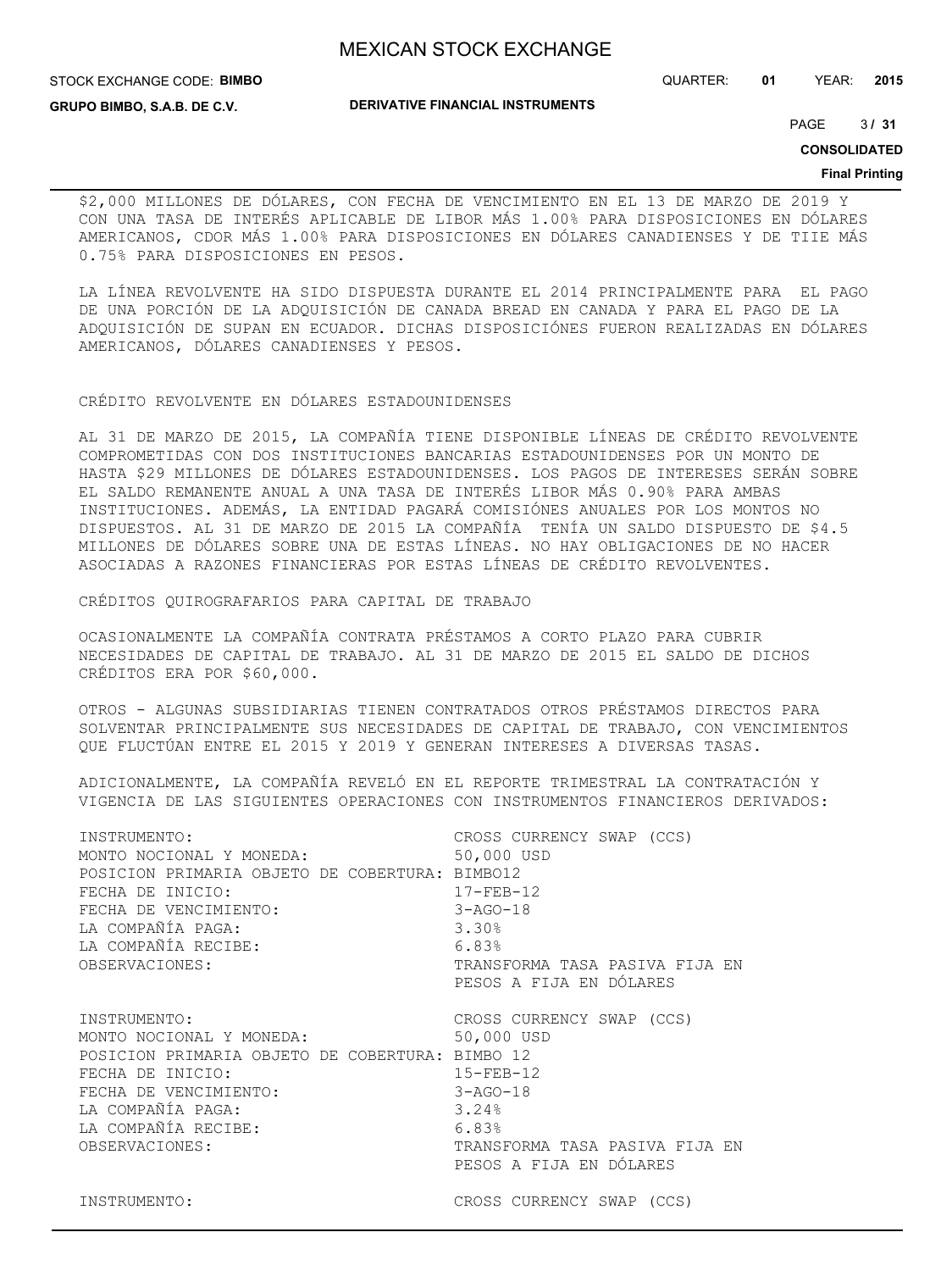$2,000 MILLONES DE DÓLARES, CON FECHA DE VENCIMIENTO EN EL 13 DE MARZO DE 2019 Y CON UNA TASA DE INTERÉS APLICABLE DE LIBOR MÁS 1.00% PARA DISPOSICIONES EN DÓLARES AMERICANOS, CDOR MÁS 1.00% PARA DISPOSICIONES EN DÓLARES CANADIENSES Y DE TIIE MÁS 0.75% PARA DISPOSICIONES EN PESOS.

LA LÍNEA REVOLVENTE HA SIDO DISPUESTA DURANTE EL 2014 PRINCIPALMENTE PARA EL PAGO DE UNA PORCIÓN DE LA ADQUISICIÓN DE CANADA BREAD EN CANADA Y PARA EL PAGO DE LA ADQUISICIÓN DE SUPAN EN ECUADOR. DICHAS DISPOSICIÓNES FUERON REALIZADAS EN DÓLARES AMERICANOS, DÓLARES CANADIENSES Y PESOS.

CRÉDITO REVOLVENTE EN DÓLARES ESTADOUNIDENSES

AL 31 DE MARZO DE 2015, LA COMPAÑÍA TIENE DISPONIBLE LÍNEAS DE CRÉDITO REVOLVENTE COMPROMETIDAS CON DOS INSTITUCIONES BANCARIAS ESTADOUNIDENSES POR UN MONTO DE HASTA $29 MILLONES DE DÓLARES ESTADOUNIDENSES. LOS PAGOS DE INTERESES SERÁN SOBRE EL SALDO REMANENTE ANUAL A UNA TASA DE INTERÉS LIBOR MÁS 0.90% PARA AMBAS INSTITUCIONES. ADEMÁS, LA ENTIDAD PAGARÁ COMISIÓNES ANUALES POR LOS MONTOS NO DISPUESTOS. AL 31 DE MARZO DE 2015 LA COMPAÑÍA TENÍA UN SALDO DISPUESTO DE $4.5 MILLONES DE DÓLARES SOBRE UNA DE ESTAS LÍNEAS. NO HAY OBLIGACIONES DE NO HACER ASOCIADAS A RAZONES FINANCIERAS POR ESTAS LÍNEAS DE CRÉDITO REVOLVENTES.

CRÉDITOS QUIROGRAFARIOS PARA CAPITAL DE TRABAJO

OCASIONALMENTE LA COMPAÑÍA CONTRATA PRÉSTAMOS A CORTO PLAZO PARA CUBRIR NECESIDADES DE CAPITAL DE TRABAJO. AL 31 DE MARZO DE 2015 EL SALDO DE DICHOS CRÉDITOS ERA POR $60,000.

OTROS - ALGUNAS SUBSIDIARIAS TIENEN CONTRATADOS OTROS PRÉSTAMOS DIRECTOS PARA SOLVENTAR PRINCIPALMENTE SUS NECESIDADES DE CAPITAL DE TRABAJO, CON VENCIMIENTOS QUE FLUCTÚAN ENTRE EL 2015 Y 2019 Y GENERAN INTERESES A DIVERSAS TASAS.

ADICIONALMENTE, LA COMPAÑÍA REVELÓ EN EL REPORTE TRIMESTRAL LA CONTRATACIÓN Y VIGENCIA DE LAS SIGUIENTES OPERACIONES CON INSTRUMENTOS FINANCIEROS DERIVADOS:

| | |
|---|---|
| INSTRUMENTO: | CROSS CURRENCY SWAP (CCS) |
| MONTO NOCIONAL Y MONEDA: | 50,000 USD |
| POSICION PRIMARIA OBJETO DE COBERTURA: | BIMBO12 |
| FECHA DE INICIO: | 17-FEB-12 |
| FECHA DE VENCIMIENTO: | 3-AGO-18 |
| LA COMPAÑÍA PAGA: | 3.30% |
| LA COMPAÑÍA RECIBE: | 6.83% |
| OBSERVACIONES: | TRANSFORMA TASA PASIVA FIJA EN PESOS A FIJA EN DÓLARES |

| | |
|---|---|
| INSTRUMENTO: | CROSS CURRENCY SWAP (CCS) |
| MONTO NOCIONAL Y MONEDA: | 50,000 USD |
| POSICION PRIMARIA OBJETO DE COBERTURA: | BIMBO 12 |
| FECHA DE INICIO: | 15-FEB-12 |
| FECHA DE VENCIMIENTO: | 3-AGO-18 |
| LA COMPAÑÍA PAGA: | 3.24% |
| LA COMPAÑÍA RECIBE: | 6.83% |
| OBSERVACIONES: | TRANSFORMA TASA PASIVA FIJA EN PESOS A FIJA EN DÓLARES |

| | |
|---|---|
| INSTRUMENTO: | CROSS CURRENCY SWAP (CCS) |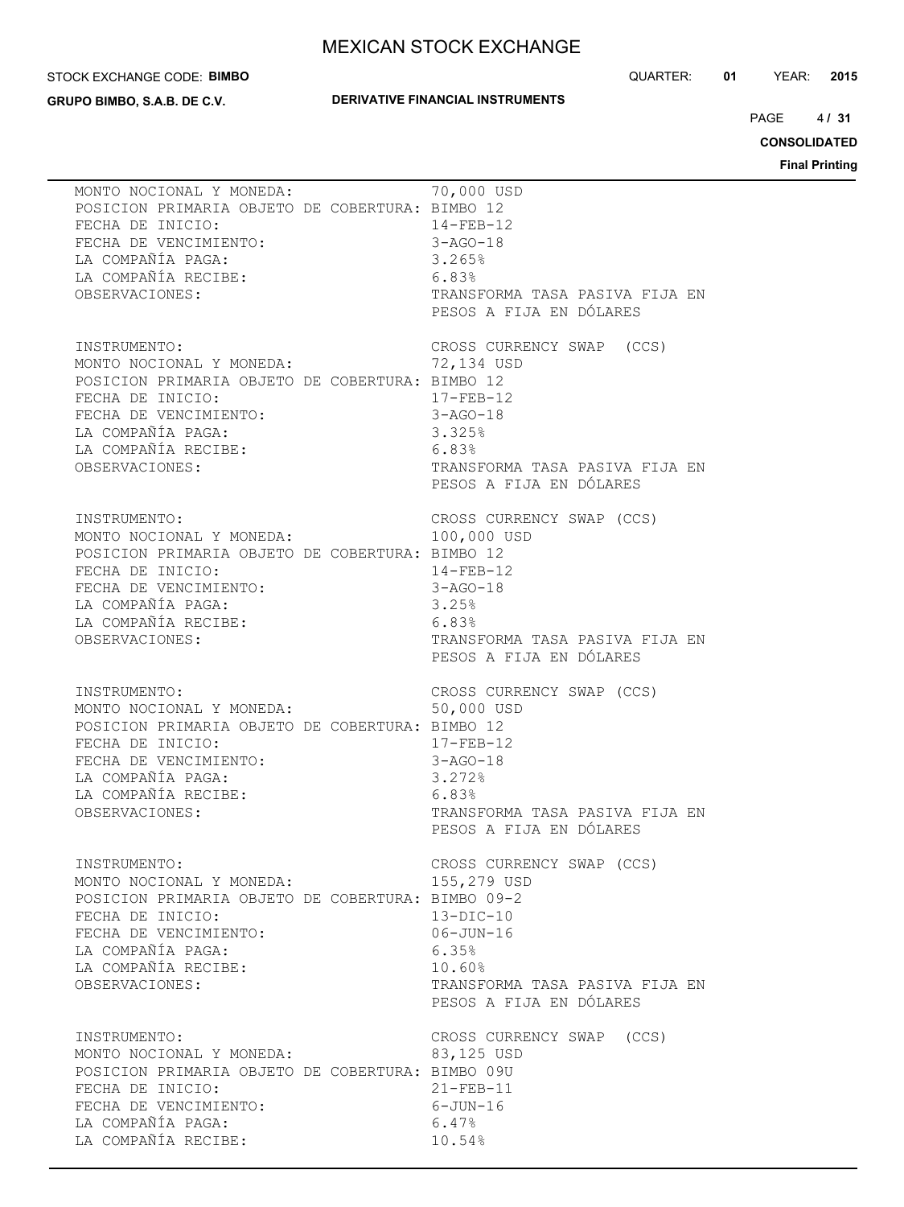| | |
|---|---|
| MONTO NOCIONAL Y MONEDA: | 70,000 USD |
| POSICION PRIMARIA OBJETO DE COBERTURA: | BIMBO 12 |
| FECHA DE INICIO: | 14-FEB-12 |
| FECHA DE VENCIMIENTO: | 3-AGO-18 |
| LA COMPAÑÍA PAGA: | 3.265% |
| LA COMPAÑÍA RECIBE: | 6.83% |
| OBSERVACIONES: | TRANSFORMA TASA PASIVA FIJA EN PESOS A FIJA EN DÓLARES |

| | |
|---|---|
| INSTRUMENTO: | CROSS CURRENCY SWAP (CCS) |
| MONTO NOCIONAL Y MONEDA: | 72,134 USD |
| POSICION PRIMARIA OBJETO DE COBERTURA: | BIMBO 12 |
| FECHA DE INICIO: | 17-FEB-12 |
| FECHA DE VENCIMIENTO: | 3-AGO-18 |
| LA COMPAÑÍA PAGA: | 3.325% |
| LA COMPAÑÍA RECIBE: | 6.83% |
| OBSERVACIONES: | TRANSFORMA TASA PASIVA FIJA EN PESOS A FIJA EN DÓLARES |

| | |
|---|---|
| INSTRUMENTO: | CROSS CURRENCY SWAP (CCS) |
| MONTO NOCIONAL Y MONEDA: | 100,000 USD |
| POSICION PRIMARIA OBJETO DE COBERTURA: | BIMBO 12 |
| FECHA DE INICIO: | 14-FEB-12 |
| FECHA DE VENCIMIENTO: | 3-AGO-18 |
| LA COMPAÑÍA PAGA: | 3.25% |
| LA COMPAÑÍA RECIBE: | 6.83% |
| OBSERVACIONES: | TRANSFORMA TASA PASIVA FIJA EN PESOS A FIJA EN DÓLARES |

| | |
|---|---|
| INSTRUMENTO: | CROSS CURRENCY SWAP (CCS) |
| MONTO NOCIONAL Y MONEDA: | 50,000 USD |
| POSICION PRIMARIA OBJETO DE COBERTURA: | BIMBO 12 |
| FECHA DE INICIO: | 17-FEB-12 |
| FECHA DE VENCIMIENTO: | 3-AGO-18 |
| LA COMPAÑÍA PAGA: | 3.272% |
| LA COMPAÑÍA RECIBE: | 6.83% |
| OBSERVACIONES: | TRANSFORMA TASA PASIVA FIJA EN PESOS A FIJA EN DÓLARES |

| | |
|---|---|
| INSTRUMENTO: | CROSS CURRENCY SWAP (CCS) |
| MONTO NOCIONAL Y MONEDA: | 155,279 USD |
| POSICION PRIMARIA OBJETO DE COBERTURA: | BIMBO 09-2 |
| FECHA DE INICIO: | 13-DIC-10 |
| FECHA DE VENCIMIENTO: | 06-JUN-16 |
| LA COMPAÑÍA PAGA: | 6.35% |
| LA COMPAÑÍA RECIBE: | 10.60% |
| OBSERVACIONES: | TRANSFORMA TASA PASIVA FIJA EN PESOS A FIJA EN DÓLARES |

| | |
|---|---|
| INSTRUMENTO: | CROSS CURRENCY SWAP (CCS) |
| MONTO NOCIONAL Y MONEDA: | 83,125 USD |
| POSICION PRIMARIA OBJETO DE COBERTURA: | BIMBO 09U |
| FECHA DE INICIO: | 21-FEB-11 |
| FECHA DE VENCIMIENTO: | 6-JUN-16 |
| LA COMPAÑÍA PAGA: | 6.47% |
| LA COMPAÑÍA RECIBE: | 10.54% |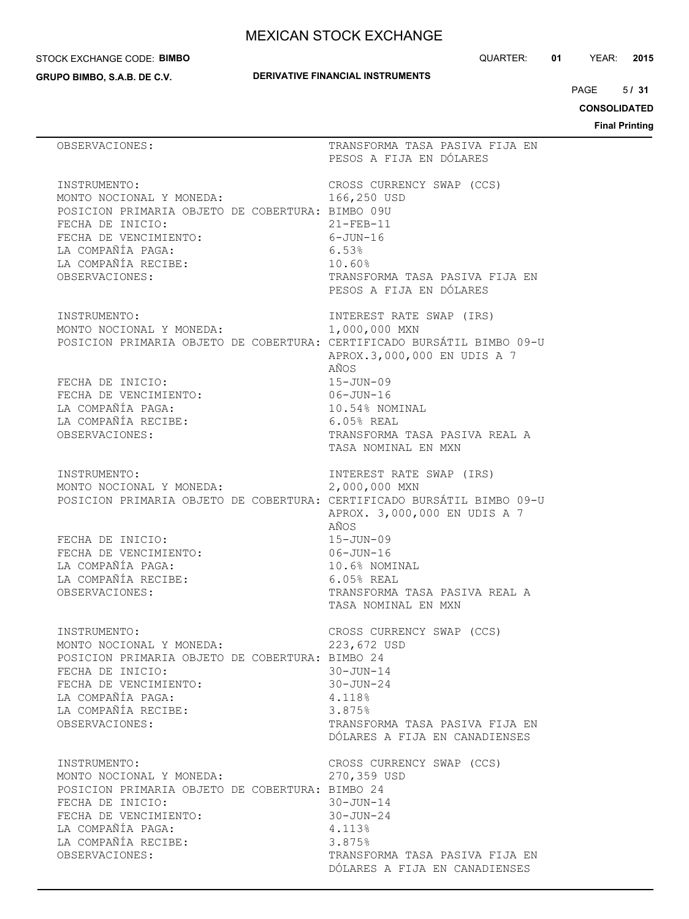| | |
|---|---|
| OBSERVACIONES: | TRANSFORMA TASA PASIVA FIJA EN PESOS A FIJA EN DÓLARES |
| | |
| INSTRUMENTO: | CROSS CURRENCY SWAP (CCS) |
| MONTO NOCIONAL Y MONEDA: | 166,250 USD |
| POSICION PRIMARIA OBJETO DE COBERTURA: | BIMBO 09U |
| FECHA DE INICIO: | 21-FEB-11 |
| FECHA DE VENCIMIENTO: | 6-JUN-16 |
| LA COMPAÑÍA PAGA: | 6.53% |
| LA COMPAÑÍA RECIBE: | 10.60% |
| OBSERVACIONES: | TRANSFORMA TASA PASIVA FIJA EN PESOS A FIJA EN DÓLARES |
| | |
| INSTRUMENTO: | INTEREST RATE SWAP (IRS) |
| MONTO NOCIONAL Y MONEDA: | 1,000,000 MXN |
| POSICION PRIMARIA OBJETO DE COBERTURA: | CERTIFICADO BURSÁTIL BIMBO 09-U APROX.3,000,000 EN UDIS A 7 AÑOS |
| FECHA DE INICIO: | 15-JUN-09 |
| FECHA DE VENCIMIENTO: | 06-JUN-16 |
| LA COMPAÑÍA PAGA: | 10.54% NOMINAL |
| LA COMPAÑÍA RECIBE: | 6.05% REAL |
| OBSERVACIONES: | TRANSFORMA TASA PASIVA REAL A TASA NOMINAL EN MXN |
| | |
| INSTRUMENTO: | INTEREST RATE SWAP (IRS) |
| MONTO NOCIONAL Y MONEDA: | 2,000,000 MXN |
| POSICION PRIMARIA OBJETO DE COBERTURA: | CERTIFICADO BURSÁTIL BIMBO 09-U APROX. 3,000,000 EN UDIS A 7 AÑOS |
| FECHA DE INICIO: | 15-JUN-09 |
| FECHA DE VENCIMIENTO: | 06-JUN-16 |
| LA COMPAÑÍA PAGA: | 10.6% NOMINAL |
| LA COMPAÑÍA RECIBE: | 6.05% REAL |
| OBSERVACIONES: | TRANSFORMA TASA PASIVA REAL A TASA NOMINAL EN MXN |
| | |
| INSTRUMENTO: | CROSS CURRENCY SWAP (CCS) |
| MONTO NOCIONAL Y MONEDA: | 223,672 USD |
| POSICION PRIMARIA OBJETO DE COBERTURA: | BIMBO 24 |
| FECHA DE INICIO: | 30-JUN-14 |
| FECHA DE VENCIMIENTO: | 30-JUN-24 |
| LA COMPAÑÍA PAGA: | 4.118% |
| LA COMPAÑÍA RECIBE: | 3.875% |
| OBSERVACIONES: | TRANSFORMA TASA PASIVA FIJA EN DÓLARES A FIJA EN CANADIENSES |
| | |
| INSTRUMENTO: | CROSS CURRENCY SWAP (CCS) |
| MONTO NOCIONAL Y MONEDA: | 270,359 USD |
| POSICION PRIMARIA OBJETO DE COBERTURA: | BIMBO 24 |
| FECHA DE INICIO: | 30-JUN-14 |
| FECHA DE VENCIMIENTO: | 30-JUN-24 |
| LA COMPAÑÍA PAGA: | 4.113% |
| LA COMPAÑÍA RECIBE: | 3.875% |
| OBSERVACIONES: | TRANSFORMA TASA PASIVA FIJA EN DÓLARES A FIJA EN CANADIENSES |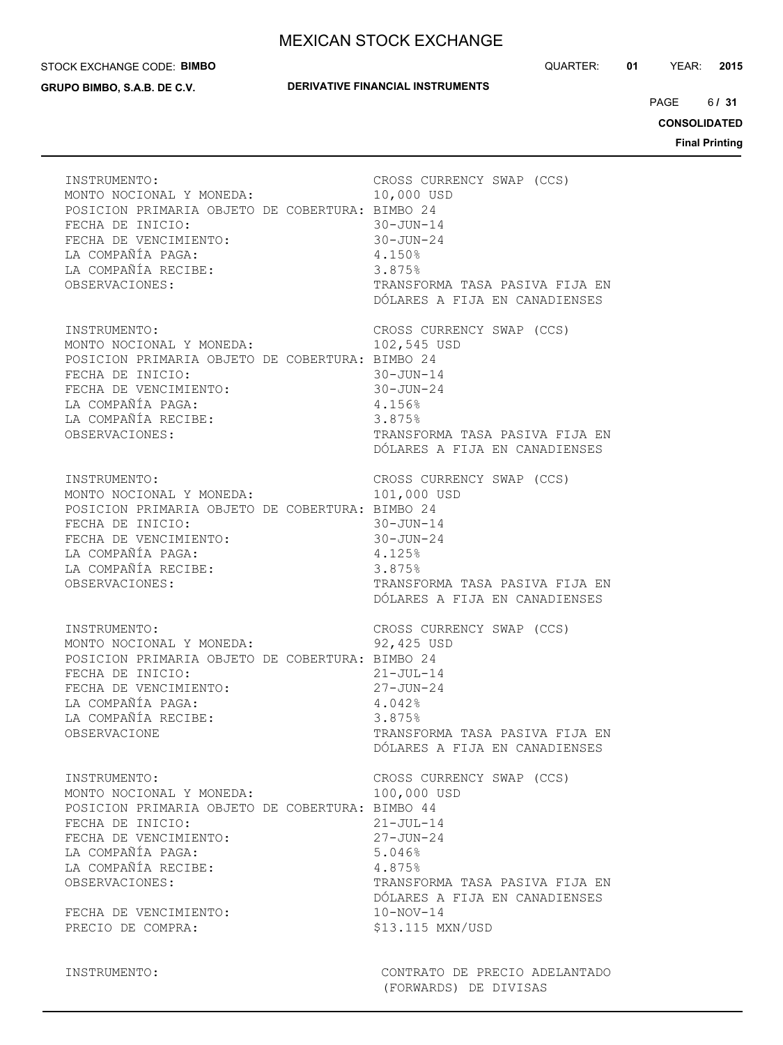INSTRUMENTO: CROSS CURRENCY SWAP (CCS)
MONTO NOCIONAL Y MONEDA: 10,000 USD
POSICION PRIMARIA OBJETO DE COBERTURA: BIMBO 24
FECHA DE INICIO: 30-JUN-14
FECHA DE VENCIMIENTO: 30-JUN-24
LA COMPAÑÍA PAGA: 4.150%
LA COMPAÑÍA RECIBE: 3.875%
OBSERVACIONES: TRANSFORMA TASA PASIVA FIJA EN DÓLARES A FIJA EN CANADIENSES

INSTRUMENTO: CROSS CURRENCY SWAP (CCS)
MONTO NOCIONAL Y MONEDA: 102,545 USD
POSICION PRIMARIA OBJETO DE COBERTURA: BIMBO 24
FECHA DE INICIO: 30-JUN-14
FECHA DE VENCIMIENTO: 30-JUN-24
LA COMPAÑÍA PAGA: 4.156%
LA COMPAÑÍA RECIBE: 3.875%
OBSERVACIONES: TRANSFORMA TASA PASIVA FIJA EN DÓLARES A FIJA EN CANADIENSES

INSTRUMENTO: CROSS CURRENCY SWAP (CCS)
MONTO NOCIONAL Y MONEDA: 101,000 USD
POSICION PRIMARIA OBJETO DE COBERTURA: BIMBO 24
FECHA DE INICIO: 30-JUN-14
FECHA DE VENCIMIENTO: 30-JUN-24
LA COMPAÑÍA PAGA: 4.125%
LA COMPAÑÍA RECIBE: 3.875%
OBSERVACIONES: TRANSFORMA TASA PASIVA FIJA EN DÓLARES A FIJA EN CANADIENSES

INSTRUMENTO: CROSS CURRENCY SWAP (CCS)
MONTO NOCIONAL Y MONEDA: 92,425 USD
POSICION PRIMARIA OBJETO DE COBERTURA: BIMBO 24
FECHA DE INICIO: 21-JUL-14
FECHA DE VENCIMIENTO: 27-JUN-24
LA COMPAÑÍA PAGA: 4.042%
LA COMPAÑÍA RECIBE: 3.875%
OBSERVACIONE TRANSFORMA TASA PASIVA FIJA EN DÓLARES A FIJA EN CANADIENSES

INSTRUMENTO: CROSS CURRENCY SWAP (CCS)
MONTO NOCIONAL Y MONEDA: 100,000 USD
POSICION PRIMARIA OBJETO DE COBERTURA: BIMBO 44
FECHA DE INICIO: 21-JUL-14
FECHA DE VENCIMIENTO: 27-JUN-24
LA COMPAÑÍA PAGA: 5.046%
LA COMPAÑÍA RECIBE: 4.875%
OBSERVACIONES: TRANSFORMA TASA PASIVA FIJA EN DÓLARES A FIJA EN CANADIENSES

FECHA DE VENCIMIENTO: 10-NOV-14
PRECIO DE COMPRA: $13.115 MXN/USD

INSTRUMENTO: CONTRATO DE PRECIO ADELANTADO (FORWARDS) DE DIVISAS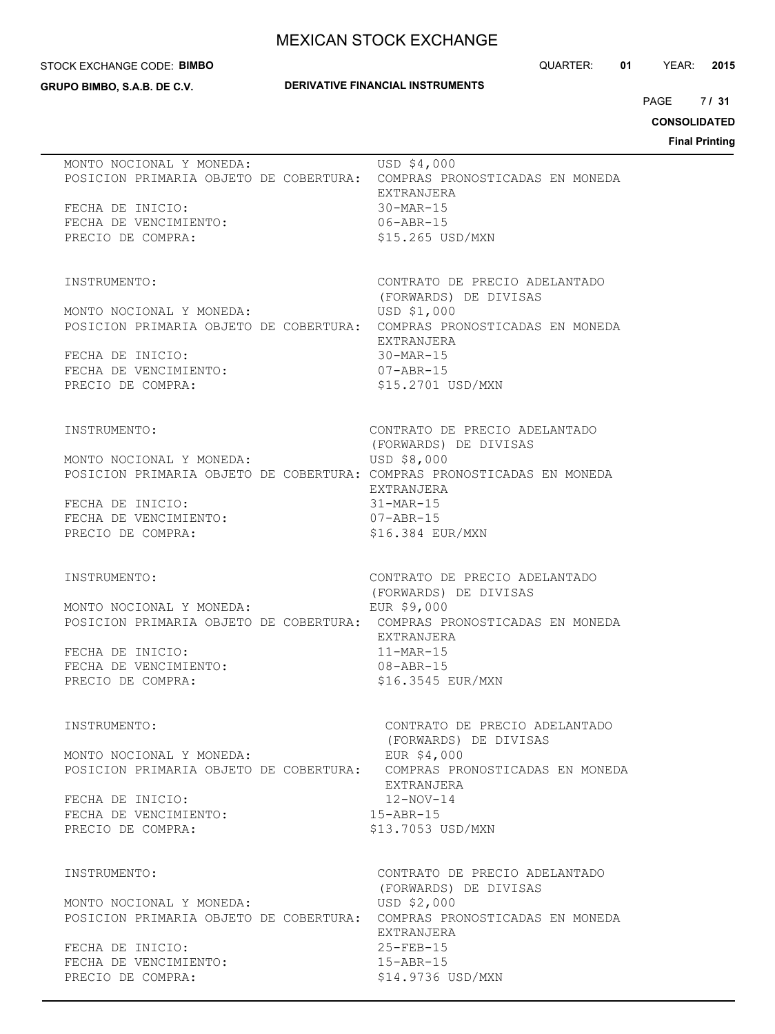MONTO NOCIONAL Y MONEDA: USD $4,000
POSICION PRIMARIA OBJETO DE COBERTURA: COMPRAS PRONOSTICADAS EN MONEDA EXTRANJERA
FECHA DE INICIO: 30-MAR-15
FECHA DE VENCIMIENTO: 06-ABR-15
PRECIO DE COMPRA: $15.265 USD/MXN

INSTRUMENTO: CONTRATO DE PRECIO ADELANTADO (FORWARDS) DE DIVISAS
MONTO NOCIONAL Y MONEDA: USD $1,000
POSICION PRIMARIA OBJETO DE COBERTURA: COMPRAS PRONOSTICADAS EN MONEDA EXTRANJERA
FECHA DE INICIO: 30-MAR-15
FECHA DE VENCIMIENTO: 07-ABR-15
PRECIO DE COMPRA: $15.2701 USD/MXN

INSTRUMENTO: CONTRATO DE PRECIO ADELANTADO (FORWARDS) DE DIVISAS
MONTO NOCIONAL Y MONEDA: USD $8,000
POSICION PRIMARIA OBJETO DE COBERTURA: COMPRAS PRONOSTICADAS EN MONEDA EXTRANJERA
FECHA DE INICIO: 31-MAR-15
FECHA DE VENCIMIENTO: 07-ABR-15
PRECIO DE COMPRA: $16.384 EUR/MXN

INSTRUMENTO: CONTRATO DE PRECIO ADELANTADO (FORWARDS) DE DIVISAS
MONTO NOCIONAL Y MONEDA: EUR $9,000
POSICION PRIMARIA OBJETO DE COBERTURA: COMPRAS PRONOSTICADAS EN MONEDA EXTRANJERA
FECHA DE INICIO: 11-MAR-15
FECHA DE VENCIMIENTO: 08-ABR-15
PRECIO DE COMPRA: $16.3545 EUR/MXN

INSTRUMENTO: CONTRATO DE PRECIO ADELANTADO (FORWARDS) DE DIVISAS
MONTO NOCIONAL Y MONEDA: EUR $4,000
POSICION PRIMARIA OBJETO DE COBERTURA: COMPRAS PRONOSTICADAS EN MONEDA EXTRANJERA
FECHA DE INICIO: 12-NOV-14
FECHA DE VENCIMIENTO: 15-ABR-15
PRECIO DE COMPRA: $13.7053 USD/MXN

INSTRUMENTO: CONTRATO DE PRECIO ADELANTADO (FORWARDS) DE DIVISAS
MONTO NOCIONAL Y MONEDA: USD $2,000
POSICION PRIMARIA OBJETO DE COBERTURA: COMPRAS PRONOSTICADAS EN MONEDA EXTRANJERA
FECHA DE INICIO: 25-FEB-15
FECHA DE VENCIMIENTO: 15-ABR-15
PRECIO DE COMPRA: $14.9736 USD/MXN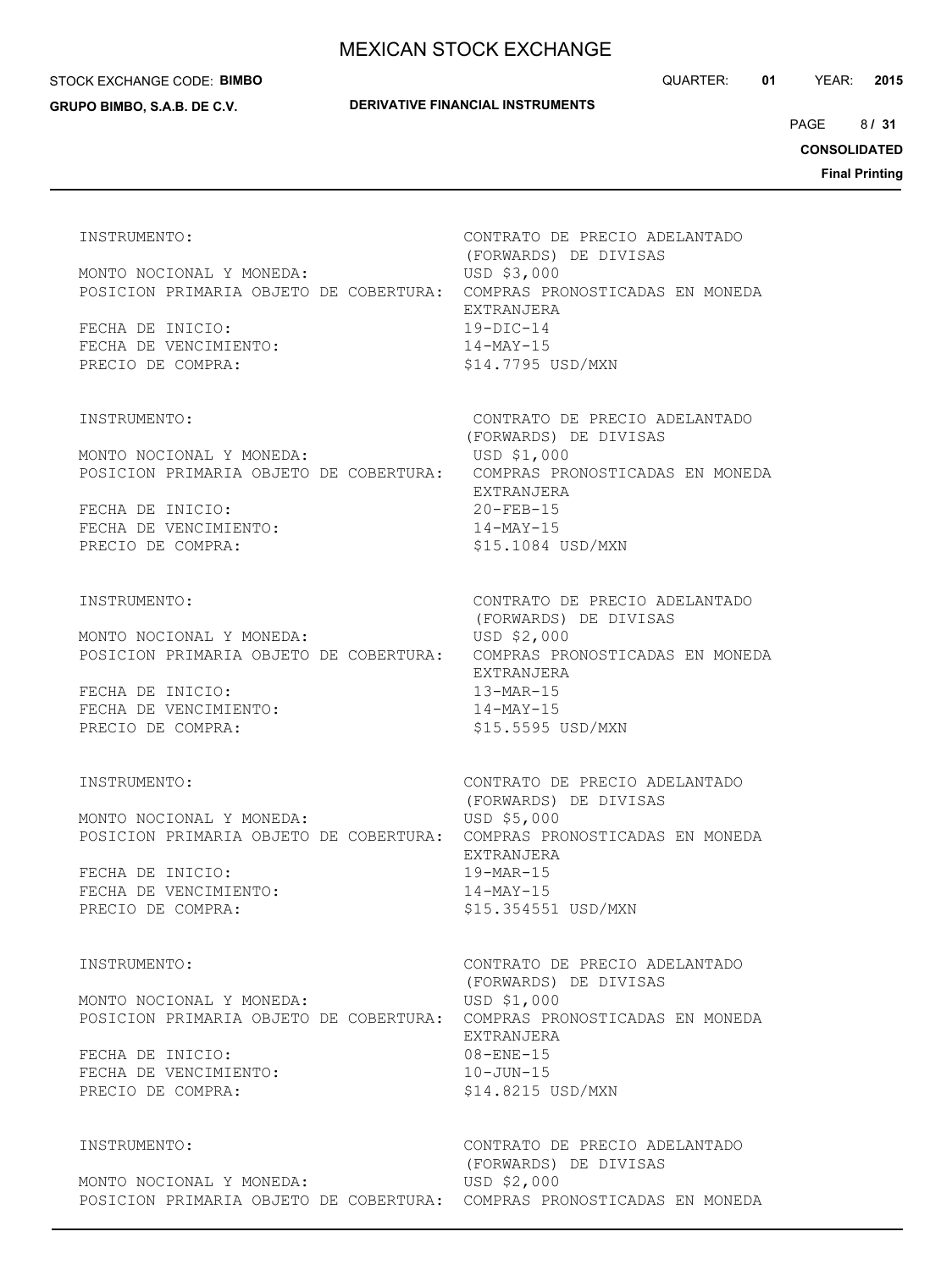INSTRUMENTO: CONTRATO DE PRECIO ADELANTADO (FORWARDS) DE DIVISAS
MONTO NOCIONAL Y MONEDA: USD $3,000
POSICION PRIMARIA OBJETO DE COBERTURA: COMPRAS PRONOSTICADAS EN MONEDA EXTRANJERA
FECHA DE INICIO: 19-DIC-14
FECHA DE VENCIMIENTO: 14-MAY-15
PRECIO DE COMPRA: $14.7795 USD/MXN

INSTRUMENTO: CONTRATO DE PRECIO ADELANTADO (FORWARDS) DE DIVISAS
MONTO NOCIONAL Y MONEDA: USD $1,000
POSICION PRIMARIA OBJETO DE COBERTURA: COMPRAS PRONOSTICADAS EN MONEDA EXTRANJERA
FECHA DE INICIO: 20-FEB-15
FECHA DE VENCIMIENTO: 14-MAY-15
PRECIO DE COMPRA: $15.1084 USD/MXN

INSTRUMENTO: CONTRATO DE PRECIO ADELANTADO (FORWARDS) DE DIVISAS
MONTO NOCIONAL Y MONEDA: USD $2,000
POSICION PRIMARIA OBJETO DE COBERTURA: COMPRAS PRONOSTICADAS EN MONEDA EXTRANJERA
FECHA DE INICIO: 13-MAR-15
FECHA DE VENCIMIENTO: 14-MAY-15
PRECIO DE COMPRA: $15.5595 USD/MXN

INSTRUMENTO: CONTRATO DE PRECIO ADELANTADO (FORWARDS) DE DIVISAS
MONTO NOCIONAL Y MONEDA: USD $5,000
POSICION PRIMARIA OBJETO DE COBERTURA: COMPRAS PRONOSTICADAS EN MONEDA EXTRANJERA
FECHA DE INICIO: 19-MAR-15
FECHA DE VENCIMIENTO: 14-MAY-15
PRECIO DE COMPRA: $15.354551 USD/MXN

INSTRUMENTO: CONTRATO DE PRECIO ADELANTADO (FORWARDS) DE DIVISAS
MONTO NOCIONAL Y MONEDA: USD $1,000
POSICION PRIMARIA OBJETO DE COBERTURA: COMPRAS PRONOSTICADAS EN MONEDA EXTRANJERA
FECHA DE INICIO: 08-ENE-15
FECHA DE VENCIMIENTO: 10-JUN-15
PRECIO DE COMPRA: $14.8215 USD/MXN

INSTRUMENTO: CONTRATO DE PRECIO ADELANTADO (FORWARDS) DE DIVISAS
MONTO NOCIONAL Y MONEDA: USD $2,000
POSICION PRIMARIA OBJETO DE COBERTURA: COMPRAS PRONOSTICADAS EN MONEDA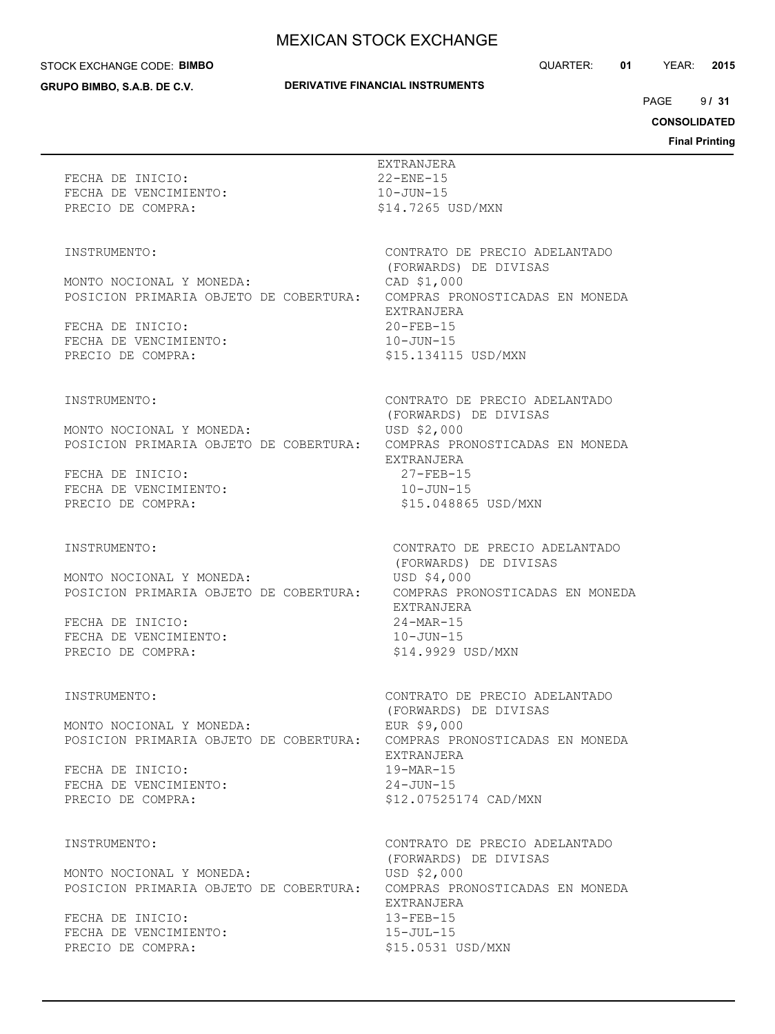| | |
|---|---|
| | EXTRANJERA |
| FECHA DE INICIO: | 22-ENE-15 |
| FECHA DE VENCIMIENTO: | 10-JUN-15 |
| PRECIO DE COMPRA: | $14.7265 USD/MXN |

| | |
|---|---|
| INSTRUMENTO: | CONTRATO DE PRECIO ADELANTADO (FORWARDS) DE DIVISAS |
| MONTO NOCIONAL Y MONEDA: | CAD $1,000 |
| POSICION PRIMARIA OBJETO DE COBERTURA: | COMPRAS PRONOSTICADAS EN MONEDA EXTRANJERA |
| FECHA DE INICIO: | 20-FEB-15 |
| FECHA DE VENCIMIENTO: | 10-JUN-15 |
| PRECIO DE COMPRA: | $15.134115 USD/MXN |

| | |
|---|---|
| INSTRUMENTO: | CONTRATO DE PRECIO ADELANTADO (FORWARDS) DE DIVISAS |
| MONTO NOCIONAL Y MONEDA: | USD $2,000 |
| POSICION PRIMARIA OBJETO DE COBERTURA: | COMPRAS PRONOSTICADAS EN MONEDA EXTRANJERA |
| FECHA DE INICIO: | 27-FEB-15 |
| FECHA DE VENCIMIENTO: | 10-JUN-15 |
| PRECIO DE COMPRA: | $15.048865 USD/MXN |

| | |
|---|---|
| INSTRUMENTO: | CONTRATO DE PRECIO ADELANTADO (FORWARDS) DE DIVISAS |
| MONTO NOCIONAL Y MONEDA: | USD $4,000 |
| POSICION PRIMARIA OBJETO DE COBERTURA: | COMPRAS PRONOSTICADAS EN MONEDA EXTRANJERA |
| FECHA DE INICIO: | 24-MAR-15 |
| FECHA DE VENCIMIENTO: | 10-JUN-15 |
| PRECIO DE COMPRA: | $14.9929 USD/MXN |

| | |
|---|---|
| INSTRUMENTO: | CONTRATO DE PRECIO ADELANTADO (FORWARDS) DE DIVISAS |
| MONTO NOCIONAL Y MONEDA: | EUR $9,000 |
| POSICION PRIMARIA OBJETO DE COBERTURA: | COMPRAS PRONOSTICADAS EN MONEDA EXTRANJERA |
| FECHA DE INICIO: | 19-MAR-15 |
| FECHA DE VENCIMIENTO: | 24-JUN-15 |
| PRECIO DE COMPRA: | $12.07525174 CAD/MXN |

| | |
|---|---|
| INSTRUMENTO: | CONTRATO DE PRECIO ADELANTADO (FORWARDS) DE DIVISAS |
| MONTO NOCIONAL Y MONEDA: | USD $2,000 |
| POSICION PRIMARIA OBJETO DE COBERTURA: | COMPRAS PRONOSTICADAS EN MONEDA EXTRANJERA |
| FECHA DE INICIO: | 13-FEB-15 |
| FECHA DE VENCIMIENTO: | 15-JUL-15 |
| PRECIO DE COMPRA: | $15.0531 USD/MXN |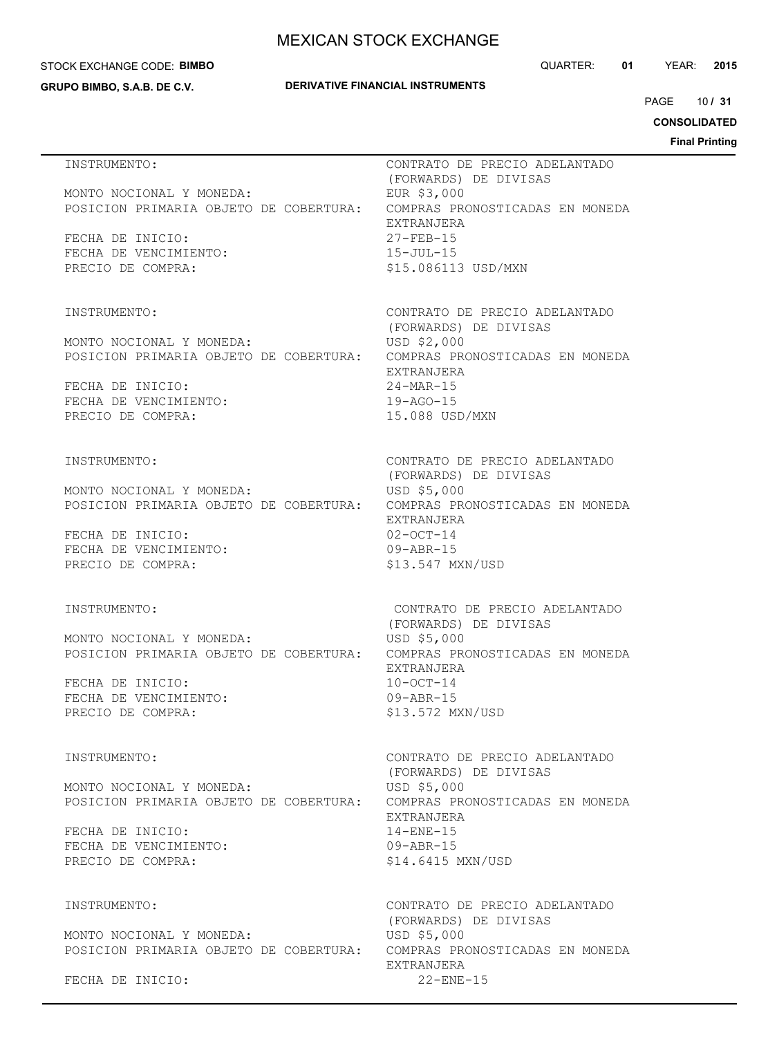| | |
|---|---|
| INSTRUMENTO: | CONTRATO DE PRECIO ADELANTADO (FORWARDS) DE DIVISAS |
| MONTO NOCIONAL Y MONEDA: | EUR $3,000 |
| POSICION PRIMARIA OBJETO DE COBERTURA: | COMPRAS PRONOSTICADAS EN MONEDA EXTRANJERA |
| FECHA DE INICIO: | 27-FEB-15 |
| FECHA DE VENCIMIENTO: | 15-JUL-15 |
| PRECIO DE COMPRA: | $15.086113 USD/MXN |

| | |
|---|---|
| INSTRUMENTO: | CONTRATO DE PRECIO ADELANTADO (FORWARDS) DE DIVISAS |
| MONTO NOCIONAL Y MONEDA: | USD $2,000 |
| POSICION PRIMARIA OBJETO DE COBERTURA: | COMPRAS PRONOSTICADAS EN MONEDA EXTRANJERA |
| FECHA DE INICIO: | 24-MAR-15 |
| FECHA DE VENCIMIENTO: | 19-AGO-15 |
| PRECIO DE COMPRA: | 15.088 USD/MXN |

| | |
|---|---|
| INSTRUMENTO: | CONTRATO DE PRECIO ADELANTADO (FORWARDS) DE DIVISAS |
| MONTO NOCIONAL Y MONEDA: | USD $5,000 |
| POSICION PRIMARIA OBJETO DE COBERTURA: | COMPRAS PRONOSTICADAS EN MONEDA EXTRANJERA |
| FECHA DE INICIO: | 02-OCT-14 |
| FECHA DE VENCIMIENTO: | 09-ABR-15 |
| PRECIO DE COMPRA: | $13.547 MXN/USD |

| | |
|---|---|
| INSTRUMENTO: | CONTRATO DE PRECIO ADELANTADO (FORWARDS) DE DIVISAS |
| MONTO NOCIONAL Y MONEDA: | USD $5,000 |
| POSICION PRIMARIA OBJETO DE COBERTURA: | COMPRAS PRONOSTICADAS EN MONEDA EXTRANJERA |
| FECHA DE INICIO: | 10-OCT-14 |
| FECHA DE VENCIMIENTO: | 09-ABR-15 |
| PRECIO DE COMPRA: | $13.572 MXN/USD |

| | |
|---|---|
| INSTRUMENTO: | CONTRATO DE PRECIO ADELANTADO (FORWARDS) DE DIVISAS |
| MONTO NOCIONAL Y MONEDA: | USD $5,000 |
| POSICION PRIMARIA OBJETO DE COBERTURA: | COMPRAS PRONOSTICADAS EN MONEDA EXTRANJERA |
| FECHA DE INICIO: | 14-ENE-15 |
| FECHA DE VENCIMIENTO: | 09-ABR-15 |
| PRECIO DE COMPRA: | $14.6415 MXN/USD |

| | |
|---|---|
| INSTRUMENTO: | CONTRATO DE PRECIO ADELANTADO (FORWARDS) DE DIVISAS |
| MONTO NOCIONAL Y MONEDA: | USD $5,000 |
| POSICION PRIMARIA OBJETO DE COBERTURA: | COMPRAS PRONOSTICADAS EN MONEDA EXTRANJERA |
| FECHA DE INICIO: | 22-ENE-15 |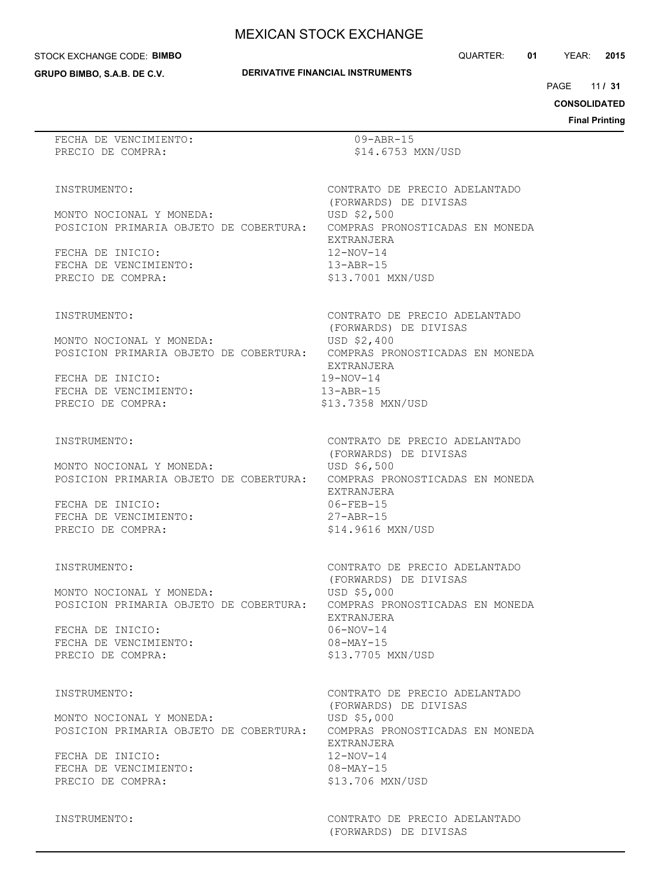FECHA DE VENCIMIENTO: 09-ABR-15
PRECIO DE COMPRA: $14.6753 MXN/USD

INSTRUMENTO: CONTRATO DE PRECIO ADELANTADO (FORWARDS) DE DIVISAS
MONTO NOCIONAL Y MONEDA: USD $2,500
POSICION PRIMARIA OBJETO DE COBERTURA: COMPRAS PRONOSTICADAS EN MONEDA EXTRANJERA
FECHA DE INICIO: 12-NOV-14
FECHA DE VENCIMIENTO: 13-ABR-15
PRECIO DE COMPRA: $13.7001 MXN/USD

INSTRUMENTO: CONTRATO DE PRECIO ADELANTADO (FORWARDS) DE DIVISAS
MONTO NOCIONAL Y MONEDA: USD $2,400
POSICION PRIMARIA OBJETO DE COBERTURA: COMPRAS PRONOSTICADAS EN MONEDA EXTRANJERA
FECHA DE INICIO: 19-NOV-14
FECHA DE VENCIMIENTO: 13-ABR-15
PRECIO DE COMPRA: $13.7358 MXN/USD

INSTRUMENTO: CONTRATO DE PRECIO ADELANTADO (FORWARDS) DE DIVISAS
MONTO NOCIONAL Y MONEDA: USD $6,500
POSICION PRIMARIA OBJETO DE COBERTURA: COMPRAS PRONOSTICADAS EN MONEDA EXTRANJERA
FECHA DE INICIO: 06-FEB-15
FECHA DE VENCIMIENTO: 27-ABR-15
PRECIO DE COMPRA: $14.9616 MXN/USD

INSTRUMENTO: CONTRATO DE PRECIO ADELANTADO (FORWARDS) DE DIVISAS
MONTO NOCIONAL Y MONEDA: USD $5,000
POSICION PRIMARIA OBJETO DE COBERTURA: COMPRAS PRONOSTICADAS EN MONEDA EXTRANJERA
FECHA DE INICIO: 06-NOV-14
FECHA DE VENCIMIENTO: 08-MAY-15
PRECIO DE COMPRA: $13.7705 MXN/USD

INSTRUMENTO: CONTRATO DE PRECIO ADELANTADO (FORWARDS) DE DIVISAS
MONTO NOCIONAL Y MONEDA: USD $5,000
POSICION PRIMARIA OBJETO DE COBERTURA: COMPRAS PRONOSTICADAS EN MONEDA EXTRANJERA
FECHA DE INICIO: 12-NOV-14
FECHA DE VENCIMIENTO: 08-MAY-15
PRECIO DE COMPRA: $13.706 MXN/USD

INSTRUMENTO: CONTRATO DE PRECIO ADELANTADO (FORWARDS) DE DIVISAS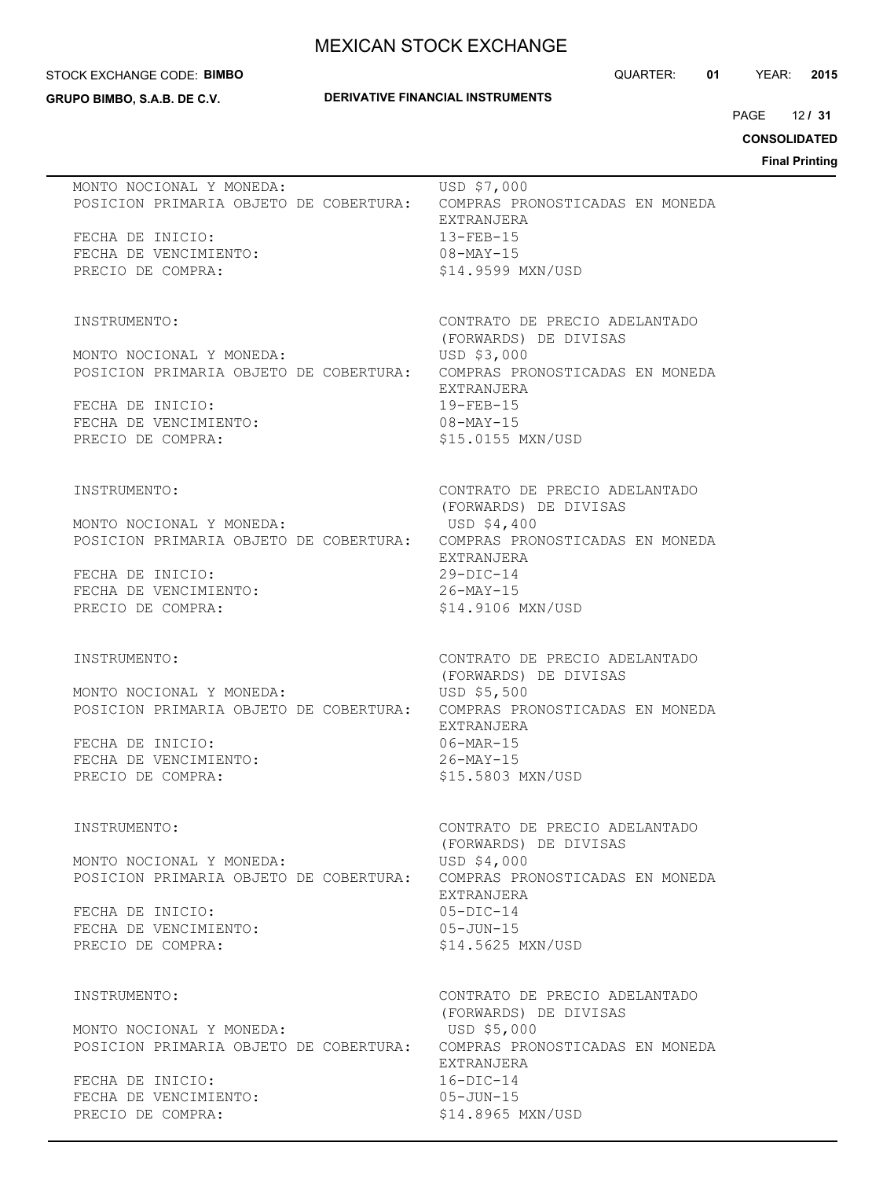MONTO NOCIONAL Y MONEDA: USD $7,000
POSICION PRIMARIA OBJETO DE COBERTURA: COMPRAS PRONOSTICADAS EN MONEDA EXTRANJERA
FECHA DE INICIO: 13-FEB-15
FECHA DE VENCIMIENTO: 08-MAY-15
PRECIO DE COMPRA: $14.9599 MXN/USD

INSTRUMENTO: CONTRATO DE PRECIO ADELANTADO (FORWARDS) DE DIVISAS
MONTO NOCIONAL Y MONEDA: USD $3,000
POSICION PRIMARIA OBJETO DE COBERTURA: COMPRAS PRONOSTICADAS EN MONEDA EXTRANJERA
FECHA DE INICIO: 19-FEB-15
FECHA DE VENCIMIENTO: 08-MAY-15
PRECIO DE COMPRA: $15.0155 MXN/USD

INSTRUMENTO: CONTRATO DE PRECIO ADELANTADO (FORWARDS) DE DIVISAS
MONTO NOCIONAL Y MONEDA: USD $4,400
POSICION PRIMARIA OBJETO DE COBERTURA: COMPRAS PRONOSTICADAS EN MONEDA EXTRANJERA
FECHA DE INICIO: 29-DIC-14
FECHA DE VENCIMIENTO: 26-MAY-15
PRECIO DE COMPRA: $14.9106 MXN/USD

INSTRUMENTO: CONTRATO DE PRECIO ADELANTADO (FORWARDS) DE DIVISAS
MONTO NOCIONAL Y MONEDA: USD $5,500
POSICION PRIMARIA OBJETO DE COBERTURA: COMPRAS PRONOSTICADAS EN MONEDA EXTRANJERA
FECHA DE INICIO: 06-MAR-15
FECHA DE VENCIMIENTO: 26-MAY-15
PRECIO DE COMPRA: $15.5803 MXN/USD

INSTRUMENTO: CONTRATO DE PRECIO ADELANTADO (FORWARDS) DE DIVISAS
MONTO NOCIONAL Y MONEDA: USD $4,000
POSICION PRIMARIA OBJETO DE COBERTURA: COMPRAS PRONOSTICADAS EN MONEDA EXTRANJERA
FECHA DE INICIO: 05-DIC-14
FECHA DE VENCIMIENTO: 05-JUN-15
PRECIO DE COMPRA: $14.5625 MXN/USD

INSTRUMENTO: CONTRATO DE PRECIO ADELANTADO (FORWARDS) DE DIVISAS
MONTO NOCIONAL Y MONEDA: USD $5,000
POSICION PRIMARIA OBJETO DE COBERTURA: COMPRAS PRONOSTICADAS EN MONEDA EXTRANJERA
FECHA DE INICIO: 16-DIC-14
FECHA DE VENCIMIENTO: 05-JUN-15
PRECIO DE COMPRA: $14.8965 MXN/USD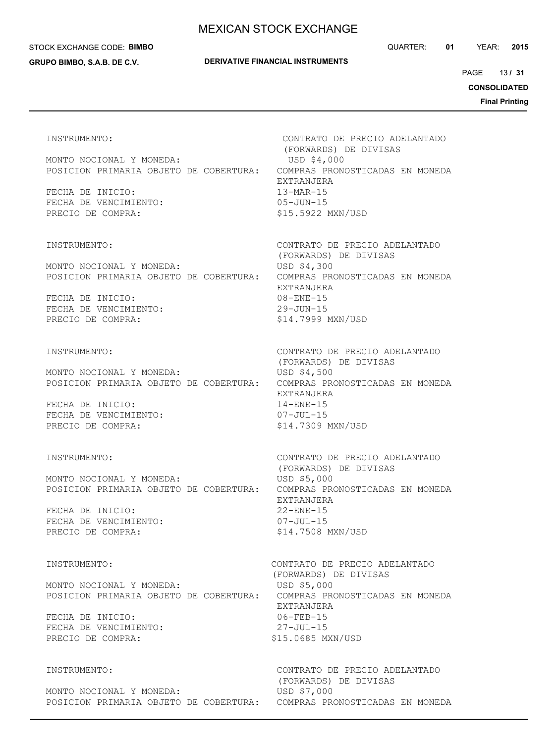| | |
|---|---|
| INSTRUMENTO: | CONTRATO DE PRECIO ADELANTADO (FORWARDS) DE DIVISAS |
| MONTO NOCIONAL Y MONEDA: | USD $4,000 |
| POSICION PRIMARIA OBJETO DE COBERTURA: | COMPRAS PRONOSTICADAS EN MONEDA EXTRANJERA |
| FECHA DE INICIO: | 13-MAR-15 |
| FECHA DE VENCIMIENTO: | 05-JUN-15 |
| PRECIO DE COMPRA: | $15.5922 MXN/USD |

| | |
|---|---|
| INSTRUMENTO: | CONTRATO DE PRECIO ADELANTADO (FORWARDS) DE DIVISAS |
| MONTO NOCIONAL Y MONEDA: | USD $4,300 |
| POSICION PRIMARIA OBJETO DE COBERTURA: | COMPRAS PRONOSTICADAS EN MONEDA EXTRANJERA |
| FECHA DE INICIO: | 08-ENE-15 |
| FECHA DE VENCIMIENTO: | 29-JUN-15 |
| PRECIO DE COMPRA: | $14.7999 MXN/USD |

| | |
|---|---|
| INSTRUMENTO: | CONTRATO DE PRECIO ADELANTADO (FORWARDS) DE DIVISAS |
| MONTO NOCIONAL Y MONEDA: | USD $4,500 |
| POSICION PRIMARIA OBJETO DE COBERTURA: | COMPRAS PRONOSTICADAS EN MONEDA EXTRANJERA |
| FECHA DE INICIO: | 14-ENE-15 |
| FECHA DE VENCIMIENTO: | 07-JUL-15 |
| PRECIO DE COMPRA: | $14.7309 MXN/USD |

| | |
|---|---|
| INSTRUMENTO: | CONTRATO DE PRECIO ADELANTADO (FORWARDS) DE DIVISAS |
| MONTO NOCIONAL Y MONEDA: | USD $5,000 |
| POSICION PRIMARIA OBJETO DE COBERTURA: | COMPRAS PRONOSTICADAS EN MONEDA EXTRANJERA |
| FECHA DE INICIO: | 22-ENE-15 |
| FECHA DE VENCIMIENTO: | 07-JUL-15 |
| PRECIO DE COMPRA: | $14.7508 MXN/USD |

| | |
|---|---|
| INSTRUMENTO: | CONTRATO DE PRECIO ADELANTADO (FORWARDS) DE DIVISAS |
| MONTO NOCIONAL Y MONEDA: | USD $5,000 |
| POSICION PRIMARIA OBJETO DE COBERTURA: | COMPRAS PRONOSTICADAS EN MONEDA EXTRANJERA |
| FECHA DE INICIO: | 06-FEB-15 |
| FECHA DE VENCIMIENTO: | 27-JUL-15 |
| PRECIO DE COMPRA: | $15.0685 MXN/USD |

| | |
|---|---|
| INSTRUMENTO: | CONTRATO DE PRECIO ADELANTADO (FORWARDS) DE DIVISAS |
| MONTO NOCIONAL Y MONEDA: | USD $7,000 |
| POSICION PRIMARIA OBJETO DE COBERTURA: | COMPRAS PRONOSTICADAS EN MONEDA |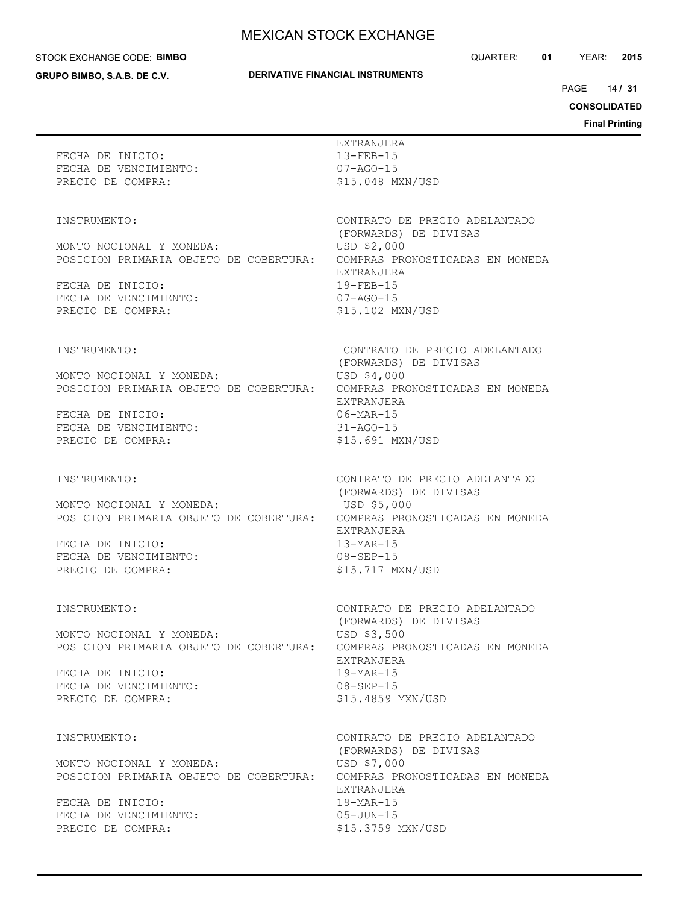EXTRANJERA

FECHA DE INICIO: 13-FEB-15
FECHA DE VENCIMIENTO: 07-AGO-15
PRECIO DE COMPRA: $15.048 MXN/USD

| | |
|---|---|
| INSTRUMENTO: | CONTRATO DE PRECIO ADELANTADO (FORWARDS) DE DIVISAS |
| MONTO NOCIONAL Y MONEDA: | USD $2,000 |
| POSICION PRIMARIA OBJETO DE COBERTURA: | COMPRAS PRONOSTICADAS EN MONEDA EXTRANJERA |
| FECHA DE INICIO: | 19-FEB-15 |
| FECHA DE VENCIMIENTO: | 07-AGO-15 |
| PRECIO DE COMPRA: | $15.102 MXN/USD |

| | |
|---|---|
| INSTRUMENTO: | CONTRATO DE PRECIO ADELANTADO (FORWARDS) DE DIVISAS |
| MONTO NOCIONAL Y MONEDA: | USD $4,000 |
| POSICION PRIMARIA OBJETO DE COBERTURA: | COMPRAS PRONOSTICADAS EN MONEDA EXTRANJERA |
| FECHA DE INICIO: | 06-MAR-15 |
| FECHA DE VENCIMIENTO: | 31-AGO-15 |
| PRECIO DE COMPRA: | $15.691 MXN/USD |

| | |
|---|---|
| INSTRUMENTO: | CONTRATO DE PRECIO ADELANTADO (FORWARDS) DE DIVISAS |
| MONTO NOCIONAL Y MONEDA: | USD $5,000 |
| POSICION PRIMARIA OBJETO DE COBERTURA: | COMPRAS PRONOSTICADAS EN MONEDA EXTRANJERA |
| FECHA DE INICIO: | 13-MAR-15 |
| FECHA DE VENCIMIENTO: | 08-SEP-15 |
| PRECIO DE COMPRA: | $15.717 MXN/USD |

| | |
|---|---|
| INSTRUMENTO: | CONTRATO DE PRECIO ADELANTADO (FORWARDS) DE DIVISAS |
| MONTO NOCIONAL Y MONEDA: | USD $3,500 |
| POSICION PRIMARIA OBJETO DE COBERTURA: | COMPRAS PRONOSTICADAS EN MONEDA EXTRANJERA |
| FECHA DE INICIO: | 19-MAR-15 |
| FECHA DE VENCIMIENTO: | 08-SEP-15 |
| PRECIO DE COMPRA: | $15.4859 MXN/USD |

| | |
|---|---|
| INSTRUMENTO: | CONTRATO DE PRECIO ADELANTADO (FORWARDS) DE DIVISAS |
| MONTO NOCIONAL Y MONEDA: | USD $7,000 |
| POSICION PRIMARIA OBJETO DE COBERTURA: | COMPRAS PRONOSTICADAS EN MONEDA EXTRANJERA |
| FECHA DE INICIO: | 19-MAR-15 |
| FECHA DE VENCIMIENTO: | 05-JUN-15 |
| PRECIO DE COMPRA: | $15.3759 MXN/USD |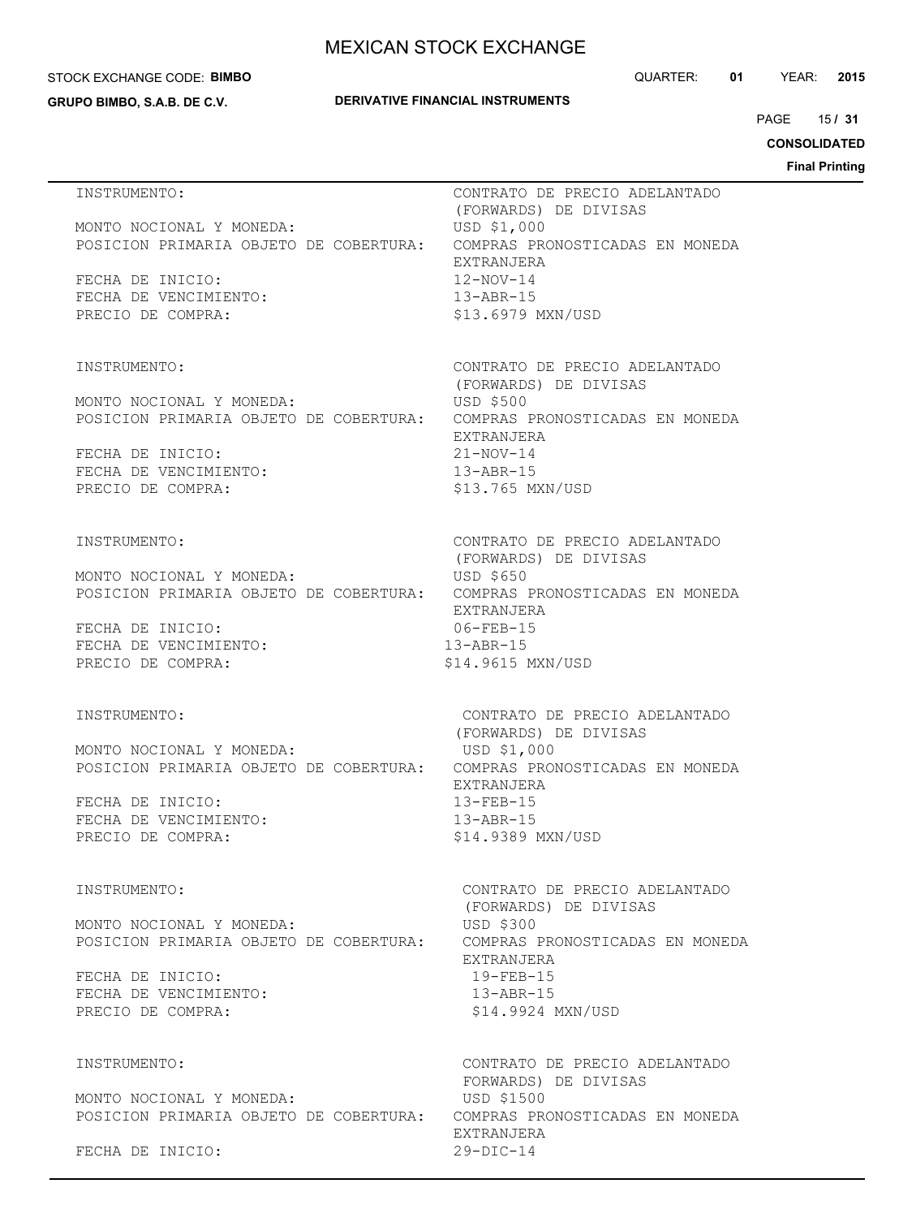INSTRUMENTO: CONTRATO DE PRECIO ADELANTADO (FORWARDS) DE DIVISAS
MONTO NOCIONAL Y MONEDA: USD $1,000
POSICION PRIMARIA OBJETO DE COBERTURA: COMPRAS PRONOSTICADAS EN MONEDA EXTRANJERA
FECHA DE INICIO: 12-NOV-14
FECHA DE VENCIMIENTO: 13-ABR-15
PRECIO DE COMPRA: $13.6979 MXN/USD

INSTRUMENTO: CONTRATO DE PRECIO ADELANTADO (FORWARDS) DE DIVISAS
MONTO NOCIONAL Y MONEDA: USD $500
POSICION PRIMARIA OBJETO DE COBERTURA: COMPRAS PRONOSTICADAS EN MONEDA EXTRANJERA
FECHA DE INICIO: 21-NOV-14
FECHA DE VENCIMIENTO: 13-ABR-15
PRECIO DE COMPRA: $13.765 MXN/USD

INSTRUMENTO: CONTRATO DE PRECIO ADELANTADO (FORWARDS) DE DIVISAS
MONTO NOCIONAL Y MONEDA: USD $650
POSICION PRIMARIA OBJETO DE COBERTURA: COMPRAS PRONOSTICADAS EN MONEDA EXTRANJERA
FECHA DE INICIO: 06-FEB-15
FECHA DE VENCIMIENTO: 13-ABR-15
PRECIO DE COMPRA: $14.9615 MXN/USD

INSTRUMENTO: CONTRATO DE PRECIO ADELANTADO (FORWARDS) DE DIVISAS
MONTO NOCIONAL Y MONEDA: USD $1,000
POSICION PRIMARIA OBJETO DE COBERTURA: COMPRAS PRONOSTICADAS EN MONEDA EXTRANJERA
FECHA DE INICIO: 13-FEB-15
FECHA DE VENCIMIENTO: 13-ABR-15
PRECIO DE COMPRA: $14.9389 MXN/USD

INSTRUMENTO: CONTRATO DE PRECIO ADELANTADO (FORWARDS) DE DIVISAS
MONTO NOCIONAL Y MONEDA: USD $300
POSICION PRIMARIA OBJETO DE COBERTURA: COMPRAS PRONOSTICADAS EN MONEDA EXTRANJERA
FECHA DE INICIO: 19-FEB-15
FECHA DE VENCIMIENTO: 13-ABR-15
PRECIO DE COMPRA: $14.9924 MXN/USD

INSTRUMENTO: CONTRATO DE PRECIO ADELANTADO FORWARDS) DE DIVISAS
MONTO NOCIONAL Y MONEDA: USD $1500
POSICION PRIMARIA OBJETO DE COBERTURA: COMPRAS PRONOSTICADAS EN MONEDA EXTRANJERA
FECHA DE INICIO: 29-DIC-14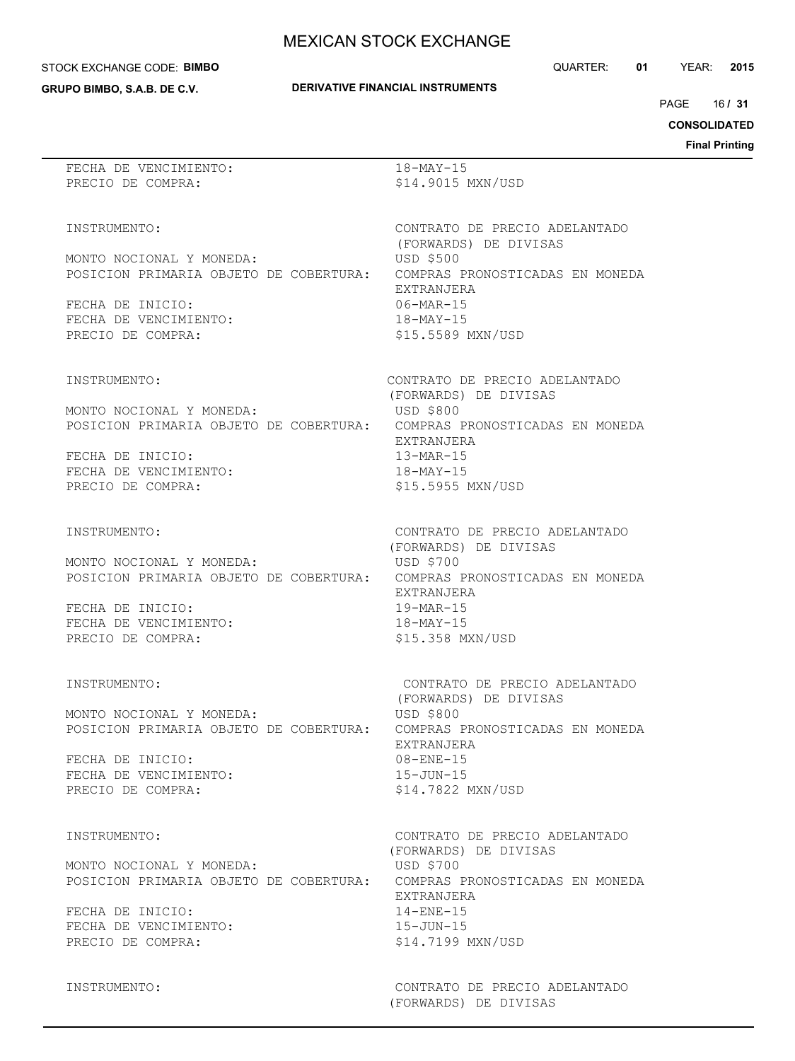FECHA DE VENCIMIENTO: 18-MAY-15
PRECIO DE COMPRA: $14.9015 MXN/USD

INSTRUMENTO: CONTRATO DE PRECIO ADELANTADO (FORWARDS) DE DIVISAS
MONTO NOCIONAL Y MONEDA: USD $500
POSICION PRIMARIA OBJETO DE COBERTURA: COMPRAS PRONOSTICADAS EN MONEDA EXTRANJERA
FECHA DE INICIO: 06-MAR-15
FECHA DE VENCIMIENTO: 18-MAY-15
PRECIO DE COMPRA: $15.5589 MXN/USD

INSTRUMENTO: CONTRATO DE PRECIO ADELANTADO (FORWARDS) DE DIVISAS
MONTO NOCIONAL Y MONEDA: USD $800
POSICION PRIMARIA OBJETO DE COBERTURA: COMPRAS PRONOSTICADAS EN MONEDA EXTRANJERA
FECHA DE INICIO: 13-MAR-15
FECHA DE VENCIMIENTO: 18-MAY-15
PRECIO DE COMPRA: $15.5955 MXN/USD

INSTRUMENTO: CONTRATO DE PRECIO ADELANTADO (FORWARDS) DE DIVISAS
MONTO NOCIONAL Y MONEDA: USD $700
POSICION PRIMARIA OBJETO DE COBERTURA: COMPRAS PRONOSTICADAS EN MONEDA EXTRANJERA
FECHA DE INICIO: 19-MAR-15
FECHA DE VENCIMIENTO: 18-MAY-15
PRECIO DE COMPRA: $15.358 MXN/USD

INSTRUMENTO: CONTRATO DE PRECIO ADELANTADO (FORWARDS) DE DIVISAS
MONTO NOCIONAL Y MONEDA: USD $800
POSICION PRIMARIA OBJETO DE COBERTURA: COMPRAS PRONOSTICADAS EN MONEDA EXTRANJERA
FECHA DE INICIO: 08-ENE-15
FECHA DE VENCIMIENTO: 15-JUN-15
PRECIO DE COMPRA: $14.7822 MXN/USD

INSTRUMENTO: CONTRATO DE PRECIO ADELANTADO (FORWARDS) DE DIVISAS
MONTO NOCIONAL Y MONEDA: USD $700
POSICION PRIMARIA OBJETO DE COBERTURA: COMPRAS PRONOSTICADAS EN MONEDA EXTRANJERA
FECHA DE INICIO: 14-ENE-15
FECHA DE VENCIMIENTO: 15-JUN-15
PRECIO DE COMPRA: $14.7199 MXN/USD

INSTRUMENTO: CONTRATO DE PRECIO ADELANTADO (FORWARDS) DE DIVISAS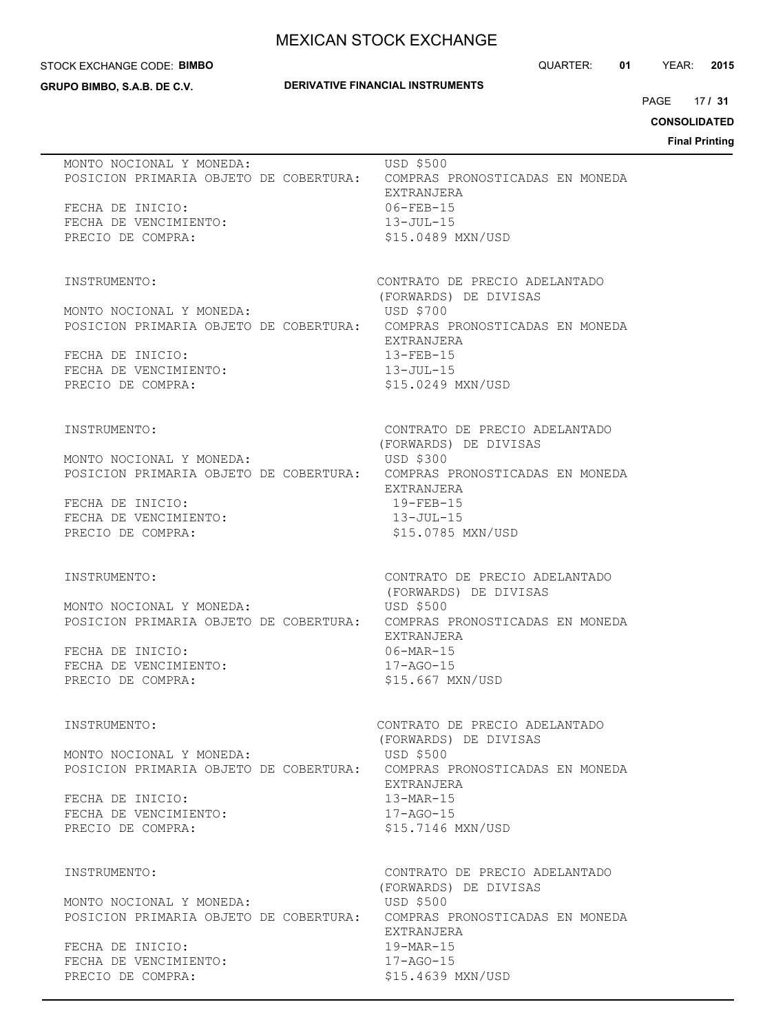MONTO NOCIONAL Y MONEDA: USD $500
POSICION PRIMARIA OBJETO DE COBERTURA: COMPRAS PRONOSTICADAS EN MONEDA EXTRANJERA
FECHA DE INICIO: 06-FEB-15
FECHA DE VENCIMIENTO: 13-JUL-15
PRECIO DE COMPRA: $15.0489 MXN/USD

INSTRUMENTO: CONTRATO DE PRECIO ADELANTADO (FORWARDS) DE DIVISAS
MONTO NOCIONAL Y MONEDA: USD $700
POSICION PRIMARIA OBJETO DE COBERTURA: COMPRAS PRONOSTICADAS EN MONEDA EXTRANJERA
FECHA DE INICIO: 13-FEB-15
FECHA DE VENCIMIENTO: 13-JUL-15
PRECIO DE COMPRA: $15.0249 MXN/USD

INSTRUMENTO: CONTRATO DE PRECIO ADELANTADO (FORWARDS) DE DIVISAS
MONTO NOCIONAL Y MONEDA: USD $300
POSICION PRIMARIA OBJETO DE COBERTURA: COMPRAS PRONOSTICADAS EN MONEDA EXTRANJERA
FECHA DE INICIO: 19-FEB-15
FECHA DE VENCIMIENTO: 13-JUL-15
PRECIO DE COMPRA: $15.0785 MXN/USD

INSTRUMENTO: CONTRATO DE PRECIO ADELANTADO (FORWARDS) DE DIVISAS
MONTO NOCIONAL Y MONEDA: USD $500
POSICION PRIMARIA OBJETO DE COBERTURA: COMPRAS PRONOSTICADAS EN MONEDA EXTRANJERA
FECHA DE INICIO: 06-MAR-15
FECHA DE VENCIMIENTO: 17-AGO-15
PRECIO DE COMPRA: $15.667 MXN/USD

INSTRUMENTO: CONTRATO DE PRECIO ADELANTADO (FORWARDS) DE DIVISAS
MONTO NOCIONAL Y MONEDA: USD $500
POSICION PRIMARIA OBJETO DE COBERTURA: COMPRAS PRONOSTICADAS EN MONEDA EXTRANJERA
FECHA DE INICIO: 13-MAR-15
FECHA DE VENCIMIENTO: 17-AGO-15
PRECIO DE COMPRA: $15.7146 MXN/USD

INSTRUMENTO: CONTRATO DE PRECIO ADELANTADO (FORWARDS) DE DIVISAS
MONTO NOCIONAL Y MONEDA: USD $500
POSICION PRIMARIA OBJETO DE COBERTURA: COMPRAS PRONOSTICADAS EN MONEDA EXTRANJERA
FECHA DE INICIO: 19-MAR-15
FECHA DE VENCIMIENTO: 17-AGO-15
PRECIO DE COMPRA: $15.4639 MXN/USD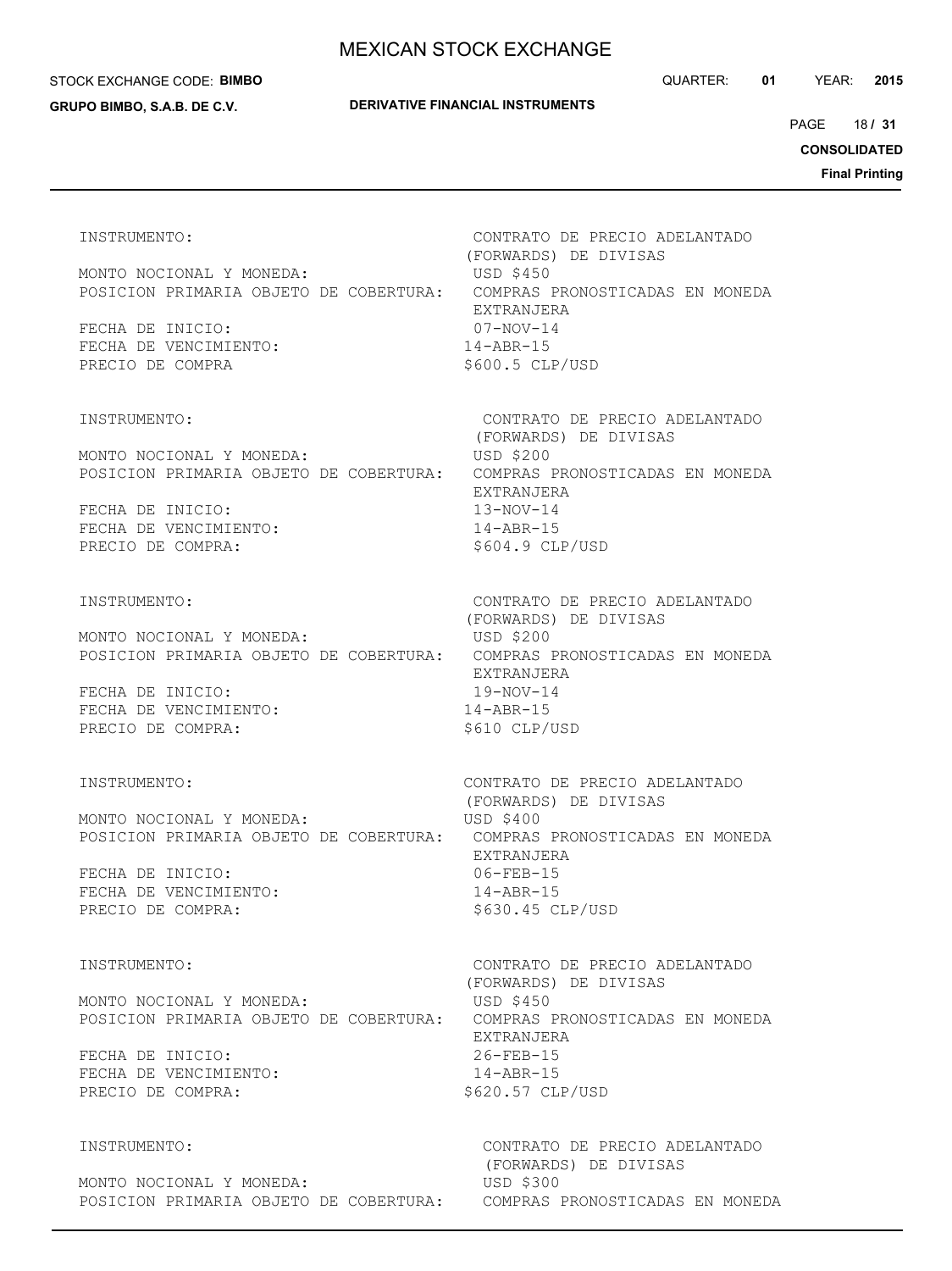INSTRUMENTO: CONTRATO DE PRECIO ADELANTADO (FORWARDS) DE DIVISAS
MONTO NOCIONAL Y MONEDA: USD $450
POSICION PRIMARIA OBJETO DE COBERTURA: COMPRAS PRONOSTICADAS EN MONEDA EXTRANJERA
FECHA DE INICIO: 07-NOV-14
FECHA DE VENCIMIENTO: 14-ABR-15
PRECIO DE COMPRA $600.5 CLP/USD

INSTRUMENTO: CONTRATO DE PRECIO ADELANTADO (FORWARDS) DE DIVISAS
MONTO NOCIONAL Y MONEDA: USD $200
POSICION PRIMARIA OBJETO DE COBERTURA: COMPRAS PRONOSTICADAS EN MONEDA EXTRANJERA
FECHA DE INICIO: 13-NOV-14
FECHA DE VENCIMIENTO: 14-ABR-15
PRECIO DE COMPRA: $604.9 CLP/USD

INSTRUMENTO: CONTRATO DE PRECIO ADELANTADO (FORWARDS) DE DIVISAS
MONTO NOCIONAL Y MONEDA: USD $200
POSICION PRIMARIA OBJETO DE COBERTURA: COMPRAS PRONOSTICADAS EN MONEDA EXTRANJERA
FECHA DE INICIO: 19-NOV-14
FECHA DE VENCIMIENTO: 14-ABR-15
PRECIO DE COMPRA: $610 CLP/USD

INSTRUMENTO: CONTRATO DE PRECIO ADELANTADO (FORWARDS) DE DIVISAS
MONTO NOCIONAL Y MONEDA: USD $400
POSICION PRIMARIA OBJETO DE COBERTURA: COMPRAS PRONOSTICADAS EN MONEDA EXTRANJERA
FECHA DE INICIO: 06-FEB-15
FECHA DE VENCIMIENTO: 14-ABR-15
PRECIO DE COMPRA: $630.45 CLP/USD

INSTRUMENTO: CONTRATO DE PRECIO ADELANTADO (FORWARDS) DE DIVISAS
MONTO NOCIONAL Y MONEDA: USD $450
POSICION PRIMARIA OBJETO DE COBERTURA: COMPRAS PRONOSTICADAS EN MONEDA EXTRANJERA
FECHA DE INICIO: 26-FEB-15
FECHA DE VENCIMIENTO: 14-ABR-15
PRECIO DE COMPRA: $620.57 CLP/USD

INSTRUMENTO: CONTRATO DE PRECIO ADELANTADO (FORWARDS) DE DIVISAS
MONTO NOCIONAL Y MONEDA: USD $300
POSICION PRIMARIA OBJETO DE COBERTURA: COMPRAS PRONOSTICADAS EN MONEDA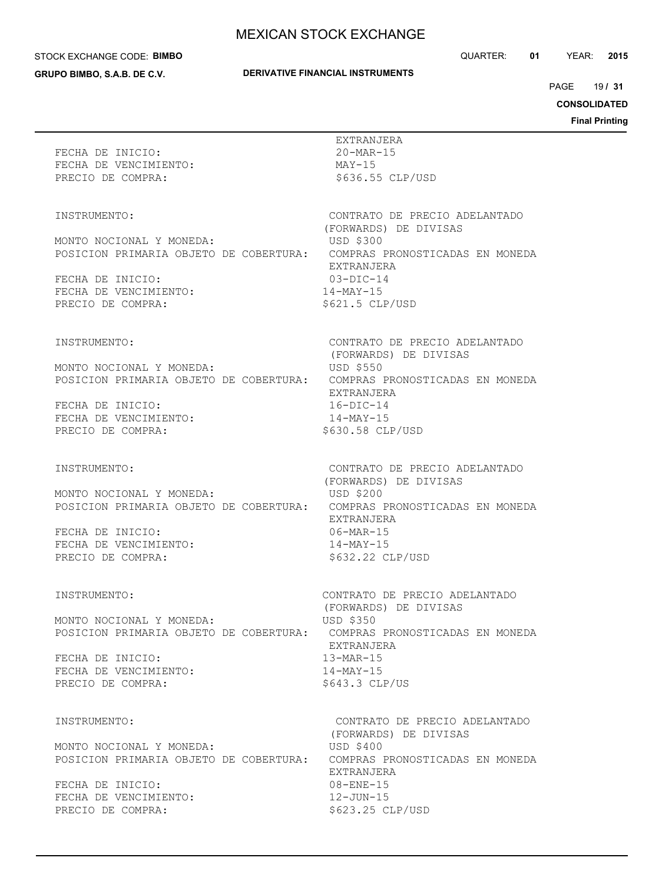| | |
|---|---|
| | EXTRANJERA |
| FECHA DE INICIO: | 20-MAR-15 |
| FECHA DE VENCIMIENTO: | MAY-15 |
| PRECIO DE COMPRA: | $636.55 CLP/USD |

| | |
|---|---|
| INSTRUMENTO: | CONTRATO DE PRECIO ADELANTADO (FORWARDS) DE DIVISAS |
| MONTO NOCIONAL Y MONEDA: | USD $300 |
| POSICION PRIMARIA OBJETO DE COBERTURA: | COMPRAS PRONOSTICADAS EN MONEDA EXTRANJERA |
| FECHA DE INICIO: | 03-DIC-14 |
| FECHA DE VENCIMIENTO: | 14-MAY-15 |
| PRECIO DE COMPRA: | $621.5 CLP/USD |

| | |
|---|---|
| INSTRUMENTO: | CONTRATO DE PRECIO ADELANTADO (FORWARDS) DE DIVISAS |
| MONTO NOCIONAL Y MONEDA: | USD $550 |
| POSICION PRIMARIA OBJETO DE COBERTURA: | COMPRAS PRONOSTICADAS EN MONEDA EXTRANJERA |
| FECHA DE INICIO: | 16-DIC-14 |
| FECHA DE VENCIMIENTO: | 14-MAY-15 |
| PRECIO DE COMPRA: | $630.58 CLP/USD |

| | |
|---|---|
| INSTRUMENTO: | CONTRATO DE PRECIO ADELANTADO (FORWARDS) DE DIVISAS |
| MONTO NOCIONAL Y MONEDA: | USD $200 |
| POSICION PRIMARIA OBJETO DE COBERTURA: | COMPRAS PRONOSTICADAS EN MONEDA EXTRANJERA |
| FECHA DE INICIO: | 06-MAR-15 |
| FECHA DE VENCIMIENTO: | 14-MAY-15 |
| PRECIO DE COMPRA: | $632.22 CLP/USD |

| | |
|---|---|
| INSTRUMENTO: | CONTRATO DE PRECIO ADELANTADO (FORWARDS) DE DIVISAS |
| MONTO NOCIONAL Y MONEDA: | USD $350 |
| POSICION PRIMARIA OBJETO DE COBERTURA: | COMPRAS PRONOSTICADAS EN MONEDA EXTRANJERA |
| FECHA DE INICIO: | 13-MAR-15 |
| FECHA DE VENCIMIENTO: | 14-MAY-15 |
| PRECIO DE COMPRA: | $643.3 CLP/US |

| | |
|---|---|
| INSTRUMENTO: | CONTRATO DE PRECIO ADELANTADO (FORWARDS) DE DIVISAS |
| MONTO NOCIONAL Y MONEDA: | USD $400 |
| POSICION PRIMARIA OBJETO DE COBERTURA: | COMPRAS PRONOSTICADAS EN MONEDA EXTRANJERA |
| FECHA DE INICIO: | 08-ENE-15 |
| FECHA DE VENCIMIENTO: | 12-JUN-15 |
| PRECIO DE COMPRA: | $623.25 CLP/USD |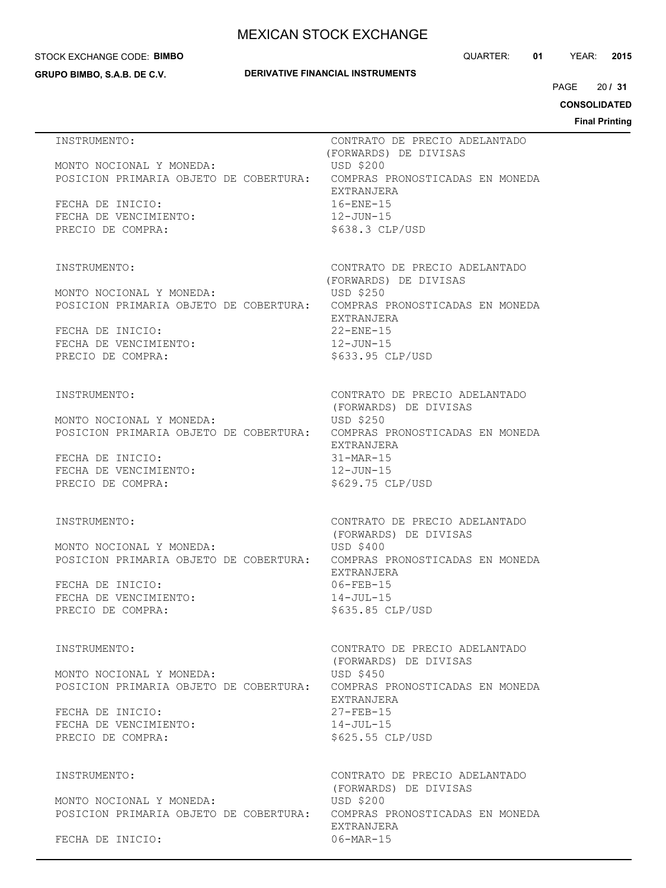| | |
|---|---|
| INSTRUMENTO: | CONTRATO DE PRECIO ADELANTADO (FORWARDS) DE DIVISAS |
| MONTO NOCIONAL Y MONEDA: | USD $200 |
| POSICION PRIMARIA OBJETO DE COBERTURA: | COMPRAS PRONOSTICADAS EN MONEDA EXTRANJERA |
| FECHA DE INICIO: | 16-ENE-15 |
| FECHA DE VENCIMIENTO: | 12-JUN-15 |
| PRECIO DE COMPRA: | $638.3 CLP/USD |

| | |
|---|---|
| INSTRUMENTO: | CONTRATO DE PRECIO ADELANTADO (FORWARDS) DE DIVISAS |
| MONTO NOCIONAL Y MONEDA: | USD $250 |
| POSICION PRIMARIA OBJETO DE COBERTURA: | COMPRAS PRONOSTICADAS EN MONEDA EXTRANJERA |
| FECHA DE INICIO: | 22-ENE-15 |
| FECHA DE VENCIMIENTO: | 12-JUN-15 |
| PRECIO DE COMPRA: | $633.95 CLP/USD |

| | |
|---|---|
| INSTRUMENTO: | CONTRATO DE PRECIO ADELANTADO (FORWARDS) DE DIVISAS |
| MONTO NOCIONAL Y MONEDA: | USD $250 |
| POSICION PRIMARIA OBJETO DE COBERTURA: | COMPRAS PRONOSTICADAS EN MONEDA EXTRANJERA |
| FECHA DE INICIO: | 31-MAR-15 |
| FECHA DE VENCIMIENTO: | 12-JUN-15 |
| PRECIO DE COMPRA: | $629.75 CLP/USD |

| | |
|---|---|
| INSTRUMENTO: | CONTRATO DE PRECIO ADELANTADO (FORWARDS) DE DIVISAS |
| MONTO NOCIONAL Y MONEDA: | USD $400 |
| POSICION PRIMARIA OBJETO DE COBERTURA: | COMPRAS PRONOSTICADAS EN MONEDA EXTRANJERA |
| FECHA DE INICIO: | 06-FEB-15 |
| FECHA DE VENCIMIENTO: | 14-JUL-15 |
| PRECIO DE COMPRA: | $635.85 CLP/USD |

| | |
|---|---|
| INSTRUMENTO: | CONTRATO DE PRECIO ADELANTADO (FORWARDS) DE DIVISAS |
| MONTO NOCIONAL Y MONEDA: | USD $450 |
| POSICION PRIMARIA OBJETO DE COBERTURA: | COMPRAS PRONOSTICADAS EN MONEDA EXTRANJERA |
| FECHA DE INICIO: | 27-FEB-15 |
| FECHA DE VENCIMIENTO: | 14-JUL-15 |
| PRECIO DE COMPRA: | $625.55 CLP/USD |

| | |
|---|---|
| INSTRUMENTO: | CONTRATO DE PRECIO ADELANTADO (FORWARDS) DE DIVISAS |
| MONTO NOCIONAL Y MONEDA: | USD $200 |
| POSICION PRIMARIA OBJETO DE COBERTURA: | COMPRAS PRONOSTICADAS EN MONEDA EXTRANJERA |
| FECHA DE INICIO: | 06-MAR-15 |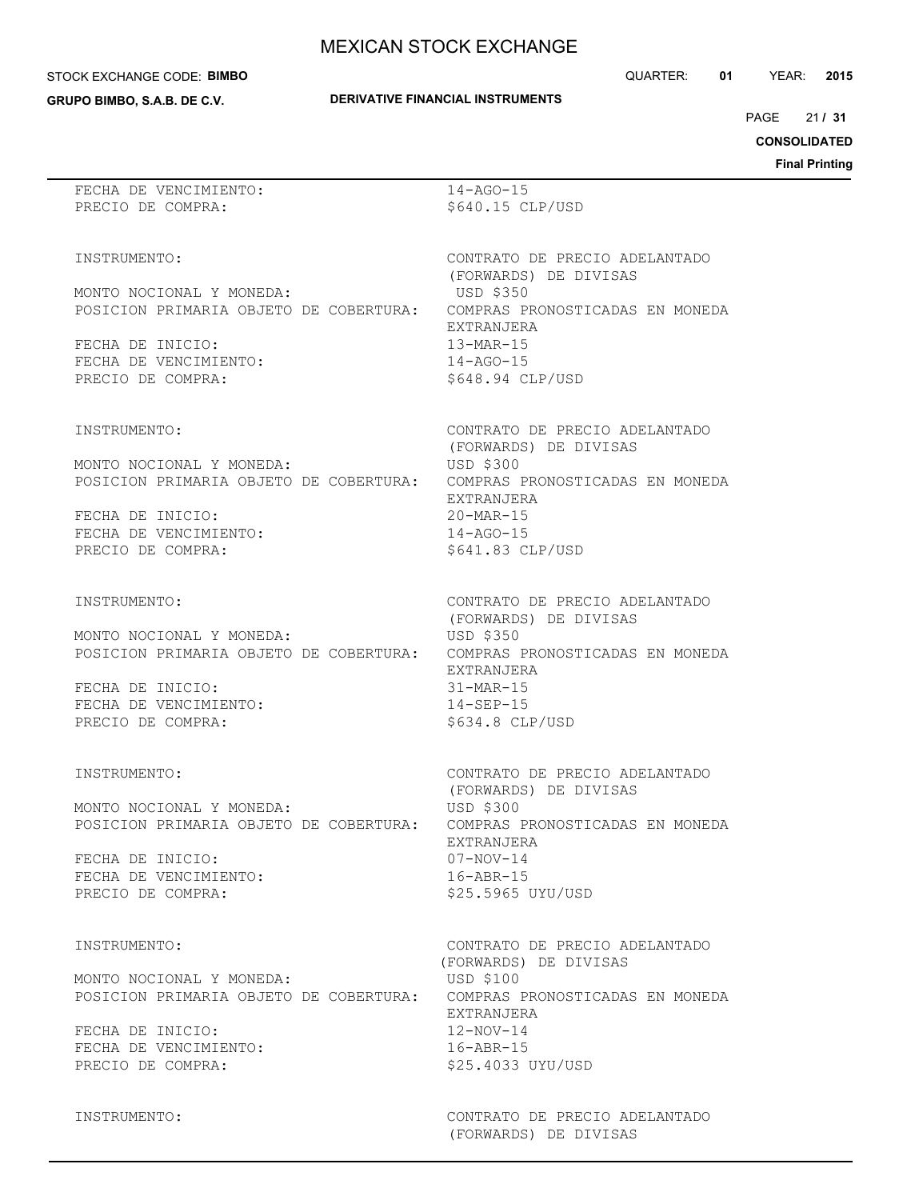FECHA DE VENCIMIENTO: 14-AGO-15
PRECIO DE COMPRA: $640.15 CLP/USD

| | |
|---|---|
| INSTRUMENTO: | CONTRATO DE PRECIO ADELANTADO (FORWARDS) DE DIVISAS |
| MONTO NOCIONAL Y MONEDA: | USD $350 |
| POSICION PRIMARIA OBJETO DE COBERTURA: | COMPRAS PRONOSTICADAS EN MONEDA EXTRANJERA |
| FECHA DE INICIO: | 13-MAR-15 |
| FECHA DE VENCIMIENTO: | 14-AGO-15 |
| PRECIO DE COMPRA: | $648.94 CLP/USD |

| | |
|---|---|
| INSTRUMENTO: | CONTRATO DE PRECIO ADELANTADO (FORWARDS) DE DIVISAS |
| MONTO NOCIONAL Y MONEDA: | USD $300 |
| POSICION PRIMARIA OBJETO DE COBERTURA: | COMPRAS PRONOSTICADAS EN MONEDA EXTRANJERA |
| FECHA DE INICIO: | 20-MAR-15 |
| FECHA DE VENCIMIENTO: | 14-AGO-15 |
| PRECIO DE COMPRA: | $641.83 CLP/USD |

| | |
|---|---|
| INSTRUMENTO: | CONTRATO DE PRECIO ADELANTADO (FORWARDS) DE DIVISAS |
| MONTO NOCIONAL Y MONEDA: | USD $350 |
| POSICION PRIMARIA OBJETO DE COBERTURA: | COMPRAS PRONOSTICADAS EN MONEDA EXTRANJERA |
| FECHA DE INICIO: | 31-MAR-15 |
| FECHA DE VENCIMIENTO: | 14-SEP-15 |
| PRECIO DE COMPRA: | $634.8 CLP/USD |

| | |
|---|---|
| INSTRUMENTO: | CONTRATO DE PRECIO ADELANTADO (FORWARDS) DE DIVISAS |
| MONTO NOCIONAL Y MONEDA: | USD $300 |
| POSICION PRIMARIA OBJETO DE COBERTURA: | COMPRAS PRONOSTICADAS EN MONEDA EXTRANJERA |
| FECHA DE INICIO: | 07-NOV-14 |
| FECHA DE VENCIMIENTO: | 16-ABR-15 |
| PRECIO DE COMPRA: | $25.5965 UYU/USD |

| | |
|---|---|
| INSTRUMENTO: | CONTRATO DE PRECIO ADELANTADO (FORWARDS) DE DIVISAS |
| MONTO NOCIONAL Y MONEDA: | USD $100 |
| POSICION PRIMARIA OBJETO DE COBERTURA: | COMPRAS PRONOSTICADAS EN MONEDA EXTRANJERA |
| FECHA DE INICIO: | 12-NOV-14 |
| FECHA DE VENCIMIENTO: | 16-ABR-15 |
| PRECIO DE COMPRA: | $25.4033 UYU/USD |

INSTRUMENTO: CONTRATO DE PRECIO ADELANTADO (FORWARDS) DE DIVISAS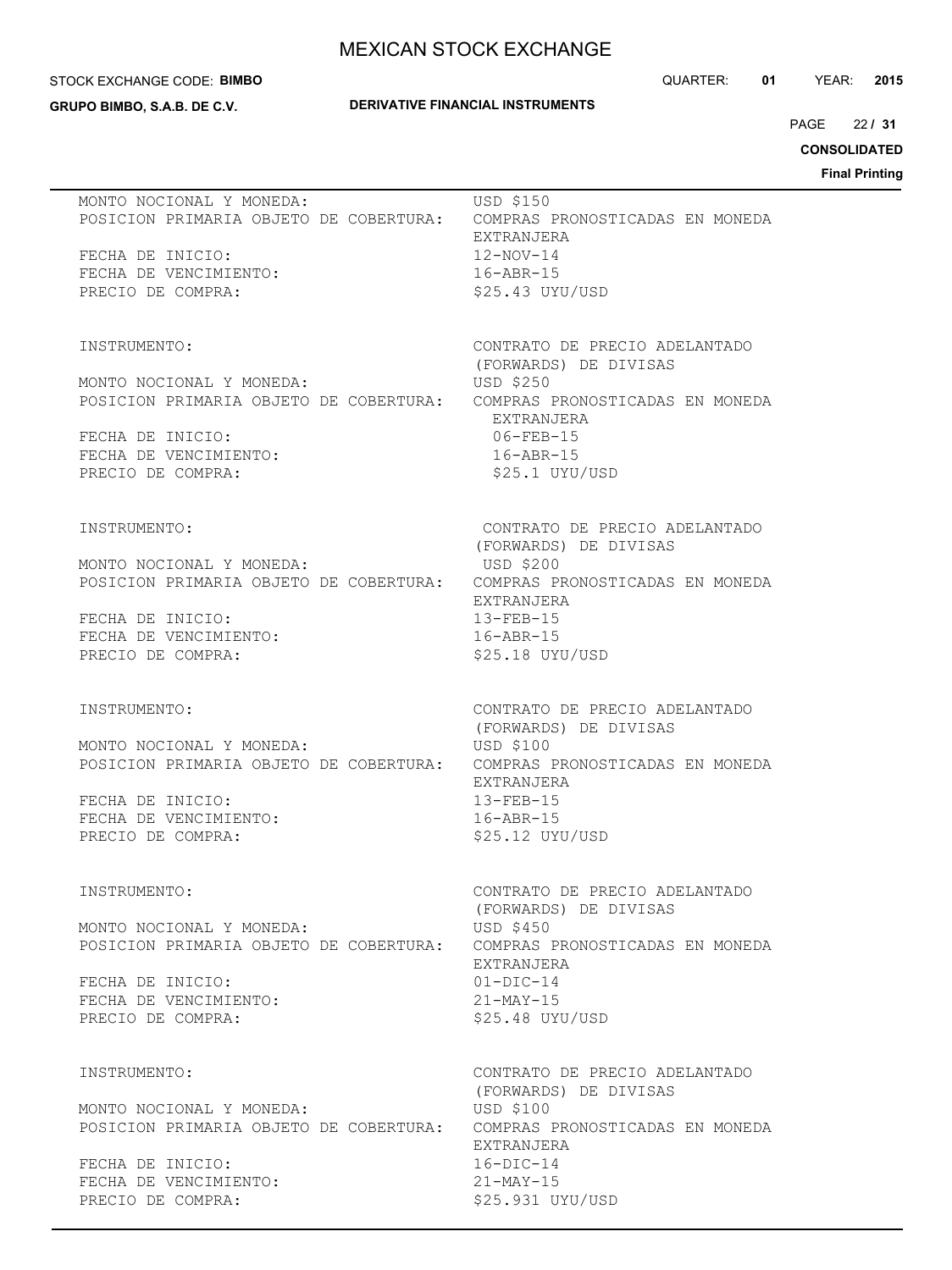MONTO NOCIONAL Y MONEDA: USD $150
POSICION PRIMARIA OBJETO DE COBERTURA: COMPRAS PRONOSTICADAS EN MONEDA EXTRANJERA
FECHA DE INICIO: 12-NOV-14
FECHA DE VENCIMIENTO: 16-ABR-15
PRECIO DE COMPRA: $25.43 UYU/USD

INSTRUMENTO: CONTRATO DE PRECIO ADELANTADO (FORWARDS) DE DIVISAS
MONTO NOCIONAL Y MONEDA: USD $250
POSICION PRIMARIA OBJETO DE COBERTURA: COMPRAS PRONOSTICADAS EN MONEDA EXTRANJERA
FECHA DE INICIO: 06-FEB-15
FECHA DE VENCIMIENTO: 16-ABR-15
PRECIO DE COMPRA: $25.1 UYU/USD

INSTRUMENTO: CONTRATO DE PRECIO ADELANTADO (FORWARDS) DE DIVISAS
MONTO NOCIONAL Y MONEDA: USD $200
POSICION PRIMARIA OBJETO DE COBERTURA: COMPRAS PRONOSTICADAS EN MONEDA EXTRANJERA
FECHA DE INICIO: 13-FEB-15
FECHA DE VENCIMIENTO: 16-ABR-15
PRECIO DE COMPRA: $25.18 UYU/USD

INSTRUMENTO: CONTRATO DE PRECIO ADELANTADO (FORWARDS) DE DIVISAS
MONTO NOCIONAL Y MONEDA: USD $100
POSICION PRIMARIA OBJETO DE COBERTURA: COMPRAS PRONOSTICADAS EN MONEDA EXTRANJERA
FECHA DE INICIO: 13-FEB-15
FECHA DE VENCIMIENTO: 16-ABR-15
PRECIO DE COMPRA: $25.12 UYU/USD

INSTRUMENTO: CONTRATO DE PRECIO ADELANTADO (FORWARDS) DE DIVISAS
MONTO NOCIONAL Y MONEDA: USD $450
POSICION PRIMARIA OBJETO DE COBERTURA: COMPRAS PRONOSTICADAS EN MONEDA EXTRANJERA
FECHA DE INICIO: 01-DIC-14
FECHA DE VENCIMIENTO: 21-MAY-15
PRECIO DE COMPRA: $25.48 UYU/USD

INSTRUMENTO: CONTRATO DE PRECIO ADELANTADO (FORWARDS) DE DIVISAS
MONTO NOCIONAL Y MONEDA: USD $100
POSICION PRIMARIA OBJETO DE COBERTURA: COMPRAS PRONOSTICADAS EN MONEDA EXTRANJERA
FECHA DE INICIO: 16-DIC-14
FECHA DE VENCIMIENTO: 21-MAY-15
PRECIO DE COMPRA: $25.931 UYU/USD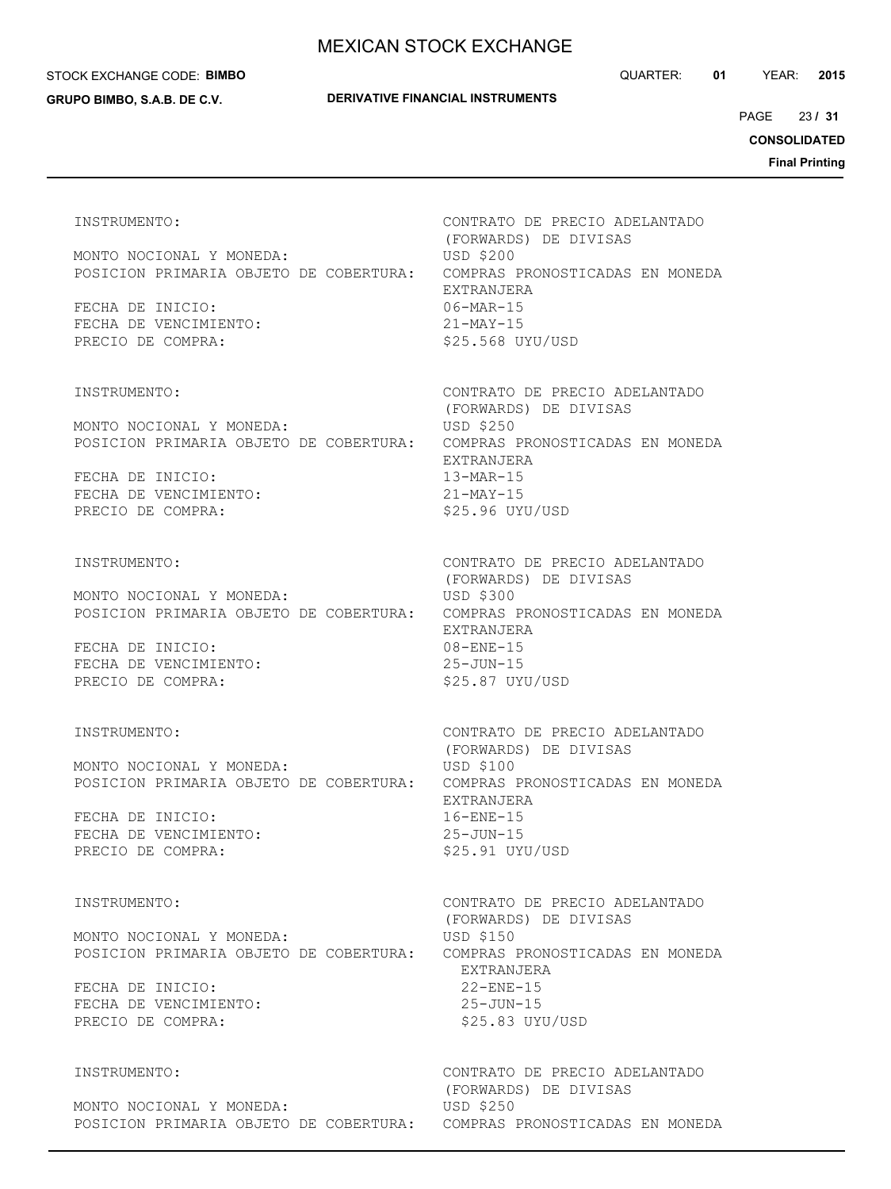INSTRUMENTO: CONTRATO DE PRECIO ADELANTADO (FORWARDS) DE DIVISAS
MONTO NOCIONAL Y MONEDA: USD $200
POSICION PRIMARIA OBJETO DE COBERTURA: COMPRAS PRONOSTICADAS EN MONEDA EXTRANJERA
FECHA DE INICIO: 06-MAR-15
FECHA DE VENCIMIENTO: 21-MAY-15
PRECIO DE COMPRA: $25.568 UYU/USD

INSTRUMENTO: CONTRATO DE PRECIO ADELANTADO (FORWARDS) DE DIVISAS
MONTO NOCIONAL Y MONEDA: USD $250
POSICION PRIMARIA OBJETO DE COBERTURA: COMPRAS PRONOSTICADAS EN MONEDA EXTRANJERA
FECHA DE INICIO: 13-MAR-15
FECHA DE VENCIMIENTO: 21-MAY-15
PRECIO DE COMPRA: $25.96 UYU/USD

INSTRUMENTO: CONTRATO DE PRECIO ADELANTADO (FORWARDS) DE DIVISAS
MONTO NOCIONAL Y MONEDA: USD $300
POSICION PRIMARIA OBJETO DE COBERTURA: COMPRAS PRONOSTICADAS EN MONEDA EXTRANJERA
FECHA DE INICIO: 08-ENE-15
FECHA DE VENCIMIENTO: 25-JUN-15
PRECIO DE COMPRA: $25.87 UYU/USD

INSTRUMENTO: CONTRATO DE PRECIO ADELANTADO (FORWARDS) DE DIVISAS
MONTO NOCIONAL Y MONEDA: USD $100
POSICION PRIMARIA OBJETO DE COBERTURA: COMPRAS PRONOSTICADAS EN MONEDA EXTRANJERA
FECHA DE INICIO: 16-ENE-15
FECHA DE VENCIMIENTO: 25-JUN-15
PRECIO DE COMPRA: $25.91 UYU/USD

INSTRUMENTO: CONTRATO DE PRECIO ADELANTADO (FORWARDS) DE DIVISAS
MONTO NOCIONAL Y MONEDA: USD $150
POSICION PRIMARIA OBJETO DE COBERTURA: COMPRAS PRONOSTICADAS EN MONEDA EXTRANJERA
FECHA DE INICIO: 22-ENE-15
FECHA DE VENCIMIENTO: 25-JUN-15
PRECIO DE COMPRA: $25.83 UYU/USD

INSTRUMENTO: CONTRATO DE PRECIO ADELANTADO (FORWARDS) DE DIVISAS
MONTO NOCIONAL Y MONEDA: USD $250
POSICION PRIMARIA OBJETO DE COBERTURA: COMPRAS PRONOSTICADAS EN MONEDA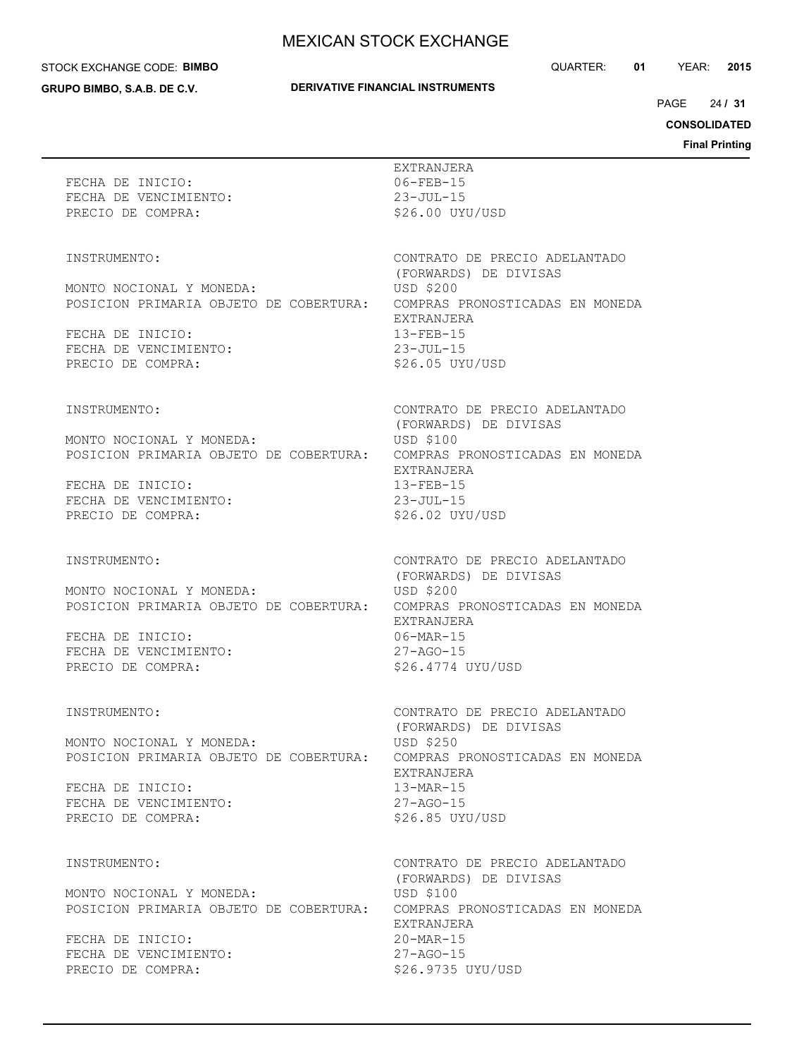| | |
|---|---|
| | EXTRANJERA |
| FECHA DE INICIO: | 06-FEB-15 |
| FECHA DE VENCIMIENTO: | 23-JUL-15 |
| PRECIO DE COMPRA: | $26.00 UYU/USD |

| | |
|---|---|
| INSTRUMENTO: | CONTRATO DE PRECIO ADELANTADO (FORWARDS) DE DIVISAS |
| MONTO NOCIONAL Y MONEDA: | USD $200 |
| POSICION PRIMARIA OBJETO DE COBERTURA: | COMPRAS PRONOSTICADAS EN MONEDA EXTRANJERA |
| FECHA DE INICIO: | 13-FEB-15 |
| FECHA DE VENCIMIENTO: | 23-JUL-15 |
| PRECIO DE COMPRA: | $26.05 UYU/USD |

| | |
|---|---|
| INSTRUMENTO: | CONTRATO DE PRECIO ADELANTADO (FORWARDS) DE DIVISAS |
| MONTO NOCIONAL Y MONEDA: | USD $100 |
| POSICION PRIMARIA OBJETO DE COBERTURA: | COMPRAS PRONOSTICADAS EN MONEDA EXTRANJERA |
| FECHA DE INICIO: | 13-FEB-15 |
| FECHA DE VENCIMIENTO: | 23-JUL-15 |
| PRECIO DE COMPRA: | $26.02 UYU/USD |

| | |
|---|---|
| INSTRUMENTO: | CONTRATO DE PRECIO ADELANTADO (FORWARDS) DE DIVISAS |
| MONTO NOCIONAL Y MONEDA: | USD $200 |
| POSICION PRIMARIA OBJETO DE COBERTURA: | COMPRAS PRONOSTICADAS EN MONEDA EXTRANJERA |
| FECHA DE INICIO: | 06-MAR-15 |
| FECHA DE VENCIMIENTO: | 27-AGO-15 |
| PRECIO DE COMPRA: | $26.4774 UYU/USD |

| | |
|---|---|
| INSTRUMENTO: | CONTRATO DE PRECIO ADELANTADO (FORWARDS) DE DIVISAS |
| MONTO NOCIONAL Y MONEDA: | USD $250 |
| POSICION PRIMARIA OBJETO DE COBERTURA: | COMPRAS PRONOSTICADAS EN MONEDA EXTRANJERA |
| FECHA DE INICIO: | 13-MAR-15 |
| FECHA DE VENCIMIENTO: | 27-AGO-15 |
| PRECIO DE COMPRA: | $26.85 UYU/USD |

| | |
|---|---|
| INSTRUMENTO: | CONTRATO DE PRECIO ADELANTADO (FORWARDS) DE DIVISAS |
| MONTO NOCIONAL Y MONEDA: | USD $100 |
| POSICION PRIMARIA OBJETO DE COBERTURA: | COMPRAS PRONOSTICADAS EN MONEDA EXTRANJERA |
| FECHA DE INICIO: | 20-MAR-15 |
| FECHA DE VENCIMIENTO: | 27-AGO-15 |
| PRECIO DE COMPRA: | $26.9735 UYU/USD |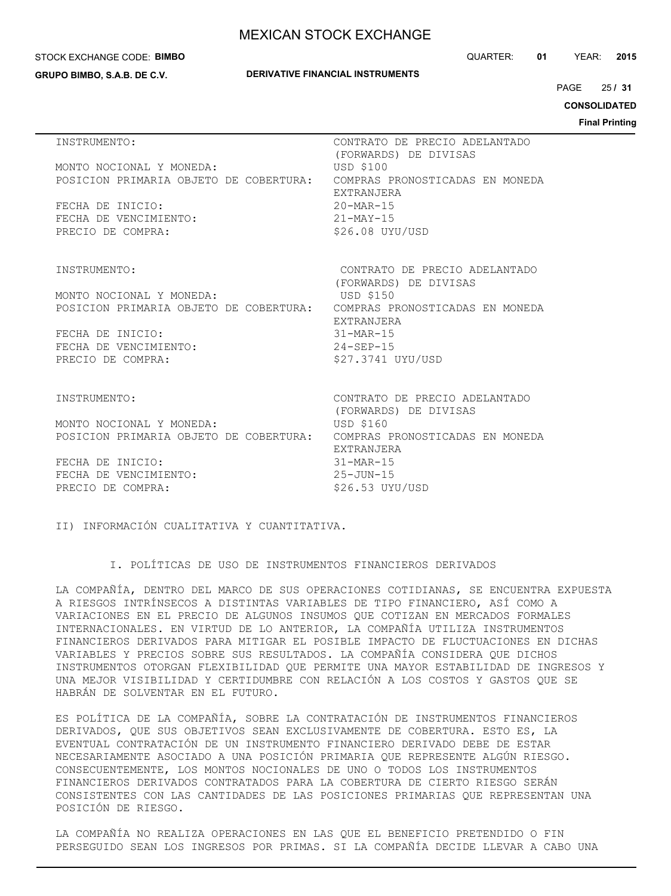| | |
|---|---|
| INSTRUMENTO: | CONTRATO DE PRECIO ADELANTADO (FORWARDS) DE DIVISAS |
| MONTO NOCIONAL Y MONEDA: | USD $100 |
| POSICION PRIMARIA OBJETO DE COBERTURA: | COMPRAS PRONOSTICADAS EN MONEDA EXTRANJERA |
| FECHA DE INICIO: | 20-MAR-15 |
| FECHA DE VENCIMIENTO: | 21-MAY-15 |
| PRECIO DE COMPRA: | $26.08 UYU/USD |

| | |
|---|---|
| INSTRUMENTO: | CONTRATO DE PRECIO ADELANTADO (FORWARDS) DE DIVISAS |
| MONTO NOCIONAL Y MONEDA: | USD $150 |
| POSICION PRIMARIA OBJETO DE COBERTURA: | COMPRAS PRONOSTICADAS EN MONEDA EXTRANJERA |
| FECHA DE INICIO: | 31-MAR-15 |
| FECHA DE VENCIMIENTO: | 24-SEP-15 |
| PRECIO DE COMPRA: | $27.3741 UYU/USD |

| | |
|---|---|
| INSTRUMENTO: | CONTRATO DE PRECIO ADELANTADO (FORWARDS) DE DIVISAS |
| MONTO NOCIONAL Y MONEDA: | USD $160 |
| POSICION PRIMARIA OBJETO DE COBERTURA: | COMPRAS PRONOSTICADAS EN MONEDA EXTRANJERA |
| FECHA DE INICIO: | 31-MAR-15 |
| FECHA DE VENCIMIENTO: | 25-JUN-15 |
| PRECIO DE COMPRA: | $26.53 UYU/USD |

## II) INFORMACIÓN CUALITATIVA Y CUANTITATIVA.

### I. POLÍTICAS DE USO DE INSTRUMENTOS FINANCIEROS DERIVADOS

LA COMPAÑÍA, DENTRO DEL MARCO DE SUS OPERACIONES COTIDIANAS, SE ENCUENTRA EXPUESTA A RIESGOS INTRÍNSECOS A DISTINTAS VARIABLES DE TIPO FINANCIERO, ASÍ COMO A VARIACIONES EN EL PRECIO DE ALGUNOS INSUMOS QUE COTIZAN EN MERCADOS FORMALES INTERNACIONALES. EN VIRTUD DE LO ANTERIOR, LA COMPAÑÍA UTILIZA INSTRUMENTOS FINANCIEROS DERIVADOS PARA MITIGAR EL POSIBLE IMPACTO DE FLUCTUACIONES EN DICHAS VARIABLES Y PRECIOS SOBRE SUS RESULTADOS. LA COMPAÑÍA CONSIDERA QUE DICHOS INSTRUMENTOS OTORGAN FLEXIBILIDAD QUE PERMITE UNA MAYOR ESTABILIDAD DE INGRESOS Y UNA MEJOR VISIBILIDAD Y CERTIDUMBRE CON RELACIÓN A LOS COSTOS Y GASTOS QUE SE HABRÁN DE SOLVENTAR EN EL FUTURO.

ES POLÍTICA DE LA COMPAÑÍA, SOBRE LA CONTRATACIÓN DE INSTRUMENTOS FINANCIEROS DERIVADOS, QUE SUS OBJETIVOS SEAN EXCLUSIVAMENTE DE COBERTURA. ESTO ES, LA EVENTUAL CONTRATACIÓN DE UN INSTRUMENTO FINANCIERO DERIVADO DEBE DE ESTAR NECESARIAMENTE ASOCIADO A UNA POSICIÓN PRIMARIA QUE REPRESENTE ALGÚN RIESGO. CONSECUENTEMENTE, LOS MONTOS NOCIONALES DE UNO O TODOS LOS INSTRUMENTOS FINANCIEROS DERIVADOS CONTRATADOS PARA LA COBERTURA DE CIERTO RIESGO SERÁN CONSISTENTES CON LAS CANTIDADES DE LAS POSICIONES PRIMARIAS QUE REPRESENTAN UNA POSICIÓN DE RIESGO.

LA COMPAÑÍA NO REALIZA OPERACIONES EN LAS QUE EL BENEFICIO PRETENDIDO O FIN PERSEGUIDO SEAN LOS INGRESOS POR PRIMAS. SI LA COMPAÑÍA DECIDE LLEVAR A CABO UNA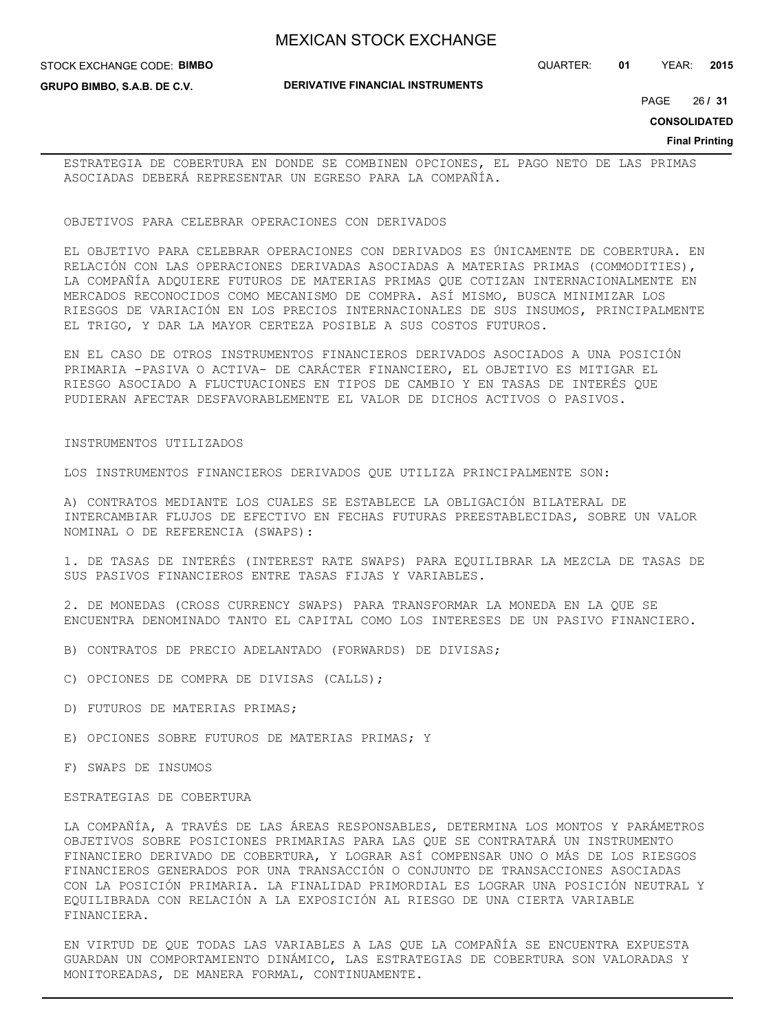ESTRATEGIA DE COBERTURA EN DONDE SE COMBINEN OPCIONES, EL PAGO NETO DE LAS PRIMAS ASOCIADAS DEBERÁ REPRESENTAR UN EGRESO PARA LA COMPAÑÍA.

OBJETIVOS PARA CELEBRAR OPERACIONES CON DERIVADOS

EL OBJETIVO PARA CELEBRAR OPERACIONES CON DERIVADOS ES ÚNICAMENTE DE COBERTURA. EN RELACIÓN CON LAS OPERACIONES DERIVADAS ASOCIADAS A MATERIAS PRIMAS (COMMODITIES), LA COMPAÑÍA ADQUIERE FUTUROS DE MATERIAS PRIMAS QUE COTIZAN INTERNACIONALMENTE EN MERCADOS RECONOCIDOS COMO MECANISMO DE COMPRA. ASÍ MISMO, BUSCA MINIMIZAR LOS RIESGOS DE VARIACIÓN EN LOS PRECIOS INTERNACIONALES DE SUS INSUMOS, PRINCIPALMENTE EL TRIGO, Y DAR LA MAYOR CERTEZA POSIBLE A SUS COSTOS FUTUROS.

EN EL CASO DE OTROS INSTRUMENTOS FINANCIEROS DERIVADOS ASOCIADOS A UNA POSICIÓN PRIMARIA -PASIVA O ACTIVA- DE CARÁCTER FINANCIERO, EL OBJETIVO ES MITIGAR EL RIESGO ASOCIADO A FLUCTUACIONES EN TIPOS DE CAMBIO Y EN TASAS DE INTERÉS QUE PUDIERAN AFECTAR DESFAVORABLEMENTE EL VALOR DE DICHOS ACTIVOS O PASIVOS.

INSTRUMENTOS UTILIZADOS

LOS INSTRUMENTOS FINANCIEROS DERIVADOS QUE UTILIZA PRINCIPALMENTE SON:

A) CONTRATOS MEDIANTE LOS CUALES SE ESTABLECE LA OBLIGACIÓN BILATERAL DE INTERCAMBIAR FLUJOS DE EFECTIVO EN FECHAS FUTURAS PREESTABLECIDAS, SOBRE UN VALOR NOMINAL O DE REFERENCIA (SWAPS):

1. DE TASAS DE INTERÉS (INTEREST RATE SWAPS) PARA EQUILIBRAR LA MEZCLA DE TASAS DE SUS PASIVOS FINANCIEROS ENTRE TASAS FIJAS Y VARIABLES.

2. DE MONEDAS (CROSS CURRENCY SWAPS) PARA TRANSFORMAR LA MONEDA EN LA QUE SE ENCUENTRA DENOMINADO TANTO EL CAPITAL COMO LOS INTERESES DE UN PASIVO FINANCIERO.

B) CONTRATOS DE PRECIO ADELANTADO (FORWARDS) DE DIVISAS;

C) OPCIONES DE COMPRA DE DIVISAS (CALLS);

D) FUTUROS DE MATERIAS PRIMAS;

E) OPCIONES SOBRE FUTUROS DE MATERIAS PRIMAS; Y

F) SWAPS DE INSUMOS

ESTRATEGIAS DE COBERTURA

LA COMPAÑÍA, A TRAVÉS DE LAS ÁREAS RESPONSABLES, DETERMINA LOS MONTOS Y PARÁMETROS OBJETIVOS SOBRE POSICIONES PRIMARIAS PARA LAS QUE SE CONTRATARÁ UN INSTRUMENTO FINANCIERO DERIVADO DE COBERTURA, Y LOGRAR ASÍ COMPENSAR UNO O MÁS DE LOS RIESGOS FINANCIEROS GENERADOS POR UNA TRANSACCIÓN O CONJUNTO DE TRANSACCIONES ASOCIADAS CON LA POSICIÓN PRIMARIA. LA FINALIDAD PRIMORDIAL ES LOGRAR UNA POSICIÓN NEUTRAL Y EQUILIBRADA CON RELACIÓN A LA EXPOSICIÓN AL RIESGO DE UNA CIERTA VARIABLE FINANCIERA.

EN VIRTUD DE QUE TODAS LAS VARIABLES A LAS QUE LA COMPAÑÍA SE ENCUENTRA EXPUESTA GUARDAN UN COMPORTAMIENTO DINÁMICO, LAS ESTRATEGIAS DE COBERTURA SON VALORADAS Y MONITOREADAS, DE MANERA FORMAL, CONTINUAMENTE.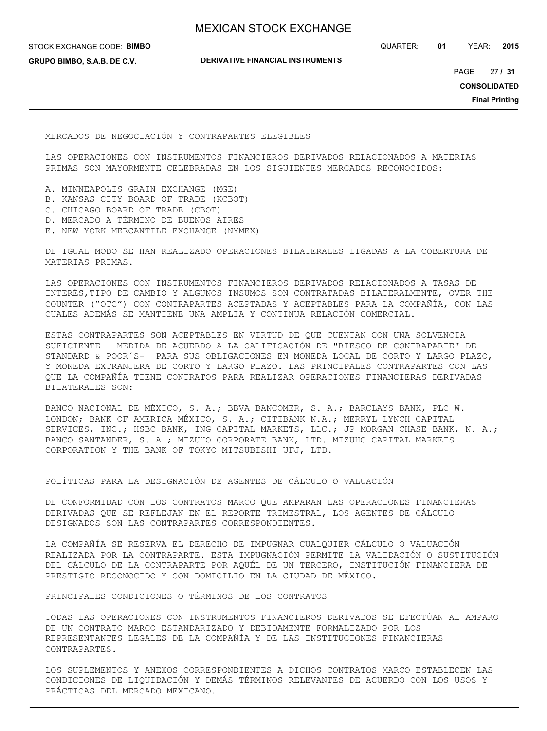## MERCADOS DE NEGOCIACIÓN Y CONTRAPARTES ELEGIBLES

LAS OPERACIONES CON INSTRUMENTOS FINANCIEROS DERIVADOS RELACIONADOS A MATERIAS PRIMAS SON MAYORMENTE CELEBRADAS EN LOS SIGUIENTES MERCADOS RECONOCIDOS:

A. MINNEAPOLIS GRAIN EXCHANGE (MGE)
B. KANSAS CITY BOARD OF TRADE (KCBOT)
C. CHICAGO BOARD OF TRADE (CBOT)
D. MERCADO A TÉRMINO DE BUENOS AIRES
E. NEW YORK MERCANTILE EXCHANGE (NYMEX)

DE IGUAL MODO SE HAN REALIZADO OPERACIONES BILATERALES LIGADAS A LA COBERTURA DE MATERIAS PRIMAS.

LAS OPERACIONES CON INSTRUMENTOS FINANCIEROS DERIVADOS RELACIONADOS A TASAS DE INTERÉS,TIPO DE CAMBIO Y ALGUNOS INSUMOS SON CONTRATADAS BILATERALMENTE, OVER THE COUNTER ("OTC") CON CONTRAPARTES ACEPTADAS Y ACEPTABLES PARA LA COMPAÑÍA, CON LAS CUALES ADEMÁS SE MANTIENE UNA AMPLIA Y CONTINUA RELACIÓN COMERCIAL.

ESTAS CONTRAPARTES SON ACEPTABLES EN VIRTUD DE QUE CUENTAN CON UNA SOLVENCIA SUFICIENTE - MEDIDA DE ACUERDO A LA CALIFICACIÓN DE "RIESGO DE CONTRAPARTE" DE STANDARD & POOR´S- PARA SUS OBLIGACIONES EN MONEDA LOCAL DE CORTO Y LARGO PLAZO, Y MONEDA EXTRANJERA DE CORTO Y LARGO PLAZO. LAS PRINCIPALES CONTRAPARTES CON LAS QUE LA COMPAÑÍA TIENE CONTRATOS PARA REALIZAR OPERACIONES FINANCIERAS DERIVADAS BILATERALES SON:

BANCO NACIONAL DE MÉXICO, S. A.; BBVA BANCOMER, S. A.; BARCLAYS BANK, PLC W. LONDON; BANK OF AMERICA MÉXICO, S. A.; CITIBANK N.A.; MERRYL LYNCH CAPITAL SERVICES, INC.; HSBC BANK, ING CAPITAL MARKETS, LLC.; JP MORGAN CHASE BANK, N. A.; BANCO SANTANDER, S. A.; MIZUHO CORPORATE BANK, LTD. MIZUHO CAPITAL MARKETS CORPORATION Y THE BANK OF TOKYO MITSUBISHI UFJ, LTD.

## POLÍTICAS PARA LA DESIGNACIÓN DE AGENTES DE CÁLCULO O VALUACIÓN

DE CONFORMIDAD CON LOS CONTRATOS MARCO QUE AMPARAN LAS OPERACIONES FINANCIERAS DERIVADAS QUE SE REFLEJAN EN EL REPORTE TRIMESTRAL, LOS AGENTES DE CÁLCULO DESIGNADOS SON LAS CONTRAPARTES CORRESPONDIENTES.

LA COMPAÑÍA SE RESERVA EL DERECHO DE IMPUGNAR CUALQUIER CÁLCULO O VALUACIÓN REALIZADA POR LA CONTRAPARTE. ESTA IMPUGNACIÓN PERMITE LA VALIDACIÓN O SUSTITUCIÓN DEL CÁLCULO DE LA CONTRAPARTE POR AQUÉL DE UN TERCERO, INSTITUCIÓN FINANCIERA DE PRESTIGIO RECONOCIDO Y CON DOMICILIO EN LA CIUDAD DE MÉXICO.

## PRINCIPALES CONDICIONES O TÉRMINOS DE LOS CONTRATOS

TODAS LAS OPERACIONES CON INSTRUMENTOS FINANCIEROS DERIVADOS SE EFECTÚAN AL AMPARO DE UN CONTRATO MARCO ESTANDARIZADO Y DEBIDAMENTE FORMALIZADO POR LOS REPRESENTANTES LEGALES DE LA COMPAÑÍA Y DE LAS INSTITUCIONES FINANCIERAS CONTRAPARTES.

LOS SUPLEMENTOS Y ANEXOS CORRESPONDIENTES A DICHOS CONTRATOS MARCO ESTABLECEN LAS CONDICIONES DE LIQUIDACIÓN Y DEMÁS TÉRMINOS RELEVANTES DE ACUERDO CON LOS USOS Y PRÁCTICAS DEL MERCADO MEXICANO.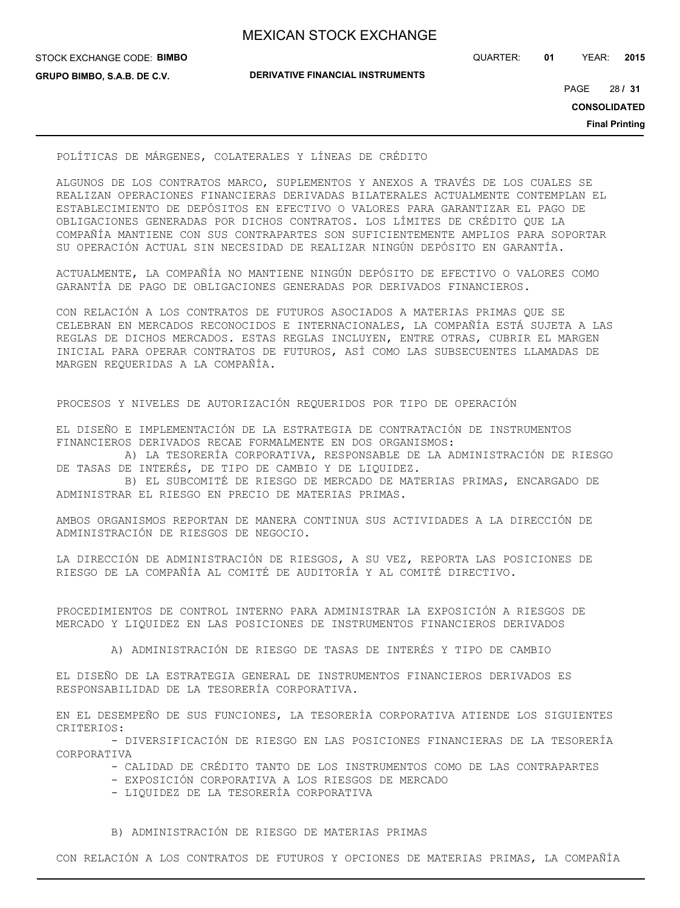POLÍTICAS DE MÁRGENES, COLATERALES Y LÍNEAS DE CRÉDITO

ALGUNOS DE LOS CONTRATOS MARCO, SUPLEMENTOS Y ANEXOS A TRAVÉS DE LOS CUALES SE REALIZAN OPERACIONES FINANCIERAS DERIVADAS BILATERALES ACTUALMENTE CONTEMPLAN EL ESTABLECIMIENTO DE DEPÓSITOS EN EFECTIVO O VALORES PARA GARANTIZAR EL PAGO DE OBLIGACIONES GENERADAS POR DICHOS CONTRATOS. LOS LÍMITES DE CRÉDITO QUE LA COMPAÑÍA MANTIENE CON SUS CONTRAPARTES SON SUFICIENTEMENTE AMPLIOS PARA SOPORTAR SU OPERACIÓN ACTUAL SIN NECESIDAD DE REALIZAR NINGÚN DEPÓSITO EN GARANTÍA.

ACTUALMENTE, LA COMPAÑÍA NO MANTIENE NINGÚN DEPÓSITO DE EFECTIVO O VALORES COMO GARANTÍA DE PAGO DE OBLIGACIONES GENERADAS POR DERIVADOS FINANCIEROS.

CON RELACIÓN A LOS CONTRATOS DE FUTUROS ASOCIADOS A MATERIAS PRIMAS QUE SE CELEBRAN EN MERCADOS RECONOCIDOS E INTERNACIONALES, LA COMPAÑÍA ESTÁ SUJETA A LAS REGLAS DE DICHOS MERCADOS. ESTAS REGLAS INCLUYEN, ENTRE OTRAS, CUBRIR EL MARGEN INICIAL PARA OPERAR CONTRATOS DE FUTUROS, ASÍ COMO LAS SUBSECUENTES LLAMADAS DE MARGEN REQUERIDAS A LA COMPAÑÍA.

PROCESOS Y NIVELES DE AUTORIZACIÓN REQUERIDOS POR TIPO DE OPERACIÓN

EL DISEÑO E IMPLEMENTACIÓN DE LA ESTRATEGIA DE CONTRATACIÓN DE INSTRUMENTOS FINANCIEROS DERIVADOS RECAE FORMALMENTE EN DOS ORGANISMOS:

A) LA TESORERÍA CORPORATIVA, RESPONSABLE DE LA ADMINISTRACIÓN DE RIESGO DE TASAS DE INTERÉS, DE TIPO DE CAMBIO Y DE LIQUIDEZ.

B) EL SUBCOMITÉ DE RIESGO DE MERCADO DE MATERIAS PRIMAS, ENCARGADO DE ADMINISTRAR EL RIESGO EN PRECIO DE MATERIAS PRIMAS.

AMBOS ORGANISMOS REPORTAN DE MANERA CONTINUA SUS ACTIVIDADES A LA DIRECCIÓN DE ADMINISTRACIÓN DE RIESGOS DE NEGOCIO.

LA DIRECCIÓN DE ADMINISTRACIÓN DE RIESGOS, A SU VEZ, REPORTA LAS POSICIONES DE RIESGO DE LA COMPAÑÍA AL COMITÉ DE AUDITORÍA Y AL COMITÉ DIRECTIVO.

PROCEDIMIENTOS DE CONTROL INTERNO PARA ADMINISTRAR LA EXPOSICIÓN A RIESGOS DE MERCADO Y LIQUIDEZ EN LAS POSICIONES DE INSTRUMENTOS FINANCIEROS DERIVADOS

A) ADMINISTRACIÓN DE RIESGO DE TASAS DE INTERÉS Y TIPO DE CAMBIO

EL DISEÑO DE LA ESTRATEGIA GENERAL DE INSTRUMENTOS FINANCIEROS DERIVADOS ES RESPONSABILIDAD DE LA TESORERÍA CORPORATIVA.

EN EL DESEMPEÑO DE SUS FUNCIONES, LA TESORERÍA CORPORATIVA ATIENDE LOS SIGUIENTES CRITERIOS:

- DIVERSIFICACIÓN DE RIESGO EN LAS POSICIONES FINANCIERAS DE LA TESORERÍA CORPORATIVA
- CALIDAD DE CRÉDITO TANTO DE LOS INSTRUMENTOS COMO DE LAS CONTRAPARTES
- EXPOSICIÓN CORPORATIVA A LOS RIESGOS DE MERCADO
- LIQUIDEZ DE LA TESORERÍA CORPORATIVA

B) ADMINISTRACIÓN DE RIESGO DE MATERIAS PRIMAS

CON RELACIÓN A LOS CONTRATOS DE FUTUROS Y OPCIONES DE MATERIAS PRIMAS, LA COMPAÑÍA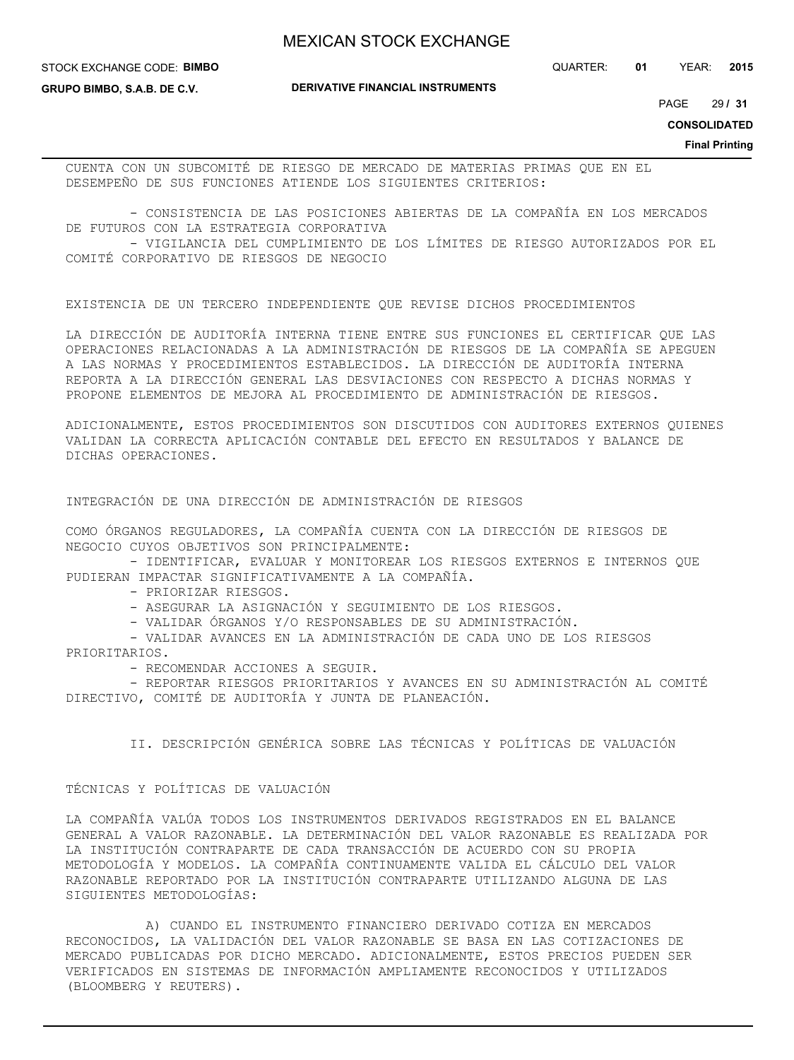CUENTA CON UN SUBCOMITÉ DE RIESGO DE MERCADO DE MATERIAS PRIMAS QUE EN EL DESEMPEÑO DE SUS FUNCIONES ATIENDE LOS SIGUIENTES CRITERIOS:

- CONSISTENCIA DE LAS POSICIONES ABIERTAS DE LA COMPAÑÍA EN LOS MERCADOS DE FUTUROS CON LA ESTRATEGIA CORPORATIVA
- VIGILANCIA DEL CUMPLIMIENTO DE LOS LÍMITES DE RIESGO AUTORIZADOS POR EL COMITÉ CORPORATIVO DE RIESGOS DE NEGOCIO

EXISTENCIA DE UN TERCERO INDEPENDIENTE QUE REVISE DICHOS PROCEDIMIENTOS

LA DIRECCIÓN DE AUDITORÍA INTERNA TIENE ENTRE SUS FUNCIONES EL CERTIFICAR QUE LAS OPERACIONES RELACIONADAS A LA ADMINISTRACIÓN DE RIESGOS DE LA COMPAÑÍA SE APEGUEN A LAS NORMAS Y PROCEDIMIENTOS ESTABLECIDOS. LA DIRECCIÓN DE AUDITORÍA INTERNA REPORTA A LA DIRECCIÓN GENERAL LAS DESVIACIONES CON RESPECTO A DICHAS NORMAS Y PROPONE ELEMENTOS DE MEJORA AL PROCEDIMIENTO DE ADMINISTRACIÓN DE RIESGOS.

ADICIONALMENTE, ESTOS PROCEDIMIENTOS SON DISCUTIDOS CON AUDITORES EXTERNOS QUIENES VALIDAN LA CORRECTA APLICACIÓN CONTABLE DEL EFECTO EN RESULTADOS Y BALANCE DE DICHAS OPERACIONES.

INTEGRACIÓN DE UNA DIRECCIÓN DE ADMINISTRACIÓN DE RIESGOS

COMO ÓRGANOS REGULADORES, LA COMPAÑÍA CUENTA CON LA DIRECCIÓN DE RIESGOS DE NEGOCIO CUYOS OBJETIVOS SON PRINCIPALMENTE:

- IDENTIFICAR, EVALUAR Y MONITOREAR LOS RIESGOS EXTERNOS E INTERNOS QUE PUDIERAN IMPACTAR SIGNIFICATIVAMENTE A LA COMPAÑÍA.
- PRIORIZAR RIESGOS.
- ASEGURAR LA ASIGNACIÓN Y SEGUIMIENTO DE LOS RIESGOS.
- VALIDAR ÓRGANOS Y/O RESPONSABLES DE SU ADMINISTRACIÓN.
- VALIDAR AVANCES EN LA ADMINISTRACIÓN DE CADA UNO DE LOS RIESGOS PRIORITARIOS.
- RECOMENDAR ACCIONES A SEGUIR.
- REPORTAR RIESGOS PRIORITARIOS Y AVANCES EN SU ADMINISTRACIÓN AL COMITÉ DIRECTIVO, COMITÉ DE AUDITORÍA Y JUNTA DE PLANEACIÓN.

## II. DESCRIPCIÓN GENÉRICA SOBRE LAS TÉCNICAS Y POLÍTICAS DE VALUACIÓN

TÉCNICAS Y POLÍTICAS DE VALUACIÓN

LA COMPAÑÍA VALÚA TODOS LOS INSTRUMENTOS DERIVADOS REGISTRADOS EN EL BALANCE GENERAL A VALOR RAZONABLE. LA DETERMINACIÓN DEL VALOR RAZONABLE ES REALIZADA POR LA INSTITUCIÓN CONTRAPARTE DE CADA TRANSACCIÓN DE ACUERDO CON SU PROPIA METODOLOGÍA Y MODELOS. LA COMPAÑÍA CONTINUAMENTE VALIDA EL CÁLCULO DEL VALOR RAZONABLE REPORTADO POR LA INSTITUCIÓN CONTRAPARTE UTILIZANDO ALGUNA DE LAS SIGUIENTES METODOLOGÍAS:

A) CUANDO EL INSTRUMENTO FINANCIERO DERIVADO COTIZA EN MERCADOS RECONOCIDOS, LA VALIDACIÓN DEL VALOR RAZONABLE SE BASA EN LAS COTIZACIONES DE MERCADO PUBLICADAS POR DICHO MERCADO. ADICIONALMENTE, ESTOS PRECIOS PUEDEN SER VERIFICADOS EN SISTEMAS DE INFORMACIÓN AMPLIAMENTE RECONOCIDOS Y UTILIZADOS (BLOOMBERG Y REUTERS).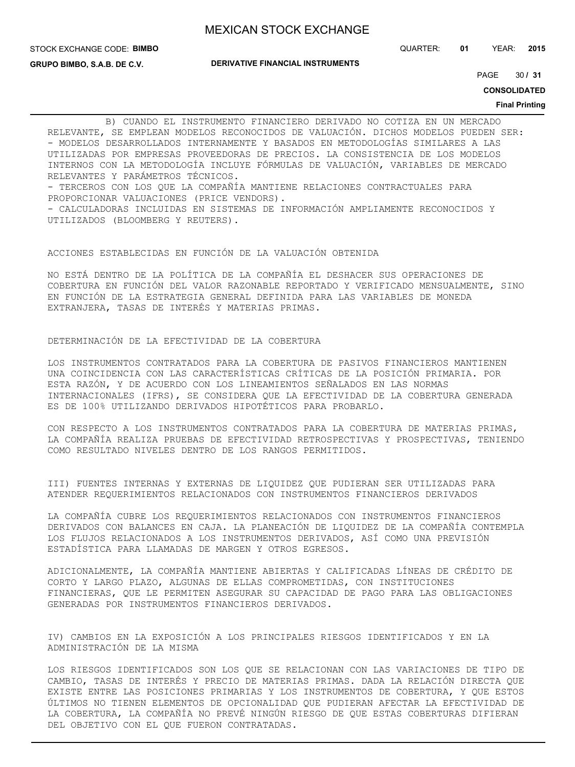B) CUANDO EL INSTRUMENTO FINANCIERO DERIVADO NO COTIZA EN UN MERCADO RELEVANTE, SE EMPLEAN MODELOS RECONOCIDOS DE VALUACIÓN. DICHOS MODELOS PUEDEN SER:

- MODELOS DESARROLLADOS INTERNAMENTE Y BASADOS EN METODOLOGÍAS SIMILARES A LAS UTILIZADAS POR EMPRESAS PROVEEDORAS DE PRECIOS. LA CONSISTENCIA DE LOS MODELOS INTERNOS CON LA METODOLOGÍA INCLUYE FÓRMULAS DE VALUACIÓN, VARIABLES DE MERCADO RELEVANTES Y PARÁMETROS TÉCNICOS.
- TERCEROS CON LOS QUE LA COMPAÑÍA MANTIENE RELACIONES CONTRACTUALES PARA PROPORCIONAR VALUACIONES (PRICE VENDORS).
- CALCULADORAS INCLUIDAS EN SISTEMAS DE INFORMACIÓN AMPLIAMENTE RECONOCIDOS Y UTILIZADOS (BLOOMBERG Y REUTERS).

ACCIONES ESTABLECIDAS EN FUNCIÓN DE LA VALUACIÓN OBTENIDA

NO ESTÁ DENTRO DE LA POLÍTICA DE LA COMPAÑÍA EL DESHACER SUS OPERACIONES DE COBERTURA EN FUNCIÓN DEL VALOR RAZONABLE REPORTADO Y VERIFICADO MENSUALMENTE, SINO EN FUNCIÓN DE LA ESTRATEGIA GENERAL DEFINIDA PARA LAS VARIABLES DE MONEDA EXTRANJERA, TASAS DE INTERÉS Y MATERIAS PRIMAS.

DETERMINACIÓN DE LA EFECTIVIDAD DE LA COBERTURA

LOS INSTRUMENTOS CONTRATADOS PARA LA COBERTURA DE PASIVOS FINANCIEROS MANTIENEN UNA COINCIDENCIA CON LAS CARACTERÍSTICAS CRÍTICAS DE LA POSICIÓN PRIMARIA. POR ESTA RAZÓN, Y DE ACUERDO CON LOS LINEAMIENTOS SEÑALADOS EN LAS NORMAS INTERNACIONALES (IFRS), SE CONSIDERA QUE LA EFECTIVIDAD DE LA COBERTURA GENERADA ES DE 100% UTILIZANDO DERIVADOS HIPOTÉTICOS PARA PROBARLO.

CON RESPECTO A LOS INSTRUMENTOS CONTRATADOS PARA LA COBERTURA DE MATERIAS PRIMAS, LA COMPAÑÍA REALIZA PRUEBAS DE EFECTIVIDAD RETROSPECTIVAS Y PROSPECTIVAS, TENIENDO COMO RESULTADO NIVELES DENTRO DE LOS RANGOS PERMITIDOS.

III) FUENTES INTERNAS Y EXTERNAS DE LIQUIDEZ QUE PUDIERAN SER UTILIZADAS PARA ATENDER REQUERIMIENTOS RELACIONADOS CON INSTRUMENTOS FINANCIEROS DERIVADOS

LA COMPAÑÍA CUBRE LOS REQUERIMIENTOS RELACIONADOS CON INSTRUMENTOS FINANCIEROS DERIVADOS CON BALANCES EN CAJA. LA PLANEACIÓN DE LIQUIDEZ DE LA COMPAÑÍA CONTEMPLA LOS FLUJOS RELACIONADOS A LOS INSTRUMENTOS DERIVADOS, ASÍ COMO UNA PREVISIÓN ESTADÍSTICA PARA LLAMADAS DE MARGEN Y OTROS EGRESOS.

ADICIONALMENTE, LA COMPAÑÍA MANTIENE ABIERTAS Y CALIFICADAS LÍNEAS DE CRÉDITO DE CORTO Y LARGO PLAZO, ALGUNAS DE ELLAS COMPROMETIDAS, CON INSTITUCIONES FINANCIERAS, QUE LE PERMITEN ASEGURAR SU CAPACIDAD DE PAGO PARA LAS OBLIGACIONES GENERADAS POR INSTRUMENTOS FINANCIEROS DERIVADOS.

IV) CAMBIOS EN LA EXPOSICIÓN A LOS PRINCIPALES RIESGOS IDENTIFICADOS Y EN LA ADMINISTRACIÓN DE LA MISMA

LOS RIESGOS IDENTIFICADOS SON LOS QUE SE RELACIONAN CON LAS VARIACIONES DE TIPO DE CAMBIO, TASAS DE INTERÉS Y PRECIO DE MATERIAS PRIMAS. DADA LA RELACIÓN DIRECTA QUE EXISTE ENTRE LAS POSICIONES PRIMARIAS Y LOS INSTRUMENTOS DE COBERTURA, Y QUE ESTOS ÚLTIMOS NO TIENEN ELEMENTOS DE OPCIONALIDAD QUE PUDIERAN AFECTAR LA EFECTIVIDAD DE LA COBERTURA, LA COMPAÑÍA NO PREVÉ NINGÚN RIESGO DE QUE ESTAS COBERTURAS DIFIERAN DEL OBJETIVO CON EL QUE FUERON CONTRATADAS.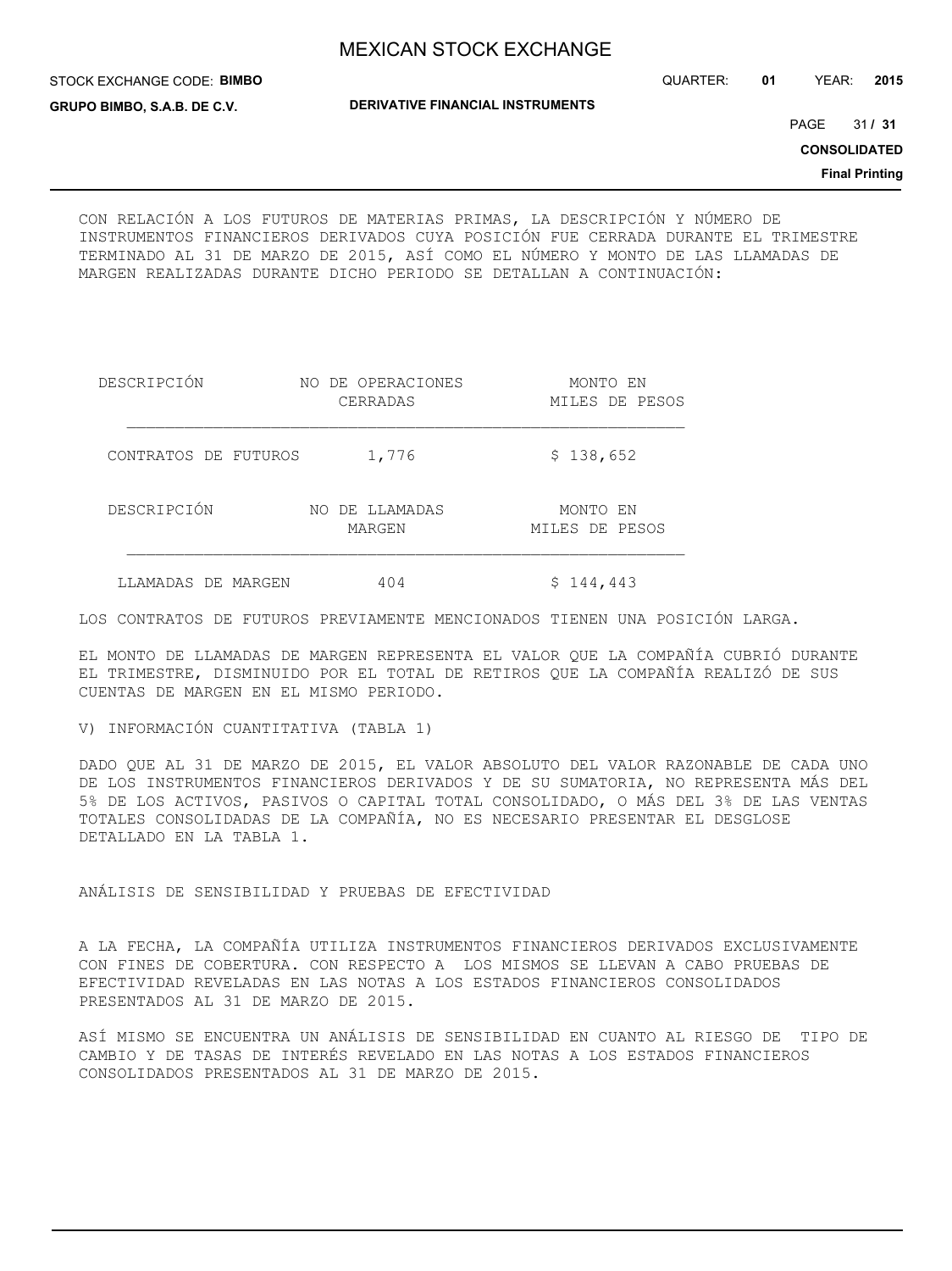CON RELACIÓN A LOS FUTUROS DE MATERIAS PRIMAS, LA DESCRIPCIÓN Y NÚMERO DE INSTRUMENTOS FINANCIEROS DERIVADOS CUYA POSICIÓN FUE CERRADA DURANTE EL TRIMESTRE TERMINADO AL 31 DE MARZO DE 2015, ASÍ COMO EL NÚMERO Y MONTO DE LAS LLAMADAS DE MARGEN REALIZADAS DURANTE DICHO PERIODO SE DETALLAN A CONTINUACIÓN:

| DESCRIPCIÓN | NO DE OPERACIONES CERRADAS | MONTO EN MILES DE PESOS |
|---|---|---|
| CONTRATOS DE FUTUROS | 1,776 | $ 138,652 |

| DESCRIPCIÓN | NO DE LLAMADAS MARGEN | MONTO EN MILES DE PESOS |
|---|---|---|
| LLAMADAS DE MARGEN | 404 | $ 144,443 |

LOS CONTRATOS DE FUTUROS PREVIAMENTE MENCIONADOS TIENEN UNA POSICIÓN LARGA.

EL MONTO DE LLAMADAS DE MARGEN REPRESENTA EL VALOR QUE LA COMPAÑÍA CUBRIÓ DURANTE EL TRIMESTRE, DISMINUIDO POR EL TOTAL DE RETIROS QUE LA COMPAÑÍA REALIZÓ DE SUS CUENTAS DE MARGEN EN EL MISMO PERIODO.

V) INFORMACIÓN CUANTITATIVA (TABLA 1)

DADO QUE AL 31 DE MARZO DE 2015, EL VALOR ABSOLUTO DEL VALOR RAZONABLE DE CADA UNO DE LOS INSTRUMENTOS FINANCIEROS DERIVADOS Y DE SU SUMATORIA, NO REPRESENTA MÁS DEL 5% DE LOS ACTIVOS, PASIVOS O CAPITAL TOTAL CONSOLIDADO, O MÁS DEL 3% DE LAS VENTAS TOTALES CONSOLIDADAS DE LA COMPAÑÍA, NO ES NECESARIO PRESENTAR EL DESGLOSE DETALLADO EN LA TABLA 1.

ANÁLISIS DE SENSIBILIDAD Y PRUEBAS DE EFECTIVIDAD

A LA FECHA, LA COMPAÑÍA UTILIZA INSTRUMENTOS FINANCIEROS DERIVADOS EXCLUSIVAMENTE CON FINES DE COBERTURA. CON RESPECTO A LOS MISMOS SE LLEVAN A CABO PRUEBAS DE EFECTIVIDAD REVELADAS EN LAS NOTAS A LOS ESTADOS FINANCIEROS CONSOLIDADOS PRESENTADOS AL 31 DE MARZO DE 2015.

ASÍ MISMO SE ENCUENTRA UN ANÁLISIS DE SENSIBILIDAD EN CUANTO AL RIESGO DE TIPO DE CAMBIO Y DE TASAS DE INTERÉS REVELADO EN LAS NOTAS A LOS ESTADOS FINANCIEROS CONSOLIDADOS PRESENTADOS AL 31 DE MARZO DE 2015.